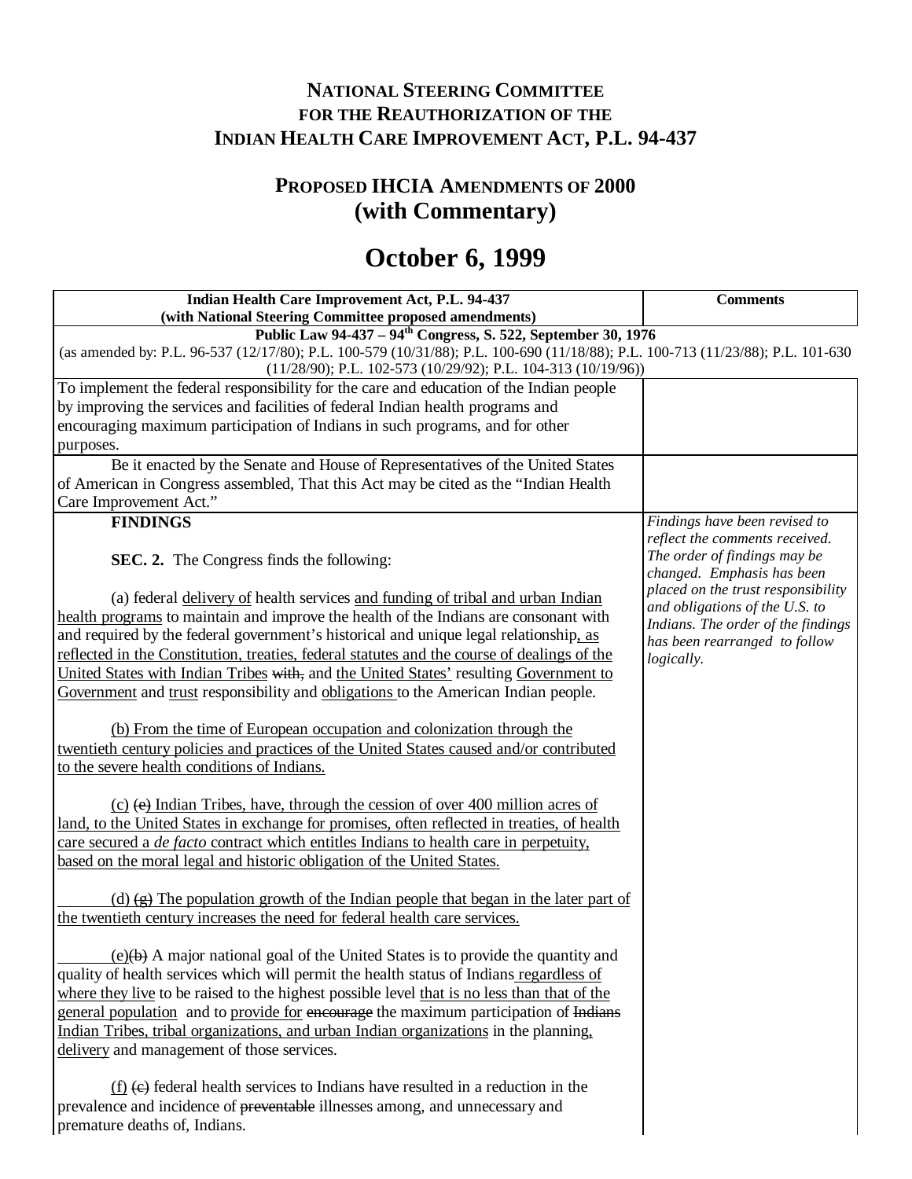# NATIONAL STEERING COMMITTEE FOR THE REAUTHORIZATION OF THE INDIAN HEALTH CARE IMPROVEMENT ACT, P.L. 94-437

## PROPOSED IHCIA AMENDMENTS OF 2000 (with Commentary)

# October 6, 1999

| Indian Health Care Improvement Act, P.L. 94-437 (with National Steering Committee proposed amendments) | Comments |
|---|---|
| **Public Law 94-437 – 94th Congress, S. 522, September 30, 1976** (as amended by: P.L. 96-537 (12/17/80); P.L. 100-579 (10/31/88); P.L. 100-690 (11/18/88); P.L. 100-713 (11/23/88); P.L. 101-630 (11/28/90); P.L. 102-573 (10/29/92); P.L. 104-313 (10/19/96)) | |
| To implement the federal responsibility for the care and education of the Indian people by improving the services and facilities of federal Indian health programs and encouraging maximum participation of Indians in such programs, and for other purposes. | |
| Be it enacted by the Senate and House of Representatives of the United States of American in Congress assembled, That this Act may be cited as the "Indian Health Care Improvement Act." | |
| **FINDINGS**<br><br>**SEC. 2.** The Congress finds the following:<br><br>(a) federal <u>delivery of</u> health services <u>and funding of tribal and urban Indian health programs</u> to maintain and improve the health of the Indians are consonant with and required by the federal government's historical and unique legal relationship<u>, as reflected in the Constitution, treaties, federal statutes and the course of dealings of the United States with Indian Tribes</u> ~~with,~~ and <u>the United States'</u> resulting <u>Government to Government</u> and <u>trust</u> responsibility and <u>obligations</u> to the American Indian people.<br><br><u>(b) From the time of European occupation and colonization through the twentieth century policies and practices of the United States caused and/or contributed to the severe health conditions of Indians.</u><br><br><u>(c)</u> ~~(e)~~ <u>Indian Tribes, have, through the cession of over 400 million acres of land, to the United States in exchange for promises, often reflected in treaties, of health care secured a *de facto* contract which entitles Indians to health care in perpetuity, based on the moral legal and historic obligation of the United States.</u><br><br><u>(d)</u> ~~(g)~~ <u>The population growth of the Indian people that began in the later part of the twentieth century increases the need for federal health care services.</u><br><br><u>(e)</u>~~(b)~~ A major national goal of the United States is to provide the quantity and quality of health services which will permit the health status of Indians <u>regardless of where they live</u> to be raised to the highest possible level <u>that is no less than that of the general population</u> and to <u>provide for</u> ~~encourage~~ the maximum participation of ~~Indians~~ <u>Indian Tribes, tribal organizations, and urban Indian organizations</u> in the planning<u>, delivery</u> and management of those services.<br><br><u>(f)</u> ~~(c)~~ federal health services to Indians have resulted in a reduction in the prevalence and incidence of ~~preventable~~ illnesses among, and unnecessary and premature deaths of, Indians. | *Findings have been revised to reflect the comments received. The order of findings may be changed. Emphasis has been placed on the trust responsibility and obligations of the U.S. to Indians. The order of the findings has been rearranged to follow logically.* |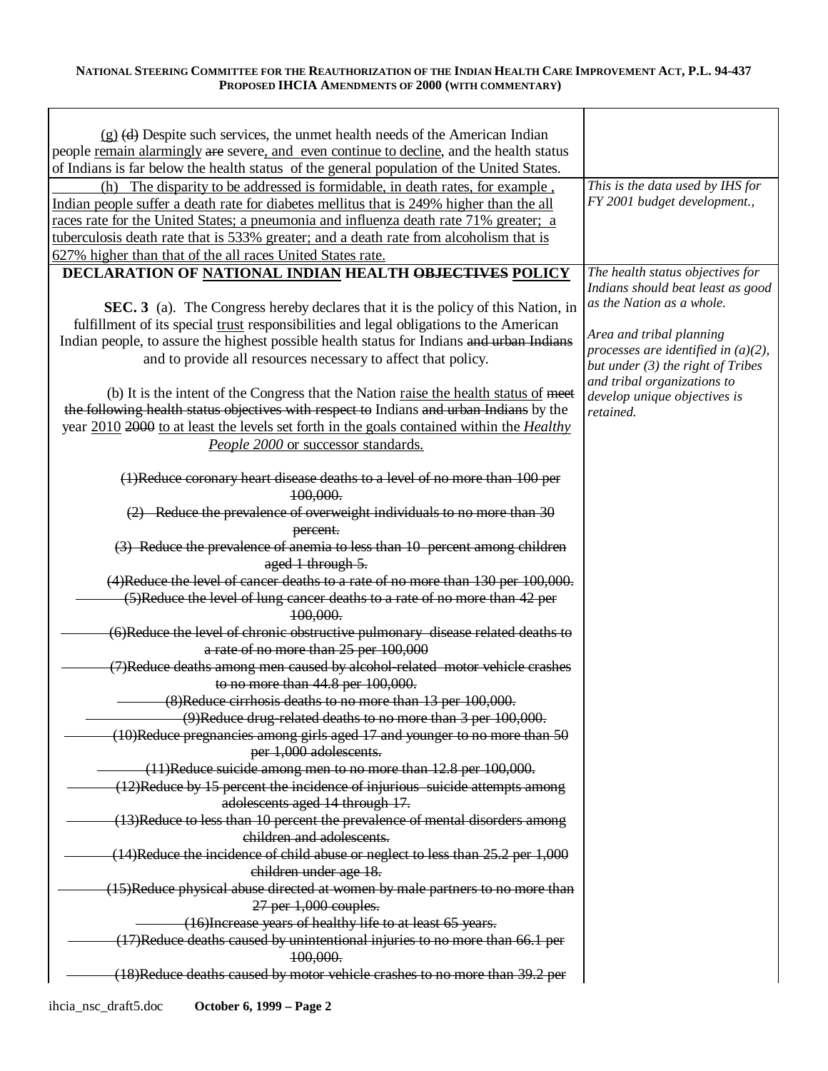| | |
|---|---|
| <u>(g)</u> ~~(d)~~ Despite such services, the unmet health needs of the American Indian people <u>remain alarmingly</u> ~~are~~ severe<u>, and even continue to decline</u>, and the health status of Indians is far below the health status of the general population of the United States. | |
| <u>(h) The disparity to be addressed is formidable, in death rates, for example , Indian people suffer a death rate for diabetes mellitus that is 249% higher than the all races rate for the United States; a pneumonia and influenza death rate 71% greater; a tuberculosis death rate that is 533% greater; and a death rate from alcoholism that is 627% higher than that of the all races United States rate.</u> | *This is the data used by IHS for FY 2001 budget development.,* |
| **DECLARATION OF <u>NATIONAL INDIAN</u> HEALTH ~~OBJECTIVES~~ <u>POLICY</u>**<br><br>**SEC. 3** (a). The Congress hereby declares that it is the policy of this Nation, in fulfillment of its special <u>trust</u> responsibilities and legal obligations to the American Indian people, to assure the highest possible health status for Indians ~~and urban Indians~~ and to provide all resources necessary to affect that policy.<br><br>(b) It is the intent of the Congress that the Nation <u>raise the health status of</u> ~~meet the following health status objectives with respect to~~ Indians ~~and urban Indians~~ by the year <u>2010</u> ~~2000~~ <u>to at least the levels set forth in the goals contained within the *Healthy People 2000* or successor standards.</u><br><br>~~(1)Reduce coronary heart disease deaths to a level of no more than 100 per 100,000.~~<br>~~(2) Reduce the prevalence of overweight individuals to no more than 30 percent.~~<br>~~(3) Reduce the prevalence of anemia to less than 10 percent among children aged 1 through 5.~~<br>~~(4)Reduce the level of cancer deaths to a rate of no more than 130 per 100,000.~~<br>~~(5)Reduce the level of lung cancer deaths to a rate of no more than 42 per 100,000.~~<br>~~(6)Reduce the level of chronic obstructive pulmonary disease related deaths to a rate of no more than 25 per 100,000~~<br>~~(7)Reduce deaths among men caused by alcohol-related motor vehicle crashes to no more than 44.8 per 100,000.~~<br>~~(8)Reduce cirrhosis deaths to no more than 13 per 100,000.~~<br>~~(9)Reduce drug-related deaths to no more than 3 per 100,000.~~<br>~~(10)Reduce pregnancies among girls aged 17 and younger to no more than 50 per 1,000 adolescents.~~<br>~~(11)Reduce suicide among men to no more than 12.8 per 100,000.~~<br>~~(12)Reduce by 15 percent the incidence of injurious suicide attempts among adolescents aged 14 through 17.~~<br>~~(13)Reduce to less than 10 percent the prevalence of mental disorders among children and adolescents.~~<br>~~(14)Reduce the incidence of child abuse or neglect to less than 25.2 per 1,000 children under age 18.~~<br>~~(15)Reduce physical abuse directed at women by male partners to no more than 27 per 1,000 couples.~~<br>~~(16)Increase years of healthy life to at least 65 years.~~<br>~~(17)Reduce deaths caused by unintentional injuries to no more than 66.1 per 100,000.~~<br>~~(18)Reduce deaths caused by motor vehicle crashes to no more than 39.2 per~~ | *The health status objectives for Indians should beat least as good as the Nation as a whole.*<br><br>*Area and tribal planning processes are identified in (a)(2), but under (3) the right of Tribes and tribal organizations to develop unique objectives is retained.* |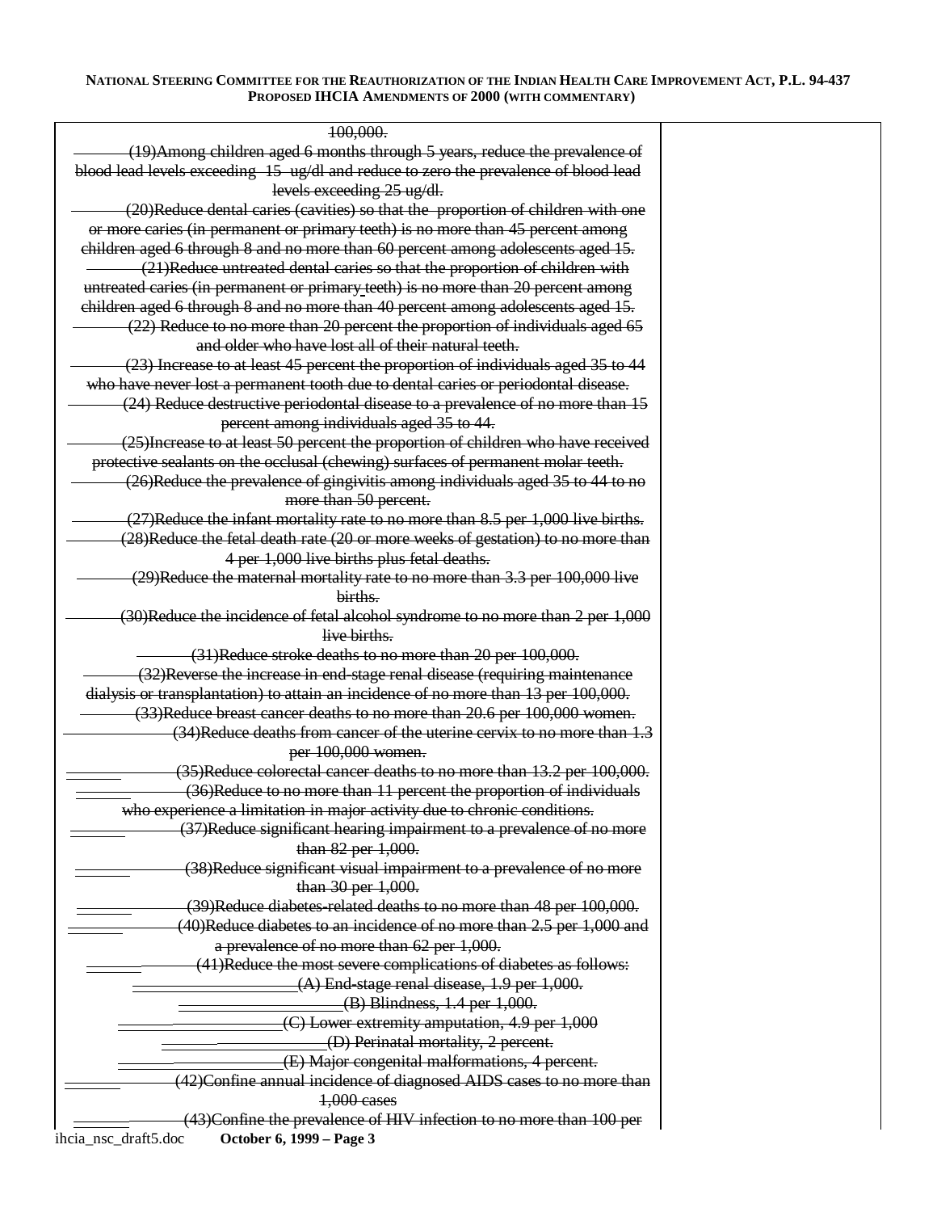| | |
|---|---|
| ~~100,000.~~<br>~~(19)Among children aged 6 months through 5 years, reduce the prevalence of blood lead levels exceeding 15 ug/dl and reduce to zero the prevalence of blood lead levels exceeding 25 ug/dl.~~<br>~~(20)Reduce dental caries (cavities) so that the proportion of children with one or more caries (in permanent or primary teeth) is no more than 45 percent among children aged 6 through 8 and no more than 60 percent among adolescents aged 15.~~<br>~~(21)Reduce untreated dental caries so that the proportion of children with untreated caries (in permanent or primary teeth) is no more than 20 percent among children aged 6 through 8 and no more than 40 percent among adolescents aged 15.~~<br>~~(22) Reduce to no more than 20 percent the proportion of individuals aged 65 and older who have lost all of their natural teeth.~~<br>~~(23) Increase to at least 45 percent the proportion of individuals aged 35 to 44 who have never lost a permanent tooth due to dental caries or periodontal disease.~~<br>~~(24) Reduce destructive periodontal disease to a prevalence of no more than 15 percent among individuals aged 35 to 44.~~<br>~~(25)Increase to at least 50 percent the proportion of children who have received protective sealants on the occlusal (chewing) surfaces of permanent molar teeth.~~<br>~~(26)Reduce the prevalence of gingivitis among individuals aged 35 to 44 to no more than 50 percent.~~<br>~~(27)Reduce the infant mortality rate to no more than 8.5 per 1,000 live births.~~<br>~~(28)Reduce the fetal death rate (20 or more weeks of gestation) to no more than 4 per 1,000 live births plus fetal deaths.~~<br>~~(29)Reduce the maternal mortality rate to no more than 3.3 per 100,000 live births.~~<br>~~(30)Reduce the incidence of fetal alcohol syndrome to no more than 2 per 1,000 live births.~~<br>~~(31)Reduce stroke deaths to no more than 20 per 100,000.~~<br>~~(32)Reverse the increase in end-stage renal disease (requiring maintenance dialysis or transplantation) to attain an incidence of no more than 13 per 100,000.~~<br>~~(33)Reduce breast cancer deaths to no more than 20.6 per 100,000 women.~~<br>~~(34)Reduce deaths from cancer of the uterine cervix to no more than 1.3 per 100,000 women.~~<br>~~(35)Reduce colorectal cancer deaths to no more than 13.2 per 100,000.~~<br>~~(36)Reduce to no more than 11 percent the proportion of individuals who experience a limitation in major activity due to chronic conditions.~~<br>~~(37)Reduce significant hearing impairment to a prevalence of no more than 82 per 1,000.~~<br>~~(38)Reduce significant visual impairment to a prevalence of no more than 30 per 1,000.~~<br>~~(39)Reduce diabetes-related deaths to no more than 48 per 100,000.~~<br>~~(40)Reduce diabetes to an incidence of no more than 2.5 per 1,000 and a prevalence of no more than 62 per 1,000.~~<br>~~(41)Reduce the most severe complications of diabetes as follows:~~<br>~~(A) End-stage renal disease, 1.9 per 1,000.~~<br>~~(B) Blindness, 1.4 per 1,000.~~<br>~~(C) Lower extremity amputation, 4.9 per 1,000~~<br>~~(D) Perinatal mortality, 2 percent.~~<br>~~(E) Major congenital malformations, 4 percent.~~<br>~~(42)Confine annual incidence of diagnosed AIDS cases to no more than 1,000 cases~~<br>~~(43)Confine the prevalence of HIV infection to no more than 100 per~~ | |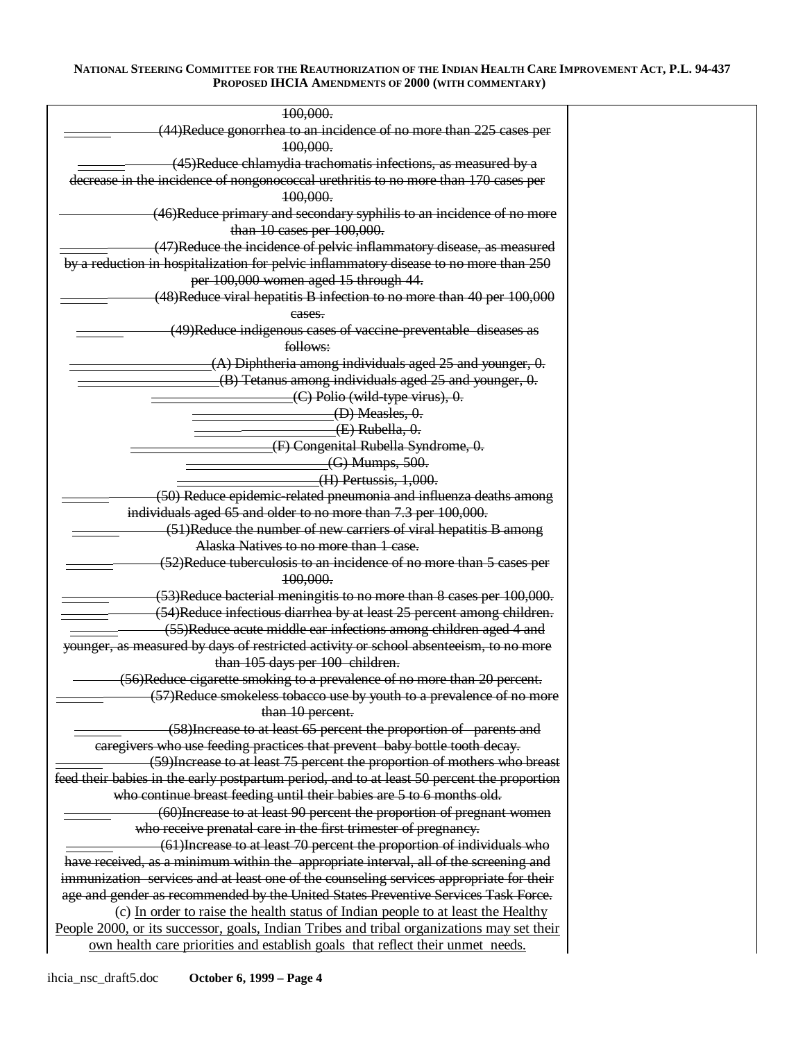~~100,000.~~

~~(44)Reduce gonorrhea to an incidence of no more than 225 cases per 100,000.~~

~~(45)Reduce chlamydia trachomatis infections, as measured by a decrease in the incidence of nongonococcal urethritis to no more than 170 cases per 100,000.~~

~~(46)Reduce primary and secondary syphilis to an incidence of no more than 10 cases per 100,000.~~

~~(47)Reduce the incidence of pelvic inflammatory disease, as measured by a reduction in hospitalization for pelvic inflammatory disease to no more than 250 per 100,000 women aged 15 through 44.~~

~~(48)Reduce viral hepatitis B infection to no more than 40 per 100,000 cases.~~

~~(49)Reduce indigenous cases of vaccine-preventable diseases as follows:~~

~~(A) Diphtheria among individuals aged 25 and younger, 0.~~

~~(B) Tetanus among individuals aged 25 and younger, 0.~~

~~(C) Polio (wild-type virus), 0.~~

~~(D) Measles, 0.~~

~~(E) Rubella, 0.~~

~~(F) Congenital Rubella Syndrome, 0.~~

~~(G) Mumps, 500.~~

~~(H) Pertussis, 1,000.~~

~~(50) Reduce epidemic-related pneumonia and influenza deaths among individuals aged 65 and older to no more than 7.3 per 100,000.~~

~~(51)Reduce the number of new carriers of viral hepatitis B among Alaska Natives to no more than 1 case.~~

~~(52)Reduce tuberculosis to an incidence of no more than 5 cases per 100,000.~~

~~(53)Reduce bacterial meningitis to no more than 8 cases per 100,000.~~

~~(54)Reduce infectious diarrhea by at least 25 percent among children.~~

~~(55)Reduce acute middle ear infections among children aged 4 and younger, as measured by days of restricted activity or school absenteeism, to no more than 105 days per 100 children.~~

~~(56)Reduce cigarette smoking to a prevalence of no more than 20 percent.~~

~~(57)Reduce smokeless tobacco use by youth to a prevalence of no more than 10 percent.~~

~~(58)Increase to at least 65 percent the proportion of parents and caregivers who use feeding practices that prevent baby bottle tooth decay.~~

~~(59)Increase to at least 75 percent the proportion of mothers who breast feed their babies in the early postpartum period, and to at least 50 percent the proportion who continue breast feeding until their babies are 5 to 6 months old.~~

~~(60)Increase to at least 90 percent the proportion of pregnant women who receive prenatal care in the first trimester of pregnancy.~~

~~(61)Increase to at least 70 percent the proportion of individuals who have received, as a minimum within the appropriate interval, all of the screening and immunization services and at least one of the counseling services appropriate for their age and gender as recommended by the United States Preventive Services Task Force.~~

(c) <u>In order to raise the health status of Indian people to at least the Healthy People 2000, or its successor, goals, Indian Tribes and tribal organizations may set their own health care priorities and establish goals that reflect their unmet needs.</u>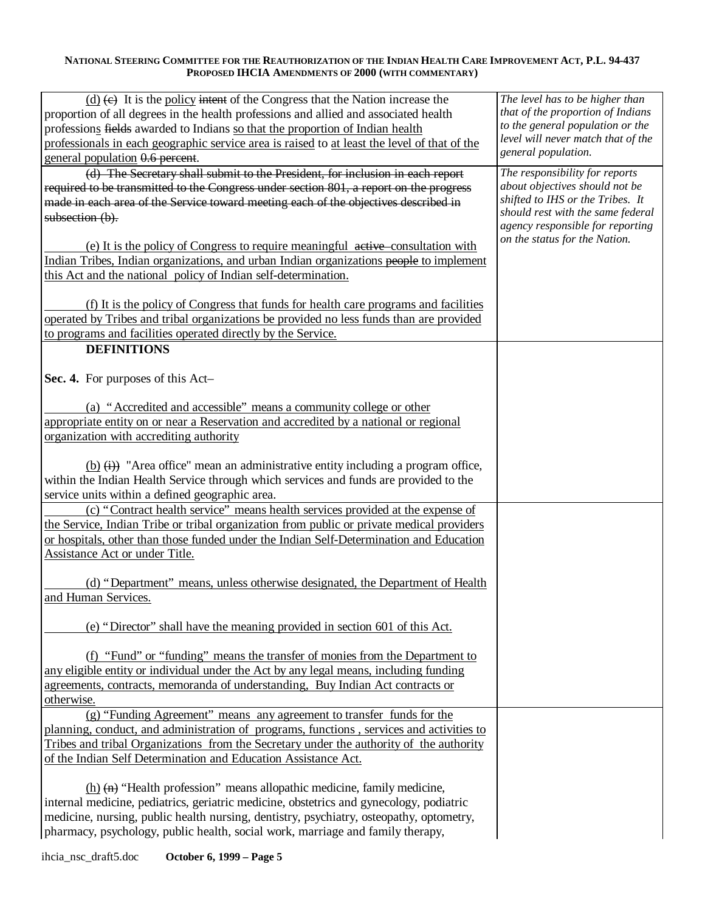| | |
|---|---|
| (d) ~~(c)~~ It is the policy ~~intent~~ of the Congress that the Nation increase the proportion of all degrees in the health professions and allied and associated health professions ~~fields~~ awarded to Indians so that the proportion of Indian health professionals in each geographic service area is raised to at least the level of that of the general population ~~0.6 percent~~. | *The level has to be higher than that of the proportion of Indians to the general population or the level will never match that of the general population.* |
| ~~(d) The Secretary shall submit to the President, for inclusion in each report required to be transmitted to the Congress under section 801, a report on the progress made in each area of the Service toward meeting each of the objectives described in subsection (b).~~<br><br>(e) It is the policy of Congress to require meaningful ~~active~~ consultation with Indian Tribes, Indian organizations, and urban Indian organizations ~~people~~ to implement this Act and the national policy of Indian self-determination.<br><br>(f) It is the policy of Congress that funds for health care programs and facilities operated by Tribes and tribal organizations be provided no less funds than are provided to programs and facilities operated directly by the Service. | *The responsibility for reports about objectives should not be shifted to IHS or the Tribes. It should rest with the same federal agency responsible for reporting on the status for the Nation.* |
| **DEFINITIONS**<br><br>**Sec. 4.** For purposes of this Act–<br><br>(a) "Accredited and accessible" means a community college or other appropriate entity on or near a Reservation and accredited by a national or regional organization with accrediting authority<br><br>(b) ~~(i))~~ "Area office" mean an administrative entity including a program office, within the Indian Health Service through which services and funds are provided to the service units within a defined geographic area. | |
| (c) "Contract health service" means health services provided at the expense of the Service, Indian Tribe or tribal organization from public or private medical providers or hospitals, other than those funded under the Indian Self-Determination and Education Assistance Act or under Title.<br><br>(d) "Department" means, unless otherwise designated, the Department of Health and Human Services.<br><br>(e) "Director" shall have the meaning provided in section 601 of this Act.<br><br>(f) "Fund" or "funding" means the transfer of monies from the Department to any eligible entity or individual under the Act by any legal means, including funding agreements, contracts, memoranda of understanding, Buy Indian Act contracts or otherwise. | |
| (g) "Funding Agreement" means any agreement to transfer funds for the planning, conduct, and administration of programs, functions , services and activities to Tribes and tribal Organizations from the Secretary under the authority of the authority of the Indian Self Determination and Education Assistance Act.<br><br>(h) ~~(n)~~ "Health profession" means allopathic medicine, family medicine, internal medicine, pediatrics, geriatric medicine, obstetrics and gynecology, podiatric medicine, nursing, public health nursing, dentistry, psychiatry, osteopathy, optometry, pharmacy, psychology, public health, social work, marriage and family therapy, | |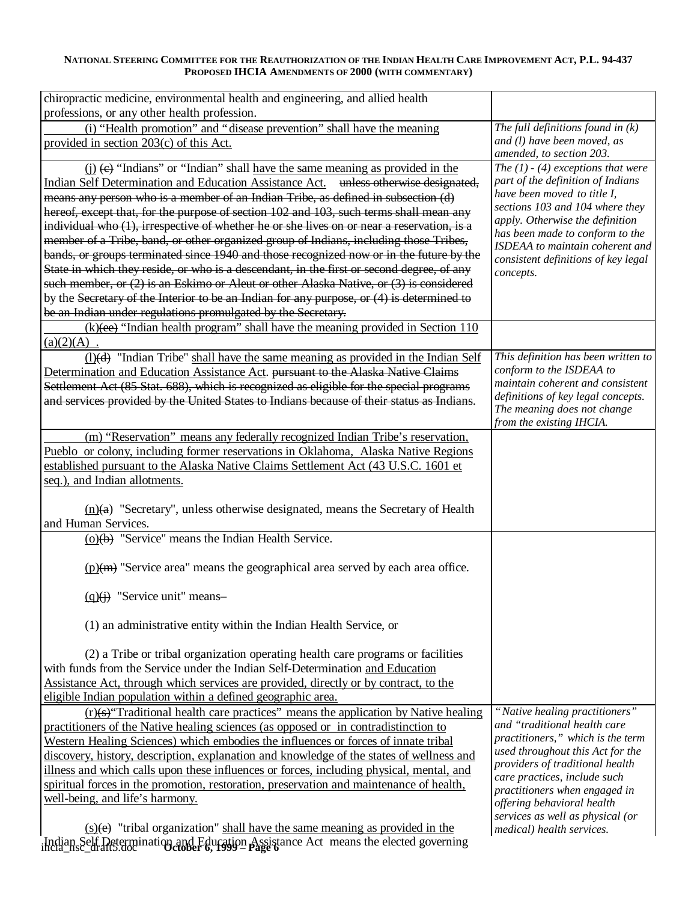| | |
|---|---|
| chiropractic medicine, environmental health and engineering, and allied health professions, or any other health profession. | |
| (i) "Health promotion" and "disease prevention" shall have the meaning provided in section 203(c) of this Act. | *The full definitions found in (k) and (l) have been moved, as amended, to section 203.* |
| (j) ~~(c)~~ "Indians" or "Indian" shall have the same meaning as provided in the Indian Self Determination and Education Assistance Act. ~~unless otherwise designated, means any person who is a member of an Indian Tribe, as defined in subsection (d) hereof, except that, for the purpose of section 102 and 103, such terms shall mean any individual who (1), irrespective of whether he or she lives on or near a reservation, is a member of a Tribe, band, or other organized group of Indians, including those Tribes, bands, or groups terminated since 1940 and those recognized now or in the future by the State in which they reside, or who is a descendant, in the first or second degree, of any such member, or (2) is an Eskimo or Aleut or other Alaska Native, or (3) is considered by the Secretary of the Interior to be an Indian for any purpose, or (4) is determined to be an Indian under regulations promulgated by the Secretary.~~ | *The (1) - (4) exceptions that were part of the definition of Indians have been moved to title I, sections 103 and 104 where they apply. Otherwise the definition has been made to conform to the ISDEAA to maintain coherent and consistent definitions of key legal concepts.* |
| (k)~~(ee)~~ "Indian health program" shall have the meaning provided in Section 110 (a)(2)(A) . | |
| (l)~~(d)~~ "Indian Tribe" shall have the same meaning as provided in the Indian Self Determination and Education Assistance Act. ~~pursuant to the Alaska Native Claims Settlement Act (85 Stat. 688), which is recognized as eligible for the special programs and services provided by the United States to Indians because of their status as Indians.~~ | *This definition has been written to conform to the ISDEAA to maintain coherent and consistent definitions of key legal concepts. The meaning does not change from the existing IHCIA.* |
| (m) "Reservation" means any federally recognized Indian Tribe's reservation, Pueblo or colony, including former reservations in Oklahoma, Alaska Native Regions established pursuant to the Alaska Native Claims Settlement Act (43 U.S.C. 1601 et seq.), and Indian allotments.<br><br>(n)~~(a)~~ "Secretary", unless otherwise designated, means the Secretary of Health and Human Services. | |
| (o)~~(b)~~ "Service" means the Indian Health Service.<br><br>(p)~~(m)~~ "Service area" means the geographical area served by each area office.<br><br>(q)~~(j)~~ "Service unit" means–<br><br>(1) an administrative entity within the Indian Health Service, or<br><br>(2) a Tribe or tribal organization operating health care programs or facilities with funds from the Service under the Indian Self-Determination and Education Assistance Act, through which services are provided, directly or by contract, to the eligible Indian population within a defined geographic area. | |
| (r)~~(s)~~"Traditional health care practices" means the application by Native healing practitioners of the Native healing sciences (as opposed or in contradistinction to Western Healing Sciences) which embodies the influences or forces of innate tribal discovery, history, description, explanation and knowledge of the states of wellness and illness and which calls upon these influences or forces, including physical, mental, and spiritual forces in the promotion, restoration, preservation and maintenance of health, well-being, and life's harmony.<br><br>(s)~~(e)~~ "tribal organization" shall have the same meaning as provided in the Indian Self Determination and Education Assistance Act means the elected governing | *"Native healing practitioners" and "traditional health care practitioners," which is the term used throughout this Act for the providers of traditional health care practices, include such practitioners when engaged in offering behavioral health services as well as physical (or medical) health services.* |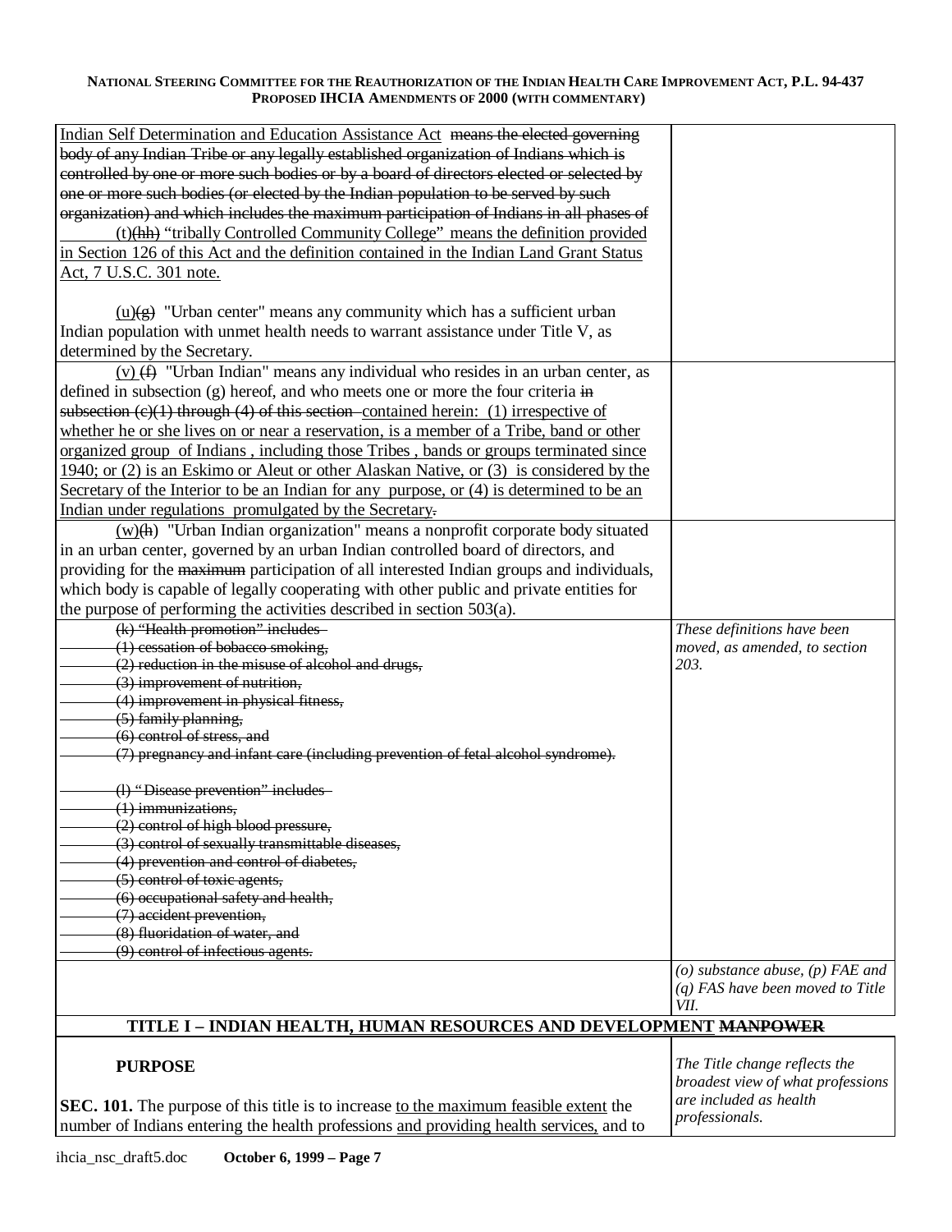| | |
|---|---|
| Indian Self Determination and Education Assistance Act ~~means the elected governing body of any Indian Tribe or any legally established organization of Indians which is controlled by one or more such bodies or by a board of directors elected or selected by one or more such bodies (or elected by the Indian population to be served by such organization) and which includes the maximum participation of Indians in all phases of~~<br><br>(t)~~(hh)~~ "tribally Controlled Community College" means the definition provided in Section 126 of this Act and the definition contained in the Indian Land Grant Status Act, 7 U.S.C. 301 note.<br><br>(u)~~(g)~~ "Urban center" means any community which has a sufficient urban Indian population with unmet health needs to warrant assistance under Title V, as determined by the Secretary. | |
| (v) ~~(f)~~ "Urban Indian" means any individual who resides in an urban center, as defined in subsection (g) hereof, and who meets one or more the four criteria ~~in subsection (c)(1) through (4) of this section~~ contained herein: (1) irrespective of whether he or she lives on or near a reservation, is a member of a Tribe, band or other organized group of Indians , including those Tribes , bands or groups terminated since 1940; or (2) is an Eskimo or Aleut or other Alaskan Native, or (3) is considered by the Secretary of the Interior to be an Indian for any purpose, or (4) is determined to be an Indian under regulations promulgated by the Secretary~~.~~ | |
| (w)~~(h)~~ "Urban Indian organization" means a nonprofit corporate body situated in an urban center, governed by an urban Indian controlled board of directors, and providing for the ~~maximum~~ participation of all interested Indian groups and individuals, which body is capable of legally cooperating with other public and private entities for the purpose of performing the activities described in section 503(a). | |
| ~~(k) "Health promotion" includes-~~<br>~~(1) cessation of bobacco smoking,~~<br>~~(2) reduction in the misuse of alcohol and drugs,~~<br>~~(3) improvement of nutrition,~~<br>~~(4) improvement in physical fitness,~~<br>~~(5) family planning,~~<br>~~(6) control of stress, and~~<br>~~(7) pregnancy and infant care (including prevention of fetal alcohol syndrome).~~<br><br>~~(l) "Disease prevention" includes-~~<br>~~(1) immunizations,~~<br>~~(2) control of high blood pressure,~~<br>~~(3) control of sexually transmittable diseases,~~<br>~~(4) prevention and control of diabetes,~~<br>~~(5) control of toxic agents,~~<br>~~(6) occupational safety and health,~~<br>~~(7) accident prevention,~~<br>~~(8) fluoridation of water, and~~<br>~~(9) control of infectious agents.~~ | *These definitions have been moved, as amended, to section 203.* |
| | *(o) substance abuse, (p) FAE and (q) FAS have been moved to Title VII.* |
| **TITLE I – INDIAN HEALTH, HUMAN RESOURCES AND DEVELOPMENT ~~MANPOWER~~** | |
| **PURPOSE**<br><br>**SEC. 101.** The purpose of this title is to increase to the maximum feasible extent the number of Indians entering the health professions and providing health services, and to | *The Title change reflects the broadest view of what professions are included as health professionals.* |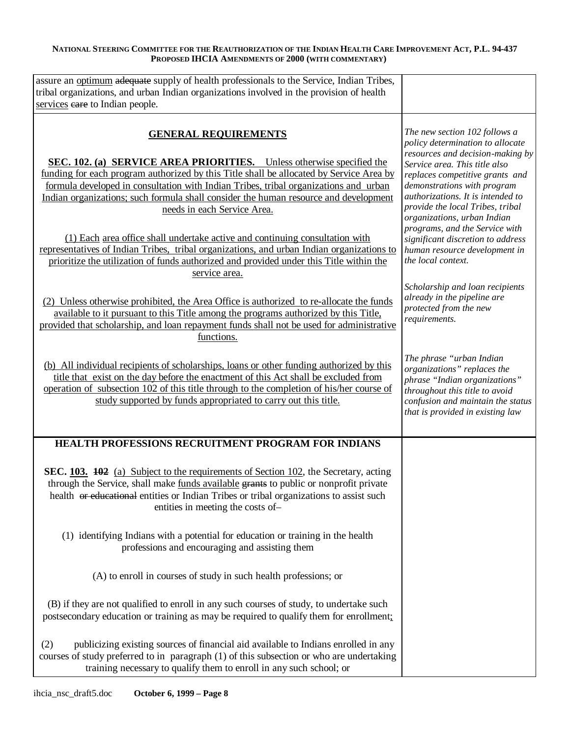| | |
|---|---|
| assure an <u>optimum</u> ~~adequate~~ supply of health professionals to the Service, Indian Tribes, tribal organizations, and urban Indian organizations involved in the provision of health <u>services</u> ~~care~~ to Indian people. | |
| **<u>GENERAL REQUIREMENTS</u>**<br><br>**<u>SEC. 102. (a) SERVICE AREA PRIORITIES.</u>** <u>Unless otherwise specified the funding for each program authorized by this Title shall be allocated by Service Area by formula developed in consultation with Indian Tribes, tribal organizations and urban Indian organizations; such formula shall consider the human resource and development needs in each Service Area.</u><br><br><u>(1) Each</u> <u>area office shall undertake active and continuing consultation with representatives of Indian Tribes, tribal organizations, and urban Indian organizations to prioritize the utilization of funds authorized and provided under this Title within the service area.</u><br><br><u>(2) Unless otherwise prohibited, the Area Office is authorized to re-allocate the funds available to it pursuant to this Title among the programs authorized by this Title, provided that scholarship, and loan repayment funds shall not be used for administrative functions.</u><br><br><u>(b) All individual recipients of scholarships, loans or other funding authorized by this title that exist on the day before the enactment of this Act shall be excluded from operation of subsection 102 of this title through to the completion of his/her course of study supported by funds appropriated to carry out this title.</u> | *The new section 102 follows a policy determination to allocate resources and decision-making by Service area. This title also replaces competitive grants and demonstrations with program authorizations. It is intended to provide the local Tribes, tribal organizations, urban Indian programs, and the Service with significant discretion to address human resource development in the local context.*<br><br>*Scholarship and loan recipients already in the pipeline are protected from the new requirements.*<br><br>*The phrase "urban Indian organizations" replaces the phrase "Indian organizations" throughout this title to avoid confusion and maintain the status that is provided in existing law* |
| **HEALTH PROFESSIONS RECRUITMENT PROGRAM FOR INDIANS**<br><br>**SEC. <u>103.</u> ~~102~~** (a) <u>Subject to the requirements of Section 102</u>, the Secretary, acting through the Service, shall make <u>funds available</u> ~~grants~~ to public or nonprofit private health ~~or educational~~ entities or Indian Tribes or tribal organizations to assist such entities in meeting the costs of–<br><br>(1) identifying Indians with a potential for education or training in the health professions and encouraging and assisting them<br><br>(A) to enroll in courses of study in such health professions; or<br><br>(B) if they are not qualified to enroll in any such courses of study, to undertake such postsecondary education or training as may be required to qualify them for enrollment<u>;</u><br><br>(2) publicizing existing sources of financial aid available to Indians enrolled in any courses of study preferred to in paragraph (1) of this subsection or who are undertaking training necessary to qualify them to enroll in any such school; or | |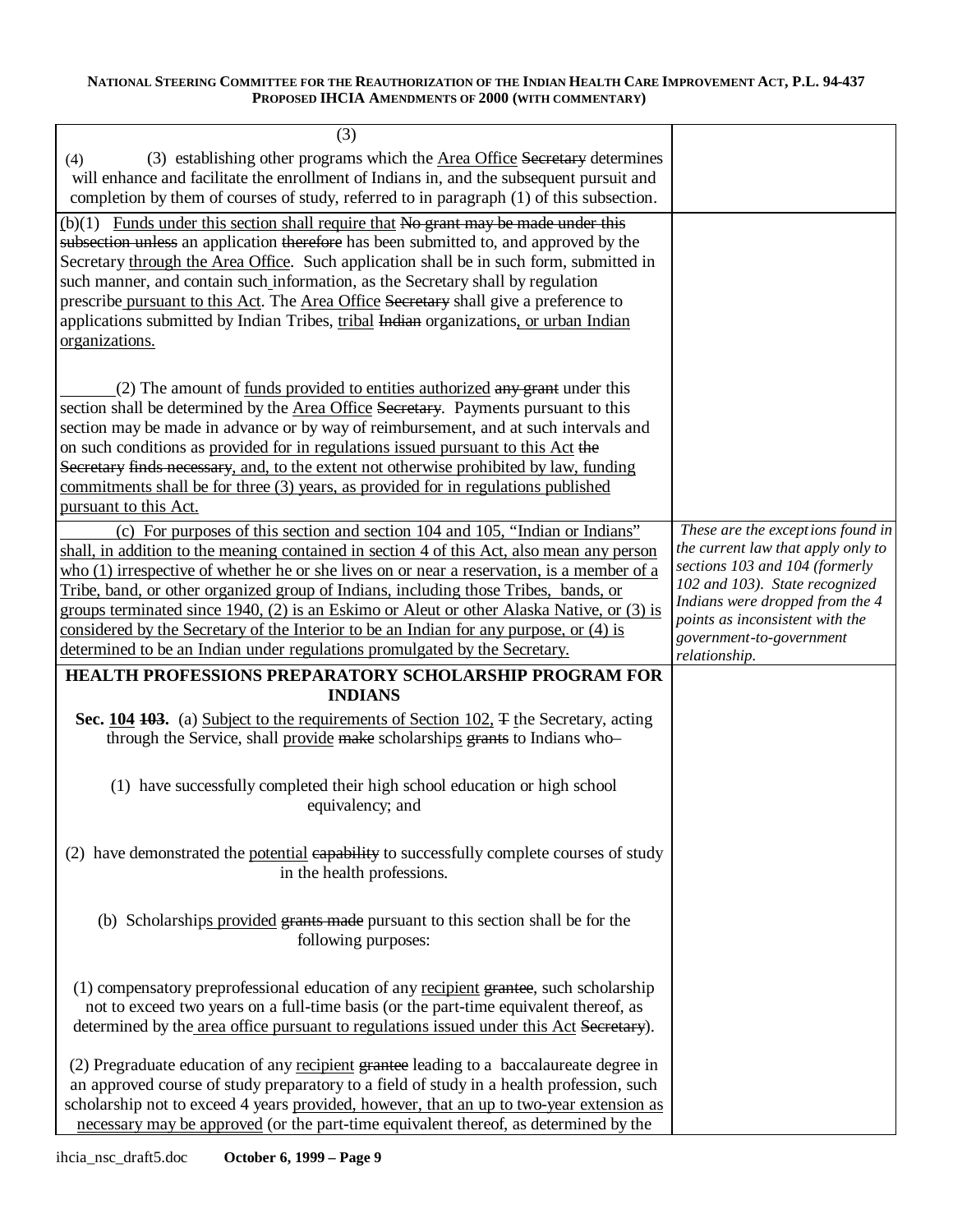| | |
|---|---|
| (3)<br>(4) (3) establishing other programs which the <u>Area Office</u> ~~Secretary~~ determines will enhance and facilitate the enrollment of Indians in, and the subsequent pursuit and completion by them of courses of study, referred to in paragraph (1) of this subsection. | |
| <u>(</u>b)(1) <u>Funds under this section shall require that</u> ~~No grant may be made under this subsection unless~~ an application ~~therefore~~ has been submitted to, and approved by the Secretary <u>through the Area Office</u>. Such application shall be in such form, submitted in such manner, and contain such information, as the Secretary shall by regulation prescribe <u>pursuant to this Act</u>. The <u>Area Office</u> ~~Secretary~~ shall give a preference to applications submitted by Indian Tribes, <u>tribal</u> ~~Indian~~ organizations<u>, or urban Indian organizations.</u><br><br>(2) The amount of <u>funds provided to entities authorized</u> ~~any grant~~ under this section shall be determined by the <u>Area Office</u> ~~Secretary~~. Payments pursuant to this section may be made in advance or by way of reimbursement, and at such intervals and on such conditions as <u>provided for in regulations issued pursuant to this Act</u> ~~the Secretary finds necessary~~, <u>and, to the extent not otherwise prohibited by law, funding commitments shall be for three (3) years, as provided for in regulations published pursuant to this Act.</u> | |
| <u>(c) For purposes of this section and section 104 and 105, "Indian or Indians" shall, in addition to the meaning contained in section 4 of this Act, also mean any person who (1) irrespective of whether he or she lives on or near a reservation, is a member of a Tribe, band, or other organized group of Indians, including those Tribes, bands, or groups terminated since 1940, (2) is an Eskimo or Aleut or other Alaska Native, or (3) is considered by the Secretary of the Interior to be an Indian for any purpose, or (4) is determined to be an Indian under regulations promulgated by the Secretary.</u> | *These are the exceptions found in the current law that apply only to sections 103 and 104 (formerly 102 and 103). State recognized Indians were dropped from the 4 points as inconsistent with the government-to-government relationship.* |
| **HEALTH PROFESSIONS PREPARATORY SCHOLARSHIP PROGRAM FOR INDIANS**<br><br>**Sec. <u>104</u> ~~103~~.** (a) <u>Subject to the requirements of Section 102,</u> ~~T~~ <u>t</u>he Secretary, acting through the Service, shall <u>provide</u> ~~make~~ scholarship<u>s</u> ~~grants~~ to Indians who–<br><br>(1) have successfully completed their high school education or high school equivalency; and<br><br>(2) have demonstrated the <u>potential</u> ~~capability~~ to successfully complete courses of study in the health professions.<br><br>(b) Scholarship<u>s provided</u> ~~grants made~~ pursuant to this section shall be for the following purposes:<br><br>(1) compensatory preprofessional education of any <u>recipient</u> ~~grantee~~, such scholarship not to exceed two years on a full-time basis (or the part-time equivalent thereof, as determined by the <u>area office pursuant to regulations issued under this Act</u> ~~Secretary~~).<br><br>(2) Pregraduate education of any <u>recipient</u> ~~grantee~~ leading to a baccalaureate degree in an approved course of study preparatory to a field of study in a health profession, such scholarship not to exceed 4 years <u>provided, however, that an up to two-year extension as necessary may be approved</u> (or the part-time equivalent thereof, as determined by the | |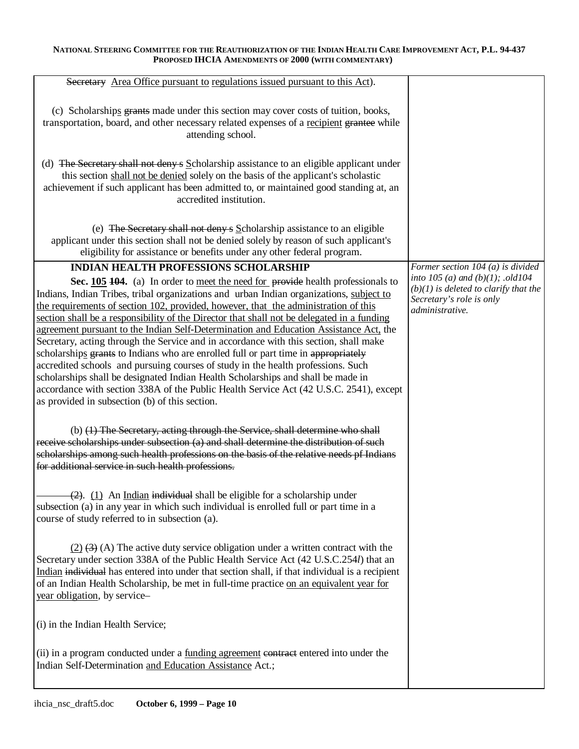| | |
|---|---|
| ~~Secretary~~ <u>Area Office pursuant to</u> <u>regulations issued pursuant to this Act</u>).<br><br>(c) Scholarship<u>s</u> ~~grants~~ made under this section may cover costs of tuition, books, transportation, board, and other necessary related expenses of a <u>recipient</u> ~~grantee~~ while attending school.<br><br>(d) ~~The Secretary shall not deny s~~ <u>S</u>cholarship assistance to an eligible applicant under this section <u>shall not be denied</u> solely on the basis of the applicant's scholastic achievement if such applicant has been admitted to, or maintained good standing at, an accredited institution.<br><br>(e) ~~The Secretary shall not deny s~~ <u>S</u>cholarship assistance to an eligible applicant under this section shall not be denied solely by reason of such applicant's eligibility for assistance or benefits under any other federal program. | |
| **INDIAN HEALTH PROFESSIONS SCHOLARSHIP**<br><br>**Sec. <u>105</u> ~~104~~.** (a) In order to <u>meet the need for</u> ~~provide~~ health professionals to Indians, Indian Tribes, tribal organizations and urban Indian organizations, <u>subject to the requirements of section 102, provided, however, that the administration of this section shall be a responsibility of the Director that shall not be delegated in a funding agreement pursuant to the Indian Self-Determination and Education Assistance Act,</u> the Secretary, acting through the Service and in accordance with this section, shall make scholarship<u>s</u> ~~grants~~ to Indians who are enrolled full or part time in ~~appropriately~~ accredited schools and pursuing courses of study in the health professions. Such scholarships shall be designated Indian Health Scholarships and shall be made in accordance with section 338A of the Public Health Service Act (42 U.S.C. 2541), except as provided in subsection (b) of this section.<br><br>(b) ~~(1) The Secretary, acting through the Service, shall determine who shall receive scholarships under subsection (a) and shall determine the distribution of such scholarships among such health professions on the basis of the relative needs pf Indians for additional service in such health professions.~~<br><br>~~(2)~~. <u>(1)</u> An <u>Indian</u> ~~individual~~ shall be eligible for a scholarship under subsection (a) in any year in which such individual is enrolled full or part time in a course of study referred to in subsection (a).<br><br><u>(2)</u> ~~(3)~~ (A) The active duty service obligation under a written contract with the Secretary under section 338A of the Public Health Service Act (42 U.S.C.254*l*) that an <u>Indian</u> ~~individual~~ has entered into under that section shall, if that individual is a recipient of an Indian Health Scholarship, be met in full-time practice <u>on an equivalent year for year obligation</u>, by service–<br><br>(i) in the Indian Health Service;<br><br>(ii) in a program conducted under a <u>funding agreement</u> ~~contract~~ entered into under the Indian Self-Determination <u>and Education Assistance</u> Act.; | *Former section 104 (a) is divided into 105 (a) and (b)(1); .old104 (b)(1) is deleted to clarify that the Secretary's role is only administrative.* |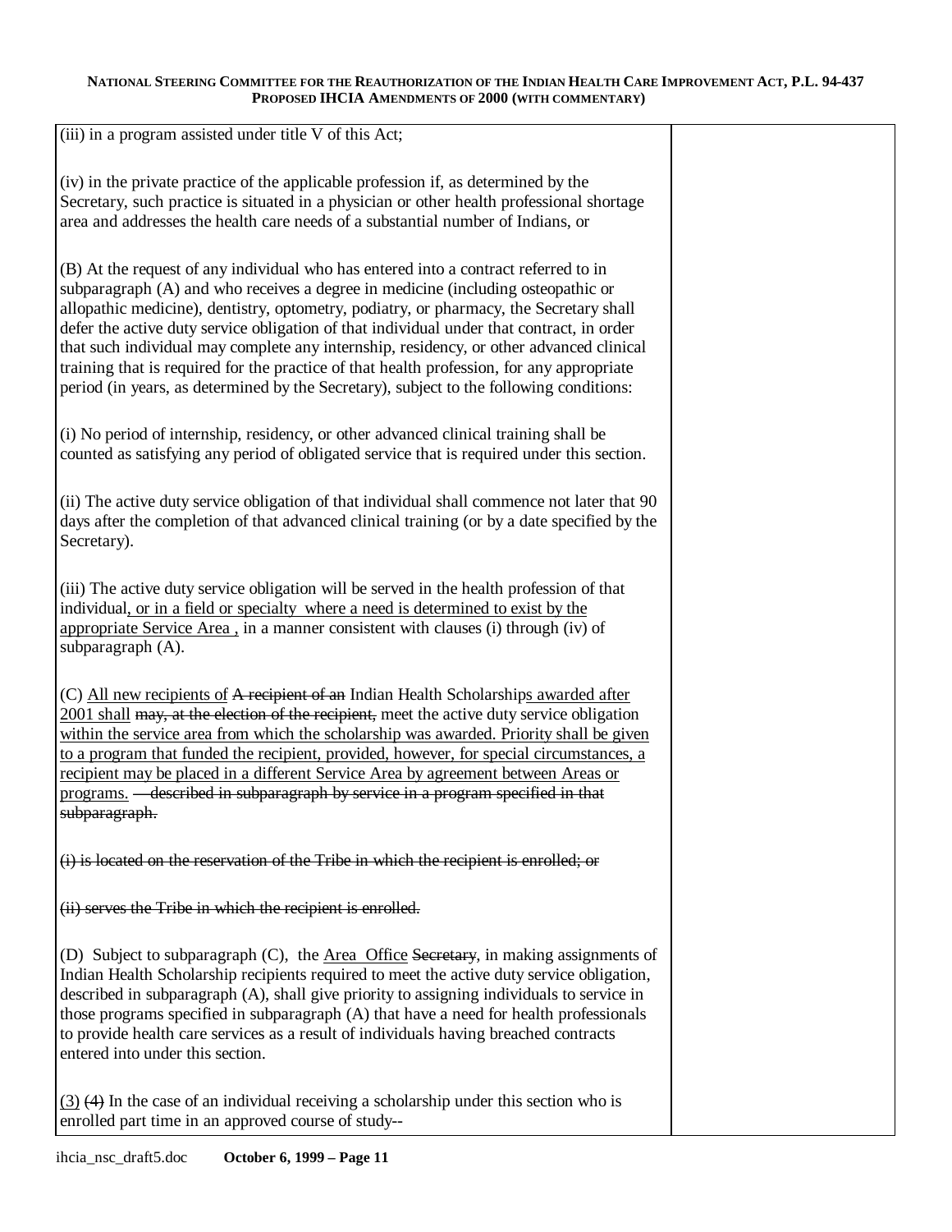| | |
|---|---|
| (iii) in a program assisted under title V of this Act;<br><br>(iv) in the private practice of the applicable profession if, as determined by the Secretary, such practice is situated in a physician or other health professional shortage area and addresses the health care needs of a substantial number of Indians, or<br><br>(B) At the request of any individual who has entered into a contract referred to in subparagraph (A) and who receives a degree in medicine (including osteopathic or allopathic medicine), dentistry, optometry, podiatry, or pharmacy, the Secretary shall defer the active duty service obligation of that individual under that contract, in order that such individual may complete any internship, residency, or other advanced clinical training that is required for the practice of that health profession, for any appropriate period (in years, as determined by the Secretary), subject to the following conditions:<br><br>(i) No period of internship, residency, or other advanced clinical training shall be counted as satisfying any period of obligated service that is required under this section.<br><br>(ii) The active duty service obligation of that individual shall commence not later that 90 days after the completion of that advanced clinical training (or by a date specified by the Secretary).<br><br>(iii) The active duty service obligation will be served in the health profession of that individual<ins>, or in a field or specialty where a need is determined to exist by the appropriate Service Area ,</ins> in a manner consistent with clauses (i) through (iv) of subparagraph (A).<br><br>(C) <ins>All new recipients of</ins> ~~A recipient of an~~ Indian Health Scholarship<ins>s awarded after 2001 shall</ins> ~~may, at the election of the recipient,~~ meet the active duty service obligation <ins>within the service area from which the scholarship was awarded. Priority shall be given to a program that funded the recipient, provided, however, for special circumstances, a recipient may be placed in a different Service Area by agreement between Areas or programs.</ins> ~~—described in subparagraph by service in a program specified in that subparagraph.~~<br><br>~~(i) is located on the reservation of the Tribe in which the recipient is enrolled; or~~<br><br>~~(ii) serves the Tribe in which the recipient is enrolled.~~<br><br>(D) Subject to subparagraph (C), the <ins>Area Office</ins> ~~Secretary~~, in making assignments of Indian Health Scholarship recipients required to meet the active duty service obligation, described in subparagraph (A), shall give priority to assigning individuals to service in those programs specified in subparagraph (A) that have a need for health professionals to provide health care services as a result of individuals having breached contracts entered into under this section.<br><br><ins>(3)</ins> ~~(4)~~ In the case of an individual receiving a scholarship under this section who is enrolled part time in an approved course of study-- | |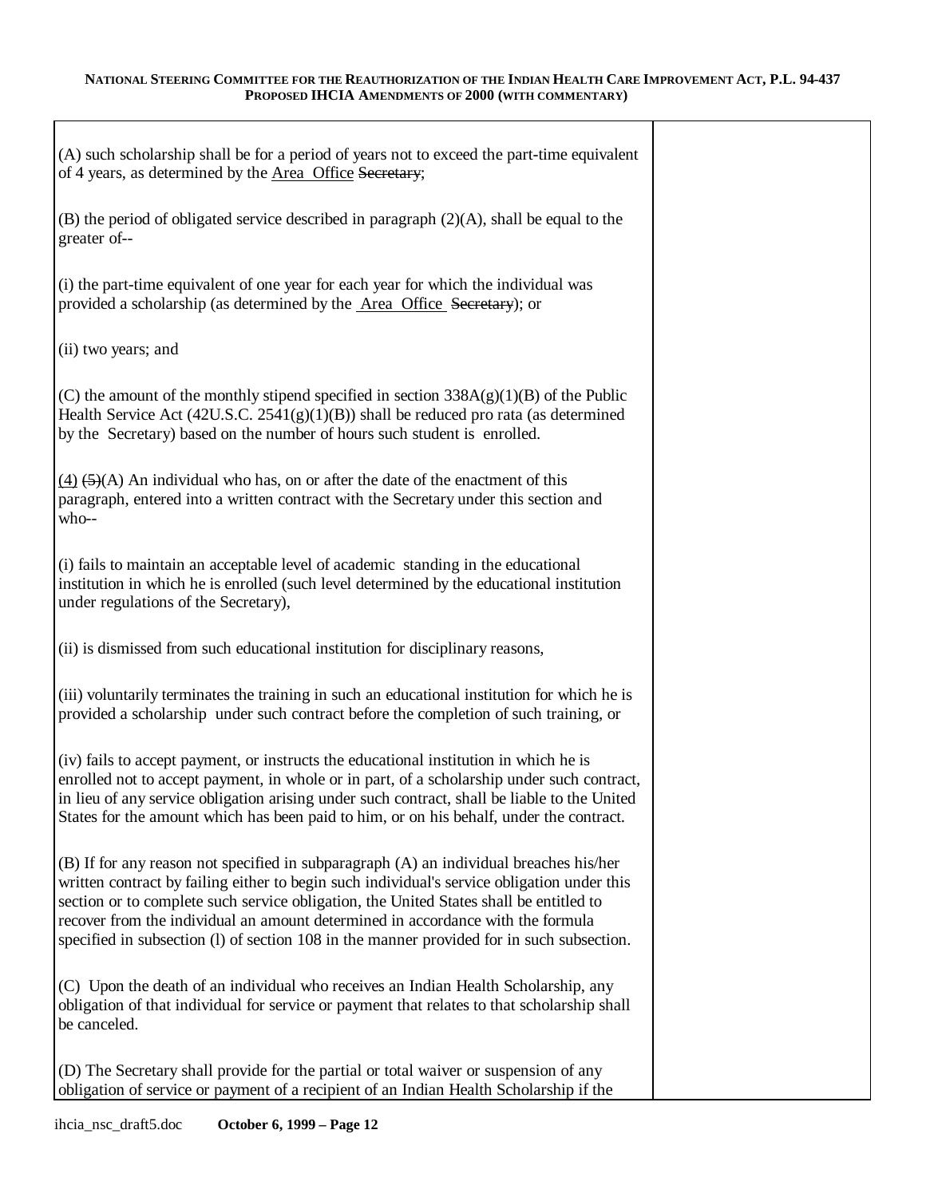(A) such scholarship shall be for a period of years not to exceed the part-time equivalent of 4 years, as determined by the <u>Area Office</u> ~~Secretary~~;

(B) the period of obligated service described in paragraph (2)(A), shall be equal to the greater of--

(i) the part-time equivalent of one year for each year for which the individual was provided a scholarship (as determined by the <u>Area Office</u> ~~Secretary~~); or

(ii) two years; and

(C) the amount of the monthly stipend specified in section 338A(g)(1)(B) of the Public Health Service Act (42U.S.C. 2541(g)(1)(B)) shall be reduced pro rata (as determined by the Secretary) based on the number of hours such student is enrolled.

<u>(4)</u> ~~(5)~~(A) An individual who has, on or after the date of the enactment of this paragraph, entered into a written contract with the Secretary under this section and who--

(i) fails to maintain an acceptable level of academic standing in the educational institution in which he is enrolled (such level determined by the educational institution under regulations of the Secretary),

(ii) is dismissed from such educational institution for disciplinary reasons,

(iii) voluntarily terminates the training in such an educational institution for which he is provided a scholarship under such contract before the completion of such training, or

(iv) fails to accept payment, or instructs the educational institution in which he is enrolled not to accept payment, in whole or in part, of a scholarship under such contract, in lieu of any service obligation arising under such contract, shall be liable to the United States for the amount which has been paid to him, or on his behalf, under the contract.

(B) If for any reason not specified in subparagraph (A) an individual breaches his/her written contract by failing either to begin such individual's service obligation under this section or to complete such service obligation, the United States shall be entitled to recover from the individual an amount determined in accordance with the formula specified in subsection (l) of section 108 in the manner provided for in such subsection.

(C) Upon the death of an individual who receives an Indian Health Scholarship, any obligation of that individual for service or payment that relates to that scholarship shall be canceled.

(D) The Secretary shall provide for the partial or total waiver or suspension of any obligation of service or payment of a recipient of an Indian Health Scholarship if the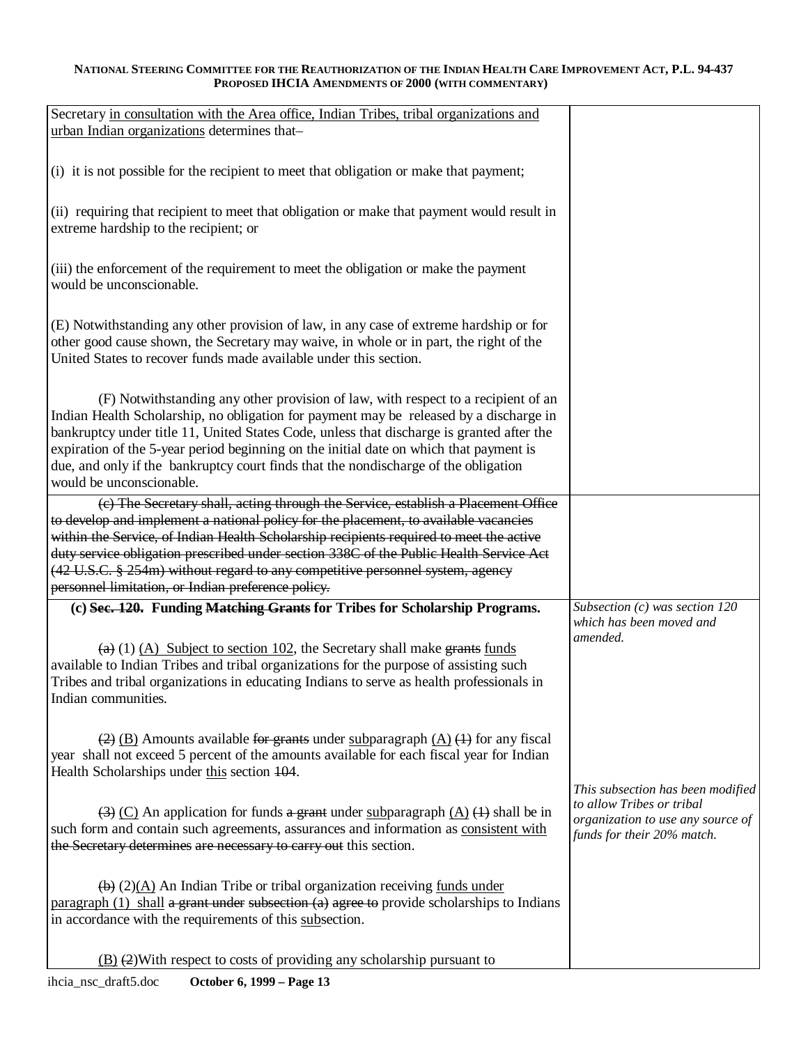| | |
|---|---|
| Secretary in consultation with the Area office, Indian Tribes, tribal organizations and urban Indian organizations determines that–<br><br>(i) it is not possible for the recipient to meet that obligation or make that payment;<br><br>(ii) requiring that recipient to meet that obligation or make that payment would result in extreme hardship to the recipient; or<br><br>(iii) the enforcement of the requirement to meet the obligation or make the payment would be unconscionable.<br><br>(E) Notwithstanding any other provision of law, in any case of extreme hardship or for other good cause shown, the Secretary may waive, in whole or in part, the right of the United States to recover funds made available under this section.<br><br>(F) Notwithstanding any other provision of law, with respect to a recipient of an Indian Health Scholarship, no obligation for payment may be released by a discharge in bankruptcy under title 11, United States Code, unless that discharge is granted after the expiration of the 5-year period beginning on the initial date on which that payment is due, and only if the bankruptcy court finds that the nondischarge of the obligation would be unconscionable. | |
| ~~(c) The Secretary shall, acting through the Service, establish a Placement Office to develop and implement a national policy for the placement, to available vacancies within the Service, of Indian Health Scholarship recipients required to meet the active duty service obligation prescribed under section 338C of the Public Health Service Act (42 U.S.C. § 254m) without regard to any competitive personnel system, agency personnel limitation, or Indian preference policy.~~ | |
| **(c) ~~Sec. 120.~~ Funding ~~Matching Grants~~ for Tribes for Scholarship Programs.**<br><br>~~(a)~~ (1) (A) Subject to section 102, the Secretary shall make ~~grants~~ funds available to Indian Tribes and tribal organizations for the purpose of assisting such Tribes and tribal organizations in educating Indians to serve as health professionals in Indian communities.<br><br>~~(2)~~ (B) Amounts available ~~for grants~~ under subparagraph (A) ~~(1)~~ for any fiscal year shall not exceed 5 percent of the amounts available for each fiscal year for Indian Health Scholarships under this section ~~104~~.<br><br>~~(3)~~ (C) An application for funds ~~a grant~~ under subparagraph (A) ~~(1)~~ shall be in such form and contain such agreements, assurances and information as consistent with ~~the Secretary determines~~ are necessary to carry out this section.<br><br>~~(b)~~ (2)(A) An Indian Tribe or tribal organization receiving funds under paragraph (1) shall ~~a grant under subsection (a) agree to~~ provide scholarships to Indians in accordance with the requirements of this subsection.<br><br>(B) ~~(2)~~With respect to costs of providing any scholarship pursuant to | *Subsection (c) was section 120 which has been moved and amended.*<br><br>*This subsection has been modified to allow Tribes or tribal organization to use any source of funds for their 20% match.* |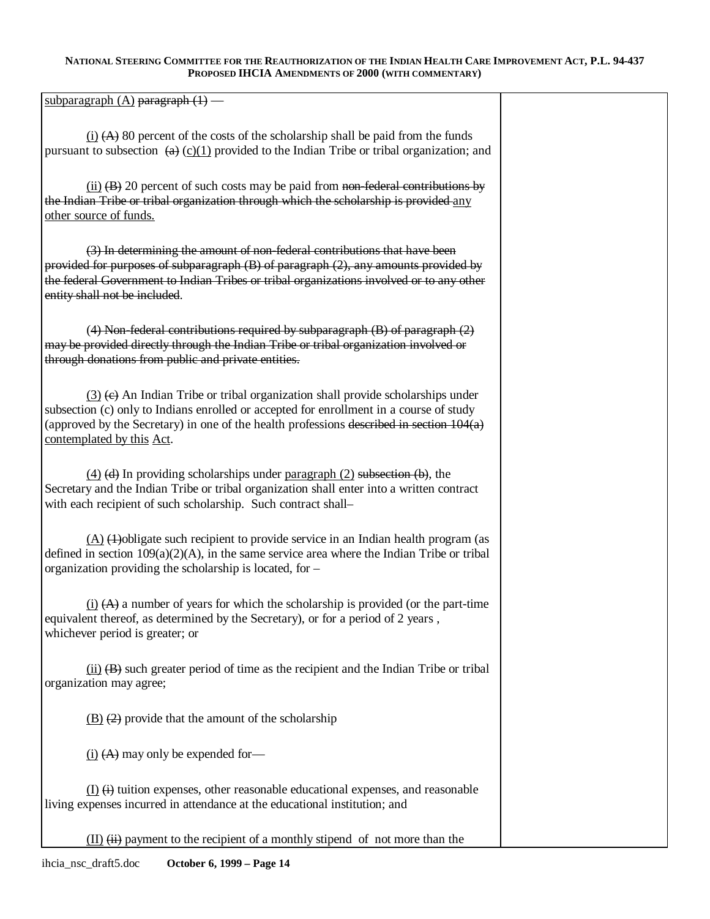<u>subparagraph (A)</u> ~~paragraph (1)~~ —

<u>(i)</u> ~~(A)~~ 80 percent of the costs of the scholarship shall be paid from the funds pursuant to subsection ~~(a)~~ <u>(c)(1)</u> provided to the Indian Tribe or tribal organization; and

<u>(ii)</u> ~~(B)~~ 20 percent of such costs may be paid from ~~non-federal contributions by the Indian Tribe or tribal organization through which the scholarship is provided~~ <u>any other source of funds.</u>

~~(3) In determining the amount of non-federal contributions that have been provided for purposes of subparagraph (B) of paragraph (2), any amounts provided by the federal Government to Indian Tribes or tribal organizations involved or to any other entity shall not be included~~.

~~(4) Non-federal contributions required by subparagraph (B) of paragraph (2) may be provided directly through the Indian Tribe or tribal organization involved or through donations from public and private entities.~~

<u>(3)</u> ~~(c)~~ An Indian Tribe or tribal organization shall provide scholarships under subsection (c) only to Indians enrolled or accepted for enrollment in a course of study (approved by the Secretary) in one of the health professions ~~described in section 104(a)~~ <u>contemplated by this</u> Act.

<u>(4)</u> ~~(d)~~ In providing scholarships under <u>paragraph (2)</u> ~~subsection (b)~~, the Secretary and the Indian Tribe or tribal organization shall enter into a written contract with each recipient of such scholarship. Such contract shall–

<u>(A)</u> ~~(1)~~obligate such recipient to provide service in an Indian health program (as defined in section 109(a)(2)(A), in the same service area where the Indian Tribe or tribal organization providing the scholarship is located, for –

<u>(i)</u> ~~(A)~~ a number of years for which the scholarship is provided (or the part-time equivalent thereof, as determined by the Secretary), or for a period of 2 years , whichever period is greater; or

<u>(ii)</u> ~~(B)~~ such greater period of time as the recipient and the Indian Tribe or tribal organization may agree;

<u>(B)</u> ~~(2)~~ provide that the amount of the scholarship

<u>(i)</u> ~~(A)~~ may only be expended for—

<u>(I)</u> ~~(i)~~ tuition expenses, other reasonable educational expenses, and reasonable living expenses incurred in attendance at the educational institution; and

<u>(II)</u> ~~(ii)~~ payment to the recipient of a monthly stipend of not more than the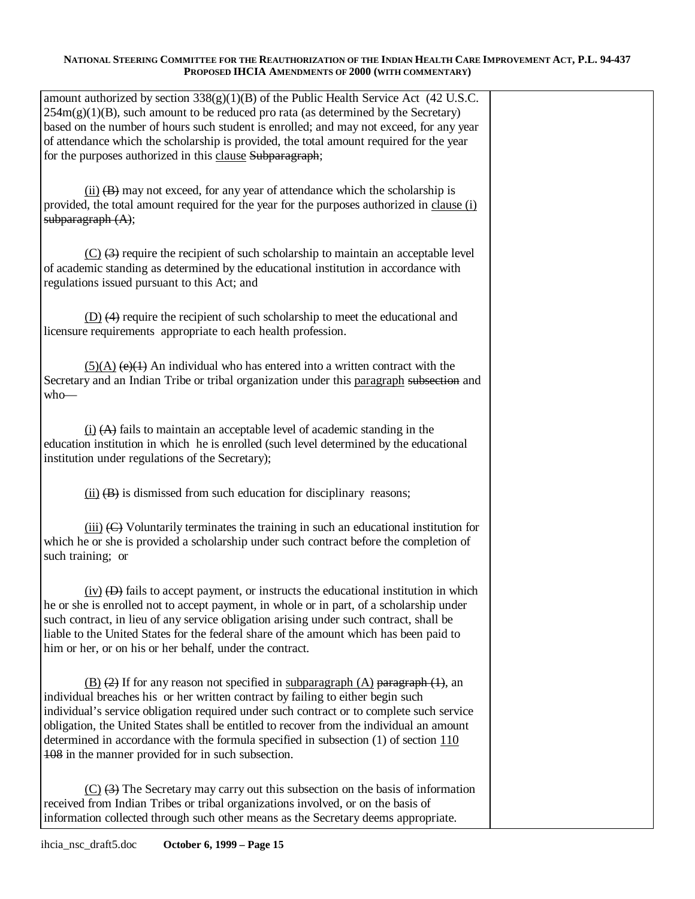amount authorized by section 338(g)(1)(B) of the Public Health Service Act (42 U.S.C. 254m(g)(1)(B), such amount to be reduced pro rata (as determined by the Secretary) based on the number of hours such student is enrolled; and may not exceed, for any year of attendance which the scholarship is provided, the total amount required for the year for the purposes authorized in this <u>clause</u> ~~Subparagraph~~;

<u>(ii)</u> ~~(B)~~ may not exceed, for any year of attendance which the scholarship is provided, the total amount required for the year for the purposes authorized in <u>clause (i)</u> ~~subparagraph (A)~~;

<u>(C)</u> ~~(3)~~ require the recipient of such scholarship to maintain an acceptable level of academic standing as determined by the educational institution in accordance with regulations issued pursuant to this Act; and

<u>(D)</u> ~~(4)~~ require the recipient of such scholarship to meet the educational and licensure requirements appropriate to each health profession.

<u>(5)(A)</u> ~~(e)(1)~~ An individual who has entered into a written contract with the Secretary and an Indian Tribe or tribal organization under this <u>paragraph</u> ~~subsection~~ and who—

<u>(i)</u> ~~(A)~~ fails to maintain an acceptable level of academic standing in the education institution in which he is enrolled (such level determined by the educational institution under regulations of the Secretary);

<u>(ii)</u> ~~(B)~~ is dismissed from such education for disciplinary reasons;

<u>(iii)</u> ~~(C)~~ Voluntarily terminates the training in such an educational institution for which he or she is provided a scholarship under such contract before the completion of such training; or

<u>(iv)</u> ~~(D)~~ fails to accept payment, or instructs the educational institution in which he or she is enrolled not to accept payment, in whole or in part, of a scholarship under such contract, in lieu of any service obligation arising under such contract, shall be liable to the United States for the federal share of the amount which has been paid to him or her, or on his or her behalf, under the contract.

<u>(B)</u> ~~(2)~~ If for any reason not specified in <u>subparagraph (A)</u> ~~paragraph (1)~~, an individual breaches his or her written contract by failing to either begin such individual's service obligation required under such contract or to complete such service obligation, the United States shall be entitled to recover from the individual an amount determined in accordance with the formula specified in subsection (1) of section <u>110</u> ~~108~~ in the manner provided for in such subsection.

<u>(C)</u> ~~(3)~~ The Secretary may carry out this subsection on the basis of information received from Indian Tribes or tribal organizations involved, or on the basis of information collected through such other means as the Secretary deems appropriate.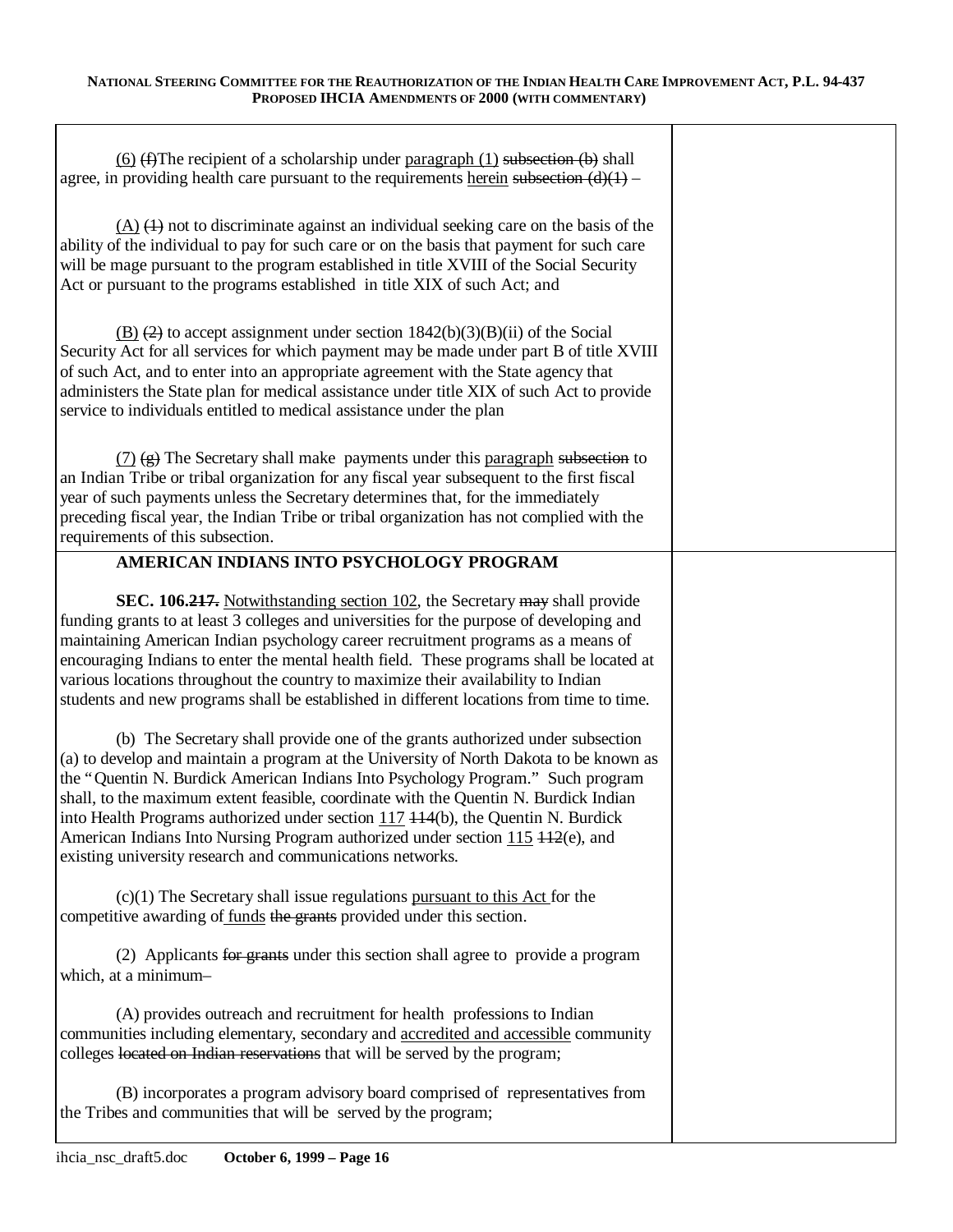(6) ~~(f)~~The recipient of a scholarship under paragraph (1) ~~subsection (b)~~ shall agree, in providing health care pursuant to the requirements herein ~~subsection (d)(1)~~ –

(A) ~~(1)~~ not to discriminate against an individual seeking care on the basis of the ability of the individual to pay for such care or on the basis that payment for such care will be mage pursuant to the program established in title XVIII of the Social Security Act or pursuant to the programs established in title XIX of such Act; and

(B) ~~(2)~~ to accept assignment under section 1842(b)(3)(B)(ii) of the Social Security Act for all services for which payment may be made under part B of title XVIII of such Act, and to enter into an appropriate agreement with the State agency that administers the State plan for medical assistance under title XIX of such Act to provide service to individuals entitled to medical assistance under the plan

(7) ~~(g)~~ The Secretary shall make payments under this paragraph ~~subsection~~ to an Indian Tribe or tribal organization for any fiscal year subsequent to the first fiscal year of such payments unless the Secretary determines that, for the immediately preceding fiscal year, the Indian Tribe or tribal organization has not complied with the requirements of this subsection.

## AMERICAN INDIANS INTO PSYCHOLOGY PROGRAM

**SEC. 106.~~217.~~** Notwithstanding section 102, the Secretary ~~may~~ shall provide funding grants to at least 3 colleges and universities for the purpose of developing and maintaining American Indian psychology career recruitment programs as a means of encouraging Indians to enter the mental health field. These programs shall be located at various locations throughout the country to maximize their availability to Indian students and new programs shall be established in different locations from time to time.

(b) The Secretary shall provide one of the grants authorized under subsection (a) to develop and maintain a program at the University of North Dakota to be known as the "Quentin N. Burdick American Indians Into Psychology Program." Such program shall, to the maximum extent feasible, coordinate with the Quentin N. Burdick Indian into Health Programs authorized under section 117 ~~114~~(b), the Quentin N. Burdick American Indians Into Nursing Program authorized under section 115 ~~112~~(e), and existing university research and communications networks.

(c)(1) The Secretary shall issue regulations pursuant to this Act for the competitive awarding of funds ~~the grants~~ provided under this section.

(2) Applicants ~~for grants~~ under this section shall agree to provide a program which, at a minimum–

(A) provides outreach and recruitment for health professions to Indian communities including elementary, secondary and accredited and accessible community colleges ~~located on Indian reservations~~ that will be served by the program;

(B) incorporates a program advisory board comprised of representatives from the Tribes and communities that will be served by the program;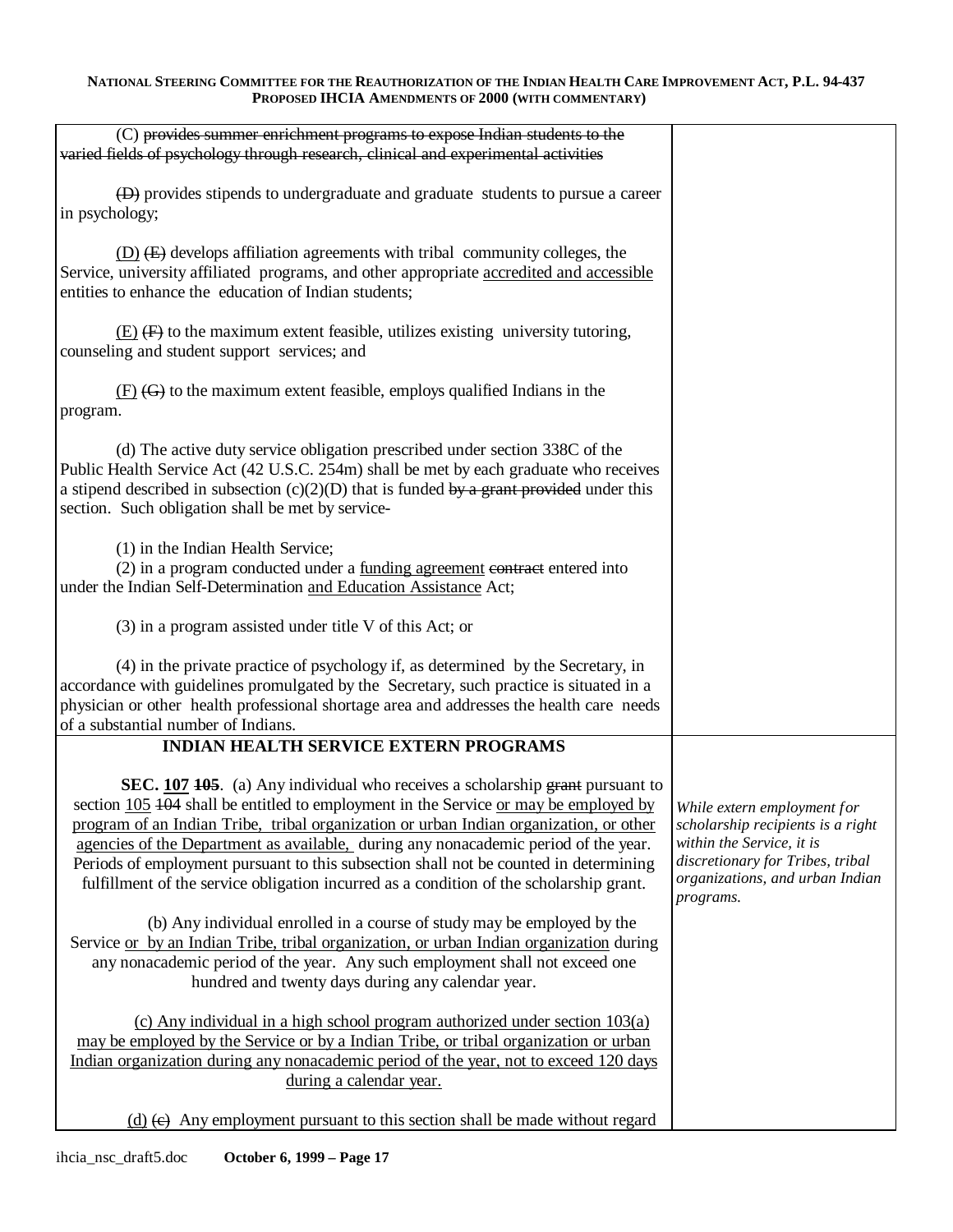| | |
|---|---|
| (C) ~~provides summer enrichment programs to expose Indian students to the varied fields of psychology through research, clinical and experimental activities~~<br><br>~~(D)~~ provides stipends to undergraduate and graduate students to pursue a career in psychology;<br><br><u>(D)</u> ~~(E)~~ develops affiliation agreements with tribal community colleges, the Service, university affiliated programs, and other appropriate <u>accredited and accessible</u> entities to enhance the education of Indian students;<br><br><u>(E)</u> ~~(F)~~ to the maximum extent feasible, utilizes existing university tutoring, counseling and student support services; and<br><br><u>(F)</u> ~~(G)~~ to the maximum extent feasible, employs qualified Indians in the program.<br><br>(d) The active duty service obligation prescribed under section 338C of the Public Health Service Act (42 U.S.C. 254m) shall be met by each graduate who receives a stipend described in subsection (c)(2)(D) that is funded ~~by a grant provided~~ under this section. Such obligation shall be met by service-<br><br>(1) in the Indian Health Service;<br>(2) in a program conducted under a <u>funding agreement</u> ~~contract~~ entered into under the Indian Self-Determination <u>and Education Assistance</u> Act;<br><br>(3) in a program assisted under title V of this Act; or<br><br>(4) in the private practice of psychology if, as determined by the Secretary, in accordance with guidelines promulgated by the Secretary, such practice is situated in a physician or other health professional shortage area and addresses the health care needs of a substantial number of Indians. | |
| **INDIAN HEALTH SERVICE EXTERN PROGRAMS**<br><br>**SEC. <u>107</u> ~~105~~**. (a) Any individual who receives a scholarship ~~grant~~ pursuant to section <u>105</u> ~~104~~ shall be entitled to employment in the Service <u>or may be employed by program of an Indian Tribe, tribal organization or urban Indian organization, or other agencies of the Department as available,</u> during any nonacademic period of the year. Periods of employment pursuant to this subsection shall not be counted in determining fulfillment of the service obligation incurred as a condition of the scholarship grant.<br><br>(b) Any individual enrolled in a course of study may be employed by the Service <u>or by an Indian Tribe, tribal organization, or urban Indian organization</u> during any nonacademic period of the year. Any such employment shall not exceed one hundred and twenty days during any calendar year.<br><br><u>(c) Any individual in a high school program authorized under section 103(a) may be employed by the Service or by a Indian Tribe, or tribal organization or urban Indian organization during any nonacademic period of the year, not to exceed 120 days during a calendar year.</u><br><br><u>(d)</u> ~~(c)~~ Any employment pursuant to this section shall be made without regard | *While extern employment for scholarship recipients is a right within the Service, it is discretionary for Tribes, tribal organizations, and urban Indian programs.* |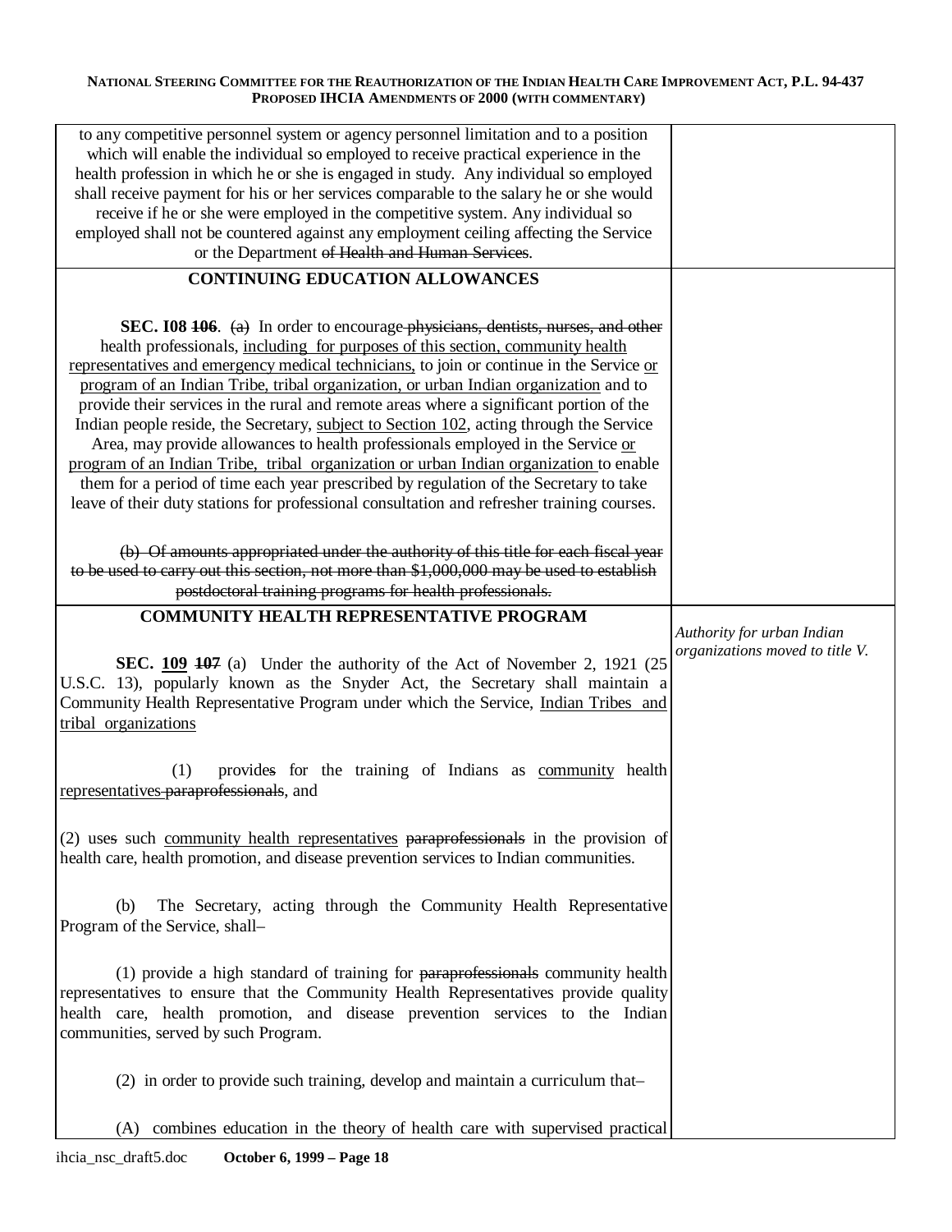| | |
|---|---|
| to any competitive personnel system or agency personnel limitation and to a position which will enable the individual so employed to receive practical experience in the health profession in which he or she is engaged in study. Any individual so employed shall receive payment for his or her services comparable to the salary he or she would receive if he or she were employed in the competitive system. Any individual so employed shall not be countered against any employment ceiling affecting the Service or the Department ~~of Health and Human Services~~. | |
| **CONTINUING EDUCATION ALLOWANCES**<br><br>**SEC. I08 ~~106~~**. ~~(a)~~ In order to encourage ~~physicians, dentists, nurses, and other~~ health professionals, <u>including for purposes of this section, community health representatives and emergency medical technicians,</u> to join or continue in the Service <u>or program of an Indian Tribe, tribal organization, or urban Indian organization</u> and to provide their services in the rural and remote areas where a significant portion of the Indian people reside, the Secretary, <u>subject to Section 102</u>, acting through the Service Area, may provide allowances to health professionals employed in the Service <u>or program of an Indian Tribe, tribal organization or urban Indian organization</u> to enable them for a period of time each year prescribed by regulation of the Secretary to take leave of their duty stations for professional consultation and refresher training courses.<br><br>~~(b) Of amounts appropriated under the authority of this title for each fiscal year to be used to carry out this section, not more than $1,000,000 may be used to establish postdoctoral training programs for health professionals.~~ | |
| **COMMUNITY HEALTH REPRESENTATIVE PROGRAM**<br><br>**SEC. <u>109</u> ~~107~~** (a) Under the authority of the Act of November 2, 1921 (25 U.S.C. 13), popularly known as the Snyder Act, the Secretary shall maintain a Community Health Representative Program under which the Service, <u>Indian Tribes and tribal organizations</u><br><br>(1) provide~~s~~ for the training of Indians as <u>community</u> health <u>representatives</u> ~~paraprofessionals~~, and<br><br>(2) use~~s~~ such <u>community health representatives</u> ~~paraprofessionals~~ in the provision of health care, health promotion, and disease prevention services to Indian communities.<br><br>(b) The Secretary, acting through the Community Health Representative Program of the Service, shall–<br><br>(1) provide a high standard of training for ~~paraprofessionals~~ community health representatives to ensure that the Community Health Representatives provide quality health care, health promotion, and disease prevention services to the Indian communities, served by such Program.<br><br>(2) in order to provide such training, develop and maintain a curriculum that–<br><br>(A) combines education in the theory of health care with supervised practical | *Authority for urban Indian organizations moved to title V.* |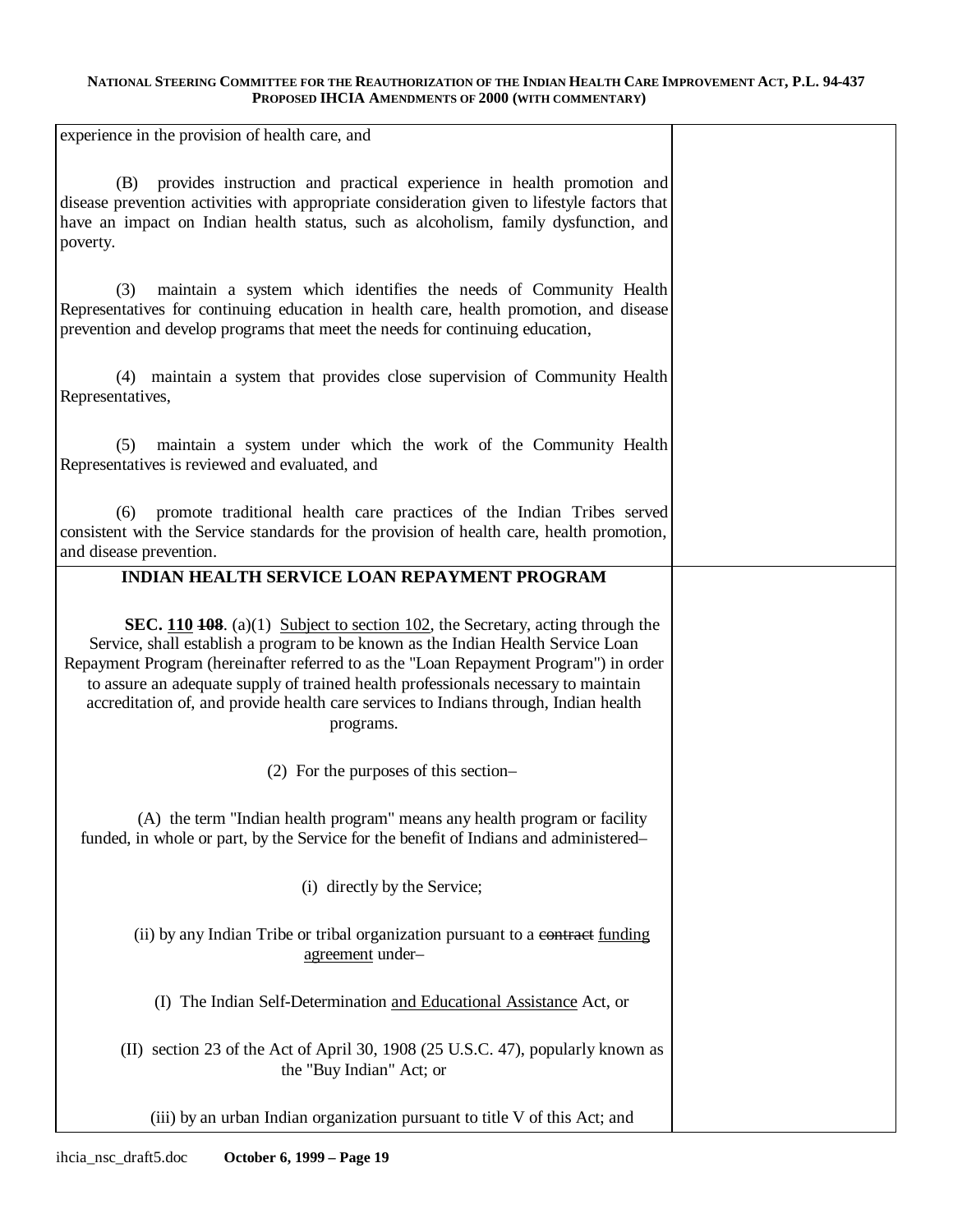experience in the provision of health care, and

(B) provides instruction and practical experience in health promotion and disease prevention activities with appropriate consideration given to lifestyle factors that have an impact on Indian health status, such as alcoholism, family dysfunction, and poverty.

(3) maintain a system which identifies the needs of Community Health Representatives for continuing education in health care, health promotion, and disease prevention and develop programs that meet the needs for continuing education,

(4) maintain a system that provides close supervision of Community Health Representatives,

(5) maintain a system under which the work of the Community Health Representatives is reviewed and evaluated, and

(6) promote traditional health care practices of the Indian Tribes served consistent with the Service standards for the provision of health care, health promotion, and disease prevention.

**INDIAN HEALTH SERVICE LOAN REPAYMENT PROGRAM**

**SEC. <u>110</u> ~~108~~**. (a)(1) <u>Subject to section 102</u>, the Secretary, acting through the Service, shall establish a program to be known as the Indian Health Service Loan Repayment Program (hereinafter referred to as the "Loan Repayment Program") in order to assure an adequate supply of trained health professionals necessary to maintain accreditation of, and provide health care services to Indians through, Indian health programs.

(2) For the purposes of this section–

(A) the term "Indian health program" means any health program or facility funded, in whole or part, by the Service for the benefit of Indians and administered–

(i) directly by the Service;

(ii) by any Indian Tribe or tribal organization pursuant to a ~~contract~~ <u>funding agreement</u> under–

(I) The Indian Self-Determination <u>and Educational Assistance</u> Act, or

(II) section 23 of the Act of April 30, 1908 (25 U.S.C. 47), popularly known as the "Buy Indian" Act; or

(iii) by an urban Indian organization pursuant to title V of this Act; and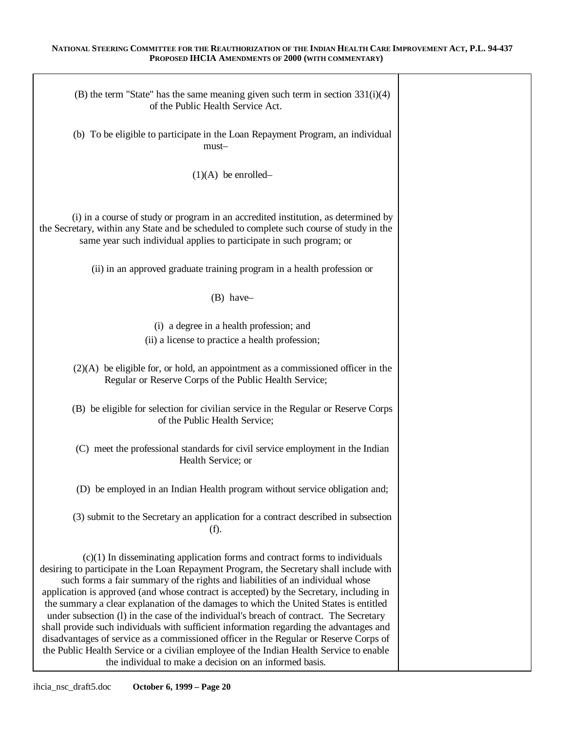(B) the term "State" has the same meaning given such term in section 331(i)(4) of the Public Health Service Act.

(b) To be eligible to participate in the Loan Repayment Program, an individual must–

(1)(A) be enrolled–

(i) in a course of study or program in an accredited institution, as determined by the Secretary, within any State and be scheduled to complete such course of study in the same year such individual applies to participate in such program; or

(ii) in an approved graduate training program in a health profession or

(B) have–

(i) a degree in a health profession; and

(ii) a license to practice a health profession;

(2)(A) be eligible for, or hold, an appointment as a commissioned officer in the Regular or Reserve Corps of the Public Health Service;

(B) be eligible for selection for civilian service in the Regular or Reserve Corps of the Public Health Service;

(C) meet the professional standards for civil service employment in the Indian Health Service; or

(D) be employed in an Indian Health program without service obligation and;

(3) submit to the Secretary an application for a contract described in subsection (f).

(c)(1) In disseminating application forms and contract forms to individuals desiring to participate in the Loan Repayment Program, the Secretary shall include with such forms a fair summary of the rights and liabilities of an individual whose application is approved (and whose contract is accepted) by the Secretary, including in the summary a clear explanation of the damages to which the United States is entitled under subsection (l) in the case of the individual's breach of contract. The Secretary shall provide such individuals with sufficient information regarding the advantages and disadvantages of service as a commissioned officer in the Regular or Reserve Corps of the Public Health Service or a civilian employee of the Indian Health Service to enable the individual to make a decision on an informed basis.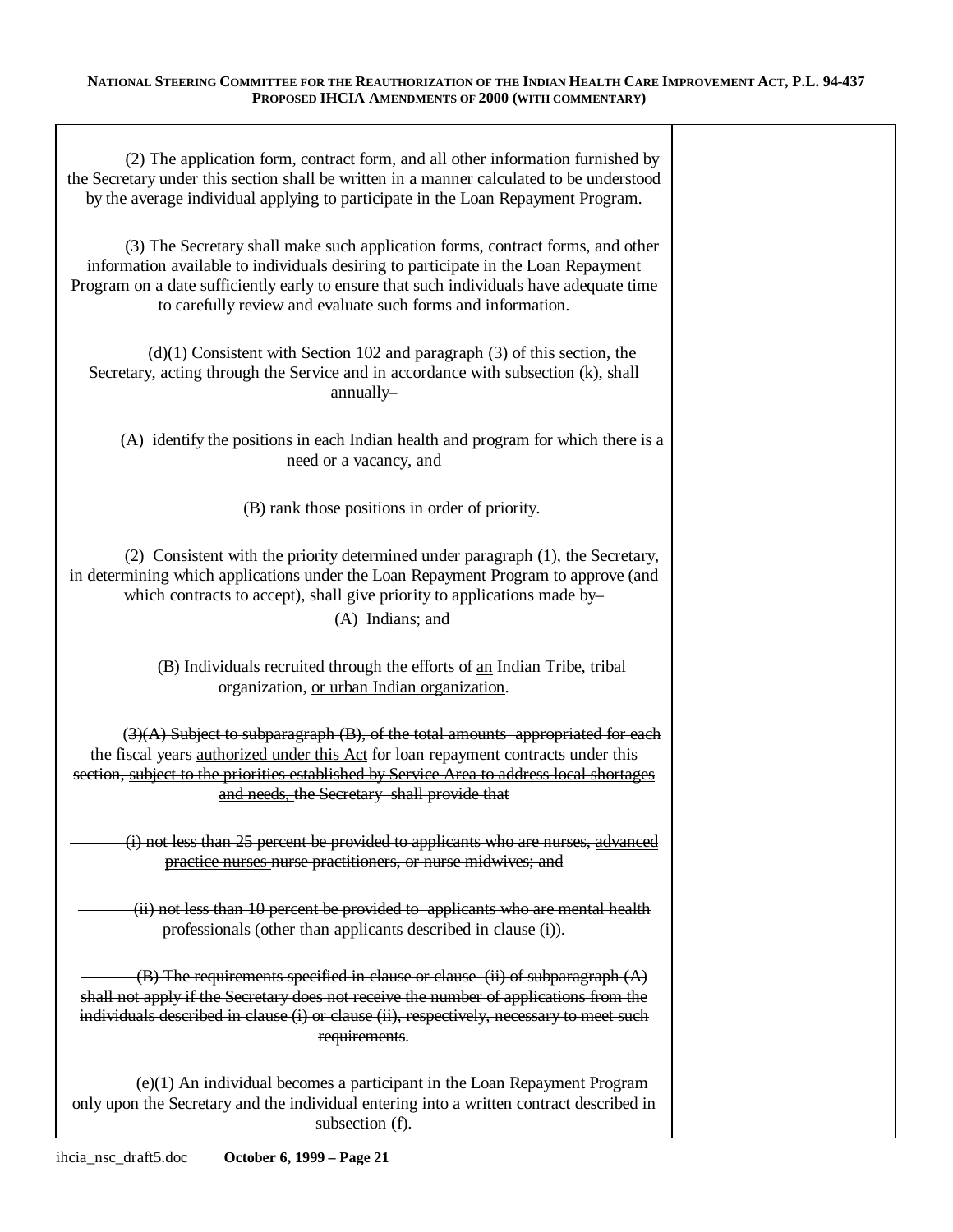(2) The application form, contract form, and all other information furnished by the Secretary under this section shall be written in a manner calculated to be understood by the average individual applying to participate in the Loan Repayment Program.

(3) The Secretary shall make such application forms, contract forms, and other information available to individuals desiring to participate in the Loan Repayment Program on a date sufficiently early to ensure that such individuals have adequate time to carefully review and evaluate such forms and information.

(d)(1) Consistent with <u>Section 102 and</u> paragraph (3) of this section, the Secretary, acting through the Service and in accordance with subsection (k), shall annually~~–~~

(A) identify the positions in each Indian health and program for which there is a need or a vacancy, and

(B) rank those positions in order of priority.

(2) Consistent with the priority determined under paragraph (1), the Secretary, in determining which applications under the Loan Repayment Program to approve (and which contracts to accept), shall give priority to applications made by~~–~~

(A) Indians; and

(B) Individuals recruited through the efforts of <u>an</u> Indian Tribe, tribal organization, <u>or urban Indian organization</u>.

~~(3)(A) Subject to subparagraph (B), of the total amounts appropriated for each the fiscal years authorized under this Act for loan repayment contracts under this section, subject to the priorities established by Service Area to address local shortages and needs, the Secretary shall provide that~~

~~(i) not less than 25 percent be provided to applicants who are nurses, advanced practice nurses nurse practitioners, or nurse midwives; and~~

~~(ii) not less than 10 percent be provided to applicants who are mental health professionals (other than applicants described in clause (i)).~~

~~(B) The requirements specified in clause or clause (ii) of subparagraph (A) shall not apply if the Secretary does not receive the number of applications from the individuals described in clause (i) or clause (ii), respectively, necessary to meet such requirements~~.

(e)(1) An individual becomes a participant in the Loan Repayment Program only upon the Secretary and the individual entering into a written contract described in subsection (f).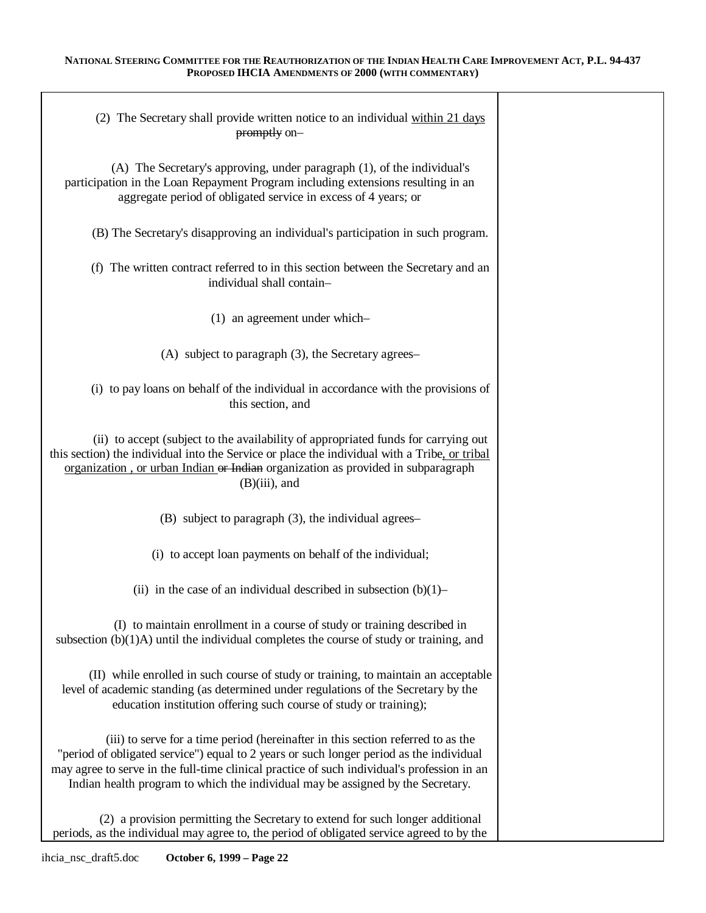(2) The Secretary shall provide written notice to an individual <u>within 21 days</u> ~~promptly~~ on–

(A) The Secretary's approving, under paragraph (1), of the individual's participation in the Loan Repayment Program including extensions resulting in an aggregate period of obligated service in excess of 4 years; or

(B) The Secretary's disapproving an individual's participation in such program.

(f) The written contract referred to in this section between the Secretary and an individual shall contain–

(1) an agreement under which–

(A) subject to paragraph (3), the Secretary agrees–

(i) to pay loans on behalf of the individual in accordance with the provisions of this section, and

(ii) to accept (subject to the availability of appropriated funds for carrying out this section) the individual into the Service or place the individual with a Tribe<u>, or tribal organization , or urban Indian</u> ~~or Indian~~ organization as provided in subparagraph (B)(iii), and

(B) subject to paragraph (3), the individual agrees–

(i) to accept loan payments on behalf of the individual;

(ii) in the case of an individual described in subsection (b)(1)–

(I) to maintain enrollment in a course of study or training described in subsection (b)(1)A) until the individual completes the course of study or training, and

(II) while enrolled in such course of study or training, to maintain an acceptable level of academic standing (as determined under regulations of the Secretary by the education institution offering such course of study or training);

(iii) to serve for a time period (hereinafter in this section referred to as the "period of obligated service") equal to 2 years or such longer period as the individual may agree to serve in the full-time clinical practice of such individual's profession in an Indian health program to which the individual may be assigned by the Secretary.

(2) a provision permitting the Secretary to extend for such longer additional periods, as the individual may agree to, the period of obligated service agreed to by the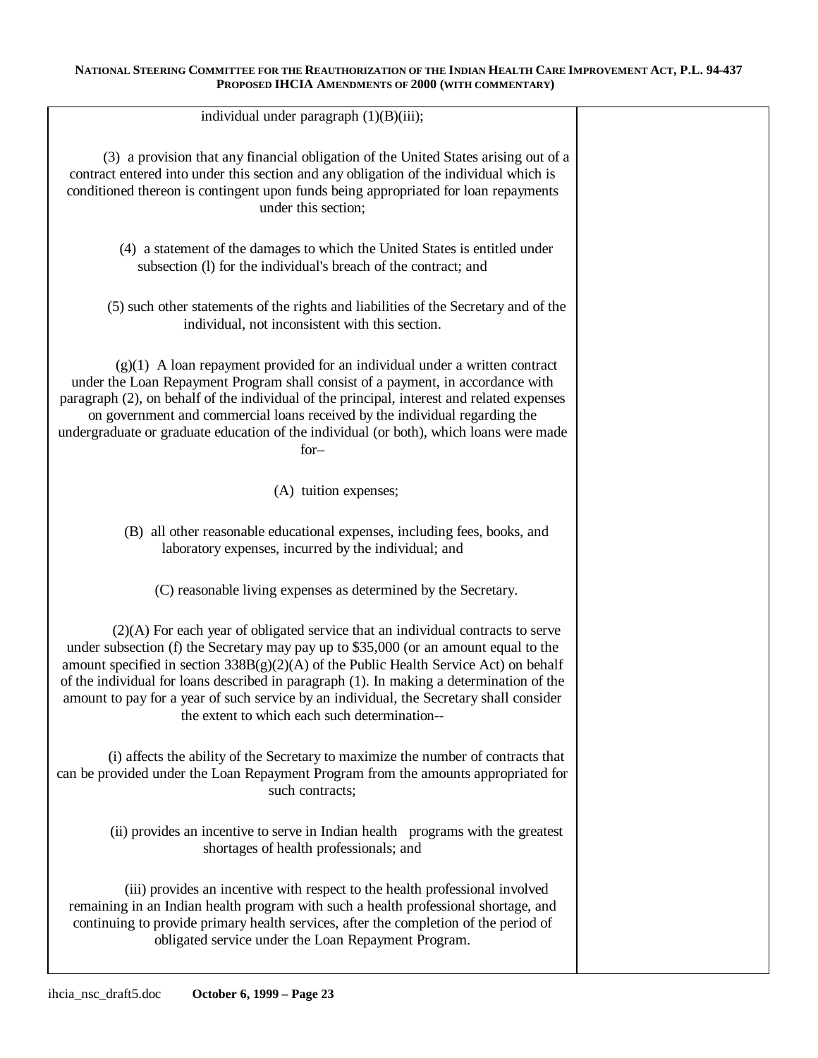individual under paragraph (1)(B)(iii);

(3) a provision that any financial obligation of the United States arising out of a contract entered into under this section and any obligation of the individual which is conditioned thereon is contingent upon funds being appropriated for loan repayments under this section;

(4) a statement of the damages to which the United States is entitled under subsection (l) for the individual's breach of the contract; and

(5) such other statements of the rights and liabilities of the Secretary and of the individual, not inconsistent with this section.

(g)(1) A loan repayment provided for an individual under a written contract under the Loan Repayment Program shall consist of a payment, in accordance with paragraph (2), on behalf of the individual of the principal, interest and related expenses on government and commercial loans received by the individual regarding the undergraduate or graduate education of the individual (or both), which loans were made for–

(A) tuition expenses;

(B) all other reasonable educational expenses, including fees, books, and laboratory expenses, incurred by the individual; and

(C) reasonable living expenses as determined by the Secretary.

(2)(A) For each year of obligated service that an individual contracts to serve under subsection (f) the Secretary may pay up to $35,000 (or an amount equal to the amount specified in section 338B(g)(2)(A) of the Public Health Service Act) on behalf of the individual for loans described in paragraph (1). In making a determination of the amount to pay for a year of such service by an individual, the Secretary shall consider the extent to which each such determination--

(i) affects the ability of the Secretary to maximize the number of contracts that can be provided under the Loan Repayment Program from the amounts appropriated for such contracts;

(ii) provides an incentive to serve in Indian health programs with the greatest shortages of health professionals; and

(iii) provides an incentive with respect to the health professional involved remaining in an Indian health program with such a health professional shortage, and continuing to provide primary health services, after the completion of the period of obligated service under the Loan Repayment Program.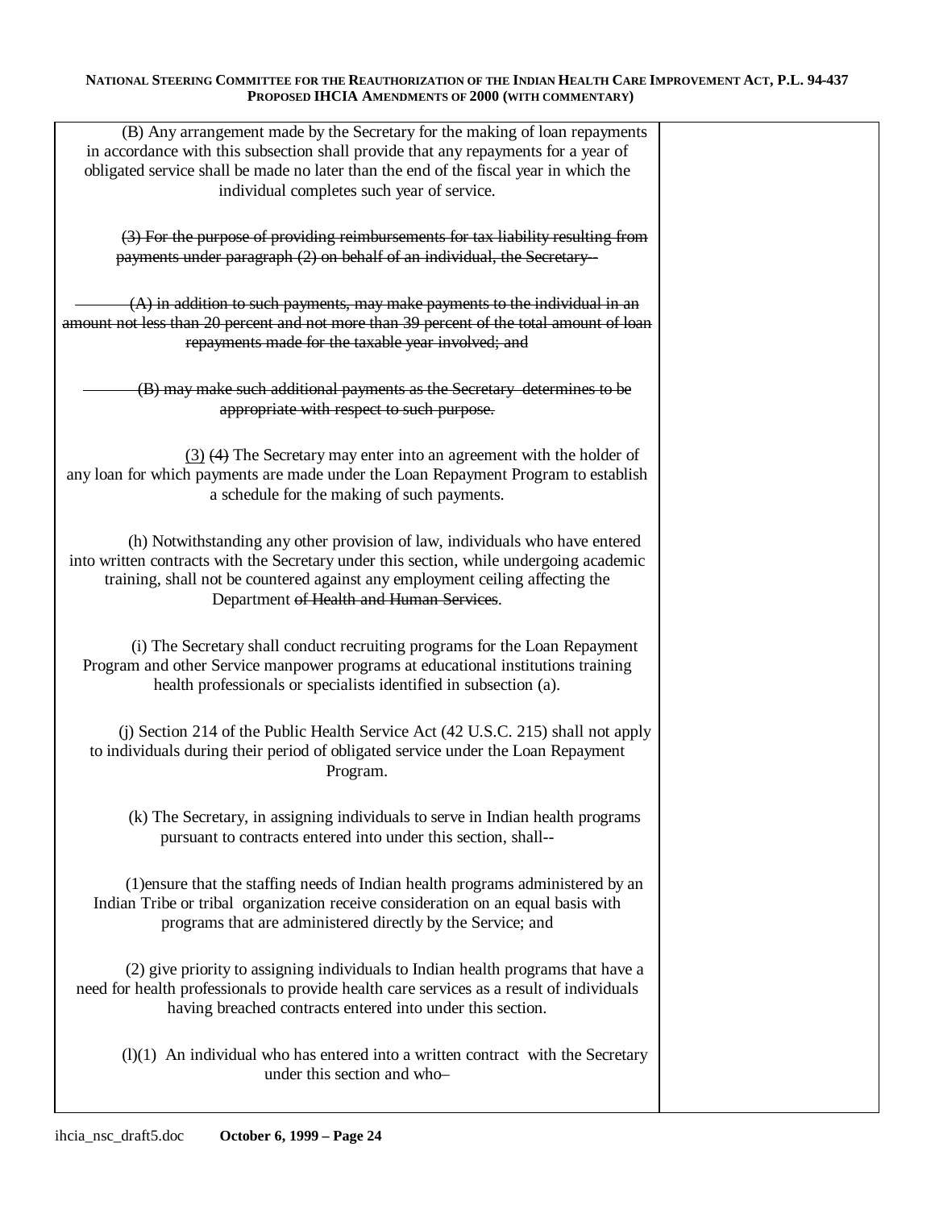(B) Any arrangement made by the Secretary for the making of loan repayments in accordance with this subsection shall provide that any repayments for a year of obligated service shall be made no later than the end of the fiscal year in which the individual completes such year of service.

~~(3) For the purpose of providing reimbursements for tax liability resulting from payments under paragraph (2) on behalf of an individual, the Secretary--~~

~~(A) in addition to such payments, may make payments to the individual in an amount not less than 20 percent and not more than 39 percent of the total amount of loan repayments made for the taxable year involved; and~~

~~(B) may make such additional payments as the Secretary determines to be appropriate with respect to such purpose.~~

<u>(3)</u> ~~(4)~~ The Secretary may enter into an agreement with the holder of any loan for which payments are made under the Loan Repayment Program to establish a schedule for the making of such payments.

(h) Notwithstanding any other provision of law, individuals who have entered into written contracts with the Secretary under this section, while undergoing academic training, shall not be countered against any employment ceiling affecting the Department ~~of Health and Human Services~~.

(i) The Secretary shall conduct recruiting programs for the Loan Repayment Program and other Service manpower programs at educational institutions training health professionals or specialists identified in subsection (a).

(j) Section 214 of the Public Health Service Act (42 U.S.C. 215) shall not apply to individuals during their period of obligated service under the Loan Repayment Program.

(k) The Secretary, in assigning individuals to serve in Indian health programs pursuant to contracts entered into under this section, shall--

(1)ensure that the staffing needs of Indian health programs administered by an Indian Tribe or tribal organization receive consideration on an equal basis with programs that are administered directly by the Service; and

(2) give priority to assigning individuals to Indian health programs that have a need for health professionals to provide health care services as a result of individuals having breached contracts entered into under this section.

(l)(1) An individual who has entered into a written contract with the Secretary under this section and who–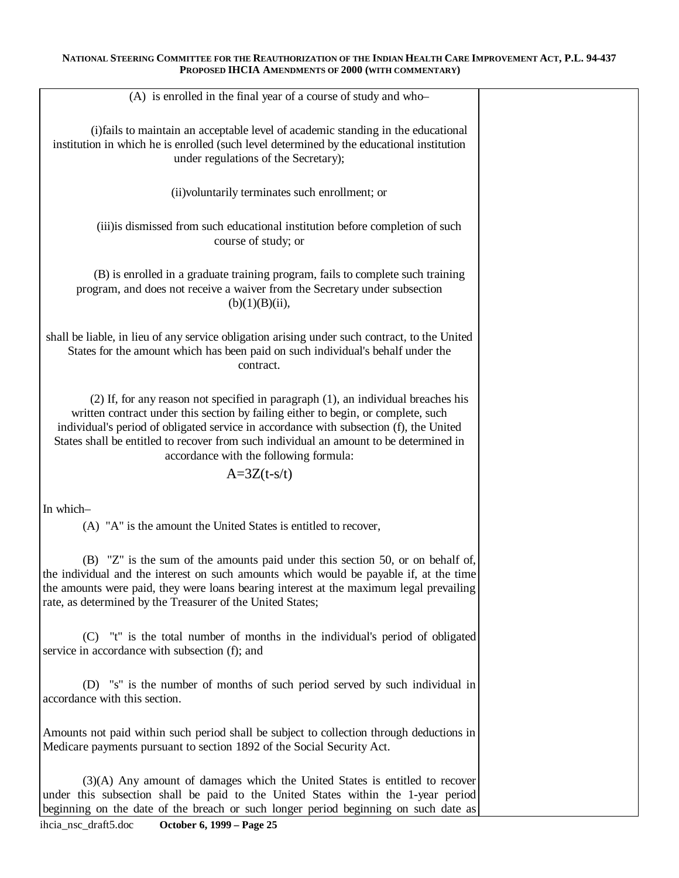(A) is enrolled in the final year of a course of study and who–

(i)fails to maintain an acceptable level of academic standing in the educational institution in which he is enrolled (such level determined by the educational institution under regulations of the Secretary);

(ii)voluntarily terminates such enrollment; or

(iii)is dismissed from such educational institution before completion of such course of study; or

(B) is enrolled in a graduate training program, fails to complete such training program, and does not receive a waiver from the Secretary under subsection (b)(1)(B)(ii),

shall be liable, in lieu of any service obligation arising under such contract, to the United States for the amount which has been paid on such individual's behalf under the contract.

(2) If, for any reason not specified in paragraph (1), an individual breaches his written contract under this section by failing either to begin, or complete, such individual's period of obligated service in accordance with subsection (f), the United States shall be entitled to recover from such individual an amount to be determined in accordance with the following formula:

$$A=3Z(t-s/t)$$

In which–

(A) "A" is the amount the United States is entitled to recover,

(B) "Z" is the sum of the amounts paid under this section 50, or on behalf of, the individual and the interest on such amounts which would be payable if, at the time the amounts were paid, they were loans bearing interest at the maximum legal prevailing rate, as determined by the Treasurer of the United States;

(C) "t" is the total number of months in the individual's period of obligated service in accordance with subsection (f); and

(D) "s" is the number of months of such period served by such individual in accordance with this section.

Amounts not paid within such period shall be subject to collection through deductions in Medicare payments pursuant to section 1892 of the Social Security Act.

(3)(A) Any amount of damages which the United States is entitled to recover under this subsection shall be paid to the United States within the 1-year period beginning on the date of the breach or such longer period beginning on such date as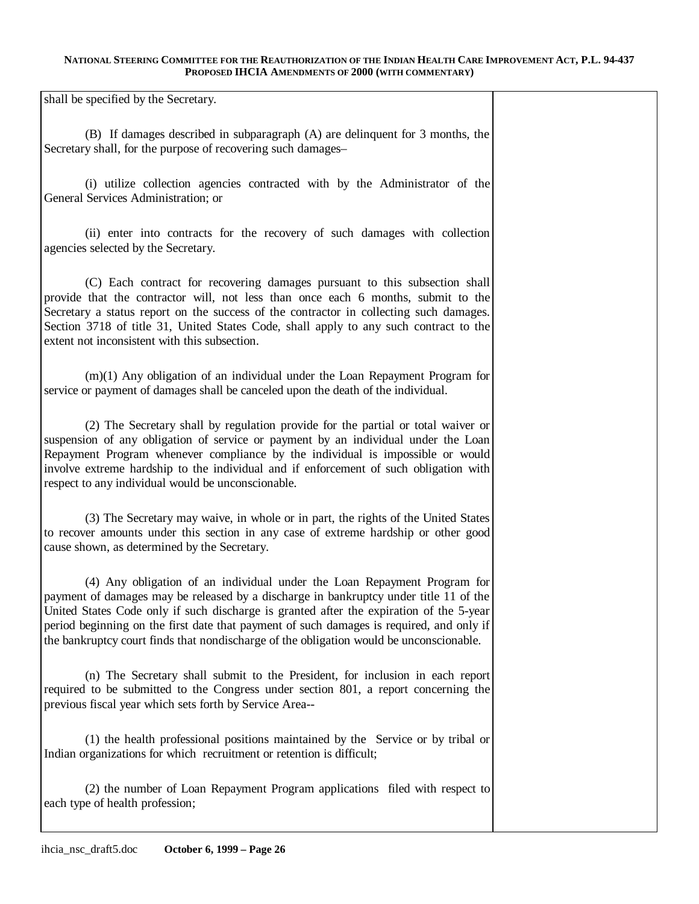shall be specified by the Secretary.

(B) If damages described in subparagraph (A) are delinquent for 3 months, the Secretary shall, for the purpose of recovering such damages–

(i) utilize collection agencies contracted with by the Administrator of the General Services Administration; or

(ii) enter into contracts for the recovery of such damages with collection agencies selected by the Secretary.

(C) Each contract for recovering damages pursuant to this subsection shall provide that the contractor will, not less than once each 6 months, submit to the Secretary a status report on the success of the contractor in collecting such damages. Section 3718 of title 31, United States Code, shall apply to any such contract to the extent not inconsistent with this subsection.

(m)(1) Any obligation of an individual under the Loan Repayment Program for service or payment of damages shall be canceled upon the death of the individual.

(2) The Secretary shall by regulation provide for the partial or total waiver or suspension of any obligation of service or payment by an individual under the Loan Repayment Program whenever compliance by the individual is impossible or would involve extreme hardship to the individual and if enforcement of such obligation with respect to any individual would be unconscionable.

(3) The Secretary may waive, in whole or in part, the rights of the United States to recover amounts under this section in any case of extreme hardship or other good cause shown, as determined by the Secretary.

(4) Any obligation of an individual under the Loan Repayment Program for payment of damages may be released by a discharge in bankruptcy under title 11 of the United States Code only if such discharge is granted after the expiration of the 5-year period beginning on the first date that payment of such damages is required, and only if the bankruptcy court finds that nondischarge of the obligation would be unconscionable.

(n) The Secretary shall submit to the President, for inclusion in each report required to be submitted to the Congress under section 801, a report concerning the previous fiscal year which sets forth by Service Area--

(1) the health professional positions maintained by the Service or by tribal or Indian organizations for which recruitment or retention is difficult;

(2) the number of Loan Repayment Program applications filed with respect to each type of health profession;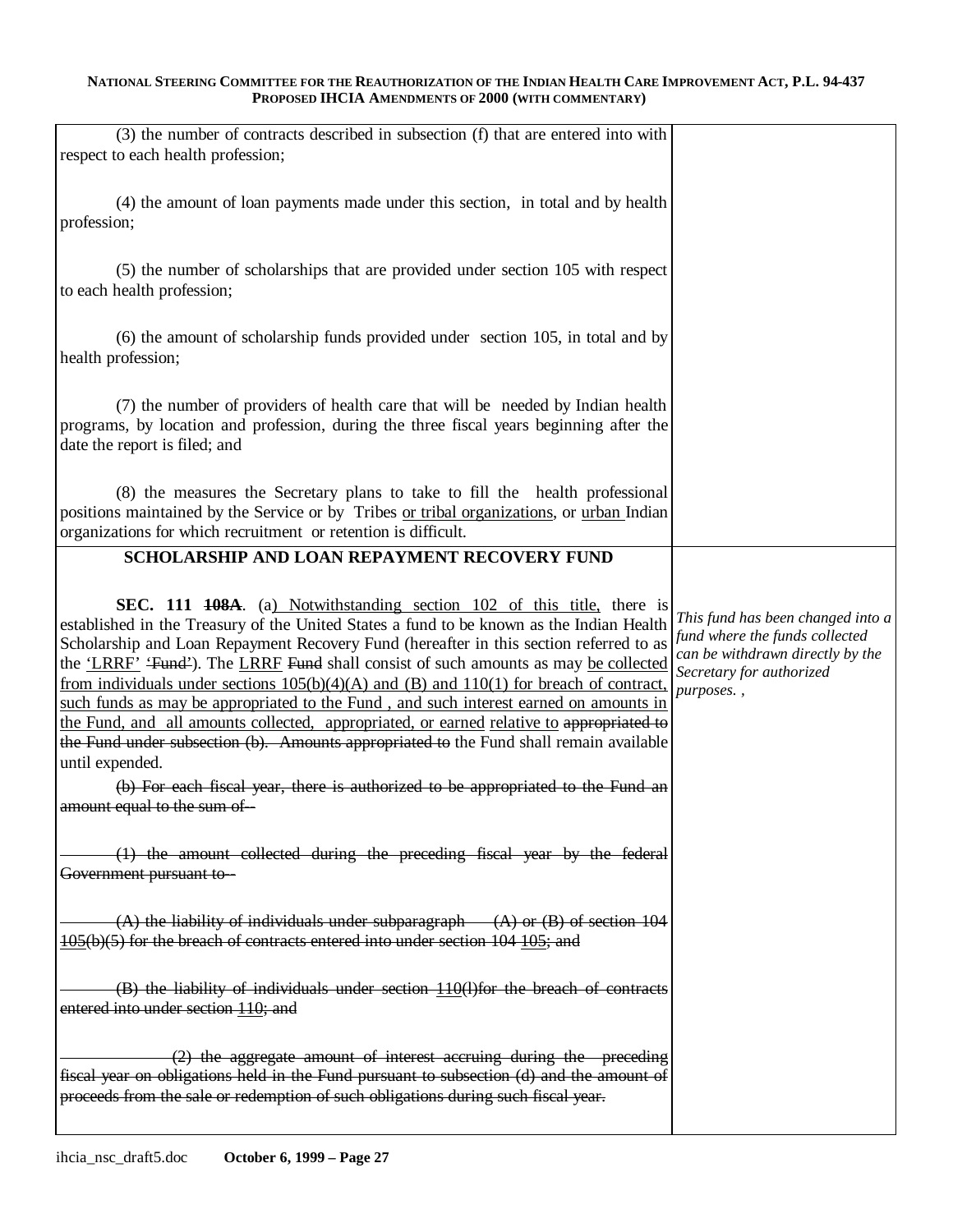| | |
|---|---|
| (3) the number of contracts described in subsection (f) that are entered into with respect to each health profession; | |
| (4) the amount of loan payments made under this section, in total and by health profession; | |
| (5) the number of scholarships that are provided under section 105 with respect to each health profession; | |
| (6) the amount of scholarship funds provided under section 105, in total and by health profession; | |
| (7) the number of providers of health care that will be needed by Indian health programs, by location and profession, during the three fiscal years beginning after the date the report is filed; and | |
| (8) the measures the Secretary plans to take to fill the health professional positions maintained by the Service or by Tribes <u>or tribal organizations</u>, or <u>urban</u> Indian organizations for which recruitment or retention is difficult. | |
| **SCHOLARSHIP AND LOAN REPAYMENT RECOVERY FUND**<br><br>**SEC. 111 ~~108A~~**. (a<u>) Notwithstanding section 102 of this title,</u> there is established in the Treasury of the United States a fund to be known as the Indian Health Scholarship and Loan Repayment Recovery Fund (hereafter in this section referred to as the <u>'LRRF'</u> ~~'Fund'~~). The <u>LRRF</u> ~~Fund~~ shall consist of such amounts as may <u>be collected from individuals under sections 105(b)(4)(A) and (B) and 110(1) for breach of contract, such funds as may be appropriated to the Fund , and such interest earned on amounts in the Fund, and all amounts collected, appropriated, or earned</u> <u>relative to</u> ~~appropriated to the Fund under subsection (b). Amounts appropriated to~~ the Fund shall remain available until expended.<br><br>~~(b) For each fiscal year, there is authorized to be appropriated to the Fund an amount equal to the sum of--~~<br><br>~~(1) the amount collected during the preceding fiscal year by the federal Government pursuant to--~~<br><br>~~(A) the liability of individuals under subparagraph (A) or (B) of section 104~~ ~~<u>105</u>(b)(5) for the breach of contracts entered into under section 104~~ ~~<u>105</u>; and~~<br><br>~~(B) the liability of individuals under section <u>110</u>(l)for the breach of contracts entered into under section <u>110</u>; and~~<br><br>~~(2) the aggregate amount of interest accruing during the preceding fiscal year on obligations held in the Fund pursuant to subsection (d) and the amount of proceeds from the sale or redemption of such obligations during such fiscal year.~~ | *This fund has been changed into a fund where the funds collected can be withdrawn directly by the Secretary for authorized purposes. ,* |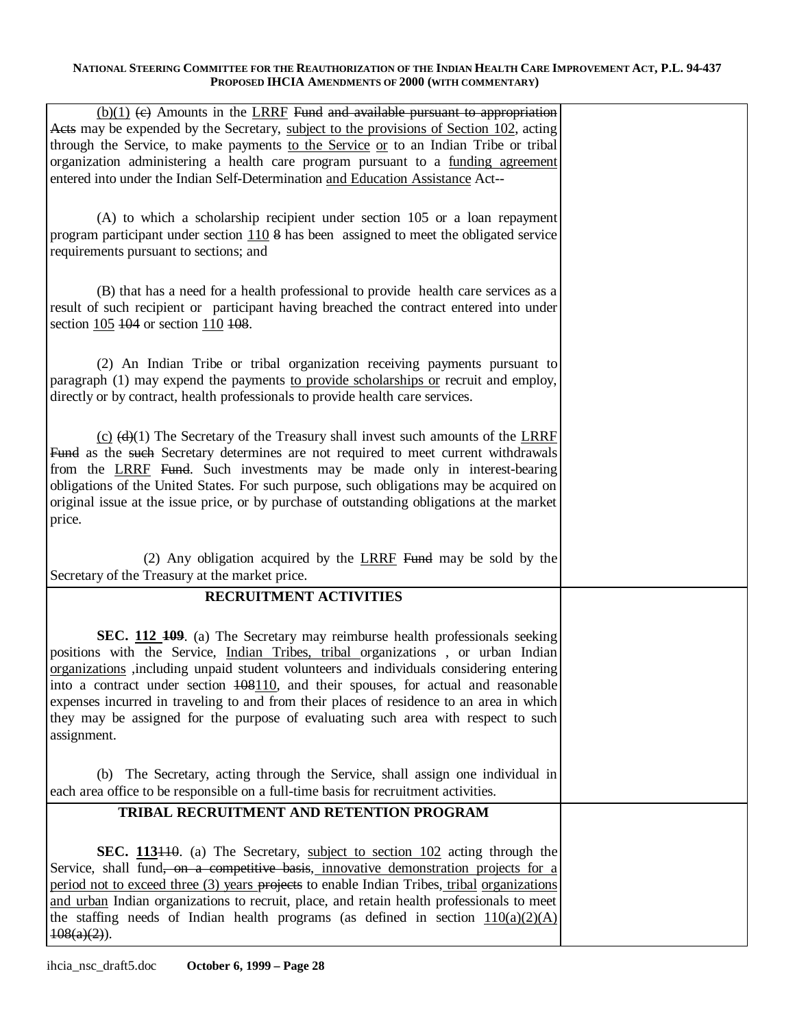(b)(1) ~~(c)~~ Amounts in the LRRF ~~Fund and available pursuant to appropriation Acts~~ may be expended by the Secretary, subject to the provisions of Section 102, acting through the Service, to make payments to the Service or to an Indian Tribe or tribal organization administering a health care program pursuant to a funding agreement entered into under the Indian Self-Determination and Education Assistance Act--

(A) to which a scholarship recipient under section 105 or a loan repayment program participant under section 110 ~~8~~ has been assigned to meet the obligated service requirements pursuant to sections; and

(B) that has a need for a health professional to provide health care services as a result of such recipient or participant having breached the contract entered into under section 105 ~~104~~ or section 110 ~~108~~.

(2) An Indian Tribe or tribal organization receiving payments pursuant to paragraph (1) may expend the payments to provide scholarships or recruit and employ, directly or by contract, health professionals to provide health care services.

(c) ~~(d)~~(1) The Secretary of the Treasury shall invest such amounts of the LRRF ~~Fund~~ as the ~~such~~ Secretary determines are not required to meet current withdrawals from the LRRF ~~Fund~~. Such investments may be made only in interest-bearing obligations of the United States. For such purpose, such obligations may be acquired on original issue at the issue price, or by purchase of outstanding obligations at the market price.

(2) Any obligation acquired by the LRRF ~~Fund~~ may be sold by the Secretary of the Treasury at the market price.

## RECRUITMENT ACTIVITIES

**SEC. 112 ~~109~~**. (a) The Secretary may reimburse health professionals seeking positions with the Service, Indian Tribes, tribal organizations , or urban Indian organizations ,including unpaid student volunteers and individuals considering entering into a contract under section ~~108~~110, and their spouses, for actual and reasonable expenses incurred in traveling to and from their places of residence to an area in which they may be assigned for the purpose of evaluating such area with respect to such assignment.

(b) The Secretary, acting through the Service, shall assign one individual in each area office to be responsible on a full-time basis for recruitment activities.

## TRIBAL RECRUITMENT AND RETENTION PROGRAM

**SEC. 113~~110~~**. (a) The Secretary, subject to section 102 acting through the Service, shall fund~~, on a competitive basis~~, innovative demonstration projects for a period not to exceed three (3) years ~~projects~~ to enable Indian Tribes, tribal organizations and urban Indian organizations to recruit, place, and retain health professionals to meet the staffing needs of Indian health programs (as defined in section 110(a)(2)(A) ~~108(a)(2)~~).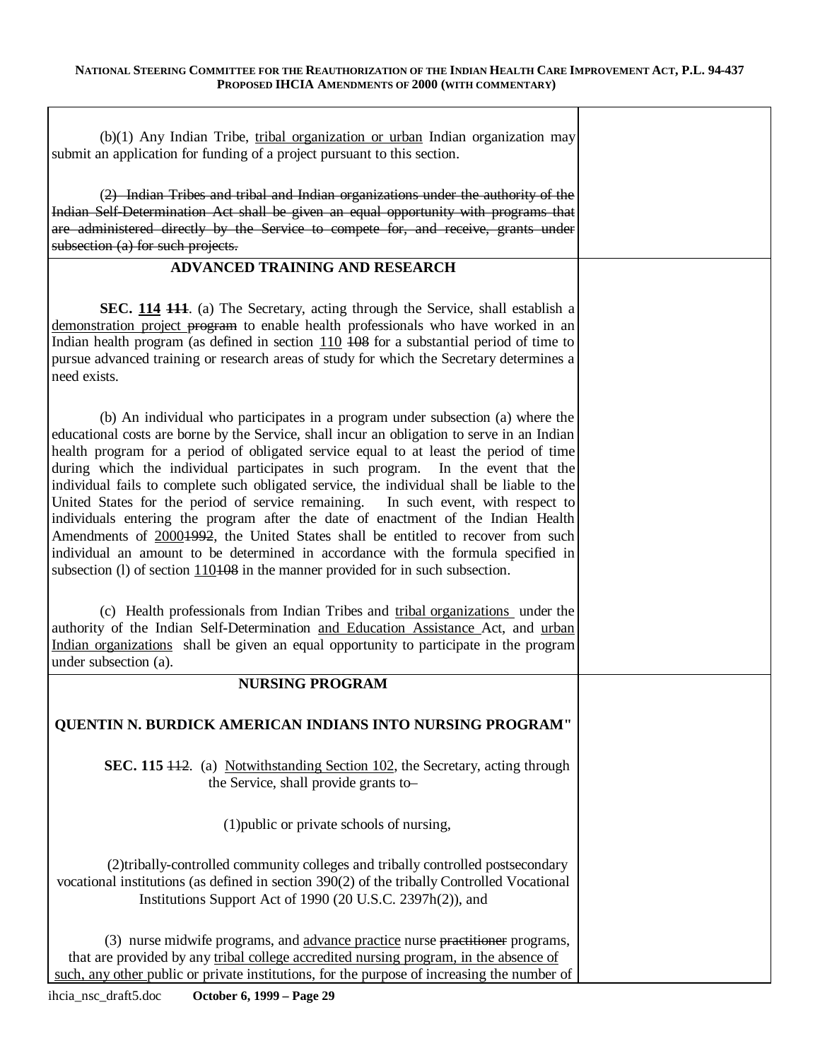(b)(1) Any Indian Tribe, <u>tribal organization or urban</u> Indian organization may submit an application for funding of a project pursuant to this section.

~~(2) Indian Tribes and tribal and Indian organizations under the authority of the Indian Self-Determination Act shall be given an equal opportunity with programs that are administered directly by the Service to compete for, and receive, grants under subsection (a) for such projects.~~

**ADVANCED TRAINING AND RESEARCH**

**SEC. <u>114</u> ~~111~~**. (a) The Secretary, acting through the Service, shall establish a <u>demonstration project</u> ~~program~~ to enable health professionals who have worked in an Indian health program (as defined in section <u>110</u> ~~108~~ for a substantial period of time to pursue advanced training or research areas of study for which the Secretary determines a need exists.

(b) An individual who participates in a program under subsection (a) where the educational costs are borne by the Service, shall incur an obligation to serve in an Indian health program for a period of obligated service equal to at least the period of time during which the individual participates in such program. In the event that the individual fails to complete such obligated service, the individual shall be liable to the United States for the period of service remaining. In such event, with respect to individuals entering the program after the date of enactment of the Indian Health Amendments of <u>2000</u>~~1992~~, the United States shall be entitled to recover from such individual an amount to be determined in accordance with the formula specified in subsection (l) of section <u>110</u>~~108~~ in the manner provided for in such subsection.

(c) Health professionals from Indian Tribes and <u>tribal organizations</u> under the authority of the Indian Self-Determination <u>and Education Assistance</u> Act, and <u>urban Indian organizations</u> shall be given an equal opportunity to participate in the program under subsection (a).

**NURSING PROGRAM**

**QUENTIN N. BURDICK AMERICAN INDIANS INTO NURSING PROGRAM"**

**SEC. 115 ~~112~~**. (a) <u>Notwithstanding Section 102</u>, the Secretary, acting through the Service, shall provide grants to–

(1)public or private schools of nursing,

(2)tribally-controlled community colleges and tribally controlled postsecondary vocational institutions (as defined in section 390(2) of the tribally Controlled Vocational Institutions Support Act of 1990 (20 U.S.C. 2397h(2)), and

(3) nurse midwife programs, and <u>advance practice</u> nurse ~~practitioner~~ programs, that are provided by any <u>tribal college accredited nursing program, in the absence of such, any other</u> public or private institutions, for the purpose of increasing the number of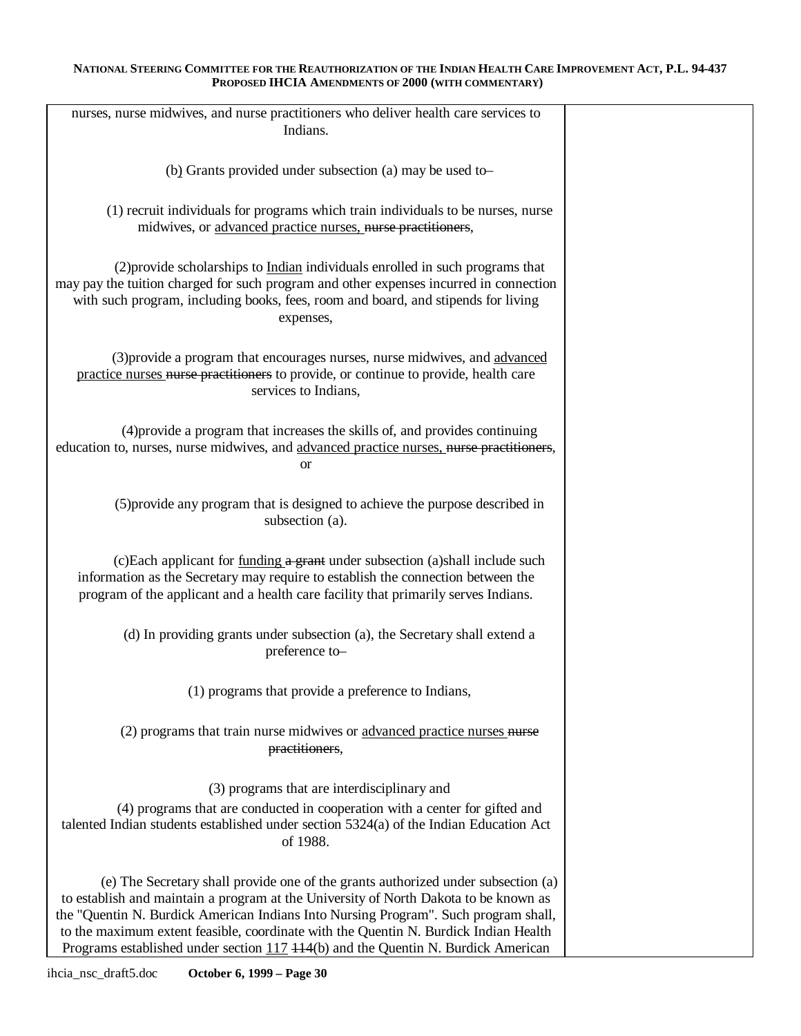| | |
|---|---|
| nurses, nurse midwives, and nurse practitioners who deliver health care services to Indians.<br><br>(b) Grants provided under subsection (a) may be used to–<br><br>(1) recruit individuals for programs which train individuals to be nurses, nurse midwives, or <u>advanced practice nurses,</u> ~~nurse practitioners~~,<br><br>(2)provide scholarships to <u>Indian</u> individuals enrolled in such programs that may pay the tuition charged for such program and other expenses incurred in connection with such program, including books, fees, room and board, and stipends for living expenses,<br><br>(3)provide a program that encourages nurses, nurse midwives, and <u>advanced practice nurses</u> ~~nurse practitioners~~ to provide, or continue to provide, health care services to Indians,<br><br>(4)provide a program that increases the skills of, and provides continuing education to, nurses, nurse midwives, and <u>advanced practice nurses,</u> ~~nurse practitioners~~, or<br><br>(5)provide any program that is designed to achieve the purpose described in subsection (a).<br><br>(c)Each applicant for <u>funding</u> ~~a grant~~ under subsection (a)shall include such information as the Secretary may require to establish the connection between the program of the applicant and a health care facility that primarily serves Indians.<br><br>(d) In providing grants under subsection (a), the Secretary shall extend a preference to–<br><br>(1) programs that provide a preference to Indians,<br><br>(2) programs that train nurse midwives or <u>advanced practice nurses</u> ~~nurse practitioners~~,<br><br>(3) programs that are interdisciplinary and<br><br>(4) programs that are conducted in cooperation with a center for gifted and talented Indian students established under section 5324(a) of the Indian Education Act of 1988.<br><br>(e) The Secretary shall provide one of the grants authorized under subsection (a) to establish and maintain a program at the University of North Dakota to be known as the "Quentin N. Burdick American Indians Into Nursing Program". Such program shall, to the maximum extent feasible, coordinate with the Quentin N. Burdick Indian Health Programs established under section <u>117</u> ~~114~~(b) and the Quentin N. Burdick American | |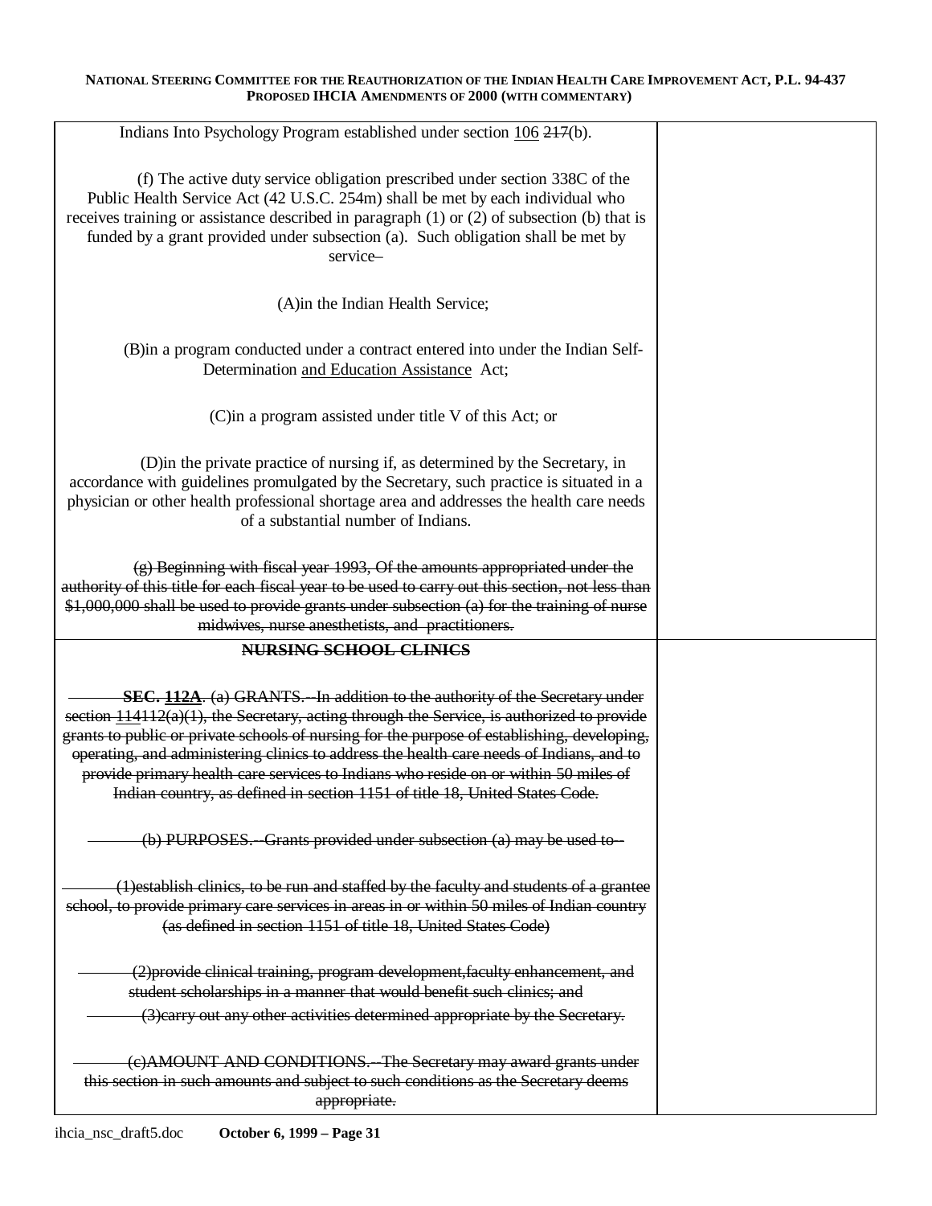| | |
|---|---|
| Indians Into Psychology Program established under section <u>106</u> ~~217~~(b).<br><br>(f) The active duty service obligation prescribed under section 338C of the Public Health Service Act (42 U.S.C. 254m) shall be met by each individual who receives training or assistance described in paragraph (1) or (2) of subsection (b) that is funded by a grant provided under subsection (a). Such obligation shall be met by service–<br><br>(A)in the Indian Health Service;<br><br>(B)in a program conducted under a contract entered into under the Indian Self-Determination <u>and Education Assistance</u> Act;<br><br>(C)in a program assisted under title V of this Act; or<br><br>(D)in the private practice of nursing if, as determined by the Secretary, in accordance with guidelines promulgated by the Secretary, such practice is situated in a physician or other health professional shortage area and addresses the health care needs of a substantial number of Indians.<br><br>~~(g) Beginning with fiscal year 1993, Of the amounts appropriated under the authority of this title for each fiscal year to be used to carry out this section, not less than $1,000,000 shall be used to provide grants under subsection (a) for the training of nurse midwives, nurse anesthetists, and practitioners.~~ | |
| ~~**NURSING SCHOOL CLINICS**~~<br><br>~~**SEC. <u>112A</u>**. (a) GRANTS.--In addition to the authority of the Secretary under section <u>114</u>112(a)(1), the Secretary, acting through the Service, is authorized to provide grants to public or private schools of nursing for the purpose of establishing, developing, operating, and administering clinics to address the health care needs of Indians, and to provide primary health care services to Indians who reside on or within 50 miles of Indian country, as defined in section 1151 of title 18, United States Code.~~<br><br>~~(b) PURPOSES.--Grants provided under subsection (a) may be used to--~~<br><br>~~(1)establish clinics, to be run and staffed by the faculty and students of a grantee school, to provide primary care services in areas in or within 50 miles of Indian country (as defined in section 1151 of title 18, United States Code)~~<br><br>~~(2)provide clinical training, program development,faculty enhancement, and student scholarships in a manner that would benefit such clinics; and~~<br>~~(3)carry out any other activities determined appropriate by the Secretary.~~<br><br>~~(c)AMOUNT AND CONDITIONS.--The Secretary may award grants under this section in such amounts and subject to such conditions as the Secretary deems appropriate.~~ | |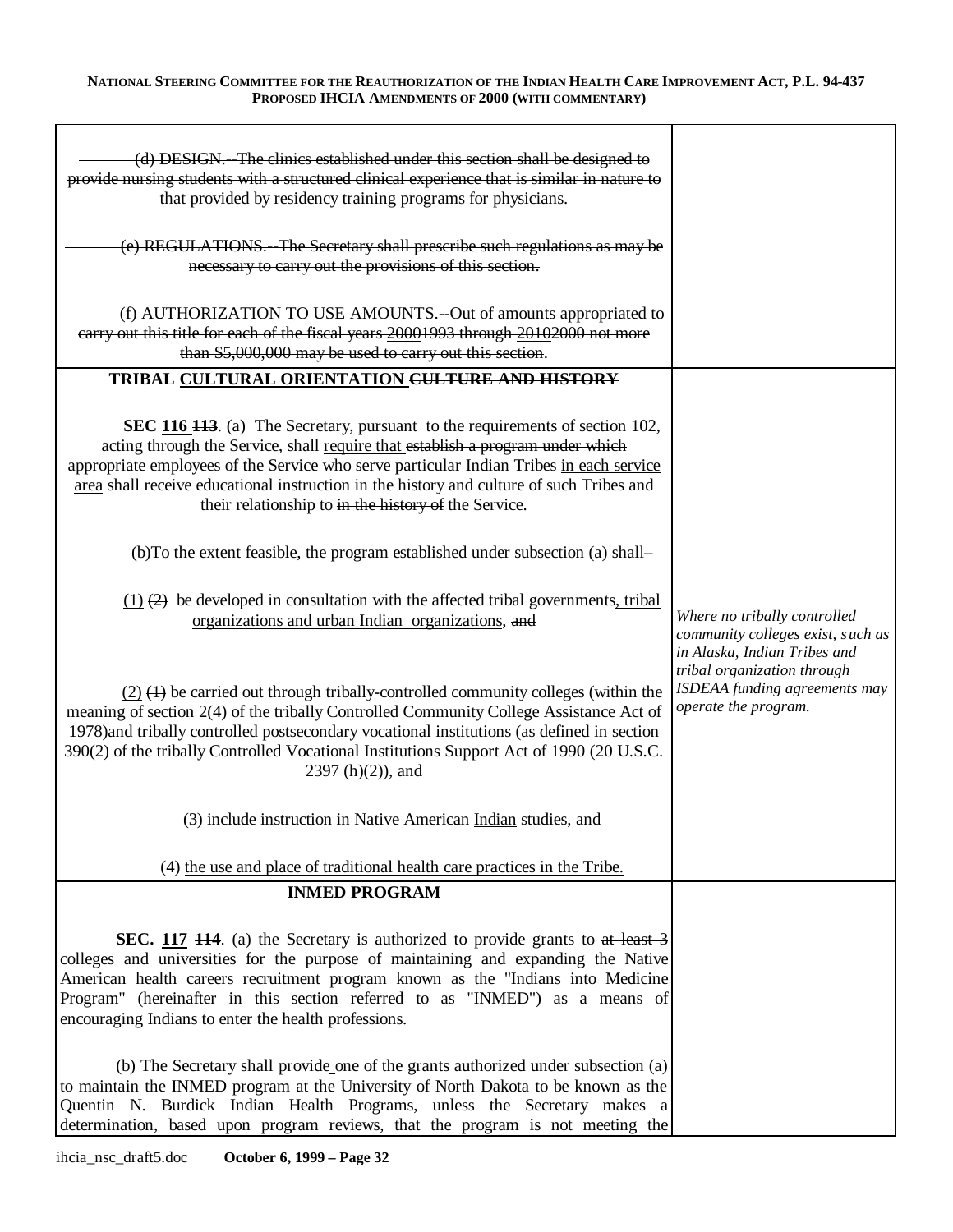| | |
|---|---|
| ~~(d) DESIGN.--The clinics established under this section shall be designed to provide nursing students with a structured clinical experience that is similar in nature to that provided by residency training programs for physicians.~~<br><br>~~(e) REGULATIONS.--The Secretary shall prescribe such regulations as may be necessary to carry out the provisions of this section.~~<br><br>~~(f) AUTHORIZATION TO USE AMOUNTS.--Out of amounts appropriated to carry out this title for each of the fiscal years <u>2000</u>1993 through <u>2010</u>2000 not more than $5,000,000 may be used to carry out this section.~~ | |
| **TRIBAL <u>CULTURAL ORIENTATION</u> ~~CULTURE AND HISTORY~~**<br><br>**SEC <u>116</u> ~~113~~**. (a) The Secretary<u>, pursuant to the requirements of section 102,</u> acting through the Service, shall <u>require that</u> ~~establish a program under which~~ appropriate employees of the Service who serve ~~particular~~ Indian Tribes <u>in each service area</u> shall receive educational instruction in the history and culture of such Tribes and their relationship to ~~in the history of~~ the Service.<br><br>(b)To the extent feasible, the program established under subsection (a) shall–<br><br><u>(1)</u> ~~(2)~~ be developed in consultation with the affected tribal governments<u>, tribal organizations and urban Indian organizations</u>, ~~and~~<br><br><u>(2)</u> ~~(1)~~ be carried out through tribally-controlled community colleges (within the meaning of section 2(4) of the tribally Controlled Community College Assistance Act of 1978)and tribally controlled postsecondary vocational institutions (as defined in section 390(2) of the tribally Controlled Vocational Institutions Support Act of 1990 (20 U.S.C. 2397 (h)(2)), and<br><br>(3) include instruction in ~~Native~~ American <u>Indian</u> studies, and<br><br>(4) <u>the use and place of traditional health care practices in the Tribe.</u> | *Where no tribally controlled community colleges exist, such as in Alaska, Indian Tribes and tribal organization through ISDEAA funding agreements may operate the program.* |
| **INMED PROGRAM**<br><br>**SEC. <u>117</u> ~~114~~**. (a) the Secretary is authorized to provide grants to ~~at least 3~~ colleges and universities for the purpose of maintaining and expanding the Native American health careers recruitment program known as the "Indians into Medicine Program" (hereinafter in this section referred to as "INMED") as a means of encouraging Indians to enter the health professions.<br><br>(b) The Secretary shall provide one of the grants authorized under subsection (a) to maintain the INMED program at the University of North Dakota to be known as the Quentin N. Burdick Indian Health Programs, unless the Secretary makes a determination, based upon program reviews, that the program is not meeting the | |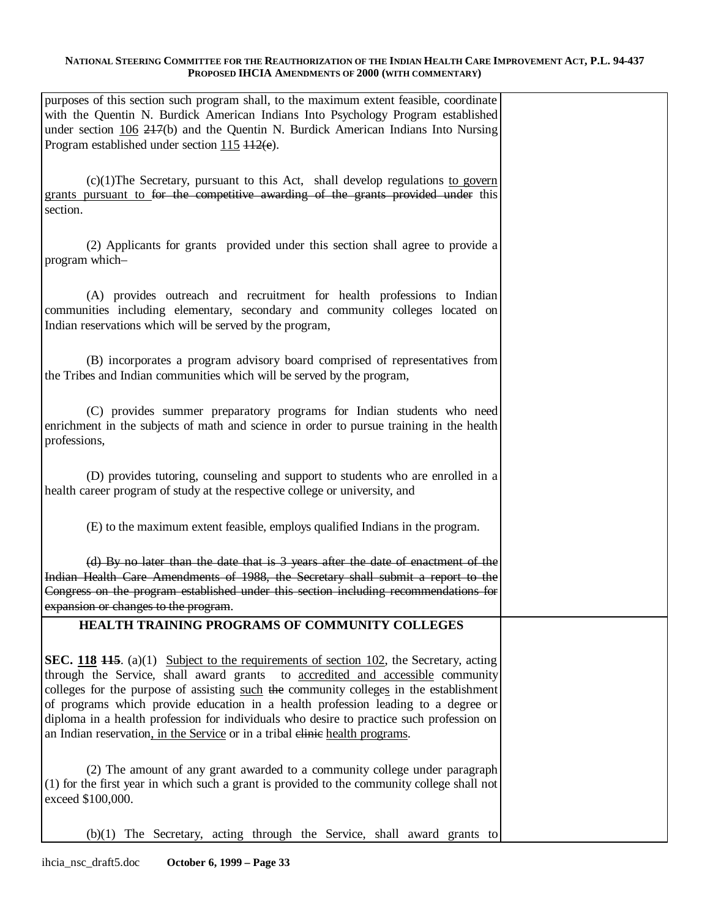purposes of this section such program shall, to the maximum extent feasible, coordinate with the Quentin N. Burdick American Indians Into Psychology Program established under section <u>106</u> ~~217~~(b) and the Quentin N. Burdick American Indians Into Nursing Program established under section <u>115</u> ~~112(e)~~.

(c)(1)The Secretary, pursuant to this Act, shall develop regulations <u>to govern grants pursuant to</u> ~~for the competitive awarding of the grants provided under~~ this section.

(2) Applicants for grants provided under this section shall agree to provide a program which–

(A) provides outreach and recruitment for health professions to Indian communities including elementary, secondary and community colleges located on Indian reservations which will be served by the program,

(B) incorporates a program advisory board comprised of representatives from the Tribes and Indian communities which will be served by the program,

(C) provides summer preparatory programs for Indian students who need enrichment in the subjects of math and science in order to pursue training in the health professions,

(D) provides tutoring, counseling and support to students who are enrolled in a health career program of study at the respective college or university, and

(E) to the maximum extent feasible, employs qualified Indians in the program.

~~(d) By no later than the date that is 3 years after the date of enactment of the Indian Health Care Amendments of 1988, the Secretary shall submit a report to the Congress on the program established under this section including recommendations for expansion or changes to the program~~.

## HEALTH TRAINING PROGRAMS OF COMMUNITY COLLEGES

**SEC. <u>118</u> ~~115~~**. (a)(1) <u>Subject to the requirements of section 102</u>, the Secretary, acting through the Service, shall award grants to <u>accredited and accessible</u> community colleges for the purpose of assisting <u>such</u> ~~the~~ community college<u>s</u> in the establishment of programs which provide education in a health profession leading to a degree or diploma in a health profession for individuals who desire to practice such profession on an Indian reservation<u>, in the Service</u> or in a tribal ~~clinic~~ <u>health programs</u>.

(2) The amount of any grant awarded to a community college under paragraph (1) for the first year in which such a grant is provided to the community college shall not exceed $100,000.

(b)(1) The Secretary, acting through the Service, shall award grants to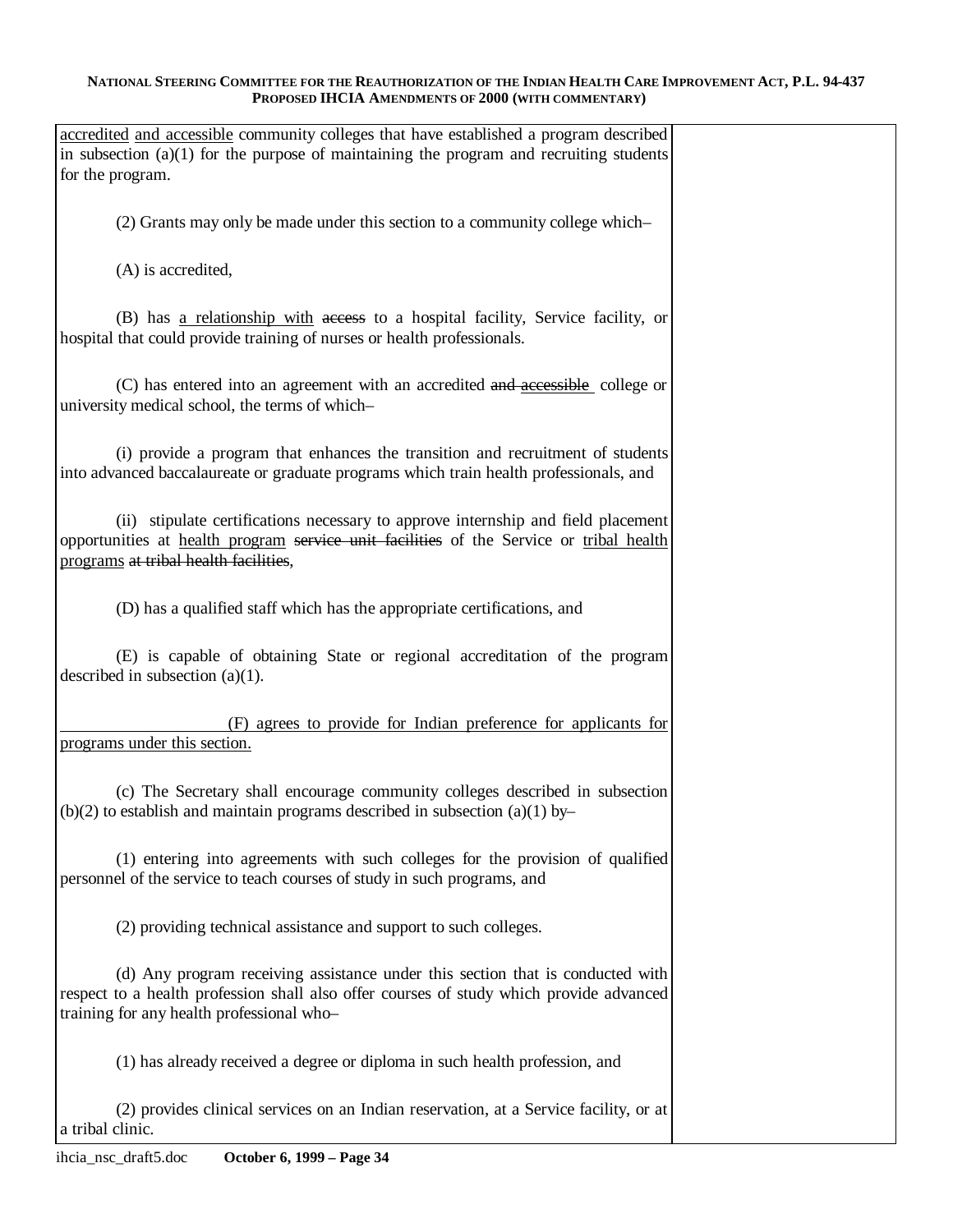<u>accredited</u> <u>and accessible</u> community colleges that have established a program described in subsection (a)(1) for the purpose of maintaining the program and recruiting students for the program.

(2) Grants may only be made under this section to a community college which–

(A) is accredited,

(B) has <u>a relationship with</u> ~~access~~ to a hospital facility, Service facility, or hospital that could provide training of nurses or health professionals.

(C) has entered into an agreement with an accredited ~~and accessible~~ college or university medical school, the terms of which–

(i) provide a program that enhances the transition and recruitment of students into advanced baccalaureate or graduate programs which train health professionals, and

(ii) stipulate certifications necessary to approve internship and field placement opportunities at <u>health program</u> ~~service unit facilities~~ of the Service or <u>tribal health programs</u> ~~at tribal health facilities~~,

(D) has a qualified staff which has the appropriate certifications, and

(E) is capable of obtaining State or regional accreditation of the program described in subsection (a)(1).

<u>(F) agrees to provide for Indian preference for applicants for programs under this section.</u>

(c) The Secretary shall encourage community colleges described in subsection (b)(2) to establish and maintain programs described in subsection (a)(1) by–

(1) entering into agreements with such colleges for the provision of qualified personnel of the service to teach courses of study in such programs, and

(2) providing technical assistance and support to such colleges.

(d) Any program receiving assistance under this section that is conducted with respect to a health profession shall also offer courses of study which provide advanced training for any health professional who–

(1) has already received a degree or diploma in such health profession, and

(2) provides clinical services on an Indian reservation, at a Service facility, or at a tribal clinic.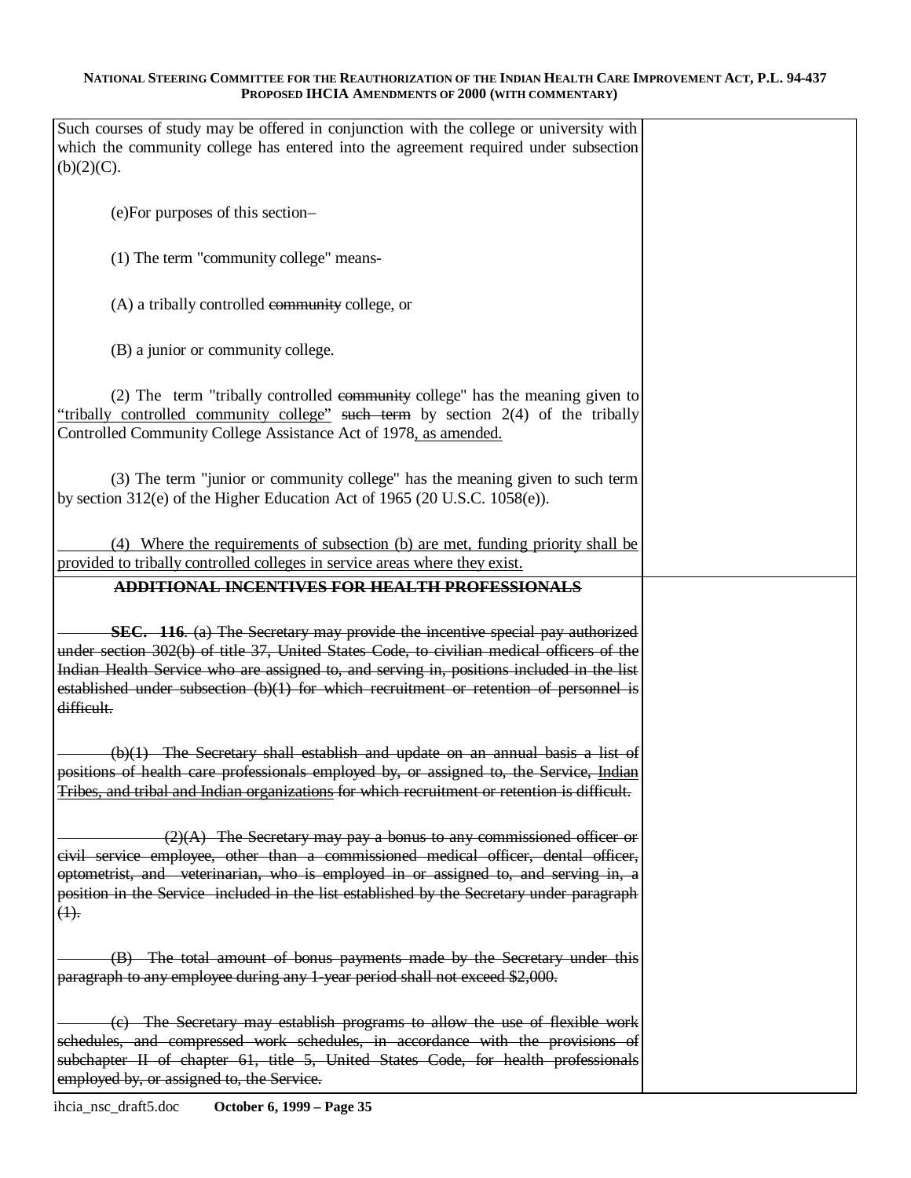| | |
|---|---|
| Such courses of study may be offered in conjunction with the college or university with which the community college has entered into the agreement required under subsection (b)(2)(C).<br><br>(e)For purposes of this section–<br><br>(1) The term "community college" means-<br><br>(A) a tribally controlled ~~community~~ college, or<br><br>(B) a junior or community college.<br><br>(2) The term "tribally controlled ~~community~~ college" has the meaning given to <u>"tribally controlled community college"</u> ~~such term~~ by section 2(4) of the tribally Controlled Community College Assistance Act of 1978<u>, as amended.</u><br><br>(3) The term "junior or community college" has the meaning given to such term by section 312(e) of the Higher Education Act of 1965 (20 U.S.C. 1058(e)).<br><br><u>(4) Where the requirements of subsection (b) are met, funding priority shall be provided to tribally controlled colleges in service areas where they exist.</u> | |
| ~~**ADDITIONAL INCENTIVES FOR HEALTH PROFESSIONALS**~~<br><br>~~**SEC. 116**. (a) The Secretary may provide the incentive special pay authorized under section 302(b) of title 37, United States Code, to civilian medical officers of the Indian Health Service who are assigned to, and serving in, positions included in the list established under subsection (b)(1) for which recruitment or retention of personnel is difficult.~~<br><br>~~(b)(1) The Secretary shall establish and update on an annual basis a list of positions of health care professionals employed by, or assigned to, the Service, <u>Indian Tribes, and tribal and Indian organizations</u> for which recruitment or retention is difficult.~~<br><br>~~(2)(A) The Secretary may pay a bonus to any commissioned officer or civil service employee, other than a commissioned medical officer, dental officer, optometrist, and veterinarian, who is employed in or assigned to, and serving in, a position in the Service included in the list established by the Secretary under paragraph (1).~~<br><br>~~(B) The total amount of bonus payments made by the Secretary under this paragraph to any employee during any 1-year period shall not exceed $2,000.~~<br><br>~~(c) The Secretary may establish programs to allow the use of flexible work schedules, and compressed work schedules, in accordance with the provisions of subchapter II of chapter 61, title 5, United States Code, for health professionals employed by, or assigned to, the Service.~~ | |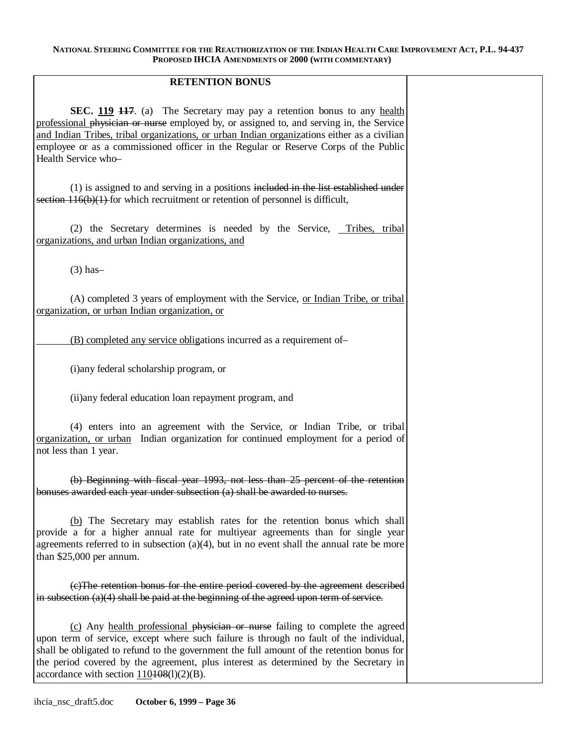## RETENTION BONUS

**SEC. 119 117**. (a) The Secretary may pay a retention bonus to any health professional physician or nurse employed by, or assigned to, and serving in, the Service and Indian Tribes, tribal organizations, or urban Indian organizations either as a civilian employee or as a commissioned officer in the Regular or Reserve Corps of the Public Health Service who–

(1) is assigned to and serving in a positions included in the list established under section 116(b)(1) for which recruitment or retention of personnel is difficult,

(2) the Secretary determines is needed by the Service, Tribes, tribal organizations, and urban Indian organizations, and

(3) has–

(A) completed 3 years of employment with the Service, or Indian Tribe, or tribal organization, or urban Indian organization, or

(B) completed any service obligations incurred as a requirement of–

(i)any federal scholarship program, or

(ii)any federal education loan repayment program, and

(4) enters into an agreement with the Service, or Indian Tribe, or tribal organization, or urban Indian organization for continued employment for a period of not less than 1 year.

(b) Beginning with fiscal year 1993, not less than 25 percent of the retention bonuses awarded each year under subsection (a) shall be awarded to nurses.

(b) The Secretary may establish rates for the retention bonus which shall provide a for a higher annual rate for multiyear agreements than for single year agreements referred to in subsection (a)(4), but in no event shall the annual rate be more than $25,000 per annum.

(c)The retention bonus for the entire period covered by the agreement described in subsection (a)(4) shall be paid at the beginning of the agreed upon term of service.

(c) Any health professional physician or nurse failing to complete the agreed upon term of service, except where such failure is through no fault of the individual, shall be obligated to refund to the government the full amount of the retention bonus for the period covered by the agreement, plus interest as determined by the Secretary in accordance with section 110108(l)(2)(B).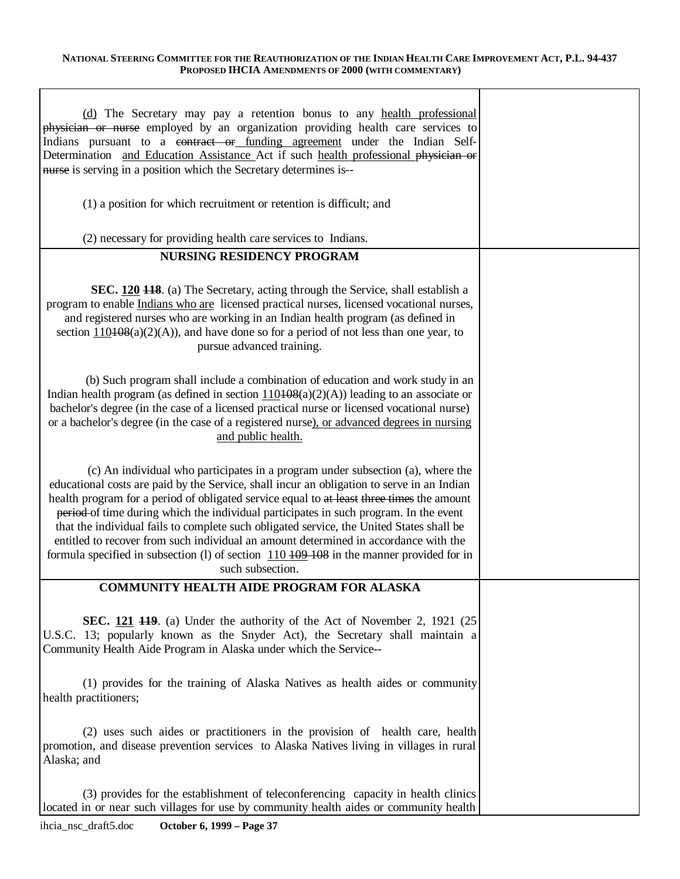(d) The Secretary may pay a retention bonus to any health professional ~~physician or nurse~~ employed by an organization providing health care services to Indians pursuant to a ~~contract or~~ funding agreement under the Indian Self-Determination and Education Assistance Act if such health professional ~~physician or nurse~~ is serving in a position which the Secretary determines is--

(1) a position for which recruitment or retention is difficult; and

(2) necessary for providing health care services to Indians.

**NURSING RESIDENCY PROGRAM**

**SEC. 120 ~~118~~**. (a) The Secretary, acting through the Service, shall establish a program to enable Indians who are licensed practical nurses, licensed vocational nurses, and registered nurses who are working in an Indian health program (as defined in section 110~~108~~(a)(2)(A)), and have done so for a period of not less than one year, to pursue advanced training.

(b) Such program shall include a combination of education and work study in an Indian health program (as defined in section 110~~108~~(a)(2)(A)) leading to an associate or bachelor's degree (in the case of a licensed practical nurse or licensed vocational nurse) or a bachelor's degree (in the case of a registered nurse), or advanced degrees in nursing and public health.

(c) An individual who participates in a program under subsection (a), where the educational costs are paid by the Service, shall incur an obligation to serve in an Indian health program for a period of obligated service equal to ~~at least~~ ~~three times~~ the amount ~~period~~ of time during which the individual participates in such program. In the event that the individual fails to complete such obligated service, the United States shall be entitled to recover from such individual an amount determined in accordance with the formula specified in subsection (l) of section 110 ~~109~~ ~~108~~ in the manner provided for in such subsection.

**COMMUNITY HEALTH AIDE PROGRAM FOR ALASKA**

**SEC. 121 ~~119~~**. (a) Under the authority of the Act of November 2, 1921 (25 U.S.C. 13; popularly known as the Snyder Act), the Secretary shall maintain a Community Health Aide Program in Alaska under which the Service--

(1) provides for the training of Alaska Natives as health aides or community health practitioners;

(2) uses such aides or practitioners in the provision of health care, health promotion, and disease prevention services to Alaska Natives living in villages in rural Alaska; and

(3) provides for the establishment of teleconferencing capacity in health clinics located in or near such villages for use by community health aides or community health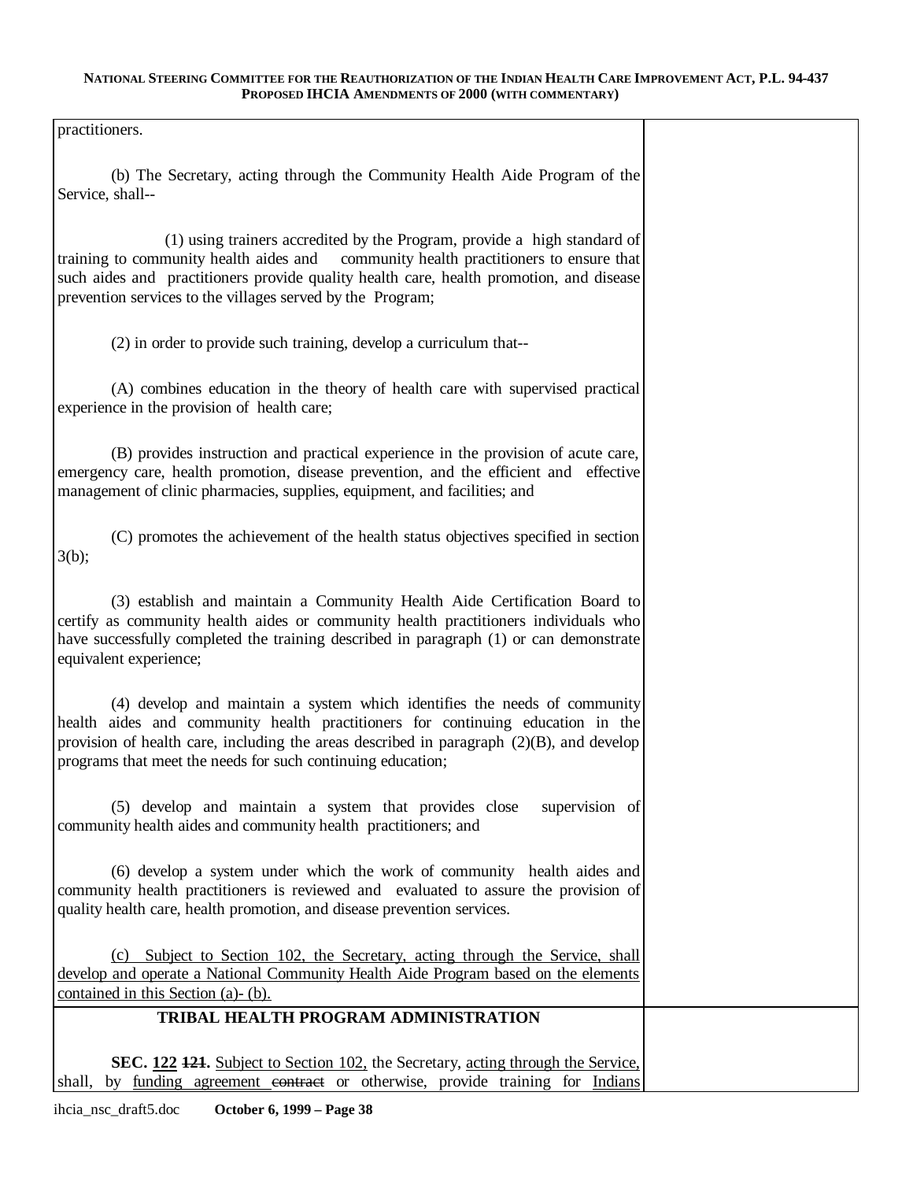practitioners.

(b) The Secretary, acting through the Community Health Aide Program of the Service, shall--

(1) using trainers accredited by the Program, provide a high standard of training to community health aides and community health practitioners to ensure that such aides and practitioners provide quality health care, health promotion, and disease prevention services to the villages served by the Program;

(2) in order to provide such training, develop a curriculum that--

(A) combines education in the theory of health care with supervised practical experience in the provision of health care;

(B) provides instruction and practical experience in the provision of acute care, emergency care, health promotion, disease prevention, and the efficient and effective management of clinic pharmacies, supplies, equipment, and facilities; and

(C) promotes the achievement of the health status objectives specified in section 3(b);

(3) establish and maintain a Community Health Aide Certification Board to certify as community health aides or community health practitioners individuals who have successfully completed the training described in paragraph (1) or can demonstrate equivalent experience;

(4) develop and maintain a system which identifies the needs of community health aides and community health practitioners for continuing education in the provision of health care, including the areas described in paragraph (2)(B), and develop programs that meet the needs for such continuing education;

(5) develop and maintain a system that provides close supervision of community health aides and community health practitioners; and

(6) develop a system under which the work of community health aides and community health practitioners is reviewed and evaluated to assure the provision of quality health care, health promotion, and disease prevention services.

<u>(c) Subject to Section 102, the Secretary, acting through the Service, shall develop and operate a National Community Health Aide Program based on the elements contained in this Section (a)- (b).</u>

## TRIBAL HEALTH PROGRAM ADMINISTRATION

**SEC. <u>122</u> ~~121~~.** <u>Subject to Section 102,</u> the Secretary, <u>acting through the Service,</u> shall, by <u>funding agreement</u> ~~contract~~ or otherwise, provide training for <u>Indians</u>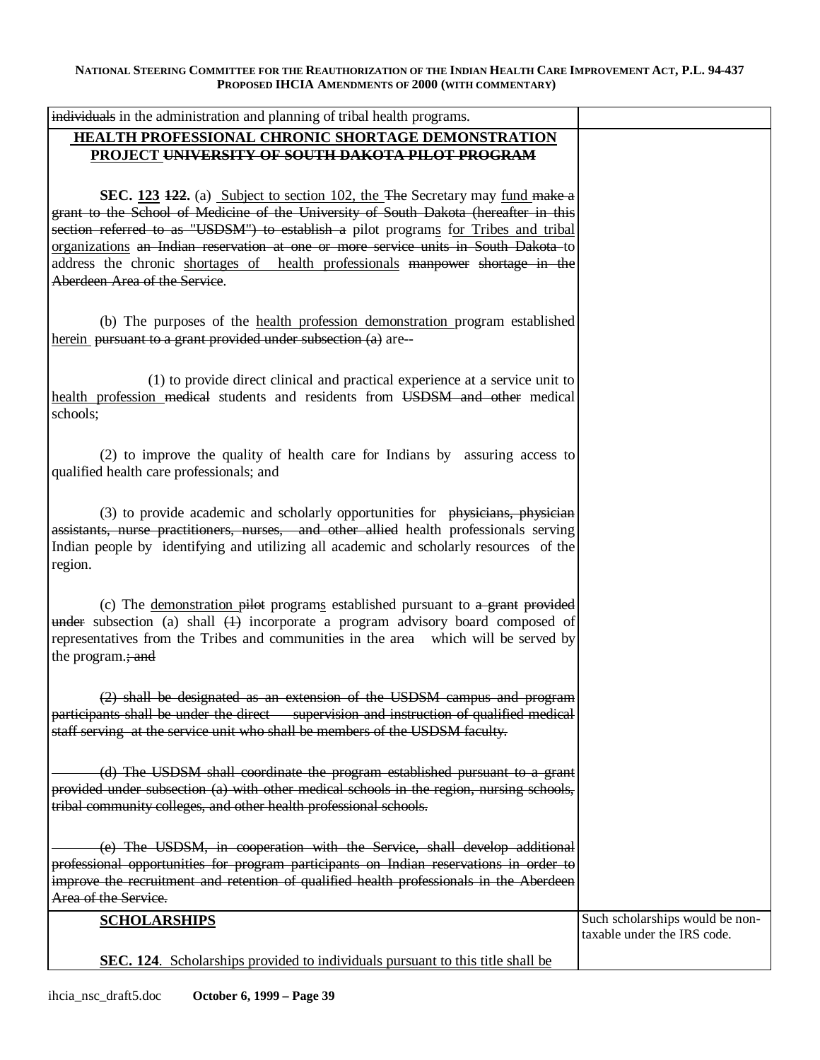| | |
|---|---|
| ~~individuals~~ in the administration and planning of tribal health programs. | |
| **<u>HEALTH PROFESSIONAL CHRONIC SHORTAGE DEMONSTRATION PROJECT</u> ~~UNIVERSITY OF SOUTH DAKOTA PILOT PROGRAM~~**<br><br>**SEC. <u>123</u> ~~122~~.** (a) <u>Subject to section 102, the</u> ~~The~~ Secretary may <u>fund</u> ~~make a grant to the School of Medicine of the University of South Dakota (hereafter in this section referred to as "USDSM") to establish a~~ pilot program<u>s</u> <u>for Tribes and tribal organizations</u> ~~an Indian reservation at one or more service units in South Dakota~~ to address the chronic <u>shortages of health professionals</u> ~~manpower shortage in the Aberdeen Area of the Service~~.<br><br>(b) The purposes of the <u>health profession demonstration</u> program established <u>herein</u> ~~pursuant to a grant provided under subsection (a)~~ are--<br><br>(1) to provide direct clinical and practical experience at a service unit to <u>health profession</u> ~~medical~~ students and residents from ~~USDSM and other~~ medical schools;<br><br>(2) to improve the quality of health care for Indians by assuring access to qualified health care professionals; and<br><br>(3) to provide academic and scholarly opportunities for ~~physicians, physician assistants, nurse practitioners, nurses, and other allied~~ health professionals serving Indian people by identifying and utilizing all academic and scholarly resources of the region.<br><br>(c) The <u>demonstration</u> ~~pilot~~ program<u>s</u> established pursuant to ~~a grant provided under~~ subsection (a) shall ~~(1)~~ incorporate a program advisory board composed of representatives from the Tribes and communities in the area which will be served by the program.~~; and~~<br><br>~~(2) shall be designated as an extension of the USDSM campus and program participants shall be under the direct supervision and instruction of qualified medical staff serving at the service unit who shall be members of the USDSM faculty.~~<br><br>~~(d) The USDSM shall coordinate the program established pursuant to a grant provided under subsection (a) with other medical schools in the region, nursing schools, tribal community colleges, and other health professional schools.~~<br><br>~~(e) The USDSM, in cooperation with the Service, shall develop additional professional opportunities for program participants on Indian reservations in order to improve the recruitment and retention of qualified health professionals in the Aberdeen Area of the Service.~~ | |
| **<u>SCHOLARSHIPS</u>**<br><br>**<u>SEC. 124</u>**<u>. Scholarships provided to individuals pursuant to this title shall be</u> | Such scholarships would be non-taxable under the IRS code. |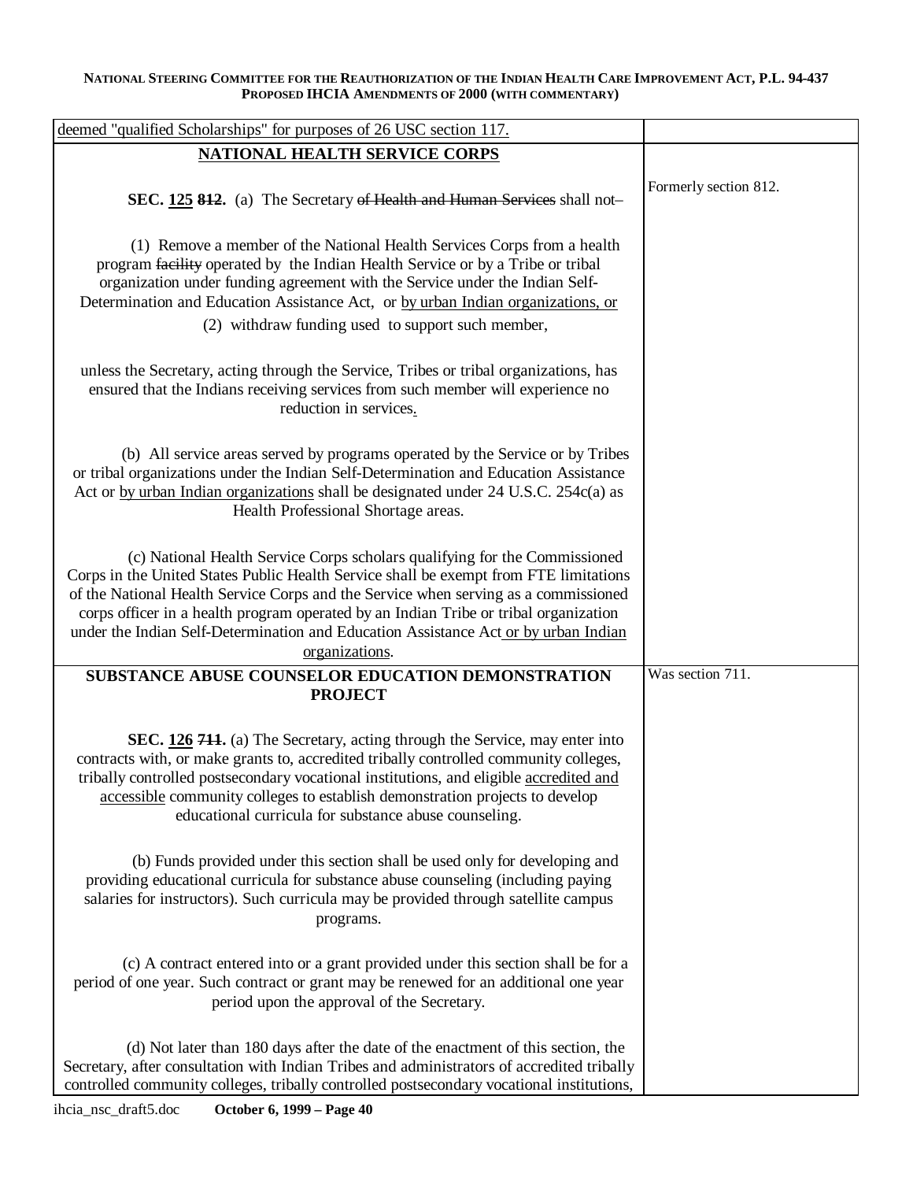| | |
|---|---|
| deemed "qualified Scholarships" for purposes of 26 USC section 117. | |
| **NATIONAL HEALTH SERVICE CORPS**<br><br>**SEC. 125 ~~812~~.** (a) The Secretary ~~of Health and Human Services~~ shall not–<br><br>(1) Remove a member of the National Health Services Corps from a health program ~~facility~~ operated by the Indian Health Service or by a Tribe or tribal organization under funding agreement with the Service under the Indian Self-Determination and Education Assistance Act, or by urban Indian organizations, or<br><br>(2) withdraw funding used to support such member,<br><br>unless the Secretary, acting through the Service, Tribes or tribal organizations, has ensured that the Indians receiving services from such member will experience no reduction in services.<br><br>(b) All service areas served by programs operated by the Service or by Tribes or tribal organizations under the Indian Self-Determination and Education Assistance Act or by urban Indian organizations shall be designated under 24 U.S.C. 254c(a) as Health Professional Shortage areas.<br><br>(c) National Health Service Corps scholars qualifying for the Commissioned Corps in the United States Public Health Service shall be exempt from FTE limitations of the National Health Service Corps and the Service when serving as a commissioned corps officer in a health program operated by an Indian Tribe or tribal organization under the Indian Self-Determination and Education Assistance Act or by urban Indian organizations. | Formerly section 812. |
| **SUBSTANCE ABUSE COUNSELOR EDUCATION DEMONSTRATION PROJECT**<br><br>**SEC. 126 ~~711~~.** (a) The Secretary, acting through the Service, may enter into contracts with, or make grants to, accredited tribally controlled community colleges, tribally controlled postsecondary vocational institutions, and eligible accredited and accessible community colleges to establish demonstration projects to develop educational curricula for substance abuse counseling.<br><br>(b) Funds provided under this section shall be used only for developing and providing educational curricula for substance abuse counseling (including paying salaries for instructors). Such curricula may be provided through satellite campus programs.<br><br>(c) A contract entered into or a grant provided under this section shall be for a period of one year. Such contract or grant may be renewed for an additional one year period upon the approval of the Secretary.<br><br>(d) Not later than 180 days after the date of the enactment of this section, the Secretary, after consultation with Indian Tribes and administrators of accredited tribally controlled community colleges, tribally controlled postsecondary vocational institutions, | Was section 711. |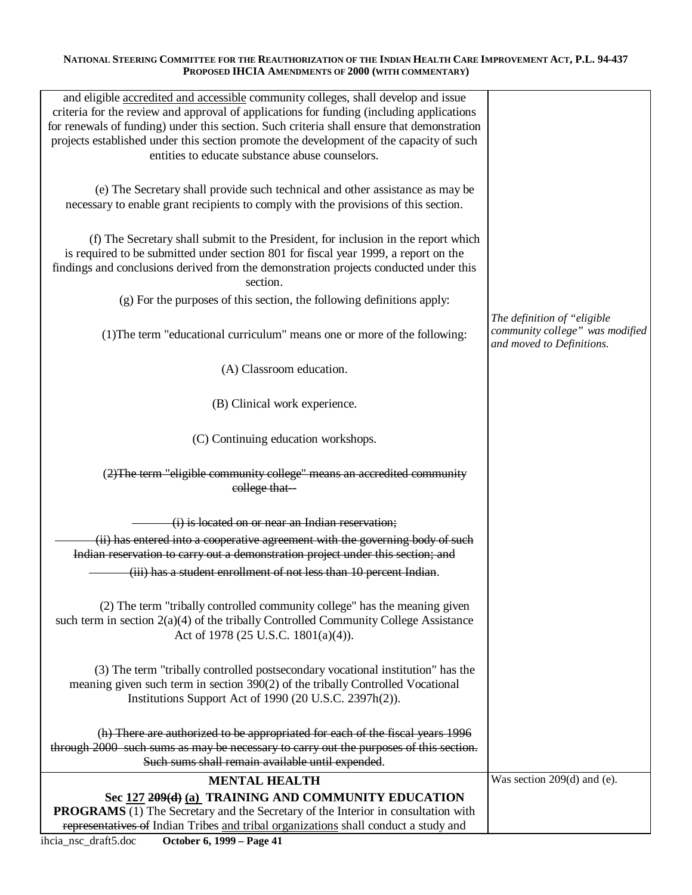| | |
|---|---|
| and eligible accredited and accessible community colleges, shall develop and issue criteria for the review and approval of applications for funding (including applications for renewals of funding) under this section. Such criteria shall ensure that demonstration projects established under this section promote the development of the capacity of such entities to educate substance abuse counselors.<br><br>(e) The Secretary shall provide such technical and other assistance as may be necessary to enable grant recipients to comply with the provisions of this section.<br><br>(f) The Secretary shall submit to the President, for inclusion in the report which is required to be submitted under section 801 for fiscal year 1999, a report on the findings and conclusions derived from the demonstration projects conducted under this section.<br><br>(g) For the purposes of this section, the following definitions apply:<br><br>(1)The term "educational curriculum" means one or more of the following:<br><br>(A) Classroom education.<br><br>(B) Clinical work experience.<br><br>(C) Continuing education workshops.<br><br>~~(2)The term "eligible community college" means an accredited community college that--~~<br><br>~~(i) is located on or near an Indian reservation;~~<br>~~(ii) has entered into a cooperative agreement with the governing body of such Indian reservation to carry out a demonstration project under this section; and~~<br>~~(iii) has a student enrollment of not less than 10 percent Indian.~~<br><br>(2) The term "tribally controlled community college" has the meaning given such term in section 2(a)(4) of the tribally Controlled Community College Assistance Act of 1978 (25 U.S.C. 1801(a)(4)).<br><br>(3) The term "tribally controlled postsecondary vocational institution" has the meaning given such term in section 390(2) of the tribally Controlled Vocational Institutions Support Act of 1990 (20 U.S.C. 2397h(2)).<br><br>~~(h) There are authorized to be appropriated for each of the fiscal years 1996 through 2000 such sums as may be necessary to carry out the purposes of this section. Such sums shall remain available until expended.~~ | *The definition of "eligible community college" was modified and moved to Definitions.* |
| **MENTAL HEALTH**<br>**Sec 127 ~~209(d)~~ (a) TRAINING AND COMMUNITY EDUCATION PROGRAMS** (1) The Secretary and the Secretary of the Interior in consultation with ~~representatives of~~ Indian Tribes and tribal organizations shall conduct a study and | Was section 209(d) and (e). |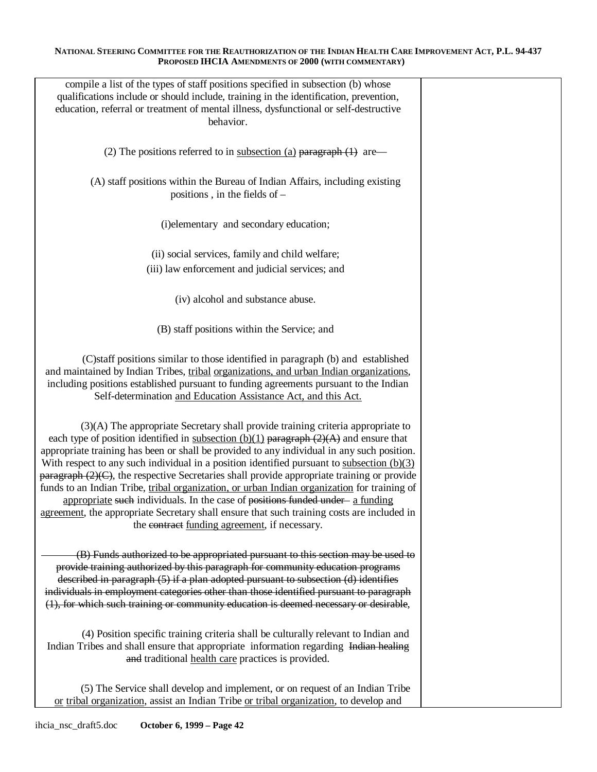compile a list of the types of staff positions specified in subsection (b) whose qualifications include or should include, training in the identification, prevention, education, referral or treatment of mental illness, dysfunctional or self-destructive behavior.

(2) The positions referred to in <u>subsection (a)</u> ~~paragraph (1)~~ are—

(A) staff positions within the Bureau of Indian Affairs, including existing positions , in the fields of –

(i)elementary and secondary education;

(ii) social services, family and child welfare;

(iii) law enforcement and judicial services; and

(iv) alcohol and substance abuse.

(B) staff positions within the Service; and

(C)staff positions similar to those identified in paragraph (b) and established and maintained by Indian Tribes, <u>tribal organizations, and urban Indian organizations</u>, including positions established pursuant to funding agreements pursuant to the Indian Self-determination <u>and Education Assistance Act, and this Act.</u>

(3)(A) The appropriate Secretary shall provide training criteria appropriate to each type of position identified in <u>subsection (b)(1)</u> ~~paragraph (2)(A)~~ and ensure that appropriate training has been or shall be provided to any individual in any such position. With respect to any such individual in a position identified pursuant to <u>subsection (b)(3)</u> ~~paragraph (2)(C)~~, the respective Secretaries shall provide appropriate training or provide funds to an Indian Tribe, <u>tribal organization, or urban Indian organization</u> for training of <u>appropriate</u> ~~such~~ individuals. In the case of ~~positions funded under~~ <u>a funding agreement</u>, the appropriate Secretary shall ensure that such training costs are included in the ~~contract~~ <u>funding agreement</u>, if necessary.

~~(B) Funds authorized to be appropriated pursuant to this section may be used to provide training authorized by this paragraph for community education programs described in paragraph (5) if a plan adopted pursuant to subsection (d) identifies individuals in employment categories other than those identified pursuant to paragraph (1), for which such training or community education is deemed necessary or desirable~~,

(4) Position specific training criteria shall be culturally relevant to Indian and Indian Tribes and shall ensure that appropriate information regarding ~~Indian healing and~~ traditional <u>health care</u> practices is provided.

(5) The Service shall develop and implement, or on request of an Indian Tribe <u>or tribal organization</u>, assist an Indian Tribe <u>or tribal organization</u>, to develop and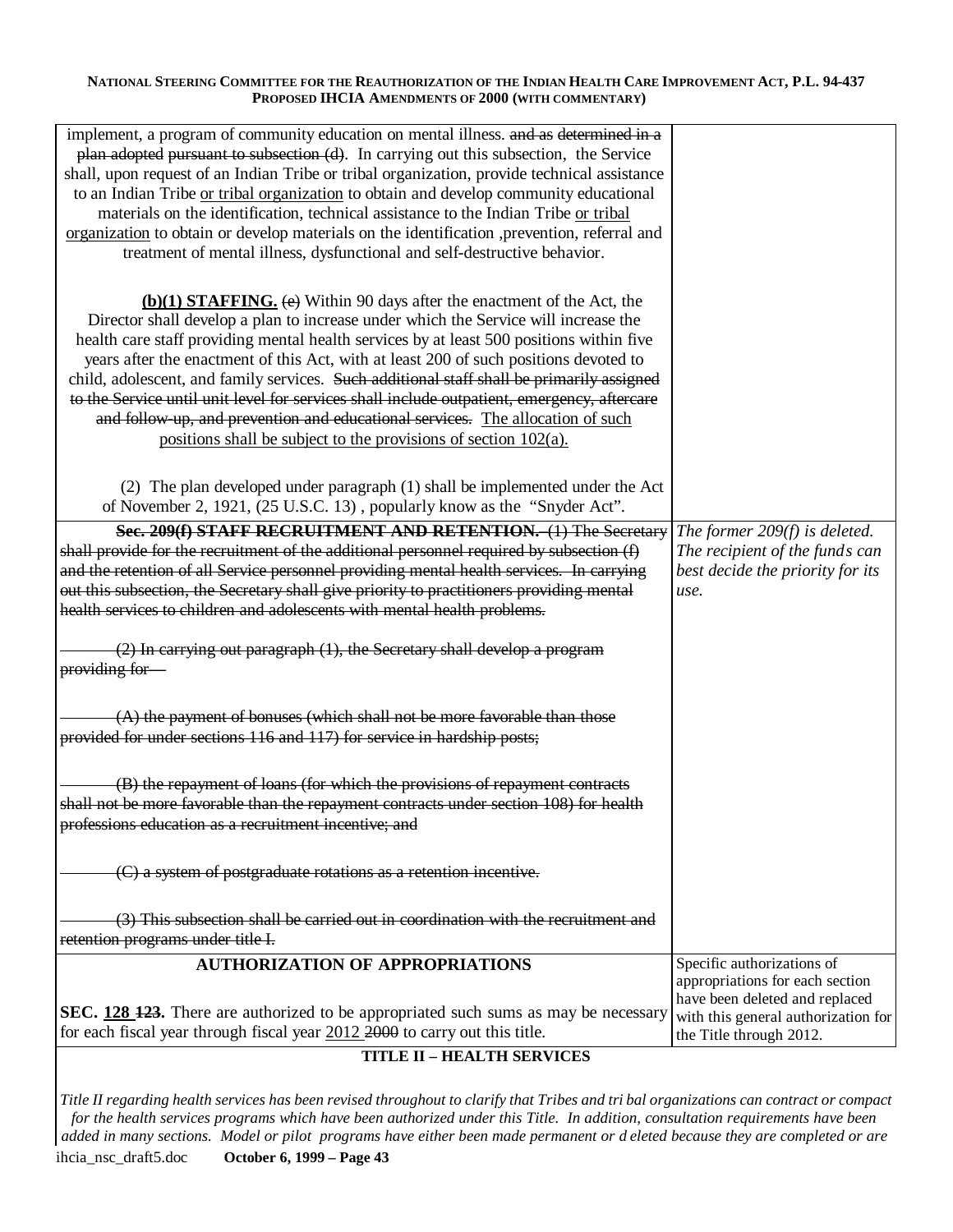| | |
|---|---|
| implement, a program of community education on mental illness. ~~and as determined in a plan adopted~~ ~~pursuant to subsection (d)~~. In carrying out this subsection, the Service shall, upon request of an Indian Tribe or tribal organization, provide technical assistance to an Indian Tribe <u>or tribal organization</u> to obtain and develop community educational materials on the identification, technical assistance to the Indian Tribe <u>or tribal organization</u> to obtain or develop materials on the identification ,prevention, referral and treatment of mental illness, dysfunctional and self-destructive behavior.<br><br>**<u>(b)(1) STAFFING.</u>** ~~(e)~~ Within 90 days after the enactment of the Act, the Director shall develop a plan to increase under which the Service will increase the health care staff providing mental health services by at least 500 positions within five years after the enactment of this Act, with at least 200 of such positions devoted to child, adolescent, and family services. ~~Such additional staff shall be primarily assigned to the Service until unit level for services shall include outpatient, emergency, aftercare and follow-up, and prevention and educational services.~~ <u>The allocation of such positions shall be subject to the provisions of section 102(a).</u><br><br>(2) The plan developed under paragraph (1) shall be implemented under the Act of November 2, 1921, (25 U.S.C. 13) , popularly know as the "Snyder Act". | |
| ~~**Sec. 209(f) STAFF RECRUITMENT AND RETENTION.** (1) The Secretary shall provide for the recruitment of the additional personnel required by subsection (f) and the retention of all Service personnel providing mental health services. In carrying out this subsection, the Secretary shall give priority to practitioners providing mental health services to children and adolescents with mental health problems.~~<br><br>~~(2) In carrying out paragraph (1), the Secretary shall develop a program providing for—~~<br><br>~~(A) the payment of bonuses (which shall not be more favorable than those provided for under sections 116 and 117) for service in hardship posts;~~<br><br>~~(B) the repayment of loans (for which the provisions of repayment contracts shall not be more favorable than the repayment contracts under section 108) for health professions education as a recruitment incentive; and~~<br><br>~~(C) a system of postgraduate rotations as a retention incentive.~~<br><br>~~(3) This subsection shall be carried out in coordination with the recruitment and retention programs under title I.~~ | *The former 209(f) is deleted. The recipient of the funds can best decide the priority for its use.* |
| **AUTHORIZATION OF APPROPRIATIONS**<br><br>**SEC. <u>128</u> ~~123~~.** There are authorized to be appropriated such sums as may be necessary for each fiscal year through fiscal year <u>2012</u> ~~2000~~ to carry out this title. | Specific authorizations of appropriations for each section have been deleted and replaced with this general authorization for the Title through 2012. |

**TITLE II – HEALTH SERVICES**

*Title II regarding health services has been revised throughout to clarify that Tribes and tribal organizations can contract or compact for the health services programs which have been authorized under this Title. In addition, consultation requirements have been added in many sections. Model or pilot programs have either been made permanent or deleted because they are completed or are*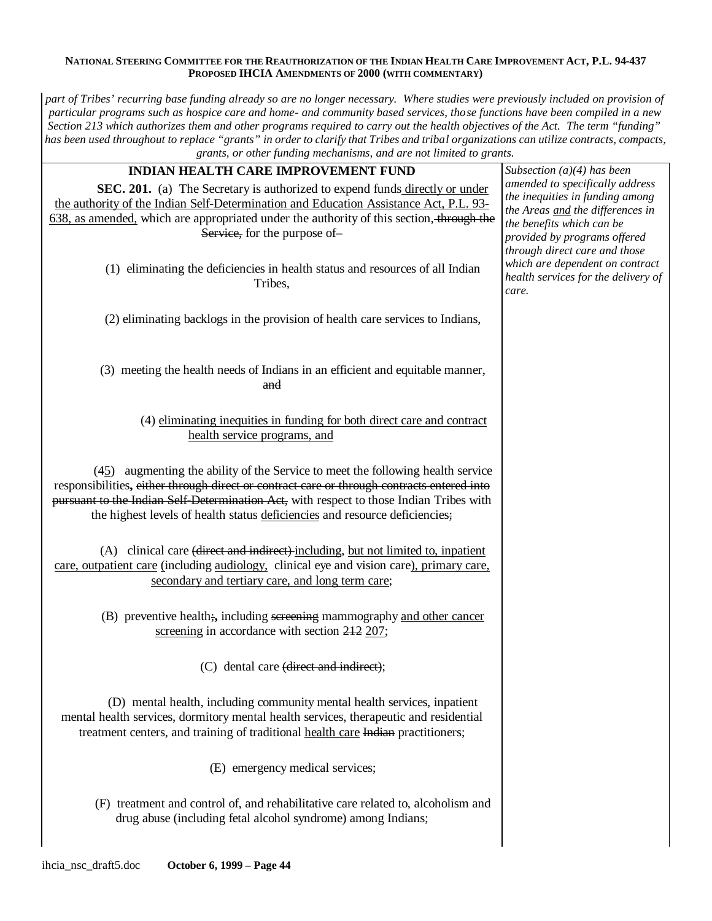*part of Tribes' recurring base funding already so are no longer necessary. Where studies were previously included on provision of particular programs such as hospice care and home- and community based services, those functions have been compiled in a new Section 213 which authorizes them and other programs required to carry out the health objectives of the Act. The term "funding" has been used throughout to replace "grants" in order to clarify that Tribes and tribal organizations can utilize contracts, compacts, grants, or other funding mechanisms, and are not limited to grants.*

| | |
|---|---|
| **INDIAN HEALTH CARE IMPROVEMENT FUND**<br><br>**SEC. 201.** (a) The Secretary is authorized to expend funds <u>directly or under the authority of the Indian Self-Determination and Education Assistance Act, P.L. 93-638, as amended,</u> which are appropriated under the authority of this section, ~~through the Service,~~ for the purpose of–<br><br>(1) eliminating the deficiencies in health status and resources of all Indian Tribes,<br><br>(2) eliminating backlogs in the provision of health care services to Indians,<br><br>(3) meeting the health needs of Indians in an efficient and equitable manner, ~~and~~<br><br>(4) <u>eliminating inequities in funding for both direct care and contract health service programs, and</u><br><br>(4<u>5</u>) augmenting the ability of the Service to meet the following health service responsibilities**,** ~~either through direct or contract care or through contracts entered into pursuant to the Indian Self-Determination Act,~~ with respect to those Indian Tribes with the highest levels of health status <u>deficiencies</u> and resource deficiencies~~;~~<br><br>(A) clinical care ~~(direct and indirect)~~ <u>including</u>, <u>but not limited to, inpatient care, outpatient care</u> (including <u>audiology,</u> clinical eye and vision care<u>), primary care, secondary and tertiary care, and long term care</u>;<br><br>(B) preventive health~~;~~**,** including ~~screening~~ mammography <u>and other cancer screening</u> in accordance with section ~~212~~ <u>207</u>;<br><br>(C) dental care ~~(direct and indirect)~~;<br><br>(D) mental health, including community mental health services, inpatient mental health services, dormitory mental health services, therapeutic and residential treatment centers, and training of traditional <u>health care</u> ~~Indian~~ practitioners;<br><br>(E) emergency medical services;<br><br>(F) treatment and control of, and rehabilitative care related to, alcoholism and drug abuse (including fetal alcohol syndrome) among Indians; | *Subsection (a)(4) has been amended to specifically address the inequities in funding among the Areas <u>and</u> the differences in the benefits which can be provided by programs offered through direct care and those which are dependent on contract health services for the delivery of care.* |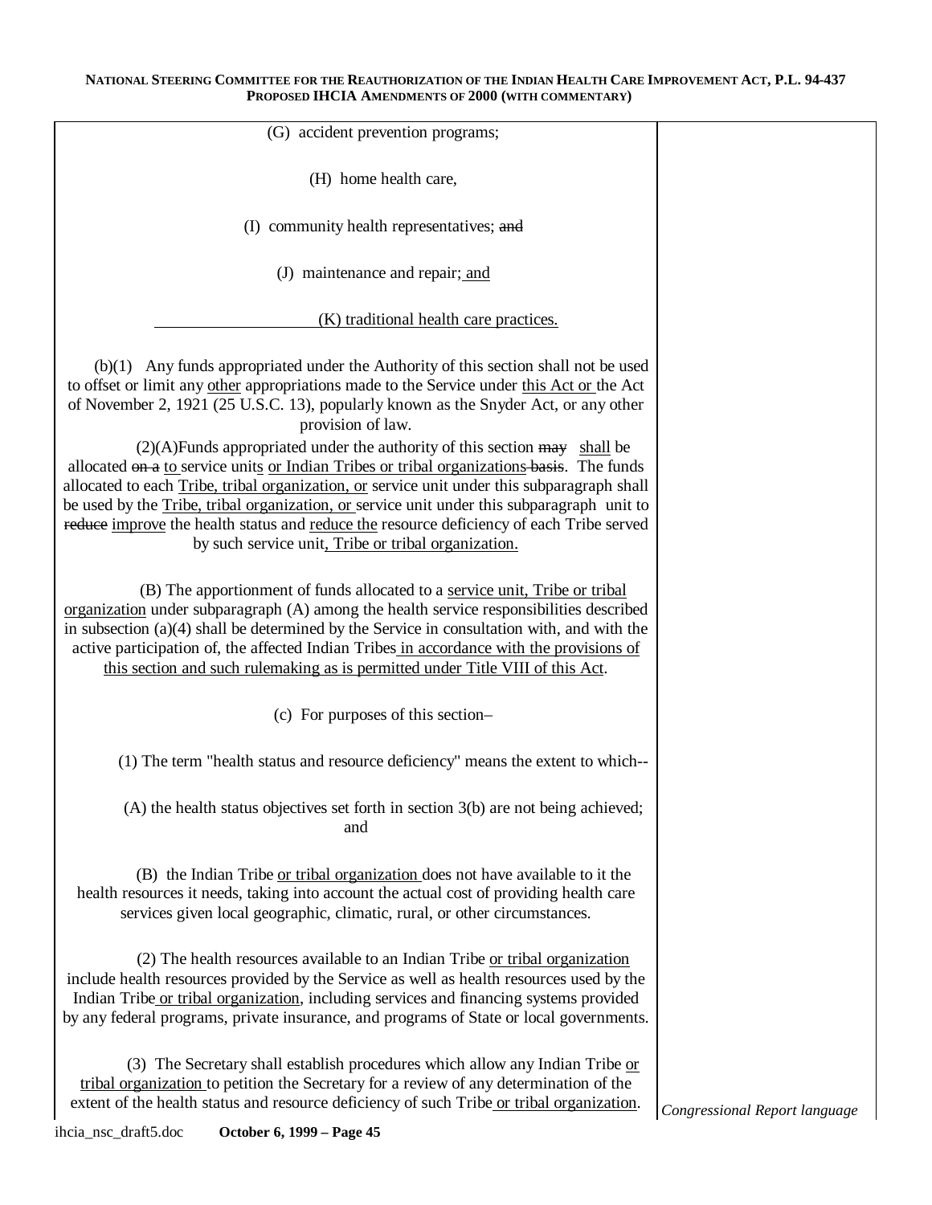(G) accident prevention programs;

(H) home health care,

(I) community health representatives; ~~and~~

(J) maintenance and repair; <u>and</u>

<u>(K) traditional health care practices.</u>

(b)(1) Any funds appropriated under the Authority of this section shall not be used to offset or limit any <u>other</u> appropriations made to the Service under <u>this Act or</u> the Act of November 2, 1921 (25 U.S.C. 13), popularly known as the Snyder Act, or any other provision of law.

(2)(A)Funds appropriated under the authority of this section ~~may~~ <u>shall</u> be allocated ~~on a~~ <u>to</u> service unit<u>s</u> <u>or Indian Tribes or tribal organizations</u> ~~basis~~. The funds allocated to each <u>Tribe, tribal organization, or</u> service unit under this subparagraph shall be used by the <u>Tribe, tribal organization, or</u> service unit under this subparagraph unit to ~~reduce~~ <u>improve</u> the health status and <u>reduce the</u> resource deficiency of each Tribe served by such service unit<u>, Tribe or tribal organization.</u>

(B) The apportionment of funds allocated to a <u>service unit, Tribe or tribal organization</u> under subparagraph (A) among the health service responsibilities described in subsection (a)(4) shall be determined by the Service in consultation with, and with the active participation of, the affected Indian Tribes <u>in accordance with the provisions of this section and such rulemaking as is permitted under Title VIII of this Act</u>.

(c) For purposes of this section–

(1) The term "health status and resource deficiency" means the extent to which--

(A) the health status objectives set forth in section 3(b) are not being achieved; and

(B) the Indian Tribe <u>or tribal organization</u> does not have available to it the health resources it needs, taking into account the actual cost of providing health care services given local geographic, climatic, rural, or other circumstances.

(2) The health resources available to an Indian Tribe <u>or tribal organization</u> include health resources provided by the Service as well as health resources used by the Indian Tribe <u>or tribal organization</u>, including services and financing systems provided by any federal programs, private insurance, and programs of State or local governments.

(3) The Secretary shall establish procedures which allow any Indian Tribe <u>or tribal organization</u> to petition the Secretary for a review of any determination of the extent of the health status and resource deficiency of such Tribe <u>or tribal organization</u>.

*Congressional Report language*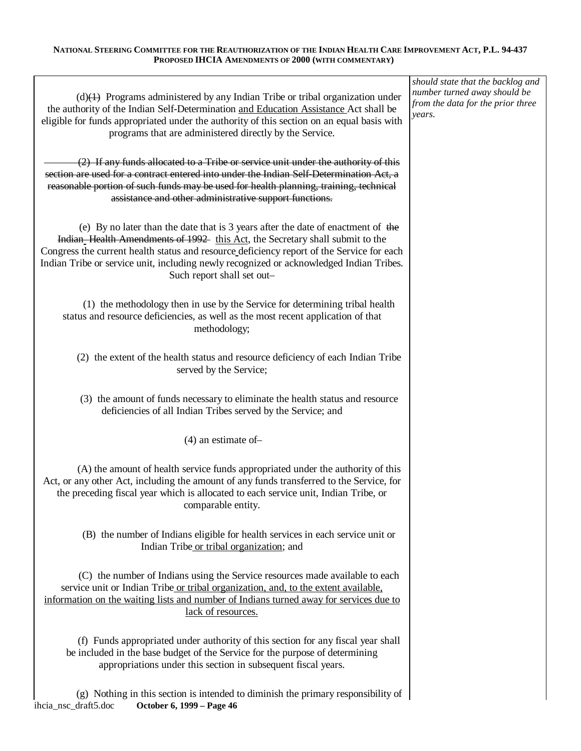(d)~~(1)~~ Programs administered by any Indian Tribe or tribal organization under the authority of the Indian Self-Determination <u>and Education Assistance</u> Act shall be eligible for funds appropriated under the authority of this section on an equal basis with programs that are administered directly by the Service.

~~(2) If any funds allocated to a Tribe or service unit under the authority of this section are used for a contract entered into under the Indian Self-Determination Act, a reasonable portion of such funds may be used for health planning, training, technical assistance and other administrative support functions.~~

(e) By no later than the date that is 3 years after the date of enactment of ~~the Indian Health Amendments of 1992~~ <u>this Act</u>, the Secretary shall submit to the Congress the current health status and resource deficiency report of the Service for each Indian Tribe or service unit, including newly recognized or acknowledged Indian Tribes. Such report shall set out–

(1) the methodology then in use by the Service for determining tribal health status and resource deficiencies, as well as the most recent application of that methodology;

(2) the extent of the health status and resource deficiency of each Indian Tribe served by the Service;

(3) the amount of funds necessary to eliminate the health status and resource deficiencies of all Indian Tribes served by the Service; and

(4) an estimate of–

(A) the amount of health service funds appropriated under the authority of this Act, or any other Act, including the amount of any funds transferred to the Service, for the preceding fiscal year which is allocated to each service unit, Indian Tribe, or comparable entity.

(B) the number of Indians eligible for health services in each service unit or Indian Tribe <u>or tribal organization</u>; and

(C) the number of Indians using the Service resources made available to each service unit or Indian Tribe <u>or tribal organization, and, to the extent available, information on the waiting lists and number of Indians turned away for services due to lack of resources.</u>

*should state that the backlog and number turned away should be from the data for the prior three years.*

(f) Funds appropriated under authority of this section for any fiscal year shall be included in the base budget of the Service for the purpose of determining appropriations under this section in subsequent fiscal years.

(g) Nothing in this section is intended to diminish the primary responsibility of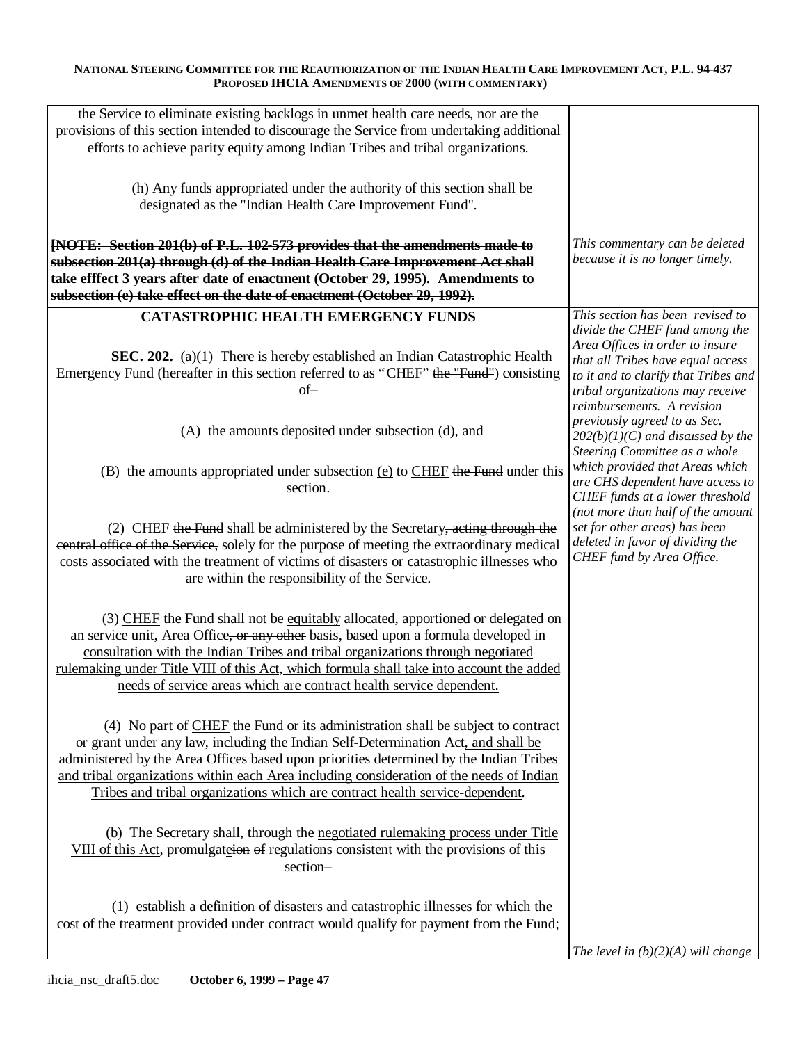| | |
|---|---|
| the Service to eliminate existing backlogs in unmet health care needs, nor are the provisions of this section intended to discourage the Service from undertaking additional efforts to achieve ~~parity~~ <u>equity</u> among Indian Tribes <u>and tribal organizations</u>.<br><br>(h) Any funds appropriated under the authority of this section shall be designated as the "Indian Health Care Improvement Fund". | |
| ~~**[NOTE: Section 201(b) of P.L. 102-573 provides that the amendments made to subsection 201(a) through (d) of the Indian Health Care Improvement Act shall take efffect 3 years after date of enactment (October 29, 1995). Amendments to subsection (e) take effect on the date of enactment (October 29, 1992).**~~ | *This commentary can be deleted because it is no longer timely.* |
| **CATASTROPHIC HEALTH EMERGENCY FUNDS**<br><br>**SEC. 202.** (a)(1) There is hereby established an Indian Catastrophic Health Emergency Fund (hereafter in this section referred to as <u>"CHEF"</u> ~~the "Fund"~~) consisting of–<br><br>(A) the amounts deposited under subsection (d), and<br><br>(B) the amounts appropriated under subsection <u>(e)</u> to <u>CHEF</u> ~~the Fund~~ under this section.<br><br>(2) <u>CHEF</u> ~~the Fund~~ shall be administered by the Secretary~~, acting through the central office of the Service,~~ solely for the purpose of meeting the extraordinary medical costs associated with the treatment of victims of disasters or catastrophic illnesses who are within the responsibility of the Service.<br><br>(3) <u>CHEF</u> ~~the Fund~~ shall ~~not~~ be <u>equitably</u> allocated, apportioned or delegated on a<u>n</u> service unit, Area Office~~, or any other~~ basis<u>, based upon a formula developed in consultation with the Indian Tribes and tribal organizations through negotiated rulemaking under Title VIII of this Act, which formula shall take into account the added needs of service areas which are contract health service dependent.</u><br><br>(4) No part of <u>CHEF</u> ~~the Fund~~ or its administration shall be subject to contract or grant under any law, including the Indian Self-Determination Act<u>, and shall be administered by the Area Offices based upon priorities determined by the Indian Tribes and tribal organizations within each Area including consideration of the needs of Indian Tribes and tribal organizations which are contract health service-dependent</u>.<br><br>(b) The Secretary shall, through the <u>negotiated rulemaking process under Title VIII of this Act</u>, promulgat<u>e</u>~~ion~~ ~~of~~ regulations consistent with the provisions of this section–<br><br>(1) establish a definition of disasters and catastrophic illnesses for which the cost of the treatment provided under contract would qualify for payment from the Fund; | *This section has been revised to divide the CHEF fund among the Area Offices in order to insure that all Tribes have equal access to it and to clarify that Tribes and tribal organizations may receive reimbursements. A revision previously agreed to as Sec. 202(b)(1)(C) and discussed by the Steering Committee as a whole which provided that Areas which are CHS dependent have access to CHEF funds at a lower threshold (not more than half of the amount set for other areas) has been deleted in favor of dividing the CHEF fund by Area Office.*<br><br>*The level in (b)(2)(A) will change* |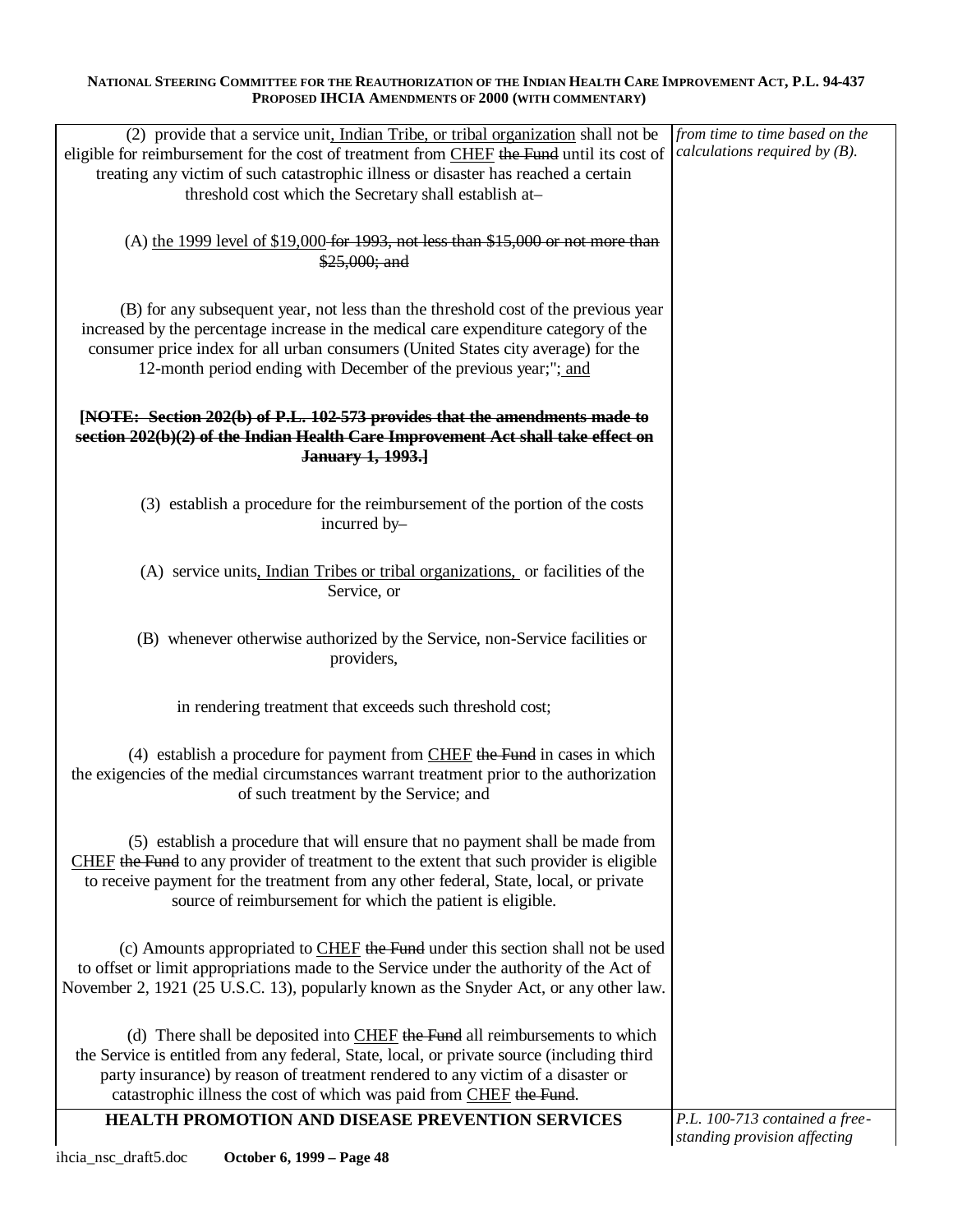| | |
|---|---|
| (2) provide that a service unit, Indian Tribe, or tribal organization shall not be eligible for reimbursement for the cost of treatment from CHEF ~~the Fund~~ until its cost of treating any victim of such catastrophic illness or disaster has reached a certain threshold cost which the Secretary shall establish at– <br><br> (A) the 1999 level of $19,000 ~~for 1993, not less than $15,000 or not more than $25,000; and~~ <br><br> (B) for any subsequent year, not less than the threshold cost of the previous year increased by the percentage increase in the medical care expenditure category of the consumer price index for all urban consumers (United States city average) for the 12-month period ending with December of the previous year;"; and <br><br> ~~**[NOTE: Section 202(b) of P.L. 102-573 provides that the amendments made to section 202(b)(2) of the Indian Health Care Improvement Act shall take effect on January 1, 1993.]**~~ <br><br> (3) establish a procedure for the reimbursement of the portion of the costs incurred by– <br><br> (A) service units, Indian Tribes or tribal organizations, or facilities of the Service, or <br><br> (B) whenever otherwise authorized by the Service, non-Service facilities or providers, <br><br> in rendering treatment that exceeds such threshold cost; <br><br> (4) establish a procedure for payment from CHEF ~~the Fund~~ in cases in which the exigencies of the medial circumstances warrant treatment prior to the authorization of such treatment by the Service; and <br><br> (5) establish a procedure that will ensure that no payment shall be made from CHEF ~~the Fund~~ to any provider of treatment to the extent that such provider is eligible to receive payment for the treatment from any other federal, State, local, or private source of reimbursement for which the patient is eligible. <br><br> (c) Amounts appropriated to CHEF ~~the Fund~~ under this section shall not be used to offset or limit appropriations made to the Service under the authority of the Act of November 2, 1921 (25 U.S.C. 13), popularly known as the Snyder Act, or any other law. <br><br> (d) There shall be deposited into CHEF ~~the Fund~~ all reimbursements to which the Service is entitled from any federal, State, local, or private source (including third party insurance) by reason of treatment rendered to any victim of a disaster or catastrophic illness the cost of which was paid from CHEF ~~the Fund~~. | *from time to time based on the calculations required by (B).* |
| **HEALTH PROMOTION AND DISEASE PREVENTION SERVICES** | *P.L. 100-713 contained a free-standing provision affecting* |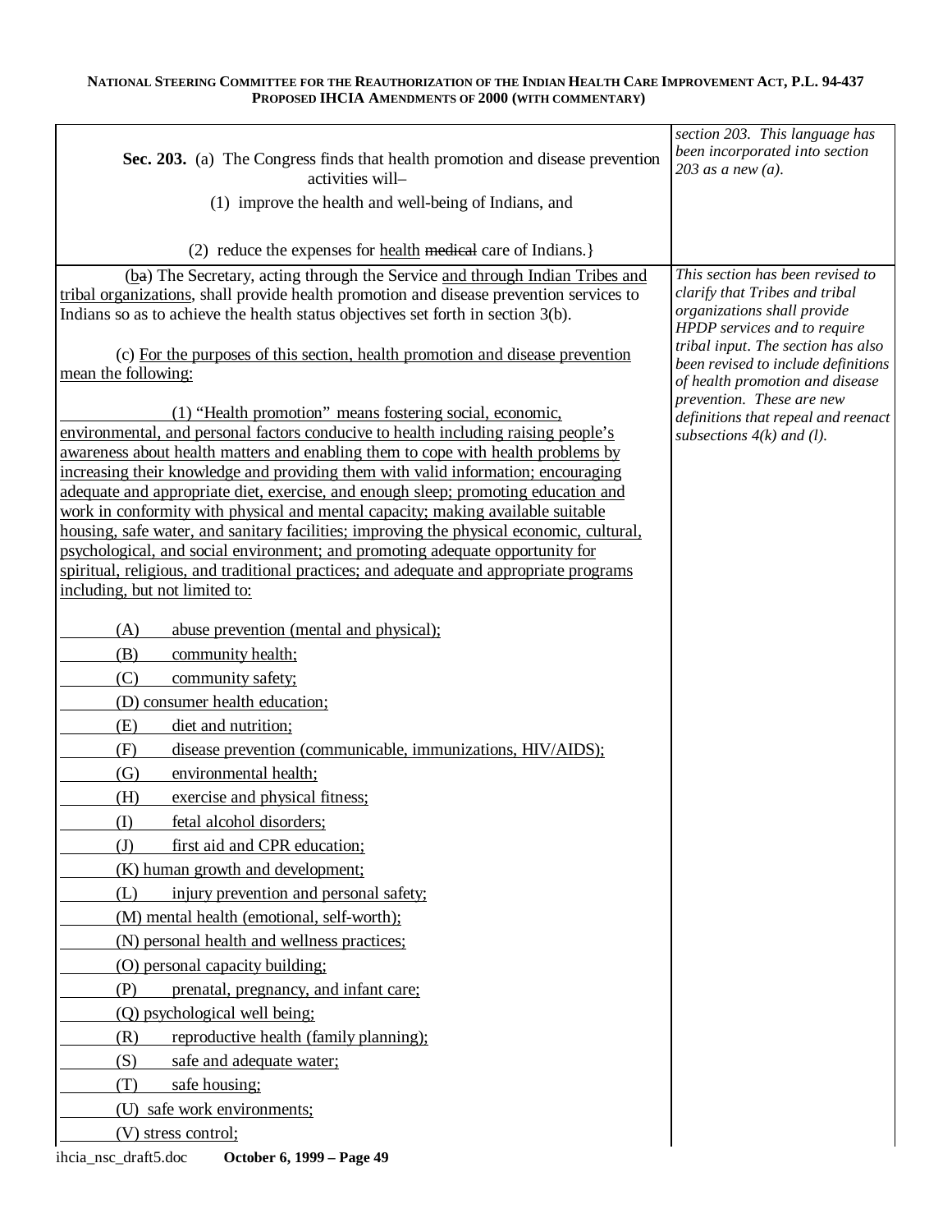| | |
|---|---|
| **Sec. 203.** (a) The Congress finds that health promotion and disease prevention activities will–<br><br>(1) improve the health and well-being of Indians, and<br><br>(2) reduce the expenses for <u>health</u> ~~medical~~ care of Indians.} | *section 203. This language has been incorporated into section 203 as a new (a).* |
| (<u>b</u>~~a~~) The Secretary, acting through the Service <u>and through Indian Tribes and tribal organizations</u>, shall provide health promotion and disease prevention services to Indians so as to achieve the health status objectives set forth in section 3(b).<br><br>(c) <u>For the purposes of this section, health promotion and disease prevention mean the following:</u><br><br><u>(1) "Health promotion" means fostering social, economic, environmental, and personal factors conducive to health including raising people's awareness about health matters and enabling them to cope with health problems by increasing their knowledge and providing them with valid information; encouraging adequate and appropriate diet, exercise, and enough sleep; promoting education and work in conformity with physical and mental capacity; making available suitable housing, safe water, and sanitary facilities; improving the physical economic, cultural, psychological, and social environment; and promoting adequate opportunity for spiritual, religious, and traditional practices; and adequate and appropriate programs including, but not limited to:</u><br><br><u>(A) abuse prevention (mental and physical);</u><br><u>(B) community health;</u><br><u>(C) community safety;</u><br><u>(D) consumer health education;</u><br><u>(E) diet and nutrition;</u><br><u>(F) disease prevention (communicable, immunizations, HIV/AIDS);</u><br><u>(G) environmental health;</u><br><u>(H) exercise and physical fitness;</u><br><u>(I) fetal alcohol disorders;</u><br><u>(J) first aid and CPR education;</u><br><u>(K) human growth and development;</u><br><u>(L) injury prevention and personal safety;</u><br><u>(M) mental health (emotional, self-worth);</u><br><u>(N) personal health and wellness practices;</u><br><u>(O) personal capacity building;</u><br><u>(P) prenatal, pregnancy, and infant care;</u><br><u>(Q) psychological well being;</u><br><u>(R) reproductive health (family planning);</u><br><u>(S) safe and adequate water;</u><br><u>(T) safe housing;</u><br><u>(U) safe work environments;</u><br><u>(V) stress control;</u> | *This section has been revised to clarify that Tribes and tribal organizations shall provide HPDP services and to require tribal input. The section has also been revised to include definitions of health promotion and disease prevention. These are new definitions that repeal and reenact subsections 4(k) and (l).* |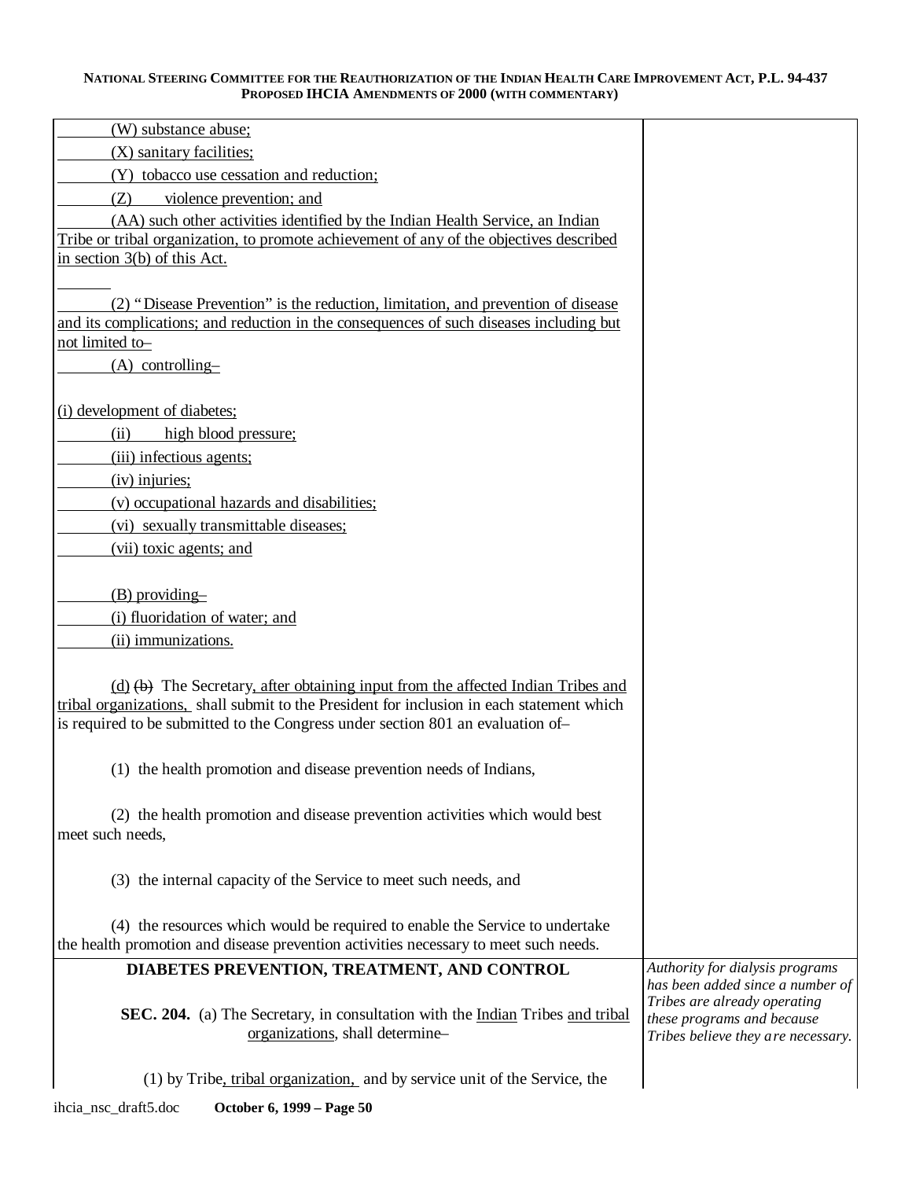(W) substance abuse;

(X) sanitary facilities;

(Y) tobacco use cessation and reduction;

(Z) violence prevention; and

(AA) such other activities identified by the Indian Health Service, an Indian Tribe or tribal organization, to promote achievement of any of the objectives described in section 3(b) of this Act.

(2) "Disease Prevention" is the reduction, limitation, and prevention of disease and its complications; and reduction in the consequences of such diseases including but not limited to–

(A) controlling–

(i) development of diabetes;

(ii) high blood pressure;

(iii) infectious agents;

(iv) injuries;

(v) occupational hazards and disabilities;

(vi) sexually transmittable diseases;

(vii) toxic agents; and

(B) providing–

(i) fluoridation of water; and

(ii) immunizations.

(d) ~~(b)~~ The Secretary, after obtaining input from the affected Indian Tribes and tribal organizations, shall submit to the President for inclusion in each statement which is required to be submitted to the Congress under section 801 an evaluation of–

(1) the health promotion and disease prevention needs of Indians,

(2) the health promotion and disease prevention activities which would best meet such needs,

(3) the internal capacity of the Service to meet such needs, and

(4) the resources which would be required to enable the Service to undertake the health promotion and disease prevention activities necessary to meet such needs.

## DIABETES PREVENTION, TREATMENT, AND CONTROL

*Authority for dialysis programs has been added since a number of Tribes are already operating these programs and because Tribes believe they are necessary.*

**SEC. 204.** (a) The Secretary, in consultation with the Indian Tribes and tribal organizations, shall determine–

(1) by Tribe, tribal organization, and by service unit of the Service, the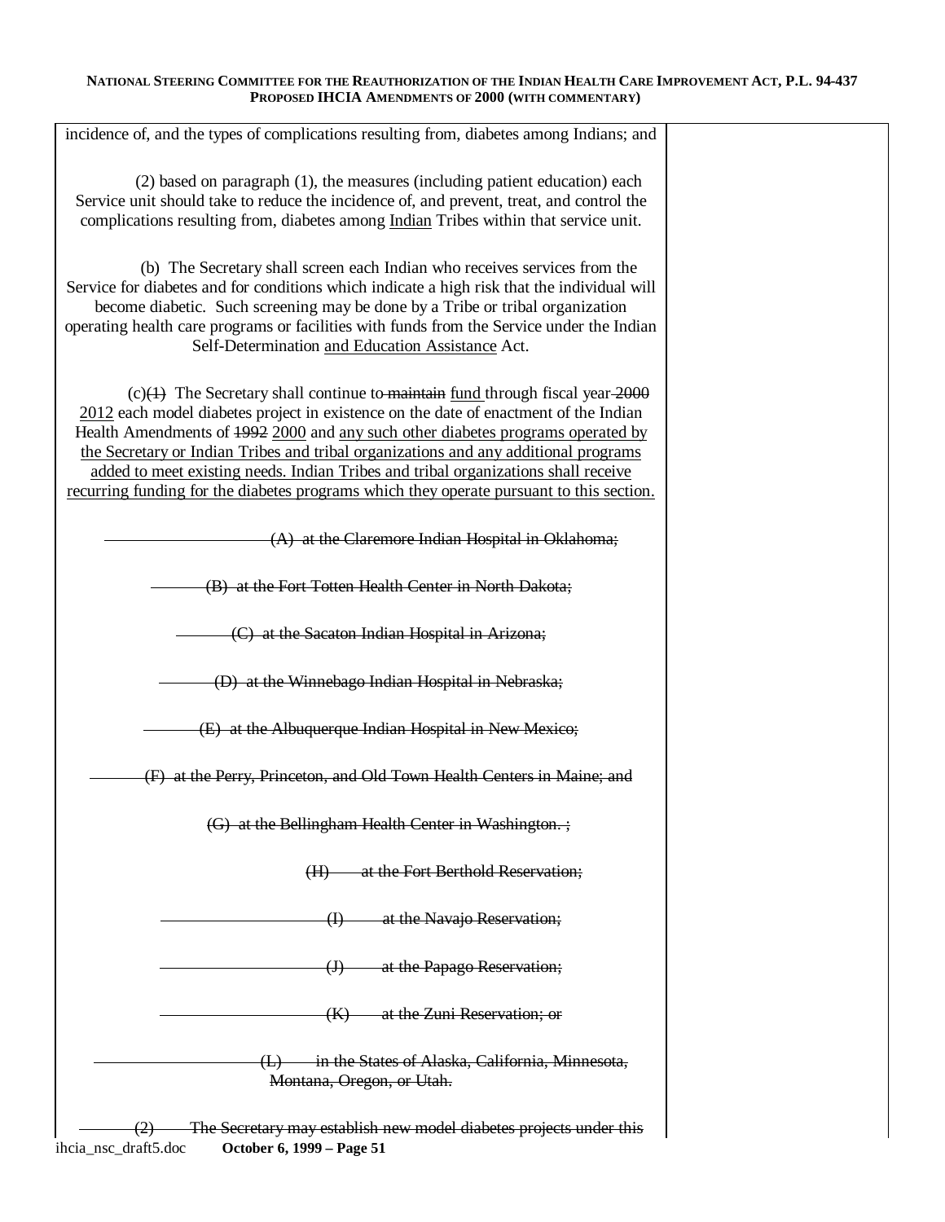incidence of, and the types of complications resulting from, diabetes among Indians; and

(2) based on paragraph (1), the measures (including patient education) each Service unit should take to reduce the incidence of, and prevent, treat, and control the complications resulting from, diabetes among <u>Indian</u> Tribes within that service unit.

(b) The Secretary shall screen each Indian who receives services from the Service for diabetes and for conditions which indicate a high risk that the individual will become diabetic. Such screening may be done by a Tribe or tribal organization operating health care programs or facilities with funds from the Service under the Indian Self-Determination <u>and Education Assistance</u> Act.

(c)~~(1)~~ The Secretary shall continue to ~~maintain~~ <u>fund</u> through fiscal year ~~2000~~ <u>2012</u> each model diabetes project in existence on the date of enactment of the Indian Health Amendments of ~~1992~~ <u>2000</u> and <u>any such other diabetes programs operated by the Secretary or Indian Tribes and tribal organizations and any additional programs added to meet existing needs. Indian Tribes and tribal organizations shall receive recurring funding for the diabetes programs which they operate pursuant to this section.</u>

~~(A) at the Claremore Indian Hospital in Oklahoma;~~

~~(B) at the Fort Totten Health Center in North Dakota;~~

~~(C) at the Sacaton Indian Hospital in Arizona;~~

~~(D) at the Winnebago Indian Hospital in Nebraska;~~

~~(E) at the Albuquerque Indian Hospital in New Mexico;~~

~~(F) at the Perry, Princeton, and Old Town Health Centers in Maine; and~~

~~(G) at the Bellingham Health Center in Washington. ;~~

~~(H) at the Fort Berthold Reservation;~~

~~(I) at the Navajo Reservation;~~

~~(J) at the Papago Reservation;~~

~~(K) at the Zuni Reservation; or~~

~~(L) in the States of Alaska, California, Minnesota, Montana, Oregon, or Utah.~~

~~(2) The Secretary may establish new model diabetes projects under this~~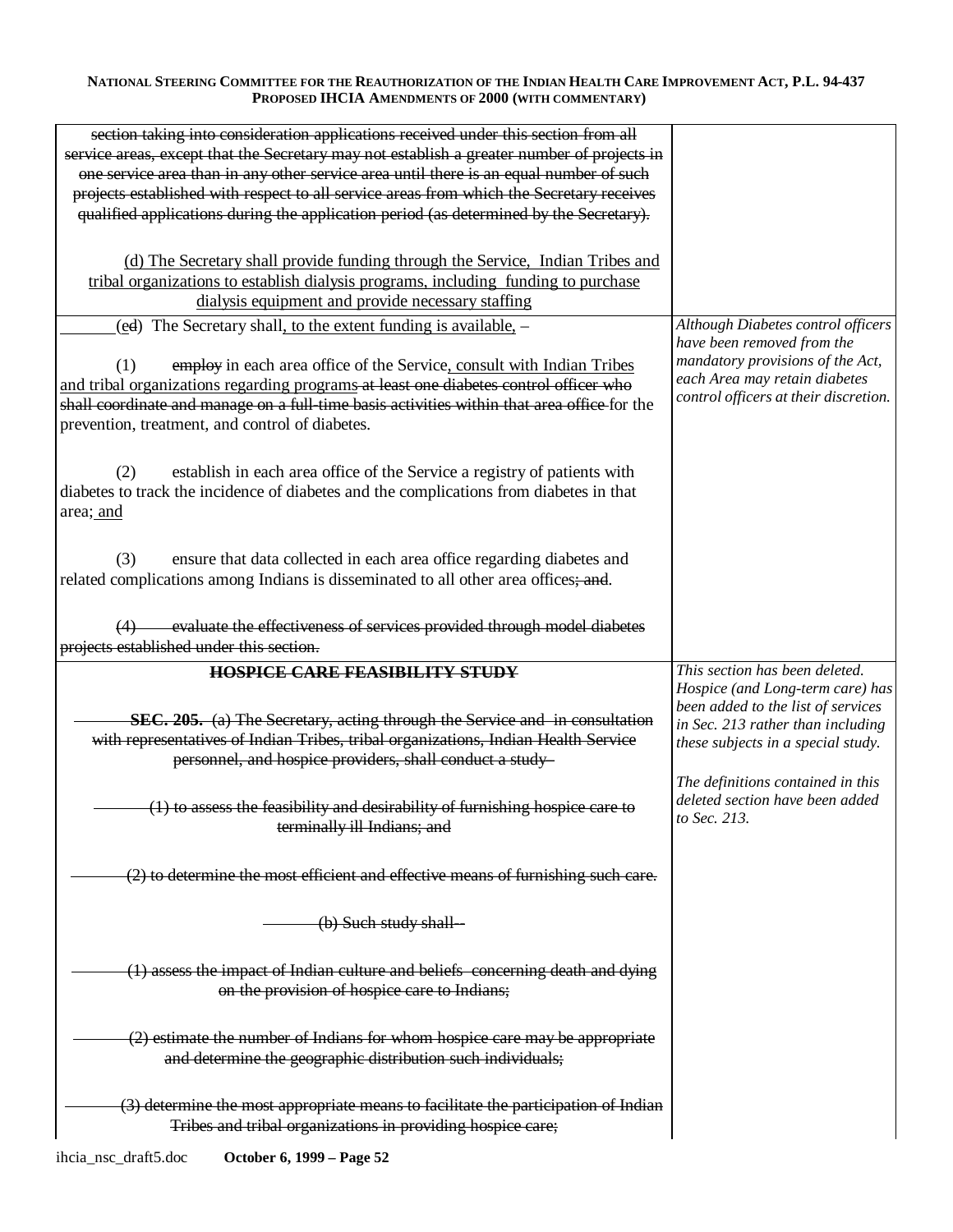| | |
|---|---|
| ~~section taking into consideration applications received under this section from all service areas, except that the Secretary may not establish a greater number of projects in one service area than in any other service area until there is an equal number of such projects established with respect to all service areas from which the Secretary receives qualified applications during the application period (as determined by the Secretary).~~<br><br><u>(d) The Secretary shall provide funding through the Service, Indian Tribes and tribal organizations to establish dialysis programs, including funding to purchase dialysis equipment and provide necessary staffing</u> | |
| (<u>e</u>~~d~~) The Secretary shall<u>, to the extent funding is available,</u> –<br><br>(1) ~~employ~~ in each area office of the Service<u>, consult with Indian Tribes and tribal organizations regarding programs</u> ~~at least one diabetes control officer who shall coordinate and manage on a full-time basis activities within that area office~~ for the prevention, treatment, and control of diabetes.<br><br>(2) establish in each area office of the Service a registry of patients with diabetes to track the incidence of diabetes and the complications from diabetes in that area;<u> and</u><br><br>(3) ensure that data collected in each area office regarding diabetes and related complications among Indians is disseminated to all other area offices~~; and~~.<br><br>~~(4) evaluate the effectiveness of services provided through model diabetes projects established under this section.~~ | *Although Diabetes control officers have been removed from the mandatory provisions of the Act, each Area may retain diabetes control officers at their discretion.* |
| ~~**HOSPICE CARE FEASIBILITY STUDY**~~<br><br>~~**SEC. 205.** (a) The Secretary, acting through the Service and in consultation with representatives of Indian Tribes, tribal organizations, Indian Health Service personnel, and hospice providers, shall conduct a study-~~<br><br>~~(1) to assess the feasibility and desirability of furnishing hospice care to terminally ill Indians; and~~<br><br>~~(2) to determine the most efficient and effective means of furnishing such care.~~<br><br>~~(b) Such study shall--~~<br><br>~~(1) assess the impact of Indian culture and beliefs concerning death and dying on the provision of hospice care to Indians;~~<br><br>~~(2) estimate the number of Indians for whom hospice care may be appropriate and determine the geographic distribution such individuals;~~<br><br>~~(3) determine the most appropriate means to facilitate the participation of Indian Tribes and tribal organizations in providing hospice care;~~ | *This section has been deleted. Hospice (and Long-term care) has been added to the list of services in Sec. 213 rather than including these subjects in a special study.*<br><br>*The definitions contained in this deleted section have been added to Sec. 213.* |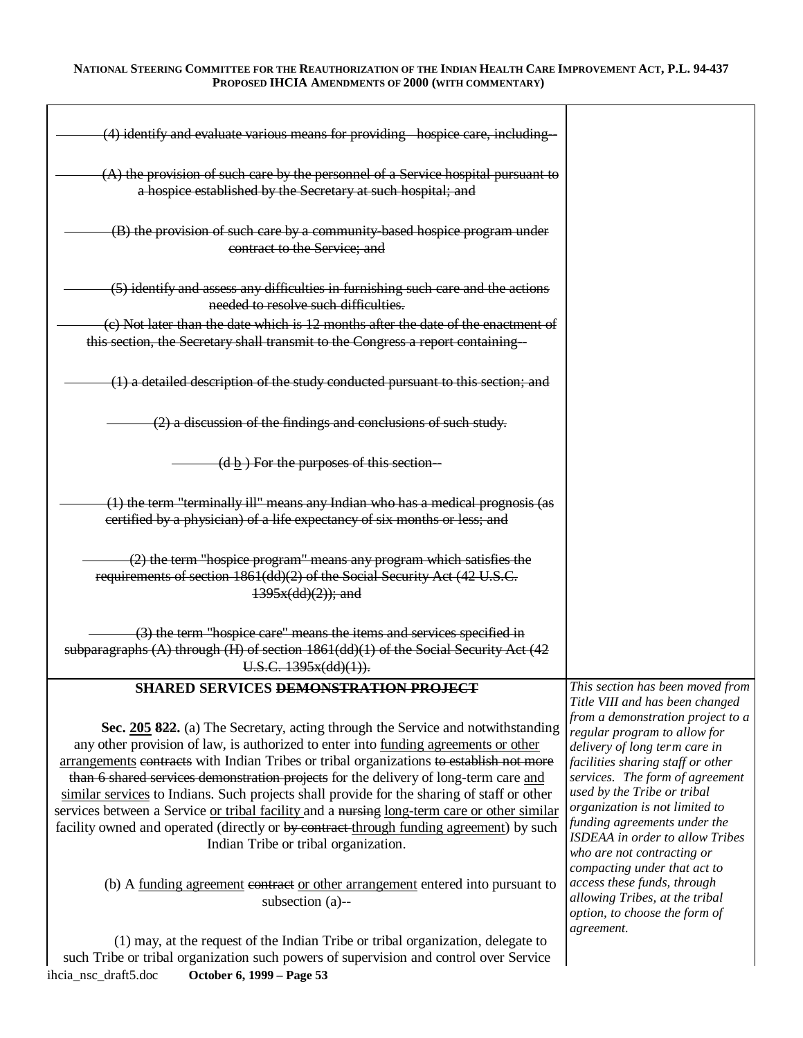| | |
|---|---|
| ~~(4) identify and evaluate various means for providing hospice care, including--~~<br><br>~~(A) the provision of such care by the personnel of a Service hospital pursuant to a hospice established by the Secretary at such hospital; and~~<br><br>~~(B) the provision of such care by a community-based hospice program under contract to the Service; and~~<br><br>~~(5) identify and assess any difficulties in furnishing such care and the actions needed to resolve such difficulties.~~<br>~~(c) Not later than the date which is 12 months after the date of the enactment of this section, the Secretary shall transmit to the Congress a report containing--~~<br><br>~~(1) a detailed description of the study conducted pursuant to this section; and~~<br><br>~~(2) a discussion of the findings and conclusions of such study.~~<br><br>~~(d~~ <u>b</u> ) ~~For the purposes of this section--~~<br><br>~~(1) the term "terminally ill" means any Indian who has a medical prognosis (as certified by a physician) of a life expectancy of six months or less; and~~<br><br>~~(2) the term "hospice program" means any program which satisfies the requirements of section 1861(dd)(2) of the Social Security Act (42 U.S.C. 1395x(dd)(2)); and~~<br><br>~~(3) the term "hospice care" means the items and services specified in subparagraphs (A) through (H) of section 1861(dd)(1) of the Social Security Act (42 U.S.C. 1395x(dd)(1)).~~ | |
| **SHARED SERVICES ~~DEMONSTRATION PROJECT~~**<br><br>**Sec. <u>205</u> ~~822~~.** (a) The Secretary, acting through the Service and notwithstanding any other provision of law, is authorized to enter into <u>funding agreements or other arrangements</u> ~~contracts~~ with Indian Tribes or tribal organizations ~~to establish not more than 6 shared services demonstration projects~~ for the delivery of long-term care <u>and similar services</u> to Indians. Such projects shall provide for the sharing of staff or other services between a Service <u>or tribal facility</u> and a ~~nursing~~ <u>long-term care or other similar</u> facility owned and operated (directly or ~~by contract~~ <u>through funding agreement</u>) by such Indian Tribe or tribal organization.<br><br>(b) A <u>funding agreement</u> ~~contract~~ <u>or other arrangement</u> entered into pursuant to subsection (a)--<br><br>(1) may, at the request of the Indian Tribe or tribal organization, delegate to such Tribe or tribal organization such powers of supervision and control over Service | *This section has been moved from Title VIII and has been changed from a demonstration project to a regular program to allow for delivery of long term care in facilities sharing staff or other services. The form of agreement used by the Tribe or tribal organization is not limited to funding agreements under the ISDEAA in order to allow Tribes who are not contracting or compacting under that act to access these funds, through allowing Tribes, at the tribal option, to choose the form of agreement.* |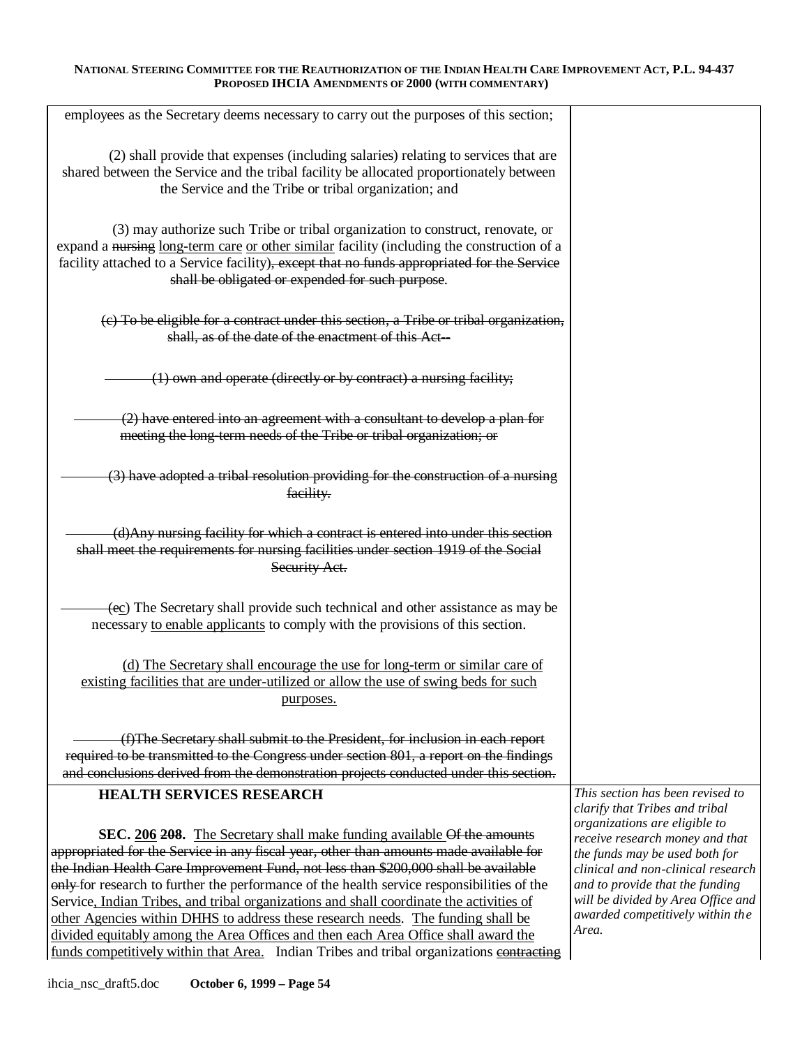employees as the Secretary deems necessary to carry out the purposes of this section;

(2) shall provide that expenses (including salaries) relating to services that are shared between the Service and the tribal facility be allocated proportionately between the Service and the Tribe or tribal organization; and

(3) may authorize such Tribe or tribal organization to construct, renovate, or expand a ~~nursing~~ <u>long-term care</u> <u>or other similar</u> facility (including the construction of a facility attached to a Service facility)~~, except that no funds appropriated for the Service shall be obligated or expended for such purpose~~.

~~(c) To be eligible for a contract under this section, a Tribe or tribal organization, shall, as of the date of the enactment of this Act--~~

~~(1) own and operate (directly or by contract) a nursing facility;~~

~~(2) have entered into an agreement with a consultant to develop a plan for meeting the long-term needs of the Tribe or tribal organization; or~~

~~(3) have adopted a tribal resolution providing for the construction of a nursing facility.~~

~~(d)Any nursing facility for which a contract is entered into under this section shall meet the requirements for nursing facilities under section 1919 of the Social Security Act.~~

(~~e~~<u>c</u>) The Secretary shall provide such technical and other assistance as may be necessary <u>to enable applicants</u> to comply with the provisions of this section.

<u>(d) The Secretary shall encourage the use for long-term or similar care of existing facilities that are under-utilized or allow the use of swing beds for such purposes.</u>

~~(f)The Secretary shall submit to the President, for inclusion in each report required to be transmitted to the Congress under section 801, a report on the findings and conclusions derived from the demonstration projects conducted under this section.~~

**HEALTH SERVICES RESEARCH**

*This section has been revised to clarify that Tribes and tribal organizations are eligible to receive research money and that the funds may be used both for clinical and non-clinical research and to provide that the funding will be divided by Area Office and awarded competitively within the Area.*

**SEC. 206 ~~208~~.** <u>The Secretary shall make funding available</u> ~~Of the amounts appropriated for the Service in any fiscal year, other than amounts made available for the Indian Health Care Improvement Fund, not less than $200,000 shall be available only~~ for research to further the performance of the health service responsibilities of the Service<u>, Indian Tribes, and tribal organizations and shall coordinate the activities of other Agencies within DHHS to address these research needs</u>. <u>The funding shall be divided equitably among the Area Offices and then each Area Office shall award the funds competitively within that Area.</u> Indian Tribes and tribal organizations ~~contracting~~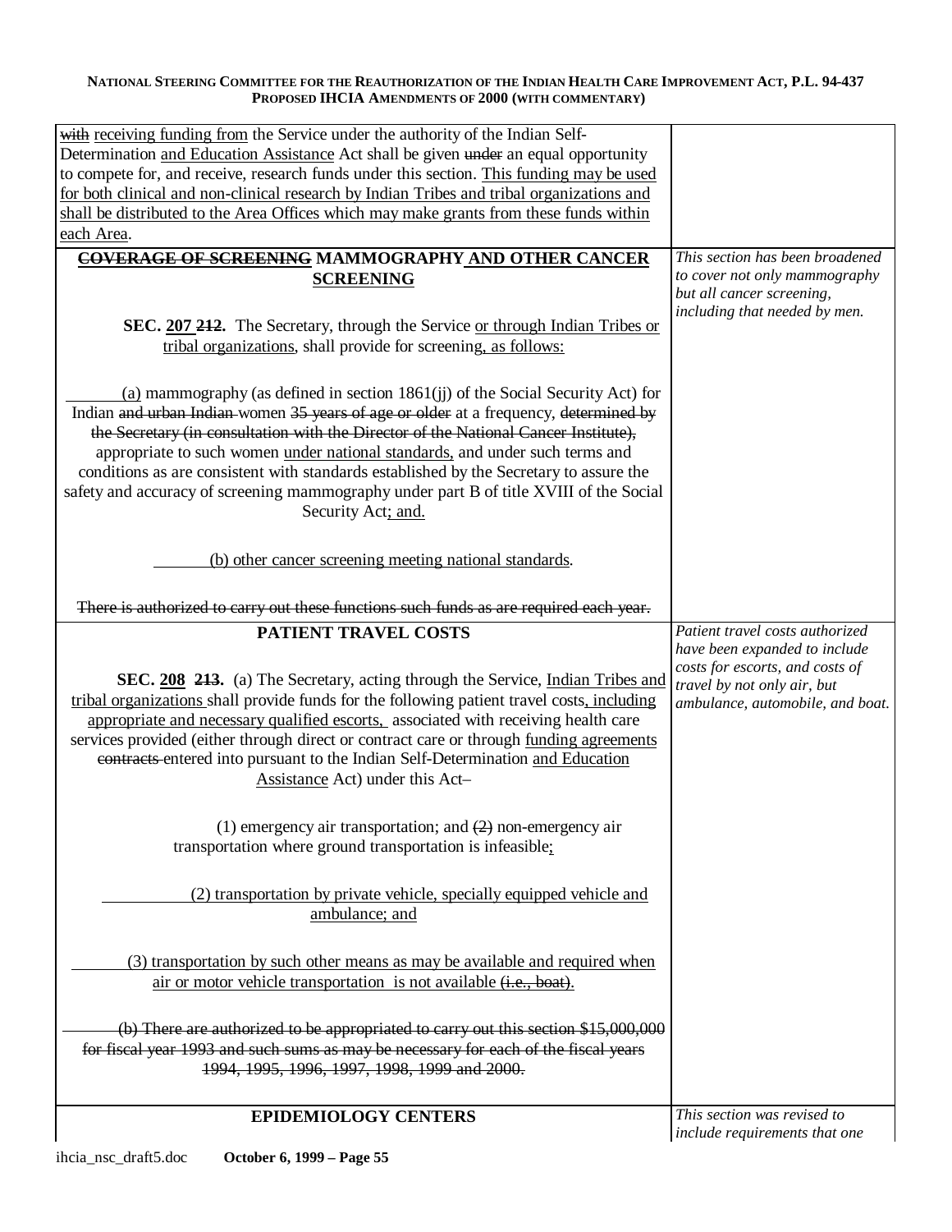| | |
|---|---|
| ~~with~~ receiving funding from the Service under the authority of the Indian Self-Determination and Education Assistance Act shall be given ~~under~~ an equal opportunity to compete for, and receive, research funds under this section. This funding may be used for both clinical and non-clinical research by Indian Tribes and tribal organizations and shall be distributed to the Area Offices which may make grants from these funds within each Area. | |
| **~~COVERAGE OF SCREENING~~ MAMMOGRAPHY AND OTHER CANCER SCREENING**<br><br>**SEC. 207 ~~212~~.** The Secretary, through the Service or through Indian Tribes or tribal organizations, shall provide for screening, as follows:<br><br>(a) mammography (as defined in section 1861(jj) of the Social Security Act) for Indian ~~and urban Indian~~ women ~~35 years of age or older~~ at a frequency, ~~determined by the Secretary (in consultation with the Director of the National Cancer Institute),~~ appropriate to such women under national standards, and under such terms and conditions as are consistent with standards established by the Secretary to assure the safety and accuracy of screening mammography under part B of title XVIII of the Social Security Act; and.<br><br>(b) other cancer screening meeting national standards.<br><br>~~There is authorized to carry out these functions such funds as are required each year.~~ | *This section has been broadened to cover not only mammography but all cancer screening, including that needed by men.* |
| **PATIENT TRAVEL COSTS**<br><br>**SEC. 208 ~~213~~.** (a) The Secretary, acting through the Service, Indian Tribes and tribal organizations shall provide funds for the following patient travel costs, including appropriate and necessary qualified escorts, associated with receiving health care services provided (either through direct or contract care or through funding agreements ~~contracts~~ entered into pursuant to the Indian Self-Determination and Education Assistance Act) under this Act–<br><br>(1) emergency air transportation; and ~~(2)~~ non-emergency air transportation where ground transportation is infeasible;<br><br>(2) transportation by private vehicle, specially equipped vehicle and ambulance; and<br><br>(3) transportation by such other means as may be available and required when air or motor vehicle transportation is not available ~~(i.e., boat)~~.<br><br>~~(b) There are authorized to be appropriated to carry out this section $15,000,000 for fiscal year 1993 and such sums as may be necessary for each of the fiscal years 1994, 1995, 1996, 1997, 1998, 1999 and 2000.~~ | *Patient travel costs authorized have been expanded to include costs for escorts, and costs of travel by not only air, but ambulance, automobile, and boat.* |
| **EPIDEMIOLOGY CENTERS** | *This section was revised to include requirements that one* |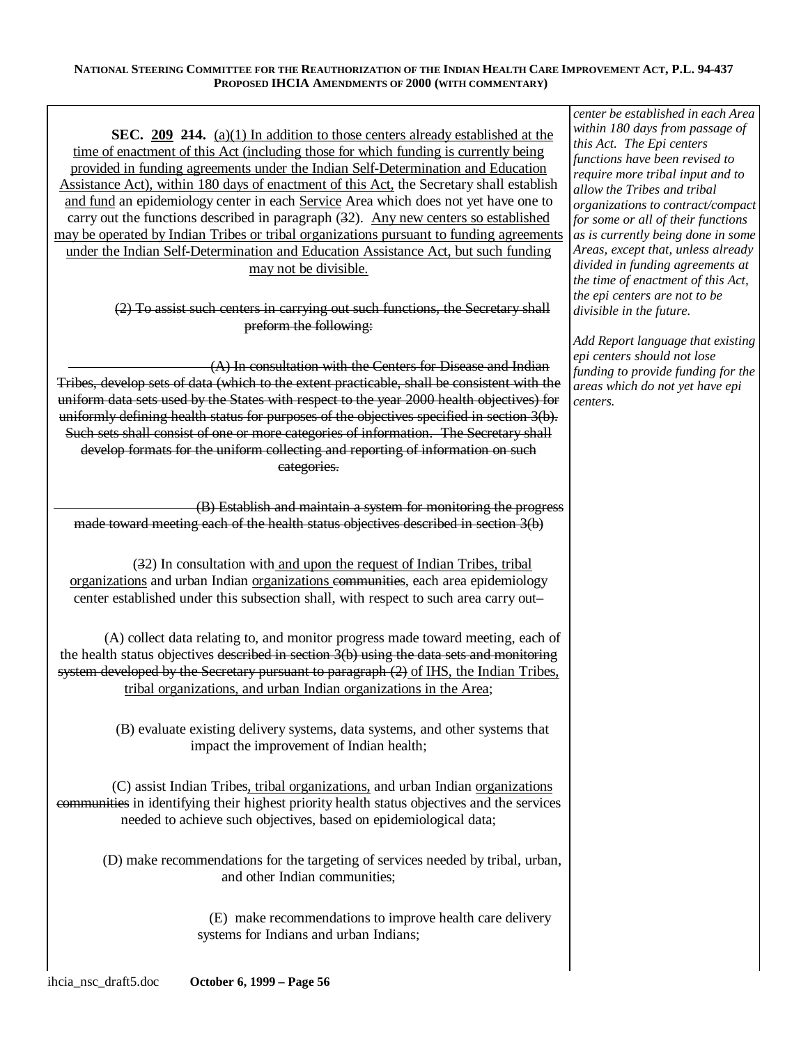**SEC. 209 214.** (a)(1) In addition to those centers already established at the time of enactment of this Act (including those for which funding is currently being provided in funding agreements under the Indian Self-Determination and Education Assistance Act), within 180 days of enactment of this Act, the Secretary shall establish and fund an epidemiology center in each Service Area which does not yet have one to carry out the functions described in paragraph (32). Any new centers so established may be operated by Indian Tribes or tribal organizations pursuant to funding agreements under the Indian Self-Determination and Education Assistance Act, but such funding may not be divisible.

~~(2) To assist such centers in carrying out such functions, the Secretary shall preform the following:~~

~~(A) In consultation with the Centers for Disease and Indian Tribes, develop sets of data (which to the extent practicable, shall be consistent with the uniform data sets used by the States with respect to the year 2000 health objectives) for uniformly defining health status for purposes of the objectives specified in section 3(b). Such sets shall consist of one or more categories of information. The Secretary shall develop formats for the uniform collecting and reporting of information on such categories.~~

~~(B) Establish and maintain a system for monitoring the progress made toward meeting each of the health status objectives described in section 3(b)~~

(32) In consultation with and upon the request of Indian Tribes, tribal organizations and urban Indian organizations ~~communities~~, each area epidemiology center established under this subsection shall, with respect to such area carry out–

(A) collect data relating to, and monitor progress made toward meeting, each of the health status objectives ~~described in section 3(b) using the data sets and monitoring system developed by the Secretary pursuant to paragraph (2)~~ of IHS, the Indian Tribes, tribal organizations, and urban Indian organizations in the Area;

(B) evaluate existing delivery systems, data systems, and other systems that impact the improvement of Indian health;

(C) assist Indian Tribes, tribal organizations, and urban Indian organizations ~~communities~~ in identifying their highest priority health status objectives and the services needed to achieve such objectives, based on epidemiological data;

(D) make recommendations for the targeting of services needed by tribal, urban, and other Indian communities;

(E) make recommendations to improve health care delivery systems for Indians and urban Indians;

*center be established in each Area within 180 days from passage of this Act. The Epi centers functions have been revised to require more tribal input and to allow the Tribes and tribal organizations to contract/compact for some or all of their functions as is currently being done in some Areas, except that, unless already divided in funding agreements at the time of enactment of this Act, the epi centers are not to be divisible in the future.*

*Add Report language that existing epi centers should not lose funding to provide funding for the areas which do not yet have epi centers.*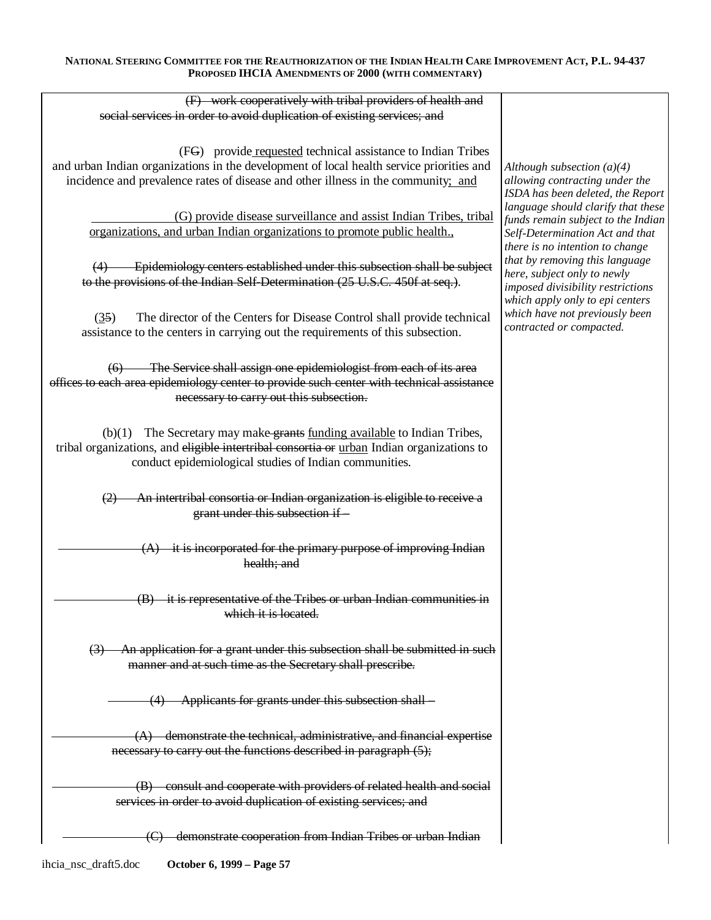~~(F) work cooperatively with tribal providers of health and social services in order to avoid duplication of existing services; and~~

(F~~G~~) provide <u>requested</u> technical assistance to Indian Tribes and urban Indian organizations in the development of local health service priorities and incidence and prevalence rates of disease and other illness in the community<u>; and</u>

<u>(G) provide disease surveillance and assist Indian Tribes, tribal organizations, and urban Indian organizations to promote public health.</u>~~,~~

~~(4) Epidemiology centers established under this subsection shall be subject to the provisions of the Indian Self-Determination (25 U.S.C. 450f at seq.).~~

*Although subsection (a)(4) allowing contracting under the ISDA has been deleted, the Report language should clarify that these funds remain subject to the Indian Self-Determination Act and that there is no intention to change that by removing this language here, subject only to newly imposed divisibility restrictions which apply only to epi centers which have not previously been contracted or compacted.*

(<u>3</u>~~5~~) The director of the Centers for Disease Control shall provide technical assistance to the centers in carrying out the requirements of this subsection.

~~(6) The Service shall assign one epidemiologist from each of its area offices to each area epidemiology center to provide such center with technical assistance necessary to carry out this subsection.~~

(b)(1) The Secretary may make ~~grants~~ <u>funding available</u> to Indian Tribes, tribal organizations, and ~~eligible intertribal consortia or~~ <u>urban</u> Indian organizations to conduct epidemiological studies of Indian communities.

~~(2) An intertribal consortia or Indian organization is eligible to receive a grant under this subsection if –~~

~~(A) it is incorporated for the primary purpose of improving Indian health; and~~

~~(B) it is representative of the Tribes or urban Indian communities in which it is located.~~

~~(3) An application for a grant under this subsection shall be submitted in such manner and at such time as the Secretary shall prescribe.~~

~~(4) Applicants for grants under this subsection shall –~~

~~(A) demonstrate the technical, administrative, and financial expertise necessary to carry out the functions described in paragraph (5);~~

~~(B) consult and cooperate with providers of related health and social services in order to avoid duplication of existing services; and~~

~~(C) demonstrate cooperation from Indian Tribes or urban Indian~~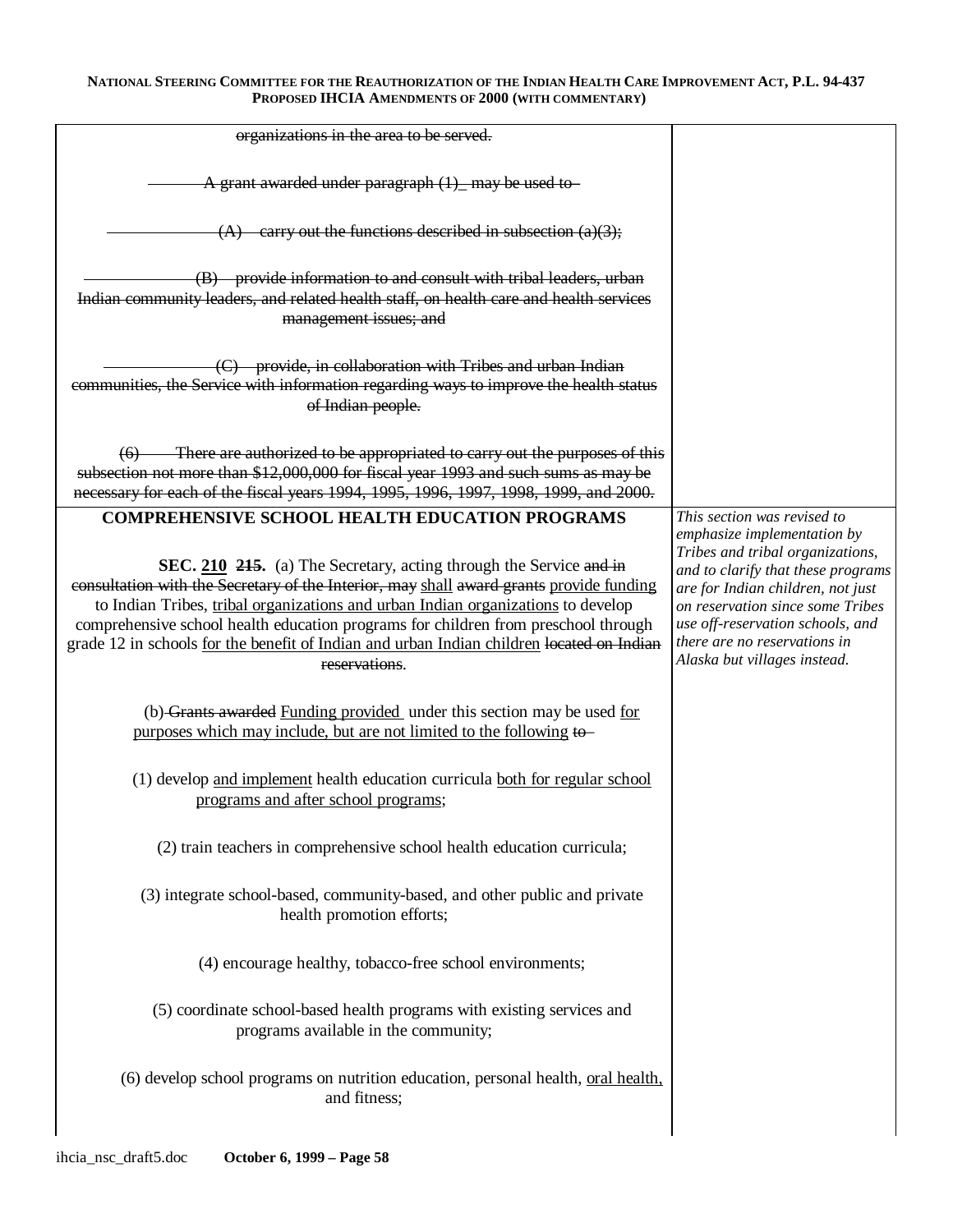| | |
|---|---|
| ~~organizations in the area to be served.~~<br><br>~~A grant awarded under paragraph (1)_ may be used to-~~<br><br>~~(A) carry out the functions described in subsection (a)(3);~~<br><br>~~(B) provide information to and consult with tribal leaders, urban Indian community leaders, and related health staff, on health care and health services management issues; and~~<br><br>~~(C) provide, in collaboration with Tribes and urban Indian communities, the Service with information regarding ways to improve the health status of Indian people.~~<br><br>~~(6) There are authorized to be appropriated to carry out the purposes of this subsection not more than $12,000,000 for fiscal year 1993 and such sums as may be necessary for each of the fiscal years 1994, 1995, 1996, 1997, 1998, 1999, and 2000.~~ | |
| **COMPREHENSIVE SCHOOL HEALTH EDUCATION PROGRAMS**<br><br>**SEC. <u>210</u> ~~215~~.** (a) The Secretary, acting through the Service ~~and in consultation with the Secretary of the Interior, may~~ <u>shall</u> ~~award grants~~ <u>provide funding</u> to Indian Tribes, <u>tribal organizations and urban Indian organizations</u> to develop comprehensive school health education programs for children from preschool through grade 12 in schools <u>for the benefit of Indian and urban Indian children</u> ~~located on Indian reservations~~.<br><br>(b) ~~Grants awarded~~ <u>Funding provided</u> under this section may be used <u>for purposes which may include, but are not limited to the following</u> ~~to~~-<br><br>(1) develop <u>and implement</u> health education curricula <u>both for regular school programs and after school programs</u>;<br><br>(2) train teachers in comprehensive school health education curricula;<br><br>(3) integrate school-based, community-based, and other public and private health promotion efforts;<br><br>(4) encourage healthy, tobacco-free school environments;<br><br>(5) coordinate school-based health programs with existing services and programs available in the community;<br><br>(6) develop school programs on nutrition education, personal health, <u>oral health,</u> and fitness; | *This section was revised to emphasize implementation by Tribes and tribal organizations, and to clarify that these programs are for Indian children, not just on reservation since some Tribes use off-reservation schools, and there are no reservations in Alaska but villages instead.* |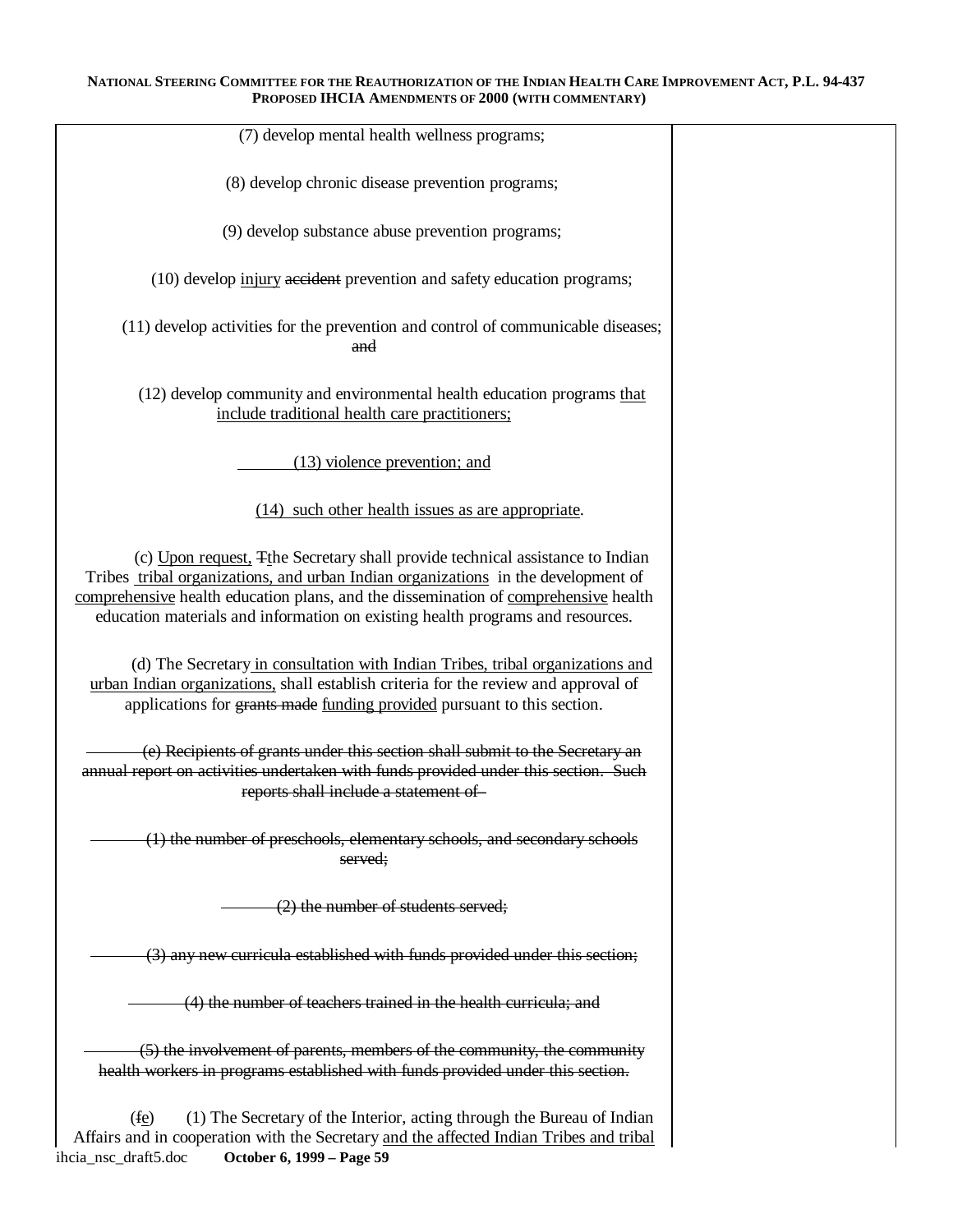(7) develop mental health wellness programs;

(8) develop chronic disease prevention programs;

(9) develop substance abuse prevention programs;

(10) develop <u>injury</u> ~~accident~~ prevention and safety education programs;

(11) develop activities for the prevention and control of communicable diseases; ~~and~~

(12) develop community and environmental health education programs <u>that include traditional health care practitioners;</u>

<u>(13) violence prevention; and</u>

<u>(14) such other health issues as are appropriate</u>.

(c) <u>Upon request,</u> ~~T~~<u>t</u>he Secretary shall provide technical assistance to Indian Tribes <u>tribal organizations, and urban Indian organizations</u> in the development of <u>comprehensive</u> health education plans, and the dissemination of <u>comprehensive</u> health education materials and information on existing health programs and resources.

(d) The Secretary <u>in consultation with Indian Tribes, tribal organizations and urban Indian organizations,</u> shall establish criteria for the review and approval of applications for ~~grants made~~ <u>funding provided</u> pursuant to this section.

~~(e) Recipients of grants under this section shall submit to the Secretary an annual report on activities undertaken with funds provided under this section. Such reports shall include a statement of -~~

~~(1) the number of preschools, elementary schools, and secondary schools served;~~

~~(2) the number of students served;~~

~~(3) any new curricula established with funds provided under this section;~~

~~(4) the number of teachers trained in the health curricula; and~~

~~(5) the involvement of parents, members of the community, the community health workers in programs established with funds provided under this section.~~

(~~f~~<u>e</u>) (1) The Secretary of the Interior, acting through the Bureau of Indian Affairs and in cooperation with the Secretary <u>and the affected Indian Tribes and tribal</u>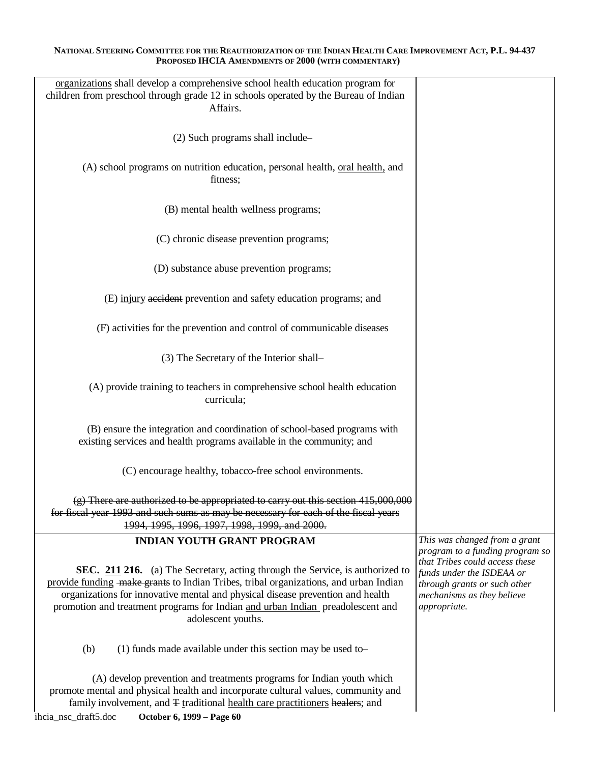organizations shall develop a comprehensive school health education program for children from preschool through grade 12 in schools operated by the Bureau of Indian Affairs.

(2) Such programs shall include–

(A) school programs on nutrition education, personal health, oral health, and fitness;

(B) mental health wellness programs;

(C) chronic disease prevention programs;

(D) substance abuse prevention programs;

(E) injury ~~accident~~ prevention and safety education programs; and

(F) activities for the prevention and control of communicable diseases

(3) The Secretary of the Interior shall–

(A) provide training to teachers in comprehensive school health education curricula;

(B) ensure the integration and coordination of school-based programs with existing services and health programs available in the community; and

(C) encourage healthy, tobacco-free school environments.

~~(g) There are authorized to be appropriated to carry out this section 415,000,000 for fiscal year 1993 and such sums as may be necessary for each of the fiscal years 1994, 1995, 1996, 1997, 1998, 1999, and 2000.~~

**INDIAN YOUTH ~~GRANT~~ PROGRAM**

*This was changed from a grant program to a funding program so that Tribes could access these funds under the ISDEAA or through grants or such other mechanisms as they believe appropriate.*

**SEC. 211 ~~216~~.** (a) The Secretary, acting through the Service, is authorized to provide funding ~~make grants~~ to Indian Tribes, tribal organizations, and urban Indian organizations for innovative mental and physical disease prevention and health promotion and treatment programs for Indian and urban Indian preadolescent and adolescent youths.

(b) (1) funds made available under this section may be used to–

(A) develop prevention and treatments programs for Indian youth which promote mental and physical health and incorporate cultural values, community and family involvement, and ~~T~~ traditional health care practitioners ~~healers~~; and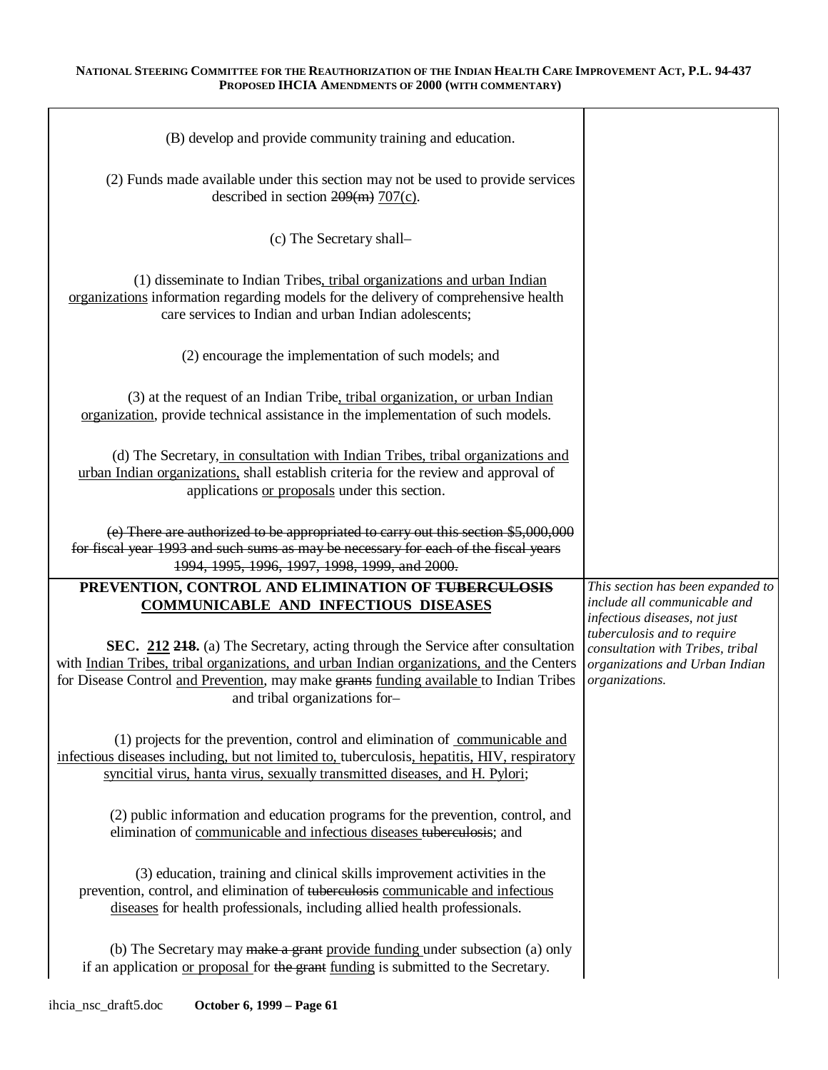(B) develop and provide community training and education.

(2) Funds made available under this section may not be used to provide services described in section ~~209(m)~~ <u>707(c)</u>.

(c) The Secretary shall–

(1) disseminate to Indian Tribes<u>, tribal organizations and urban Indian organizations</u> information regarding models for the delivery of comprehensive health care services to Indian and urban Indian adolescents;

(2) encourage the implementation of such models; and

(3) at the request of an Indian Tribe<u>, tribal organization, or urban Indian organization</u>, provide technical assistance in the implementation of such models.

(d) The Secretary<u>, in consultation with Indian Tribes, tribal organizations and urban Indian organizations,</u> shall establish criteria for the review and approval of applications <u>or proposals</u> under this section.

~~(e) There are authorized to be appropriated to carry out this section \$5,000,000 for fiscal year 1993 and such sums as may be necessary for each of the fiscal years 1994, 1995, 1996, 1997, 1998, 1999, and 2000.~~

**PREVENTION, CONTROL AND ELIMINATION OF ~~TUBERCULOSIS~~ <u>COMMUNICABLE AND INFECTIOUS DISEASES</u>**

*This section has been expanded to include all communicable and infectious diseases, not just tuberculosis and to require consultation with Tribes, tribal organizations and Urban Indian organizations.*

**SEC. <u>212</u> ~~218~~.** (a) The Secretary, acting through the Service after consultation with <u>Indian Tribes, tribal organizations, and urban Indian organizations, and</u> the Centers for Disease Control <u>and Prevention</u>, may make ~~grants~~ <u>funding available</u> to Indian Tribes and tribal organizations for–

(1) projects for the prevention, control and elimination of <u>communicable and infectious diseases including, but not limited to,</u> tuberculosis<u>, hepatitis, HIV, respiratory syncitial virus, hanta virus, sexually transmitted diseases, and H. Pylori</u>;

(2) public information and education programs for the prevention, control, and elimination of <u>communicable and infectious diseases</u> ~~tuberculosis~~; and

(3) education, training and clinical skills improvement activities in the prevention, control, and elimination of ~~tuberculosis~~ <u>communicable and infectious diseases</u> for health professionals, including allied health professionals.

(b) The Secretary may ~~make a grant~~ <u>provide funding</u> under subsection (a) only if an application <u>or proposal</u> for ~~the grant~~ <u>funding</u> is submitted to the Secretary.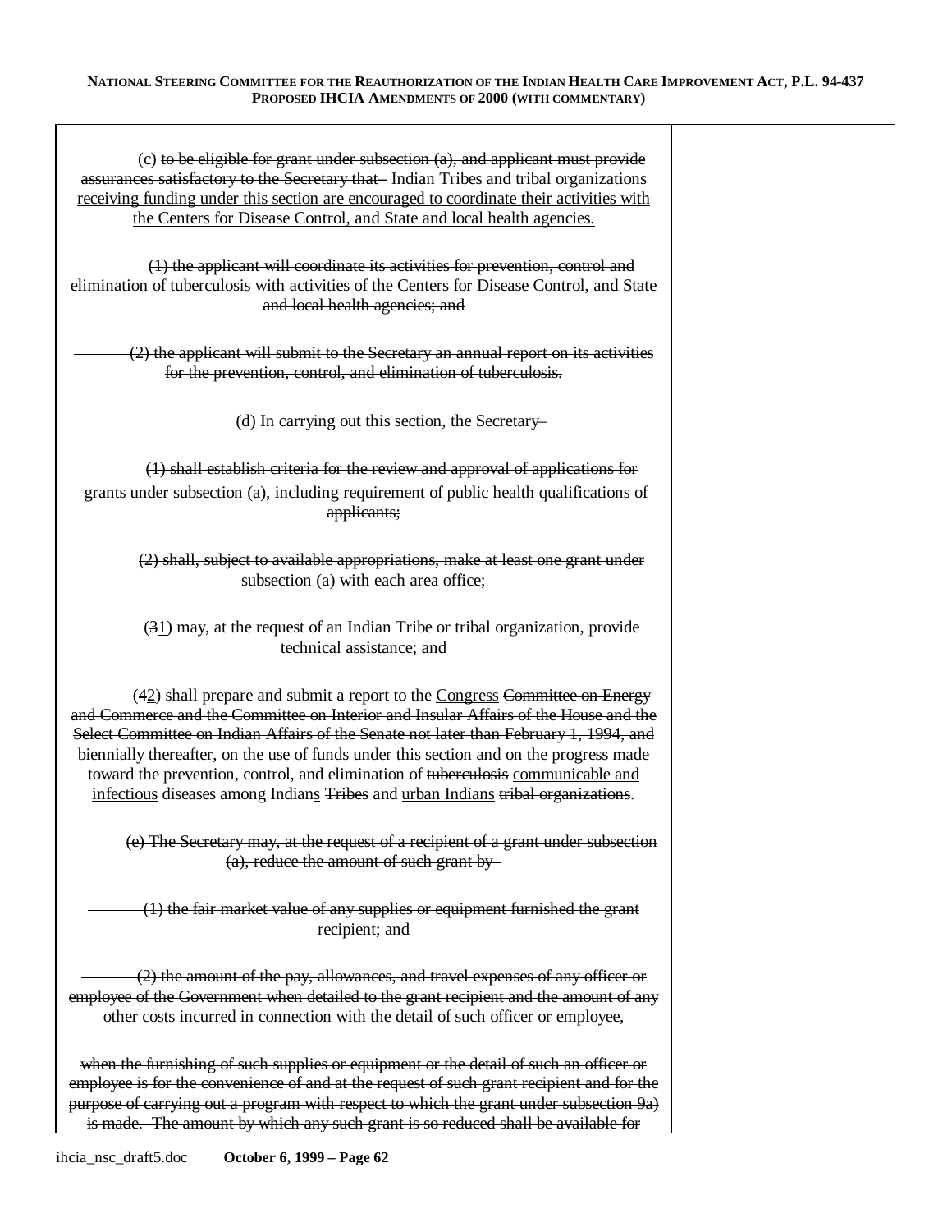(c) ~~to be eligible for grant under subsection (a), and applicant must provide assurances satisfactory to the Secretary that~~ <u>Indian Tribes and tribal organizations receiving funding under this section are encouraged to coordinate their activities with the Centers for Disease Control, and State and local health agencies.</u>

~~(1) the applicant will coordinate its activities for prevention, control and elimination of tuberculosis with activities of the Centers for Disease Control, and State and local health agencies; and~~

~~(2) the applicant will submit to the Secretary an annual report on its activities for the prevention, control, and elimination of tuberculosis.~~

(d) In carrying out this section, the Secretary~~–~~

~~(1) shall establish criteria for the review and approval of applications for grants under subsection (a), including requirement of public health qualifications of applicants;~~

~~(2) shall, subject to available appropriations, make at least one grant under subsection (a) with each area office;~~

(~~3~~<u>1</u>) may, at the request of an Indian Tribe or tribal organization, provide technical assistance; and

(~~4~~<u>2</u>) shall prepare and submit a report to the <u>Congress</u> ~~Committee on Energy and Commerce and the Committee on Interior and Insular Affairs of the House and the Select Committee on Indian Affairs of the Senate not later than February 1, 1994, and~~ biennially ~~thereafter~~, on the use of funds under this section and on the progress made toward the prevention, control, and elimination of ~~tuberculosis~~ <u>communicable and infectious</u> diseases among Indian<u>s</u> ~~Tribes~~ and <u>urban Indians</u> ~~tribal organizations~~.

~~(e) The Secretary may, at the request of a recipient of a grant under subsection (a), reduce the amount of such grant by–~~

~~(1) the fair market value of any supplies or equipment furnished the grant recipient; and~~

~~(2) the amount of the pay, allowances, and travel expenses of any officer or employee of the Government when detailed to the grant recipient and the amount of any other costs incurred in connection with the detail of such officer or employee,~~

~~when the furnishing of such supplies or equipment or the detail of such an officer or employee is for the convenience of and at the request of such grant recipient and for the purpose of carrying out a program with respect to which the grant under subsection 9a) is made. The amount by which any such grant is so reduced shall be available for~~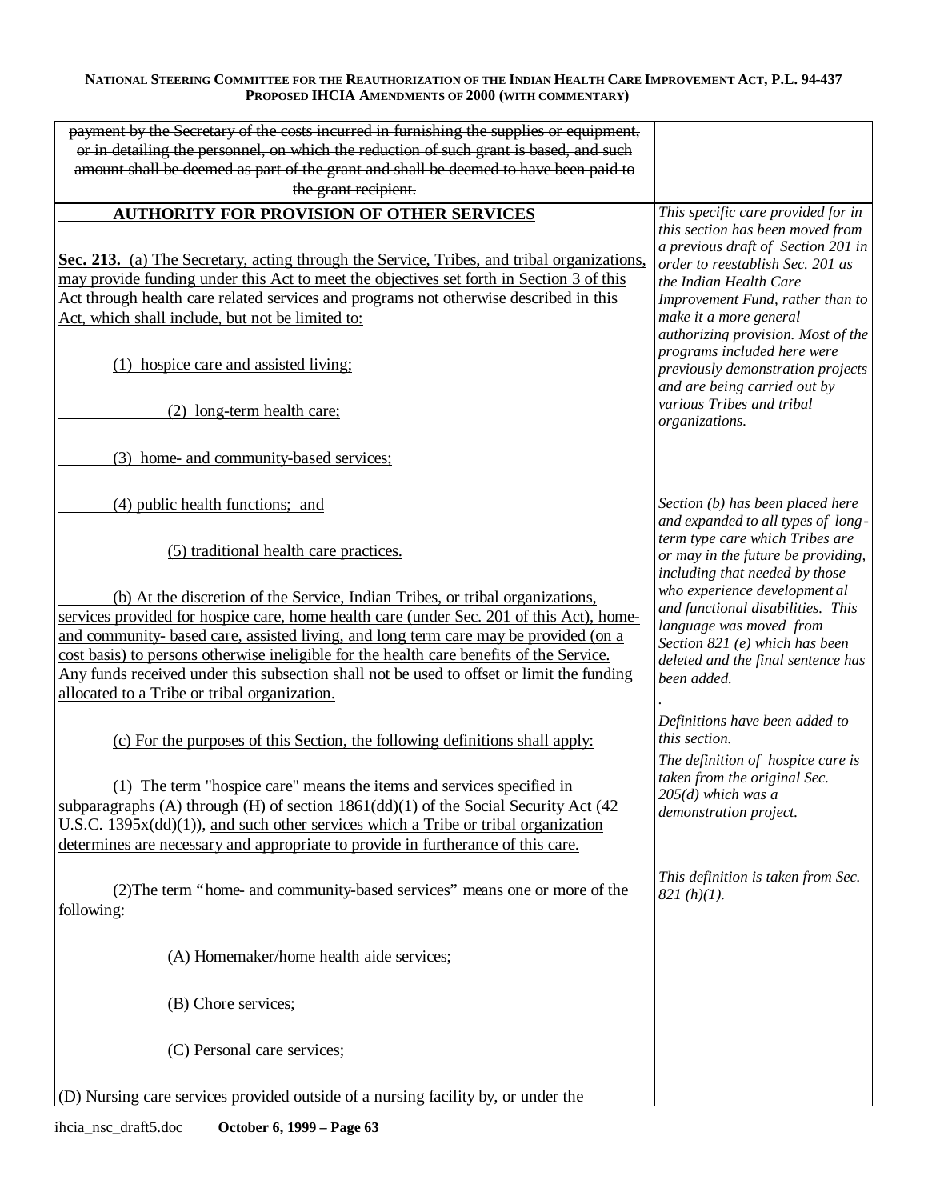| | |
|---|---|
| ~~payment by the Secretary of the costs incurred in furnishing the supplies or equipment, or in detailing the personnel, on which the reduction of such grant is based, and such amount shall be deemed as part of the grant and shall be deemed to have been paid to the grant recipient.~~ | |
| **<u>AUTHORITY FOR PROVISION OF OTHER SERVICES</u>**<br><br>**<u>Sec. 213.</u>** <u>(a) The Secretary, acting through the Service, Tribes, and tribal organizations, may provide funding under this Act to meet the objectives set forth in Section 3 of this Act through health care related services and programs not otherwise described in this Act, which shall include, but not be limited to:</u><br><br><u>(1) hospice care and assisted living;</u><br><br><u>(2) long-term health care;</u><br><br><u>(3) home- and community-based services;</u><br><br><u>(4) public health functions; and</u><br><br><u>(5) traditional health care practices.</u><br><br><u>(b) At the discretion of the Service, Indian Tribes, or tribal organizations, services provided for hospice care, home health care (under Sec. 201 of this Act), home- and community- based care, assisted living, and long term care may be provided (on a cost basis) to persons otherwise ineligible for the health care benefits of the Service. Any funds received under this subsection shall not be used to offset or limit the funding allocated to a Tribe or tribal organization.</u><br><br><u>(c) For the purposes of this Section, the following definitions shall apply:</u><br><br>(1) The term "hospice care" means the items and services specified in subparagraphs (A) through (H) of section 1861(dd)(1) of the Social Security Act (42 U.S.C. 1395x(dd)(1)), <u>and such other services which a Tribe or tribal organization determines are necessary and appropriate to provide in furtherance of this care.</u><br><br>(2)The term "home- and community-based services" means one or more of the following:<br><br>(A) Homemaker/home health aide services;<br><br>(B) Chore services;<br><br>(C) Personal care services;<br><br>(D) Nursing care services provided outside of a nursing facility by, or under the | *This specific care provided for in this section has been moved from a previous draft of Section 201 in order to reestablish Sec. 201 as the Indian Health Care Improvement Fund, rather than to make it a more general authorizing provision. Most of the programs included here were previously demonstration projects and are being carried out by various Tribes and tribal organizations.*<br><br>*Section (b) has been placed here and expanded to all types of long-term type care which Tribes are or may in the future be providing, including that needed by those who experience developmental and functional disabilities. This language was moved from Section 821 (e) which has been deleted and the final sentence has been added.*<br><br>*Definitions have been added to this section.*<br><br>*The definition of hospice care is taken from the original Sec. 205(d) which was a demonstration project.*<br><br>*This definition is taken from Sec. 821 (h)(1).* |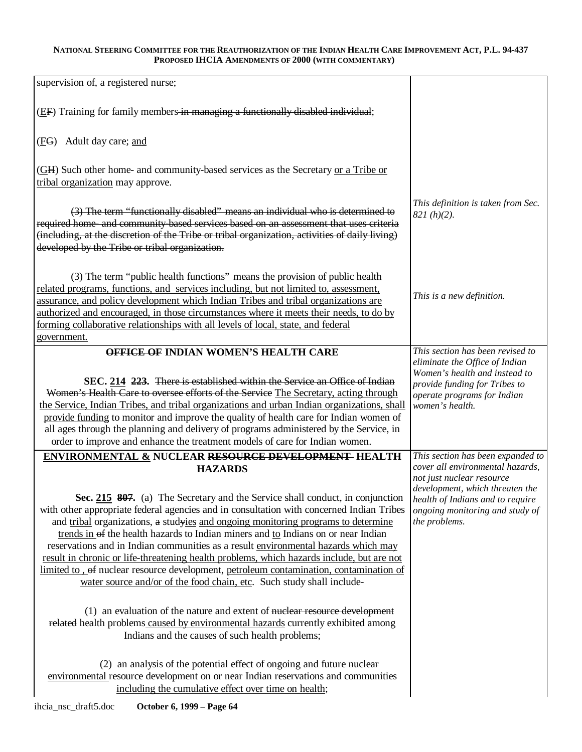| | |
|---|---|
| supervision of, a registered nurse;<br><br>(~~E~~F) Training for family members ~~in managing a functionally disabled individual~~;<br><br>(~~F~~G) Adult day care; and<br><br>(~~G~~H) Such other home- and community-based services as the Secretary or a Tribe or tribal organization may approve. | |
| ~~(3) The term "functionally disabled" means an individual who is determined to required home- and community-based services based on an assessment that uses criteria (including, at the discretion of the Tribe or tribal organization, activities of daily living) developed by the Tribe or tribal organization.~~ | *This definition is taken from Sec. 821 (h)(2).* |
| (3) The term "public health functions" means the provision of public health related programs, functions, and services including, but not limited to, assessment, assurance, and policy development which Indian Tribes and tribal organizations are authorized and encouraged, in those circumstances where it meets their needs, to do by forming collaborative relationships with all levels of local, state, and federal government. | *This is a new definition.* |
| **~~OFFICE OF~~ INDIAN WOMEN'S HEALTH CARE**<br><br>**SEC. 214 ~~223~~.** ~~There is established within the Service an Office of Indian Women's Health Care to oversee efforts of the Service~~ The Secretary, acting through the Service, Indian Tribes, and tribal organizations and urban Indian organizations, shall provide funding to monitor and improve the quality of health care for Indian women of all ages through the planning and delivery of programs administered by the Service, in order to improve and enhance the treatment models of care for Indian women. | *This section has been revised to eliminate the Office of Indian Women's health and instead to provide funding for Tribes to operate programs for Indian women's health.* |
| **ENVIRONMENTAL & NUCLEAR ~~RESOURCE DEVELOPMENT~~ HEALTH HAZARDS**<br><br>**Sec. 215 ~~807~~.** (a) The Secretary and the Service shall conduct, in conjunction with other appropriate federal agencies and in consultation with concerned Indian Tribes and tribal organizations, ~~a~~ stud~~y~~ies and ongoing monitoring programs to determine trends in ~~of~~ the health hazards to Indian miners and to Indians on or near Indian reservations and in Indian communities as a result environmental hazards which may result in chronic or life-threatening health problems, which hazards include, but are not limited to , ~~of~~ nuclear resource development, petroleum contamination, contamination of water source and/or of the food chain, etc. Such study shall include-<br><br>(1) an evaluation of the nature and extent of ~~nuclear resource development related~~ health problems caused by environmental hazards currently exhibited among Indians and the causes of such health problems;<br><br>(2) an analysis of the potential effect of ongoing and future ~~nuclear~~ environmental resource development on or near Indian reservations and communities including the cumulative effect over time on health; | *This section has been expanded to cover all environmental hazards, not just nuclear resource development, which threaten the health of Indians and to require ongoing monitoring and study of the problems.* |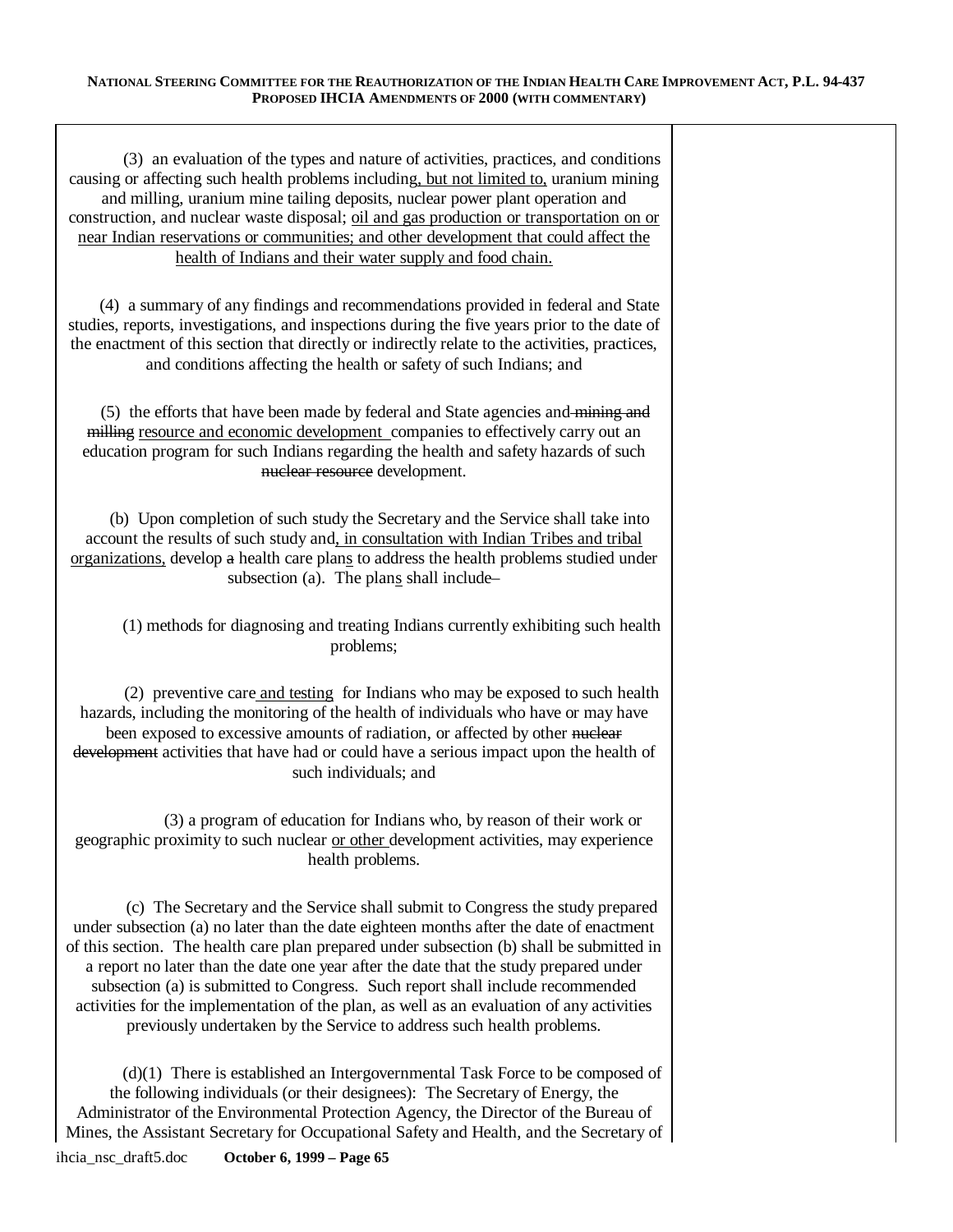(3) an evaluation of the types and nature of activities, practices, and conditions causing or affecting such health problems including, but not limited to, uranium mining and milling, uranium mine tailing deposits, nuclear power plant operation and construction, and nuclear waste disposal; oil and gas production or transportation on or near Indian reservations or communities; and other development that could affect the health of Indians and their water supply and food chain.

(4) a summary of any findings and recommendations provided in federal and State studies, reports, investigations, and inspections during the five years prior to the date of the enactment of this section that directly or indirectly relate to the activities, practices, and conditions affecting the health or safety of such Indians; and

(5) the efforts that have been made by federal and State agencies and ~~mining and milling~~ resource and economic development companies to effectively carry out an education program for such Indians regarding the health and safety hazards of such ~~nuclear resource~~ development.

(b) Upon completion of such study the Secretary and the Service shall take into account the results of such study and, in consultation with Indian Tribes and tribal organizations, develop ~~a~~ health care plans to address the health problems studied under subsection (a). The plans shall include–

(1) methods for diagnosing and treating Indians currently exhibiting such health problems;

(2) preventive care and testing for Indians who may be exposed to such health hazards, including the monitoring of the health of individuals who have or may have been exposed to excessive amounts of radiation, or affected by other ~~nuclear development~~ activities that have had or could have a serious impact upon the health of such individuals; and

(3) a program of education for Indians who, by reason of their work or geographic proximity to such nuclear or other development activities, may experience health problems.

(c) The Secretary and the Service shall submit to Congress the study prepared under subsection (a) no later than the date eighteen months after the date of enactment of this section. The health care plan prepared under subsection (b) shall be submitted in a report no later than the date one year after the date that the study prepared under subsection (a) is submitted to Congress. Such report shall include recommended activities for the implementation of the plan, as well as an evaluation of any activities previously undertaken by the Service to address such health problems.

(d)(1) There is established an Intergovernmental Task Force to be composed of the following individuals (or their designees): The Secretary of Energy, the Administrator of the Environmental Protection Agency, the Director of the Bureau of Mines, the Assistant Secretary for Occupational Safety and Health, and the Secretary of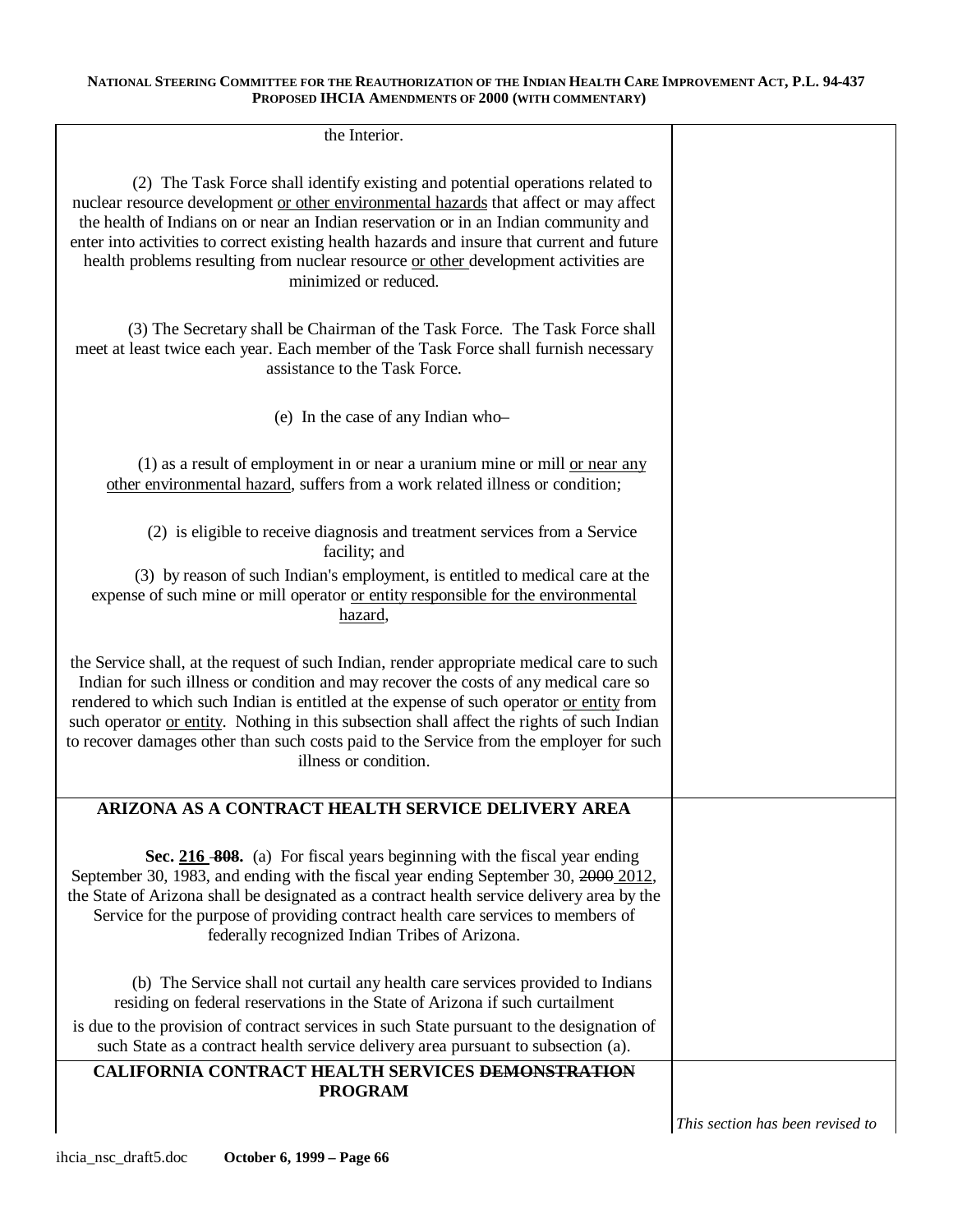the Interior.

(2) The Task Force shall identify existing and potential operations related to nuclear resource development <u>or other environmental hazards</u> that affect or may affect the health of Indians on or near an Indian reservation or in an Indian community and enter into activities to correct existing health hazards and insure that current and future health problems resulting from nuclear resource <u>or other</u> development activities are minimized or reduced.

(3) The Secretary shall be Chairman of the Task Force. The Task Force shall meet at least twice each year. Each member of the Task Force shall furnish necessary assistance to the Task Force.

(e) In the case of any Indian who–

(1) as a result of employment in or near a uranium mine or mill <u>or near any other environmental hazard</u>, suffers from a work related illness or condition;

(2) is eligible to receive diagnosis and treatment services from a Service facility; and

(3) by reason of such Indian's employment, is entitled to medical care at the expense of such mine or mill operator <u>or entity responsible for the environmental hazard</u>,

the Service shall, at the request of such Indian, render appropriate medical care to such Indian for such illness or condition and may recover the costs of any medical care so rendered to which such Indian is entitled at the expense of such operator <u>or entity</u> from such operator <u>or entity</u>. Nothing in this subsection shall affect the rights of such Indian to recover damages other than such costs paid to the Service from the employer for such illness or condition.

**ARIZONA AS A CONTRACT HEALTH SERVICE DELIVERY AREA**

**Sec. <u>216</u> ~~808~~.** (a) For fiscal years beginning with the fiscal year ending September 30, 1983, and ending with the fiscal year ending September 30, ~~2000~~ <u>2012</u>, the State of Arizona shall be designated as a contract health service delivery area by the Service for the purpose of providing contract health care services to members of federally recognized Indian Tribes of Arizona.

(b) The Service shall not curtail any health care services provided to Indians residing on federal reservations in the State of Arizona if such curtailment is due to the provision of contract services in such State pursuant to the designation of such State as a contract health service delivery area pursuant to subsection (a).

**CALIFORNIA CONTRACT HEALTH SERVICES ~~DEMONSTRATION~~ PROGRAM**

*This section has been revised to*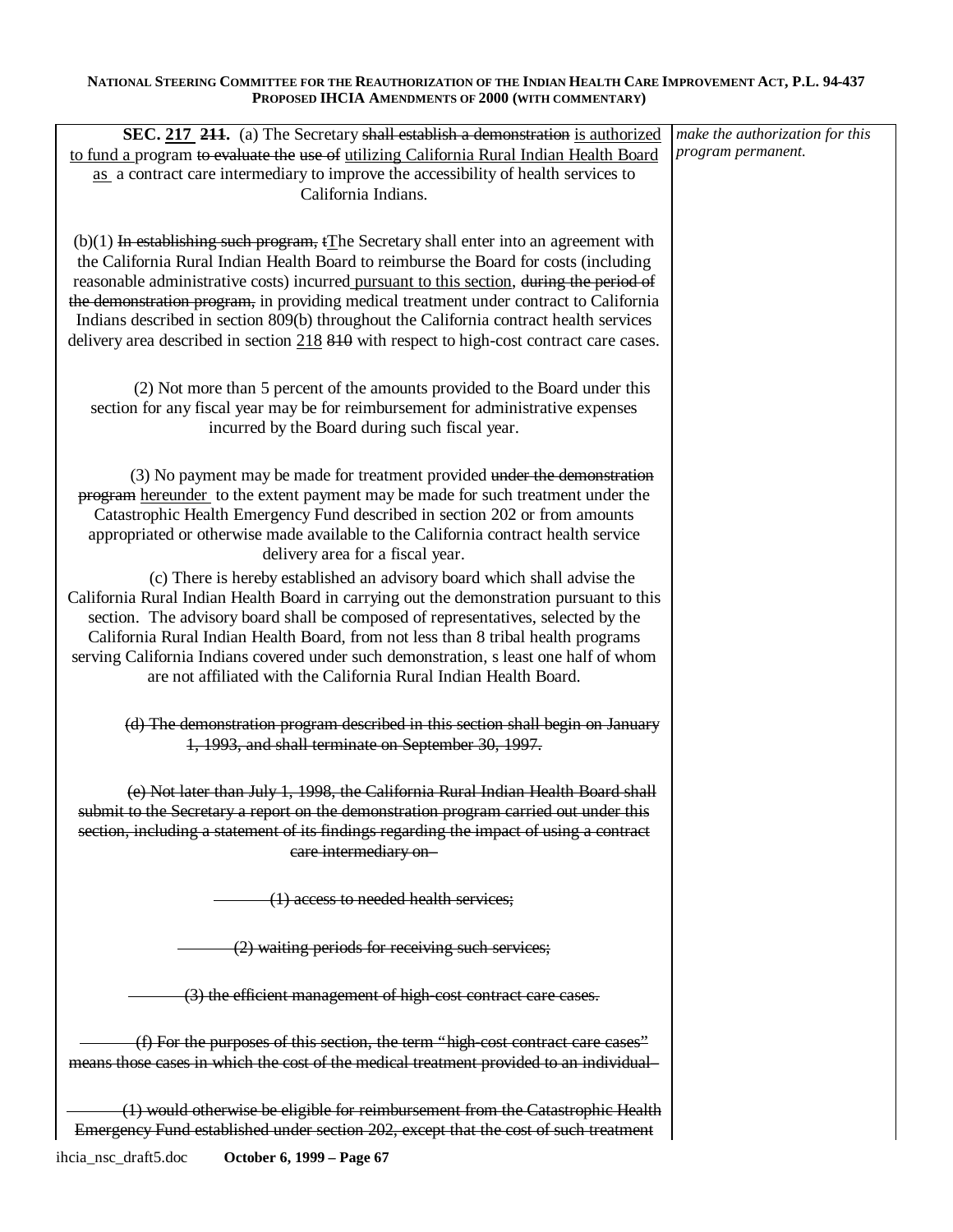| | |
|---|---|
| **SEC. <u>217</u> ~~211~~.** (a) The Secretary ~~shall establish a demonstration~~ <u>is authorized to fund a</u> program ~~to evaluate the~~ ~~use of~~ <u>utilizing California Rural Indian Health Board as</u> a contract care intermediary to improve the accessibility of health services to California Indians. | *make the authorization for this program permanent.* |
| (b)(1) ~~In establishing such program,~~ ~~t~~<u>T</u>he Secretary shall enter into an agreement with the California Rural Indian Health Board to reimburse the Board for costs (including reasonable administrative costs) incurred <u>pursuant to this section</u>, ~~during the period of the demonstration program,~~ in providing medical treatment under contract to California Indians described in section 809(b) throughout the California contract health services delivery area described in section <u>218</u> ~~810~~ with respect to high-cost contract care cases. | |
| (2) Not more than 5 percent of the amounts provided to the Board under this section for any fiscal year may be for reimbursement for administrative expenses incurred by the Board during such fiscal year. | |
| (3) No payment may be made for treatment provided ~~under the demonstration program~~ <u>hereunder</u> to the extent payment may be made for such treatment under the Catastrophic Health Emergency Fund described in section 202 or from amounts appropriated or otherwise made available to the California contract health service delivery area for a fiscal year. | |
| (c) There is hereby established an advisory board which shall advise the California Rural Indian Health Board in carrying out the demonstration pursuant to this section. The advisory board shall be composed of representatives, selected by the California Rural Indian Health Board, from not less than 8 tribal health programs serving California Indians covered under such demonstration, s least one half of whom are not affiliated with the California Rural Indian Health Board. | |
| ~~(d) The demonstration program described in this section shall begin on January 1, 1993, and shall terminate on September 30, 1997.~~ | |
| ~~(e) Not later than July 1, 1998, the California Rural Indian Health Board shall submit to the Secretary a report on the demonstration program carried out under this section, including a statement of its findings regarding the impact of using a contract care intermediary on–~~ | |
| ~~(1) access to needed health services;~~ | |
| ~~(2) waiting periods for receiving such services;~~ | |
| ~~(3) the efficient management of high-cost contract care cases.~~ | |
| ~~(f) For the purposes of this section, the term "high-cost contract care cases" means those cases in which the cost of the medical treatment provided to an individual–~~ | |
| ~~(1) would otherwise be eligible for reimbursement from the Catastrophic Health Emergency Fund established under section 202, except that the cost of such treatment~~ | |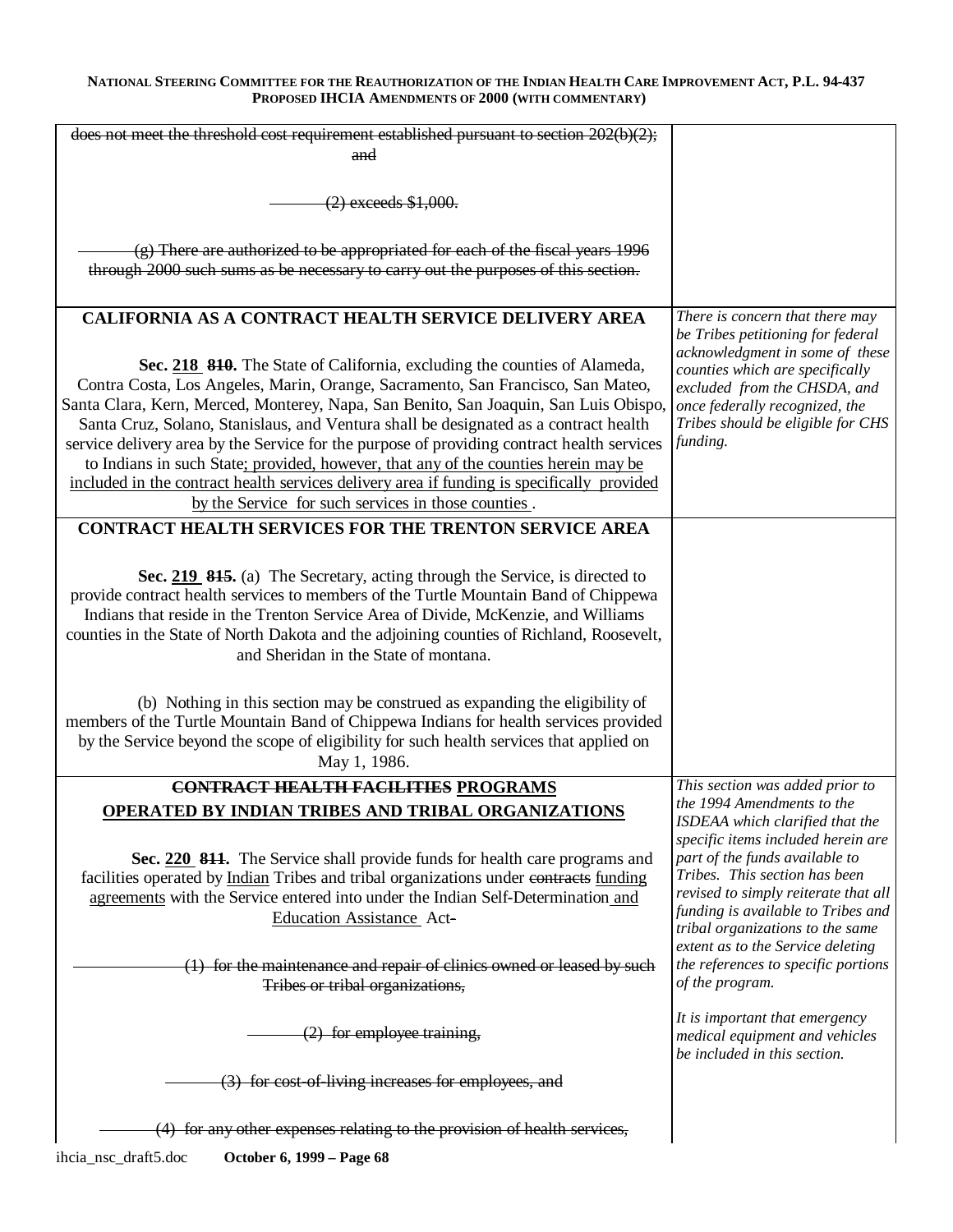| | |
|---|---|
| ~~does not meet the threshold cost requirement established pursuant to section 202(b)(2); and~~<br><br>~~(2) exceeds $1,000.~~<br><br>~~(g) There are authorized to be appropriated for each of the fiscal years 1996 through 2000 such sums as be necessary to carry out the purposes of this section.~~ | |
| **CALIFORNIA AS A CONTRACT HEALTH SERVICE DELIVERY AREA**<br><br>**Sec. <u>218</u> ~~810~~.** The State of California, excluding the counties of Alameda, Contra Costa, Los Angeles, Marin, Orange, Sacramento, San Francisco, San Mateo, Santa Clara, Kern, Merced, Monterey, Napa, San Benito, San Joaquin, San Luis Obispo, Santa Cruz, Solano, Stanislaus, and Ventura shall be designated as a contract health service delivery area by the Service for the purpose of providing contract health services to Indians in such State<u>; provided, however, that any of the counties herein may be included in the contract health services delivery area if funding is specifically provided by the Service for such services in those counties</u> . | *There is concern that there may be Tribes petitioning for federal acknowledgment in some of these counties which are specifically excluded from the CHSDA, and once federally recognized, the Tribes should be eligible for CHS funding.* |
| **CONTRACT HEALTH SERVICES FOR THE TRENTON SERVICE AREA**<br><br>**Sec. <u>219</u> ~~815~~.** (a) The Secretary, acting through the Service, is directed to provide contract health services to members of the Turtle Mountain Band of Chippewa Indians that reside in the Trenton Service Area of Divide, McKenzie, and Williams counties in the State of North Dakota and the adjoining counties of Richland, Roosevelt, and Sheridan in the State of montana.<br><br>(b) Nothing in this section may be construed as expanding the eligibility of members of the Turtle Mountain Band of Chippewa Indians for health services provided by the Service beyond the scope of eligibility for such health services that applied on May 1, 1986. | |
| **~~CONTRACT HEALTH FACILITIES~~ <u>PROGRAMS OPERATED BY INDIAN TRIBES AND TRIBAL ORGANIZATIONS</u>**<br><br>**Sec. <u>220</u> ~~811~~.** The Service shall provide funds for health care programs and facilities operated by <u>Indian</u> Tribes and tribal organizations under ~~contracts~~ <u>funding agreements</u> with the Service entered into under the Indian Self-Determination <u>and Education Assistance</u> Act~~-~~<br><br>~~(1) for the maintenance and repair of clinics owned or leased by such Tribes or tribal organizations,~~<br><br>~~(2) for employee training,~~<br><br>~~(3) for cost-of-living increases for employees, and~~<br><br>~~(4) for any other expenses relating to the provision of health services,~~ | *This section was added prior to the 1994 Amendments to the ISDEAA which clarified that the specific items included herein are part of the funds available to Tribes. This section has been revised to simply reiterate that all funding is available to Tribes and tribal organizations to the same extent as to the Service deleting the references to specific portions of the program.*<br><br>*It is important that emergency medical equipment and vehicles be included in this section.* |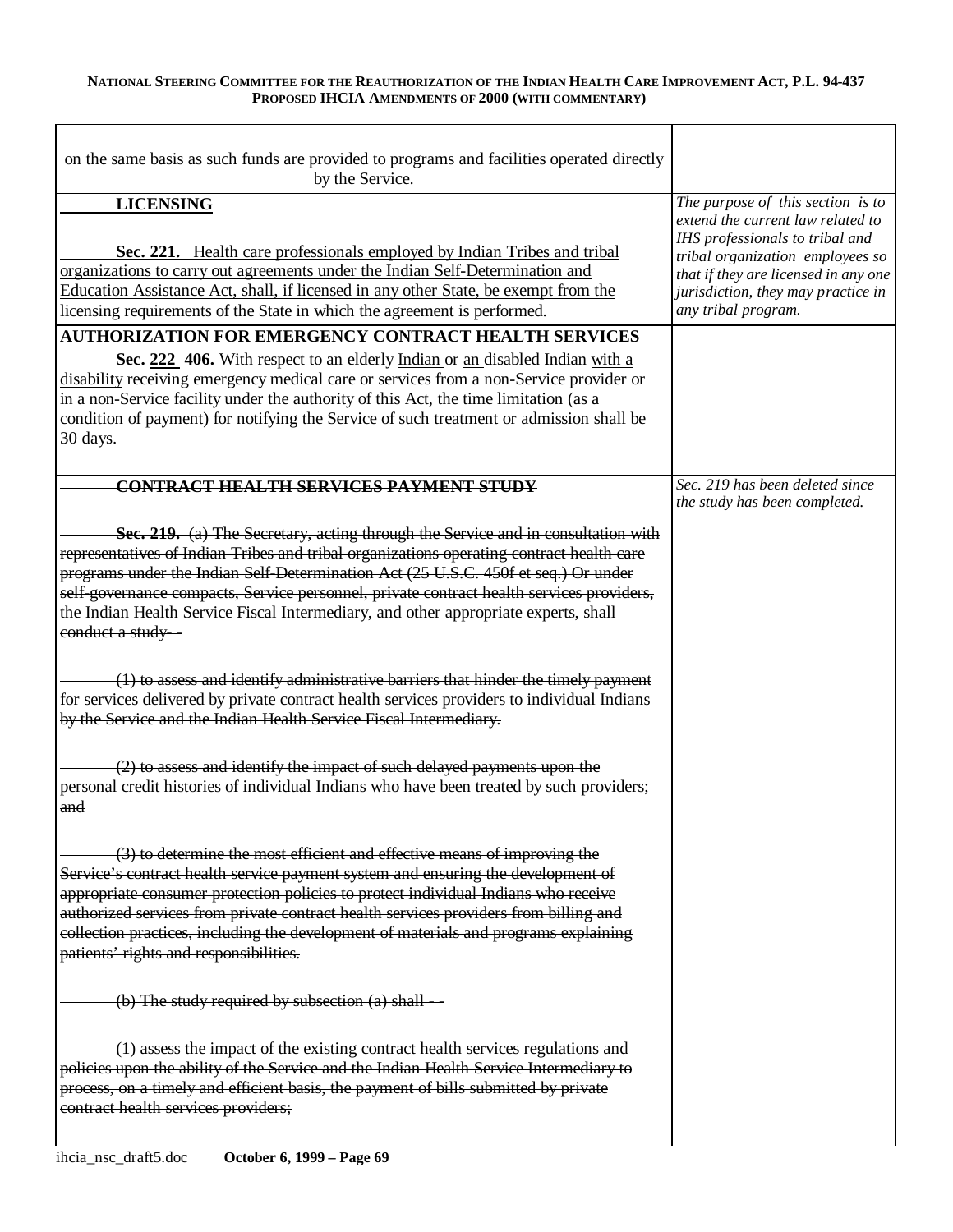| | |
|---|---|
| on the same basis as such funds are provided to programs and facilities operated directly by the Service. | |
| <u>**LICENSING**</u><br><br><u>**Sec. 221.** Health care professionals employed by Indian Tribes and tribal organizations to carry out agreements under the Indian Self-Determination and Education Assistance Act, shall, if licensed in any other State, be exempt from the licensing requirements of the State in which the agreement is performed.</u> | *The purpose of this section is to extend the current law related to IHS professionals to tribal and tribal organization employees so that if they are licensed in any one jurisdiction, they may practice in any tribal program.* |
| **AUTHORIZATION FOR EMERGENCY CONTRACT HEALTH SERVICES**<br><br>**Sec. <u>222</u> 406.** With respect to an elderly <u>Indian</u> or <u>an</u> ~~disabled~~ Indian <u>with a disability</u> receiving emergency medical care or services from a non-Service provider or in a non-Service facility under the authority of this Act, the time limitation (as a condition of payment) for notifying the Service of such treatment or admission shall be 30 days. | |
| ~~**CONTRACT HEALTH SERVICES PAYMENT STUDY**~~<br><br>~~**Sec. 219.** (a) The Secretary, acting through the Service and in consultation with representatives of Indian Tribes and tribal organizations operating contract health care programs under the Indian Self-Determination Act (25 U.S.C. 450f et seq.) Or under self-governance compacts, Service personnel, private contract health services providers, the Indian Health Service Fiscal Intermediary, and other appropriate experts, shall conduct a study--~~<br><br>~~(1) to assess and identify administrative barriers that hinder the timely payment for services delivered by private contract health services providers to individual Indians by the Service and the Indian Health Service Fiscal Intermediary.~~<br><br>~~(2) to assess and identify the impact of such delayed payments upon the personal credit histories of individual Indians who have been treated by such providers; and~~<br><br>~~(3) to determine the most efficient and effective means of improving the Service's contract health service payment system and ensuring the development of appropriate consumer protection policies to protect individual Indians who receive authorized services from private contract health services providers from billing and collection practices, including the development of materials and programs explaining patients' rights and responsibilities.~~<br><br>~~(b) The study required by subsection (a) shall --~~<br><br>~~(1) assess the impact of the existing contract health services regulations and policies upon the ability of the Service and the Indian Health Service Intermediary to process, on a timely and efficient basis, the payment of bills submitted by private contract health services providers;~~ | *Sec. 219 has been deleted since the study has been completed.* |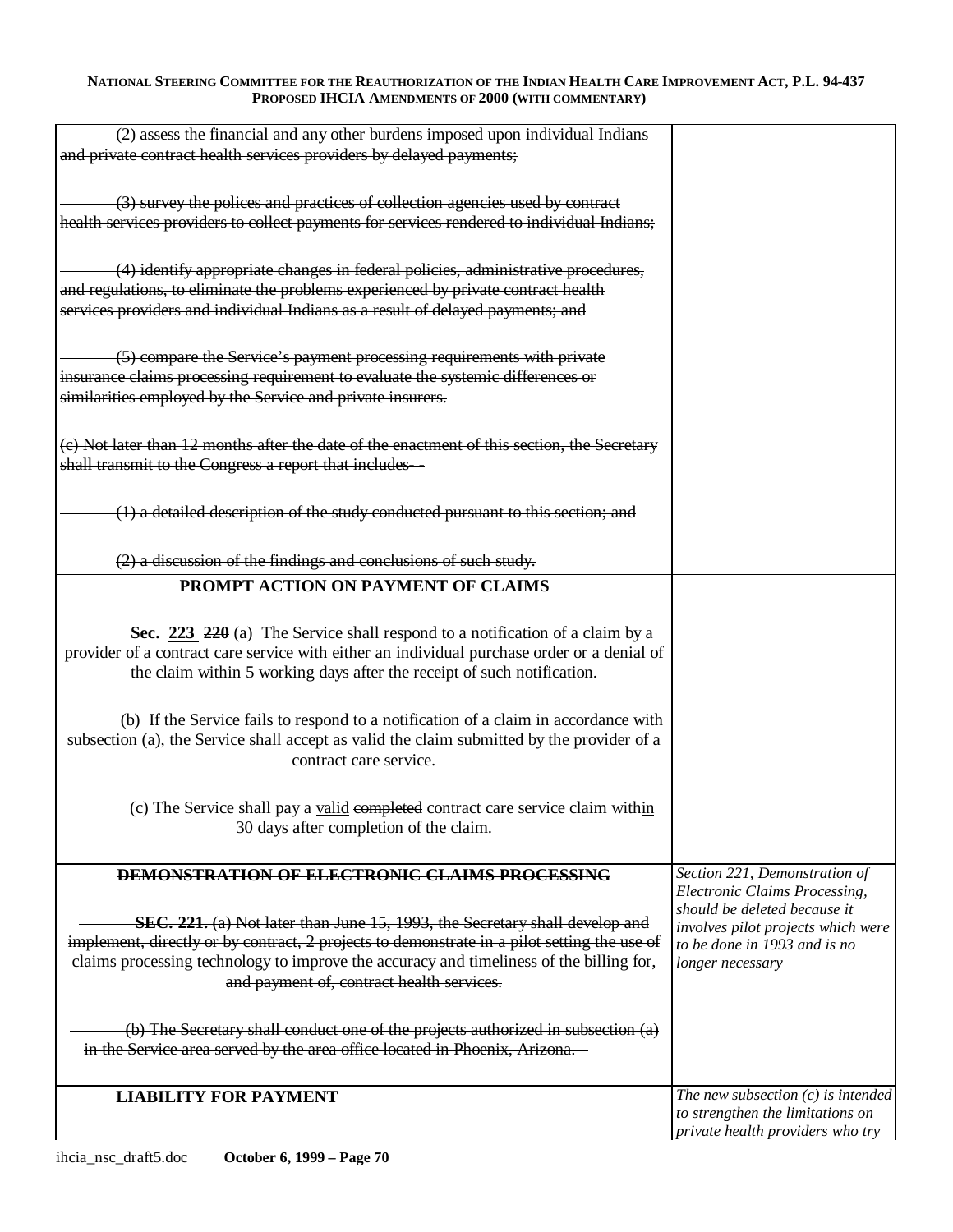| | |
|---|---|
| ~~(2) assess the financial and any other burdens imposed upon individual Indians and private contract health services providers by delayed payments;~~<br><br>~~(3) survey the polices and practices of collection agencies used by contract health services providers to collect payments for services rendered to individual Indians;~~<br><br>~~(4) identify appropriate changes in federal policies, administrative procedures, and regulations, to eliminate the problems experienced by private contract health services providers and individual Indians as a result of delayed payments; and~~<br><br>~~(5) compare the Service's payment processing requirements with private insurance claims processing requirement to evaluate the systemic differences or similarities employed by the Service and private insurers.~~<br><br>~~(c) Not later than 12 months after the date of the enactment of this section, the Secretary shall transmit to the Congress a report that includes--~~<br><br>~~(1) a detailed description of the study conducted pursuant to this section; and~~<br><br>~~(2) a discussion of the findings and conclusions of such study.~~ | |
| **PROMPT ACTION ON PAYMENT OF CLAIMS**<br><br>**Sec. <u>223</u> ~~220~~** (a) The Service shall respond to a notification of a claim by a provider of a contract care service with either an individual purchase order or a denial of the claim within 5 working days after the receipt of such notification.<br><br>(b) If the Service fails to respond to a notification of a claim in accordance with subsection (a), the Service shall accept as valid the claim submitted by the provider of a contract care service.<br><br>(c) The Service shall pay a <u>valid</u> ~~completed~~ contract care service claim with<u>in</u> 30 days after completion of the claim. | |
| **~~DEMONSTRATION OF ELECTRONIC CLAIMS PROCESSING~~**<br><br>~~**SEC. 221.** (a) Not later than June 15, 1993, the Secretary shall develop and implement, directly or by contract, 2 projects to demonstrate in a pilot setting the use of claims processing technology to improve the accuracy and timeliness of the billing for, and payment of, contract health services.~~<br><br>~~(b) The Secretary shall conduct one of the projects authorized in subsection (a) in the Service area served by the area office located in Phoenix, Arizona.~~ | *Section 221, Demonstration of Electronic Claims Processing, should be deleted because it involves pilot projects which were to be done in 1993 and is no longer necessary* |
| **LIABILITY FOR PAYMENT** | *The new subsection (c) is intended to strengthen the limitations on private health providers who try* |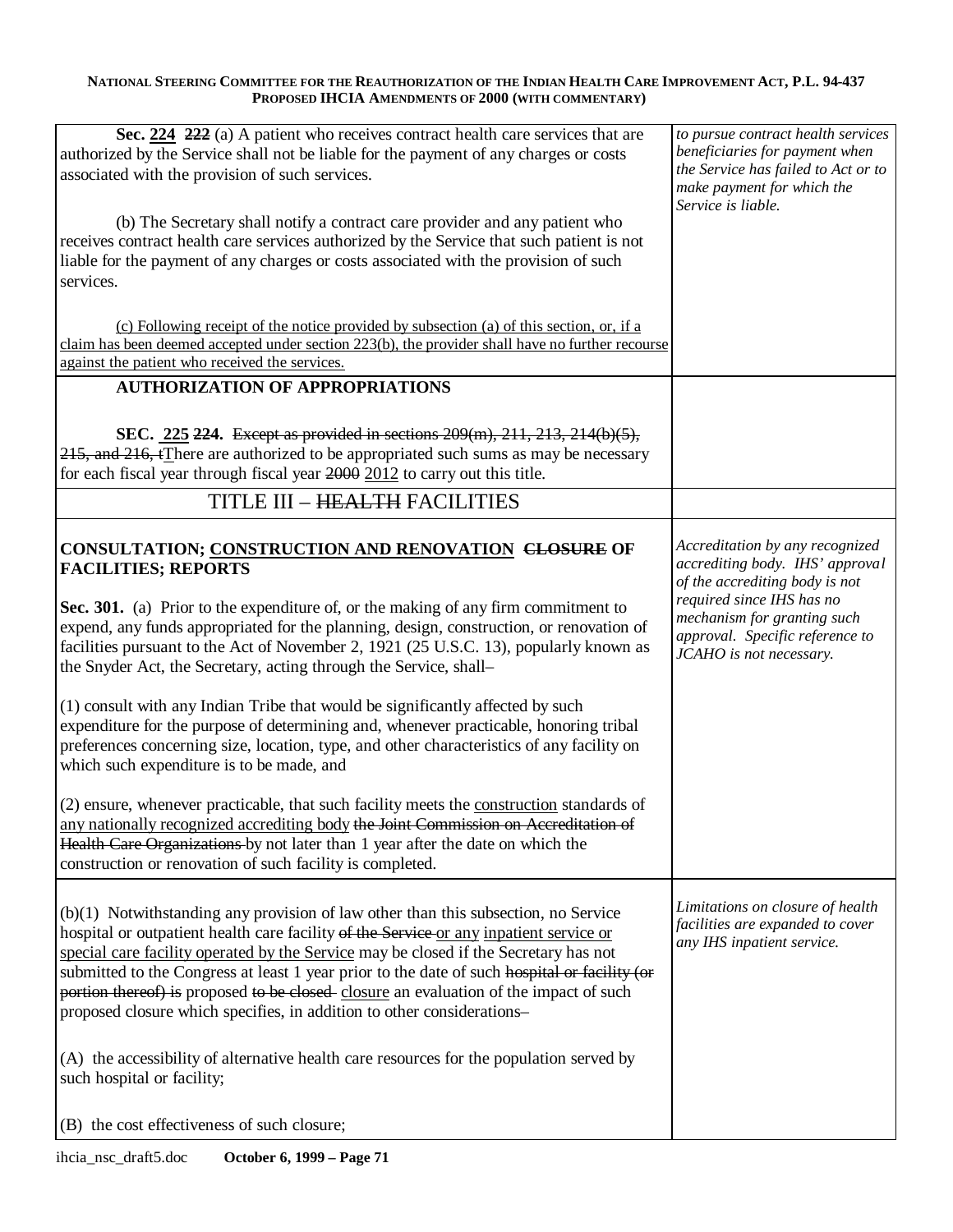| | |
|---|---|
| **Sec. 224** ~~222~~ (a) A patient who receives contract health care services that are authorized by the Service shall not be liable for the payment of any charges or costs associated with the provision of such services.<br><br>(b) The Secretary shall notify a contract care provider and any patient who receives contract health care services authorized by the Service that such patient is not liable for the payment of any charges or costs associated with the provision of such services.<br><br>(c) Following receipt of the notice provided by subsection (a) of this section, or, if a claim has been deemed accepted under section 223(b), the provider shall have no further recourse against the patient who received the services. | *to pursue contract health services beneficiaries for payment when the Service has failed to Act or to make payment for which the Service is liable.* |
| **AUTHORIZATION OF APPROPRIATIONS**<br><br>**SEC. 225** ~~**224.**~~ ~~Except as provided in sections 209(m), 211, 213, 214(b)(5), 215, and 216, t~~There are authorized to be appropriated such sums as may be necessary for each fiscal year through fiscal year ~~2000~~ 2012 to carry out this title. | |
| TITLE III – ~~HEALTH~~ FACILITIES | |
| **CONSULTATION; CONSTRUCTION AND RENOVATION ~~CLOSURE~~ OF FACILITIES; REPORTS**<br><br>**Sec. 301.** (a) Prior to the expenditure of, or the making of any firm commitment to expend, any funds appropriated for the planning, design, construction, or renovation of facilities pursuant to the Act of November 2, 1921 (25 U.S.C. 13), popularly known as the Snyder Act, the Secretary, acting through the Service, shall–<br><br>(1) consult with any Indian Tribe that would be significantly affected by such expenditure for the purpose of determining and, whenever practicable, honoring tribal preferences concerning size, location, type, and other characteristics of any facility on which such expenditure is to be made, and<br><br>(2) ensure, whenever practicable, that such facility meets the construction standards of any nationally recognized accrediting body ~~the Joint Commission on Accreditation of Health Care Organizations~~ by not later than 1 year after the date on which the construction or renovation of such facility is completed. | *Accreditation by any recognized accrediting body. IHS' approval of the accrediting body is not required since IHS has no mechanism for granting such approval. Specific reference to JCAHO is not necessary.* |
| (b)(1) Notwithstanding any provision of law other than this subsection, no Service hospital or outpatient health care facility ~~of the Service~~ or any inpatient service or special care facility operated by the Service may be closed if the Secretary has not submitted to the Congress at least 1 year prior to the date of such ~~hospital or facility (or portion thereof) is~~ proposed ~~to be closed~~ closure an evaluation of the impact of such proposed closure which specifies, in addition to other considerations–<br><br>(A) the accessibility of alternative health care resources for the population served by such hospital or facility;<br><br>(B) the cost effectiveness of such closure; | *Limitations on closure of health facilities are expanded to cover any IHS inpatient service.* |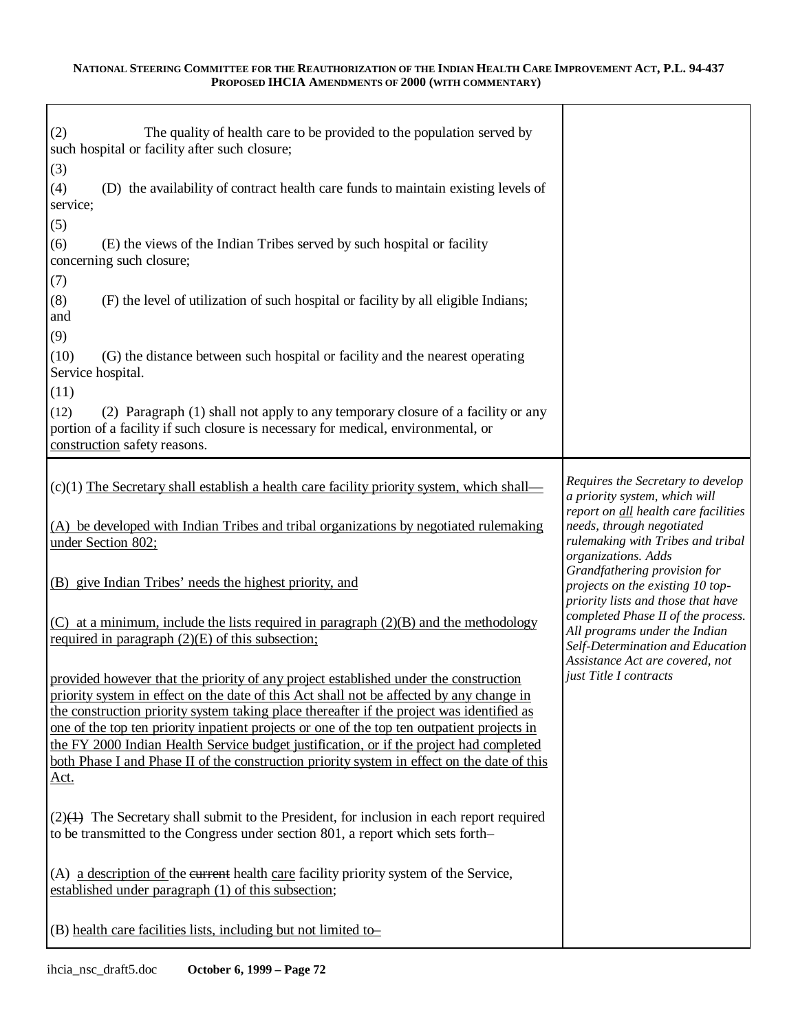| | |
|---|---|
| (2) The quality of health care to be provided to the population served by such hospital or facility after such closure;<br>(3)<br>(4) (D) the availability of contract health care funds to maintain existing levels of service;<br>(5)<br>(6) (E) the views of the Indian Tribes served by such hospital or facility concerning such closure;<br>(7)<br>(8) (F) the level of utilization of such hospital or facility by all eligible Indians; and<br>(9)<br>(10) (G) the distance between such hospital or facility and the nearest operating Service hospital.<br>(11)<br>(12) (2) Paragraph (1) shall not apply to any temporary closure of a facility or any portion of a facility if such closure is necessary for medical, environmental, or <u>construction</u> safety reasons. | |
| (c)(1) <u>The Secretary shall establish a health care facility priority system, which shall—</u><br><br><u>(A) be developed with Indian Tribes and tribal organizations by negotiated rulemaking under Section 802;</u><br><br><u>(B) give Indian Tribes' needs the highest priority, and</u><br><br><u>(C) at a minimum, include the lists required in paragraph (2)(B) and the methodology required in paragraph (2)(E) of this subsection;</u><br><br><u>provided however that the priority of any project established under the construction priority system in effect on the date of this Act shall not be affected by any change in the construction priority system taking place thereafter if the project was identified as one of the top ten priority inpatient projects or one of the top ten outpatient projects in the FY 2000 Indian Health Service budget justification, or if the project had completed both Phase I and Phase II of the construction priority system in effect on the date of this Act.</u><br><br>(2)~~(1)~~ The Secretary shall submit to the President, for inclusion in each report required to be transmitted to the Congress under section 801, a report which sets forth–<br><br>(A) <u>a description of</u> the ~~current~~ health <u>care</u> facility priority system of the Service, <u>established under paragraph (1) of this subsection</u>;<br><br>(B) <u>health care facilities lists, including but not limited to–</u> | *Requires the Secretary to develop a priority system, which will report on <u>all</u> health care facilities needs, through negotiated rulemaking with Tribes and tribal organizations. Adds Grandfathering provision for projects on the existing 10 top-priority lists and those that have completed Phase II of the process. All programs under the Indian Self-Determination and Education Assistance Act are covered, not just Title I contracts* |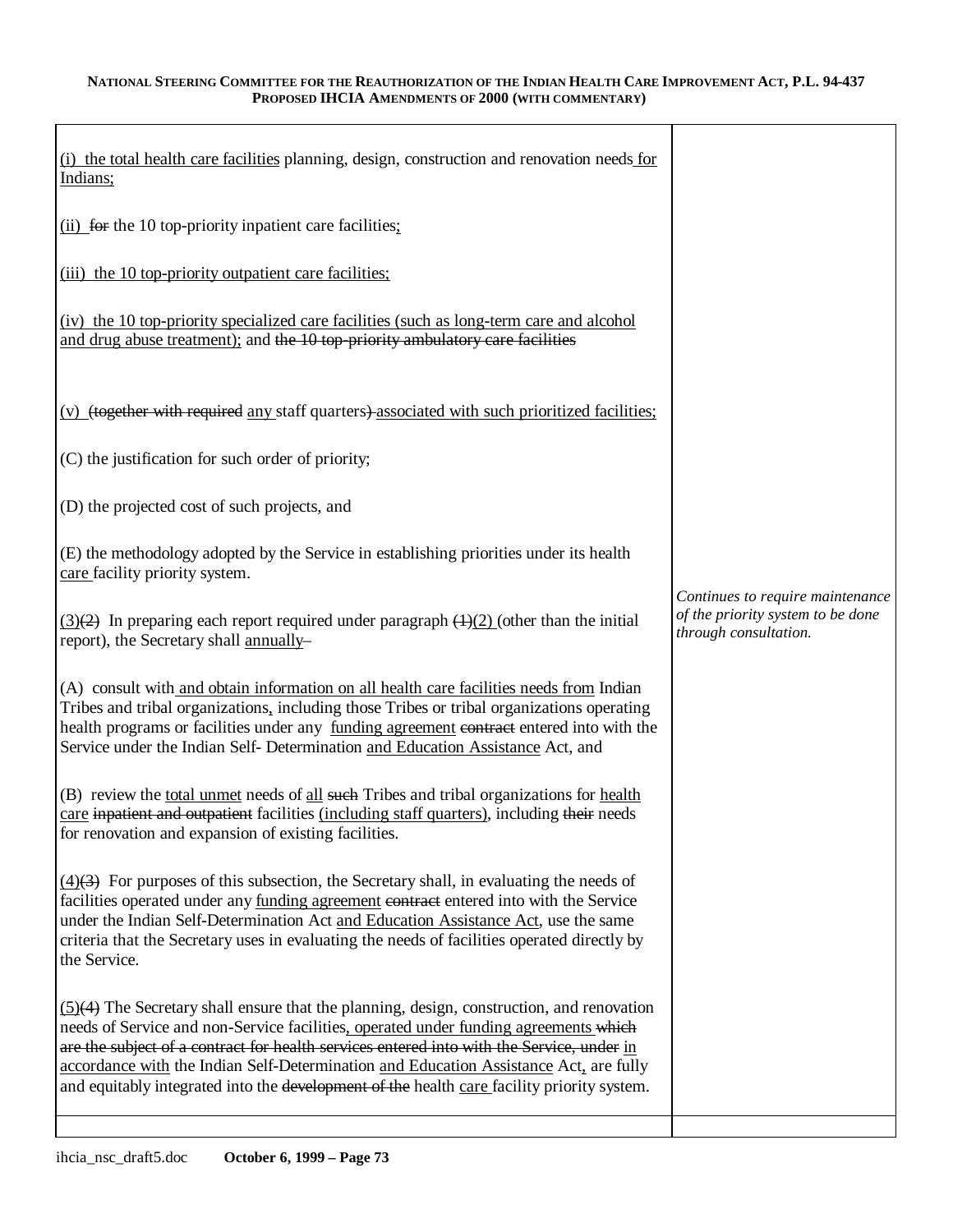| | |
|---|---|
| (i) the total health care facilities planning, design, construction and renovation needs for Indians;<br><br>(ii) ~~for~~ the 10 top-priority inpatient care facilities;<br><br>(iii) the 10 top-priority outpatient care facilities;<br><br>(iv) the 10 top-priority specialized care facilities (such as long-term care and alcohol and drug abuse treatment); and ~~the 10 top-priority ambulatory care facilities~~<br><br>(v) ~~(together with required~~ any staff quarters~~)~~ associated with such prioritized facilities;<br><br>(C) the justification for such order of priority;<br><br>(D) the projected cost of such projects, and<br><br>(E) the methodology adopted by the Service in establishing priorities under its health care facility priority system. | |
| (3)~~(2)~~ In preparing each report required under paragraph ~~(1)~~(2) (other than the initial report), the Secretary shall annually~~–~~<br><br>(A) consult with and obtain information on all health care facilities needs from Indian Tribes and tribal organizations, including those Tribes or tribal organizations operating health programs or facilities under any funding agreement ~~contract~~ entered into with the Service under the Indian Self- Determination and Education Assistance Act, and<br><br>(B) review the total unmet needs of all ~~such~~ Tribes and tribal organizations for health care ~~inpatient and outpatient~~ facilities (including staff quarters), including ~~their~~ needs for renovation and expansion of existing facilities.<br><br>(4)~~(3)~~ For purposes of this subsection, the Secretary shall, in evaluating the needs of facilities operated under any funding agreement ~~contract~~ entered into with the Service under the Indian Self-Determination Act and Education Assistance Act, use the same criteria that the Secretary uses in evaluating the needs of facilities operated directly by the Service.<br><br>(5)~~(4)~~ The Secretary shall ensure that the planning, design, construction, and renovation needs of Service and non-Service facilities, operated under funding agreements ~~which are the subject of a contract for health services entered into with the Service, under~~ in accordance with the Indian Self-Determination and Education Assistance Act, are fully and equitably integrated into the ~~development of the~~ health care facility priority system. | *Continues to require maintenance of the priority system to be done through consultation.* |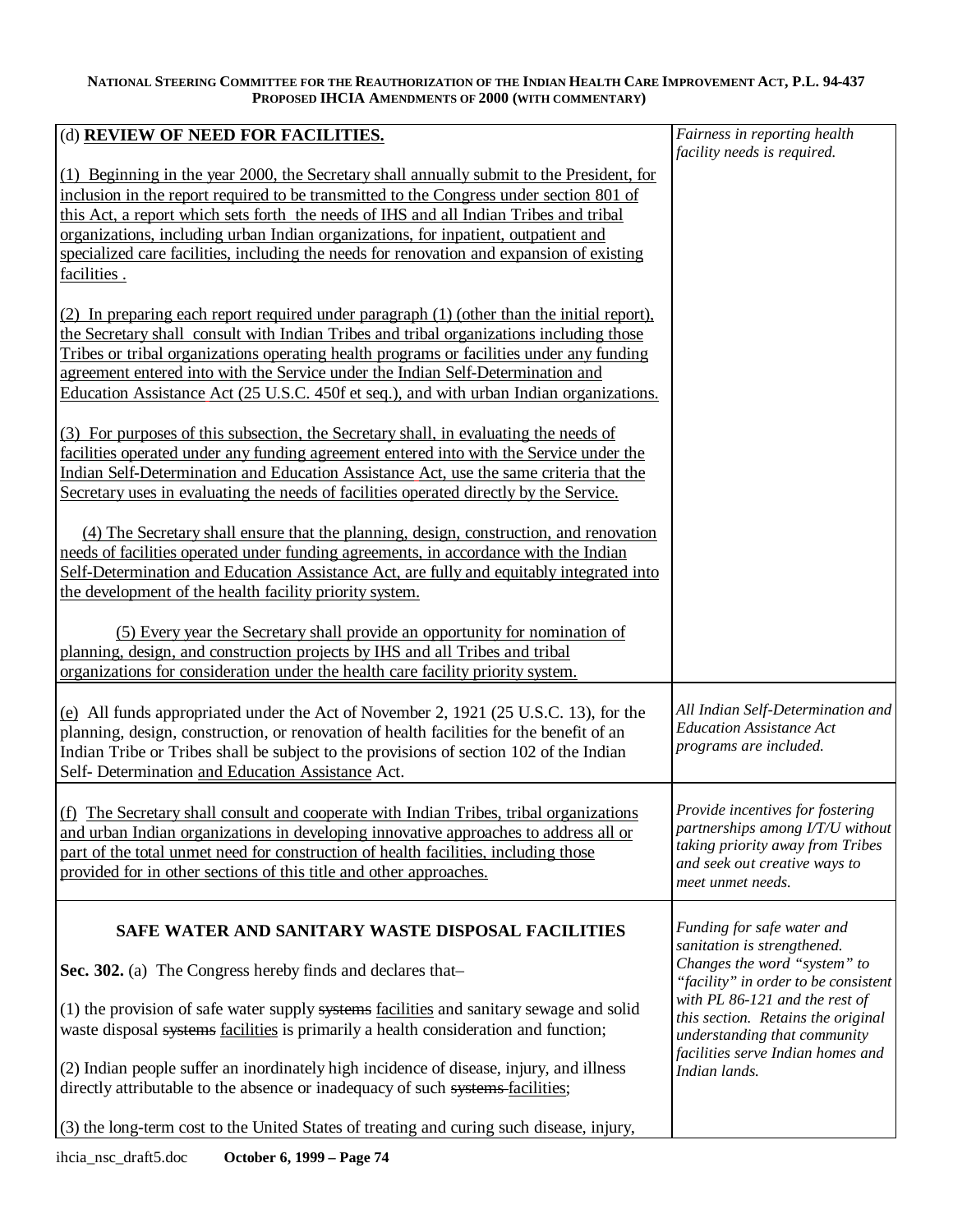| | |
|---|---|
| (d) **REVIEW OF NEED FOR FACILITIES.**<br><br>(1) Beginning in the year 2000, the Secretary shall annually submit to the President, for inclusion in the report required to be transmitted to the Congress under section 801 of this Act, a report which sets forth the needs of IHS and all Indian Tribes and tribal organizations, including urban Indian organizations, for inpatient, outpatient and specialized care facilities, including the needs for renovation and expansion of existing facilities .<br><br>(2) In preparing each report required under paragraph (1) (other than the initial report), the Secretary shall consult with Indian Tribes and tribal organizations including those Tribes or tribal organizations operating health programs or facilities under any funding agreement entered into with the Service under the Indian Self-Determination and Education Assistance Act (25 U.S.C. 450f et seq.), and with urban Indian organizations.<br><br>(3) For purposes of this subsection, the Secretary shall, in evaluating the needs of facilities operated under any funding agreement entered into with the Service under the Indian Self-Determination and Education Assistance Act, use the same criteria that the Secretary uses in evaluating the needs of facilities operated directly by the Service.<br><br>(4) The Secretary shall ensure that the planning, design, construction, and renovation needs of facilities operated under funding agreements, in accordance with the Indian Self-Determination and Education Assistance Act, are fully and equitably integrated into the development of the health facility priority system.<br><br>(5) Every year the Secretary shall provide an opportunity for nomination of planning, design, and construction projects by IHS and all Tribes and tribal organizations for consideration under the health care facility priority system. | *Fairness in reporting health facility needs is required.* |
| (e) All funds appropriated under the Act of November 2, 1921 (25 U.S.C. 13), for the planning, design, construction, or renovation of health facilities for the benefit of an Indian Tribe or Tribes shall be subject to the provisions of section 102 of the Indian Self- Determination and Education Assistance Act. | *All Indian Self-Determination and Education Assistance Act programs are included.* |
| (f) The Secretary shall consult and cooperate with Indian Tribes, tribal organizations and urban Indian organizations in developing innovative approaches to address all or part of the total unmet need for construction of health facilities, including those provided for in other sections of this title and other approaches. | *Provide incentives for fostering partnerships among I/T/U without taking priority away from Tribes and seek out creative ways to meet unmet needs.* |
| **SAFE WATER AND SANITARY WASTE DISPOSAL FACILITIES**<br><br>**Sec. 302.** (a) The Congress hereby finds and declares that–<br><br>(1) the provision of safe water supply ~~systems~~ facilities and sanitary sewage and solid waste disposal ~~systems~~ facilities is primarily a health consideration and function;<br><br>(2) Indian people suffer an inordinately high incidence of disease, injury, and illness directly attributable to the absence or inadequacy of such ~~systems~~ facilities;<br><br>(3) the long-term cost to the United States of treating and curing such disease, injury, | *Funding for safe water and sanitation is strengthened. Changes the word "system" to "facility" in order to be consistent with PL 86-121 and the rest of this section. Retains the original understanding that community facilities serve Indian homes and Indian lands.* |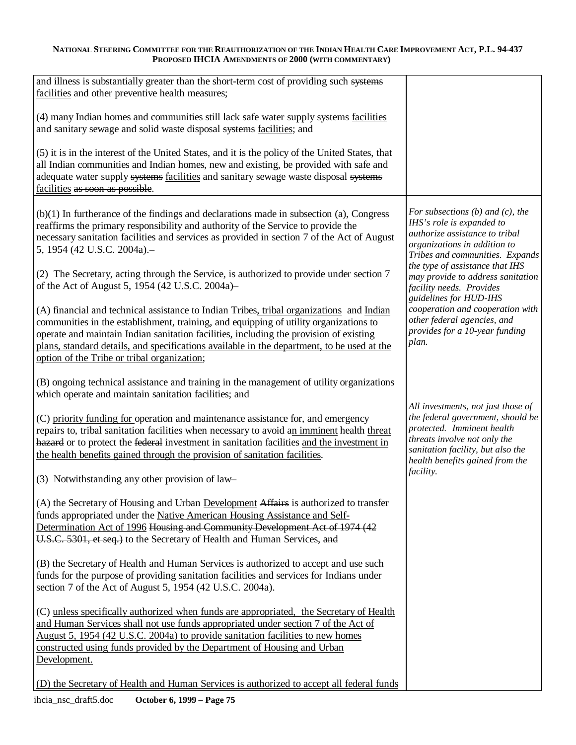| | |
|---|---|
| and illness is substantially greater than the short-term cost of providing such ~~systems~~ <u>facilities</u> and other preventive health measures;<br><br>(4) many Indian homes and communities still lack safe water supply ~~systems~~ <u>facilities</u> and sanitary sewage and solid waste disposal ~~systems~~ <u>facilities</u>; and<br><br>(5) it is in the interest of the United States, and it is the policy of the United States, that all Indian communities and Indian homes, new and existing, be provided with safe and adequate water supply ~~systems~~ <u>facilities</u> and sanitary sewage waste disposal ~~systems~~ <u>facilities</u> ~~as soon as possible~~. | |
| (b)(1) In furtherance of the findings and declarations made in subsection (a), Congress reaffirms the primary responsibility and authority of the Service to provide the necessary sanitation facilities and services as provided in section 7 of the Act of August 5, 1954 (42 U.S.C. 2004a).–<br><br>(2) The Secretary, acting through the Service, is authorized to provide under section 7 of the Act of August 5, 1954 (42 U.S.C. 2004a)–<br><br>(A) financial and technical assistance to Indian Tribes<u>, tribal organizations</u> and <u>Indian</u> communities in the establishment, training, and equipping of utility organizations to operate and maintain Indian sanitation facilities<u>, including the provision of existing plans, standard details, and specifications available in the department, to be used at the option of the Tribe or tribal organization</u>;<br><br>(B) ongoing technical assistance and training in the management of utility organizations which operate and maintain sanitation facilities; and<br><br>(C) <u>priority funding for</u> operation and maintenance assistance for, and emergency repairs to, tribal sanitation facilities when necessary to avoid a<u>n imminent</u> health <u>threat</u> ~~hazard~~ or to protect the ~~federal~~ investment in sanitation facilities <u>and the investment in the health benefits gained through the provision of sanitation facilities</u>.<br><br>(3) Notwithstanding any other provision of law–<br><br>(A) the Secretary of Housing and Urban <u>Development</u> ~~Affairs~~ is authorized to transfer funds appropriated under the <u>Native American Housing Assistance and Self-Determination Act of 1996</u> ~~Housing and Community Development Act of 1974 (42 U.S.C. 5301, et seq.)~~ to the Secretary of Health and Human Services, ~~and~~<br><br>(B) the Secretary of Health and Human Services is authorized to accept and use such funds for the purpose of providing sanitation facilities and services for Indians under section 7 of the Act of August 5, 1954 (42 U.S.C. 2004a).<br><br>(C) <u>unless specifically authorized when funds are appropriated, the Secretary of Health and Human Services shall not use funds appropriated under section 7 of the Act of August 5, 1954 (42 U.S.C. 2004a) to provide sanitation facilities to new homes constructed using funds provided by the Department of Housing and Urban Development.</u><br><br><u>(D) the Secretary of Health and Human Services is authorized to accept all federal funds</u> | *For subsections (b) and (c), the IHS's role is expanded to authorize assistance to tribal organizations in addition to Tribes and communities. Expands the type of assistance that IHS may provide to address sanitation facility needs. Provides guidelines for HUD-IHS cooperation and cooperation with other federal agencies, and provides for a 10-year funding plan.*<br><br>*All investments, not just those of the federal government, should be protected. Imminent health threats involve not only the sanitation facility, but also the health benefits gained from the facility.* |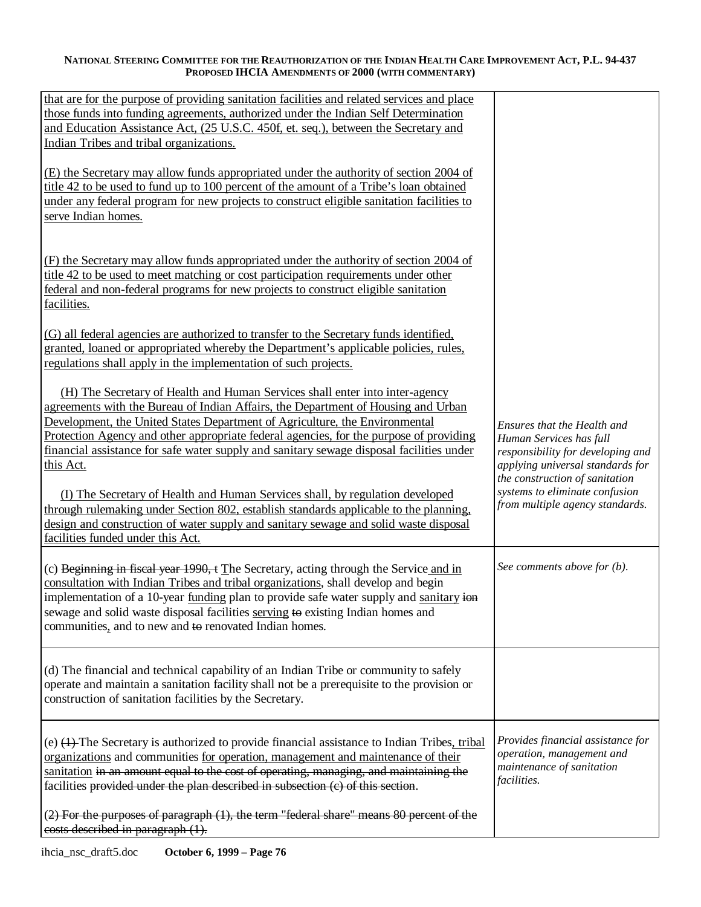| | |
|---|---|
| that are for the purpose of providing sanitation facilities and related services and place those funds into funding agreements, authorized under the Indian Self Determination and Education Assistance Act, (25 U.S.C. 450f, et. seq.), between the Secretary and Indian Tribes and tribal organizations.<br><br>(E) the Secretary may allow funds appropriated under the authority of section 2004 of title 42 to be used to fund up to 100 percent of the amount of a Tribe's loan obtained under any federal program for new projects to construct eligible sanitation facilities to serve Indian homes.<br><br>(F) the Secretary may allow funds appropriated under the authority of section 2004 of title 42 to be used to meet matching or cost participation requirements under other federal and non-federal programs for new projects to construct eligible sanitation facilities.<br><br>(G) all federal agencies are authorized to transfer to the Secretary funds identified, granted, loaned or appropriated whereby the Department's applicable policies, rules, regulations shall apply in the implementation of such projects.<br><br>(H) The Secretary of Health and Human Services shall enter into inter-agency agreements with the Bureau of Indian Affairs, the Department of Housing and Urban Development, the United States Department of Agriculture, the Environmental Protection Agency and other appropriate federal agencies, for the purpose of providing financial assistance for safe water supply and sanitary sewage disposal facilities under this Act.<br><br>(I) The Secretary of Health and Human Services shall, by regulation developed through rulemaking under Section 802, establish standards applicable to the planning, design and construction of water supply and sanitary sewage and solid waste disposal facilities funded under this Act. | *Ensures that the Health and Human Services has full responsibility for developing and applying universal standards for the construction of sanitation systems to eliminate confusion from multiple agency standards.* |
| (c) ~~Beginning in fiscal year 1990, t~~ The Secretary, acting through the Service and in consultation with Indian Tribes and tribal organizations, shall develop and begin implementation of a 10-year funding plan to provide safe water supply and sanitary ~~ion~~ sewage and solid waste disposal facilities serving ~~to~~ existing Indian homes and communities, and to new and ~~to~~ renovated Indian homes. | *See comments above for (b).* |
| (d) The financial and technical capability of an Indian Tribe or community to safely operate and maintain a sanitation facility shall not be a prerequisite to the provision or construction of sanitation facilities by the Secretary. | |
| (e) ~~(1)~~ The Secretary is authorized to provide financial assistance to Indian Tribes, tribal organizations and communities for operation, management and maintenance of their sanitation ~~in an amount equal to the cost of operating, managing, and maintaining the~~ facilities ~~provided under the plan described in subsection (c) of this section~~.<br><br>~~(2) For the purposes of paragraph (1), the term "federal share" means 80 percent of the costs described in paragraph (1).~~ | *Provides financial assistance for operation, management and maintenance of sanitation facilities.* |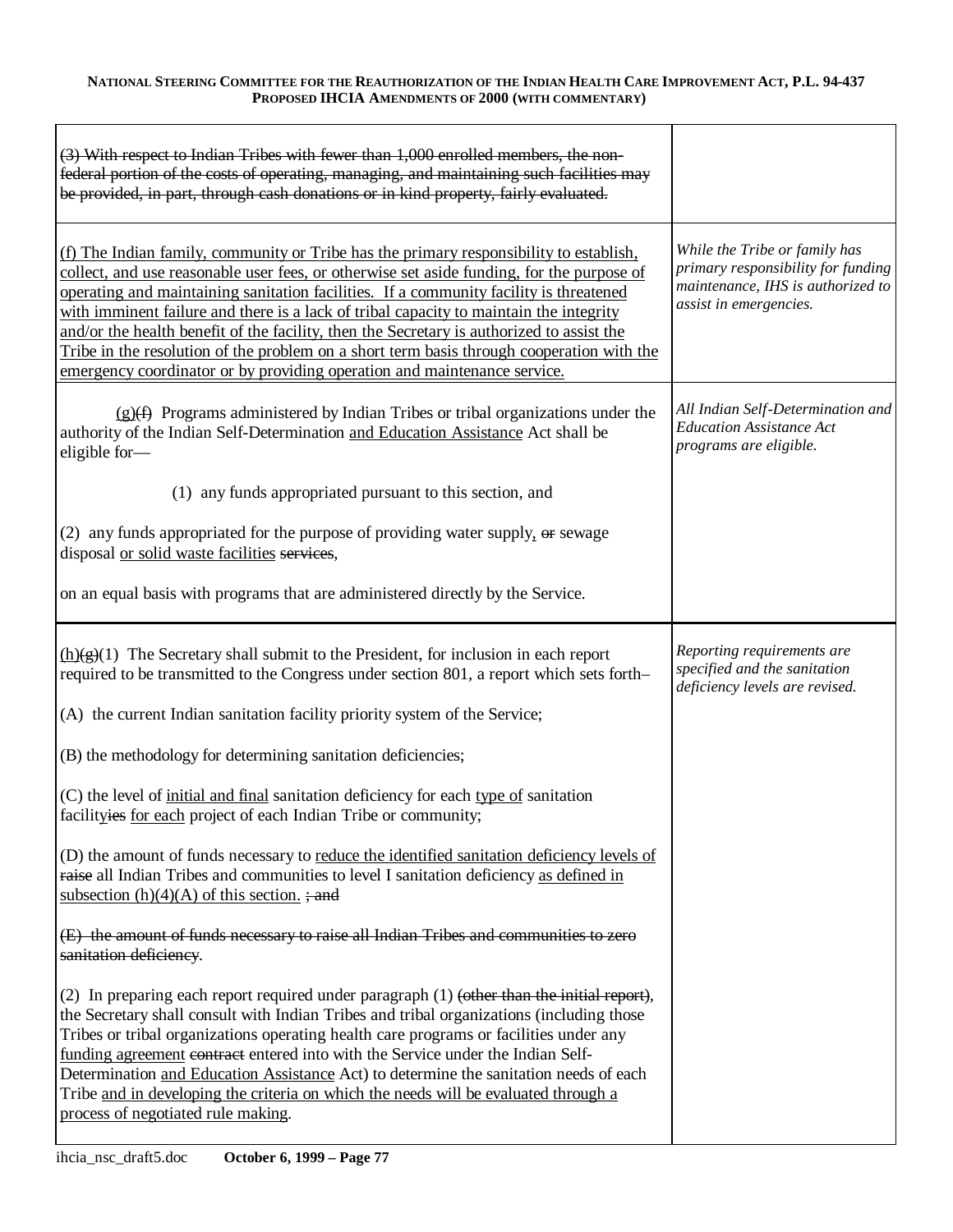| | |
|---|---|
| ~~(3) With respect to Indian Tribes with fewer than 1,000 enrolled members, the non-federal portion of the costs of operating, managing, and maintaining such facilities may be provided, in part, through cash donations or in kind property, fairly evaluated.~~ | |
| <u>(f) The Indian family, community or Tribe has the primary responsibility to establish, collect, and use reasonable user fees, or otherwise set aside funding, for the purpose of operating and maintaining sanitation facilities. If a community facility is threatened with imminent failure and there is a lack of tribal capacity to maintain the integrity and/or the health benefit of the facility, then the Secretary is authorized to assist the Tribe in the resolution of the problem on a short term basis through cooperation with the emergency coordinator or by providing operation and maintenance service.</u> | *While the Tribe or family has primary responsibility for funding maintenance, IHS is authorized to assist in emergencies.* |
| <u>(g)</u>~~(f)~~ Programs administered by Indian Tribes or tribal organizations under the authority of the Indian Self-Determination <u>and Education Assistance</u> Act shall be eligible for—<br><br>(1) any funds appropriated pursuant to this section, and<br><br>(2) any funds appropriated for the purpose of providing water supply<u>,</u> ~~or~~ sewage disposal <u>or solid waste facilities</u> ~~services~~,<br><br>on an equal basis with programs that are administered directly by the Service. | *All Indian Self-Determination and Education Assistance Act programs are eligible.* |
| <u>(h)</u>~~(g)~~(1) The Secretary shall submit to the President, for inclusion in each report required to be transmitted to the Congress under section 801, a report which sets forth–<br><br>(A) the current Indian sanitation facility priority system of the Service;<br><br>(B) the methodology for determining sanitation deficiencies;<br><br>(C) the level of <u>initial and final</u> sanitation deficiency for each <u>type of</u> sanitation facility~~ies~~ <u>for each</u> project of each Indian Tribe or community;<br><br>(D) the amount of funds necessary to <u>reduce the identified sanitation deficiency levels of</u> ~~raise~~ all Indian Tribes and communities to level I sanitation deficiency <u>as defined in subsection (h)(4)(A) of this section.</u> ~~; and~~<br><br>~~(E) the amount of funds necessary to raise all Indian Tribes and communities to zero sanitation deficiency~~.<br><br>(2) In preparing each report required under paragraph (1) ~~(other than the initial report)~~, the Secretary shall consult with Indian Tribes and tribal organizations (including those Tribes or tribal organizations operating health care programs or facilities under any <u>funding agreement</u> ~~contract~~ entered into with the Service under the Indian Self-Determination <u>and Education Assistance</u> Act) to determine the sanitation needs of each Tribe <u>and in developing the criteria on which the needs will be evaluated through a process of negotiated rule making</u>. | *Reporting requirements are specified and the sanitation deficiency levels are revised.* |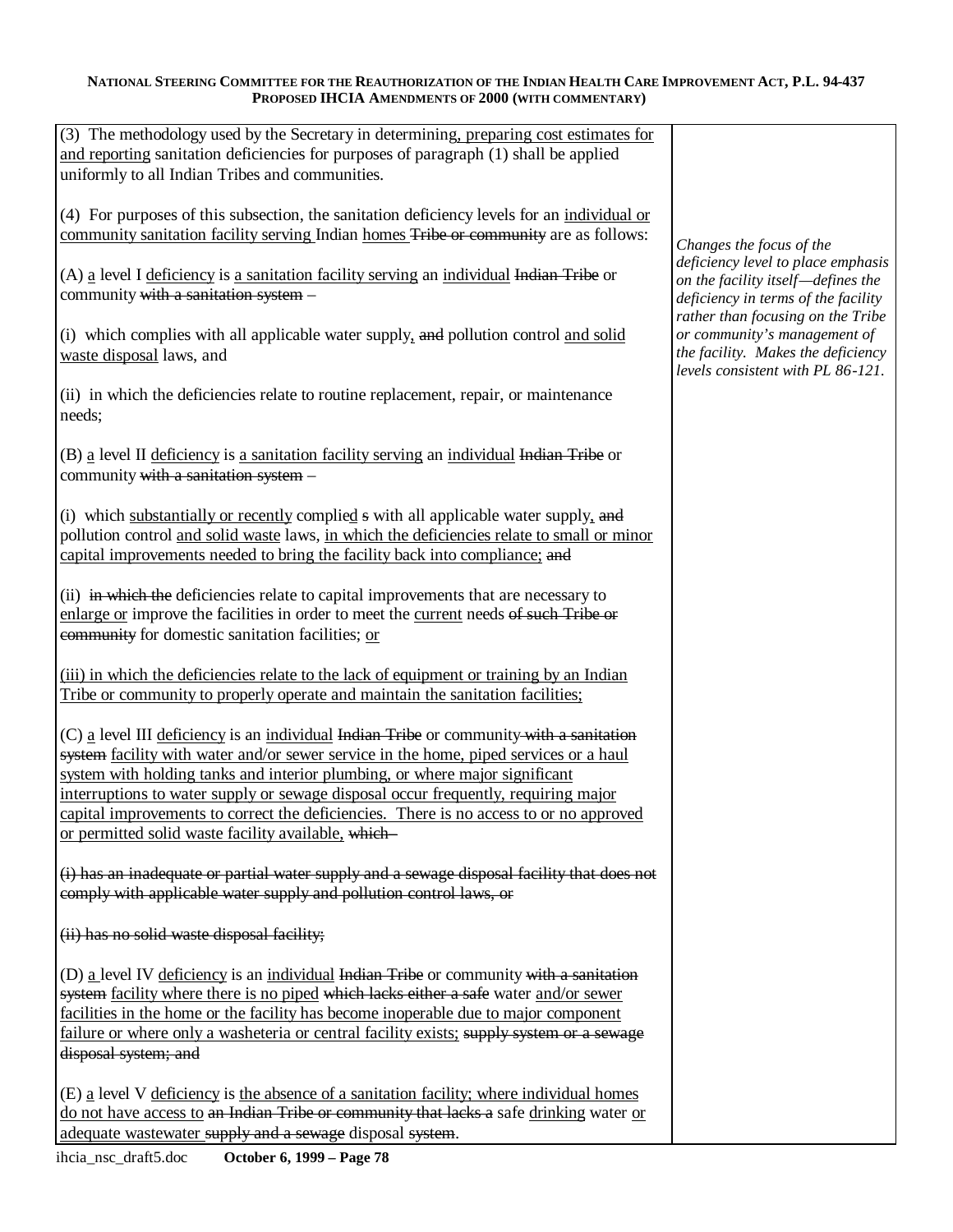| | |
|---|---|
| (3) The methodology used by the Secretary in determining, preparing cost estimates for and reporting sanitation deficiencies for purposes of paragraph (1) shall be applied uniformly to all Indian Tribes and communities.<br><br>(4) For purposes of this subsection, the sanitation deficiency levels for an individual or community sanitation facility serving Indian homes ~~Tribe or community~~ are as follows:<br><br>(A) a level I deficiency is a sanitation facility serving an individual ~~Indian Tribe~~ or community ~~with a sanitation system~~ –<br><br>(i) which complies with all applicable water supply, ~~and~~ pollution control and solid waste disposal laws, and<br><br>(ii) in which the deficiencies relate to routine replacement, repair, or maintenance needs;<br><br>(B) a level II deficiency is a sanitation facility serving an individual ~~Indian Tribe~~ or community ~~with a sanitation system~~ –<br><br>(i) which substantially or recently complied ~~s~~ with all applicable water supply, ~~and~~ pollution control and solid waste laws, in which the deficiencies relate to small or minor capital improvements needed to bring the facility back into compliance; ~~and~~<br><br>(ii) ~~in which the~~ deficiencies relate to capital improvements that are necessary to enlarge or improve the facilities in order to meet the current needs ~~of such Tribe or community~~ for domestic sanitation facilities; or<br><br>(iii) in which the deficiencies relate to the lack of equipment or training by an Indian Tribe or community to properly operate and maintain the sanitation facilities;<br><br>(C) a level III deficiency is an individual ~~Indian Tribe~~ or community ~~with a sanitation system~~ facility with water and/or sewer service in the home, piped services or a haul system with holding tanks and interior plumbing, or where major significant interruptions to water supply or sewage disposal occur frequently, requiring major capital improvements to correct the deficiencies. There is no access to or no approved or permitted solid waste facility available, ~~which –~~<br><br>~~(i) has an inadequate or partial water supply and a sewage disposal facility that does not comply with applicable water supply and pollution control laws, or~~<br><br>~~(ii) has no solid waste disposal facility;~~<br><br>(D) a level IV deficiency is an individual ~~Indian Tribe~~ or community ~~with a sanitation system~~ facility where there is no piped ~~which lacks either a safe~~ water and/or sewer facilities in the home or the facility has become inoperable due to major component failure or where only a washeteria or central facility exists; ~~supply system or a sewage disposal system; and~~<br><br>(E) a level V deficiency is the absence of a sanitation facility; where individual homes do not have access to ~~an Indian Tribe or community that lacks a~~ safe drinking water or adequate wastewater ~~supply and a sewage~~ disposal ~~system~~. | *Changes the focus of the deficiency level to place emphasis on the facility itself—defines the deficiency in terms of the facility rather than focusing on the Tribe or community's management of the facility. Makes the deficiency levels consistent with PL 86-121.* |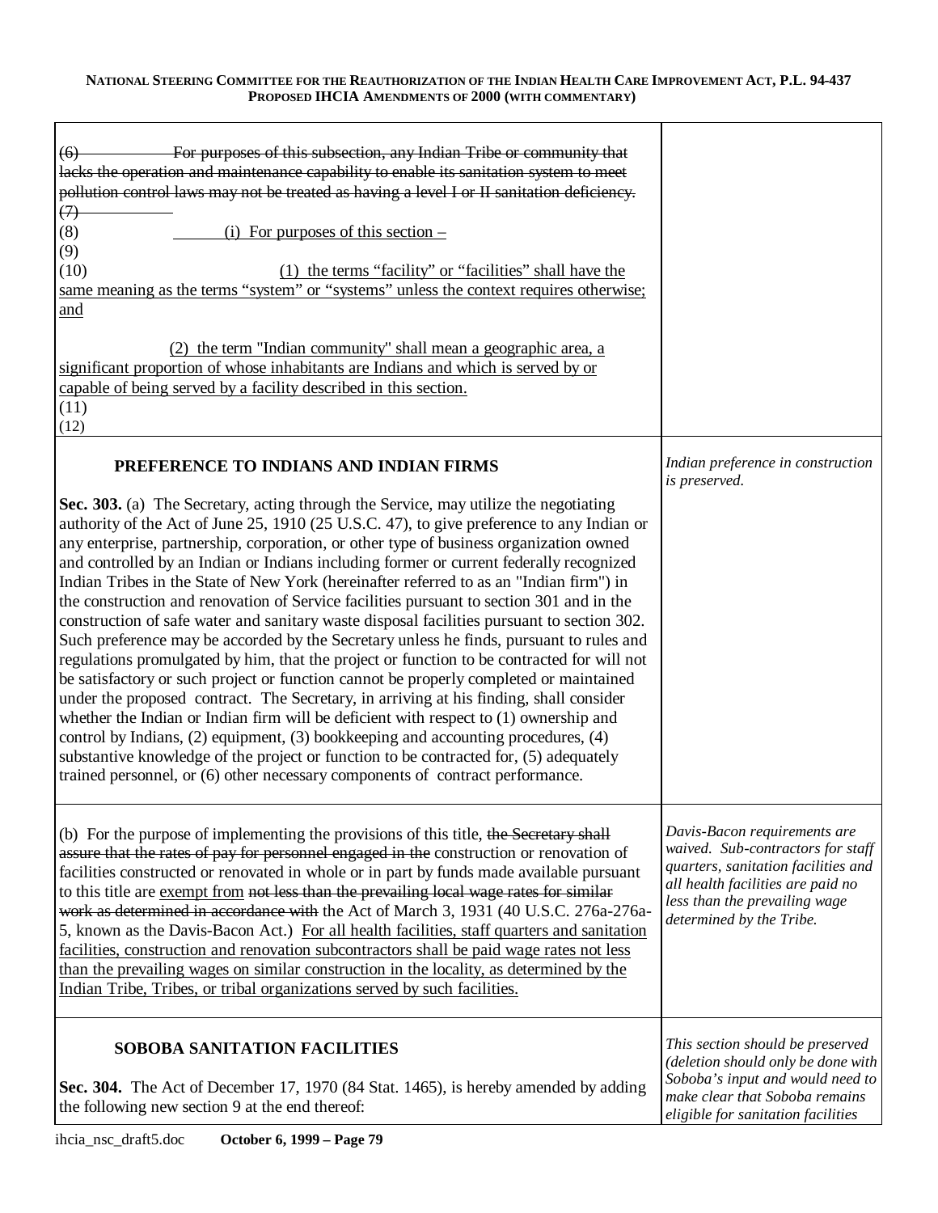| | |
|---|---|
| ~~(6) For purposes of this subsection, any Indian Tribe or community that lacks the operation and maintenance capability to enable its sanitation system to meet pollution control laws may not be treated as having a level I or II sanitation deficiency.~~<br>~~(7)~~<br>(8) (i) For purposes of this section –<br>(9)<br>(10) (1) the terms "facility" or "facilities" shall have the same meaning as the terms "system" or "systems" unless the context requires otherwise; and<br><br>(2) the term "Indian community" shall mean a geographic area, a significant proportion of whose inhabitants are Indians and which is served by or capable of being served by a facility described in this section.<br>(11)<br>(12) | |
| **PREFERENCE TO INDIANS AND INDIAN FIRMS**<br><br>**Sec. 303.** (a) The Secretary, acting through the Service, may utilize the negotiating authority of the Act of June 25, 1910 (25 U.S.C. 47), to give preference to any Indian or any enterprise, partnership, corporation, or other type of business organization owned and controlled by an Indian or Indians including former or current federally recognized Indian Tribes in the State of New York (hereinafter referred to as an "Indian firm") in the construction and renovation of Service facilities pursuant to section 301 and in the construction of safe water and sanitary waste disposal facilities pursuant to section 302. Such preference may be accorded by the Secretary unless he finds, pursuant to rules and regulations promulgated by him, that the project or function to be contracted for will not be satisfactory or such project or function cannot be properly completed or maintained under the proposed contract. The Secretary, in arriving at his finding, shall consider whether the Indian or Indian firm will be deficient with respect to (1) ownership and control by Indians, (2) equipment, (3) bookkeeping and accounting procedures, (4) substantive knowledge of the project or function to be contracted for, (5) adequately trained personnel, or (6) other necessary components of contract performance. | *Indian preference in construction is preserved.* |
| (b) For the purpose of implementing the provisions of this title, ~~the Secretary shall assure that the rates of pay for personnel engaged in the~~ construction or renovation of facilities constructed or renovated in whole or in part by funds made available pursuant to this title are exempt from ~~not less than the prevailing local wage rates for similar work as determined in accordance with~~ the Act of March 3, 1931 (40 U.S.C. 276a-276a-5, known as the Davis-Bacon Act.) For all health facilities, staff quarters and sanitation facilities, construction and renovation subcontractors shall be paid wage rates not less than the prevailing wages on similar construction in the locality, as determined by the Indian Tribe, Tribes, or tribal organizations served by such facilities. | *Davis-Bacon requirements are waived. Sub-contractors for staff quarters, sanitation facilities and all health facilities are paid no less than the prevailing wage determined by the Tribe.* |
| **SOBOBA SANITATION FACILITIES**<br><br>**Sec. 304.** The Act of December 17, 1970 (84 Stat. 1465), is hereby amended by adding the following new section 9 at the end thereof: | *This section should be preserved (deletion should only be done with Soboba's input and would need to make clear that Soboba remains eligible for sanitation facilities* |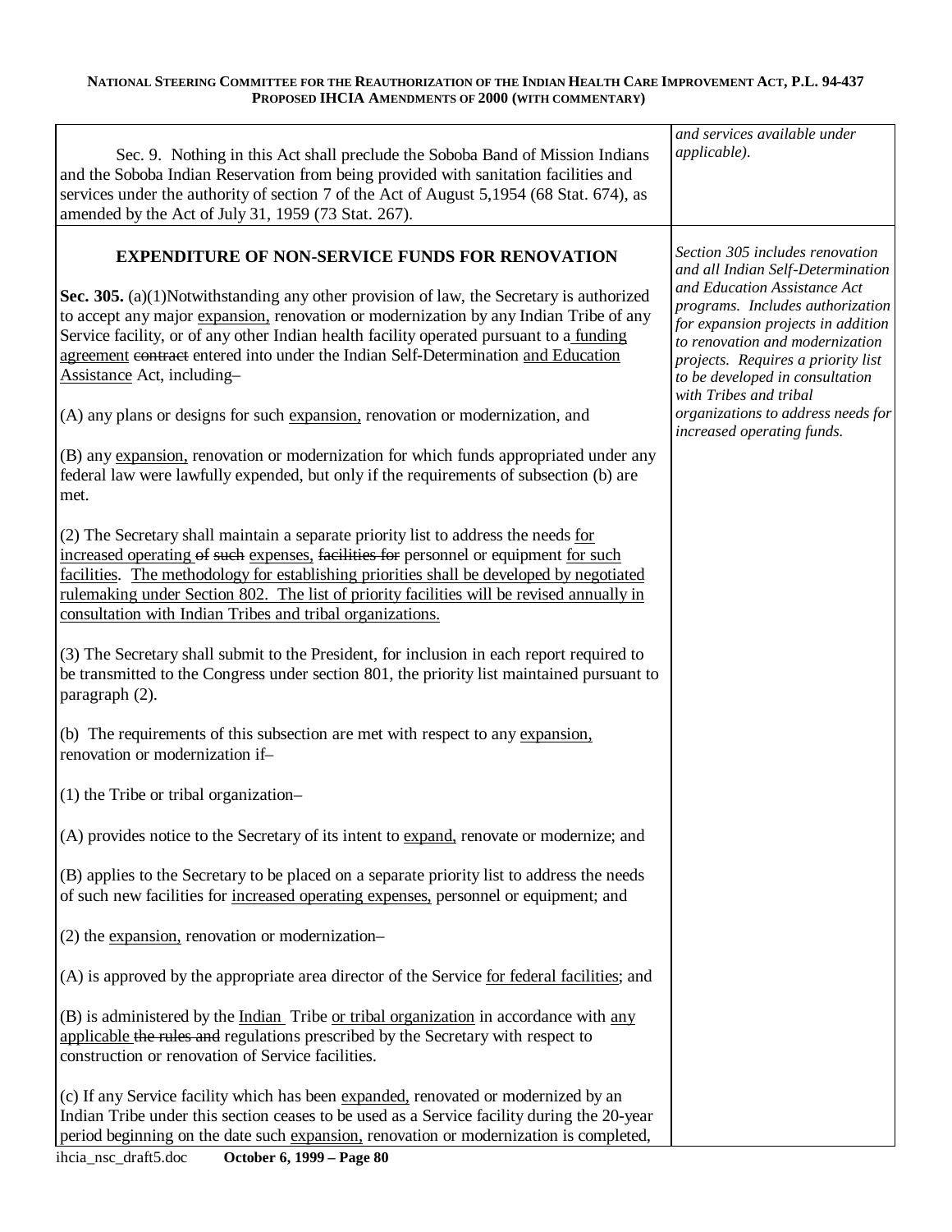| | |
|---|---|
| Sec. 9. Nothing in this Act shall preclude the Soboba Band of Mission Indians and the Soboba Indian Reservation from being provided with sanitation facilities and services under the authority of section 7 of the Act of August 5,1954 (68 Stat. 674), as amended by the Act of July 31, 1959 (73 Stat. 267). | *and services available under applicable).* |
| **EXPENDITURE OF NON-SERVICE FUNDS FOR RENOVATION**<br><br>**Sec. 305.** (a)(1)Notwithstanding any other provision of law, the Secretary is authorized to accept any major expansion, renovation or modernization by any Indian Tribe of any Service facility, or of any other Indian health facility operated pursuant to a funding agreement ~~contract~~ entered into under the Indian Self-Determination and Education Assistance Act, including–<br><br>(A) any plans or designs for such expansion, renovation or modernization, and<br><br>(B) any expansion, renovation or modernization for which funds appropriated under any federal law were lawfully expended, but only if the requirements of subsection (b) are met.<br><br>(2) The Secretary shall maintain a separate priority list to address the needs for increased operating ~~of such~~ expenses, ~~facilities for~~ personnel or equipment for such facilities. The methodology for establishing priorities shall be developed by negotiated rulemaking under Section 802. The list of priority facilities will be revised annually in consultation with Indian Tribes and tribal organizations.<br><br>(3) The Secretary shall submit to the President, for inclusion in each report required to be transmitted to the Congress under section 801, the priority list maintained pursuant to paragraph (2).<br><br>(b) The requirements of this subsection are met with respect to any expansion, renovation or modernization if–<br><br>(1) the Tribe or tribal organization–<br><br>(A) provides notice to the Secretary of its intent to expand, renovate or modernize; and<br><br>(B) applies to the Secretary to be placed on a separate priority list to address the needs of such new facilities for increased operating expenses, personnel or equipment; and<br><br>(2) the expansion, renovation or modernization–<br><br>(A) is approved by the appropriate area director of the Service for federal facilities; and<br><br>(B) is administered by the Indian Tribe or tribal organization in accordance with any applicable ~~the rules and~~ regulations prescribed by the Secretary with respect to construction or renovation of Service facilities.<br><br>(c) If any Service facility which has been expanded, renovated or modernized by an Indian Tribe under this section ceases to be used as a Service facility during the 20-year period beginning on the date such expansion, renovation or modernization is completed, | *Section 305 includes renovation and all Indian Self-Determination and Education Assistance Act programs. Includes authorization for expansion projects in addition to renovation and modernization projects. Requires a priority list to be developed in consultation with Tribes and tribal organizations to address needs for increased operating funds.* |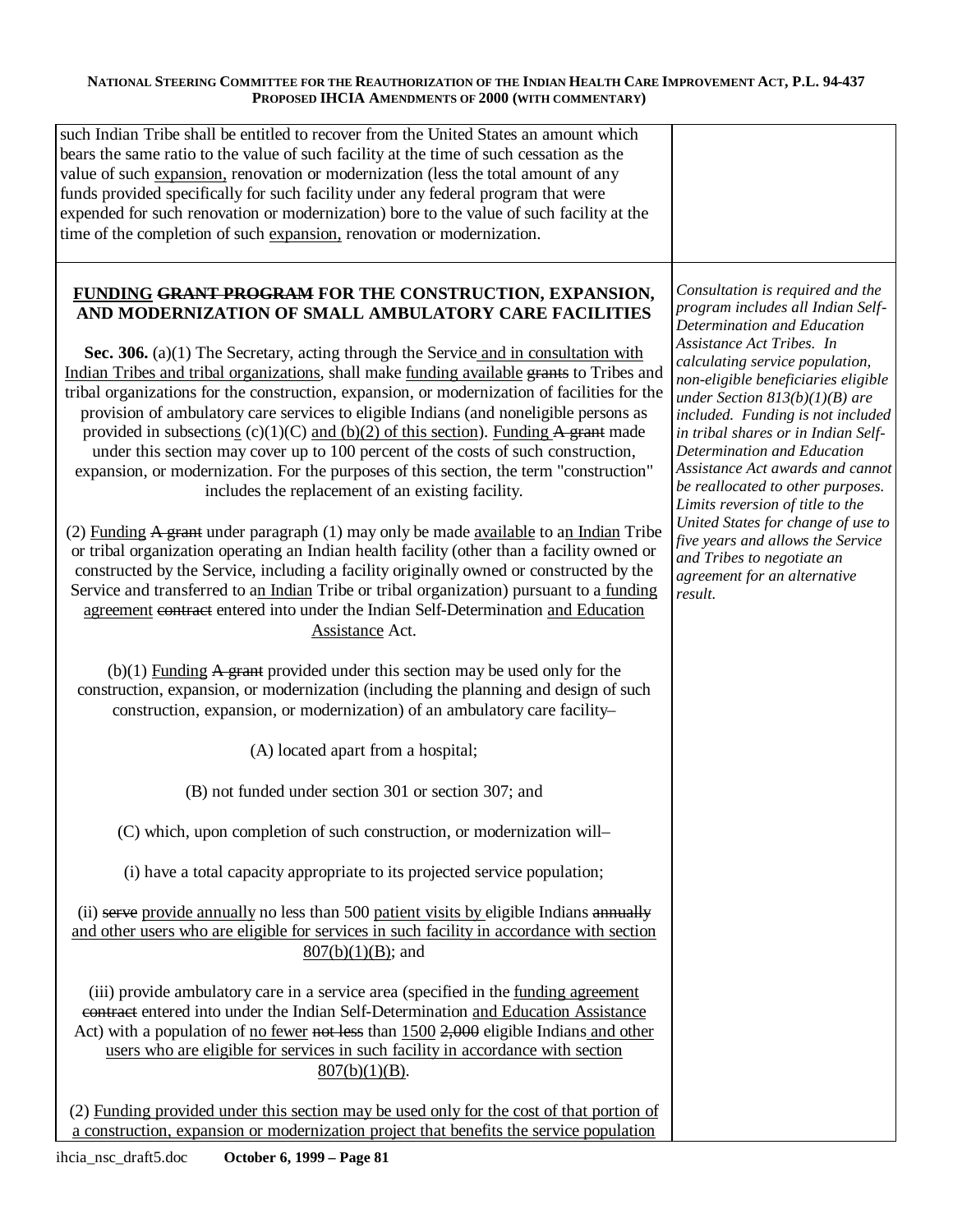| | |
|---|---|
| such Indian Tribe shall be entitled to recover from the United States an amount which bears the same ratio to the value of such facility at the time of such cessation as the value of such <u>expansion,</u> renovation or modernization (less the total amount of any funds provided specifically for such facility under any federal program that were expended for such renovation or modernization) bore to the value of such facility at the time of the completion of such <u>expansion,</u> renovation or modernization. | |
| **<u>FUNDING</u> ~~GRANT PROGRAM~~ FOR THE CONSTRUCTION, EXPANSION, AND MODERNIZATION OF SMALL AMBULATORY CARE FACILITIES**<br><br>**Sec. 306.** (a)(1) The Secretary, acting through the Service <u>and in consultation with Indian Tribes and tribal organizations</u>, shall make <u>funding available</u> ~~grants~~ to Tribes and tribal organizations for the construction, expansion, or modernization of facilities for the provision of ambulatory care services to eligible Indians (and noneligible persons as provided in subsection<u>s</u> (c)(1)(C) <u>and (b)(2) of this section</u>). <u>Funding</u> ~~A grant~~ made under this section may cover up to 100 percent of the costs of such construction, expansion, or modernization. For the purposes of this section, the term "construction" includes the replacement of an existing facility.<br><br>(2) <u>Funding</u> ~~A grant~~ under paragraph (1) may only be made <u>available</u> to a<u>n Indian</u> Tribe or tribal organization operating an Indian health facility (other than a facility owned or constructed by the Service, including a facility originally owned or constructed by the Service and transferred to a<u>n Indian</u> Tribe or tribal organization) pursuant to a <u>funding agreement</u> ~~contract~~ entered into under the Indian Self-Determination <u>and Education Assistance</u> Act.<br><br>(b)(1) <u>Funding</u> ~~A grant~~ provided under this section may be used only for the construction, expansion, or modernization (including the planning and design of such construction, expansion, or modernization) of an ambulatory care facility~~–~~<br><br>(A) located apart from a hospital;<br><br>(B) not funded under section 301 or section 307; and<br><br>(C) which, upon completion of such construction, or modernization will–<br><br>(i) have a total capacity appropriate to its projected service population;<br><br>(ii) ~~serve~~ <u>provide annually</u> no less than 500 <u>patient visits by</u> eligible Indians ~~annually~~ <u>and other users who are eligible for services in such facility in accordance with section 807(b)(1)(B)</u>; and<br><br>(iii) provide ambulatory care in a service area (specified in the <u>funding agreement</u> ~~contract~~ entered into under the Indian Self-Determination <u>and Education Assistance</u> Act) with a population of <u>no fewer</u> ~~not less~~ than <u>1500</u> ~~2,000~~ eligible Indians <u>and other users who are eligible for services in such facility in accordance with section 807(b)(1)(B)</u>.<br><br>(2) <u>Funding provided under this section may be used only for the cost of that portion of a construction, expansion or modernization project that benefits the service population</u> | *Consultation is required and the program includes all Indian Self-Determination and Education Assistance Act Tribes. In calculating service population, non-eligible beneficiaries eligible under Section 813(b)(1)(B) are included. Funding is not included in tribal shares or in Indian Self-Determination and Education Assistance Act awards and cannot be reallocated to other purposes. Limits reversion of title to the United States for change of use to five years and allows the Service and Tribes to negotiate an agreement for an alternative result.* |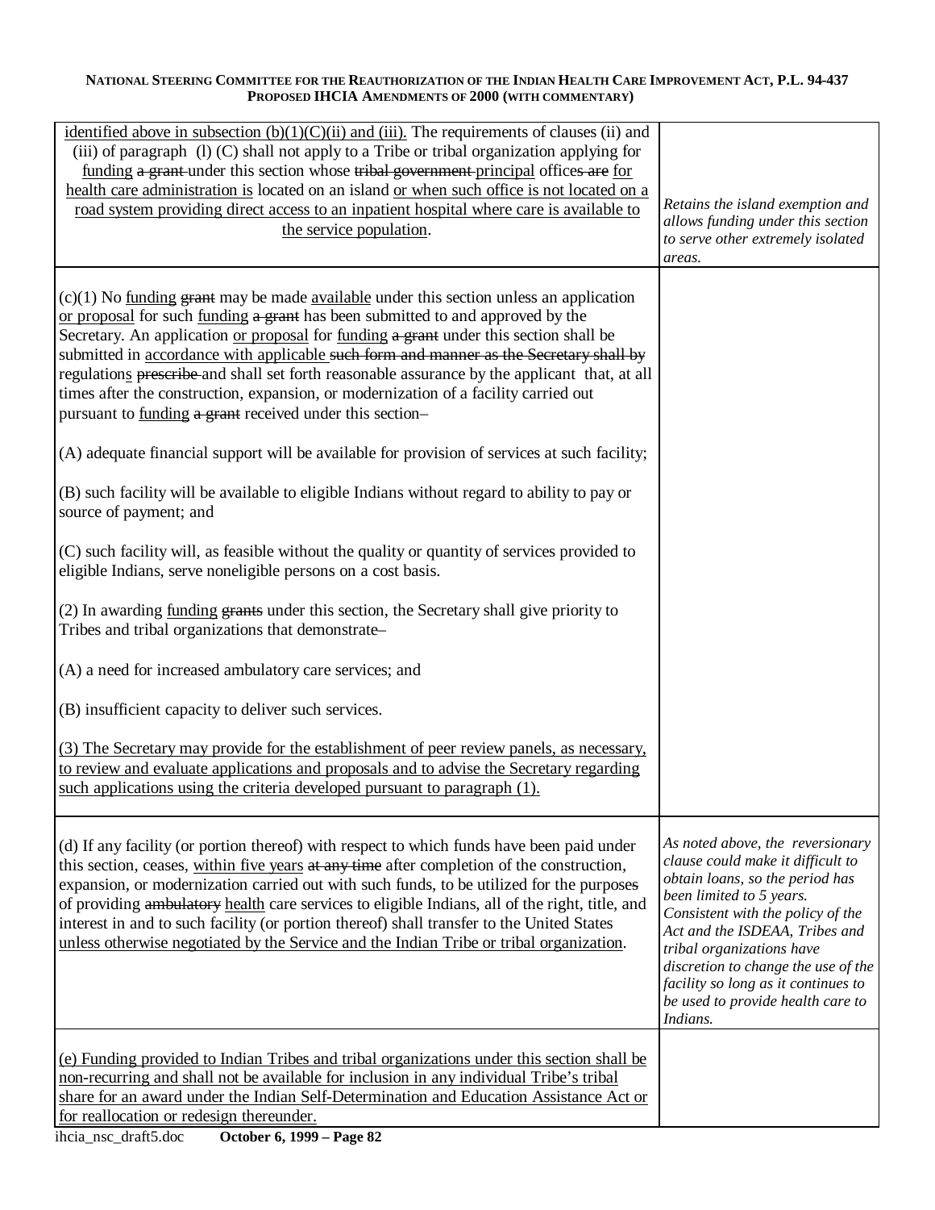| | |
|---|---|
| identified above in subsection (b)(1)(C)(ii) and (iii). The requirements of clauses (ii) and (iii) of paragraph (l) (C) shall not apply to a Tribe or tribal organization applying for funding ~~a grant~~ under this section whose ~~tribal government~~ principal offices ~~are~~ for health care administration is located on an island or when such office is not located on a road system providing direct access to an inpatient hospital where care is available to the service population. | *Retains the island exemption and allows funding under this section to serve other extremely isolated areas.* |
| (c)(1) No funding ~~grant~~ may be made available under this section unless an application or proposal for such funding ~~a grant~~ has been submitted to and approved by the Secretary. An application or proposal for funding ~~a grant~~ under this section shall be submitted in accordance with applicable ~~such form and manner as the Secretary shall by~~ regulations ~~prescribe~~ and shall set forth reasonable assurance by the applicant that, at all times after the construction, expansion, or modernization of a facility carried out pursuant to funding ~~a grant~~ received under this section–<br><br>(A) adequate financial support will be available for provision of services at such facility;<br><br>(B) such facility will be available to eligible Indians without regard to ability to pay or source of payment; and<br><br>(C) such facility will, as feasible without the quality or quantity of services provided to eligible Indians, serve noneligible persons on a cost basis.<br><br>(2) In awarding funding ~~grants~~ under this section, the Secretary shall give priority to Tribes and tribal organizations that demonstrate–<br><br>(A) a need for increased ambulatory care services; and<br><br>(B) insufficient capacity to deliver such services.<br><br>(3) The Secretary may provide for the establishment of peer review panels, as necessary, to review and evaluate applications and proposals and to advise the Secretary regarding such applications using the criteria developed pursuant to paragraph (1). | |
| (d) If any facility (or portion thereof) with respect to which funds have been paid under this section, ceases, within five years ~~at any time~~ after completion of the construction, expansion, or modernization carried out with such funds, to be utilized for the purposes of providing ~~ambulatory~~ health care services to eligible Indians, all of the right, title, and interest in and to such facility (or portion thereof) shall transfer to the United States unless otherwise negotiated by the Service and the Indian Tribe or tribal organization. | *As noted above, the reversionary clause could make it difficult to obtain loans, so the period has been limited to 5 years. Consistent with the policy of the Act and the ISDEAA, Tribes and tribal organizations have discretion to change the use of the facility so long as it continues to be used to provide health care to Indians.* |
| (e) Funding provided to Indian Tribes and tribal organizations under this section shall be non-recurring and shall not be available for inclusion in any individual Tribe's tribal share for an award under the Indian Self-Determination and Education Assistance Act or for reallocation or redesign thereunder. | |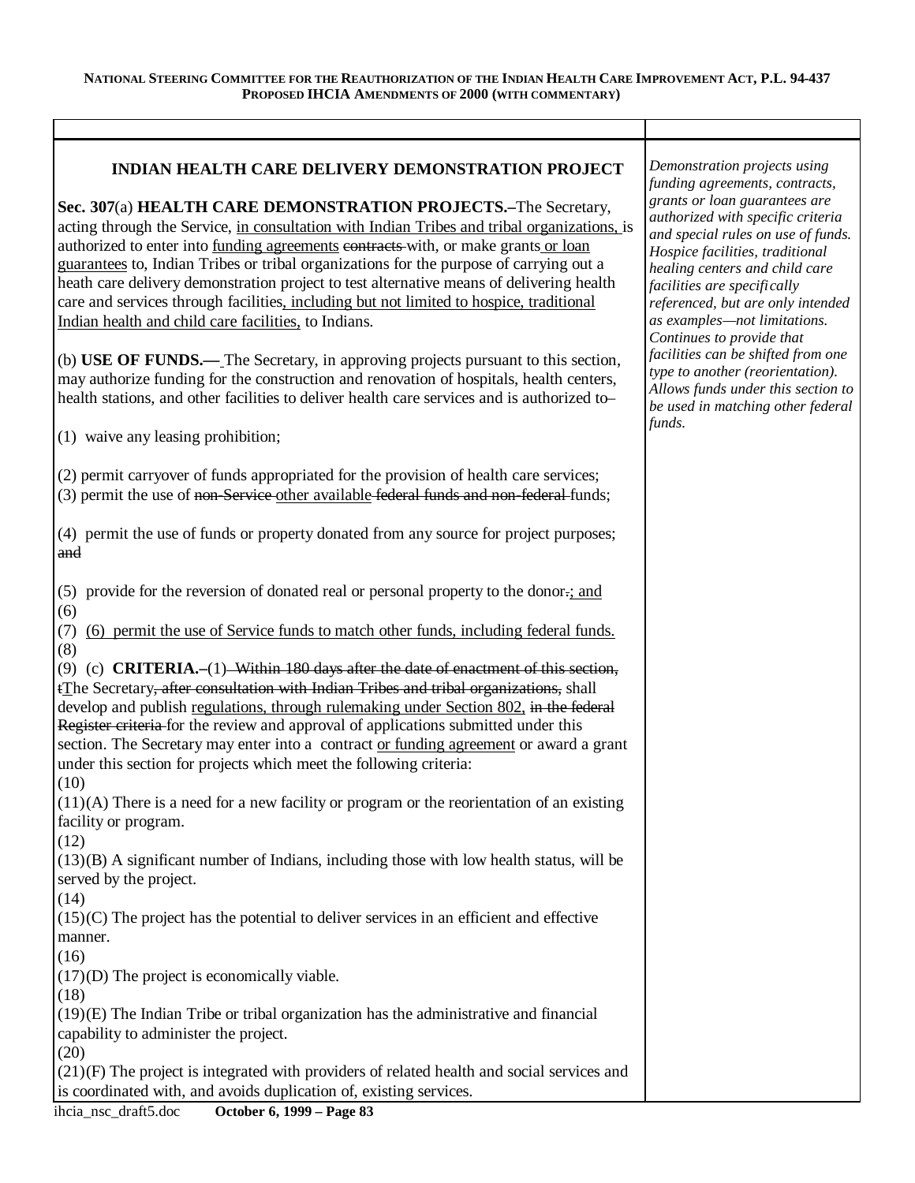| | |
|---|---|
| **INDIAN HEALTH CARE DELIVERY DEMONSTRATION PROJECT**<br><br>**Sec. 307**(a) **HEALTH CARE DEMONSTRATION PROJECTS.–**The Secretary, acting through the Service, <u>in consultation with Indian Tribes and tribal organizations,</u> is authorized to enter into <u>funding agreements</u> ~~contracts~~ with, or make grants <u>or loan guarantees</u> to, Indian Tribes or tribal organizations for the purpose of carrying out a heath care delivery demonstration project to test alternative means of delivering health care and services through facilities<u>, including but not limited to hospice, traditional Indian health and child care facilities,</u> to Indians.<br><br>(b) **USE OF FUNDS.—** The Secretary, in approving projects pursuant to this section, may authorize funding for the construction and renovation of hospitals, health centers, health stations, and other facilities to deliver health care services and is authorized to–<br><br>(1) waive any leasing prohibition;<br><br>(2) permit carryover of funds appropriated for the provision of health care services;<br>(3) permit the use of ~~non-Service~~ <u>other available</u> ~~federal funds and non-federal~~ funds;<br><br>(4) permit the use of funds or property donated from any source for project purposes; ~~and~~<br><br>(5) provide for the reversion of donated real or personal property to the donor~~.~~<u>; and</u><br>(6)<br>(7) <u>(6) permit the use of Service funds to match other funds, including federal funds.</u><br>(8)<br>(9) (c) **CRITERIA.–**(1) ~~Within 180 days after the date of enactment of this section, t~~<u>T</u>he Secretary~~, after consultation with Indian Tribes and tribal organizations,~~ shall develop and publish <u>regulations, through rulemaking under Section 802,</u> ~~in the federal Register criteria~~ for the review and approval of applications submitted under this section. The Secretary may enter into a contract <u>or funding agreement</u> or award a grant under this section for projects which meet the following criteria:<br>(10)<br>(11)(A) There is a need for a new facility or program or the reorientation of an existing facility or program.<br>(12)<br>(13)(B) A significant number of Indians, including those with low health status, will be served by the project.<br>(14)<br>(15)(C) The project has the potential to deliver services in an efficient and effective manner.<br>(16)<br>(17)(D) The project is economically viable.<br>(18)<br>(19)(E) The Indian Tribe or tribal organization has the administrative and financial capability to administer the project.<br>(20)<br>(21)(F) The project is integrated with providers of related health and social services and is coordinated with, and avoids duplication of, existing services. | *Demonstration projects using funding agreements, contracts, grants or loan guarantees are authorized with specific criteria and special rules on use of funds. Hospice facilities, traditional healing centers and child care facilities are specifically referenced, but are only intended as examples—not limitations. Continues to provide that facilities can be shifted from one type to another (reorientation). Allows funds under this section to be used in matching other federal funds.* |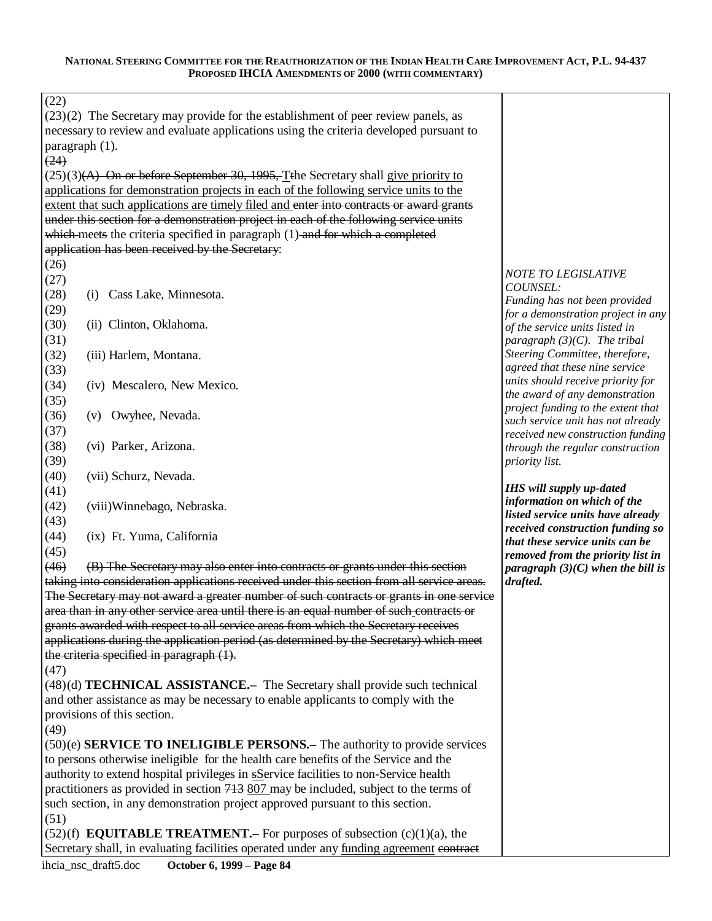(22)

(23)(2) The Secretary may provide for the establishment of peer review panels, as necessary to review and evaluate applications using the criteria developed pursuant to paragraph (1).

~~(24)~~

(25)(3)~~(A) On or before September 30, 1995, T~~the Secretary shall give priority to applications for demonstration projects in each of the following service units to the extent that such applications are timely filed and ~~enter into contracts or award grants under this section for a demonstration project in each of the following service units which~~ meet~~s~~ the criteria specified in paragraph (1) ~~and for which a completed application has been received by the Secretary~~:

(26)

(27)

(28) (i) Cass Lake, Minnesota.

(29)

(30) (ii) Clinton, Oklahoma.

(31)

(32) (iii) Harlem, Montana.

(33)

(34) (iv) Mescalero, New Mexico.

(35)

(36) (v) Owyhee, Nevada.

(37)

(38) (vi) Parker, Arizona.

(39)

(40) (vii) Schurz, Nevada.

(41)

(42) (viii)Winnebago, Nebraska.

(43)

(44) (ix) Ft. Yuma, California

(45)

~~(46) (B) The Secretary may also enter into contracts or grants under this section taking into consideration applications received under this section from all service areas. The Secretary may not award a greater number of such contracts or grants in one service area than in any other service area until there is an equal number of such contracts or grants awarded with respect to all service areas from which the Secretary receives applications during the application period (as determined by the Secretary) which meet the criteria specified in paragraph (1).~~

(47)

(48)(d) **TECHNICAL ASSISTANCE.–** The Secretary shall provide such technical and other assistance as may be necessary to enable applicants to comply with the provisions of this section.

(49)

(50)(e) **SERVICE TO INELIGIBLE PERSONS.–** The authority to provide services to persons otherwise ineligible for the health care benefits of the Service and the authority to extend hospital privileges in ~~s~~Service facilities to non-Service health practitioners as provided in section ~~713~~ 807 may be included, subject to the terms of such section, in any demonstration project approved pursuant to this section.

(51)

(52)(f) **EQUITABLE TREATMENT.–** For purposes of subsection (c)(1)(a), the Secretary shall, in evaluating facilities operated under any funding agreement ~~contract~~

*NOTE TO LEGISLATIVE COUNSEL: Funding has not been provided for a demonstration project in any of the service units listed in paragraph (3)(C). The tribal Steering Committee, therefore, agreed that these nine service units should receive priority for the award of any demonstration project funding to the extent that such service unit has not already received new construction funding through the regular construction priority list.*

***IHS will supply up-dated information on which of the listed service units have already received construction funding so that these service units can be removed from the priority list in paragraph (3)(C) when the bill is drafted.***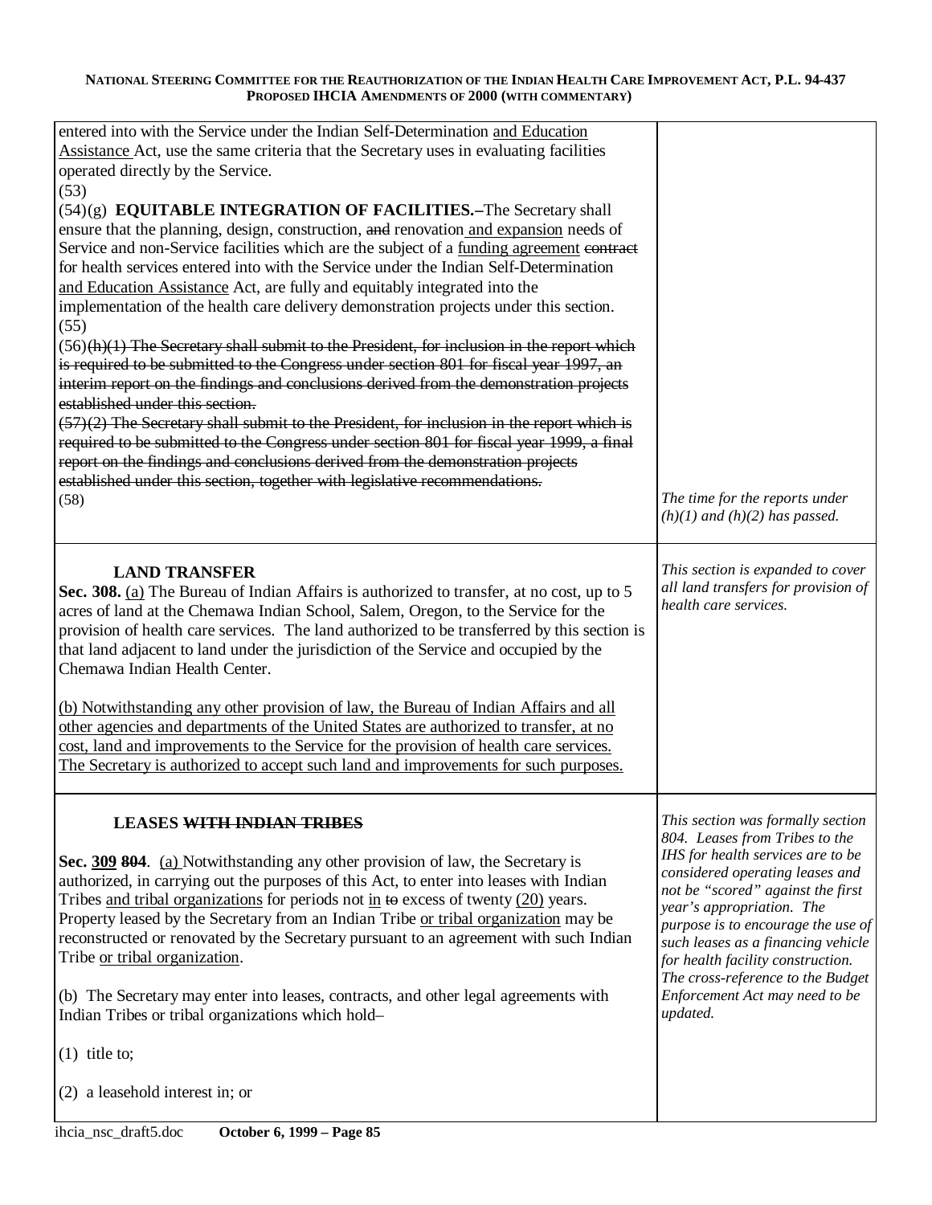| | |
|---|---|
| entered into with the Service under the Indian Self-Determination <u>and Education Assistance</u> Act, use the same criteria that the Secretary uses in evaluating facilities operated directly by the Service.<br>(53)<br>(54)(g) **EQUITABLE INTEGRATION OF FACILITIES.–**The Secretary shall ensure that the planning, design, construction, ~~and~~ renovation <u>and expansion</u> needs of Service and non-Service facilities which are the subject of a <u>funding agreement</u> ~~contract~~ for health services entered into with the Service under the Indian Self-Determination <u>and Education Assistance</u> Act, are fully and equitably integrated into the implementation of the health care delivery demonstration projects under this section.<br>(55)<br>(56)~~(h)(1) The Secretary shall submit to the President, for inclusion in the report which is required to be submitted to the Congress under section 801 for fiscal year 1997, an interim report on the findings and conclusions derived from the demonstration projects established under this section.~~<br>~~(57)(2) The Secretary shall submit to the President, for inclusion in the report which is required to be submitted to the Congress under section 801 for fiscal year 1999, a final report on the findings and conclusions derived from the demonstration projects established under this section, together with legislative recommendations.~~<br>(58) | *The time for the reports under (h)(1) and (h)(2) has passed.* |
| **LAND TRANSFER**<br>**Sec. 308.** <u>(a)</u> The Bureau of Indian Affairs is authorized to transfer, at no cost, up to 5 acres of land at the Chemawa Indian School, Salem, Oregon, to the Service for the provision of health care services. The land authorized to be transferred by this section is that land adjacent to land under the jurisdiction of the Service and occupied by the Chemawa Indian Health Center.<br><br><u>(b) Notwithstanding any other provision of law, the Bureau of Indian Affairs and all other agencies and departments of the United States are authorized to transfer, at no cost, land and improvements to the Service for the provision of health care services. The Secretary is authorized to accept such land and improvements for such purposes.</u> | *This section is expanded to cover all land transfers for provision of health care services.* |
| **LEASES ~~WITH INDIAN TRIBES~~**<br><br>**Sec. <u>309</u> ~~804~~**. <u>(a)</u> Notwithstanding any other provision of law, the Secretary is authorized, in carrying out the purposes of this Act, to enter into leases with Indian Tribes <u>and tribal organizations</u> for periods not <u>in</u> ~~to~~ excess of twenty <u>(20)</u> years. Property leased by the Secretary from an Indian Tribe <u>or tribal organization</u> may be reconstructed or renovated by the Secretary pursuant to an agreement with such Indian Tribe <u>or tribal organization</u>.<br><br>(b) The Secretary may enter into leases, contracts, and other legal agreements with Indian Tribes or tribal organizations which hold–<br><br>(1) title to;<br><br>(2) a leasehold interest in; or | *This section was formally section 804. Leases from Tribes to the IHS for health services are to be considered operating leases and not be "scored" against the first year's appropriation. The purpose is to encourage the use of such leases as a financing vehicle for health facility construction. The cross-reference to the Budget Enforcement Act may need to be updated.* |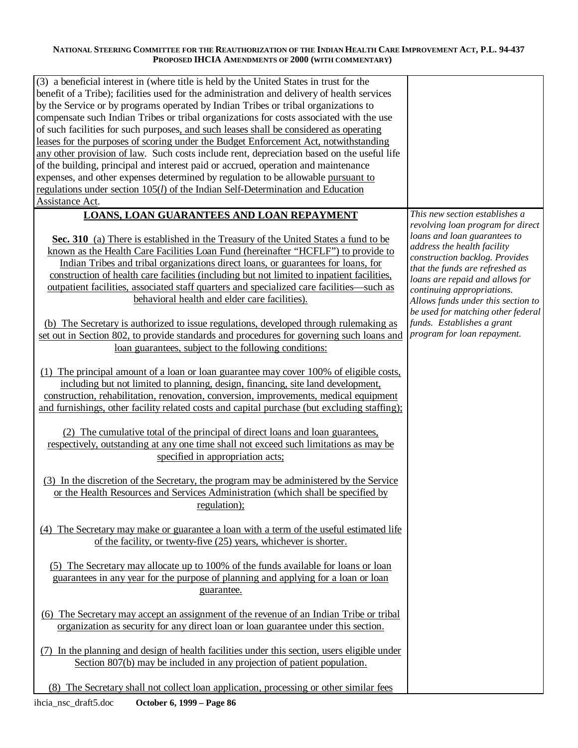| | |
|---|---|
| (3) a beneficial interest in (where title is held by the United States in trust for the benefit of a Tribe); facilities used for the administration and delivery of health services by the Service or by programs operated by Indian Tribes or tribal organizations to compensate such Indian Tribes or tribal organizations for costs associated with the use of such facilities for such purposes, and such leases shall be considered as operating leases for the purposes of scoring under the Budget Enforcement Act, notwithstanding any other provision of law. Such costs include rent, depreciation based on the useful life of the building, principal and interest paid or accrued, operation and maintenance expenses, and other expenses determined by regulation to be allowable pursuant to regulations under section 105(*l*) of the Indian Self-Determination and Education Assistance Act. | |
| **LOANS, LOAN GUARANTEES AND LOAN REPAYMENT**<br><br>**Sec. 310** (a) There is established in the Treasury of the United States a fund to be known as the Health Care Facilities Loan Fund (hereinafter "HCFLF") to provide to Indian Tribes and tribal organizations direct loans, or guarantees for loans, for construction of health care facilities (including but not limited to inpatient facilities, outpatient facilities, associated staff quarters and specialized care facilities—such as behavioral health and elder care facilities).<br><br>(b) The Secretary is authorized to issue regulations, developed through rulemaking as set out in Section 802, to provide standards and procedures for governing such loans and loan guarantees, subject to the following conditions:<br><br>(1) The principal amount of a loan or loan guarantee may cover 100% of eligible costs, including but not limited to planning, design, financing, site land development, construction, rehabilitation, renovation, conversion, improvements, medical equipment and furnishings, other facility related costs and capital purchase (but excluding staffing);<br><br>(2) The cumulative total of the principal of direct loans and loan guarantees, respectively, outstanding at any one time shall not exceed such limitations as may be specified in appropriation acts;<br><br>(3) In the discretion of the Secretary, the program may be administered by the Service or the Health Resources and Services Administration (which shall be specified by regulation);<br><br>(4) The Secretary may make or guarantee a loan with a term of the useful estimated life of the facility, or twenty-five (25) years, whichever is shorter.<br><br>(5) The Secretary may allocate up to 100% of the funds available for loans or loan guarantees in any year for the purpose of planning and applying for a loan or loan guarantee.<br><br>(6) The Secretary may accept an assignment of the revenue of an Indian Tribe or tribal organization as security for any direct loan or loan guarantee under this section.<br><br>(7) In the planning and design of health facilities under this section, users eligible under Section 807(b) may be included in any projection of patient population.<br><br>(8) The Secretary shall not collect loan application, processing or other similar fees | *This new section establishes a revolving loan program for direct loans and loan guarantees to address the health facility construction backlog. Provides that the funds are refreshed as loans are repaid and allows for continuing appropriations. Allows funds under this section to be used for matching other federal funds. Establishes a grant program for loan repayment.* |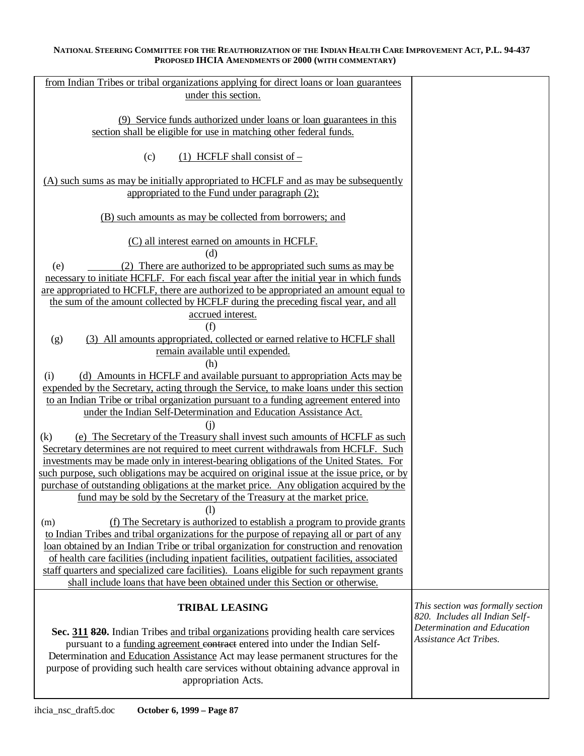| | |
|---|---|
| from Indian Tribes or tribal organizations applying for direct loans or loan guarantees under this section.<br><br>(9) Service funds authorized under loans or loan guarantees in this section shall be eligible for use in matching other federal funds.<br><br>(c) (1) HCFLF shall consist of –<br><br>(A) such sums as may be initially appropriated to HCFLF and as may be subsequently appropriated to the Fund under paragraph (2);<br><br>(B) such amounts as may be collected from borrowers; and<br><br>(C) all interest earned on amounts in HCFLF.<br>(d)<br>(e) (2) There are authorized to be appropriated such sums as may be necessary to initiate HCFLF. For each fiscal year after the initial year in which funds are appropriated to HCFLF, there are authorized to be appropriated an amount equal to the sum of the amount collected by HCFLF during the preceding fiscal year, and all accrued interest.<br>(f)<br>(g) (3) All amounts appropriated, collected or earned relative to HCFLF shall remain available until expended.<br>(h)<br>(i) (d) Amounts in HCFLF and available pursuant to appropriation Acts may be expended by the Secretary, acting through the Service, to make loans under this section to an Indian Tribe or tribal organization pursuant to a funding agreement entered into under the Indian Self-Determination and Education Assistance Act.<br>(j)<br>(k) (e) The Secretary of the Treasury shall invest such amounts of HCFLF as such Secretary determines are not required to meet current withdrawals from HCFLF. Such investments may be made only in interest-bearing obligations of the United States. For such purpose, such obligations may be acquired on original issue at the issue price, or by purchase of outstanding obligations at the market price. Any obligation acquired by the fund may be sold by the Secretary of the Treasury at the market price.<br>(l)<br>(m) (f) The Secretary is authorized to establish a program to provide grants to Indian Tribes and tribal organizations for the purpose of repaying all or part of any loan obtained by an Indian Tribe or tribal organization for construction and renovation of health care facilities (including inpatient facilities, outpatient facilities, associated staff quarters and specialized care facilities). Loans eligible for such repayment grants shall include loans that have been obtained under this Section or otherwise. | |
| **TRIBAL LEASING**<br><br>**Sec. 311 ~~820~~.** Indian Tribes and tribal organizations providing health care services pursuant to a funding agreement ~~contract~~ entered into under the Indian Self-Determination and Education Assistance Act may lease permanent structures for the purpose of providing such health care services without obtaining advance approval in appropriation Acts. | *This section was formally section 820. Includes all Indian Self-Determination and Education Assistance Act Tribes.* |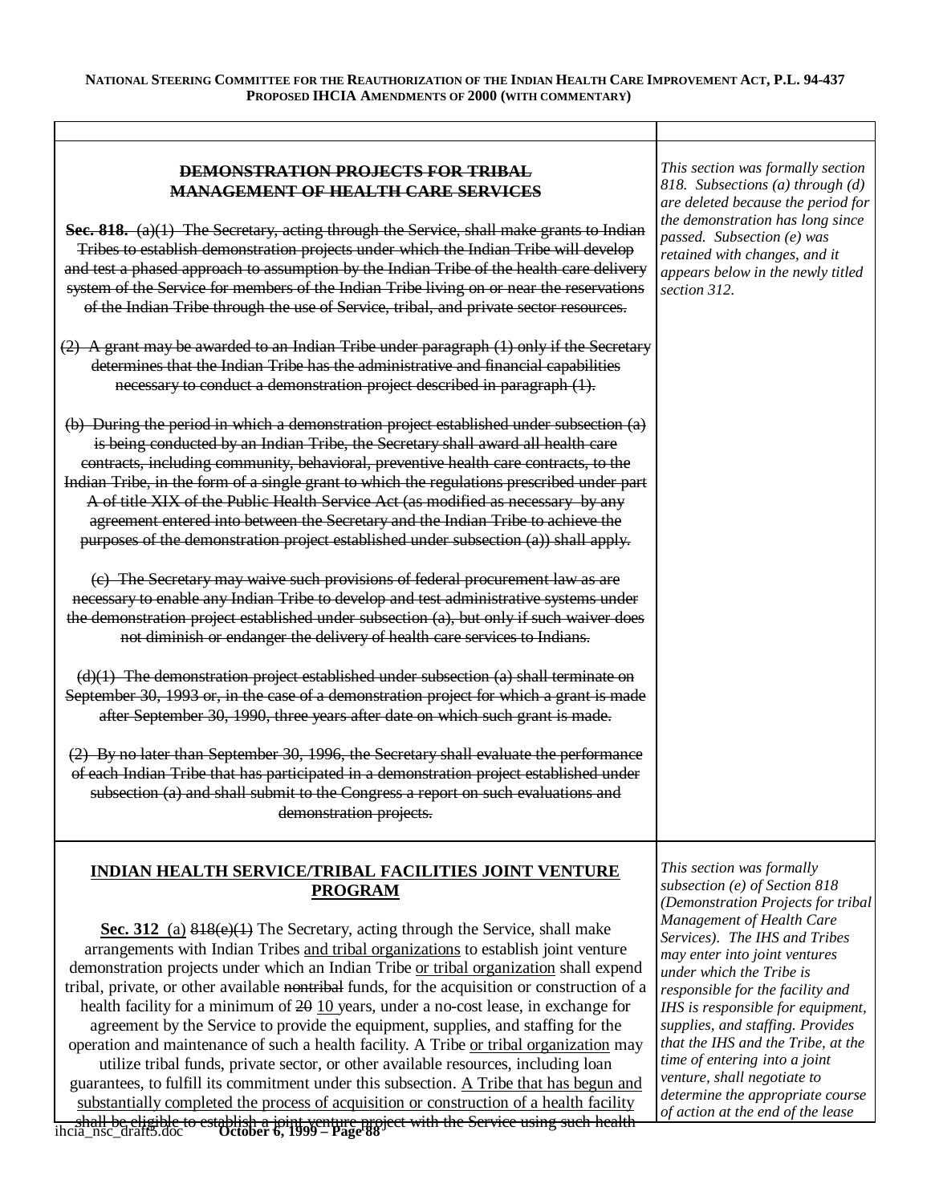| | |
|---|---|
| | |
| ~~**DEMONSTRATION PROJECTS FOR TRIBAL MANAGEMENT OF HEALTH CARE SERVICES**~~<br><br>~~**Sec. 818.** (a)(1) The Secretary, acting through the Service, shall make grants to Indian Tribes to establish demonstration projects under which the Indian Tribe will develop and test a phased approach to assumption by the Indian Tribe of the health care delivery system of the Service for members of the Indian Tribe living on or near the reservations of the Indian Tribe through the use of Service, tribal, and private sector resources.~~<br><br>~~(2) A grant may be awarded to an Indian Tribe under paragraph (1) only if the Secretary determines that the Indian Tribe has the administrative and financial capabilities necessary to conduct a demonstration project described in paragraph (1).~~<br><br>~~(b) During the period in which a demonstration project established under subsection (a) is being conducted by an Indian Tribe, the Secretary shall award all health care contracts, including community, behavioral, preventive health care contracts, to the Indian Tribe, in the form of a single grant to which the regulations prescribed under part A of title XIX of the Public Health Service Act (as modified as necessary by any agreement entered into between the Secretary and the Indian Tribe to achieve the purposes of the demonstration project established under subsection (a)) shall apply.~~<br><br>~~(c) The Secretary may waive such provisions of federal procurement law as are necessary to enable any Indian Tribe to develop and test administrative systems under the demonstration project established under subsection (a), but only if such waiver does not diminish or endanger the delivery of health care services to Indians.~~<br><br>~~(d)(1) The demonstration project established under subsection (a) shall terminate on September 30, 1993 or, in the case of a demonstration project for which a grant is made after September 30, 1990, three years after date on which such grant is made.~~<br><br>~~(2) By no later than September 30, 1996, the Secretary shall evaluate the performance of each Indian Tribe that has participated in a demonstration project established under subsection (a) and shall submit to the Congress a report on such evaluations and demonstration projects.~~ | *This section was formally section 818. Subsections (a) through (d) are deleted because the period for the demonstration has long since passed. Subsection (e) was retained with changes, and it appears below in the newly titled section 312.* |
| <ins>**INDIAN HEALTH SERVICE/TRIBAL FACILITIES JOINT VENTURE PROGRAM**</ins><br><br><ins>**Sec. 312**</ins> <ins>(a)</ins> ~~818(e)(1)~~ The Secretary, acting through the Service, shall make arrangements with Indian Tribes <ins>and tribal organizations</ins> to establish joint venture demonstration projects under which an Indian Tribe <ins>or tribal organization</ins> shall expend tribal, private, or other available ~~nontribal~~ funds, for the acquisition or construction of a health facility for a minimum of ~~20~~ <ins>10</ins> years, under a no-cost lease, in exchange for agreement by the Service to provide the equipment, supplies, and staffing for the operation and maintenance of such a health facility. A Tribe <ins>or tribal organization</ins> may utilize tribal funds, private sector, or other available resources, including loan guarantees, to fulfill its commitment under this subsection. <ins>A Tribe that has begun and substantially completed the process of acquisition or construction of a health facility shall be eligible to establish a joint venture project with the Service using such health</ins> | *This section was formally subsection (e) of Section 818 (Demonstration Projects for tribal Management of Health Care Services). The IHS and Tribes may enter into joint ventures under which the Tribe is responsible for the facility and IHS is responsible for equipment, supplies, and staffing. Provides that the IHS and the Tribe, at the time of entering into a joint venture, shall negotiate to determine the appropriate course of action at the end of the lease* |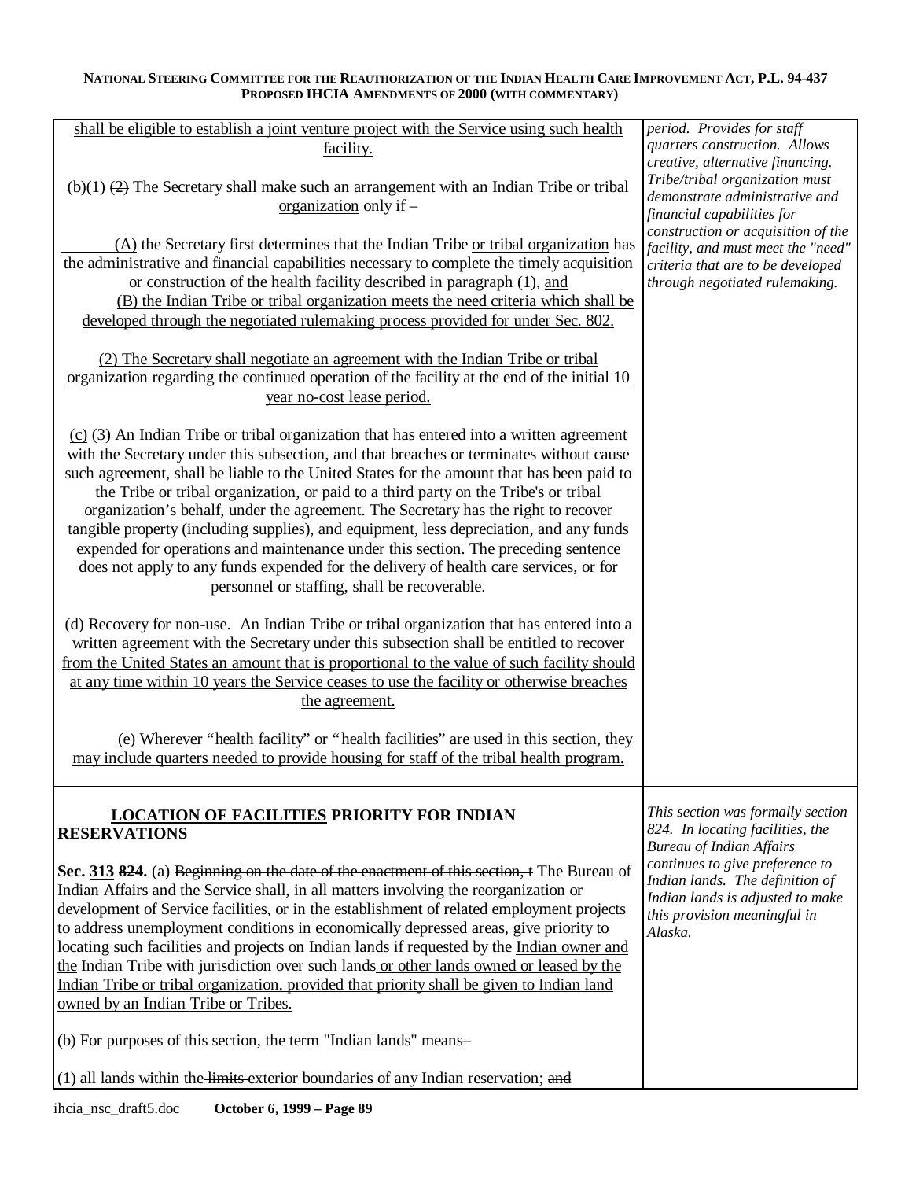| | |
|---|---|
| shall be eligible to establish a joint venture project with the Service using such health facility.<br><br>(b)(1) ~~(2)~~ The Secretary shall make such an arrangement with an Indian Tribe or tribal organization only if –<br><br>(A) the Secretary first determines that the Indian Tribe or tribal organization has the administrative and financial capabilities necessary to complete the timely acquisition or construction of the health facility described in paragraph (1), and<br>(B) the Indian Tribe or tribal organization meets the need criteria which shall be developed through the negotiated rulemaking process provided for under Sec. 802.<br><br>(2) The Secretary shall negotiate an agreement with the Indian Tribe or tribal organization regarding the continued operation of the facility at the end of the initial 10 year no-cost lease period.<br><br>(c) ~~(3)~~ An Indian Tribe or tribal organization that has entered into a written agreement with the Secretary under this subsection, and that breaches or terminates without cause such agreement, shall be liable to the United States for the amount that has been paid to the Tribe or tribal organization, or paid to a third party on the Tribe's or tribal organization's behalf, under the agreement. The Secretary has the right to recover tangible property (including supplies), and equipment, less depreciation, and any funds expended for operations and maintenance under this section. The preceding sentence does not apply to any funds expended for the delivery of health care services, or for personnel or staffing~~, shall be recoverable~~.<br><br>(d) Recovery for non-use. An Indian Tribe or tribal organization that has entered into a written agreement with the Secretary under this subsection shall be entitled to recover from the United States an amount that is proportional to the value of such facility should at any time within 10 years the Service ceases to use the facility or otherwise breaches the agreement.<br><br>(e) Wherever "health facility" or "health facilities" are used in this section, they may include quarters needed to provide housing for staff of the tribal health program. | *period. Provides for staff quarters construction. Allows creative, alternative financing. Tribe/tribal organization must demonstrate administrative and financial capabilities for construction or acquisition of the facility, and must meet the "need" criteria that are to be developed through negotiated rulemaking.* |
| **LOCATION OF FACILITIES ~~PRIORITY FOR INDIAN RESERVATIONS~~**<br><br>**Sec. 313 ~~824~~.** (a) ~~Beginning on the date of the enactment of this section, t~~ The Bureau of Indian Affairs and the Service shall, in all matters involving the reorganization or development of Service facilities, or in the establishment of related employment projects to address unemployment conditions in economically depressed areas, give priority to locating such facilities and projects on Indian lands if requested by the Indian owner and the Indian Tribe with jurisdiction over such lands or other lands owned or leased by the Indian Tribe or tribal organization, provided that priority shall be given to Indian land owned by an Indian Tribe or Tribes.<br><br>(b) For purposes of this section, the term "Indian lands" means–<br><br>(1) all lands within the ~~limits~~ exterior boundaries of any Indian reservation; ~~and~~ | *This section was formally section 824. In locating facilities, the Bureau of Indian Affairs continues to give preference to Indian lands. The definition of Indian lands is adjusted to make this provision meaningful in Alaska.* |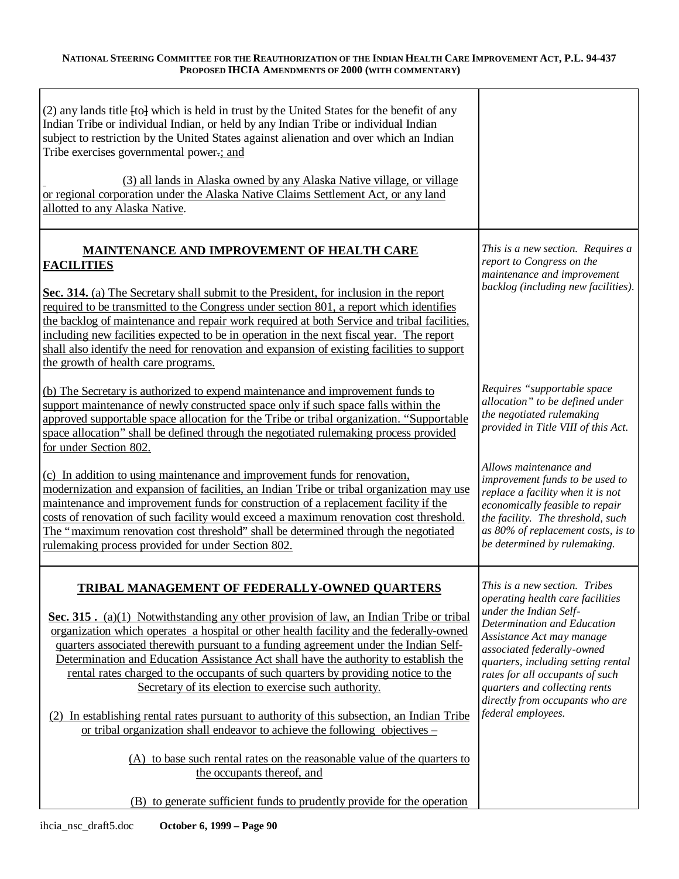| | |
|---|---|
| (2) any lands title ~~[to]~~ which is held in trust by the United States for the benefit of any Indian Tribe or individual Indian, or held by any Indian Tribe or individual Indian subject to restriction by the United States against alienation and over which an Indian Tribe exercises governmental power~~.~~; and<br><br>(3) all lands in Alaska owned by any Alaska Native village, or village or regional corporation under the Alaska Native Claims Settlement Act, or any land allotted to any Alaska Native. | |
| **MAINTENANCE AND IMPROVEMENT OF HEALTH CARE FACILITIES**<br><br>**Sec. 314.** (a) The Secretary shall submit to the President, for inclusion in the report required to be transmitted to the Congress under section 801, a report which identifies the backlog of maintenance and repair work required at both Service and tribal facilities, including new facilities expected to be in operation in the next fiscal year. The report shall also identify the need for renovation and expansion of existing facilities to support the growth of health care programs. | *This is a new section. Requires a report to Congress on the maintenance and improvement backlog (including new facilities).* |
| (b) The Secretary is authorized to expend maintenance and improvement funds to support maintenance of newly constructed space only if such space falls within the approved supportable space allocation for the Tribe or tribal organization. "Supportable space allocation" shall be defined through the negotiated rulemaking process provided for under Section 802. | *Requires "supportable space allocation" to be defined under the negotiated rulemaking provided in Title VIII of this Act.* |
| (c) In addition to using maintenance and improvement funds for renovation, modernization and expansion of facilities, an Indian Tribe or tribal organization may use maintenance and improvement funds for construction of a replacement facility if the costs of renovation of such facility would exceed a maximum renovation cost threshold. The "maximum renovation cost threshold" shall be determined through the negotiated rulemaking process provided for under Section 802. | *Allows maintenance and improvement funds to be used to replace a facility when it is not economically feasible to repair the facility. The threshold, such as 80% of replacement costs, is to be determined by rulemaking.* |
| **TRIBAL MANAGEMENT OF FEDERALLY-OWNED QUARTERS**<br><br>**Sec. 315 .** (a)(1) Notwithstanding any other provision of law, an Indian Tribe or tribal organization which operates a hospital or other health facility and the federally-owned quarters associated therewith pursuant to a funding agreement under the Indian Self-Determination and Education Assistance Act shall have the authority to establish the rental rates charged to the occupants of such quarters by providing notice to the Secretary of its election to exercise such authority.<br><br>(2) In establishing rental rates pursuant to authority of this subsection, an Indian Tribe or tribal organization shall endeavor to achieve the following objectives –<br><br>(A) to base such rental rates on the reasonable value of the quarters to the occupants thereof, and<br><br>(B) to generate sufficient funds to prudently provide for the operation | *This is a new section. Tribes operating health care facilities under the Indian Self-Determination and Education Assistance Act may manage associated federally-owned quarters, including setting rental rates for all occupants of such quarters and collecting rents directly from occupants who are federal employees.* |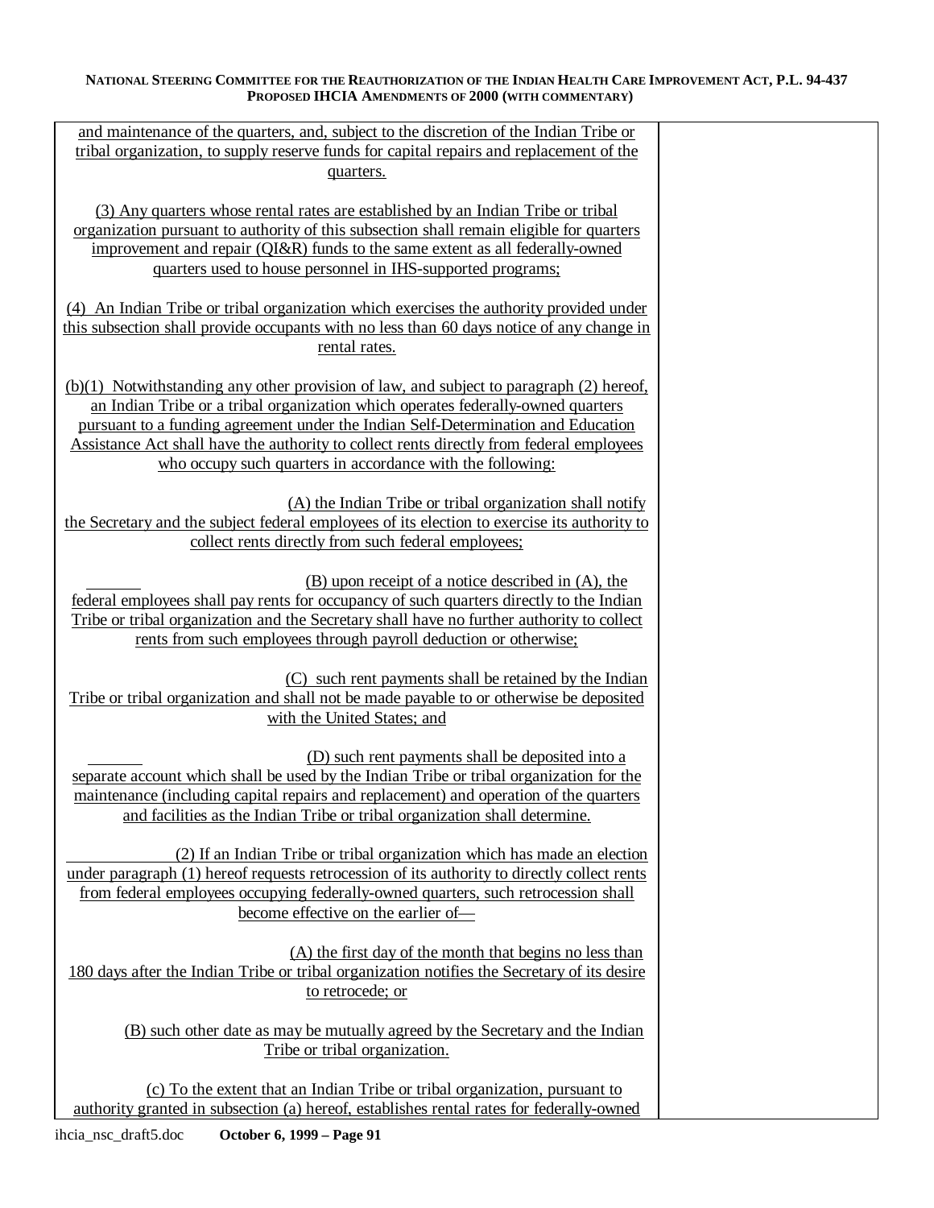and maintenance of the quarters, and, subject to the discretion of the Indian Tribe or tribal organization, to supply reserve funds for capital repairs and replacement of the quarters.

(3) Any quarters whose rental rates are established by an Indian Tribe or tribal organization pursuant to authority of this subsection shall remain eligible for quarters improvement and repair (QI&R) funds to the same extent as all federally-owned quarters used to house personnel in IHS-supported programs;

(4) An Indian Tribe or tribal organization which exercises the authority provided under this subsection shall provide occupants with no less than 60 days notice of any change in rental rates.

(b)(1) Notwithstanding any other provision of law, and subject to paragraph (2) hereof, an Indian Tribe or a tribal organization which operates federally-owned quarters pursuant to a funding agreement under the Indian Self-Determination and Education Assistance Act shall have the authority to collect rents directly from federal employees who occupy such quarters in accordance with the following:

(A) the Indian Tribe or tribal organization shall notify the Secretary and the subject federal employees of its election to exercise its authority to collect rents directly from such federal employees;

(B) upon receipt of a notice described in (A), the federal employees shall pay rents for occupancy of such quarters directly to the Indian Tribe or tribal organization and the Secretary shall have no further authority to collect rents from such employees through payroll deduction or otherwise;

(C) such rent payments shall be retained by the Indian Tribe or tribal organization and shall not be made payable to or otherwise be deposited with the United States; and

(D) such rent payments shall be deposited into a separate account which shall be used by the Indian Tribe or tribal organization for the maintenance (including capital repairs and replacement) and operation of the quarters and facilities as the Indian Tribe or tribal organization shall determine.

(2) If an Indian Tribe or tribal organization which has made an election under paragraph (1) hereof requests retrocession of its authority to directly collect rents from federal employees occupying federally-owned quarters, such retrocession shall become effective on the earlier of—

(A) the first day of the month that begins no less than 180 days after the Indian Tribe or tribal organization notifies the Secretary of its desire to retrocede; or

(B) such other date as may be mutually agreed by the Secretary and the Indian Tribe or tribal organization.

(c) To the extent that an Indian Tribe or tribal organization, pursuant to authority granted in subsection (a) hereof, establishes rental rates for federally-owned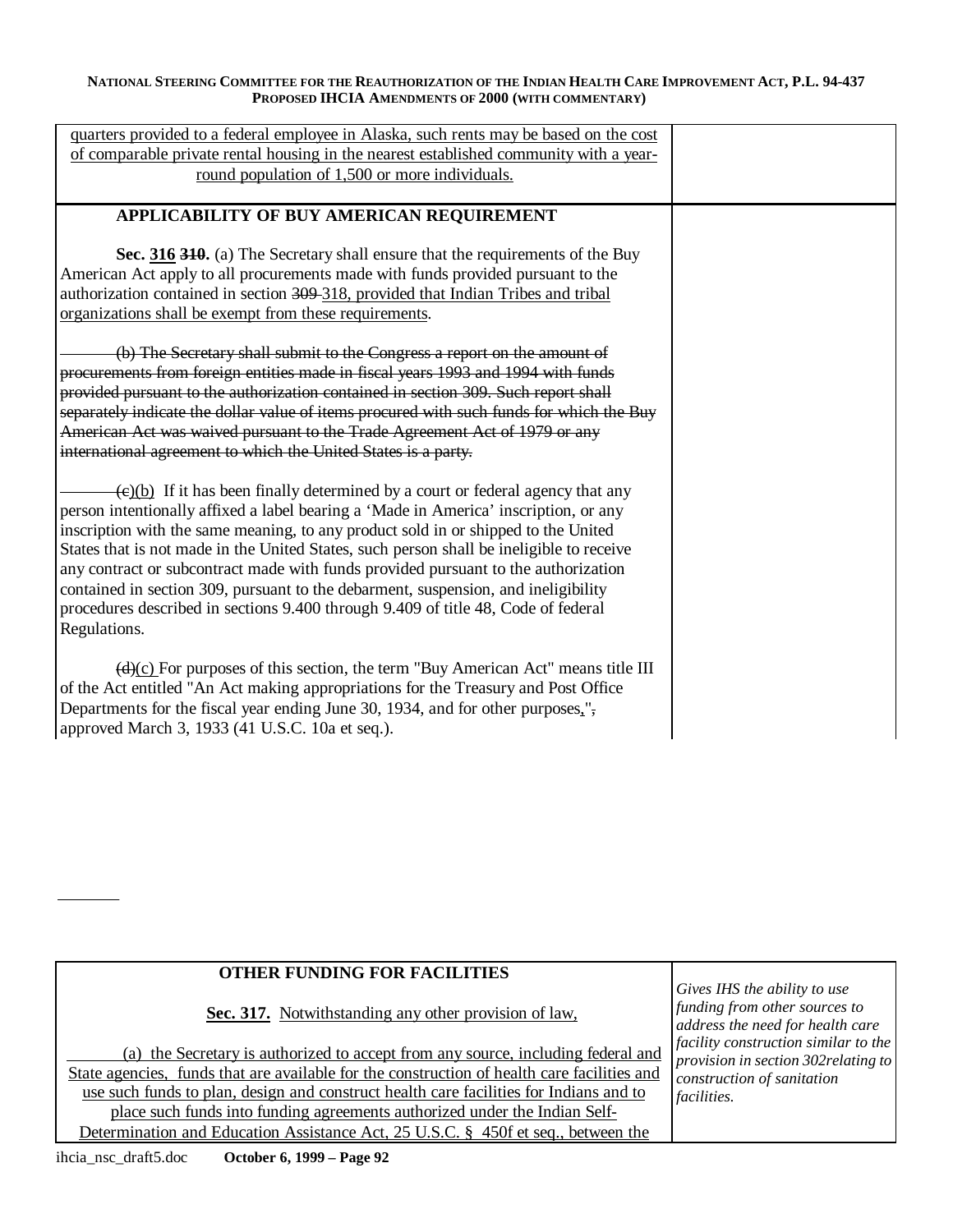| | |
|---|---|
| <u>quarters provided to a federal employee in Alaska, such rents may be based on the cost of comparable private rental housing in the nearest established community with a year-round population of 1,500 or more individuals.</u> | |

| | |
|---|---|
| **APPLICABILITY OF BUY AMERICAN REQUIREMENT**<br><br>**Sec. <u>316</u> ~~310~~.** (a) The Secretary shall ensure that the requirements of the Buy American Act apply to all procurements made with funds provided pursuant to the authorization contained in section ~~309~~ <u>318, provided that Indian Tribes and tribal organizations shall be exempt from these requirements</u>.<br><br>~~(b) The Secretary shall submit to the Congress a report on the amount of procurements from foreign entities made in fiscal years 1993 and 1994 with funds provided pursuant to the authorization contained in section 309. Such report shall separately indicate the dollar value of items procured with such funds for which the Buy American Act was waived pursuant to the Trade Agreement Act of 1979 or any international agreement to which the United States is a party.~~<br><br>~~(c)~~<u>(b)</u> If it has been finally determined by a court or federal agency that any person intentionally affixed a label bearing a 'Made in America' inscription, or any inscription with the same meaning, to any product sold in or shipped to the United States that is not made in the United States, such person shall be ineligible to receive any contract or subcontract made with funds provided pursuant to the authorization contained in section 309, pursuant to the debarment, suspension, and ineligibility procedures described in sections 9.400 through 9.409 of title 48, Code of federal Regulations.<br><br>~~(d)~~<u>(c)</u> For purposes of this section, the term "Buy American Act" means title III of the Act entitled "An Act making appropriations for the Treasury and Post Office Departments for the fiscal year ending June 30, 1934, and for other purposes<u>,</u>"~~,~~ approved March 3, 1933 (41 U.S.C. 10a et seq.). | |

| | |
|---|---|
| **OTHER FUNDING FOR FACILITIES**<br><br><u>**Sec. 317.** Notwithstanding any other provision of law,</u><br><br><u>(a) the Secretary is authorized to accept from any source, including federal and State agencies, funds that are available for the construction of health care facilities and use such funds to plan, design and construct health care facilities for Indians and to place such funds into funding agreements authorized under the Indian Self-Determination and Education Assistance Act, 25 U.S.C. § 450f et seq., between the</u> | *Gives IHS the ability to use funding from other sources to address the need for health care facility construction similar to the provision in section 302relating to construction of sanitation facilities.* |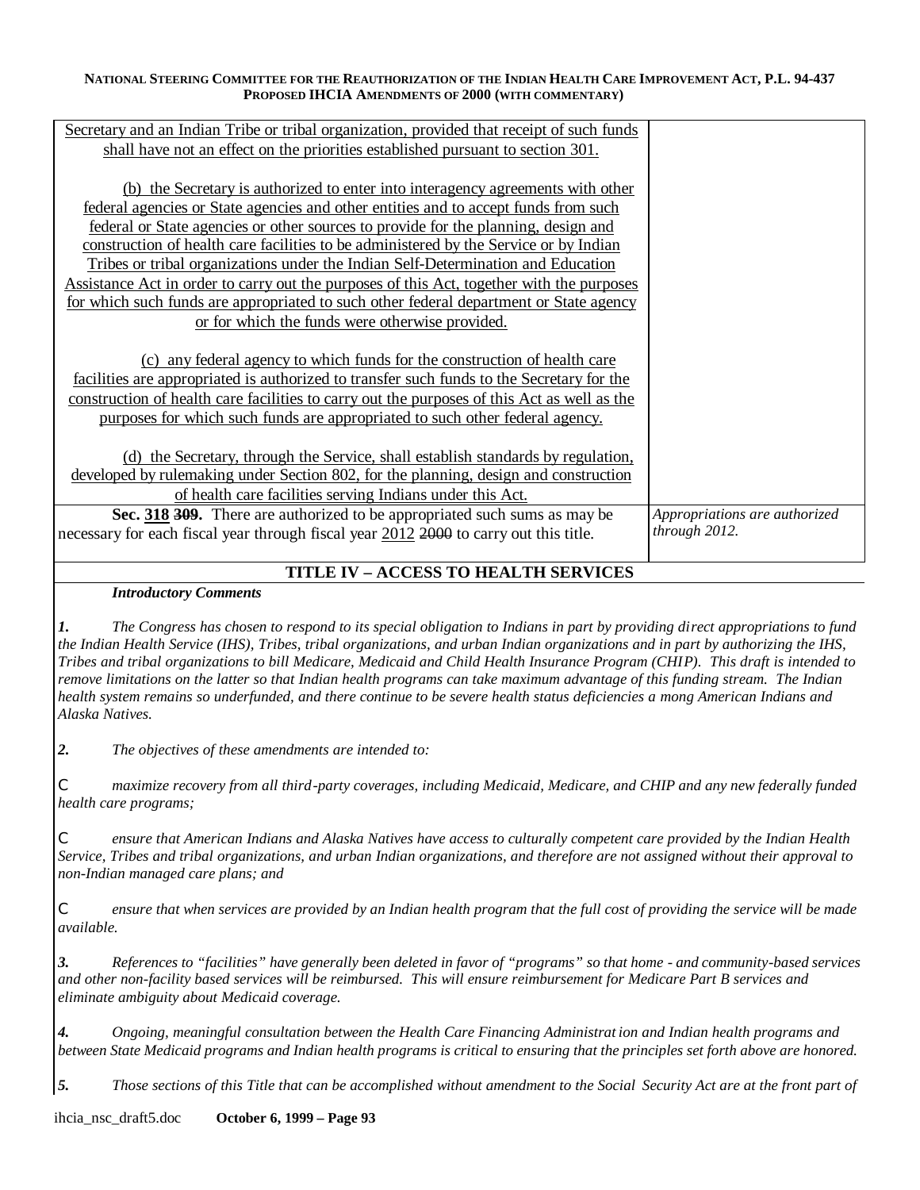| | |
|---|---|
| Secretary and an Indian Tribe or tribal organization, provided that receipt of such funds shall have not an effect on the priorities established pursuant to section 301.<br><br>(b) the Secretary is authorized to enter into interagency agreements with other federal agencies or State agencies and other entities and to accept funds from such federal or State agencies or other sources to provide for the planning, design and construction of health care facilities to be administered by the Service or by Indian Tribes or tribal organizations under the Indian Self-Determination and Education Assistance Act in order to carry out the purposes of this Act, together with the purposes for which such funds are appropriated to such other federal department or State agency or for which the funds were otherwise provided.<br><br>(c) any federal agency to which funds for the construction of health care facilities are appropriated is authorized to transfer such funds to the Secretary for the construction of health care facilities to carry out the purposes of this Act as well as the purposes for which such funds are appropriated to such other federal agency.<br><br>(d) the Secretary, through the Service, shall establish standards by regulation, developed by rulemaking under Section 802, for the planning, design and construction of health care facilities serving Indians under this Act. | |
| **Sec. 318 ~~309~~.** There are authorized to be appropriated such sums as may be necessary for each fiscal year through fiscal year 2012 ~~2000~~ to carry out this title. | *Appropriations are authorized through 2012.* |

## TITLE IV – ACCESS TO HEALTH SERVICES

***Introductory Comments***

***1.*** *The Congress has chosen to respond to its special obligation to Indians in part by providing direct appropriations to fund the Indian Health Service (IHS), Tribes, tribal organizations, and urban Indian organizations and in part by authorizing the IHS, Tribes and tribal organizations to bill Medicare, Medicaid and Child Health Insurance Program (CHIP). This draft is intended to remove limitations on the latter so that Indian health programs can take maximum advantage of this funding stream. The Indian health system remains so underfunded, and there continue to be severe health status deficiencies a mong American Indians and Alaska Natives.*

***2.*** *The objectives of these amendments are intended to:*

- *maximize recovery from all third-party coverages, including Medicaid, Medicare, and CHIP and any new federally funded health care programs;*
- *ensure that American Indians and Alaska Natives have access to culturally competent care provided by the Indian Health Service, Tribes and tribal organizations, and urban Indian organizations, and therefore are not assigned without their approval to non-Indian managed care plans; and*
- *ensure that when services are provided by an Indian health program that the full cost of providing the service will be made available.*

***3.*** *References to "facilities" have generally been deleted in favor of "programs" so that home - and community-based services and other non-facility based services will be reimbursed. This will ensure reimbursement for Medicare Part B services and eliminate ambiguity about Medicaid coverage.*

***4.*** *Ongoing, meaningful consultation between the Health Care Financing Administrat ion and Indian health programs and between State Medicaid programs and Indian health programs is critical to ensuring that the principles set forth above are honored.*

***5.*** *Those sections of this Title that can be accomplished without amendment to the Social Security Act are at the front part of*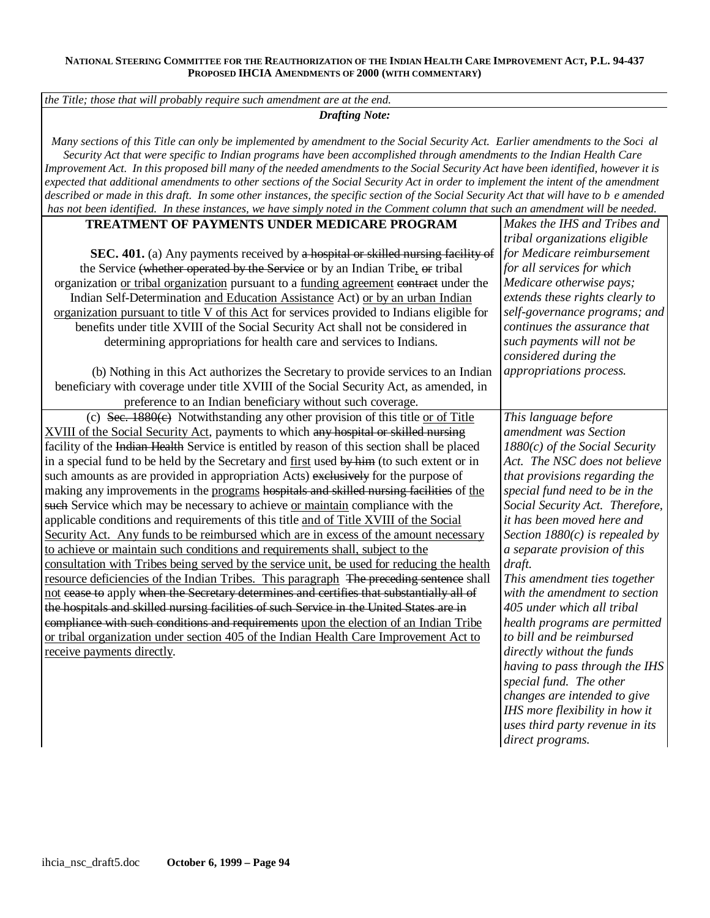*the Title; those that will probably require such amendment are at the end.*

***Drafting Note:***

*Many sections of this Title can only be implemented by amendment to the Social Security Act. Earlier amendments to the Social Security Act that were specific to Indian programs have been accomplished through amendments to the Indian Health Care Improvement Act. In this proposed bill many of the needed amendments to the Social Security Act have been identified, however it is expected that additional amendments to other sections of the Social Security Act in order to implement the intent of the amendment described or made in this draft. In some other instances, the specific section of the Social Security Act that will have to be amended has not been identified. In these instances, we have simply noted in the Comment column that such an amendment will be needed.*

| Text | Comment |
|---|---|
| **TREATMENT OF PAYMENTS UNDER MEDICARE PROGRAM**<br><br>**SEC. 401.** (a) Any payments received by ~~a hospital or skilled nursing facility of~~ the Service ~~(whether operated by the Service~~ or by an Indian Tribe, ~~or~~ tribal organization or tribal organization pursuant to a funding agreement ~~contract~~ under the Indian Self-Determination and Education Assistance Act) or by an urban Indian organization pursuant to title V of this Act for services provided to Indians eligible for benefits under title XVIII of the Social Security Act shall not be considered in determining appropriations for health care and services to Indians.<br><br>(b) Nothing in this Act authorizes the Secretary to provide services to an Indian beneficiary with coverage under title XVIII of the Social Security Act, as amended, in preference to an Indian beneficiary without such coverage. | *Makes the IHS and Tribes and tribal organizations eligible for Medicare reimbursement for all services for which Medicare otherwise pays; extends these rights clearly to self-governance programs; and continues the assurance that such payments will not be considered during the appropriations process.* |
| (c) ~~Sec. 1880(c)~~ Notwithstanding any other provision of this title or of Title XVIII of the Social Security Act, payments to which ~~any hospital or skilled nursing~~ facility of the ~~Indian Health~~ Service is entitled by reason of this section shall be placed in a special fund to be held by the Secretary and first used ~~by him~~ (to such extent or in such amounts as are provided in appropriation Acts) ~~exclusively~~ for the purpose of making any improvements in the programs ~~hospitals and skilled nursing facilities~~ of the ~~such~~ Service which may be necessary to achieve or maintain compliance with the applicable conditions and requirements of this title and of Title XVIII of the Social Security Act. Any funds to be reimbursed which are in excess of the amount necessary to achieve or maintain such conditions and requirements shall, subject to the consultation with Tribes being served by the service unit, be used for reducing the health resource deficiencies of the Indian Tribes. This paragraph ~~The preceding sentence~~ shall not ~~cease to~~ apply ~~when the Secretary determines and certifies that substantially all of the hospitals and skilled nursing facilities of such Service in the United States are in compliance with such conditions and requirements~~ upon the election of an Indian Tribe or tribal organization under section 405 of the Indian Health Care Improvement Act to receive payments directly. | *This language before amendment was Section 1880(c) of the Social Security Act. The NSC does not believe that provisions regarding the special fund need to be in the Social Security Act. Therefore, it has been moved here and Section 1880(c) is repealed by a separate provision of this draft.*<br>*This amendment ties together with the amendment to section 405 under which all tribal health programs are permitted to bill and be reimbursed directly without the funds having to pass through the IHS special fund. The other changes are intended to give IHS more flexibility in how it uses third party revenue in its direct programs.* |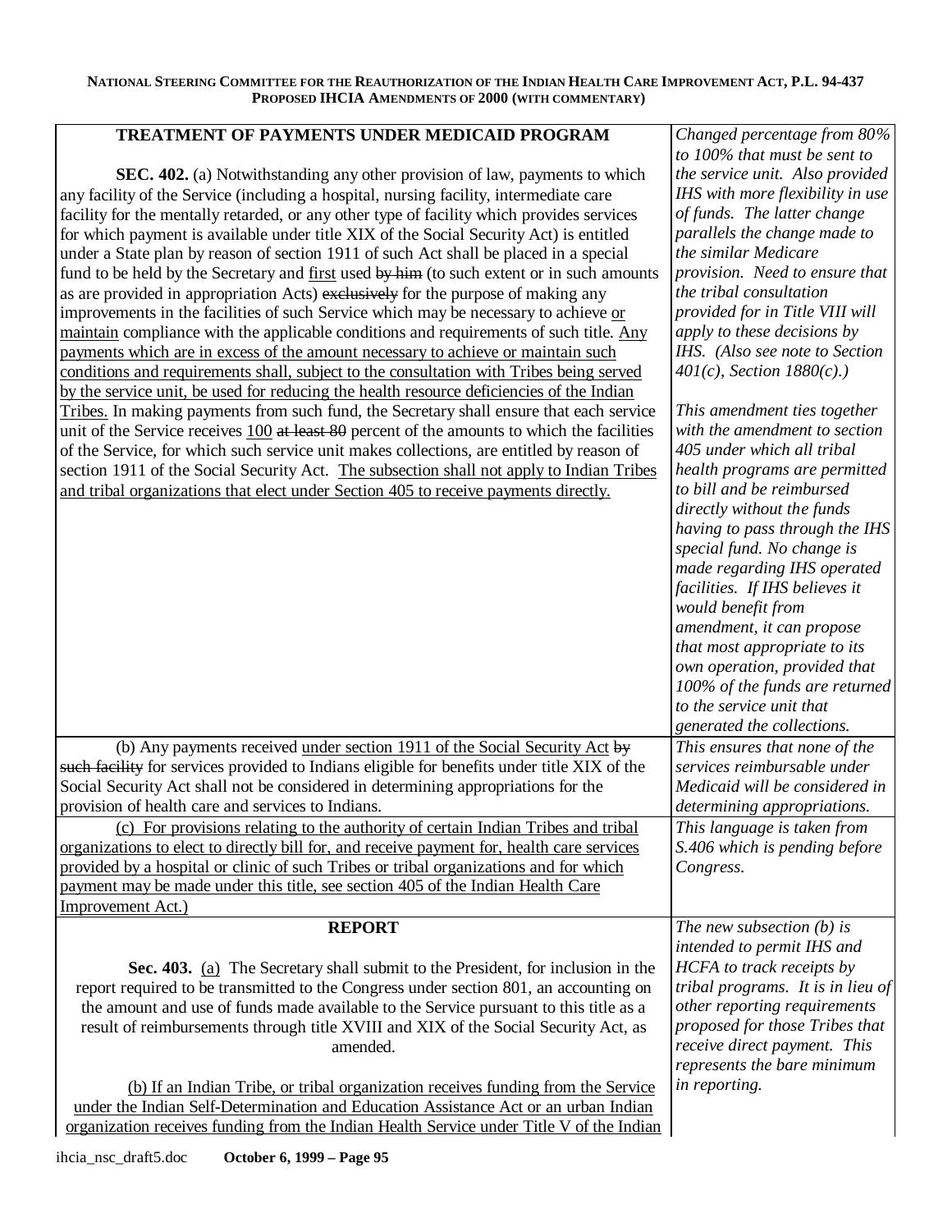| TREATMENT OF PAYMENTS UNDER MEDICAID PROGRAM | |
|---|---|
| **SEC. 402.** (a) Notwithstanding any other provision of law, payments to which any facility of the Service (including a hospital, nursing facility, intermediate care facility for the mentally retarded, or any other type of facility which provides services for which payment is available under title XIX of the Social Security Act) is entitled under a State plan by reason of section 1911 of such Act shall be placed in a special fund to be held by the Secretary and first used ~~by him~~ (to such extent or in such amounts as are provided in appropriation Acts) ~~exclusively~~ for the purpose of making any improvements in the facilities of such Service which may be necessary to achieve or maintain compliance with the applicable conditions and requirements of such title. Any payments which are in excess of the amount necessary to achieve or maintain such conditions and requirements shall, subject to the consultation with Tribes being served by the service unit, be used for reducing the health resource deficiencies of the Indian Tribes. In making payments from such fund, the Secretary shall ensure that each service unit of the Service receives 100 ~~at least 80~~ percent of the amounts to which the facilities of the Service, for which such service unit makes collections, are entitled by reason of section 1911 of the Social Security Act. The subsection shall not apply to Indian Tribes and tribal organizations that elect under Section 405 to receive payments directly. | *Changed percentage from 80% to 100% that must be sent to the service unit. Also provided IHS with more flexibility in use of funds. The latter change parallels the change made to the similar Medicare provision. Need to ensure that the tribal consultation provided for in Title VIII will apply to these decisions by IHS. (Also see note to Section 401(c), Section 1880(c).)* <br><br> *This amendment ties together with the amendment to section 405 under which all tribal health programs are permitted to bill and be reimbursed directly without the funds having to pass through the IHS special fund. No change is made regarding IHS operated facilities. If IHS believes it would benefit from amendment, it can propose that most appropriate to its own operation, provided that 100% of the funds are returned to the service unit that generated the collections.* |
| (b) Any payments received under section 1911 of the Social Security Act ~~by such facility~~ for services provided to Indians eligible for benefits under title XIX of the Social Security Act shall not be considered in determining appropriations for the provision of health care and services to Indians. | *This ensures that none of the services reimbursable under Medicaid will be considered in determining appropriations.* |
| (c) For provisions relating to the authority of certain Indian Tribes and tribal organizations to elect to directly bill for, and receive payment for, health care services provided by a hospital or clinic of such Tribes or tribal organizations and for which payment may be made under this title, see section 405 of the Indian Health Care Improvement Act.) | *This language is taken from S.406 which is pending before Congress.* |
| **REPORT** <br><br> **Sec. 403.** (a) The Secretary shall submit to the President, for inclusion in the report required to be transmitted to the Congress under section 801, an accounting on the amount and use of funds made available to the Service pursuant to this title as a result of reimbursements through title XVIII and XIX of the Social Security Act, as amended. <br><br> (b) If an Indian Tribe, or tribal organization receives funding from the Service under the Indian Self-Determination and Education Assistance Act or an urban Indian organization receives funding from the Indian Health Service under Title V of the Indian | *The new subsection (b) is intended to permit IHS and HCFA to track receipts by tribal programs. It is in lieu of other reporting requirements proposed for those Tribes that receive direct payment. This represents the bare minimum in reporting.* |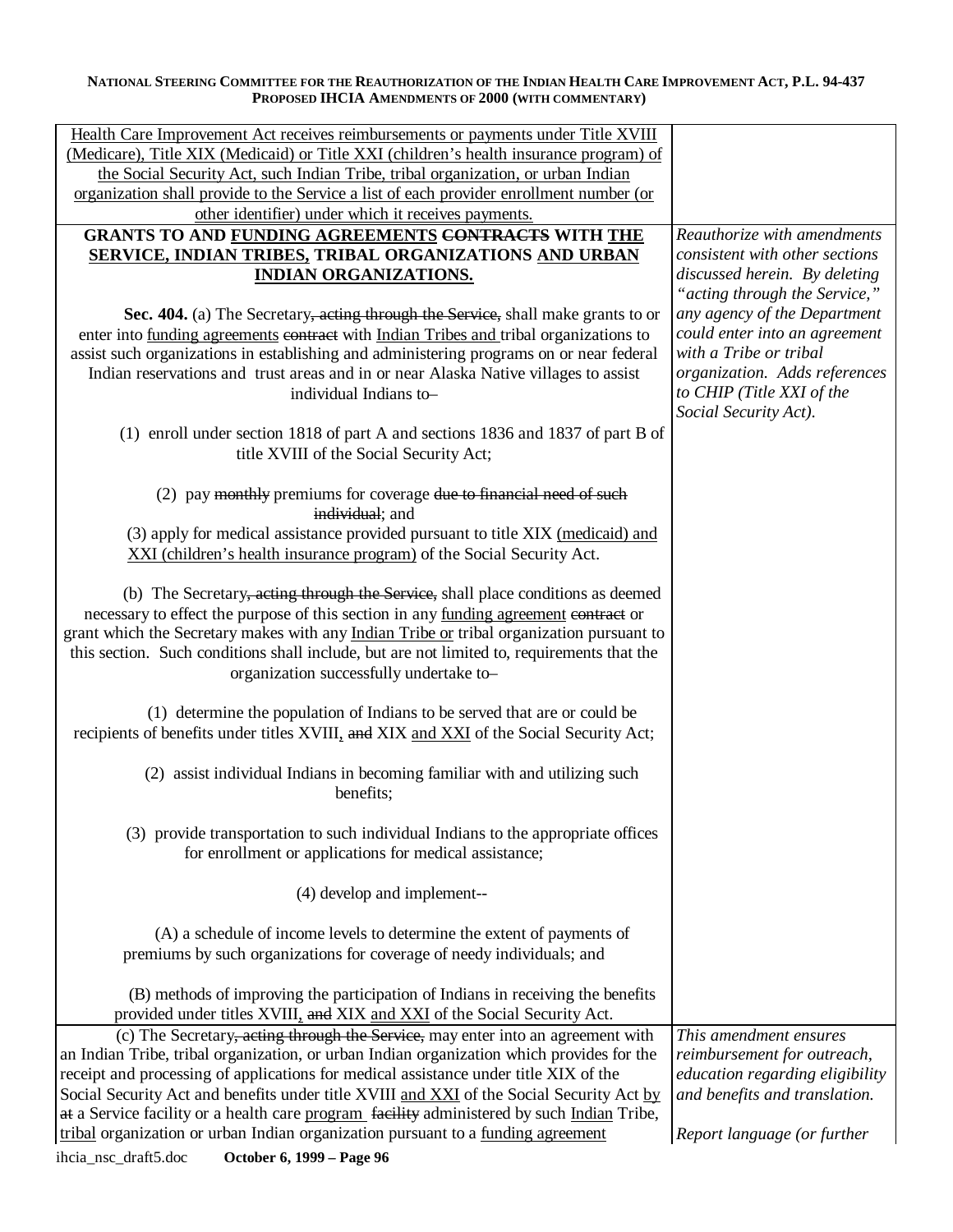| | |
|---|---|
| Health Care Improvement Act receives reimbursements or payments under Title XVIII (Medicare), Title XIX (Medicaid) or Title XXI (children's health insurance program) of the Social Security Act, such Indian Tribe, tribal organization, or urban Indian organization shall provide to the Service a list of each provider enrollment number (or other identifier) under which it receives payments. | |
| **GRANTS TO AND FUNDING AGREEMENTS ~~CONTRACTS~~ WITH THE SERVICE, INDIAN TRIBES, TRIBAL ORGANIZATIONS AND URBAN INDIAN ORGANIZATIONS.**<br><br>**Sec. 404.** (a) The Secretary~~, acting through the Service,~~ shall make grants to or enter into funding agreements ~~contract~~ with Indian Tribes and tribal organizations to assist such organizations in establishing and administering programs on or near federal Indian reservations and trust areas and in or near Alaska Native villages to assist individual Indians to–<br><br>(1) enroll under section 1818 of part A and sections 1836 and 1837 of part B of title XVIII of the Social Security Act;<br><br>(2) pay ~~monthly~~ premiums for coverage ~~due to financial need of such individual~~; and<br>(3) apply for medical assistance provided pursuant to title XIX (medicaid) and XXI (children's health insurance program) of the Social Security Act.<br><br>(b) The Secretary~~, acting through the Service,~~ shall place conditions as deemed necessary to effect the purpose of this section in any funding agreement ~~contract~~ or grant which the Secretary makes with any Indian Tribe or tribal organization pursuant to this section. Such conditions shall include, but are not limited to, requirements that the organization successfully undertake to–<br><br>(1) determine the population of Indians to be served that are or could be recipients of benefits under titles XVIII, ~~and~~ XIX and XXI of the Social Security Act;<br><br>(2) assist individual Indians in becoming familiar with and utilizing such benefits;<br><br>(3) provide transportation to such individual Indians to the appropriate offices for enrollment or applications for medical assistance;<br><br>(4) develop and implement--<br><br>(A) a schedule of income levels to determine the extent of payments of premiums by such organizations for coverage of needy individuals; and<br><br>(B) methods of improving the participation of Indians in receiving the benefits provided under titles XVIII, ~~and~~ XIX and XXI of the Social Security Act. | *Reauthorize with amendments consistent with other sections discussed herein. By deleting "acting through the Service," any agency of the Department could enter into an agreement with a Tribe or tribal organization. Adds references to CHIP (Title XXI of the Social Security Act).* |
| (c) The Secretary~~, acting through the Service,~~ may enter into an agreement with an Indian Tribe, tribal organization, or urban Indian organization which provides for the receipt and processing of applications for medical assistance under title XIX of the Social Security Act and benefits under title XVIII and XXI of the Social Security Act by ~~at~~ a Service facility or a health care program ~~facility~~ administered by such Indian Tribe, tribal organization or urban Indian organization pursuant to a funding agreement | *This amendment ensures reimbursement for outreach, education regarding eligibility and benefits and translation.*<br><br>*Report language (or further* |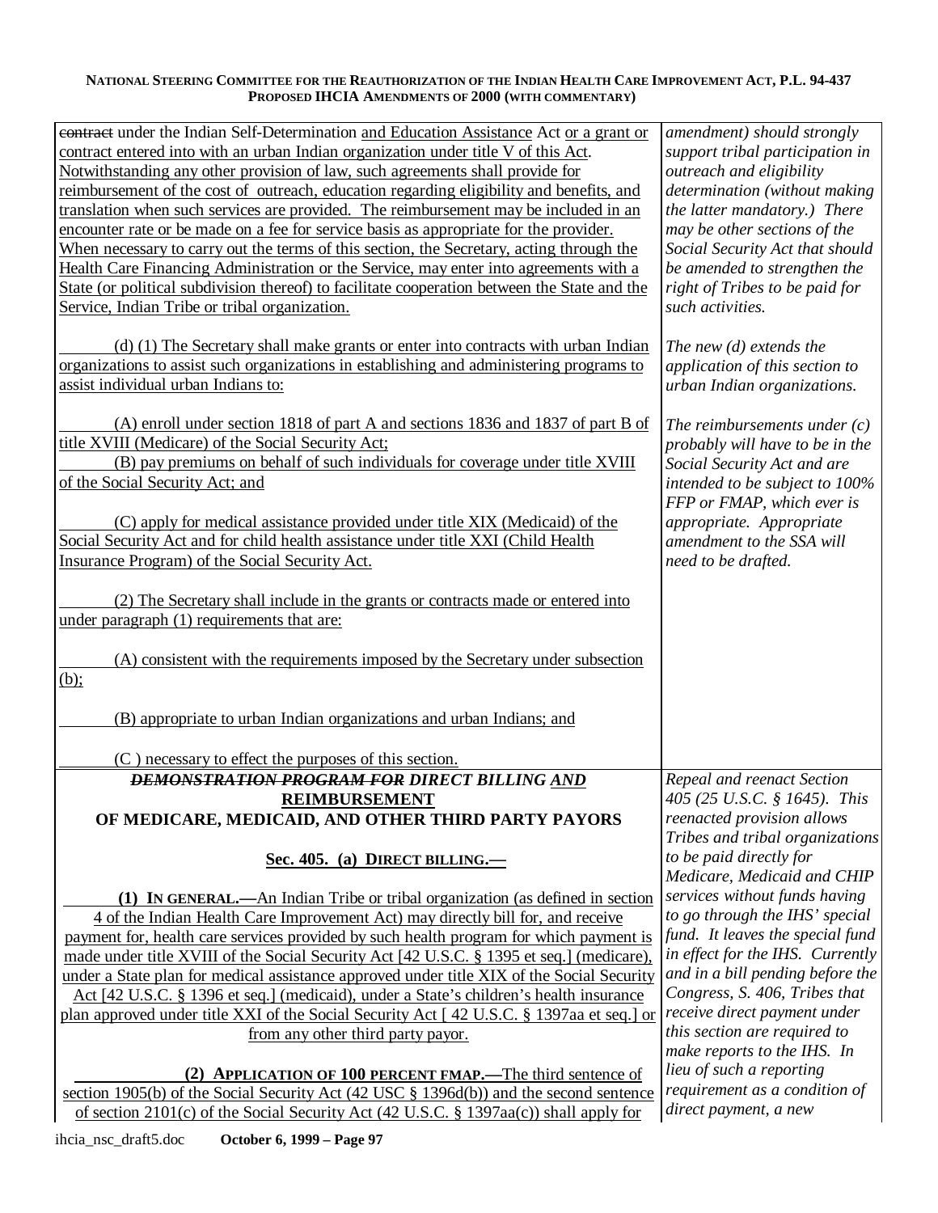| | |
|---|---|
| ~~contract~~ under the Indian Self-Determination and Education Assistance Act or a grant or contract entered into with an urban Indian organization under title V of this Act. Notwithstanding any other provision of law, such agreements shall provide for reimbursement of the cost of outreach, education regarding eligibility and benefits, and translation when such services are provided. The reimbursement may be included in an encounter rate or be made on a fee for service basis as appropriate for the provider. When necessary to carry out the terms of this section, the Secretary, acting through the Health Care Financing Administration or the Service, may enter into agreements with a State (or political subdivision thereof) to facilitate cooperation between the State and the Service, Indian Tribe or tribal organization. | *amendment) should strongly support tribal participation in outreach and eligibility determination (without making the latter mandatory.) There may be other sections of the Social Security Act that should be amended to strengthen the right of Tribes to be paid for such activities.* |
| (d) (1) The Secretary shall make grants or enter into contracts with urban Indian organizations to assist such organizations in establishing and administering programs to assist individual urban Indians to:<br><br>(A) enroll under section 1818 of part A and sections 1836 and 1837 of part B of title XVIII (Medicare) of the Social Security Act;<br>(B) pay premiums on behalf of such individuals for coverage under title XVIII of the Social Security Act; and<br><br>(C) apply for medical assistance provided under title XIX (Medicaid) of the Social Security Act and for child health assistance under title XXI (Child Health Insurance Program) of the Social Security Act.<br><br>(2) The Secretary shall include in the grants or contracts made or entered into under paragraph (1) requirements that are:<br><br>(A) consistent with the requirements imposed by the Secretary under subsection (b);<br><br>(B) appropriate to urban Indian organizations and urban Indians; and<br><br>(C ) necessary to effect the purposes of this section. | *The new (d) extends the application of this section to urban Indian organizations.*<br><br>*The reimbursements under (c) probably will have to be in the Social Security Act and are intended to be subject to 100% FFP or FMAP, which ever is appropriate. Appropriate amendment to the SSA will need to be drafted.* |
| **~~DEMONSTRATION PROGRAM FOR~~ *DIRECT BILLING AND* REIMBURSEMENT OF MEDICARE, MEDICAID, AND OTHER THIRD PARTY PAYORS**<br><br>**Sec. 405. (a) DIRECT BILLING.—**<br><br>**(1) IN GENERAL.—**An Indian Tribe or tribal organization (as defined in section 4 of the Indian Health Care Improvement Act) may directly bill for, and receive payment for, health care services provided by such health program for which payment is made under title XVIII of the Social Security Act [42 U.S.C. § 1395 et seq.] (medicare), under a State plan for medical assistance approved under title XIX of the Social Security Act [42 U.S.C. § 1396 et seq.] (medicaid), under a State's children's health insurance plan approved under title XXI of the Social Security Act [ 42 U.S.C. § 1397aa et seq.] or from any other third party payor.<br><br>**(2) APPLICATION OF 100 PERCENT FMAP.—**The third sentence of section 1905(b) of the Social Security Act (42 USC § 1396d(b)) and the second sentence of section 2101(c) of the Social Security Act (42 U.S.C. § 1397aa(c)) shall apply for | *Repeal and reenact Section 405 (25 U.S.C. § 1645). This reenacted provision allows Tribes and tribal organizations to be paid directly for Medicare, Medicaid and CHIP services without funds having to go through the IHS' special fund. It leaves the special fund in effect for the IHS. Currently and in a bill pending before the Congress, S. 406, Tribes that receive direct payment under this section are required to make reports to the IHS. In lieu of such a reporting requirement as a condition of direct payment, a new* |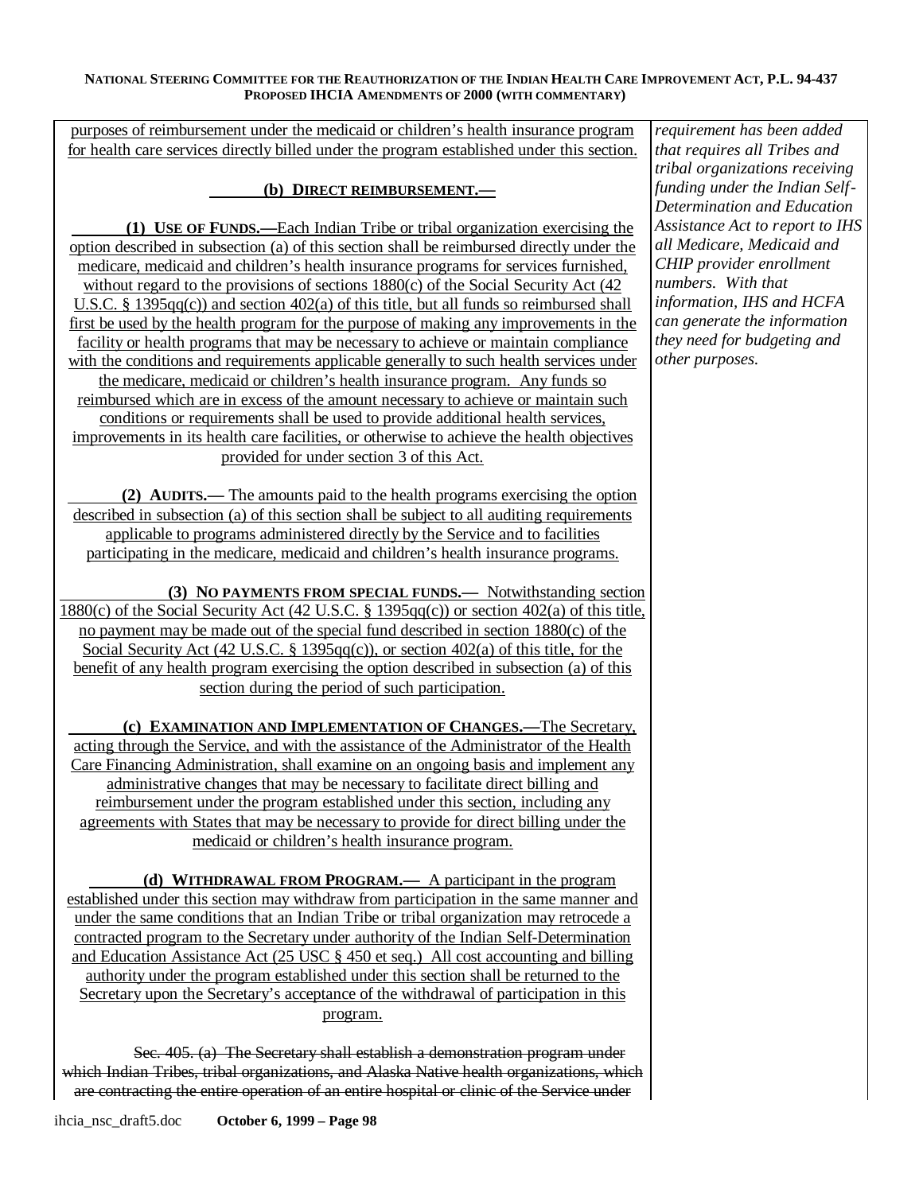purposes of reimbursement under the medicaid or children's health insurance program for health care services directly billed under the program established under this section.

**(b) DIRECT REIMBURSEMENT.—**

**(1) USE OF FUNDS.—**Each Indian Tribe or tribal organization exercising the option described in subsection (a) of this section shall be reimbursed directly under the medicare, medicaid and children's health insurance programs for services furnished, without regard to the provisions of sections 1880(c) of the Social Security Act (42 U.S.C. § 1395qq(c)) and section 402(a) of this title, but all funds so reimbursed shall first be used by the health program for the purpose of making any improvements in the facility or health programs that may be necessary to achieve or maintain compliance with the conditions and requirements applicable generally to such health services under the medicare, medicaid or children's health insurance program. Any funds so reimbursed which are in excess of the amount necessary to achieve or maintain such conditions or requirements shall be used to provide additional health services, improvements in its health care facilities, or otherwise to achieve the health objectives provided for under section 3 of this Act.

**(2) AUDITS.—** The amounts paid to the health programs exercising the option described in subsection (a) of this section shall be subject to all auditing requirements applicable to programs administered directly by the Service and to facilities participating in the medicare, medicaid and children's health insurance programs.

**(3) NO PAYMENTS FROM SPECIAL FUNDS.—** Notwithstanding section 1880(c) of the Social Security Act (42 U.S.C. § 1395qq(c)) or section 402(a) of this title, no payment may be made out of the special fund described in section 1880(c) of the Social Security Act (42 U.S.C. § 1395qq(c)), or section 402(a) of this title, for the benefit of any health program exercising the option described in subsection (a) of this section during the period of such participation.

**(c) EXAMINATION AND IMPLEMENTATION OF CHANGES.—**The Secretary, acting through the Service, and with the assistance of the Administrator of the Health Care Financing Administration, shall examine on an ongoing basis and implement any administrative changes that may be necessary to facilitate direct billing and reimbursement under the program established under this section, including any agreements with States that may be necessary to provide for direct billing under the medicaid or children's health insurance program.

**(d) WITHDRAWAL FROM PROGRAM.—** A participant in the program established under this section may withdraw from participation in the same manner and under the same conditions that an Indian Tribe or tribal organization may retrocede a contracted program to the Secretary under authority of the Indian Self-Determination and Education Assistance Act (25 USC § 450 et seq.) All cost accounting and billing authority under the program established under this section shall be returned to the Secretary upon the Secretary's acceptance of the withdrawal of participation in this program.

~~Sec. 405. (a) The Secretary shall establish a demonstration program under which Indian Tribes, tribal organizations, and Alaska Native health organizations, which are contracting the entire operation of an entire hospital or clinic of the Service under~~

*requirement has been added that requires all Tribes and tribal organizations receiving funding under the Indian Self-Determination and Education Assistance Act to report to IHS all Medicare, Medicaid and CHIP provider enrollment numbers. With that information, IHS and HCFA can generate the information they need for budgeting and other purposes.*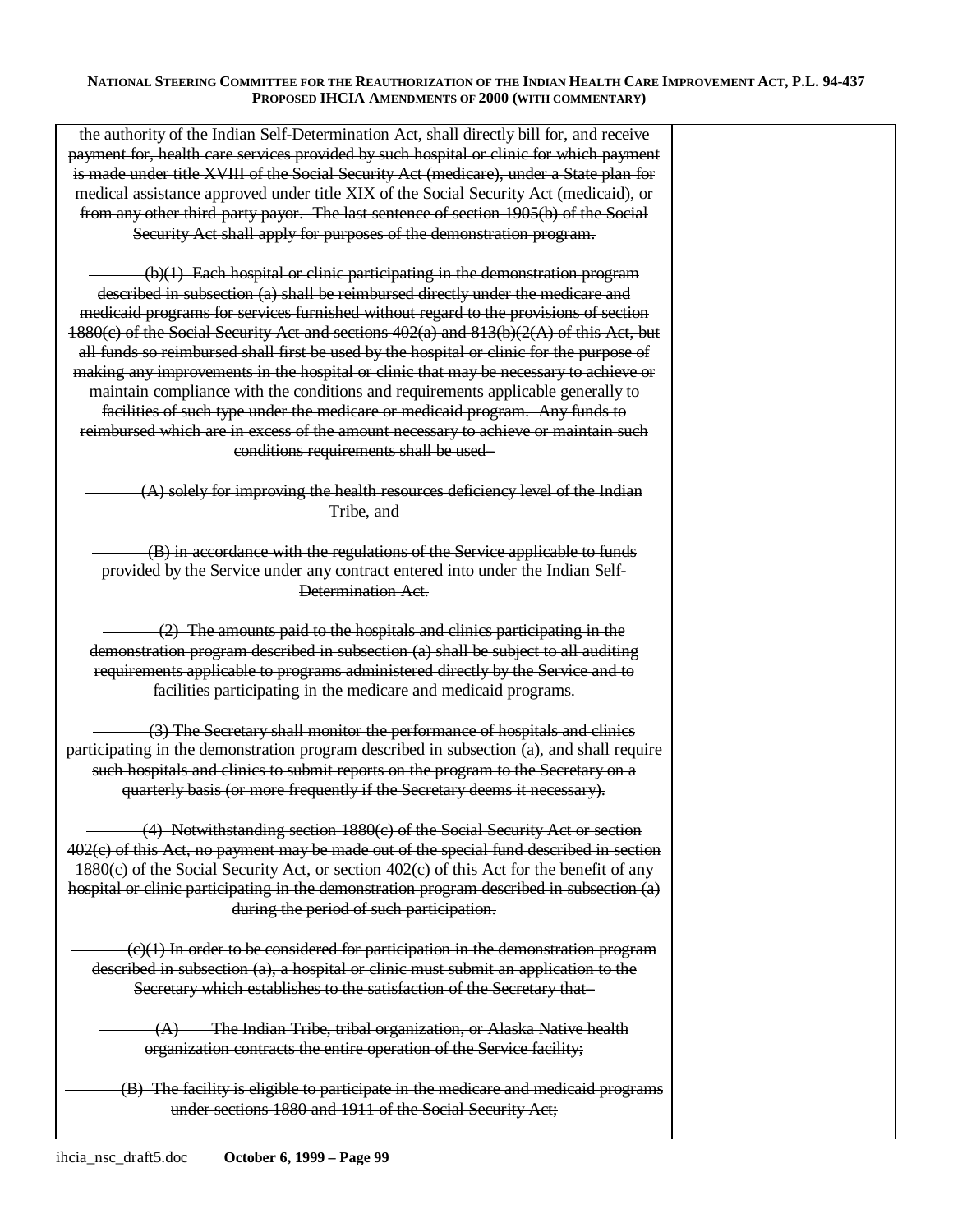~~the authority of the Indian Self-Determination Act, shall directly bill for, and receive payment for, health care services provided by such hospital or clinic for which payment is made under title XVIII of the Social Security Act (medicare), under a State plan for medical assistance approved under title XIX of the Social Security Act (medicaid), or from any other third-party payor. The last sentence of section 1905(b) of the Social Security Act shall apply for purposes of the demonstration program.~~

~~(b)(1) Each hospital or clinic participating in the demonstration program described in subsection (a) shall be reimbursed directly under the medicare and medicaid programs for services furnished without regard to the provisions of section 1880(c) of the Social Security Act and sections 402(a) and 813(b)(2(A) of this Act, but all funds so reimbursed shall first be used by the hospital or clinic for the purpose of making any improvements in the hospital or clinic that may be necessary to achieve or maintain compliance with the conditions and requirements applicable generally to facilities of such type under the medicare or medicaid program. Any funds to reimbursed which are in excess of the amount necessary to achieve or maintain such conditions requirements shall be used-~~

~~(A) solely for improving the health resources deficiency level of the Indian Tribe, and~~

~~(B) in accordance with the regulations of the Service applicable to funds provided by the Service under any contract entered into under the Indian Self-Determination Act.~~

~~(2) The amounts paid to the hospitals and clinics participating in the demonstration program described in subsection (a) shall be subject to all auditing requirements applicable to programs administered directly by the Service and to facilities participating in the medicare and medicaid programs.~~

~~(3) The Secretary shall monitor the performance of hospitals and clinics participating in the demonstration program described in subsection (a), and shall require such hospitals and clinics to submit reports on the program to the Secretary on a quarterly basis (or more frequently if the Secretary deems it necessary).~~

~~(4) Notwithstanding section 1880(c) of the Social Security Act or section 402(c) of this Act, no payment may be made out of the special fund described in section 1880(c) of the Social Security Act, or section 402(c) of this Act for the benefit of any hospital or clinic participating in the demonstration program described in subsection (a) during the period of such participation.~~

~~(c)(1) In order to be considered for participation in the demonstration program described in subsection (a), a hospital or clinic must submit an application to the Secretary which establishes to the satisfaction of the Secretary that-~~

~~(A) The Indian Tribe, tribal organization, or Alaska Native health organization contracts the entire operation of the Service facility;~~

~~(B) The facility is eligible to participate in the medicare and medicaid programs under sections 1880 and 1911 of the Social Security Act;~~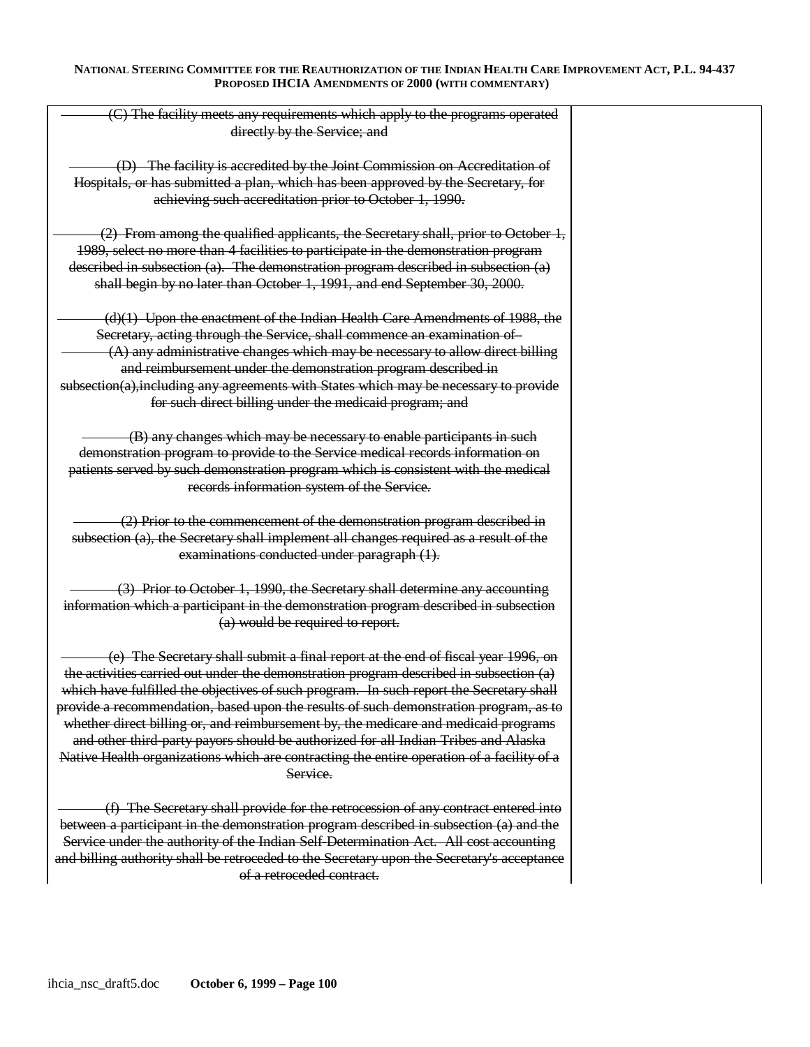| | |
|---|---|
| ~~(C) The facility meets any requirements which apply to the programs operated directly by the Service; and~~<br><br>~~(D) The facility is accredited by the Joint Commission on Accreditation of Hospitals, or has submitted a plan, which has been approved by the Secretary, for achieving such accreditation prior to October 1, 1990.~~<br><br>~~(2) From among the qualified applicants, the Secretary shall, prior to October 1, 1989, select no more than 4 facilities to participate in the demonstration program described in subsection (a). The demonstration program described in subsection (a) shall begin by no later than October 1, 1991, and end September 30, 2000.~~<br><br>~~(d)(1) Upon the enactment of the Indian Health Care Amendments of 1988, the Secretary, acting through the Service, shall commence an examination of-~~<br>~~(A) any administrative changes which may be necessary to allow direct billing and reimbursement under the demonstration program described in subsection(a),including any agreements with States which may be necessary to provide for such direct billing under the medicaid program; and~~<br><br>~~(B) any changes which may be necessary to enable participants in such demonstration program to provide to the Service medical records information on patients served by such demonstration program which is consistent with the medical records information system of the Service.~~<br><br>~~(2) Prior to the commencement of the demonstration program described in subsection (a), the Secretary shall implement all changes required as a result of the examinations conducted under paragraph (1).~~<br><br>~~(3) Prior to October 1, 1990, the Secretary shall determine any accounting information which a participant in the demonstration program described in subsection (a) would be required to report.~~<br><br>~~(e) The Secretary shall submit a final report at the end of fiscal year 1996, on the activities carried out under the demonstration program described in subsection (a) which have fulfilled the objectives of such program. In such report the Secretary shall provide a recommendation, based upon the results of such demonstration program, as to whether direct billing or, and reimbursement by, the medicare and medicaid programs and other third-party payors should be authorized for all Indian Tribes and Alaska Native Health organizations which are contracting the entire operation of a facility of a Service.~~<br><br>~~(f) The Secretary shall provide for the retrocession of any contract entered into between a participant in the demonstration program described in subsection (a) and the Service under the authority of the Indian Self-Determination Act. All cost accounting and billing authority shall be retroceded to the Secretary upon the Secretary's acceptance of a retroceded contract.~~ | |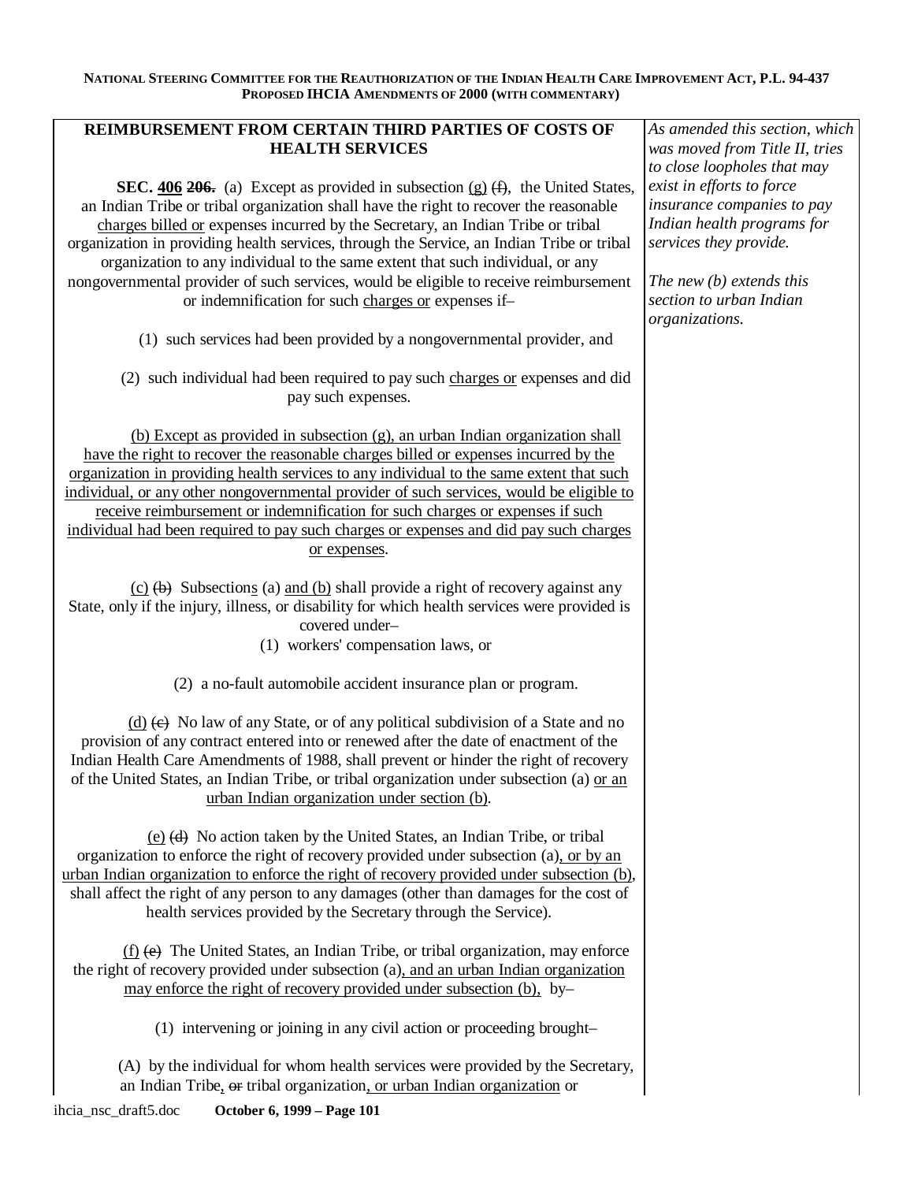**REIMBURSEMENT FROM CERTAIN THIRD PARTIES OF COSTS OF HEALTH SERVICES**

**SEC. 406 ~~206.~~** (a) Except as provided in subsection (g) ~~(f)~~, the United States, an Indian Tribe or tribal organization shall have the right to recover the reasonable charges billed or expenses incurred by the Secretary, an Indian Tribe or tribal organization in providing health services, through the Service, an Indian Tribe or tribal organization to any individual to the same extent that such individual, or any nongovernmental provider of such services, would be eligible to receive reimbursement or indemnification for such charges or expenses if–

(1) such services had been provided by a nongovernmental provider, and

(2) such individual had been required to pay such charges or expenses and did pay such expenses.

(b) Except as provided in subsection (g), an urban Indian organization shall have the right to recover the reasonable charges billed or expenses incurred by the organization in providing health services to any individual to the same extent that such individual, or any other nongovernmental provider of such services, would be eligible to receive reimbursement or indemnification for such charges or expenses if such individual had been required to pay such charges or expenses and did pay such charges or expenses.

(c) ~~(b)~~ Subsections (a) and (b) shall provide a right of recovery against any State, only if the injury, illness, or disability for which health services were provided is covered under–

(1) workers' compensation laws, or

(2) a no-fault automobile accident insurance plan or program.

(d) ~~(c)~~ No law of any State, or of any political subdivision of a State and no provision of any contract entered into or renewed after the date of enactment of the Indian Health Care Amendments of 1988, shall prevent or hinder the right of recovery of the United States, an Indian Tribe, or tribal organization under subsection (a) or an urban Indian organization under section (b).

(e) ~~(d)~~ No action taken by the United States, an Indian Tribe, or tribal organization to enforce the right of recovery provided under subsection (a), or by an urban Indian organization to enforce the right of recovery provided under subsection (b), shall affect the right of any person to any damages (other than damages for the cost of health services provided by the Secretary through the Service).

(f) ~~(e)~~ The United States, an Indian Tribe, or tribal organization, may enforce the right of recovery provided under subsection (a), and an urban Indian organization may enforce the right of recovery provided under subsection (b), by–

(1) intervening or joining in any civil action or proceeding brought–

(A) by the individual for whom health services were provided by the Secretary, an Indian Tribe, ~~or~~ tribal organization, or urban Indian organization or

*As amended this section, which was moved from Title II, tries to close loopholes that may exist in efforts to force insurance companies to pay Indian health programs for services they provide.*

*The new (b) extends this section to urban Indian organizations.*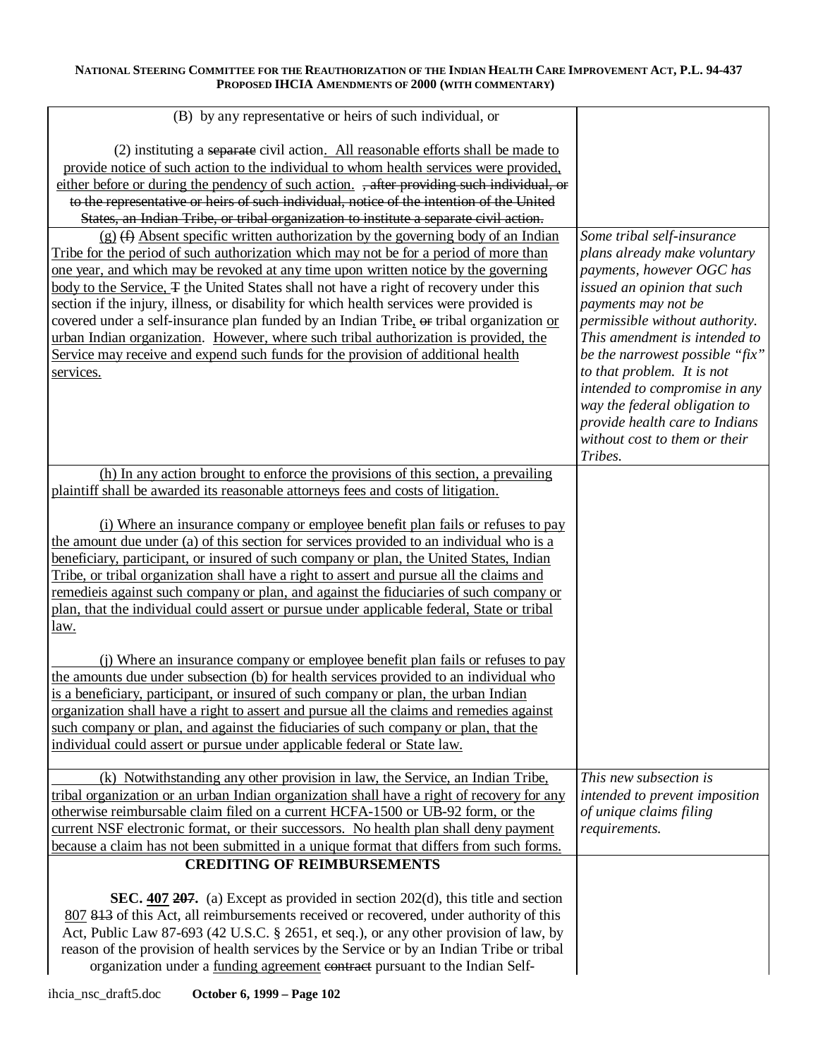| | |
|---|---|
| (B) by any representative or heirs of such individual, or<br><br>(2) instituting a ~~separate~~ civil action. All reasonable efforts shall be made to provide notice of such action to the individual to whom health services were provided, either before or during the pendency of such action. ~~, after providing such individual, or to the representative or heirs of such individual, notice of the intention of the United States, an Indian Tribe, or tribal organization to institute a separate civil action.~~ | |
| (g) ~~(f)~~ Absent specific written authorization by the governing body of an Indian Tribe for the period of such authorization which may not be for a period of more than one year, and which may be revoked at any time upon written notice by the governing body to the Service, ~~T~~ the United States shall not have a right of recovery under this section if the injury, illness, or disability for which health services were provided is covered under a self-insurance plan funded by an Indian Tribe, ~~or~~ tribal organization or urban Indian organization. However, where such tribal authorization is provided, the Service may receive and expend such funds for the provision of additional health services. | *Some tribal self-insurance plans already make voluntary payments, however OGC has issued an opinion that such payments may not be permissible without authority. This amendment is intended to be the narrowest possible "fix" to that problem. It is not intended to compromise in any way the federal obligation to provide health care to Indians without cost to them or their Tribes.* |
| (h) In any action brought to enforce the provisions of this section, a prevailing plaintiff shall be awarded its reasonable attorneys fees and costs of litigation.<br><br>(i) Where an insurance company or employee benefit plan fails or refuses to pay the amount due under (a) of this section for services provided to an individual who is a beneficiary, participant, or insured of such company or plan, the United States, Indian Tribe, or tribal organization shall have a right to assert and pursue all the claims and remedieis against such company or plan, and against the fiduciaries of such company or plan, that the individual could assert or pursue under applicable federal, State or tribal law.<br><br>(j) Where an insurance company or employee benefit plan fails or refuses to pay the amounts due under subsection (b) for health services provided to an individual who is a beneficiary, participant, or insured of such company or plan, the urban Indian organization shall have a right to assert and pursue all the claims and remedies against such company or plan, and against the fiduciaries of such company or plan, that the individual could assert or pursue under applicable federal or State law. | |
| (k) Notwithstanding any other provision in law, the Service, an Indian Tribe, tribal organization or an urban Indian organization shall have a right of recovery for any otherwise reimbursable claim filed on a current HCFA-1500 or UB-92 form, or the current NSF electronic format, or their successors. No health plan shall deny payment because a claim has not been submitted in a unique format that differs from such forms. | *This new subsection is intended to prevent imposition of unique claims filing requirements.* |
| **CREDITING OF REIMBURSEMENTS**<br><br>**SEC. 407 ~~207~~.** (a) Except as provided in section 202(d), this title and section 807 ~~813~~ of this Act, all reimbursements received or recovered, under authority of this Act, Public Law 87-693 (42 U.S.C. § 2651, et seq.), or any other provision of law, by reason of the provision of health services by the Service or by an Indian Tribe or tribal organization under a funding agreement ~~contract~~ pursuant to the Indian Self- | |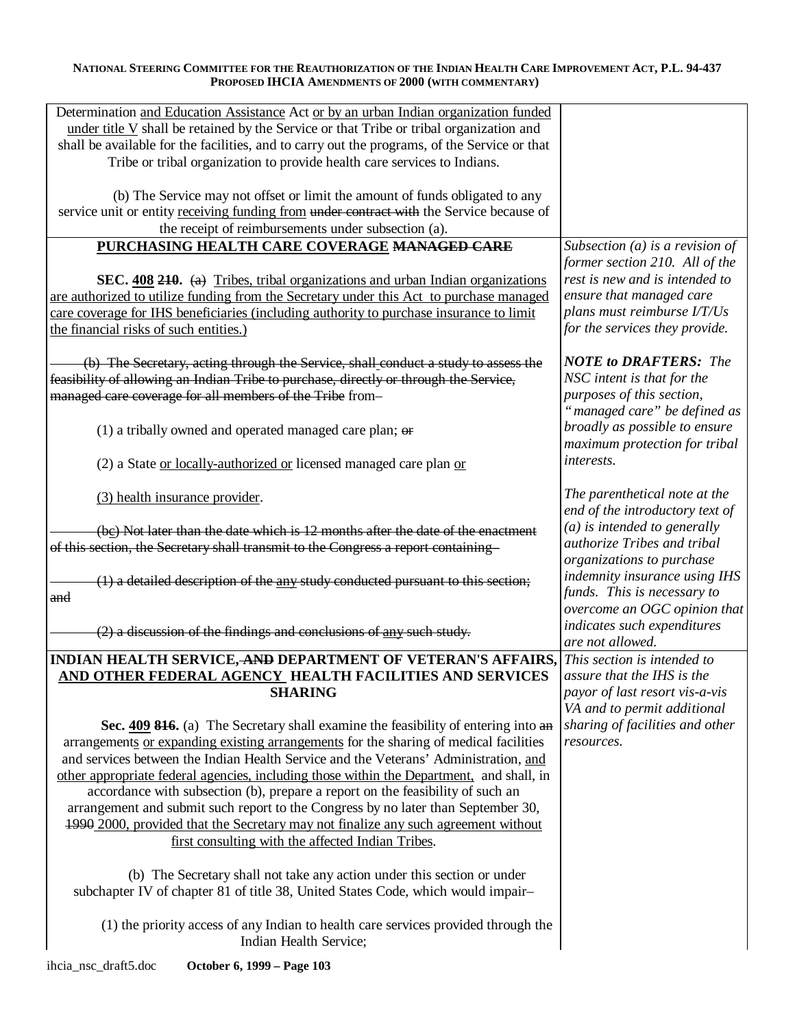| | |
|---|---|
| Determination <u>and Education Assistance</u> Act <u>or by an urban Indian organization funded under title V</u> shall be retained by the Service or that Tribe or tribal organization and shall be available for the facilities, and to carry out the programs, of the Service or that Tribe or tribal organization to provide health care services to Indians.<br><br>(b) The Service may not offset or limit the amount of funds obligated to any service unit or entity <u>receiving funding from</u> ~~under contract with~~ the Service because of the receipt of reimbursements under subsection (a). | |
| **<u>PURCHASING HEALTH CARE COVERAGE</u> ~~MANAGED CARE~~**<br><br>**SEC. <u>408</u> ~~210~~.** ~~(a)~~ <u>Tribes, tribal organizations and urban Indian organizations are authorized to utilize funding from the Secretary under this Act to purchase managed care coverage for IHS beneficiaries (including authority to purchase insurance to limit the financial risks of such entities.)</u><br><br>~~(b) The Secretary, acting through the Service, shall conduct a study to assess the feasibility of allowing an Indian Tribe to purchase, directly or through the Service, managed care coverage for all members of the Tribe~~ from–<br><br>(1) a tribally owned and operated managed care plan; ~~or~~<br><br>(2) a State <u>or locally-authorized or</u> licensed managed care plan <u>or</u><br><br>(3) <u>health insurance provider</u>.<br><br>~~(b~~<u>c</u>~~) Not later than the date which is 12 months after the date of the enactment of this section, the Secretary shall transmit to the Congress a report containing–~~<br><br>~~(1) a detailed description of the <u>any</u> study conducted pursuant to this section; and~~<br><br>~~(2) a discussion of the findings and conclusions of <u>any</u> such study.~~ | *Subsection (a) is a revision of former section 210. All of the rest is new and is intended to ensure that managed care plans must reimburse I/T/Us for the services they provide.*<br><br>***NOTE to DRAFTERS:*** *The NSC intent is that for the purposes of this section, "managed care" be defined as broadly as possible to ensure maximum protection for tribal interests.*<br><br>*The parenthetical note at the end of the introductory text of (a) is intended to generally authorize Tribes and tribal organizations to purchase indemnity insurance using IHS funds. This is necessary to overcome an OGC opinion that indicates such expenditures are not allowed.* |
| **INDIAN HEALTH SERVICE, ~~AND~~ DEPARTMENT OF VETERAN'S AFFAIRS, <u>AND OTHER FEDERAL AGENCY</u> HEALTH FACILITIES AND SERVICES SHARING**<br><br>**Sec. <u>409</u> ~~816~~.** (a) The Secretary shall examine the feasibility of entering into ~~an~~ arrangement<u>s</u> <u>or expanding existing arrangements</u> for the sharing of medical facilities and services between the Indian Health Service and the Veterans' Administration, <u>and other appropriate federal agencies, including those within the Department,</u> and shall, in accordance with subsection (b), prepare a report on the feasibility of such an arrangement and submit such report to the Congress by no later than September 30, ~~1990~~ <u>2000, provided that the Secretary may not finalize any such agreement without first consulting with the affected Indian Tribes</u>.<br><br>(b) The Secretary shall not take any action under this section or under subchapter IV of chapter 81 of title 38, United States Code, which would impair–<br><br>(1) the priority access of any Indian to health care services provided through the Indian Health Service; | *This section is intended to assure that the IHS is the payor of last resort vis-a-vis VA and to permit additional sharing of facilities and other resources.* |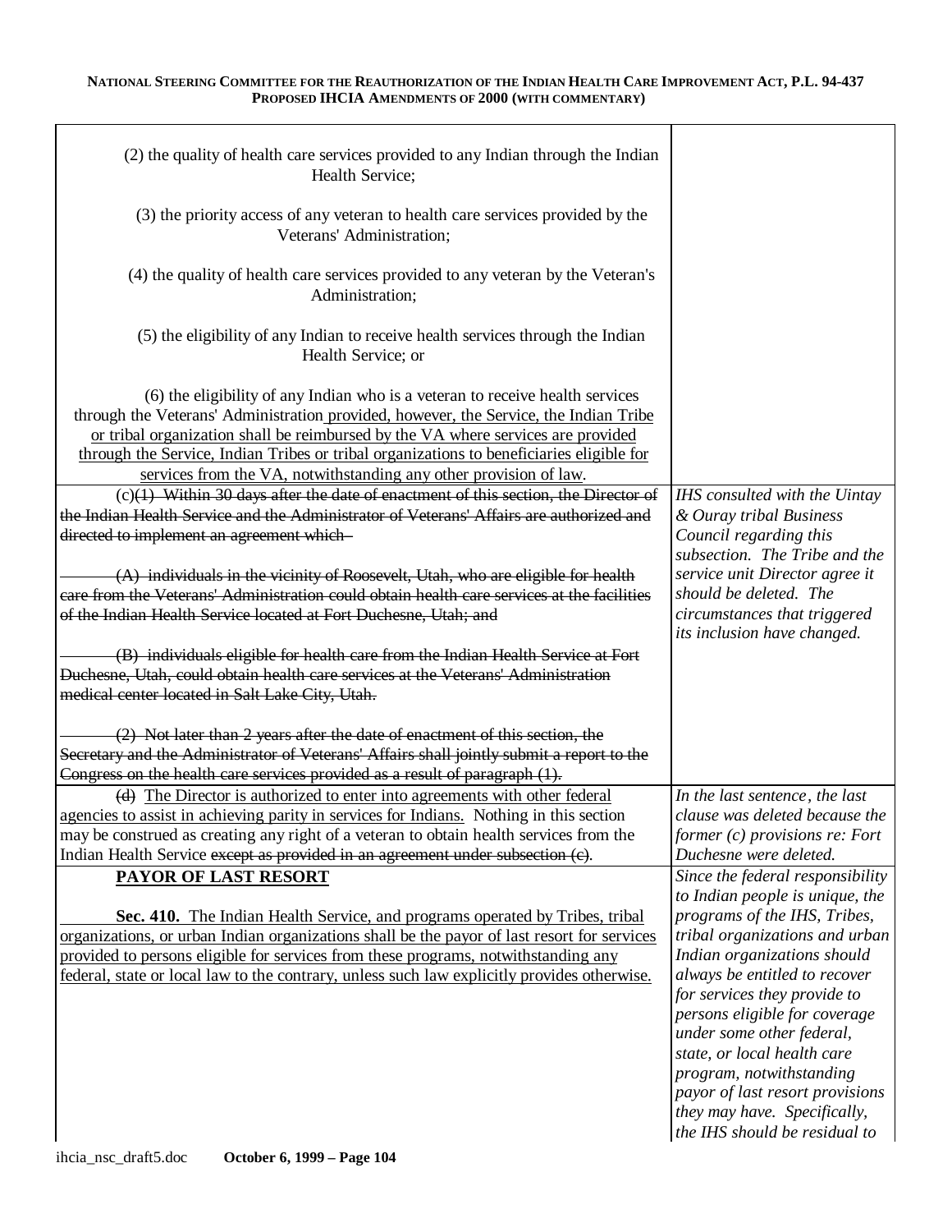| | |
|---|---|
| (2) the quality of health care services provided to any Indian through the Indian Health Service;<br><br>(3) the priority access of any veteran to health care services provided by the Veterans' Administration;<br><br>(4) the quality of health care services provided to any veteran by the Veteran's Administration;<br><br>(5) the eligibility of any Indian to receive health services through the Indian Health Service; or<br><br>(6) the eligibility of any Indian who is a veteran to receive health services through the Veterans' Administration provided, however, the Service, the Indian Tribe or tribal organization shall be reimbursed by the VA where services are provided through the Service, Indian Tribes or tribal organizations to beneficiaries eligible for services from the VA, notwithstanding any other provision of law. | |
| (c)~~(1) Within 30 days after the date of enactment of this section, the Director of the Indian Health Service and the Administrator of Veterans' Affairs are authorized and directed to implement an agreement which-~~<br><br>~~(A) individuals in the vicinity of Roosevelt, Utah, who are eligible for health care from the Veterans' Administration could obtain health care services at the facilities of the Indian Health Service located at Fort Duchesne, Utah; and~~<br><br>~~(B) individuals eligible for health care from the Indian Health Service at Fort Duchesne, Utah, could obtain health care services at the Veterans' Administration medical center located in Salt Lake City, Utah.~~<br><br>~~(2) Not later than 2 years after the date of enactment of this section, the Secretary and the Administrator of Veterans' Affairs shall jointly submit a report to the Congress on the health care services provided as a result of paragraph (1).~~ | *IHS consulted with the Uintay & Ouray tribal Business Council regarding this subsection. The Tribe and the service unit Director agree it should be deleted. The circumstances that triggered its inclusion have changed.* |
| ~~(d)~~ The Director is authorized to enter into agreements with other federal agencies to assist in achieving parity in services for Indians. Nothing in this section may be construed as creating any right of a veteran to obtain health services from the Indian Health Service ~~except as provided in an agreement under subsection (c)~~. | *In the last sentence, the last clause was deleted because the former (c) provisions re: Fort Duchesne were deleted.* |
| **PAYOR OF LAST RESORT**<br><br>**Sec. 410.** The Indian Health Service, and programs operated by Tribes, tribal organizations, or urban Indian organizations shall be the payor of last resort for services provided to persons eligible for services from these programs, notwithstanding any federal, state or local law to the contrary, unless such law explicitly provides otherwise. | *Since the federal responsibility to Indian people is unique, the programs of the IHS, Tribes, tribal organizations and urban Indian organizations should always be entitled to recover for services they provide to persons eligible for coverage under some other federal, state, or local health care program, notwithstanding payor of last resort provisions they may have. Specifically, the IHS should be residual to* |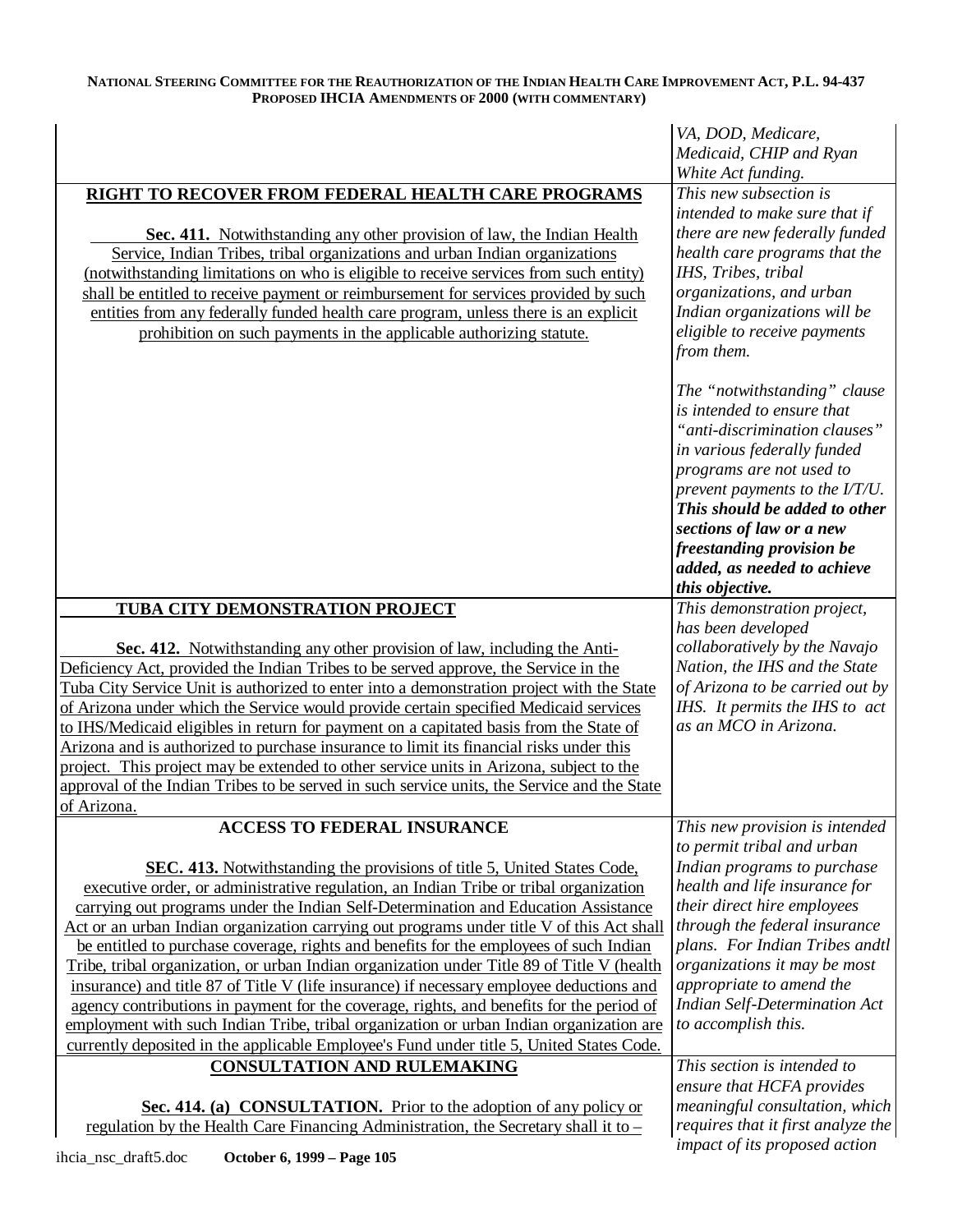| | |
|---|---|
| | *VA, DOD, Medicare, Medicaid, CHIP and Ryan White Act funding.* |
| **RIGHT TO RECOVER FROM FEDERAL HEALTH CARE PROGRAMS**<br><br>**Sec. 411.** Notwithstanding any other provision of law, the Indian Health Service, Indian Tribes, tribal organizations and urban Indian organizations (notwithstanding limitations on who is eligible to receive services from such entity) shall be entitled to receive payment or reimbursement for services provided by such entities from any federally funded health care program, unless there is an explicit prohibition on such payments in the applicable authorizing statute. | *This new subsection is intended to make sure that if there are new federally funded health care programs that the IHS, Tribes, tribal organizations, and urban Indian organizations will be eligible to receive payments from them.*<br><br>*The "notwithstanding" clause is intended to ensure that "anti-discrimination clauses" in various federally funded programs are not used to prevent payments to the I/T/U.* ***This should be added to other sections of law or a new freestanding provision be added, as needed to achieve this objective.*** |
| **TUBA CITY DEMONSTRATION PROJECT**<br><br>**Sec. 412.** Notwithstanding any other provision of law, including the Anti-Deficiency Act, provided the Indian Tribes to be served approve, the Service in the Tuba City Service Unit is authorized to enter into a demonstration project with the State of Arizona under which the Service would provide certain specified Medicaid services to IHS/Medicaid eligibles in return for payment on a capitated basis from the State of Arizona and is authorized to purchase insurance to limit its financial risks under this project. This project may be extended to other service units in Arizona, subject to the approval of the Indian Tribes to be served in such service units, the Service and the State of Arizona. | *This demonstration project, has been developed collaboratively by the Navajo Nation, the IHS and the State of Arizona to be carried out by IHS. It permits the IHS to act as an MCO in Arizona.* |
| **ACCESS TO FEDERAL INSURANCE**<br><br>**SEC. 413.** Notwithstanding the provisions of title 5, United States Code, executive order, or administrative regulation, an Indian Tribe or tribal organization carrying out programs under the Indian Self-Determination and Education Assistance Act or an urban Indian organization carrying out programs under title V of this Act shall be entitled to purchase coverage, rights and benefits for the employees of such Indian Tribe, tribal organization, or urban Indian organization under Title 89 of Title V (health insurance) and title 87 of Title V (life insurance) if necessary employee deductions and agency contributions in payment for the coverage, rights, and benefits for the period of employment with such Indian Tribe, tribal organization or urban Indian organization are currently deposited in the applicable Employee's Fund under title 5, United States Code. | *This new provision is intended to permit tribal and urban Indian programs to purchase health and life insurance for their direct hire employees through the federal insurance plans. For Indian Tribes andtl organizations it may be most appropriate to amend the Indian Self-Determination Act to accomplish this.* |
| **CONSULTATION AND RULEMAKING**<br><br>**Sec. 414. (a) CONSULTATION.** Prior to the adoption of any policy or regulation by the Health Care Financing Administration, the Secretary shall it to – | *This section is intended to ensure that HCFA provides meaningful consultation, which requires that it first analyze the impact of its proposed action* |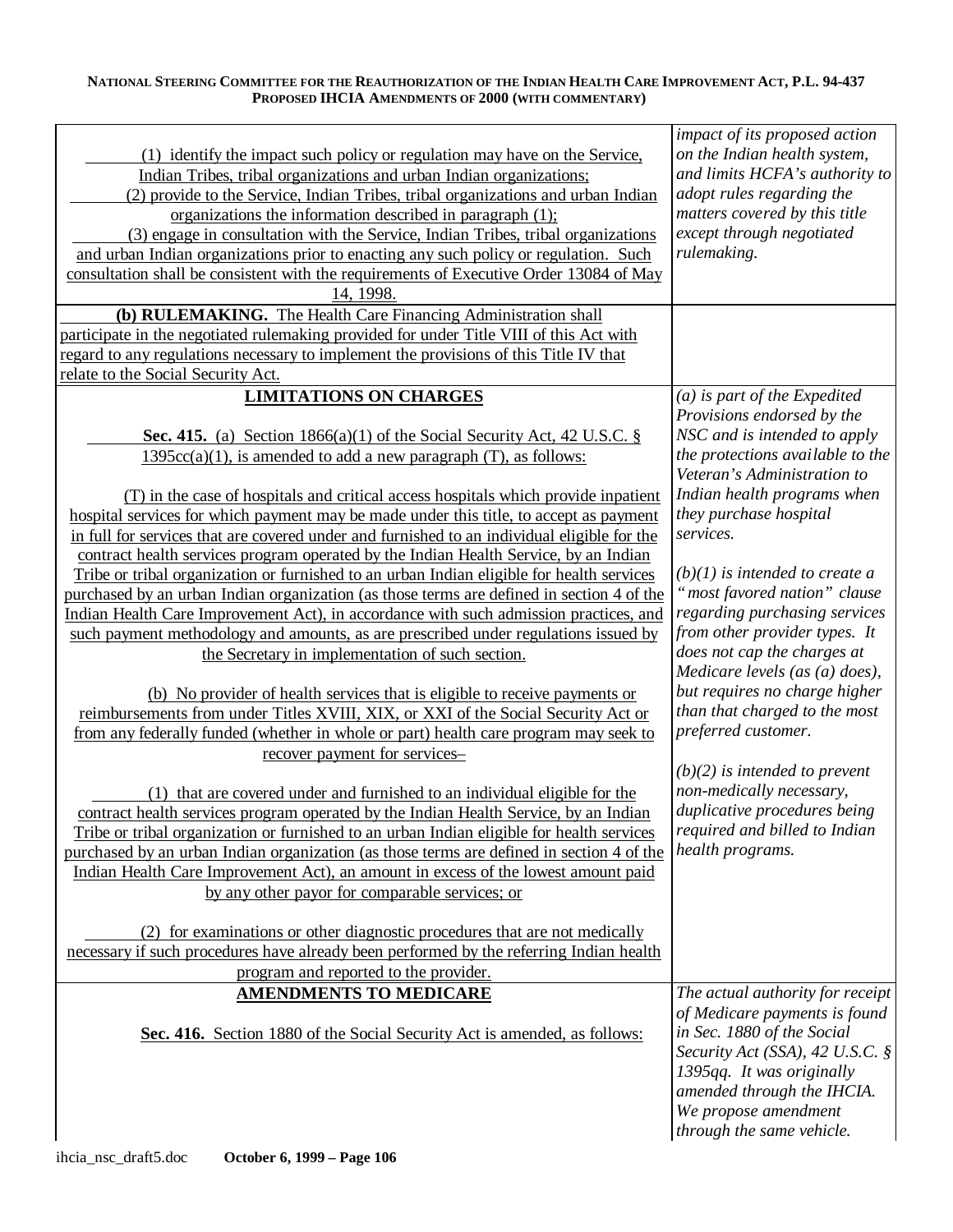| | |
|---|---|
| (1) identify the impact such policy or regulation may have on the Service, Indian Tribes, tribal organizations and urban Indian organizations;<br>(2) provide to the Service, Indian Tribes, tribal organizations and urban Indian organizations the information described in paragraph (1);<br>(3) engage in consultation with the Service, Indian Tribes, tribal organizations and urban Indian organizations prior to enacting any such policy or regulation. Such consultation shall be consistent with the requirements of Executive Order 13084 of May 14, 1998. | *impact of its proposed action on the Indian health system, and limits HCFA's authority to adopt rules regarding the matters covered by this title except through negotiated rulemaking.* |
| **(b) RULEMAKING.** The Health Care Financing Administration shall participate in the negotiated rulemaking provided for under Title VIII of this Act with regard to any regulations necessary to implement the provisions of this Title IV that relate to the Social Security Act. | |
| **LIMITATIONS ON CHARGES**<br><br>**Sec. 415.** (a) Section 1866(a)(1) of the Social Security Act, 42 U.S.C. § 1395cc(a)(1), is amended to add a new paragraph (T), as follows:<br><br>(T) in the case of hospitals and critical access hospitals which provide inpatient hospital services for which payment may be made under this title, to accept as payment in full for services that are covered under and furnished to an individual eligible for the contract health services program operated by the Indian Health Service, by an Indian Tribe or tribal organization or furnished to an urban Indian eligible for health services purchased by an urban Indian organization (as those terms are defined in section 4 of the Indian Health Care Improvement Act), in accordance with such admission practices, and such payment methodology and amounts, as are prescribed under regulations issued by the Secretary in implementation of such section.<br><br>(b) No provider of health services that is eligible to receive payments or reimbursements from under Titles XVIII, XIX, or XXI of the Social Security Act or from any federally funded (whether in whole or part) health care program may seek to recover payment for services–<br><br>(1) that are covered under and furnished to an individual eligible for the contract health services program operated by the Indian Health Service, by an Indian Tribe or tribal organization or furnished to an urban Indian eligible for health services purchased by an urban Indian organization (as those terms are defined in section 4 of the Indian Health Care Improvement Act), an amount in excess of the lowest amount paid by any other payor for comparable services; or<br><br>(2) for examinations or other diagnostic procedures that are not medically necessary if such procedures have already been performed by the referring Indian health program and reported to the provider. | *(a) is part of the Expedited Provisions endorsed by the NSC and is intended to apply the protections available to the Veteran's Administration to Indian health programs when they purchase hospital services.*<br><br>*(b)(1) is intended to create a "most favored nation" clause regarding purchasing services from other provider types. It does not cap the charges at Medicare levels (as (a) does), but requires no charge higher than that charged to the most preferred customer.*<br><br>*(b)(2) is intended to prevent non-medically necessary, duplicative procedures being required and billed to Indian health programs.* |
| **AMENDMENTS TO MEDICARE**<br><br>**Sec. 416.** Section 1880 of the Social Security Act is amended, as follows: | *The actual authority for receipt of Medicare payments is found in Sec. 1880 of the Social Security Act (SSA), 42 U.S.C. § 1395qq. It was originally amended through the IHCIA. We propose amendment through the same vehicle.* |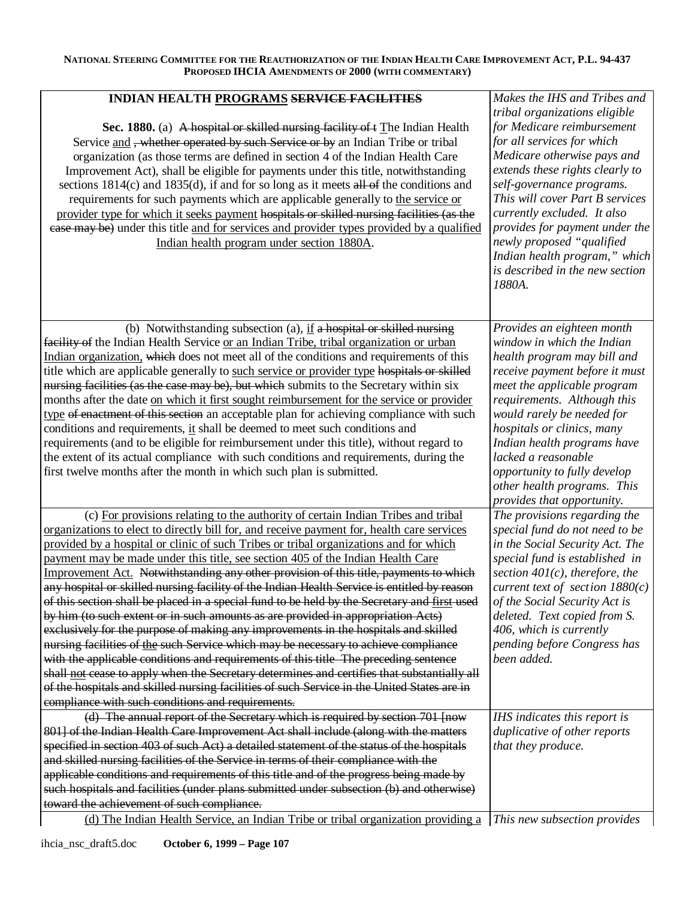| INDIAN HEALTH <u>PROGRAMS</u> ~~SERVICE FACILITIES~~<br><br>**Sec. 1880.** (a) ~~A hospital or skilled nursing facility of t~~ <u>T</u>he Indian Health Service <u>and</u> ~~, whether operated by such Service or by~~ an Indian Tribe or tribal organization (as those terms are defined in section 4 of the Indian Health Care Improvement Act), shall be eligible for payments under this title, notwithstanding sections 1814(c) and 1835(d), if and for so long as it meets ~~all of~~ the conditions and requirements for such payments which are applicable generally to <u>the service or provider type for which it seeks payment</u> ~~hospitals or skilled nursing facilities (as the case may be)~~ under this title <u>and for services and provider types provided by a qualified Indian health program under section 1880A</u>. | *Makes the IHS and Tribes and tribal organizations eligible for Medicare reimbursement for all services for which Medicare otherwise pays and extends these rights clearly to self-governance programs. This will cover Part B services currently excluded. It also provides for payment under the newly proposed "qualified Indian health program," which is described in the new section 1880A.* |
|---|---|
| (b) Notwithstanding subsection (a), <u>if</u> ~~a hospital or skilled nursing facility of~~ the Indian Health Service <u>or an Indian Tribe, tribal organization or urban Indian organization,</u> ~~which~~ does not meet all of the conditions and requirements of this title which are applicable generally to <u>such service or provider type</u> ~~hospitals or skilled nursing facilities (as the case may be), but which~~ submits to the Secretary within six months after the date <u>on which it first sought reimbursement for the service or provider type</u> ~~of enactment of this section~~ an acceptable plan for achieving compliance with such conditions and requirements, <u>it</u> shall be deemed to meet such conditions and requirements (and to be eligible for reimbursement under this title), without regard to the extent of its actual compliance with such conditions and requirements, during the first twelve months after the month in which such plan is submitted. | *Provides an eighteen month window in which the Indian health program may bill and receive payment before it must meet the applicable program requirements. Although this would rarely be needed for hospitals or clinics, many Indian health programs have lacked a reasonable opportunity to fully develop other health programs. This provides that opportunity.* |
| (c) <u>For provisions relating to the authority of certain Indian Tribes and tribal organizations to elect to directly bill for, and receive payment for, health care services provided by a hospital or clinic of such Tribes or tribal organizations and for which payment may be made under this title, see section 405 of the Indian Health Care Improvement Act.</u> ~~Notwithstanding any other provision of this title, payments to which any hospital or skilled nursing facility of the Indian Health Service is entitled by reason of this section shall be placed in a special fund to be held by the Secretary and~~ ~~<u>first</u>~~ ~~used by him (to such extent or in such amounts as are provided in appropriation Acts) exclusively for the purpose of making any improvements in the hospitals and skilled nursing facilities of~~ ~~<u>the</u>~~ ~~such Service which may be necessary to achieve compliance with the applicable conditions and requirements of this title The preceding sentence shall~~ ~~<u>not</u>~~ ~~cease to apply when the Secretary determines and certifies that substantially all of the hospitals and skilled nursing facilities of such Service in the United States are in compliance with such conditions and requirements.~~ | *The provisions regarding the special fund do not need to be in the Social Security Act. The special fund is established in section 401(c), therefore, the current text of section 1880(c) of the Social Security Act is deleted. Text copied from S. 406, which is currently pending before Congress has been added.* |
| ~~(d) The annual report of the Secretary which is required by section 701 [now 801] of the Indian Health Care Improvement Act shall include (along with the matters specified in section 403 of such Act) a detailed statement of the status of the hospitals and skilled nursing facilities of the Service in terms of their compliance with the applicable conditions and requirements of this title and of the progress being made by such hospitals and facilities (under plans submitted under subsection (b) and otherwise) toward the achievement of such compliance.~~ | *IHS indicates this report is duplicative of other reports that they produce.* |
| <u>(d) The Indian Health Service, an Indian Tribe or tribal organization providing a</u> | *This new subsection provides* |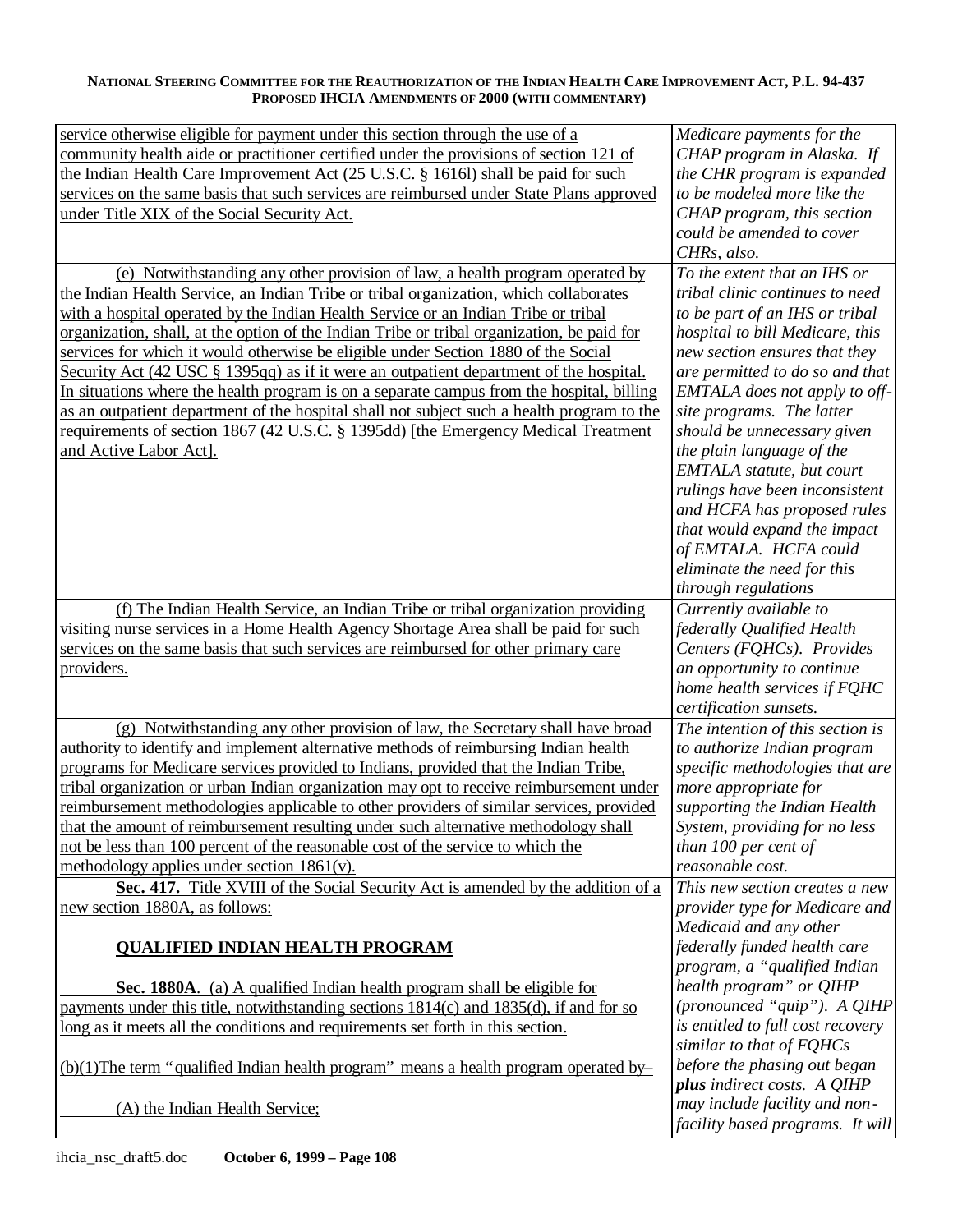| | |
|---|---|
| service otherwise eligible for payment under this section through the use of a community health aide or practitioner certified under the provisions of section 121 of the Indian Health Care Improvement Act (25 U.S.C. § 1616l) shall be paid for such services on the same basis that such services are reimbursed under State Plans approved under Title XIX of the Social Security Act. | *Medicare payments for the CHAP program in Alaska. If the CHR program is expanded to be modeled more like the CHAP program, this section could be amended to cover CHRs, also.* |
| (e) Notwithstanding any other provision of law, a health program operated by the Indian Health Service, an Indian Tribe or tribal organization, which collaborates with a hospital operated by the Indian Health Service or an Indian Tribe or tribal organization, shall, at the option of the Indian Tribe or tribal organization, be paid for services for which it would otherwise be eligible under Section 1880 of the Social Security Act (42 USC § 1395qq) as if it were an outpatient department of the hospital. In situations where the health program is on a separate campus from the hospital, billing as an outpatient department of the hospital shall not subject such a health program to the requirements of section 1867 (42 U.S.C. § 1395dd) [the Emergency Medical Treatment and Active Labor Act]. | *To the extent that an IHS or tribal clinic continues to need to be part of an IHS or tribal hospital to bill Medicare, this new section ensures that they are permitted to do so and that EMTALA does not apply to off-site programs. The latter should be unnecessary given the plain language of the EMTALA statute, but court rulings have been inconsistent and HCFA has proposed rules that would expand the impact of EMTALA. HCFA could eliminate the need for this through regulations* |
| (f) The Indian Health Service, an Indian Tribe or tribal organization providing visiting nurse services in a Home Health Agency Shortage Area shall be paid for such services on the same basis that such services are reimbursed for other primary care providers. | *Currently available to federally Qualified Health Centers (FQHCs). Provides an opportunity to continue home health services if FQHC certification sunsets.* |
| (g) Notwithstanding any other provision of law, the Secretary shall have broad authority to identify and implement alternative methods of reimbursing Indian health programs for Medicare services provided to Indians, provided that the Indian Tribe, tribal organization or urban Indian organization may opt to receive reimbursement under reimbursement methodologies applicable to other providers of similar services, provided that the amount of reimbursement resulting under such alternative methodology shall not be less than 100 percent of the reasonable cost of the service to which the methodology applies under section 1861(v). | *The intention of this section is to authorize Indian program specific methodologies that are more appropriate for supporting the Indian Health System, providing for no less than 100 per cent of reasonable cost.* |
| **Sec. 417.** Title XVIII of the Social Security Act is amended by the addition of a new section 1880A, as follows:<br><br>**QUALIFIED INDIAN HEALTH PROGRAM**<br><br>**Sec. 1880A**. (a) A qualified Indian health program shall be eligible for payments under this title, notwithstanding sections 1814(c) and 1835(d), if and for so long as it meets all the conditions and requirements set forth in this section.<br><br>(b)(1) The term "qualified Indian health program" means a health program operated by–<br><br>(A) the Indian Health Service; | *This new section creates a new provider type for Medicare and Medicaid and any other federally funded health care program, a "qualified Indian health program" or QIHP (pronounced "quip"). A QIHP is entitled to full cost recovery similar to that of FQHCs before the phasing out began **plus** indirect costs. A QIHP may include facility and non-facility based programs. It will* |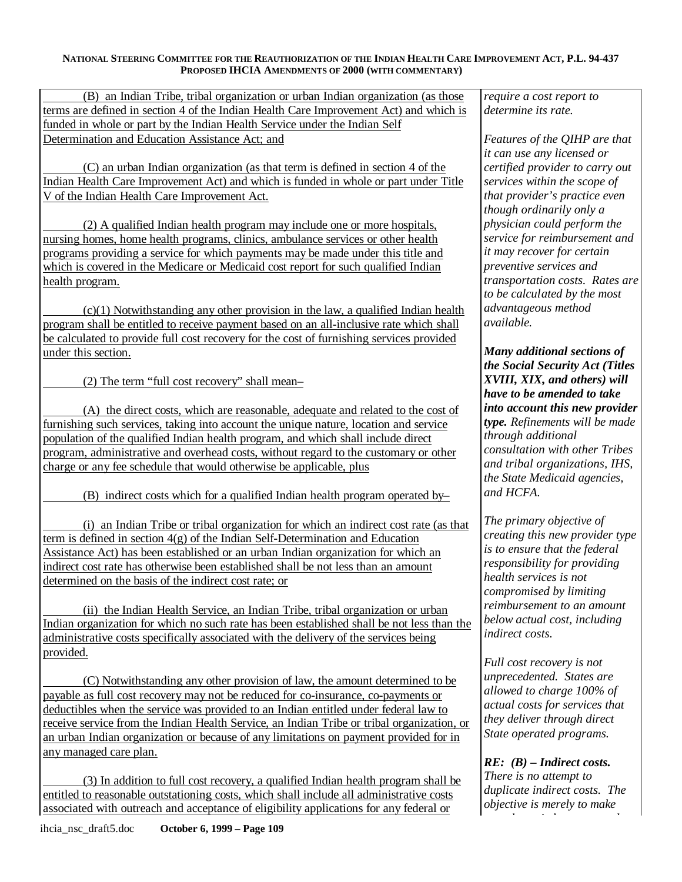(B) an Indian Tribe, tribal organization or urban Indian organization (as those terms are defined in section 4 of the Indian Health Care Improvement Act) and which is funded in whole or part by the Indian Health Service under the Indian Self Determination and Education Assistance Act; and

(C) an urban Indian organization (as that term is defined in section 4 of the Indian Health Care Improvement Act) and which is funded in whole or part under Title V of the Indian Health Care Improvement Act.

(2) A qualified Indian health program may include one or more hospitals, nursing homes, home health programs, clinics, ambulance services or other health programs providing a service for which payments may be made under this title and which is covered in the Medicare or Medicaid cost report for such qualified Indian health program.

(c)(1) Notwithstanding any other provision in the law, a qualified Indian health program shall be entitled to receive payment based on an all-inclusive rate which shall be calculated to provide full cost recovery for the cost of furnishing services provided under this section.

(2) The term "full cost recovery" shall mean–

(A) the direct costs, which are reasonable, adequate and related to the cost of furnishing such services, taking into account the unique nature, location and service population of the qualified Indian health program, and which shall include direct program, administrative and overhead costs, without regard to the customary or other charge or any fee schedule that would otherwise be applicable, plus

(B) indirect costs which for a qualified Indian health program operated by–

(i) an Indian Tribe or tribal organization for which an indirect cost rate (as that term is defined in section 4(g) of the Indian Self-Determination and Education Assistance Act) has been established or an urban Indian organization for which an indirect cost rate has otherwise been established shall be not less than an amount determined on the basis of the indirect cost rate; or

(ii) the Indian Health Service, an Indian Tribe, tribal organization or urban Indian organization for which no such rate has been established shall be not less than the administrative costs specifically associated with the delivery of the services being provided.

(C) Notwithstanding any other provision of law, the amount determined to be payable as full cost recovery may not be reduced for co-insurance, co-payments or deductibles when the service was provided to an Indian entitled under federal law to receive service from the Indian Health Service, an Indian Tribe or tribal organization, or an urban Indian organization or because of any limitations on payment provided for in any managed care plan.

(3) In addition to full cost recovery, a qualified Indian health program shall be entitled to reasonable outstationing costs, which shall include all administrative costs associated with outreach and acceptance of eligibility applications for any federal or

*require a cost report to determine its rate.*

*Features of the QIHP are that it can use any licensed or certified provider to carry out services within the scope of that provider's practice even though ordinarily only a physician could perform the service for reimbursement and it may recover for certain preventive services and transportation costs. Rates are to be calculated by the most advantageous method available.*

***Many additional sections of the Social Security Act (Titles XVIII, XIX, and others) will have to be amended to take into account this new provider type.*** *Refinements will be made through additional consultation with other Tribes and tribal organizations, IHS, the State Medicaid agencies, and HCFA.*

*The primary objective of creating this new provider type is to ensure that the federal responsibility for providing health services is not compromised by limiting reimbursement to an amount below actual cost, including indirect costs.*

*Full cost recovery is not unprecedented. States are allowed to charge 100% of actual costs for services that they deliver through direct State operated programs.*

***RE: (B) – Indirect costs.*** *There is no attempt to duplicate indirect costs. The objective is merely to make*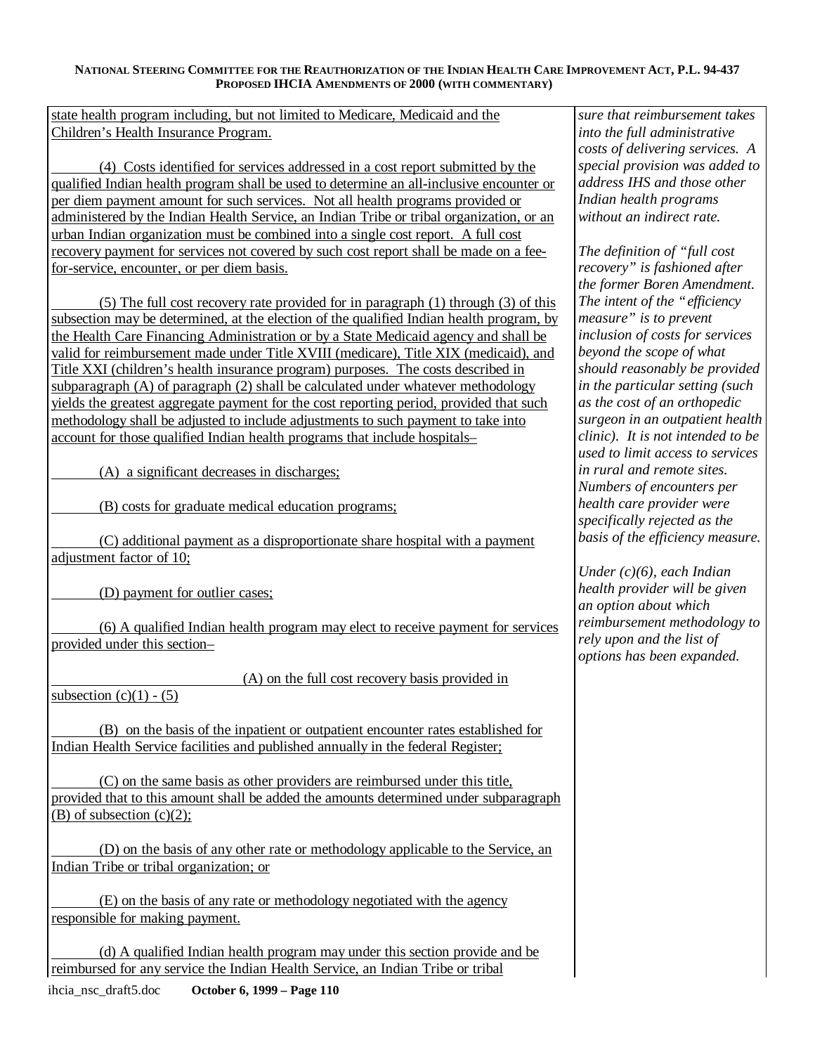state health program including, but not limited to Medicare, Medicaid and the Children's Health Insurance Program.

(4) Costs identified for services addressed in a cost report submitted by the qualified Indian health program shall be used to determine an all-inclusive encounter or per diem payment amount for such services. Not all health programs provided or administered by the Indian Health Service, an Indian Tribe or tribal organization, or an urban Indian organization must be combined into a single cost report. A full cost recovery payment for services not covered by such cost report shall be made on a fee-for-service, encounter, or per diem basis.

(5) The full cost recovery rate provided for in paragraph (1) through (3) of this subsection may be determined, at the election of the qualified Indian health program, by the Health Care Financing Administration or by a State Medicaid agency and shall be valid for reimbursement made under Title XVIII (medicare), Title XIX (medicaid), and Title XXI (children's health insurance program) purposes. The costs described in subparagraph (A) of paragraph (2) shall be calculated under whatever methodology yields the greatest aggregate payment for the cost reporting period, provided that such methodology shall be adjusted to include adjustments to such payment to take into account for those qualified Indian health programs that include hospitals–

(A) a significant decreases in discharges;

(B) costs for graduate medical education programs;

(C) additional payment as a disproportionate share hospital with a payment adjustment factor of 10;

(D) payment for outlier cases;

(6) A qualified Indian health program may elect to receive payment for services provided under this section–

(A) on the full cost recovery basis provided in subsection (c)(1) - (5)

(B) on the basis of the inpatient or outpatient encounter rates established for Indian Health Service facilities and published annually in the federal Register;

(C) on the same basis as other providers are reimbursed under this title, provided that to this amount shall be added the amounts determined under subparagraph (B) of subsection (c)(2);

(D) on the basis of any other rate or methodology applicable to the Service, an Indian Tribe or tribal organization; or

(E) on the basis of any rate or methodology negotiated with the agency responsible for making payment.

(d) A qualified Indian health program may under this section provide and be reimbursed for any service the Indian Health Service, an Indian Tribe or tribal

*sure that reimbursement takes into the full administrative costs of delivering services. A special provision was added to address IHS and those other Indian health programs without an indirect rate.*

*The definition of "full cost recovery" is fashioned after the former Boren Amendment. The intent of the "efficiency measure" is to prevent inclusion of costs for services beyond the scope of what should reasonably be provided in the particular setting (such as the cost of an orthopedic surgeon in an outpatient health clinic). It is not intended to be used to limit access to services in rural and remote sites. Numbers of encounters per health care provider were specifically rejected as the basis of the efficiency measure.*

*Under (c)(6), each Indian health provider will be given an option about which reimbursement methodology to rely upon and the list of options has been expanded.*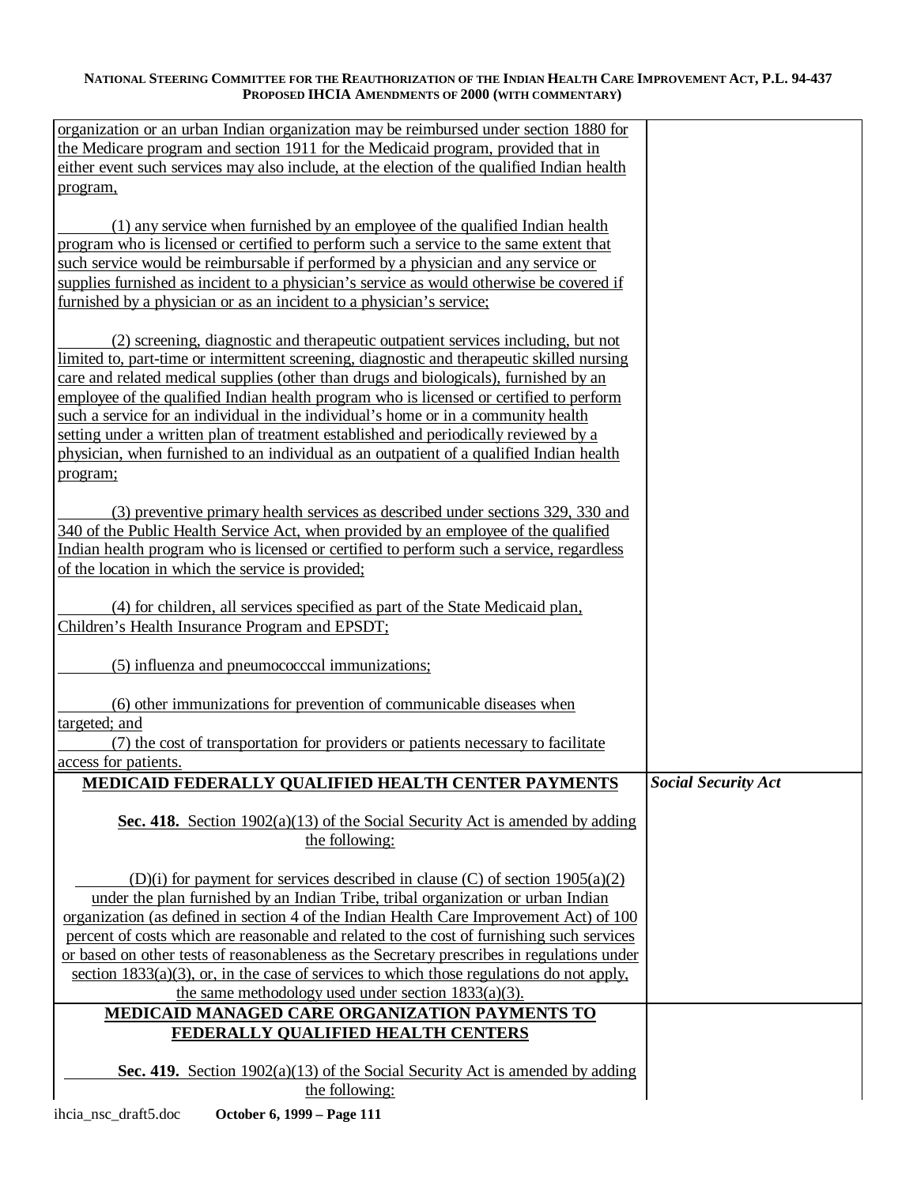organization or an urban Indian organization may be reimbursed under section 1880 for the Medicare program and section 1911 for the Medicaid program, provided that in either event such services may also include, at the election of the qualified Indian health program,

(1) any service when furnished by an employee of the qualified Indian health program who is licensed or certified to perform such a service to the same extent that such service would be reimbursable if performed by a physician and any service or supplies furnished as incident to a physician's service as would otherwise be covered if furnished by a physician or as an incident to a physician's service;

(2) screening, diagnostic and therapeutic outpatient services including, but not limited to, part-time or intermittent screening, diagnostic and therapeutic skilled nursing care and related medical supplies (other than drugs and biologicals), furnished by an employee of the qualified Indian health program who is licensed or certified to perform such a service for an individual in the individual's home or in a community health setting under a written plan of treatment established and periodically reviewed by a physician, when furnished to an individual as an outpatient of a qualified Indian health program;

(3) preventive primary health services as described under sections 329, 330 and 340 of the Public Health Service Act, when provided by an employee of the qualified Indian health program who is licensed or certified to perform such a service, regardless of the location in which the service is provided;

(4) for children, all services specified as part of the State Medicaid plan, Children's Health Insurance Program and EPSDT;

(5) influenza and pneumococccal immunizations;

(6) other immunizations for prevention of communicable diseases when targeted; and

(7) the cost of transportation for providers or patients necessary to facilitate access for patients.

## MEDICAID FEDERALLY QUALIFIED HEALTH CENTER PAYMENTS

*Social Security Act*

**Sec. 418.** Section 1902(a)(13) of the Social Security Act is amended by adding the following:

(D)(i) for payment for services described in clause (C) of section 1905(a)(2) under the plan furnished by an Indian Tribe, tribal organization or urban Indian organization (as defined in section 4 of the Indian Health Care Improvement Act) of 100 percent of costs which are reasonable and related to the cost of furnishing such services or based on other tests of reasonableness as the Secretary prescribes in regulations under section 1833(a)(3), or, in the case of services to which those regulations do not apply, the same methodology used under section 1833(a)(3).

## MEDICAID MANAGED CARE ORGANIZATION PAYMENTS TO FEDERALLY QUALIFIED HEALTH CENTERS

**Sec. 419.** Section 1902(a)(13) of the Social Security Act is amended by adding the following: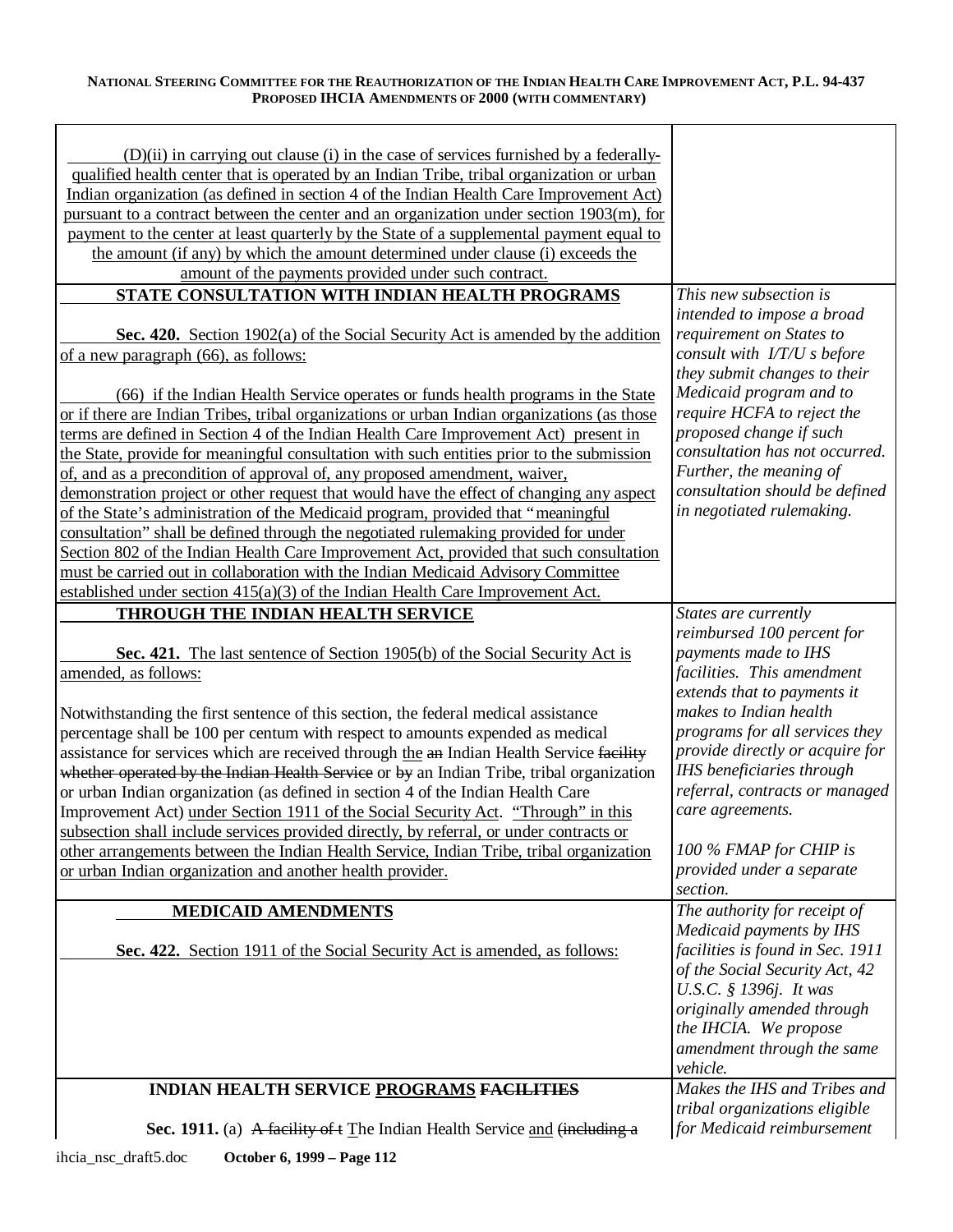| | |
|---|---|
| (D)(ii) in carrying out clause (i) in the case of services furnished by a federally-qualified health center that is operated by an Indian Tribe, tribal organization or urban Indian organization (as defined in section 4 of the Indian Health Care Improvement Act) pursuant to a contract between the center and an organization under section 1903(m), for payment to the center at least quarterly by the State of a supplemental payment equal to the amount (if any) by which the amount determined under clause (i) exceeds the amount of the payments provided under such contract. | |
| **STATE CONSULTATION WITH INDIAN HEALTH PROGRAMS**<br><br>**Sec. 420.** Section 1902(a) of the Social Security Act is amended by the addition of a new paragraph (66), as follows:<br><br>(66) if the Indian Health Service operates or funds health programs in the State or if there are Indian Tribes, tribal organizations or urban Indian organizations (as those terms are defined in Section 4 of the Indian Health Care Improvement Act) present in the State, provide for meaningful consultation with such entities prior to the submission of, and as a precondition of approval of, any proposed amendment, waiver, demonstration project or other request that would have the effect of changing any aspect of the State's administration of the Medicaid program, provided that "meaningful consultation" shall be defined through the negotiated rulemaking provided for under Section 802 of the Indian Health Care Improvement Act, provided that such consultation must be carried out in collaboration with the Indian Medicaid Advisory Committee established under section 415(a)(3) of the Indian Health Care Improvement Act. | *This new subsection is intended to impose a broad requirement on States to consult with I/T/U s before they submit changes to their Medicaid program and to require HCFA to reject the proposed change if such consultation has not occurred. Further, the meaning of consultation should be defined in negotiated rulemaking.* |
| **THROUGH THE INDIAN HEALTH SERVICE**<br><br>**Sec. 421.** The last sentence of Section 1905(b) of the Social Security Act is amended, as follows:<br><br>Notwithstanding the first sentence of this section, the federal medical assistance percentage shall be 100 per centum with respect to amounts expended as medical assistance for services which are received through the ~~an~~ Indian Health Service ~~facility whether operated by the Indian Health Service~~ or ~~by~~ an Indian Tribe, tribal organization or urban Indian organization (as defined in section 4 of the Indian Health Care Improvement Act) under Section 1911 of the Social Security Act. "Through" in this subsection shall include services provided directly, by referral, or under contracts or other arrangements between the Indian Health Service, Indian Tribe, tribal organization or urban Indian organization and another health provider. | *States are currently reimbursed 100 percent for payments made to IHS facilities. This amendment extends that to payments it makes to Indian health programs for all services they provide directly or acquire for IHS beneficiaries through referral, contracts or managed care agreements.*<br><br>*100 % FMAP for CHIP is provided under a separate section.* |
| **MEDICAID AMENDMENTS**<br><br>**Sec. 422.** Section 1911 of the Social Security Act is amended, as follows: | *The authority for receipt of Medicaid payments by IHS facilities is found in Sec. 1911 of the Social Security Act, 42 U.S.C. § 1396j. It was originally amended through the IHCIA. We propose amendment through the same vehicle.* |
| **INDIAN HEALTH SERVICE PROGRAMS ~~FACILITIES~~**<br><br>**Sec. 1911.** (a) ~~A facility of t~~ The Indian Health Service and ~~(including a~~ | *Makes the IHS and Tribes and tribal organizations eligible for Medicaid reimbursement* |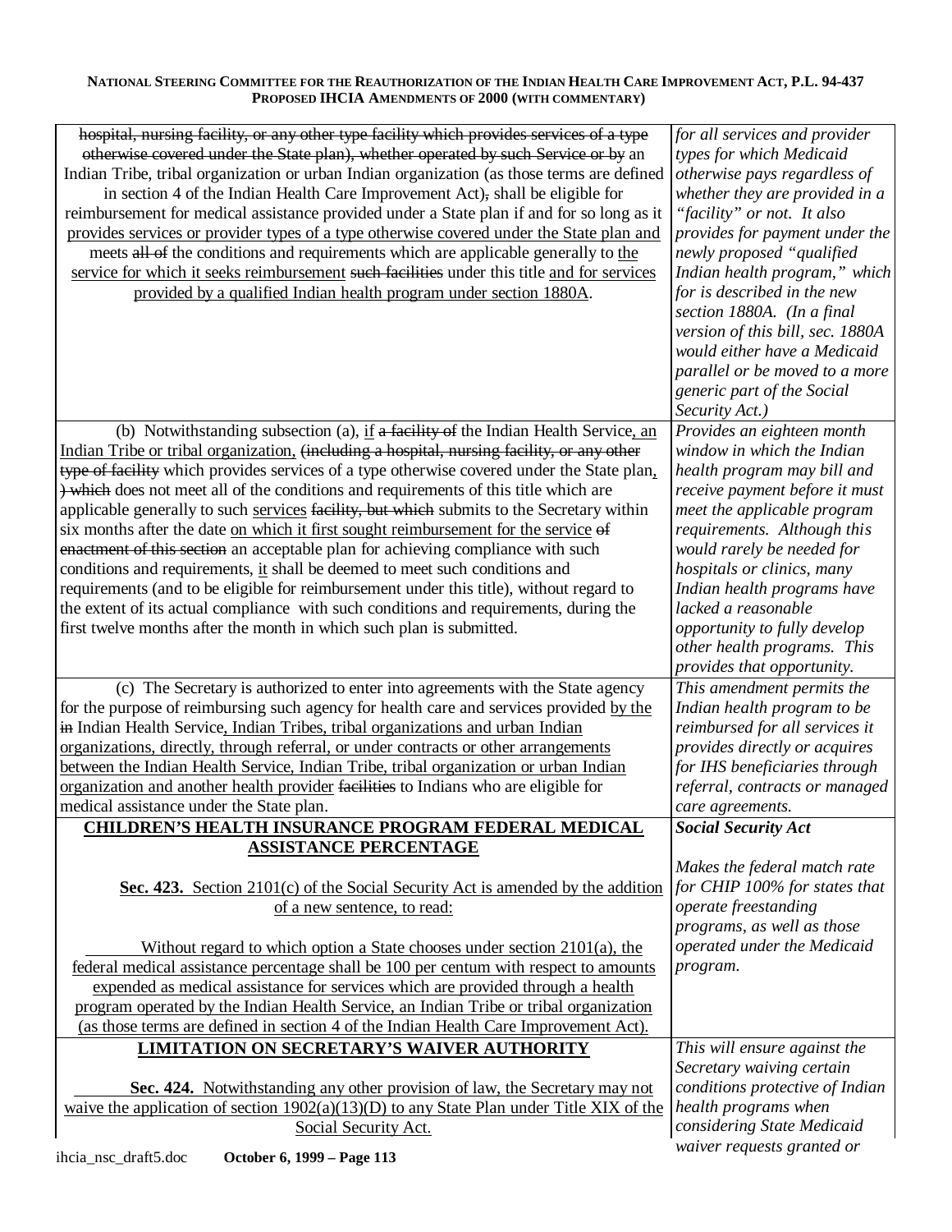| | |
|---|---|
| ~~hospital, nursing facility, or any other type facility which provides services of a type otherwise covered under the State plan), whether operated by such Service or by~~ an Indian Tribe, tribal organization or urban Indian organization (as those terms are defined in section 4 of the Indian Health Care Improvement Act)~~,~~ shall be eligible for reimbursement for medical assistance provided under a State plan if and for so long as it <u>provides services or provider types of a type otherwise covered under the State plan and</u> meets ~~all of~~ the conditions and requirements which are applicable generally to <u>the service for which it seeks reimbursement</u> ~~such facilities~~ under this title <u>and for services provided by a qualified Indian health program under section 1880A</u>. | *for all services and provider types for which Medicaid otherwise pays regardless of whether they are provided in a "facility" or not. It also provides for payment under the newly proposed "qualified Indian health program," which for is described in the new section 1880A. (In a final version of this bill, sec. 1880A would either have a Medicaid parallel or be moved to a more generic part of the Social Security Act.)* |
| (b) Notwithstanding subsection (a), <u>if</u> ~~a facility of~~ the Indian Health Service<u>, an Indian Tribe or tribal organization,</u> ~~(including a hospital, nursing facility, or any other type of facility~~ which provides services of a type otherwise covered under the State plan<u>,</u> ~~) which~~ does not meet all of the conditions and requirements of this title which are applicable generally to such <u>services</u> ~~facility, but which~~ submits to the Secretary within six months after the date <u>on which it first sought reimbursement for the service</u> ~~of enactment of this section~~ an acceptable plan for achieving compliance with such conditions and requirements, <u>it</u> shall be deemed to meet such conditions and requirements (and to be eligible for reimbursement under this title), without regard to the extent of its actual compliance with such conditions and requirements, during the first twelve months after the month in which such plan is submitted. | *Provides an eighteen month window in which the Indian health program may bill and receive payment before it must meet the applicable program requirements. Although this would rarely be needed for hospitals or clinics, many Indian health programs have lacked a reasonable opportunity to fully develop other health programs. This provides that opportunity.* |
| (c) The Secretary is authorized to enter into agreements with the State agency for the purpose of reimbursing such agency for health care and services provided <u>by the</u> ~~in~~ Indian Health Service<u>, Indian Tribes, tribal organizations and urban Indian organizations, directly, through referral, or under contracts or other arrangements between the Indian Health Service, Indian Tribe, tribal organization or urban Indian organization and another health provider</u> ~~facilities~~ to Indians who are eligible for medical assistance under the State plan. | *This amendment permits the Indian health program to be reimbursed for all services it provides directly or acquires for IHS beneficiaries through referral, contracts or managed care agreements.* |
| **<u>CHILDREN'S HEALTH INSURANCE PROGRAM FEDERAL MEDICAL ASSISTANCE PERCENTAGE</u>**<br><br><u>**Sec. 423.** Section 2101(c) of the Social Security Act is amended by the addition of a new sentence, to read:</u><br><br><u>Without regard to which option a State chooses under section 2101(a), the federal medical assistance percentage shall be 100 per centum with respect to amounts expended as medical assistance for services which are provided through a health program operated by the Indian Health Service, an Indian Tribe or tribal organization (as those terms are defined in section 4 of the Indian Health Care Improvement Act).</u> | ***Social Security Act***<br><br>*Makes the federal match rate for CHIP 100% for states that operate freestanding programs, as well as those operated under the Medicaid program.* |
| **<u>LIMITATION ON SECRETARY'S WAIVER AUTHORITY</u>**<br><br><u>**Sec. 424.** Notwithstanding any other provision of law, the Secretary may not waive the application of section 1902(a)(13)(D) to any State Plan under Title XIX of the Social Security Act.</u> | *This will ensure against the Secretary waiving certain conditions protective of Indian health programs when considering State Medicaid waiver requests granted or* |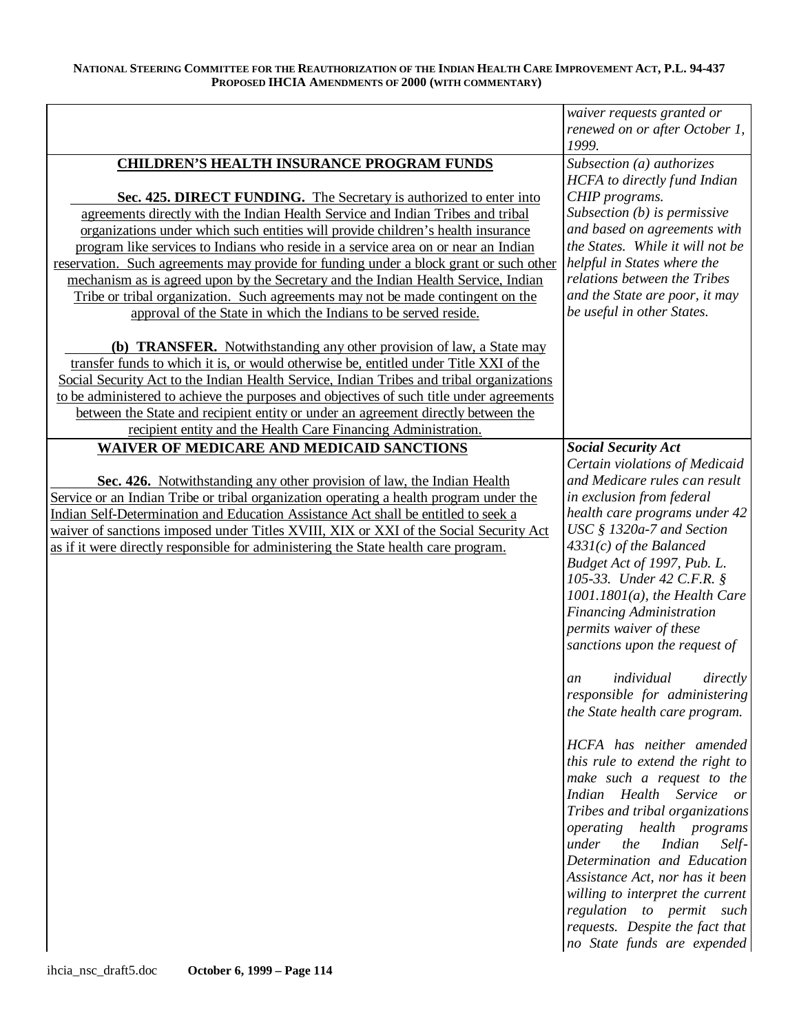| | |
|---|---|
| | *waiver requests granted or renewed on or after October 1, 1999.* |
| **CHILDREN'S HEALTH INSURANCE PROGRAM FUNDS**<br><br>**Sec. 425. DIRECT FUNDING.** The Secretary is authorized to enter into agreements directly with the Indian Health Service and Indian Tribes and tribal organizations under which such entities will provide children's health insurance program like services to Indians who reside in a service area on or near an Indian reservation. Such agreements may provide for funding under a block grant or such other mechanism as is agreed upon by the Secretary and the Indian Health Service, Indian Tribe or tribal organization. Such agreements may not be made contingent on the approval of the State in which the Indians to be served reside.<br><br>**(b) TRANSFER.** Notwithstanding any other provision of law, a State may transfer funds to which it is, or would otherwise be, entitled under Title XXI of the Social Security Act to the Indian Health Service, Indian Tribes and tribal organizations to be administered to achieve the purposes and objectives of such title under agreements between the State and recipient entity or under an agreement directly between the recipient entity and the Health Care Financing Administration. | *Subsection (a) authorizes HCFA to directly fund Indian CHIP programs.*<br>*Subsection (b) is permissive and based on agreements with the States. While it will not be helpful in States where the relations between the Tribes and the State are poor, it may be useful in other States.* |
| **WAIVER OF MEDICARE AND MEDICAID SANCTIONS**<br><br>**Sec. 426.** Notwithstanding any other provision of law, the Indian Health Service or an Indian Tribe or tribal organization operating a health program under the Indian Self-Determination and Education Assistance Act shall be entitled to seek a waiver of sanctions imposed under Titles XVIII, XIX or XXI of the Social Security Act as if it were directly responsible for administering the State health care program. | ***Social Security Act***<br>*Certain violations of Medicaid and Medicare rules can result in exclusion from federal health care programs under 42 USC § 1320a-7 and Section 4331(c) of the Balanced Budget Act of 1997, Pub. L. 105-33. Under 42 C.F.R. § 1001.1801(a), the Health Care Financing Administration permits waiver of these sanctions upon the request of an individual directly responsible for administering the State health care program.*<br><br>*HCFA has neither amended this rule to extend the right to make such a request to the Indian Health Service or Tribes and tribal organizations operating health programs under the Indian Self-Determination and Education Assistance Act, nor has it been willing to interpret the current regulation to permit such requests. Despite the fact that no State funds are expended* |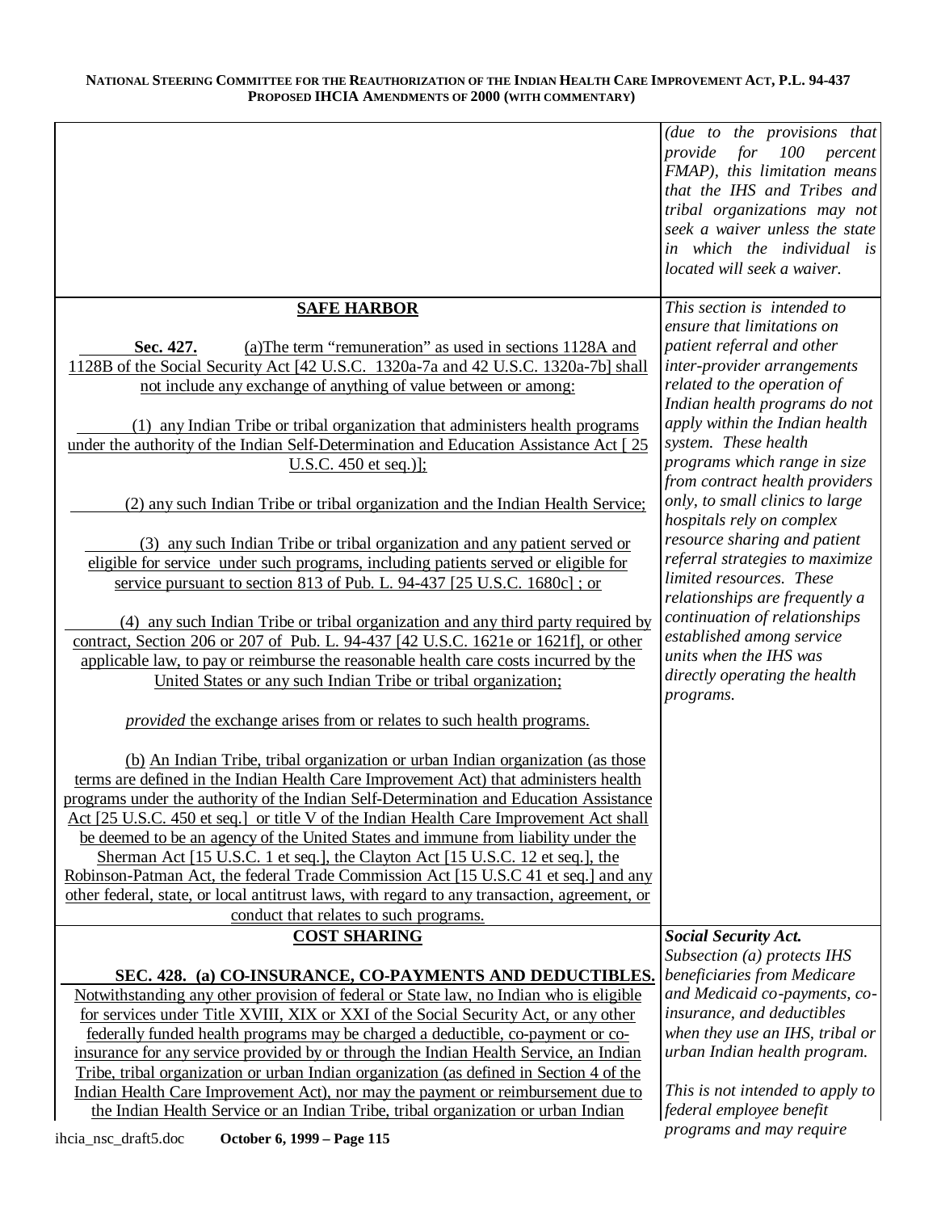| | |
|---|---|
| | *(due to the provisions that provide for 100 percent FMAP), this limitation means that the IHS and Tribes and tribal organizations may not seek a waiver unless the state in which the individual is located will seek a waiver.* |
| **SAFE HARBOR**<br><br>**Sec. 427.** (a)The term "remuneration" as used in sections 1128A and 1128B of the Social Security Act [42 U.S.C. 1320a-7a and 42 U.S.C. 1320a-7b] shall not include any exchange of anything of value between or among:<br><br>(1) any Indian Tribe or tribal organization that administers health programs under the authority of the Indian Self-Determination and Education Assistance Act [ 25 U.S.C. 450 et seq.)];<br><br>(2) any such Indian Tribe or tribal organization and the Indian Health Service;<br><br>(3) any such Indian Tribe or tribal organization and any patient served or eligible for service under such programs, including patients served or eligible for service pursuant to section 813 of Pub. L. 94-437 [25 U.S.C. 1680c] ; or<br><br>(4) any such Indian Tribe or tribal organization and any third party required by contract, Section 206 or 207 of Pub. L. 94-437 [42 U.S.C. 1621e or 1621f], or other applicable law, to pay or reimburse the reasonable health care costs incurred by the United States or any such Indian Tribe or tribal organization;<br><br>*provided* the exchange arises from or relates to such health programs.<br><br>(b) An Indian Tribe, tribal organization or urban Indian organization (as those terms are defined in the Indian Health Care Improvement Act) that administers health programs under the authority of the Indian Self-Determination and Education Assistance Act [25 U.S.C. 450 et seq.] or title V of the Indian Health Care Improvement Act shall be deemed to be an agency of the United States and immune from liability under the Sherman Act [15 U.S.C. 1 et seq.], the Clayton Act [15 U.S.C. 12 et seq.], the Robinson-Patman Act, the federal Trade Commission Act [15 U.S.C 41 et seq.] and any other federal, state, or local antitrust laws, with regard to any transaction, agreement, or conduct that relates to such programs. | *This section is intended to ensure that limitations on patient referral and other inter-provider arrangements related to the operation of Indian health programs do not apply within the Indian health system. These health programs which range in size from contract health providers only, to small clinics to large hospitals rely on complex resource sharing and patient referral strategies to maximize limited resources. These relationships are frequently a continuation of relationships established among service units when the IHS was directly operating the health programs.* |
| **COST SHARING**<br><br>**SEC. 428. (a) CO-INSURANCE, CO-PAYMENTS AND DEDUCTIBLES.** Notwithstanding any other provision of federal or State law, no Indian who is eligible for services under Title XVIII, XIX or XXI of the Social Security Act, or any other federally funded health programs may be charged a deductible, co-payment or co-insurance for any service provided by or through the Indian Health Service, an Indian Tribe, tribal organization or urban Indian organization (as defined in Section 4 of the Indian Health Care Improvement Act), nor may the payment or reimbursement due to the Indian Health Service or an Indian Tribe, tribal organization or urban Indian | ***Social Security Act.***<br>*Subsection (a) protects IHS beneficiaries from Medicare and Medicaid co-payments, co-insurance, and deductibles when they use an IHS, tribal or urban Indian health program.*<br><br>*This is not intended to apply to federal employee benefit programs and may require* |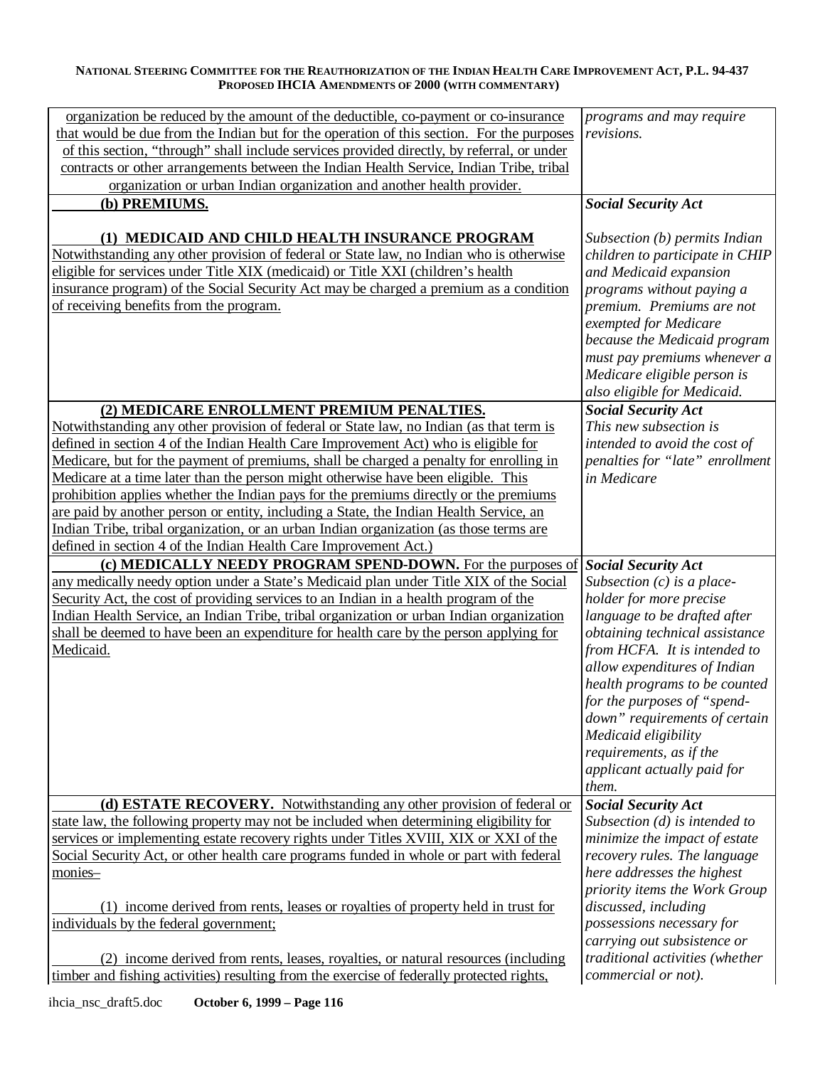| | |
|---|---|
| organization be reduced by the amount of the deductible, co-payment or co-insurance that would be due from the Indian but for the operation of this section. For the purposes of this section, "through" shall include services provided directly, by referral, or under contracts or other arrangements between the Indian Health Service, Indian Tribe, tribal organization or urban Indian organization and another health provider. | *programs and may require revisions.* |
| **(b) PREMIUMS.**<br><br>**(1) MEDICAID AND CHILD HEALTH INSURANCE PROGRAM** Notwithstanding any other provision of federal or State law, no Indian who is otherwise eligible for services under Title XIX (medicaid) or Title XXI (children's health insurance program) of the Social Security Act may be charged a premium as a condition of receiving benefits from the program. | ***Social Security Act***<br><br>*Subsection (b) permits Indian children to participate in CHIP and Medicaid expansion programs without paying a premium. Premiums are not exempted for Medicare because the Medicaid program must pay premiums whenever a Medicare eligible person is also eligible for Medicaid.* |
| **(2) MEDICARE ENROLLMENT PREMIUM PENALTIES.** Notwithstanding any other provision of federal or State law, no Indian (as that term is defined in section 4 of the Indian Health Care Improvement Act) who is eligible for Medicare, but for the payment of premiums, shall be charged a penalty for enrolling in Medicare at a time later than the person might otherwise have been eligible. This prohibition applies whether the Indian pays for the premiums directly or the premiums are paid by another person or entity, including a State, the Indian Health Service, an Indian Tribe, tribal organization, or an urban Indian organization (as those terms are defined in section 4 of the Indian Health Care Improvement Act.) | ***Social Security Act***<br>*This new subsection is intended to avoid the cost of penalties for "late" enrollment in Medicare* |
| **(c) MEDICALLY NEEDY PROGRAM SPEND-DOWN.** For the purposes of any medically needy option under a State's Medicaid plan under Title XIX of the Social Security Act, the cost of providing services to an Indian in a health program of the Indian Health Service, an Indian Tribe, tribal organization or urban Indian organization shall be deemed to have been an expenditure for health care by the person applying for Medicaid. | ***Social Security Act***<br>*Subsection (c) is a place-holder for more precise language to be drafted after obtaining technical assistance from HCFA. It is intended to allow expenditures of Indian health programs to be counted for the purposes of "spend-down" requirements of certain Medicaid eligibility requirements, as if the applicant actually paid for them.* |
| **(d) ESTATE RECOVERY.** Notwithstanding any other provision of federal or state law, the following property may not be included when determining eligibility for services or implementing estate recovery rights under Titles XVIII, XIX or XXI of the Social Security Act, or other health care programs funded in whole or part with federal monies–<br><br>(1) income derived from rents, leases or royalties of property held in trust for individuals by the federal government;<br><br>(2) income derived from rents, leases, royalties, or natural resources (including timber and fishing activities) resulting from the exercise of federally protected rights, | ***Social Security Act***<br>*Subsection (d) is intended to minimize the impact of estate recovery rules. The language here addresses the highest priority items the Work Group discussed, including possessions necessary for carrying out subsistence or traditional activities (whether commercial or not).* |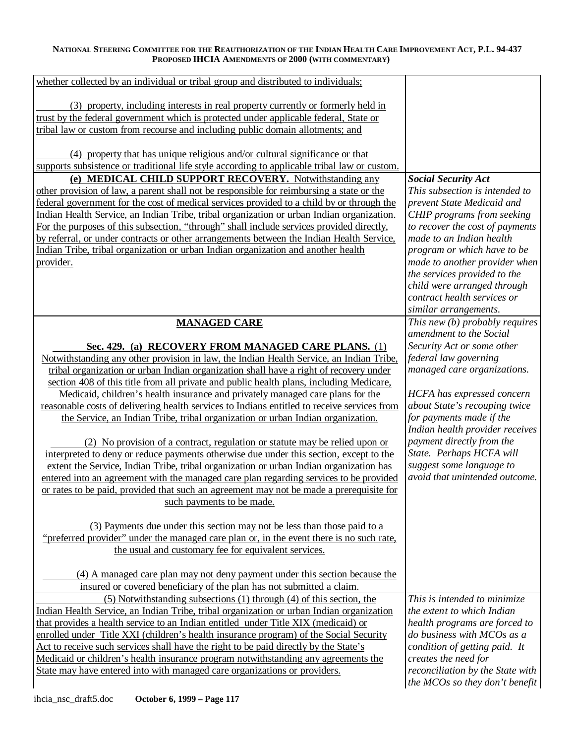| | |
|---|---|
| whether collected by an individual or tribal group and distributed to individuals;<br><br>(3) property, including interests in real property currently or formerly held in trust by the federal government which is protected under applicable federal, State or tribal law or custom from recourse and including public domain allotments; and<br><br>(4) property that has unique religious and/or cultural significance or that supports subsistence or traditional life style according to applicable tribal law or custom. | |
| **(e) MEDICAL CHILD SUPPORT RECOVERY.** Notwithstanding any other provision of law, a parent shall not be responsible for reimbursing a state or the federal government for the cost of medical services provided to a child by or through the Indian Health Service, an Indian Tribe, tribal organization or urban Indian organization. For the purposes of this subsection, "through" shall include services provided directly, by referral, or under contracts or other arrangements between the Indian Health Service, Indian Tribe, tribal organization or urban Indian organization and another health provider. | ***Social Security Act***<br>*This subsection is intended to prevent State Medicaid and CHIP programs from seeking to recover the cost of payments made to an Indian health program or which have to be made to another provider when the services provided to the child were arranged through contract health services or similar arrangements.* |
| **MANAGED CARE**<br><br>**Sec. 429. (a) RECOVERY FROM MANAGED CARE PLANS.** (1) Notwithstanding any other provision in law, the Indian Health Service, an Indian Tribe, tribal organization or urban Indian organization shall have a right of recovery under section 408 of this title from all private and public health plans, including Medicare, Medicaid, children's health insurance and privately managed care plans for the reasonable costs of delivering health services to Indians entitled to receive services from the Service, an Indian Tribe, tribal organization or urban Indian organization.<br><br>(2) No provision of a contract, regulation or statute may be relied upon or interpreted to deny or reduce payments otherwise due under this section, except to the extent the Service, Indian Tribe, tribal organization or urban Indian organization has entered into an agreement with the managed care plan regarding services to be provided or rates to be paid, provided that such an agreement may not be made a prerequisite for such payments to be made.<br><br>(3) Payments due under this section may not be less than those paid to a "preferred provider" under the managed care plan or, in the event there is no such rate, the usual and customary fee for equivalent services.<br><br>(4) A managed care plan may not deny payment under this section because the insured or covered beneficiary of the plan has not submitted a claim. | *This new (b) probably requires amendment to the Social Security Act or some other federal law governing managed care organizations.*<br><br>*HCFA has expressed concern about State's recouping twice for payments made if the Indian health provider receives payment directly from the State. Perhaps HCFA will suggest some language to avoid that unintended outcome.* |
| (5) Notwithstanding subsections (1) through (4) of this section, the Indian Health Service, an Indian Tribe, tribal organization or urban Indian organization that provides a health service to an Indian entitled under Title XIX (medicaid) or enrolled under Title XXI (children's health insurance program) of the Social Security Act to receive such services shall have the right to be paid directly by the State's Medicaid or children's health insurance program notwithstanding any agreements the State may have entered into with managed care organizations or providers. | *This is intended to minimize the extent to which Indian health programs are forced to do business with MCOs as a condition of getting paid. It creates the need for reconciliation by the State with the MCOs so they don't benefit* |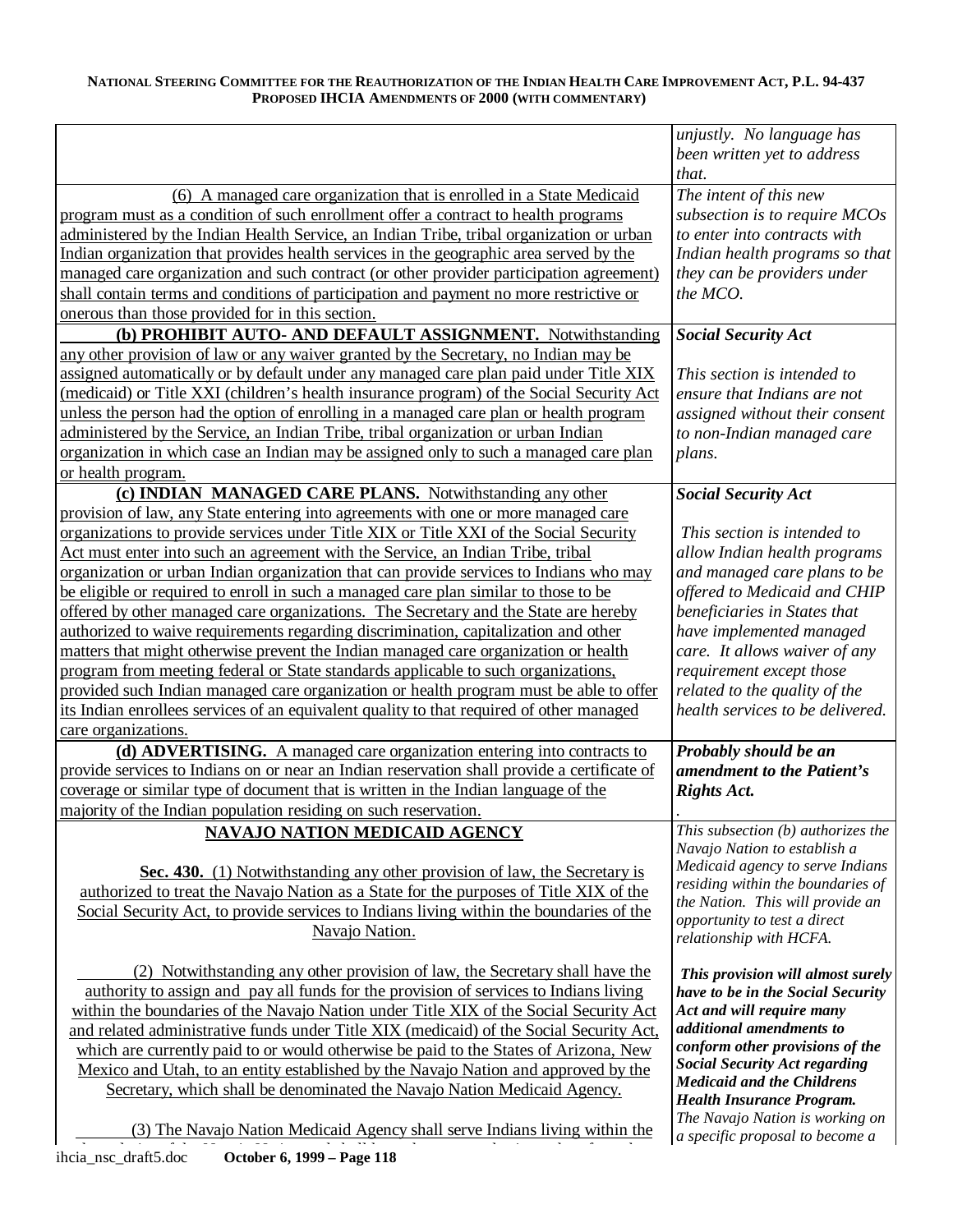| | |
|---|---|
| | *unjustly. No language has been written yet to address that.* |
| (6) A managed care organization that is enrolled in a State Medicaid program must as a condition of such enrollment offer a contract to health programs administered by the Indian Health Service, an Indian Tribe, tribal organization or urban Indian organization that provides health services in the geographic area served by the managed care organization and such contract (or other provider participation agreement) shall contain terms and conditions of participation and payment no more restrictive or onerous than those provided for in this section. | *The intent of this new subsection is to require MCOs to enter into contracts with Indian health programs so that they can be providers under the MCO.* |
| **(b) PROHIBIT AUTO- AND DEFAULT ASSIGNMENT.** Notwithstanding any other provision of law or any waiver granted by the Secretary, no Indian may be assigned automatically or by default under any managed care plan paid under Title XIX (medicaid) or Title XXI (children's health insurance program) of the Social Security Act unless the person had the option of enrolling in a managed care plan or health program administered by the Service, an Indian Tribe, tribal organization or urban Indian organization in which case an Indian may be assigned only to such a managed care plan or health program. | ***Social Security Act*** <br><br> *This section is intended to ensure that Indians are not assigned without their consent to non-Indian managed care plans.* |
| **(c) INDIAN MANAGED CARE PLANS.** Notwithstanding any other provision of law, any State entering into agreements with one or more managed care organizations to provide services under Title XIX or Title XXI of the Social Security Act must enter into such an agreement with the Service, an Indian Tribe, tribal organization or urban Indian organization that can provide services to Indians who may be eligible or required to enroll in such a managed care plan similar to those to be offered by other managed care organizations. The Secretary and the State are hereby authorized to waive requirements regarding discrimination, capitalization and other matters that might otherwise prevent the Indian managed care organization or health program from meeting federal or State standards applicable to such organizations, provided such Indian managed care organization or health program must be able to offer its Indian enrollees services of an equivalent quality to that required of other managed care organizations. | ***Social Security Act*** <br><br> *This section is intended to allow Indian health programs and managed care plans to be offered to Medicaid and CHIP beneficiaries in States that have implemented managed care. It allows waiver of any requirement except those related to the quality of the health services to be delivered.* |
| **(d) ADVERTISING.** A managed care organization entering into contracts to provide services to Indians on or near an Indian reservation shall provide a certificate of coverage or similar type of document that is written in the Indian language of the majority of the Indian population residing on such reservation. | ***Probably should be an amendment to the Patient's Rights Act.*** <br> . |
| **NAVAJO NATION MEDICAID AGENCY** <br><br> **Sec. 430.** (1) Notwithstanding any other provision of law, the Secretary is authorized to treat the Navajo Nation as a State for the purposes of Title XIX of the Social Security Act, to provide services to Indians living within the boundaries of the Navajo Nation. <br><br> (2) Notwithstanding any other provision of law, the Secretary shall have the authority to assign and pay all funds for the provision of services to Indians living within the boundaries of the Navajo Nation under Title XIX of the Social Security Act and related administrative funds under Title XIX (medicaid) of the Social Security Act, which are currently paid to or would otherwise be paid to the States of Arizona, New Mexico and Utah, to an entity established by the Navajo Nation and approved by the Secretary, which shall be denominated the Navajo Nation Medicaid Agency. <br><br> (3) The Navajo Nation Medicaid Agency shall serve Indians living within the | *This subsection (b) authorizes the Navajo Nation to establish a Medicaid agency to serve Indians residing within the boundaries of the Nation. This will provide an opportunity to test a direct relationship with HCFA.* <br><br> ***This provision will almost surely have to be in the Social Security Act and will require many additional amendments to conform other provisions of the Social Security Act regarding Medicaid and the Childrens Health Insurance Program.*** <br> *The Navajo Nation is working on a specific proposal to become a* |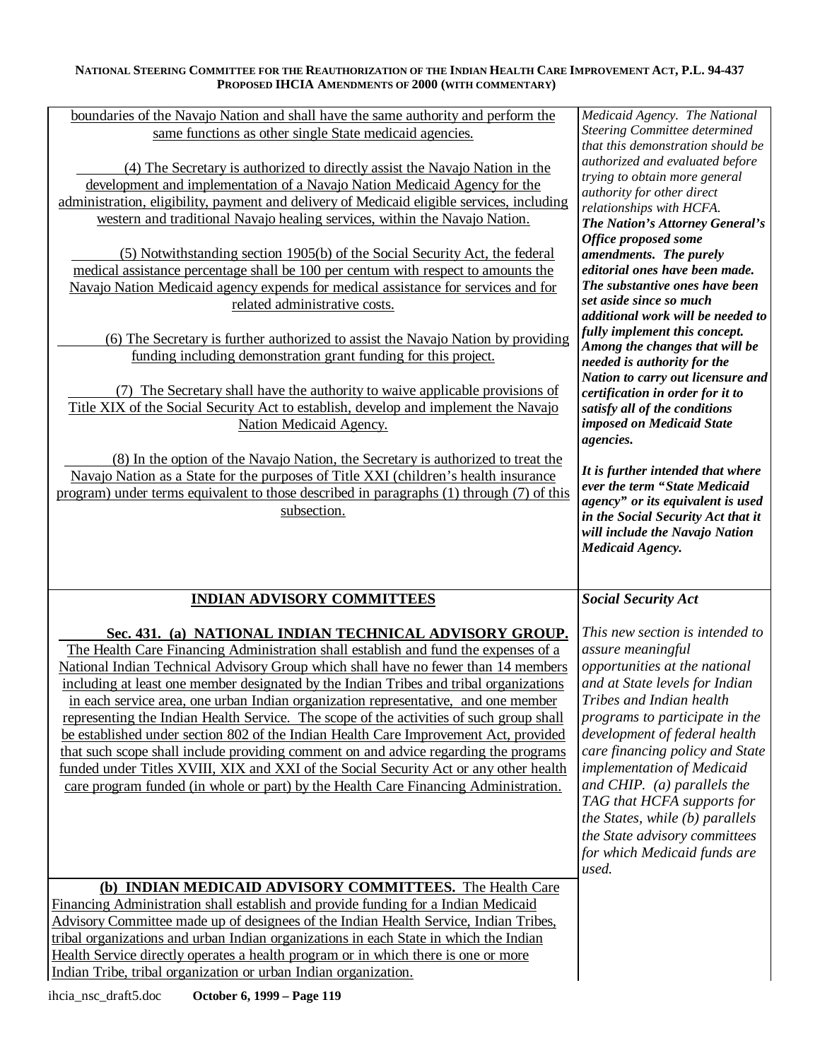| | |
|---|---|
| boundaries of the Navajo Nation and shall have the same authority and perform the same functions as other single State medicaid agencies.<br><br>(4) The Secretary is authorized to directly assist the Navajo Nation in the development and implementation of a Navajo Nation Medicaid Agency for the administration, eligibility, payment and delivery of Medicaid eligible services, including western and traditional Navajo healing services, within the Navajo Nation.<br><br>(5) Notwithstanding section 1905(b) of the Social Security Act, the federal medical assistance percentage shall be 100 per centum with respect to amounts the Navajo Nation Medicaid agency expends for medical assistance for services and for related administrative costs.<br><br>(6) The Secretary is further authorized to assist the Navajo Nation by providing funding including demonstration grant funding for this project.<br><br>(7) The Secretary shall have the authority to waive applicable provisions of Title XIX of the Social Security Act to establish, develop and implement the Navajo Nation Medicaid Agency.<br><br>(8) In the option of the Navajo Nation, the Secretary is authorized to treat the Navajo Nation as a State for the purposes of Title XXI (children's health insurance program) under terms equivalent to those described in paragraphs (1) through (7) of this subsection. | *Medicaid Agency. The National Steering Committee determined that this demonstration should be authorized and evaluated before trying to obtain more general authority for other direct relationships with HCFA.*<br>***The Nation's Attorney General's Office proposed some amendments. The purely editorial ones have been made. The substantive ones have been set aside since so much additional work will be needed to fully implement this concept. Among the changes that will be needed is authority for the Nation to carry out licensure and certification in order for it to satisfy all of the conditions imposed on Medicaid State agencies.***<br><br>***It is further intended that where ever the term "State Medicaid agency" or its equivalent is used in the Social Security Act that it will include the Navajo Nation Medicaid Agency.*** |
| **INDIAN ADVISORY COMMITTEES**<br><br>**Sec. 431. (a) NATIONAL INDIAN TECHNICAL ADVISORY GROUP.** The Health Care Financing Administration shall establish and fund the expenses of a National Indian Technical Advisory Group which shall have no fewer than 14 members including at least one member designated by the Indian Tribes and tribal organizations in each service area, one urban Indian organization representative, and one member representing the Indian Health Service. The scope of the activities of such group shall be established under section 802 of the Indian Health Care Improvement Act, provided that such scope shall include providing comment on and advice regarding the programs funded under Titles XVIII, XIX and XXI of the Social Security Act or any other health care program funded (in whole or part) by the Health Care Financing Administration. | ***Social Security Act***<br><br>*This new section is intended to assure meaningful opportunities at the national and at State levels for Indian Tribes and Indian health programs to participate in the development of federal health care financing policy and State implementation of Medicaid and CHIP. (a) parallels the TAG that HCFA supports for the States, while (b) parallels the State advisory committees for which Medicaid funds are used.* |
| **(b) INDIAN MEDICAID ADVISORY COMMITTEES.** The Health Care Financing Administration shall establish and provide funding for a Indian Medicaid Advisory Committee made up of designees of the Indian Health Service, Indian Tribes, tribal organizations and urban Indian organizations in each State in which the Indian Health Service directly operates a health program or in which there is one or more Indian Tribe, tribal organization or urban Indian organization. | |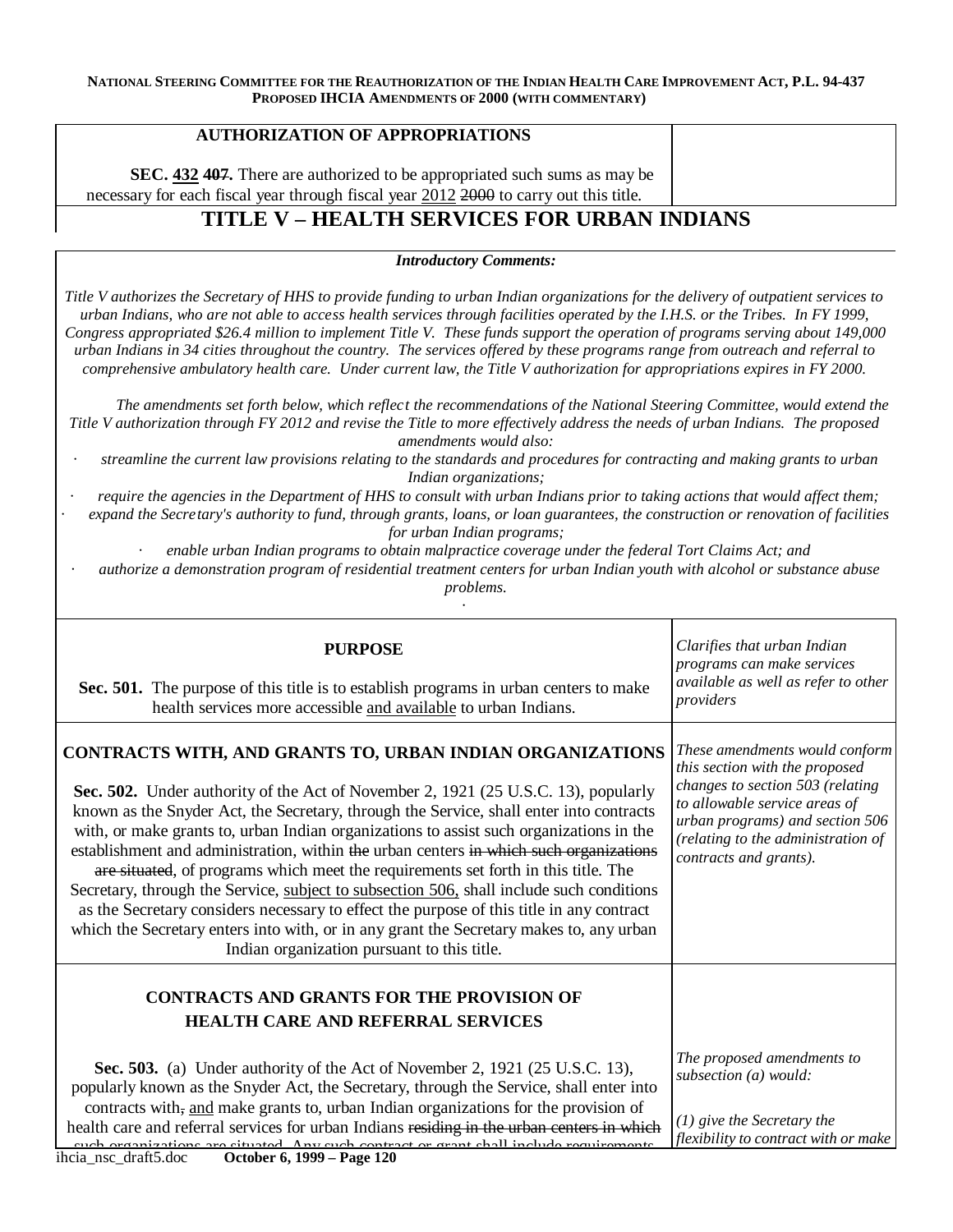| AUTHORIZATION OF APPROPRIATIONS | |
|---|---|
| **SEC. <u>432</u> ~~407~~.** There are authorized to be appropriated such sums as may be necessary for each fiscal year through fiscal year <u>2012</u> ~~2000~~ to carry out this title. | |

# TITLE V – HEALTH SERVICES FOR URBAN INDIANS

***Introductory Comments:***

*Title V authorizes the Secretary of HHS to provide funding to urban Indian organizations for the delivery of outpatient services to urban Indians, who are not able to access health services through facilities operated by the I.H.S. or the Tribes. In FY 1999, Congress appropriated $26.4 million to implement Title V. These funds support the operation of programs serving about 149,000 urban Indians in 34 cities throughout the country. The services offered by these programs range from outreach and referral to comprehensive ambulatory health care. Under current law, the Title V authorization for appropriations expires in FY 2000.*

*The amendments set forth below, which reflect the recommendations of the National Steering Committee, would extend the Title V authorization through FY 2012 and revise the Title to more effectively address the needs of urban Indians. The proposed amendments would also:*

- *streamline the current law provisions relating to the standards and procedures for contracting and making grants to urban Indian organizations;*
- *require the agencies in the Department of HHS to consult with urban Indians prior to taking actions that would affect them;*
- *expand the Secretary's authority to fund, through grants, loans, or loan guarantees, the construction or renovation of facilities for urban Indian programs;*
- *enable urban Indian programs to obtain malpractice coverage under the federal Tort Claims Act; and*
- *authorize a demonstration program of residential treatment centers for urban Indian youth with alcohol or substance abuse problems.*

| | |
|---|---|
| **PURPOSE**<br><br>**Sec. 501.** The purpose of this title is to establish programs in urban centers to make health services more accessible <u>and available</u> to urban Indians. | *Clarifies that urban Indian programs can make services available as well as refer to other providers* |
| **CONTRACTS WITH, AND GRANTS TO, URBAN INDIAN ORGANIZATIONS**<br><br>**Sec. 502.** Under authority of the Act of November 2, 1921 (25 U.S.C. 13), popularly known as the Snyder Act, the Secretary, through the Service, shall enter into contracts with, or make grants to, urban Indian organizations to assist such organizations in the establishment and administration, within ~~the~~ urban centers ~~in which such organizations are situated~~, of programs which meet the requirements set forth in this title. The Secretary, through the Service, <u>subject to subsection 506,</u> shall include such conditions as the Secretary considers necessary to effect the purpose of this title in any contract which the Secretary enters into with, or in any grant the Secretary makes to, any urban Indian organization pursuant to this title. | *These amendments would conform this section with the proposed changes to section 503 (relating to allowable service areas of urban programs) and section 506 (relating to the administration of contracts and grants).* |
| **CONTRACTS AND GRANTS FOR THE PROVISION OF HEALTH CARE AND REFERRAL SERVICES**<br><br>**Sec. 503.** (a) Under authority of the Act of November 2, 1921 (25 U.S.C. 13), popularly known as the Snyder Act, the Secretary, through the Service, shall enter into contracts with~~,~~ <u>and</u> make grants to, urban Indian organizations for the provision of health care and referral services for urban Indians ~~residing in the urban centers in which such organizations are situated.~~ Any such contract or grant shall include requirements | *The proposed amendments to subsection (a) would:*<br><br>*(1) give the Secretary the flexibility to contract with or make* |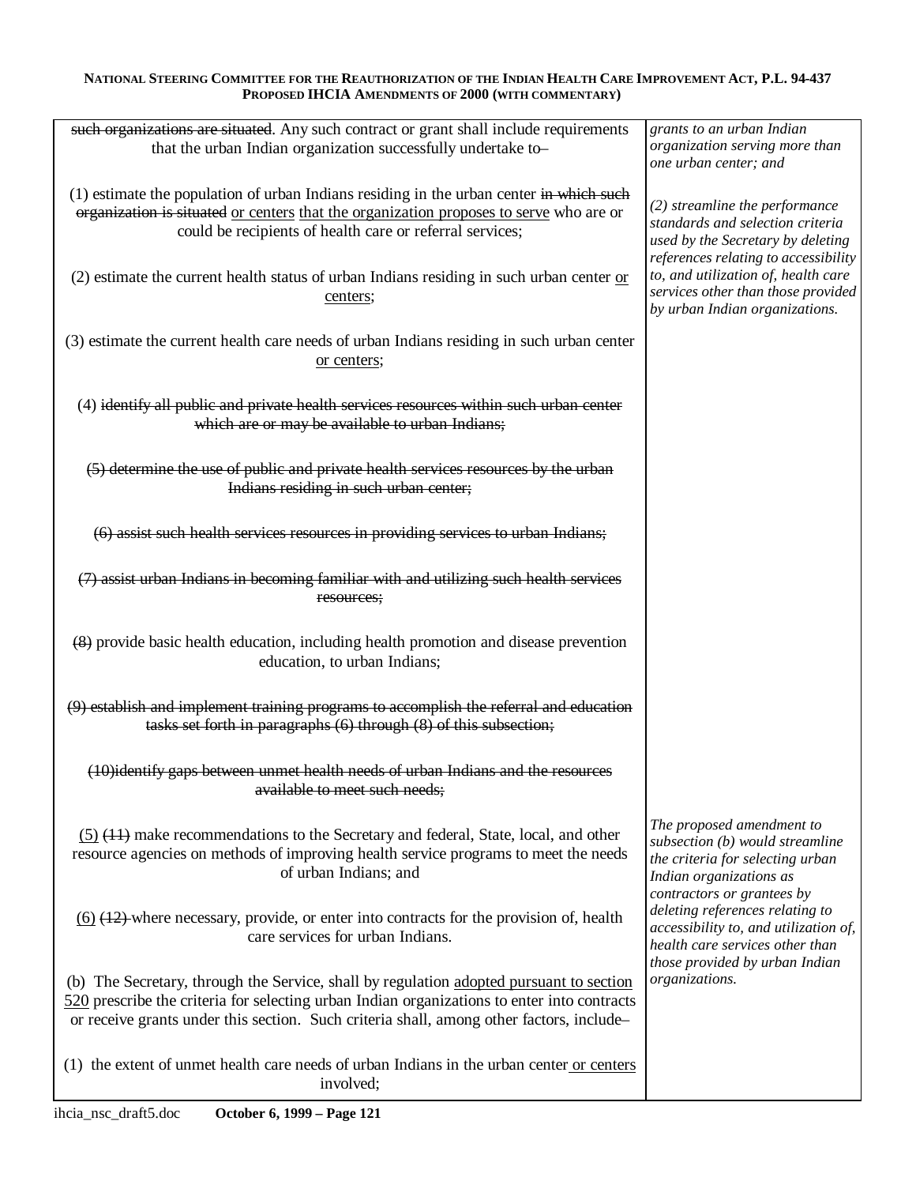| | |
|---|---|
| ~~such organizations are situated~~. Any such contract or grant shall include requirements that the urban Indian organization successfully undertake to– | *grants to an urban Indian organization serving more than one urban center; and* |
| (1) estimate the population of urban Indians residing in the urban center ~~in which such organization is situated~~ <u>or centers</u> <u>that the organization proposes to serve</u> who are or could be recipients of health care or referral services; | *(2) streamline the performance standards and selection criteria used by the Secretary by deleting references relating to accessibility to, and utilization of, health care services other than those provided by urban Indian organizations.* |
| (2) estimate the current health status of urban Indians residing in such urban center <u>or centers</u>; | |
| (3) estimate the current health care needs of urban Indians residing in such urban center <u>or centers</u>; | |
| (4) ~~identify all public and private health services resources within such urban center which are or may be available to urban Indians;~~ | |
| ~~(5) determine the use of public and private health services resources by the urban Indians residing in such urban center;~~ | |
| ~~(6) assist such health services resources in providing services to urban Indians;~~ | |
| ~~(7) assist urban Indians in becoming familiar with and utilizing such health services resources;~~ | |
| ~~(8)~~ provide basic health education, including health promotion and disease prevention education, to urban Indians; | |
| ~~(9) establish and implement training programs to accomplish the referral and education tasks set forth in paragraphs (6) through (8) of this subsection;~~ | |
| ~~(10)identify gaps between unmet health needs of urban Indians and the resources available to meet such needs;~~ | |
| <u>(5)</u> ~~(11)~~ make recommendations to the Secretary and federal, State, local, and other resource agencies on methods of improving health service programs to meet the needs of urban Indians; and | *The proposed amendment to subsection (b) would streamline the criteria for selecting urban Indian organizations as contractors or grantees by deleting references relating to accessibility to, and utilization of, health care services other than those provided by urban Indian organizations.* |
| <u>(6)</u> ~~(12)~~ where necessary, provide, or enter into contracts for the provision of, health care services for urban Indians. | |
| (b) The Secretary, through the Service, shall by regulation <u>adopted pursuant to section 520</u> prescribe the criteria for selecting urban Indian organizations to enter into contracts or receive grants under this section. Such criteria shall, among other factors, include– | |
| (1) the extent of unmet health care needs of urban Indians in the urban center <u>or centers</u> involved; | |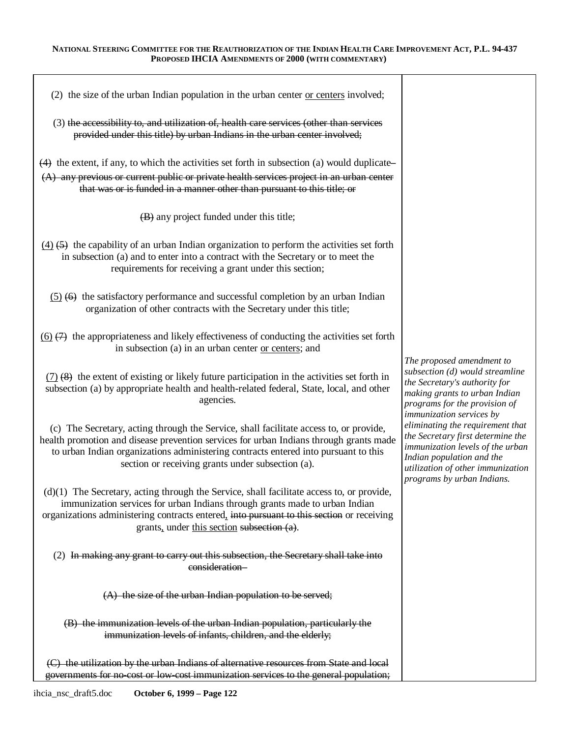(2) the size of the urban Indian population in the urban center <u>or centers</u> involved;

(3) ~~the accessibility to, and utilization of, health care services (other than services provided under this title) by urban Indians in the urban center involved;~~

~~(4)~~ the extent, if any, to which the activities set forth in subsection (a) would duplicate–

~~(A) any previous or current public or private health services project in an urban center that was or is funded in a manner other than pursuant to this title; or~~

~~(B)~~ any project funded under this title;

<u>(4)</u> ~~(5)~~ the capability of an urban Indian organization to perform the activities set forth in subsection (a) and to enter into a contract with the Secretary or to meet the requirements for receiving a grant under this section;

<u>(5)</u> ~~(6)~~ the satisfactory performance and successful completion by an urban Indian organization of other contracts with the Secretary under this title;

<u>(6)</u> ~~(7)~~ the appropriateness and likely effectiveness of conducting the activities set forth in subsection (a) in an urban center <u>or centers</u>; and

<u>(7)</u> ~~(8)~~ the extent of existing or likely future participation in the activities set forth in subsection (a) by appropriate health and health-related federal, State, local, and other agencies.

(c) The Secretary, acting through the Service, shall facilitate access to, or provide, health promotion and disease prevention services for urban Indians through grants made to urban Indian organizations administering contracts entered into pursuant to this section or receiving grants under subsection (a).

(d)(1) The Secretary, acting through the Service, shall facilitate access to, or provide, immunization services for urban Indians through grants made to urban Indian organizations administering contracts entered<u>,</u> ~~into pursuant to this section~~ or receiving grants<u>,</u> under <u>this section</u> ~~subsection (a)~~.

*The proposed amendment to subsection (d) would streamline the Secretary's authority for making grants to urban Indian programs for the provision of immunization services by eliminating the requirement that the Secretary first determine the immunization levels of the urban Indian population and the utilization of other immunization programs by urban Indians.*

(2) ~~In making any grant to carry out this subsection, the Secretary shall take into consideration–~~

~~(A) the size of the urban Indian population to be served;~~

~~(B) the immunization levels of the urban Indian population, particularly the immunization levels of infants, children, and the elderly;~~

~~(C) the utilization by the urban Indians of alternative resources from State and local governments for no-cost or low-cost immunization services to the general population;~~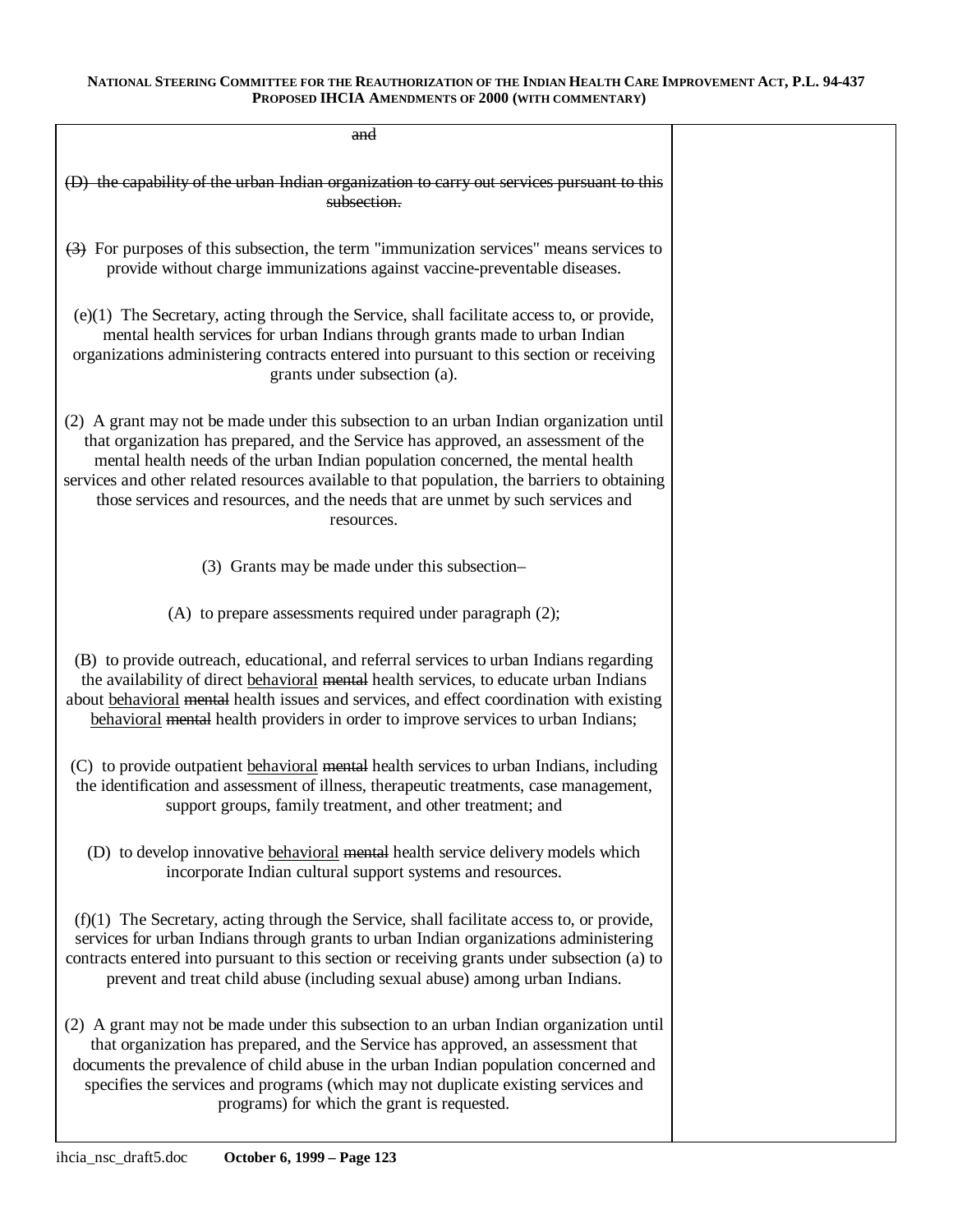~~and~~

~~(D) the capability of the urban Indian organization to carry out services pursuant to this subsection.~~

~~(3)~~ For purposes of this subsection, the term "immunization services" means services to provide without charge immunizations against vaccine-preventable diseases.

(e)(1) The Secretary, acting through the Service, shall facilitate access to, or provide, mental health services for urban Indians through grants made to urban Indian organizations administering contracts entered into pursuant to this section or receiving grants under subsection (a).

(2) A grant may not be made under this subsection to an urban Indian organization until that organization has prepared, and the Service has approved, an assessment of the mental health needs of the urban Indian population concerned, the mental health services and other related resources available to that population, the barriers to obtaining those services and resources, and the needs that are unmet by such services and resources.

(3) Grants may be made under this subsection–

(A) to prepare assessments required under paragraph (2);

(B) to provide outreach, educational, and referral services to urban Indians regarding the availability of direct <u>behavioral</u> ~~mental~~ health services, to educate urban Indians about <u>behavioral</u> ~~mental~~ health issues and services, and effect coordination with existing <u>behavioral</u> ~~mental~~ health providers in order to improve services to urban Indians;

(C) to provide outpatient <u>behavioral</u> ~~mental~~ health services to urban Indians, including the identification and assessment of illness, therapeutic treatments, case management, support groups, family treatment, and other treatment; and

(D) to develop innovative <u>behavioral</u> ~~mental~~ health service delivery models which incorporate Indian cultural support systems and resources.

(f)(1) The Secretary, acting through the Service, shall facilitate access to, or provide, services for urban Indians through grants to urban Indian organizations administering contracts entered into pursuant to this section or receiving grants under subsection (a) to prevent and treat child abuse (including sexual abuse) among urban Indians.

(2) A grant may not be made under this subsection to an urban Indian organization until that organization has prepared, and the Service has approved, an assessment that documents the prevalence of child abuse in the urban Indian population concerned and specifies the services and programs (which may not duplicate existing services and programs) for which the grant is requested.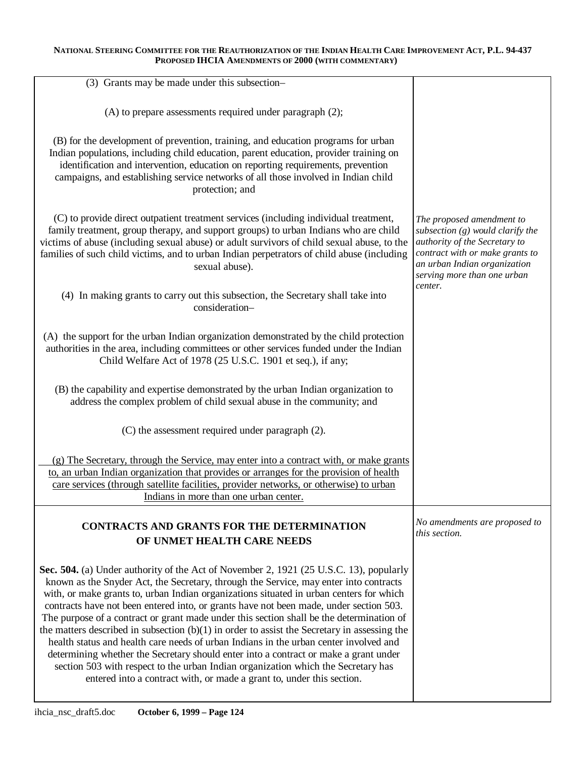(3) Grants may be made under this subsection–

(A) to prepare assessments required under paragraph (2);

(B) for the development of prevention, training, and education programs for urban Indian populations, including child education, parent education, provider training on identification and intervention, education on reporting requirements, prevention campaigns, and establishing service networks of all those involved in Indian child protection; and

(C) to provide direct outpatient treatment services (including individual treatment, family treatment, group therapy, and support groups) to urban Indians who are child victims of abuse (including sexual abuse) or adult survivors of child sexual abuse, to the families of such child victims, and to urban Indian perpetrators of child abuse (including sexual abuse).

*The proposed amendment to subsection (g) would clarify the authority of the Secretary to contract with or make grants to an urban Indian organization serving more than one urban center.*

(4) In making grants to carry out this subsection, the Secretary shall take into consideration–

(A) the support for the urban Indian organization demonstrated by the child protection authorities in the area, including committees or other services funded under the Indian Child Welfare Act of 1978 (25 U.S.C. 1901 et seq.), if any;

(B) the capability and expertise demonstrated by the urban Indian organization to address the complex problem of child sexual abuse in the community; and

(C) the assessment required under paragraph (2).

<u>(g) The Secretary, through the Service, may enter into a contract with, or make grants to, an urban Indian organization that provides or arranges for the provision of health care services (through satellite facilities, provider networks, or otherwise) to urban Indians in more than one urban center.</u>

## CONTRACTS AND GRANTS FOR THE DETERMINATION OF UNMET HEALTH CARE NEEDS

*No amendments are proposed to this section.*

**Sec. 504.** (a) Under authority of the Act of November 2, 1921 (25 U.S.C. 13), popularly known as the Snyder Act, the Secretary, through the Service, may enter into contracts with, or make grants to, urban Indian organizations situated in urban centers for which contracts have not been entered into, or grants have not been made, under section 503. The purpose of a contract or grant made under this section shall be the determination of the matters described in subsection (b)(1) in order to assist the Secretary in assessing the health status and health care needs of urban Indians in the urban center involved and determining whether the Secretary should enter into a contract or make a grant under section 503 with respect to the urban Indian organization which the Secretary has entered into a contract with, or made a grant to, under this section.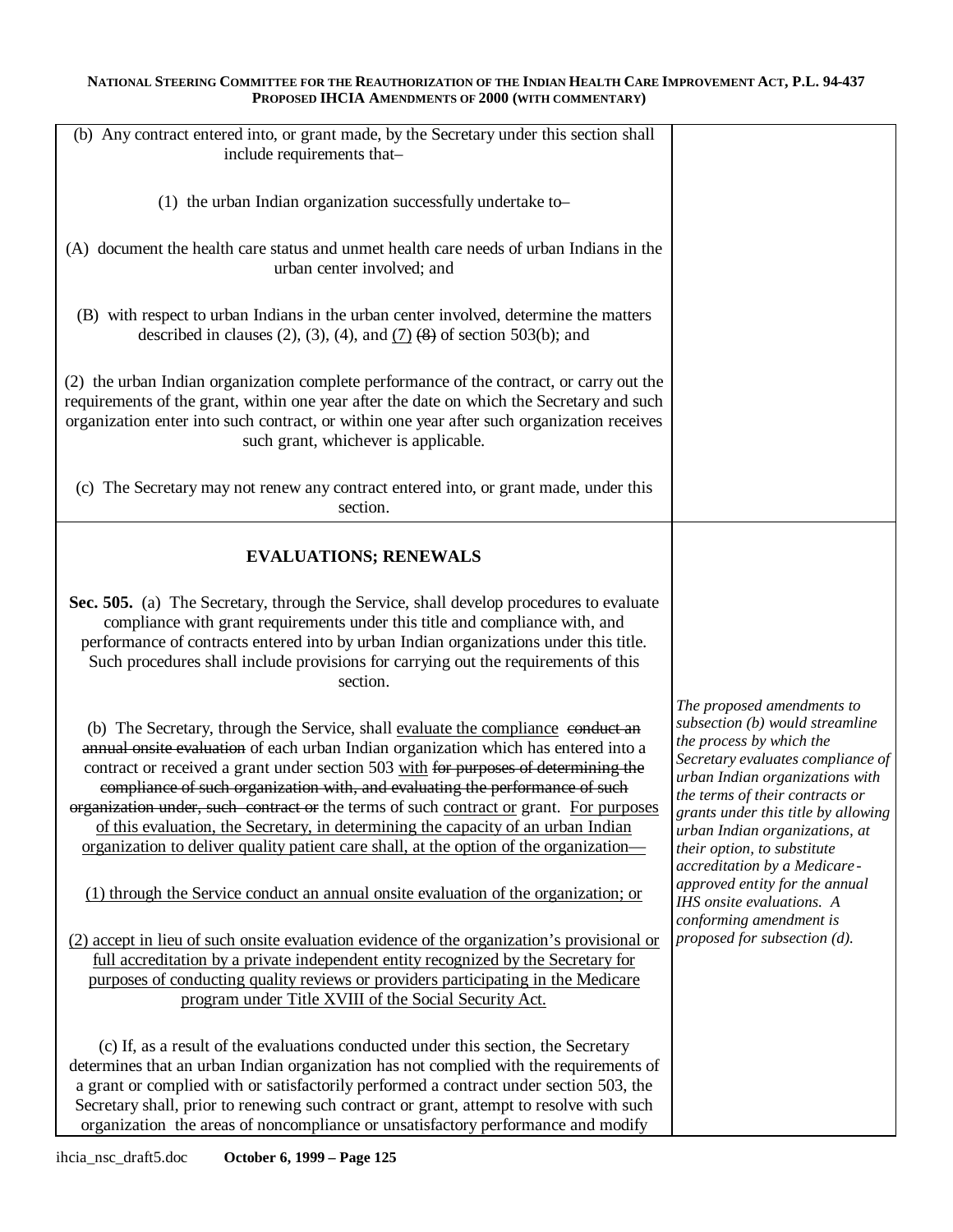| | |
|---|---|
| (b) Any contract entered into, or grant made, by the Secretary under this section shall include requirements that–<br><br>(1) the urban Indian organization successfully undertake to–<br><br>(A) document the health care status and unmet health care needs of urban Indians in the urban center involved; and<br><br>(B) with respect to urban Indians in the urban center involved, determine the matters described in clauses (2), (3), (4), and <u>(7)</u> ~~(8)~~ of section 503(b); and<br><br>(2) the urban Indian organization complete performance of the contract, or carry out the requirements of the grant, within one year after the date on which the Secretary and such organization enter into such contract, or within one year after such organization receives such grant, whichever is applicable.<br><br>(c) The Secretary may not renew any contract entered into, or grant made, under this section. | |
| **EVALUATIONS; RENEWALS**<br><br>**Sec. 505.** (a) The Secretary, through the Service, shall develop procedures to evaluate compliance with grant requirements under this title and compliance with, and performance of contracts entered into by urban Indian organizations under this title. Such procedures shall include provisions for carrying out the requirements of this section.<br><br>(b) The Secretary, through the Service, shall <u>evaluate the compliance</u> ~~conduct an annual onsite evaluation~~ of each urban Indian organization which has entered into a contract or received a grant under section 503 <u>with</u> ~~for purposes of determining the compliance of such organization with, and evaluating the performance of such organization under, such contract or~~ the terms of such <u>contract or</u> grant. <u>For purposes of this evaluation, the Secretary, in determining the capacity of an urban Indian organization to deliver quality patient care shall, at the option of the organization—</u><br><br><u>(1) through the Service conduct an annual onsite evaluation of the organization; or</u><br><br><u>(2) accept in lieu of such onsite evaluation evidence of the organization's provisional or full accreditation by a private independent entity recognized by the Secretary for purposes of conducting quality reviews or providers participating in the Medicare program under Title XVIII of the Social Security Act.</u><br><br>(c) If, as a result of the evaluations conducted under this section, the Secretary determines that an urban Indian organization has not complied with the requirements of a grant or complied with or satisfactorily performed a contract under section 503, the Secretary shall, prior to renewing such contract or grant, attempt to resolve with such organization the areas of noncompliance or unsatisfactory performance and modify | *The proposed amendments to subsection (b) would streamline the process by which the Secretary evaluates compliance of urban Indian organizations with the terms of their contracts or grants under this title by allowing urban Indian organizations, at their option, to substitute accreditation by a Medicare-approved entity for the annual IHS onsite evaluations. A conforming amendment is proposed for subsection (d).* |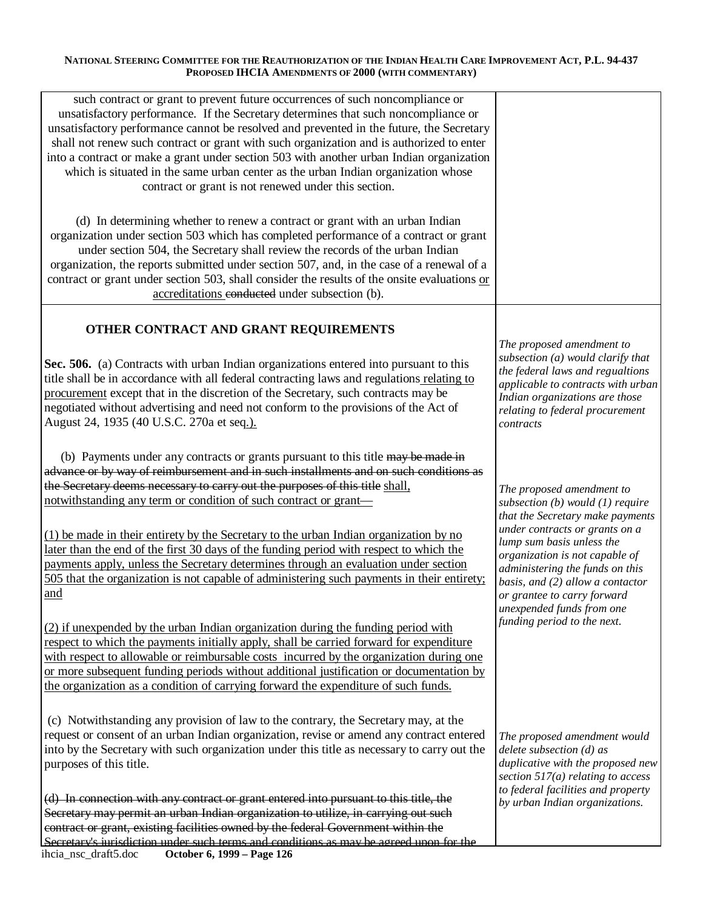| | |
|---|---|
| such contract or grant to prevent future occurrences of such noncompliance or unsatisfactory performance. If the Secretary determines that such noncompliance or unsatisfactory performance cannot be resolved and prevented in the future, the Secretary shall not renew such contract or grant with such organization and is authorized to enter into a contract or make a grant under section 503 with another urban Indian organization which is situated in the same urban center as the urban Indian organization whose contract or grant is not renewed under this section.<br><br>(d) In determining whether to renew a contract or grant with an urban Indian organization under section 503 which has completed performance of a contract or grant under section 504, the Secretary shall review the records of the urban Indian organization, the reports submitted under section 507, and, in the case of a renewal of a contract or grant under section 503, shall consider the results of the onsite evaluations <u>or accreditations</u> ~~conducted~~ under subsection (b). | |
| **OTHER CONTRACT AND GRANT REQUIREMENTS**<br><br>**Sec. 506.** (a) Contracts with urban Indian organizations entered into pursuant to this title shall be in accordance with all federal contracting laws and regulations <u>relating to procurement</u> except that in the discretion of the Secretary, such contracts may be negotiated without advertising and need not conform to the provisions of the Act of August 24, 1935 (40 U.S.C. 270a et seq<u>.).</u> | *The proposed amendment to subsection (a) would clarify that the federal laws and regualtions applicable to contracts with urban Indian organizations are those relating to federal procurement contracts* |
| (b) Payments under any contracts or grants pursuant to this title ~~may be made in advance or by way of reimbursement and in such installments and on such conditions as the Secretary deems necessary to carry out the purposes of this title~~ <u>shall, notwithstanding any term or condition of such contract or grant—</u><br><br><u>(1) be made in their entirety by the Secretary to the urban Indian organization by no later than the end of the first 30 days of the funding period with respect to which the payments apply, unless the Secretary determines through an evaluation under section 505 that the organization is not capable of administering such payments in their entirety; and</u><br><br><u>(2) if unexpended by the urban Indian organization during the funding period with respect to which the payments initially apply, shall be carried forward for expenditure with respect to allowable or reimbursable costs incurred by the organization during one or more subsequent funding periods without additional justification or documentation by the organization as a condition of carrying forward the expenditure of such funds.</u> | *The proposed amendment to subsection (b) would (1) require that the Secretary make payments under contracts or grants on a lump sum basis unless the organization is not capable of administering the funds on this basis, and (2) allow a contactor or grantee to carry forward unexpended funds from one funding period to the next.* |
| (c) Notwithstanding any provision of law to the contrary, the Secretary may, at the request or consent of an urban Indian organization, revise or amend any contract entered into by the Secretary with such organization under this title as necessary to carry out the purposes of this title.<br><br>~~(d) In connection with any contract or grant entered into pursuant to this title, the Secretary may permit an urban Indian organization to utilize, in carrying out such contract or grant, existing facilities owned by the federal Government within the Secretary's jurisdiction under such terms and conditions as may be agreed upon for the~~ | *The proposed amendment would delete subsection (d) as duplicative with the proposed new section 517(a) relating to access to federal facilities and property by urban Indian organizations.* |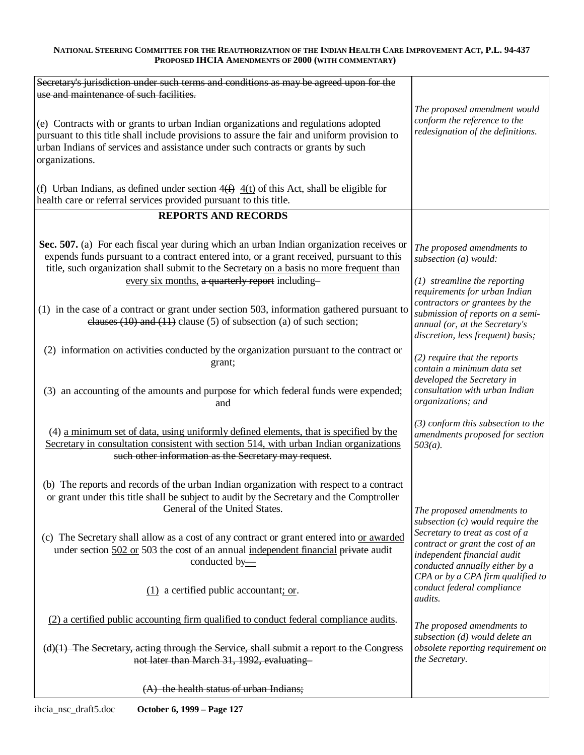| | |
|---|---|
| ~~Secretary's jurisdiction under such terms and conditions as may be agreed upon for the use and maintenance of such facilities.~~<br><br>(e) Contracts with or grants to urban Indian organizations and regulations adopted pursuant to this title shall include provisions to assure the fair and uniform provision to urban Indians of services and assistance under such contracts or grants by such organizations.<br><br>(f) Urban Indians, as defined under section ~~4(f)~~ <u>4(t)</u> of this Act, shall be eligible for health care or referral services provided pursuant to this title. | *The proposed amendment would conform the reference to the redesignation of the definitions.* |
| **REPORTS AND RECORDS**<br><br>**Sec. 507.** (a) For each fiscal year during which an urban Indian organization receives or expends funds pursuant to a contract entered into, or a grant received, pursuant to this title, such organization shall submit to the Secretary <u>on a basis no more frequent than every six months,</u> ~~a quarterly report~~ including–<br><br>(1) in the case of a contract or grant under section 503, information gathered pursuant to ~~clauses (10) and (11)~~ clause (5) of subsection (a) of such section;<br><br>(2) information on activities conducted by the organization pursuant to the contract or grant;<br><br>(3) an accounting of the amounts and purpose for which federal funds were expended; and<br><br>(4) <u>a minimum set of data, using uniformly defined elements, that is specified by the Secretary in consultation consistent with section 514, with urban Indian organizations</u> ~~such other information as the Secretary may request~~.<br><br>(b) The reports and records of the urban Indian organization with respect to a contract or grant under this title shall be subject to audit by the Secretary and the Comptroller General of the United States.<br><br>(c) The Secretary shall allow as a cost of any contract or grant entered into <u>or awarded</u> under section <u>502 or</u> 503 the cost of an annual <u>independent financial</u> ~~private~~ audit conducted by<u>—</u><br><br><u>(1)</u> a certified public accountant<u>; or</u>.<br><br><u>(2) a certified public accounting firm qualified to conduct federal compliance audits</u>.<br><br>~~(d)(1) The Secretary, acting through the Service, shall submit a report to the Congress not later than March 31, 1992, evaluating–~~<br><br>~~(A) the health status of urban Indians;~~ | *The proposed amendments to subsection (a) would:*<br><br>*(1) streamline the reporting requirements for urban Indian contractors or grantees by the submission of reports on a semi-annual (or, at the Secretary's discretion, less frequent) basis;*<br><br>*(2) require that the reports contain a minimum data set developed the Secretary in consultation with urban Indian organizations; and*<br><br>*(3) conform this subsection to the amendments proposed for section 503(a).*<br><br>*The proposed amendments to subsection (c) would require the Secretary to treat as cost of a contract or grant the cost of an independent financial audit conducted annually either by a CPA or by a CPA firm qualified to conduct federal compliance audits.*<br><br>*The proposed amendments to subsection (d) would delete an obsolete reporting requirement on the Secretary.* |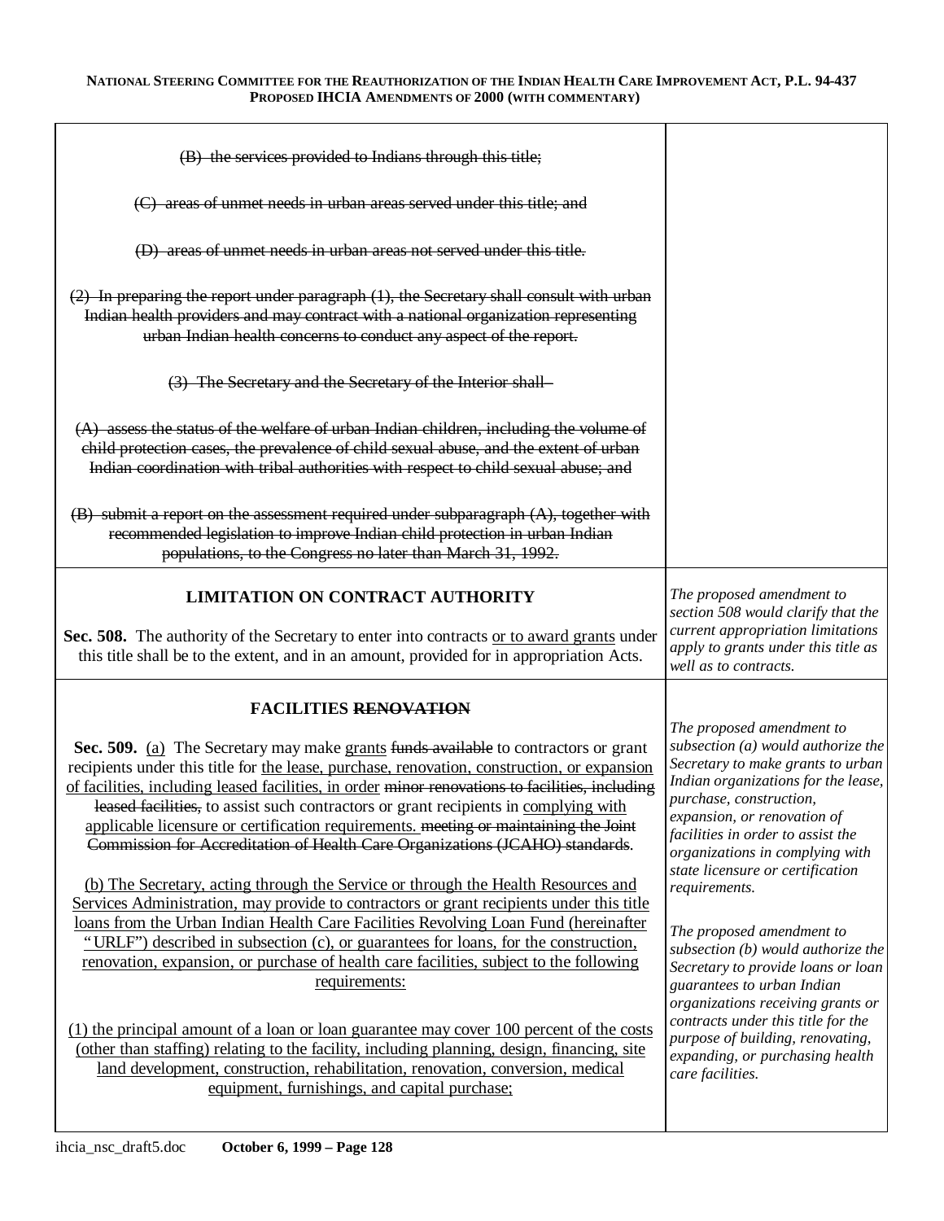| | |
|---|---|
| ~~(B) the services provided to Indians through this title;~~<br><br>~~(C) areas of unmet needs in urban areas served under this title; and~~<br><br>~~(D) areas of unmet needs in urban areas not served under this title.~~<br><br>~~(2) In preparing the report under paragraph (1), the Secretary shall consult with urban Indian health providers and may contract with a national organization representing urban Indian health concerns to conduct any aspect of the report.~~<br><br>~~(3) The Secretary and the Secretary of the Interior shall—~~<br><br>~~(A) assess the status of the welfare of urban Indian children, including the volume of child protection cases, the prevalence of child sexual abuse, and the extent of urban Indian coordination with tribal authorities with respect to child sexual abuse; and~~<br><br>~~(B) submit a report on the assessment required under subparagraph (A), together with recommended legislation to improve Indian child protection in urban Indian populations, to the Congress no later than March 31, 1992.~~ | |
| **LIMITATION ON CONTRACT AUTHORITY**<br><br>**Sec. 508.** The authority of the Secretary to enter into contracts <u>or to award grants</u> under this title shall be to the extent, and in an amount, provided for in appropriation Acts. | *The proposed amendment to section 508 would clarify that the current appropriation limitations apply to grants under this title as well as to contracts.* |
| **FACILITIES ~~RENOVATION~~**<br><br>**Sec. 509.** <u>(a)</u> The Secretary may make <u>grants</u> ~~funds available~~ to contractors or grant recipients under this title for <u>the lease, purchase, renovation, construction, or expansion of facilities, including leased facilities, in order</u> ~~minor renovations to facilities, including leased facilities,~~ to assist such contractors or grant recipients in <u>complying with applicable licensure or certification requirements.</u> ~~meeting or maintaining the Joint Commission for Accreditation of Health Care Organizations (JCAHO) standards~~.<br><br><u>(b) The Secretary, acting through the Service or through the Health Resources and Services Administration, may provide to contractors or grant recipients under this title loans from the Urban Indian Health Care Facilities Revolving Loan Fund (hereinafter "URLF") described in subsection (c), or guarantees for loans, for the construction, renovation, expansion, or purchase of health care facilities, subject to the following requirements:</u><br><br><u>(1) the principal amount of a loan or loan guarantee may cover 100 percent of the costs (other than staffing) relating to the facility, including planning, design, financing, site land development, construction, rehabilitation, renovation, conversion, medical equipment, furnishings, and capital purchase;</u> | *The proposed amendment to subsection (a) would authorize the Secretary to make grants to urban Indian organizations for the lease, purchase, construction, expansion, or renovation of facilities in order to assist the organizations in complying with state licensure or certification requirements.*<br><br>*The proposed amendment to subsection (b) would authorize the Secretary to provide loans or loan guarantees to urban Indian organizations receiving grants or contracts under this title for the purpose of building, renovating, expanding, or purchasing health care facilities.* |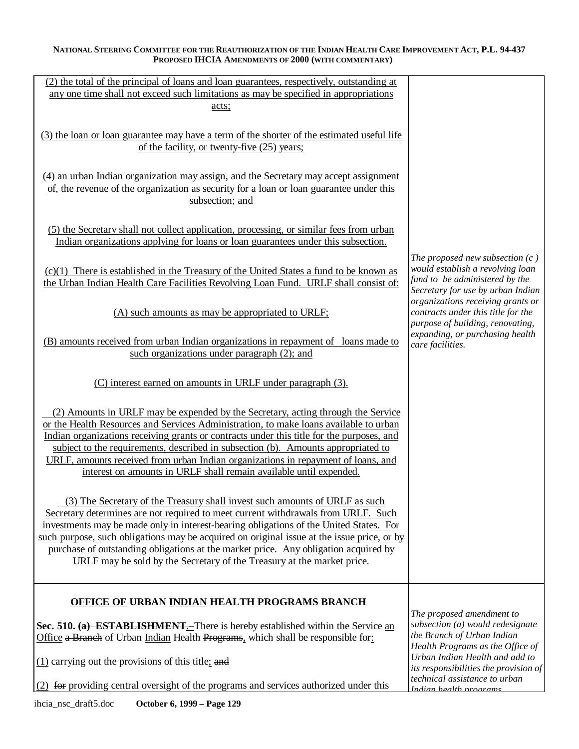| | |
|---|---|
| <u>(2) the total of the principal of loans and loan guarantees, respectively, outstanding at any one time shall not exceed such limitations as may be specified in appropriations acts;</u><br><br><u>(3) the loan or loan guarantee may have a term of the shorter of the estimated useful life of the facility, or twenty-five (25) years;</u><br><br><u>(4) an urban Indian organization may assign, and the Secretary may accept assignment of, the revenue of the organization as security for a loan or loan guarantee under this subsection; and</u><br><br><u>(5) the Secretary shall not collect application, processing, or similar fees from urban Indian organizations applying for loans or loan guarantees under this subsection.</u><br><br><u>(c)(1) There is established in the Treasury of the United States a fund to be known as the Urban Indian Health Care Facilities Revolving Loan Fund. URLF shall consist of:</u><br><br><u>(A) such amounts as may be appropriated to URLF;</u><br><br><u>(B) amounts received from urban Indian organizations in repayment of loans made to such organizations under paragraph (2); and</u><br><br><u>(C) interest earned on amounts in URLF under paragraph (3).</u><br><br><u>(2) Amounts in URLF may be expended by the Secretary, acting through the Service or the Health Resources and Services Administration, to make loans available to urban Indian organizations receiving grants or contracts under this title for the purposes, and subject to the requirements, described in subsection (b). Amounts appropriated to URLF, amounts received from urban Indian organizations in repayment of loans, and interest on amounts in URLF shall remain available until expended.</u><br><br><u>(3) The Secretary of the Treasury shall invest such amounts of URLF as such Secretary determines are not required to meet current withdrawals from URLF. Such investments may be made only in interest-bearing obligations of the United States. For such purpose, such obligations may be acquired on original issue at the issue price, or by purchase of outstanding obligations at the market price. Any obligation acquired by URLF may be sold by the Secretary of the Treasury at the market price.</u> | *The proposed new subsection (c ) would establish a revolving loan fund to be administered by the Secretary for use by urban Indian organizations receiving grants or contracts under this title for the purpose of building, renovating, expanding, or purchasing health care facilities.* |
| **<u>OFFICE OF</u> URBAN <u>INDIAN</u> HEALTH ~~PROGRAMS BRANCH~~**<br><br>**Sec. 510. ~~(a) ESTABLISHMENT.~~** There is hereby established within the Service <u>an Office</u> ~~a Branch~~ of Urban <u>Indian</u> Health ~~Programs~~, which shall be responsible for<u>:</u><br><br><u>(1)</u> carrying out the provisions of this title<u>;</u> ~~and~~<br><br><u>(2)</u> ~~for~~ providing central oversight of the programs and services authorized under this | *The proposed amendment to subsection (a) would redesignate the Branch of Urban Indian Health Programs as the Office of Urban Indian Health and add to its responsibilities the provision of technical assistance to urban Indian health programs.* |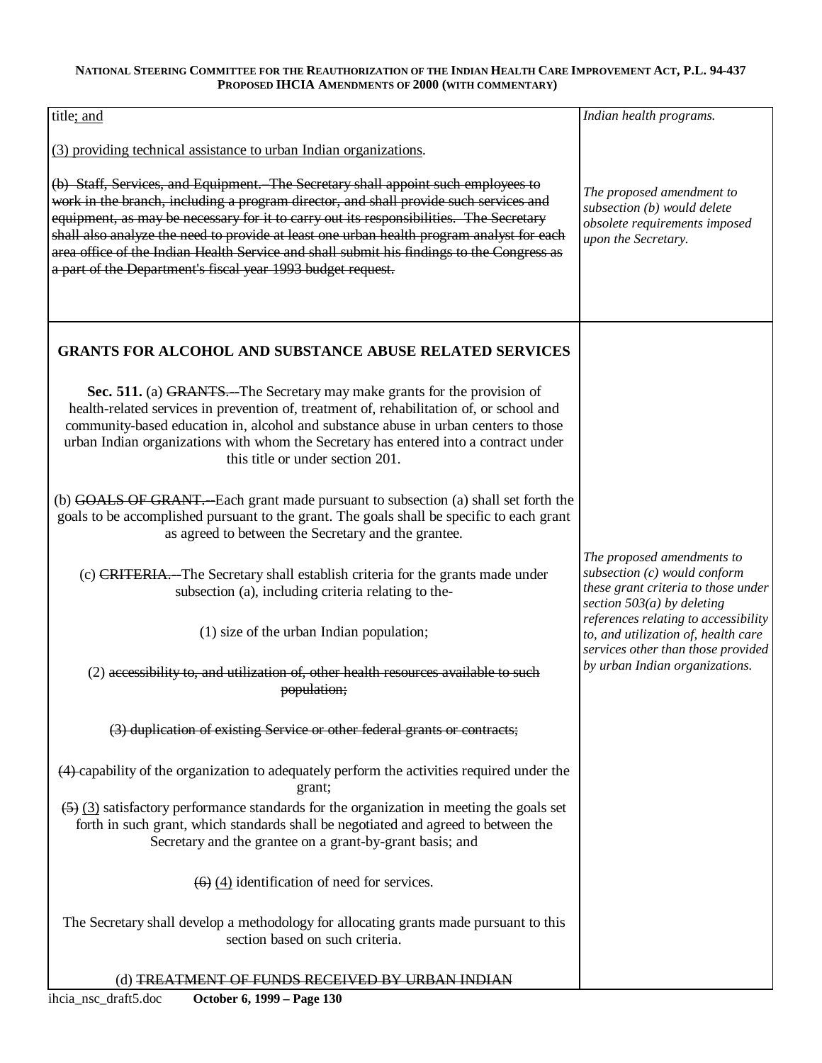| | |
|---|---|
| title; and<br><br>(3) providing technical assistance to urban Indian organizations.<br><br>~~(b) Staff, Services, and Equipment. The Secretary shall appoint such employees to work in the branch, including a program director, and shall provide such services and equipment, as may be necessary for it to carry out its responsibilities. The Secretary shall also analyze the need to provide at least one urban health program analyst for each area office of the Indian Health Service and shall submit his findings to the Congress as a part of the Department's fiscal year 1993 budget request.~~ | *Indian health programs.*<br><br>*The proposed amendment to subsection (b) would delete obsolete requirements imposed upon the Secretary.* |
| **GRANTS FOR ALCOHOL AND SUBSTANCE ABUSE RELATED SERVICES**<br><br>**Sec. 511.** (a) ~~GRANTS.--~~The Secretary may make grants for the provision of health-related services in prevention of, treatment of, rehabilitation of, or school and community-based education in, alcohol and substance abuse in urban centers to those urban Indian organizations with whom the Secretary has entered into a contract under this title or under section 201.<br><br>(b) ~~GOALS OF GRANT.--~~Each grant made pursuant to subsection (a) shall set forth the goals to be accomplished pursuant to the grant. The goals shall be specific to each grant as agreed to between the Secretary and the grantee.<br><br>(c) ~~CRITERIA.--~~The Secretary shall establish criteria for the grants made under subsection (a), including criteria relating to the-<br><br>(1) size of the urban Indian population;<br><br>(2) ~~accessibility to, and utilization of, other health resources available to such population;~~<br><br>~~(3) duplication of existing Service or other federal grants or contracts;~~<br><br>~~(4)~~ capability of the organization to adequately perform the activities required under the grant;<br><br>~~(5)~~ (3) satisfactory performance standards for the organization in meeting the goals set forth in such grant, which standards shall be negotiated and agreed to between the Secretary and the grantee on a grant-by-grant basis; and<br><br>~~(6)~~ (4) identification of need for services.<br><br>The Secretary shall develop a methodology for allocating grants made pursuant to this section based on such criteria.<br><br>(d) ~~TREATMENT OF FUNDS RECEIVED BY URBAN INDIAN~~ | *The proposed amendments to subsection (c) would conform these grant criteria to those under section 503(a) by deleting references relating to accessibility to, and utilization of, health care services other than those provided by urban Indian organizations.* |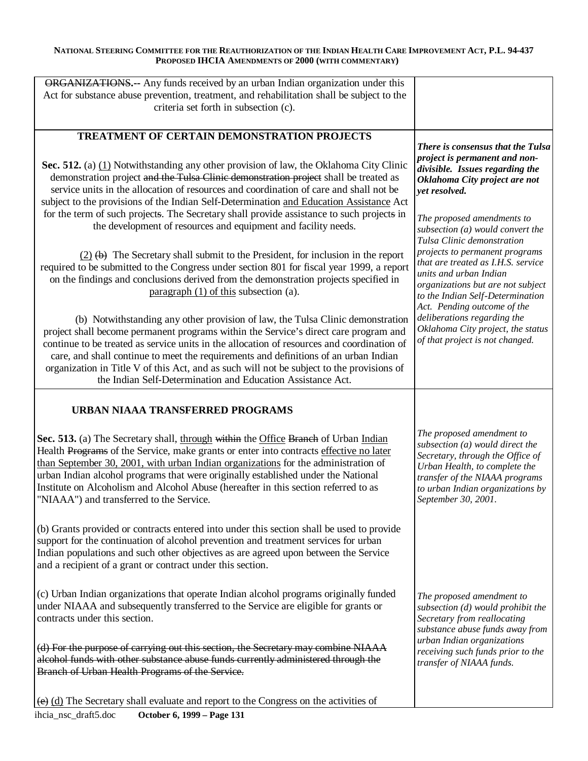| | |
|---|---|
| ~~ORGANIZATIONS.~~-- Any funds received by an urban Indian organization under this Act for substance abuse prevention, treatment, and rehabilitation shall be subject to the criteria set forth in subsection (c). | |
| **TREATMENT OF CERTAIN DEMONSTRATION PROJECTS**<br><br>**Sec. 512.** (a) <u>(1)</u> Notwithstanding any other provision of law, the Oklahoma City Clinic demonstration project ~~and the Tulsa Clinic demonstration project~~ shall be treated as service units in the allocation of resources and coordination of care and shall not be subject to the provisions of the Indian Self-Determination <u>and Education Assistance</u> Act for the term of such project~~s~~. The Secretary shall provide assistance to such project~~s~~ in the development of resources and equipment and facility needs.<br><br><u>(2)</u> ~~(b)~~ The Secretary shall submit to the President, for inclusion in the report required to be submitted to the Congress under section 801 for fiscal year 1999, a report on the findings and conclusions derived from the demonstration projects specified in <u>paragraph (1) of this</u> subsection (a).<br><br>(b) Notwithstanding any other provision of law, the Tulsa Clinic demonstration project shall become permanent programs within the Service's direct care program and continue to be treated as service units in the allocation of resources and coordination of care, and shall continue to meet the requirements and definitions of an urban Indian organization in Title V of this Act, and as such will not be subject to the provisions of the Indian Self-Determination and Education Assistance Act. | ***There is consensus that the Tulsa project is permanent and non-divisible. Issues regarding the Oklahoma City project are not yet resolved.***<br><br>*The proposed amendments to subsection (a) would convert the Tulsa Clinic demonstration projects to permanent programs that are treated as I.H.S. service units and urban Indian organizations but are not subject to the Indian Self-Determination Act. Pending outcome of the deliberations regarding the Oklahoma City project, the status of that project is not changed.* |
| **URBAN NIAAA TRANSFERRED PROGRAMS**<br><br>**Sec. 513.** (a) The Secretary shall, <u>through</u> ~~within~~ the <u>Office</u> ~~Branch~~ of Urban <u>Indian</u> Health ~~Programs~~ of the Service, make grants or enter into contracts <u>effective no later than September 30, 2001, with urban Indian organizations</u> for the administration of urban Indian alcohol programs that were originally established under the National Institute on Alcoholism and Alcohol Abuse (hereafter in this section referred to as "NIAAA") and transferred to the Service.<br><br>(b) Grants provided or contracts entered into under this section shall be used to provide support for the continuation of alcohol prevention and treatment services for urban Indian populations and such other objectives as are agreed upon between the Service and a recipient of a grant or contract under this section.<br><br>(c) Urban Indian organizations that operate Indian alcohol programs originally funded under NIAAA and subsequently transferred to the Service are eligible for grants or contracts under this section.<br><br>~~(d) For the purpose of carrying out this section, the Secretary may combine NIAAA alcohol funds with other substance abuse funds currently administered through the Branch of Urban Health Programs of the Service.~~<br><br>~~(e)~~ <u>(d)</u> The Secretary shall evaluate and report to the Congress on the activities of | *The proposed amendment to subsection (a) would direct the Secretary, through the Office of Urban Health, to complete the transfer of the NIAAA programs to urban Indian organizations by September 30, 2001.*<br><br>*The proposed amendment to subsection (d) would prohibit the Secretary from reallocating substance abuse funds away from urban Indian organizations receiving such funds prior to the transfer of NIAAA funds.* |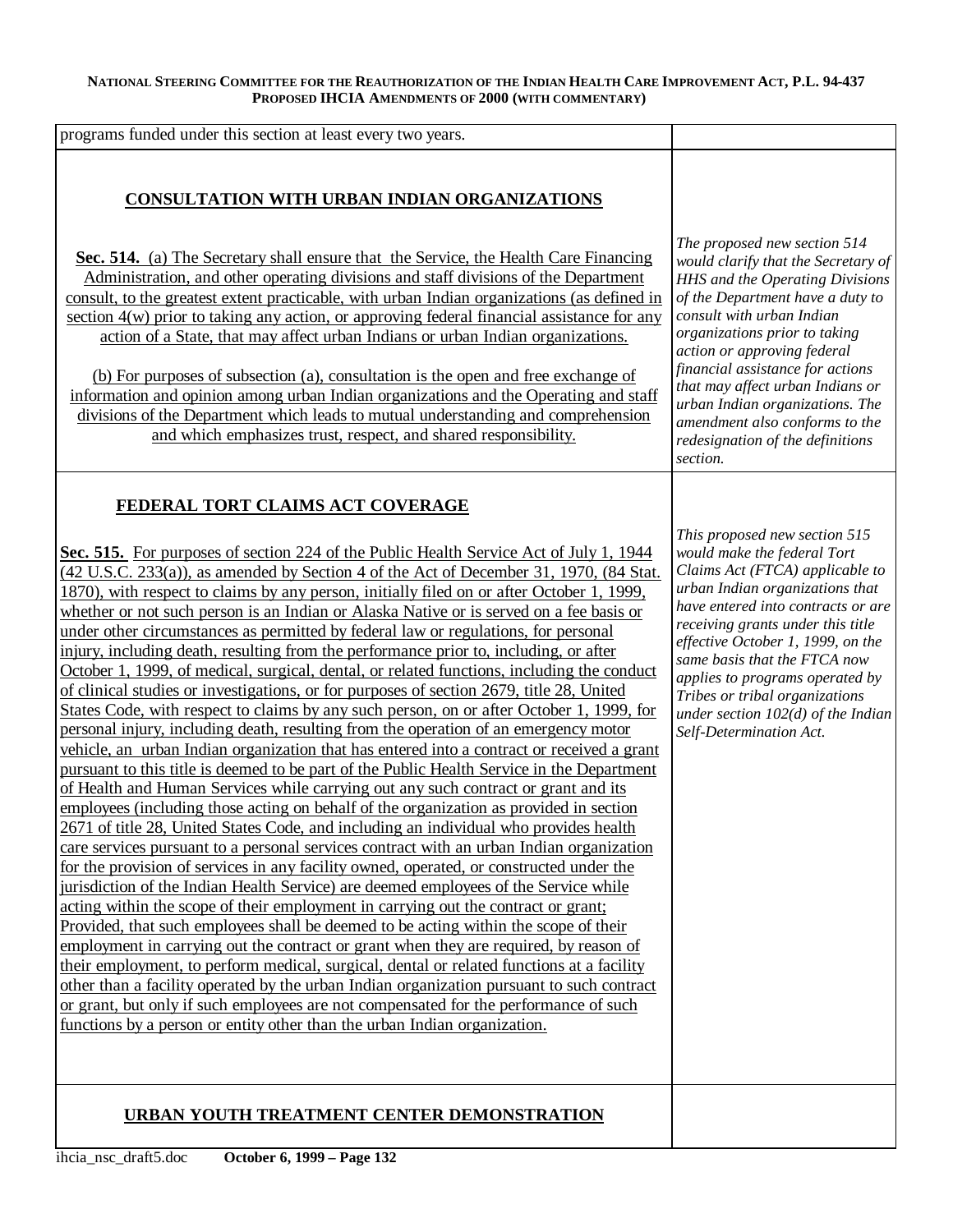| | |
|---|---|
| programs funded under this section at least every two years. | |
| **CONSULTATION WITH URBAN INDIAN ORGANIZATIONS**<br><br>**Sec. 514.** (a) The Secretary shall ensure that the Service, the Health Care Financing Administration, and other operating divisions and staff divisions of the Department consult, to the greatest extent practicable, with urban Indian organizations (as defined in section 4(w) prior to taking any action, or approving federal financial assistance for any action of a State, that may affect urban Indians or urban Indian organizations.<br><br>(b) For purposes of subsection (a), consultation is the open and free exchange of information and opinion among urban Indian organizations and the Operating and staff divisions of the Department which leads to mutual understanding and comprehension and which emphasizes trust, respect, and shared responsibility. | *The proposed new section 514 would clarify that the Secretary of HHS and the Operating Divisions of the Department have a duty to consult with urban Indian organizations prior to taking action or approving federal financial assistance for actions that may affect urban Indians or urban Indian organizations. The amendment also conforms to the redesignation of the definitions section.* |
| **FEDERAL TORT CLAIMS ACT COVERAGE**<br><br>**Sec. 515.** For purposes of section 224 of the Public Health Service Act of July 1, 1944 (42 U.S.C. 233(a)), as amended by Section 4 of the Act of December 31, 1970, (84 Stat. 1870), with respect to claims by any person, initially filed on or after October 1, 1999, whether or not such person is an Indian or Alaska Native or is served on a fee basis or under other circumstances as permitted by federal law or regulations, for personal injury, including death, resulting from the performance prior to, including, or after October 1, 1999, of medical, surgical, dental, or related functions, including the conduct of clinical studies or investigations, or for purposes of section 2679, title 28, United States Code, with respect to claims by any such person, on or after October 1, 1999, for personal injury, including death, resulting from the operation of an emergency motor vehicle, an urban Indian organization that has entered into a contract or received a grant pursuant to this title is deemed to be part of the Public Health Service in the Department of Health and Human Services while carrying out any such contract or grant and its employees (including those acting on behalf of the organization as provided in section 2671 of title 28, United States Code, and including an individual who provides health care services pursuant to a personal services contract with an urban Indian organization for the provision of services in any facility owned, operated, or constructed under the jurisdiction of the Indian Health Service) are deemed employees of the Service while acting within the scope of their employment in carrying out the contract or grant; Provided, that such employees shall be deemed to be acting within the scope of their employment in carrying out the contract or grant when they are required, by reason of their employment, to perform medical, surgical, dental or related functions at a facility other than a facility operated by the urban Indian organization pursuant to such contract or grant, but only if such employees are not compensated for the performance of such functions by a person or entity other than the urban Indian organization. | *This proposed new section 515 would make the federal Tort Claims Act (FTCA) applicable to urban Indian organizations that have entered into contracts or are receiving grants under this title effective October 1, 1999, on the same basis that the FTCA now applies to programs operated by Tribes or tribal organizations under section 102(d) of the Indian Self-Determination Act.* |
| **URBAN YOUTH TREATMENT CENTER DEMONSTRATION** | |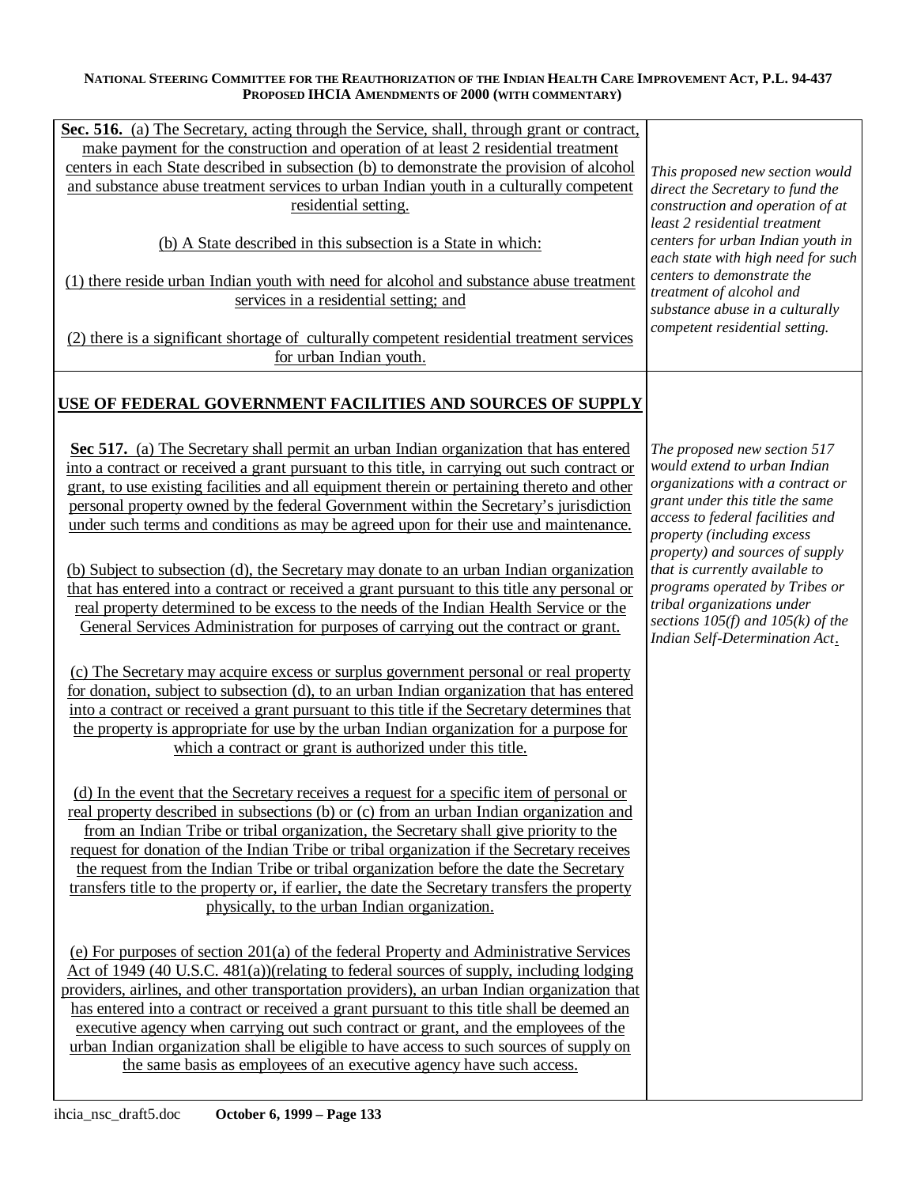| | |
|---|---|
| **Sec. 516.** (a) The Secretary, acting through the Service, shall, through grant or contract, make payment for the construction and operation of at least 2 residential treatment centers in each State described in subsection (b) to demonstrate the provision of alcohol and substance abuse treatment services to urban Indian youth in a culturally competent residential setting.<br><br>(b) A State described in this subsection is a State in which:<br><br>(1) there reside urban Indian youth with need for alcohol and substance abuse treatment services in a residential setting; and<br><br>(2) there is a significant shortage of culturally competent residential treatment services for urban Indian youth. | *This proposed new section would direct the Secretary to fund the construction and operation of at least 2 residential treatment centers for urban Indian youth in each state with high need for such centers to demonstrate the treatment of alcohol and substance abuse in a culturally competent residential setting.* |
| **USE OF FEDERAL GOVERNMENT FACILITIES AND SOURCES OF SUPPLY**<br><br>**Sec 517.** (a) The Secretary shall permit an urban Indian organization that has entered into a contract or received a grant pursuant to this title, in carrying out such contract or grant, to use existing facilities and all equipment therein or pertaining thereto and other personal property owned by the federal Government within the Secretary's jurisdiction under such terms and conditions as may be agreed upon for their use and maintenance.<br><br>(b) Subject to subsection (d), the Secretary may donate to an urban Indian organization that has entered into a contract or received a grant pursuant to this title any personal or real property determined to be excess to the needs of the Indian Health Service or the General Services Administration for purposes of carrying out the contract or grant.<br><br>(c) The Secretary may acquire excess or surplus government personal or real property for donation, subject to subsection (d), to an urban Indian organization that has entered into a contract or received a grant pursuant to this title if the Secretary determines that the property is appropriate for use by the urban Indian organization for a purpose for which a contract or grant is authorized under this title.<br><br>(d) In the event that the Secretary receives a request for a specific item of personal or real property described in subsections (b) or (c) from an urban Indian organization and from an Indian Tribe or tribal organization, the Secretary shall give priority to the request for donation of the Indian Tribe or tribal organization if the Secretary receives the request from the Indian Tribe or tribal organization before the date the Secretary transfers title to the property or, if earlier, the date the Secretary transfers the property physically, to the urban Indian organization.<br><br>(e) For purposes of section 201(a) of the federal Property and Administrative Services Act of 1949 (40 U.S.C. 481(a))(relating to federal sources of supply, including lodging providers, airlines, and other transportation providers), an urban Indian organization that has entered into a contract or received a grant pursuant to this title shall be deemed an executive agency when carrying out such contract or grant, and the employees of the urban Indian organization shall be eligible to have access to such sources of supply on the same basis as employees of an executive agency have such access. | *The proposed new section 517 would extend to urban Indian organizations with a contract or grant under this title the same access to federal facilities and property (including excess property) and sources of supply that is currently available to programs operated by Tribes or tribal organizations under sections 105(f) and 105(k) of the Indian Self-Determination Act.* |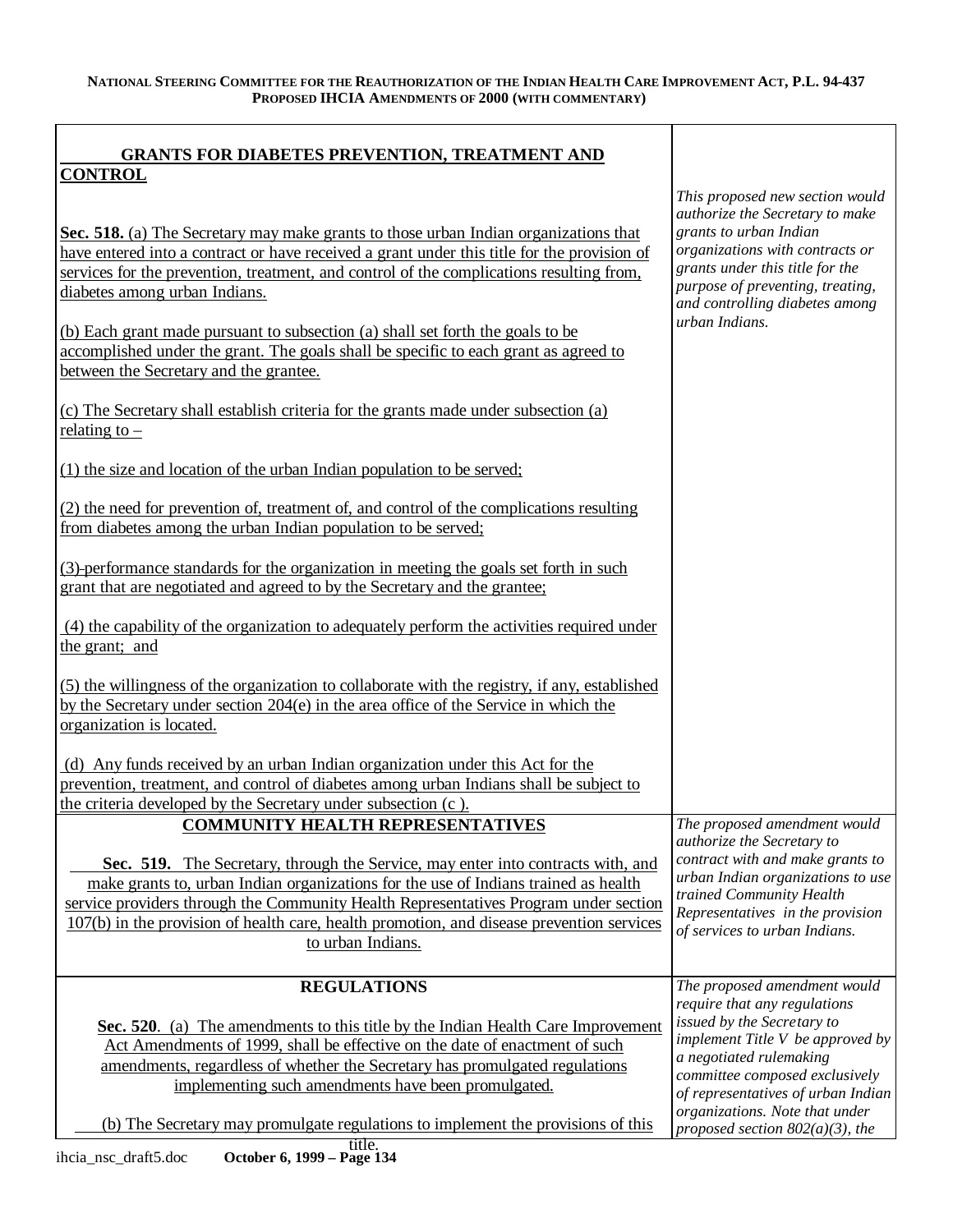| | |
|---|---|
| **GRANTS FOR DIABETES PREVENTION, TREATMENT AND CONTROL**<br><br>**Sec. 518.** (a) The Secretary may make grants to those urban Indian organizations that have entered into a contract or have received a grant under this title for the provision of services for the prevention, treatment, and control of the complications resulting from, diabetes among urban Indians.<br><br>(b) Each grant made pursuant to subsection (a) shall set forth the goals to be accomplished under the grant. The goals shall be specific to each grant as agreed to between the Secretary and the grantee.<br><br>(c) The Secretary shall establish criteria for the grants made under subsection (a) relating to –<br><br>(1) the size and location of the urban Indian population to be served;<br><br>(2) the need for prevention of, treatment of, and control of the complications resulting from diabetes among the urban Indian population to be served;<br><br>(3) performance standards for the organization in meeting the goals set forth in such grant that are negotiated and agreed to by the Secretary and the grantee;<br><br>(4) the capability of the organization to adequately perform the activities required under the grant; and<br><br>(5) the willingness of the organization to collaborate with the registry, if any, established by the Secretary under section 204(e) in the area office of the Service in which the organization is located.<br><br>(d) Any funds received by an urban Indian organization under this Act for the prevention, treatment, and control of diabetes among urban Indians shall be subject to the criteria developed by the Secretary under subsection (c ). | *This proposed new section would authorize the Secretary to make grants to urban Indian organizations with contracts or grants under this title for the purpose of preventing, treating, and controlling diabetes among urban Indians.* |
| **COMMUNITY HEALTH REPRESENTATIVES**<br><br>**Sec. 519.** The Secretary, through the Service, may enter into contracts with, and make grants to, urban Indian organizations for the use of Indians trained as health service providers through the Community Health Representatives Program under section 107(b) in the provision of health care, health promotion, and disease prevention services to urban Indians. | *The proposed amendment would authorize the Secretary to contract with and make grants to urban Indian organizations to use trained Community Health Representatives in the provision of services to urban Indians.* |
| **REGULATIONS**<br><br>**Sec. 520**. (a) The amendments to this title by the Indian Health Care Improvement Act Amendments of 1999, shall be effective on the date of enactment of such amendments, regardless of whether the Secretary has promulgated regulations implementing such amendments have been promulgated.<br><br>(b) The Secretary may promulgate regulations to implement the provisions of this title. | *The proposed amendment would require that any regulations issued by the Secretary to implement Title V be approved by a negotiated rulemaking committee composed exclusively of representatives of urban Indian organizations. Note that under proposed section 802(a)(3), the* |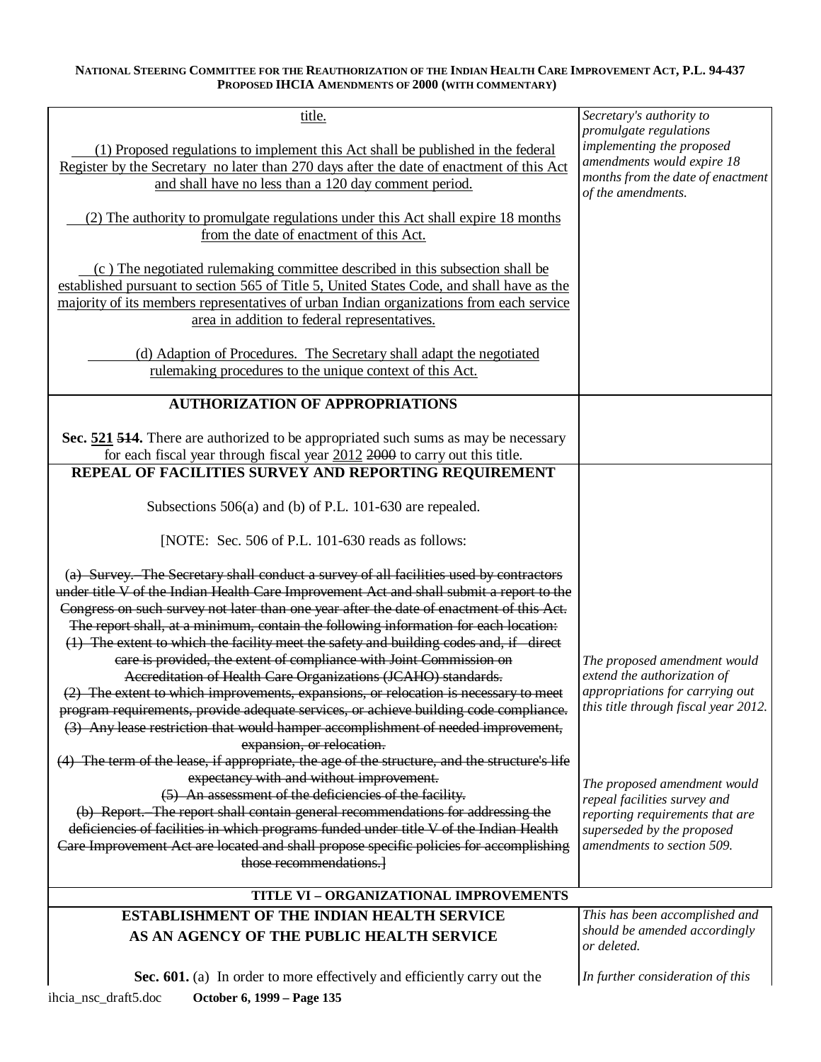| | |
|---|---|
| title.<br><br>(1) Proposed regulations to implement this Act shall be published in the federal Register by the Secretary no later than 270 days after the date of enactment of this Act and shall have no less than a 120 day comment period.<br><br>(2) The authority to promulgate regulations under this Act shall expire 18 months from the date of enactment of this Act.<br><br>(c ) The negotiated rulemaking committee described in this subsection shall be established pursuant to section 565 of Title 5, United States Code, and shall have as the majority of its members representatives of urban Indian organizations from each service area in addition to federal representatives.<br><br>(d) Adaption of Procedures. The Secretary shall adapt the negotiated rulemaking procedures to the unique context of this Act. | *Secretary's authority to promulgate regulations implementing the proposed amendments would expire 18 months from the date of enactment of the amendments.* |
| **AUTHORIZATION OF APPROPRIATIONS**<br><br>**Sec. 521 ~~514~~.** There are authorized to be appropriated such sums as may be necessary for each fiscal year through fiscal year 2012 ~~2000~~ to carry out this title. | |
| **REPEAL OF FACILITIES SURVEY AND REPORTING REQUIREMENT**<br><br>Subsections 506(a) and (b) of P.L. 101-630 are repealed.<br><br>[NOTE: Sec. 506 of P.L. 101-630 reads as follows:<br><br>~~(a) Survey. The Secretary shall conduct a survey of all facilities used by contractors under title V of the Indian Health Care Improvement Act and shall submit a report to the Congress on such survey not later than one year after the date of enactment of this Act. The report shall, at a minimum, contain the following information for each location:~~<br>~~(1) The extent to which the facility meet the safety and building codes and, if direct care is provided, the extent of compliance with Joint Commission on Accreditation of Health Care Organizations (JCAHO) standards.~~<br>~~(2) The extent to which improvements, expansions, or relocation is necessary to meet program requirements, provide adequate services, or achieve building code compliance.~~<br>~~(3) Any lease restriction that would hamper accomplishment of needed improvement, expansion, or relocation.~~<br>~~(4) The term of the lease, if appropriate, the age of the structure, and the structure's life expectancy with and without improvement.~~<br>~~(5) An assessment of the deficiencies of the facility.~~<br>~~(b) Report. The report shall contain general recommendations for addressing the deficiencies of facilities in which programs funded under title V of the Indian Health Care Improvement Act are located and shall propose specific policies for accomplishing those recommendations.~~] | *The proposed amendment would extend the authorization of appropriations for carrying out this title through fiscal year 2012.*<br><br>*The proposed amendment would repeal facilities survey and reporting requirements that are superseded by the proposed amendments to section 509.* |
| **TITLE VI – ORGANIZATIONAL IMPROVEMENTS** | |
| **ESTABLISHMENT OF THE INDIAN HEALTH SERVICE AS AN AGENCY OF THE PUBLIC HEALTH SERVICE**<br><br>**Sec. 601.** (a) In order to more effectively and efficiently carry out the | *This has been accomplished and should be amended accordingly or deleted.*<br><br>*In further consideration of this* |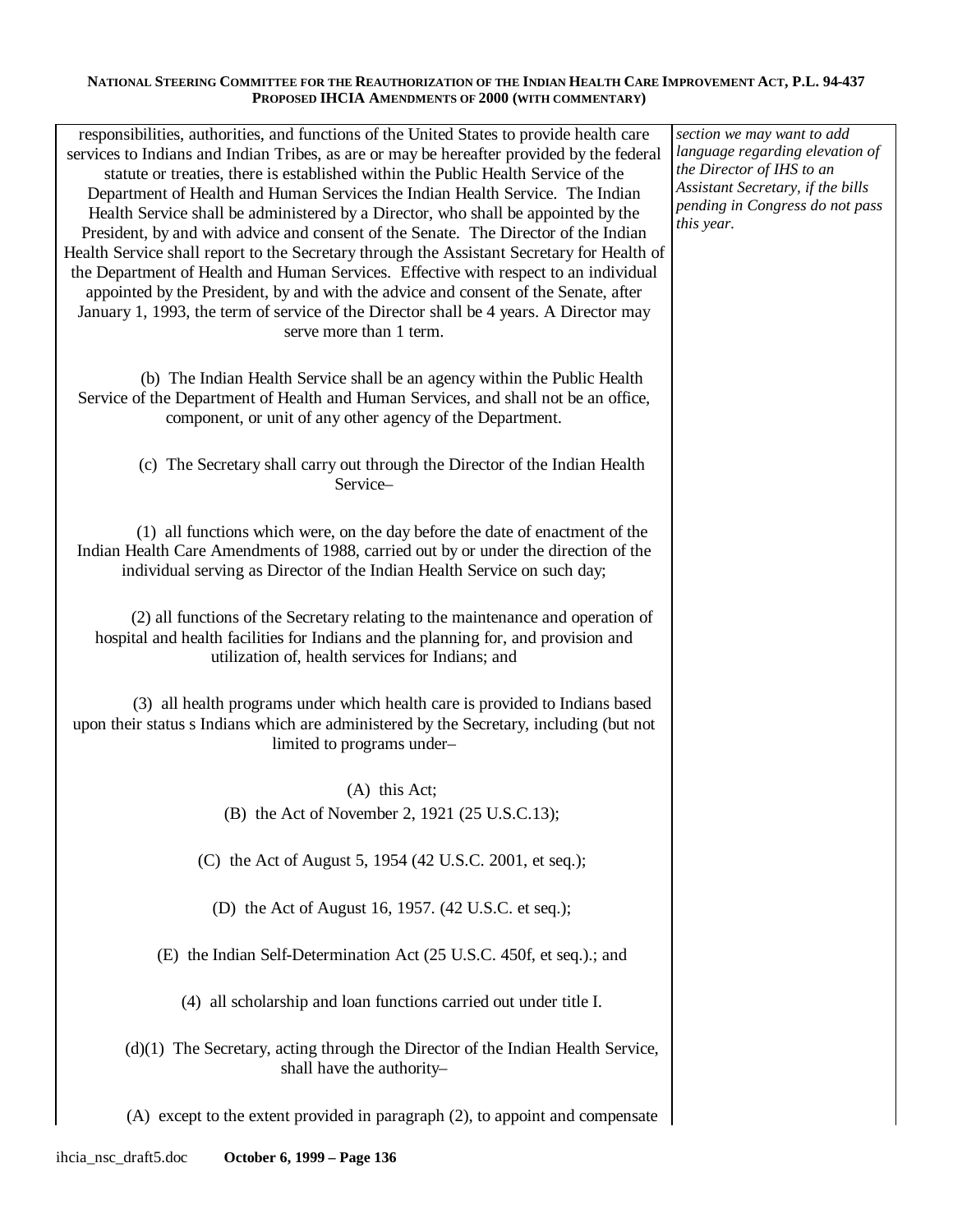| | |
|---|---|
| responsibilities, authorities, and functions of the United States to provide health care services to Indians and Indian Tribes, as are or may be hereafter provided by the federal statute or treaties, there is established within the Public Health Service of the Department of Health and Human Services the Indian Health Service. The Indian Health Service shall be administered by a Director, who shall be appointed by the President, by and with advice and consent of the Senate. The Director of the Indian Health Service shall report to the Secretary through the Assistant Secretary for Health of the Department of Health and Human Services. Effective with respect to an individual appointed by the President, by and with the advice and consent of the Senate, after January 1, 1993, the term of service of the Director shall be 4 years. A Director may serve more than 1 term. | *section we may want to add language regarding elevation of the Director of IHS to an Assistant Secretary, if the bills pending in Congress do not pass this year.* |
| (b) The Indian Health Service shall be an agency within the Public Health Service of the Department of Health and Human Services, and shall not be an office, component, or unit of any other agency of the Department. | |
| (c) The Secretary shall carry out through the Director of the Indian Health Service– | |
| (1) all functions which were, on the day before the date of enactment of the Indian Health Care Amendments of 1988, carried out by or under the direction of the individual serving as Director of the Indian Health Service on such day; | |
| (2) all functions of the Secretary relating to the maintenance and operation of hospital and health facilities for Indians and the planning for, and provision and utilization of, health services for Indians; and | |
| (3) all health programs under which health care is provided to Indians based upon their status s Indians which are administered by the Secretary, including (but not limited to programs under– | |
| (A) this Act; | |
| (B) the Act of November 2, 1921 (25 U.S.C.13); | |
| (C) the Act of August 5, 1954 (42 U.S.C. 2001, et seq.); | |
| (D) the Act of August 16, 1957. (42 U.S.C. et seq.); | |
| (E) the Indian Self-Determination Act (25 U.S.C. 450f, et seq.).; and | |
| (4) all scholarship and loan functions carried out under title I. | |
| (d)(1) The Secretary, acting through the Director of the Indian Health Service, shall have the authority– | |
| (A) except to the extent provided in paragraph (2), to appoint and compensate | |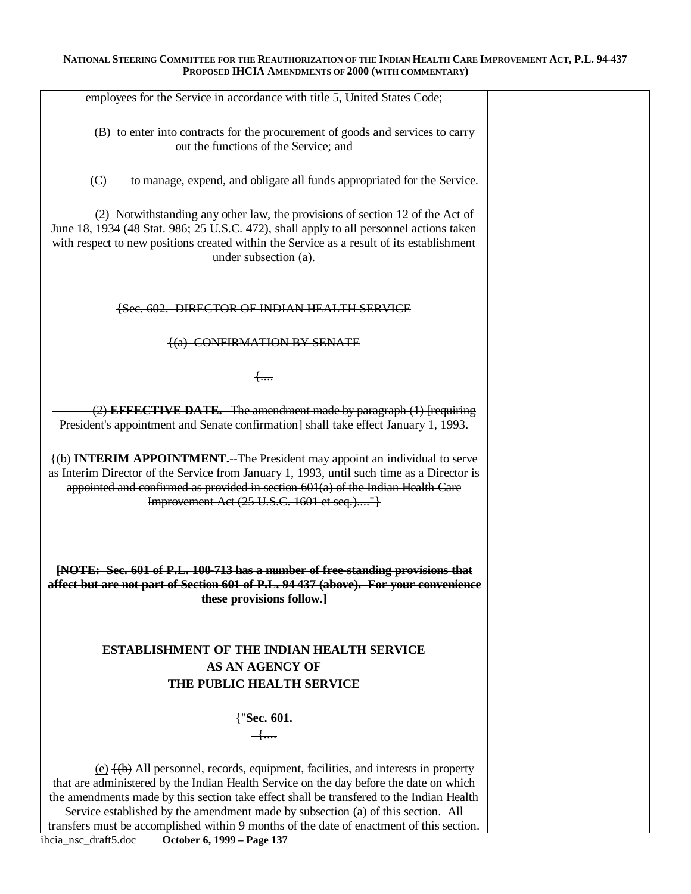employees for the Service in accordance with title 5, United States Code;

(B) to enter into contracts for the procurement of goods and services to carry out the functions of the Service; and

(C) to manage, expend, and obligate all funds appropriated for the Service.

(2) Notwithstanding any other law, the provisions of section 12 of the Act of June 18, 1934 (48 Stat. 986; 25 U.S.C. 472), shall apply to all personnel actions taken with respect to new positions created within the Service as a result of its establishment under subsection (a).

~~{Sec. 602. DIRECTOR OF INDIAN HEALTH SERVICE~~

~~{(a) CONFIRMATION BY SENATE~~

~~{....~~

~~(2) **EFFECTIVE DATE.**--The amendment made by paragraph (1) [requiring President's appointment and Senate confirmation] shall take effect January 1, 1993.~~

~~{(b) **INTERIM APPOINTMENT.**--The President may appoint an individual to serve as Interim Director of the Service from January 1, 1993, until such time as a Director is appointed and confirmed as provided in section 601(a) of the Indian Health Care Improvement Act (25 U.S.C. 1601 et seq.)...."}~~

~~**[NOTE: Sec. 601 of P.L. 100-713 has a number of free-standing provisions that affect but are not part of Section 601 of P.L. 94-437 (above). For your convenience these provisions follow.]**~~

~~**ESTABLISHMENT OF THE INDIAN HEALTH SERVICE AS AN AGENCY OF THE PUBLIC HEALTH SERVICE**~~

~~{"**Sec. 601.**~~
~~{....~~

(e) ~~{(b)~~ All personnel, records, equipment, facilities, and interests in property that are administered by the Indian Health Service on the day before the date on which the amendments made by this section take effect shall be transfered to the Indian Health Service established by the amendment made by subsection (a) of this section. All transfers must be accomplished within 9 months of the date of enactment of this section.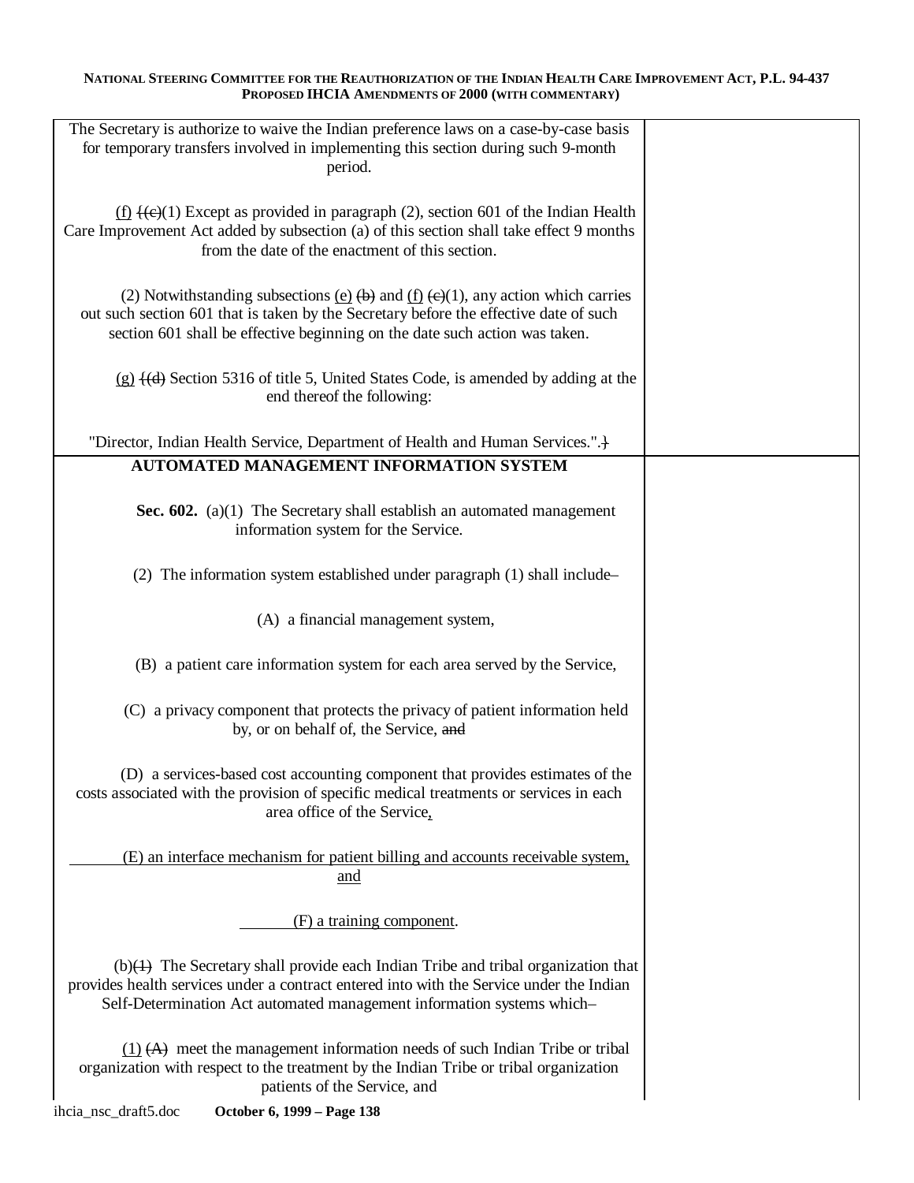The Secretary is authorize to waive the Indian preference laws on a case-by-case basis for temporary transfers involved in implementing this section during such 9-month period.

(f) ~~{(c)~~(1) Except as provided in paragraph (2), section 601 of the Indian Health Care Improvement Act added by subsection (a) of this section shall take effect 9 months from the date of the enactment of this section.

(2) Notwithstanding subsections (e) ~~(b)~~ and (f) ~~(c)~~(1), any action which carries out such section 601 that is taken by the Secretary before the effective date of such section 601 shall be effective beginning on the date such action was taken.

(g) ~~{(d)~~ Section 5316 of title 5, United States Code, is amended by adding at the end thereof the following:

"Director, Indian Health Service, Department of Health and Human Services.".~~}~~

**AUTOMATED MANAGEMENT INFORMATION SYSTEM**

**Sec. 602.** (a)(1) The Secretary shall establish an automated management information system for the Service.

(2) The information system established under paragraph (1) shall include–

(A) a financial management system,

(B) a patient care information system for each area served by the Service,

(C) a privacy component that protects the privacy of patient information held by, or on behalf of, the Service, ~~and~~

(D) a services-based cost accounting component that provides estimates of the costs associated with the provision of specific medical treatments or services in each area office of the Service,

(E) an interface mechanism for patient billing and accounts receivable system, and

(F) a training component.

(b)~~(1)~~ The Secretary shall provide each Indian Tribe and tribal organization that provides health services under a contract entered into with the Service under the Indian Self-Determination Act automated management information systems which–

(1) ~~(A)~~ meet the management information needs of such Indian Tribe or tribal organization with respect to the treatment by the Indian Tribe or tribal organization patients of the Service, and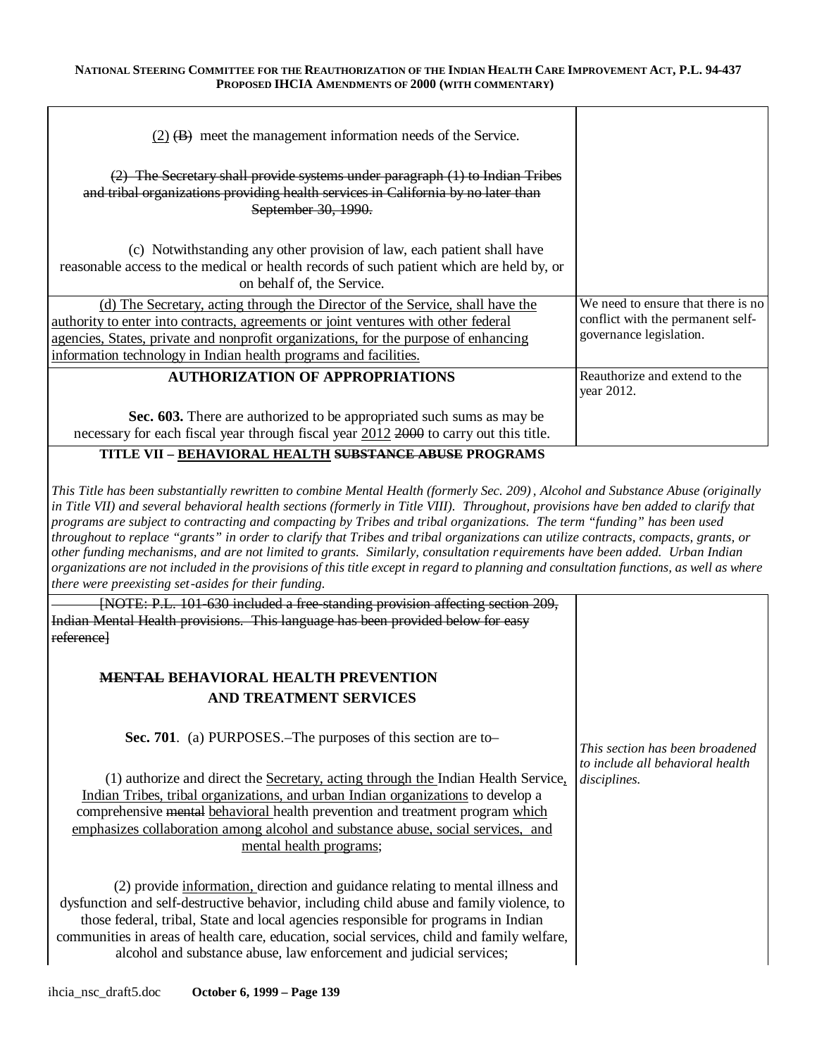| | |
|---|---|
| (2) ~~(B)~~ meet the management information needs of the Service.<br><br>~~(2) The Secretary shall provide systems under paragraph (1) to Indian Tribes and tribal organizations providing health services in California by no later than September 30, 1990.~~<br><br>(c) Notwithstanding any other provision of law, each patient shall have reasonable access to the medical or health records of such patient which are held by, or on behalf of, the Service. | |
| <u>(d) The Secretary, acting through the Director of the Service, shall have the authority to enter into contracts, agreements or joint ventures with other federal agencies, States, private and nonprofit organizations, for the purpose of enhancing information technology in Indian health programs and facilities.</u> | We need to ensure that there is no conflict with the permanent self-governance legislation. |
| **AUTHORIZATION OF APPROPRIATIONS**<br><br>**Sec. 603.** There are authorized to be appropriated such sums as may be necessary for each fiscal year through fiscal year <u>2012</u> ~~2000~~ to carry out this title. | Reauthorize and extend to the year 2012. |

**TITLE VII – <u>BEHAVIORAL HEALTH</u> ~~SUBSTANCE ABUSE~~ PROGRAMS**

*This Title has been substantially rewritten to combine Mental Health (formerly Sec. 209), Alcohol and Substance Abuse (originally in Title VII) and several behavioral health sections (formerly in Title VIII). Throughout, provisions have ben added to clarify that programs are subject to contracting and compacting by Tribes and tribal organizations. The term "funding" has been used throughout to replace "grants" in order to clarify that Tribes and tribal organizations can utilize contracts, compacts, grants, or other funding mechanisms, and are not limited to grants. Similarly, consultation requirements have been added. Urban Indian organizations are not included in the provisions of this title except in regard to planning and consultation functions, as well as where there were preexisting set-asides for their funding.*

| | |
|---|---|
| ~~[NOTE: P.L. 101-630 included a free-standing provision affecting section 209, Indian Mental Health provisions. This language has been provided below for easy reference]~~<br><br>**~~MENTAL~~ BEHAVIORAL HEALTH PREVENTION AND TREATMENT SERVICES**<br><br>**Sec. 701**. (a) PURPOSES.–The purposes of this section are to–<br><br>(1) authorize and direct the <u>Secretary, acting through the</u> Indian Health Service<u>, Indian Tribes, tribal organizations, and urban Indian organizations</u> to develop a comprehensive ~~mental~~ <u>behavioral</u> health prevention and treatment program <u>which emphasizes collaboration among alcohol and substance abuse, social services, and mental health programs</u>;<br><br>(2) provide <u>information,</u> direction and guidance relating to mental illness and dysfunction and self-destructive behavior, including child abuse and family violence, to those federal, tribal, State and local agencies responsible for programs in Indian communities in areas of health care, education, social services, child and family welfare, alcohol and substance abuse, law enforcement and judicial services; | *This section has been broadened to include all behavioral health disciplines.* |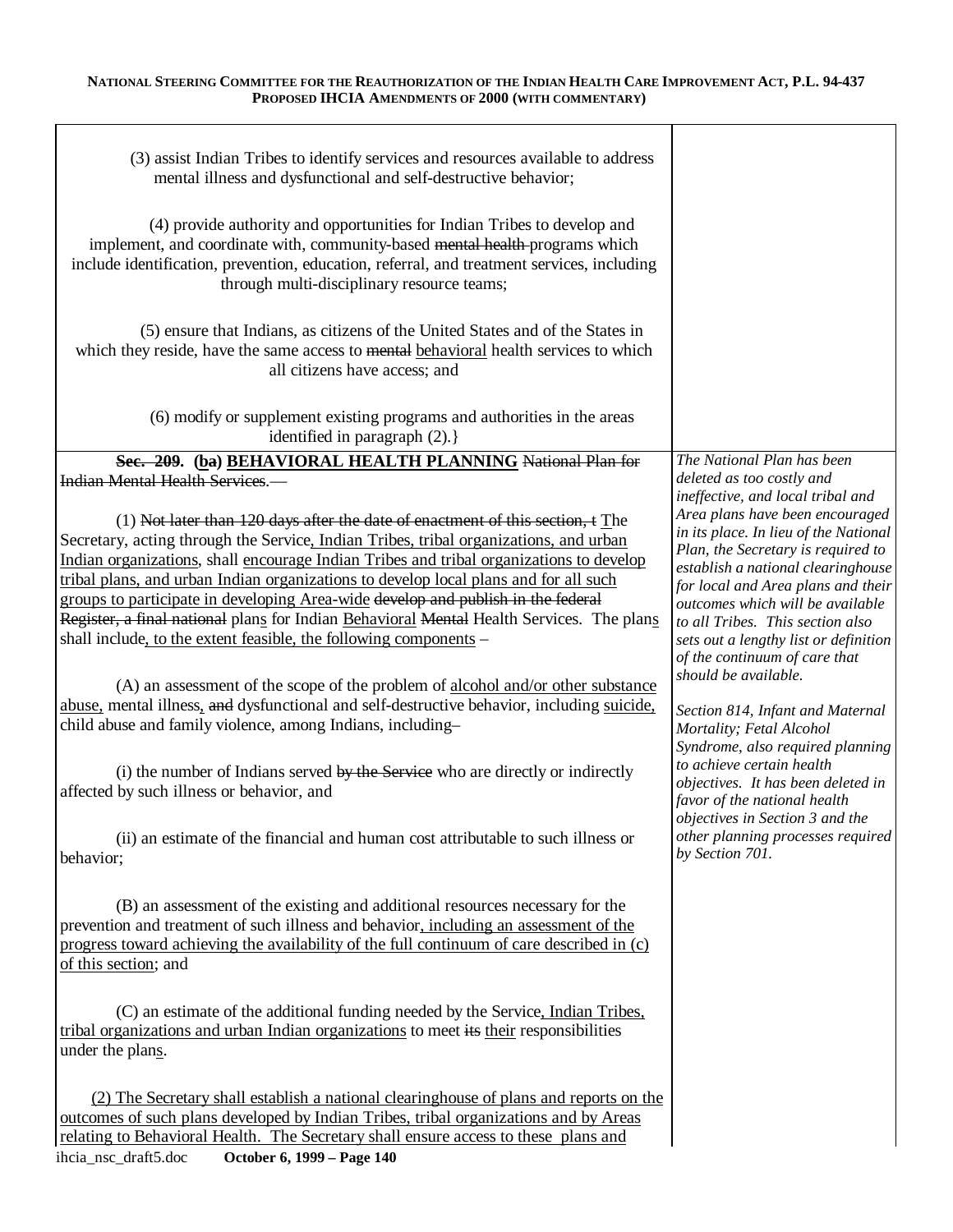| | |
|---|---|
| (3) assist Indian Tribes to identify services and resources available to address mental illness and dysfunctional and self-destructive behavior;<br><br>(4) provide authority and opportunities for Indian Tribes to develop and implement, and coordinate with, community-based ~~mental health~~ programs which include identification, prevention, education, referral, and treatment services, including through multi-disciplinary resource teams;<br><br>(5) ensure that Indians, as citizens of the United States and of the States in which they reside, have the same access to ~~mental~~ <u>behavioral</u> health services to which all citizens have access; and<br><br>(6) modify or supplement existing programs and authorities in the areas identified in paragraph (2).} | |
| **~~Sec. 209.~~ (<u>b</u>a) <u>BEHAVIORAL HEALTH PLANNING</u>** ~~National Plan for Indian Mental Health Services.—~~<br><br>(1) ~~Not later than 120 days after the date of enactment of this section, t~~ <u>T</u>he Secretary, acting through the Service<u>, Indian Tribes, tribal organizations, and urban Indian organizations</u>, shall <u>encourage Indian Tribes and tribal organizations to develop tribal plans, and urban Indian organizations to develop local plans and for all such groups to participate in developing Area-wide</u> ~~develop and publish in the federal Register, a final national~~ plan<u>s</u> for Indian <u>Behavioral</u> ~~Mental~~ Health Services. The plan<u>s</u> shall include<u>, to the extent feasible, the following components</u> –<br><br>(A) an assessment of the scope of the problem of <u>alcohol and/or other substance abuse,</u> mental illness<u>,</u> ~~and~~ dysfunctional and self-destructive behavior, including <u>suicide,</u> child abuse and family violence, among Indians, including~~–~~<br><br>(i) the number of Indians served ~~by the Service~~ who are directly or indirectly affected by such illness or behavior, and<br><br>(ii) an estimate of the financial and human cost attributable to such illness or behavior;<br><br>(B) an assessment of the existing and additional resources necessary for the prevention and treatment of such illness and behavior<u>, including an assessment of the progress toward achieving the availability of the full continuum of care described in (c) of this section</u>; and<br><br>(C) an estimate of the additional funding needed by the Service<u>, Indian Tribes, tribal organizations and urban Indian organizations</u> to meet ~~its~~ <u>their</u> responsibilities under the plan<u>s</u>.<br><br><u>(2) The Secretary shall establish a national clearinghouse of plans and reports on the outcomes of such plans developed by Indian Tribes, tribal organizations and by Areas relating to Behavioral Health. The Secretary shall ensure access to these plans and</u> | *The National Plan has been deleted as too costly and ineffective, and local tribal and Area plans have been encouraged in its place. In lieu of the National Plan, the Secretary is required to establish a national clearinghouse for local and Area plans and their outcomes which will be available to all Tribes. This section also sets out a lengthy list or definition of the continuum of care that should be available.*<br><br>*Section 814, Infant and Maternal Mortality; Fetal Alcohol Syndrome, also required planning to achieve certain health objectives. It has been deleted in favor of the national health objectives in Section 3 and the other planning processes required by Section 701.* |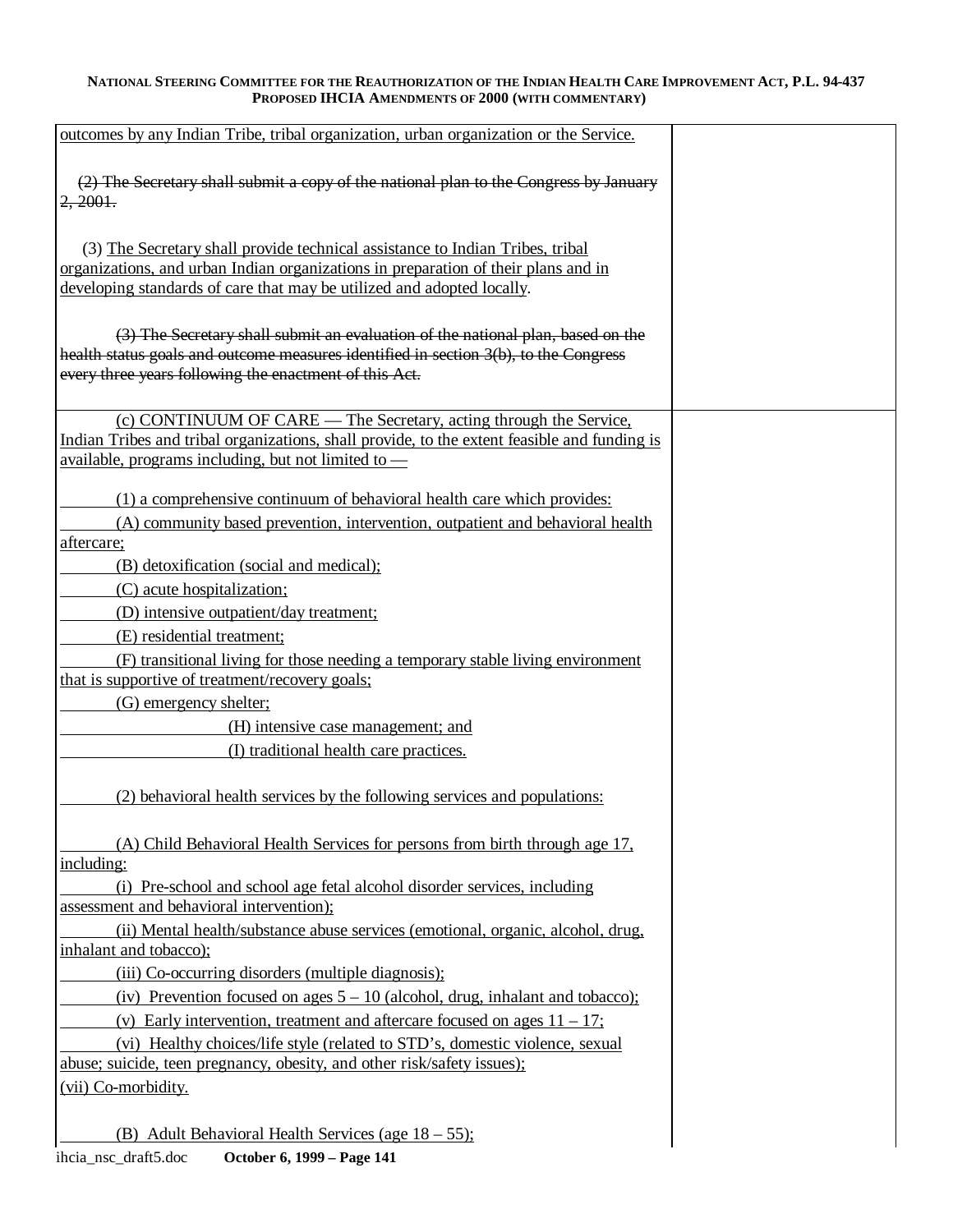| | |
|---|---|
| outcomes by any Indian Tribe, tribal organization, urban organization or the Service.<br><br>~~(2) The Secretary shall submit a copy of the national plan to the Congress by January 2, 2001.~~<br><br>(3) The Secretary shall provide technical assistance to Indian Tribes, tribal organizations, and urban Indian organizations in preparation of their plans and in developing standards of care that may be utilized and adopted locally.<br><br>~~(3) The Secretary shall submit an evaluation of the national plan, based on the health status goals and outcome measures identified in section 3(b), to the Congress every three years following the enactment of this Act.~~ | |
| (c) CONTINUUM OF CARE — The Secretary, acting through the Service, Indian Tribes and tribal organizations, shall provide, to the extent feasible and funding is available, programs including, but not limited to —<br><br>(1) a comprehensive continuum of behavioral health care which provides:<br>(A) community based prevention, intervention, outpatient and behavioral health aftercare;<br>(B) detoxification (social and medical);<br>(C) acute hospitalization;<br>(D) intensive outpatient/day treatment;<br>(E) residential treatment;<br>(F) transitional living for those needing a temporary stable living environment that is supportive of treatment/recovery goals;<br>(G) emergency shelter;<br>(H) intensive case management; and<br>(I) traditional health care practices.<br><br>(2) behavioral health services by the following services and populations:<br><br>(A) Child Behavioral Health Services for persons from birth through age 17, including:<br>(i) Pre-school and school age fetal alcohol disorder services, including assessment and behavioral intervention);<br>(ii) Mental health/substance abuse services (emotional, organic, alcohol, drug, inhalant and tobacco);<br>(iii) Co-occurring disorders (multiple diagnosis);<br>(iv) Prevention focused on ages 5 – 10 (alcohol, drug, inhalant and tobacco);<br>(v) Early intervention, treatment and aftercare focused on ages 11 – 17;<br>(vi) Healthy choices/life style (related to STD's, domestic violence, sexual abuse; suicide, teen pregnancy, obesity, and other risk/safety issues);<br>(vii) Co-morbidity.<br><br>(B) Adult Behavioral Health Services (age 18 – 55); | |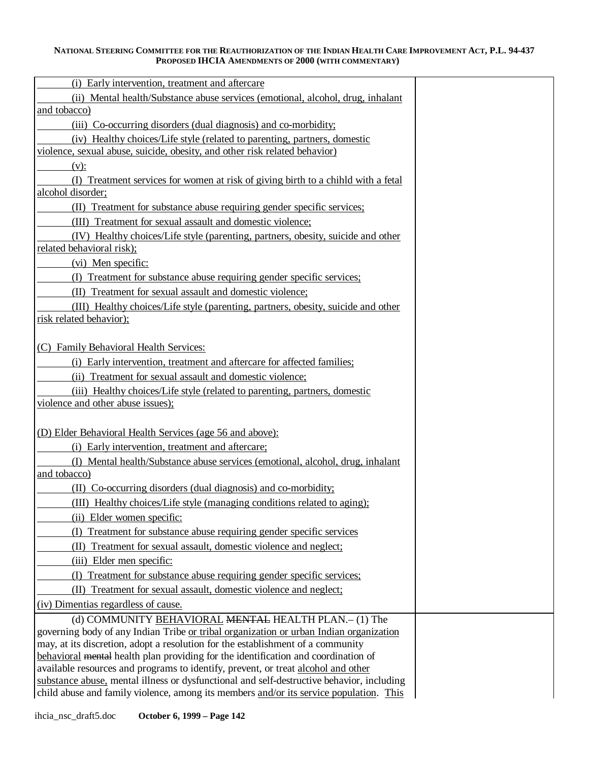| | |
|---|---|
| (i) Early intervention, treatment and aftercare<br>(ii) Mental health/Substance abuse services (emotional, alcohol, drug, inhalant and tobacco)<br>(iii) Co-occurring disorders (dual diagnosis) and co-morbidity;<br>(iv) Healthy choices/Life style (related to parenting, partners, domestic violence, sexual abuse, suicide, obesity, and other risk related behavior)<br>(v):<br>(I) Treatment services for women at risk of giving birth to a chihld with a fetal alcohol disorder;<br>(II) Treatment for substance abuse requiring gender specific services;<br>(III) Treatment for sexual assault and domestic violence;<br>(IV) Healthy choices/Life style (parenting, partners, obesity, suicide and other related behavioral risk);<br>(vi) Men specific:<br>(I) Treatment for substance abuse requiring gender specific services;<br>(II) Treatment for sexual assault and domestic violence;<br>(III) Healthy choices/Life style (parenting, partners, obesity, suicide and other risk related behavior);<br><br>(C) Family Behavioral Health Services:<br>(i) Early intervention, treatment and aftercare for affected families;<br>(ii) Treatment for sexual assault and domestic violence;<br>(iii) Healthy choices/Life style (related to parenting, partners, domestic violence and other abuse issues);<br><br>(D) Elder Behavioral Health Services (age 56 and above):<br>(i) Early intervention, treatment and aftercare;<br>(I) Mental health/Substance abuse services (emotional, alcohol, drug, inhalant and tobacco)<br>(II) Co-occurring disorders (dual diagnosis) and co-morbidity;<br>(III) Healthy choices/Life style (managing conditions related to aging);<br>(ii) Elder women specific:<br>(I) Treatment for substance abuse requiring gender specific services<br>(II) Treatment for sexual assault, domestic violence and neglect;<br>(iii) Elder men specific:<br>(I) Treatment for substance abuse requiring gender specific services;<br>(II) Treatment for sexual assault, domestic violence and neglect;<br>(iv) Dimentias regardless of cause. | |
| (d) COMMUNITY BEHAVIORAL ~~MENTAL~~ HEALTH PLAN.– (1) The governing body of any Indian Tribe or tribal organization or urban Indian organization may, at its discretion, adopt a resolution for the establishment of a community behavioral ~~mental~~ health plan providing for the identification and coordination of available resources and programs to identify, prevent, or treat alcohol and other substance abuse, mental illness or dysfunctional and self-destructive behavior, including child abuse and family violence, among its members and/or its service population. This | |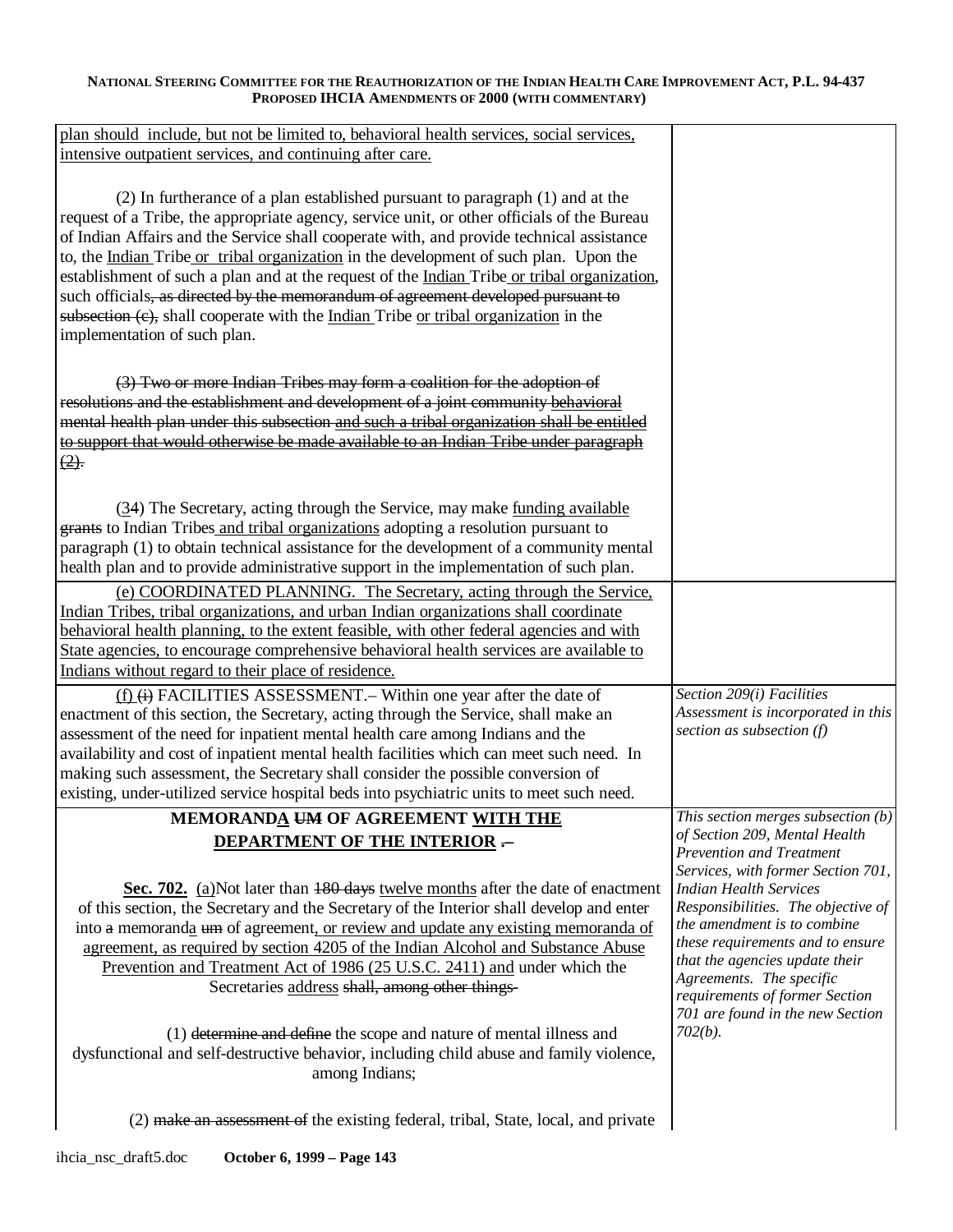| | |
|---|---|
| plan should include, but not be limited to, behavioral health services, social services, intensive outpatient services, and continuing after care.<br><br>(2) In furtherance of a plan established pursuant to paragraph (1) and at the request of a Tribe, the appropriate agency, service unit, or other officials of the Bureau of Indian Affairs and the Service shall cooperate with, and provide technical assistance to, the Indian Tribe or tribal organization in the development of such plan. Upon the establishment of such a plan and at the request of the Indian Tribe or tribal organization, such officials~~, as directed by the memorandum of agreement developed pursuant to subsection (c),~~ shall cooperate with the Indian Tribe or tribal organization in the implementation of such plan.<br><br>~~(3) Two or more Indian Tribes may form a coalition for the adoption of resolutions and the establishment and development of a joint community behavioral mental health plan under this subsection and such a tribal organization shall be entitled to support that would otherwise be made available to an Indian Tribe under paragraph (2).~~<br><br>(34) The Secretary, acting through the Service, may make funding available ~~grants~~ to Indian Tribes and tribal organizations adopting a resolution pursuant to paragraph (1) to obtain technical assistance for the development of a community mental health plan and to provide administrative support in the implementation of such plan. | |
| (e) COORDINATED PLANNING. The Secretary, acting through the Service, Indian Tribes, tribal organizations, and urban Indian organizations shall coordinate behavioral health planning, to the extent feasible, with other federal agencies and with State agencies, to encourage comprehensive behavioral health services are available to Indians without regard to their place of residence. | |
| (f) ~~(i)~~ FACILITIES ASSESSMENT.– Within one year after the date of enactment of this section, the Secretary, acting through the Service, shall make an assessment of the need for inpatient mental health care among Indians and the availability and cost of inpatient mental health facilities which can meet such need. In making such assessment, the Secretary shall consider the possible conversion of existing, under-utilized service hospital beds into psychiatric units to meet such need. | *Section 209(i) Facilities Assessment is incorporated in this section as subsection (f)* |
| **MEMORANDA ~~UM~~ OF AGREEMENT WITH THE DEPARTMENT OF THE INTERIOR ~~.–~~**<br><br>**Sec. 702.** (a)Not later than ~~180 days~~ twelve months after the date of enactment of this section, the Secretary and the Secretary of the Interior shall develop and enter into ~~a~~ memoranda ~~um~~ of agreement, or review and update any existing memoranda of agreement, as required by section 4205 of the Indian Alcohol and Substance Abuse Prevention and Treatment Act of 1986 (25 U.S.C. 2411) and under which the Secretaries address ~~shall, among other things-~~<br><br>(1) ~~determine and define~~ the scope and nature of mental illness and dysfunctional and self-destructive behavior, including child abuse and family violence, among Indians;<br><br>(2) ~~make an assessment of~~ the existing federal, tribal, State, local, and private | *This section merges subsection (b) of Section 209, Mental Health Prevention and Treatment Services, with former Section 701, Indian Health Services Responsibilities. The objective of the amendment is to combine these requirements and to ensure that the agencies update their Agreements. The specific requirements of former Section 701 are found in the new Section 702(b).* |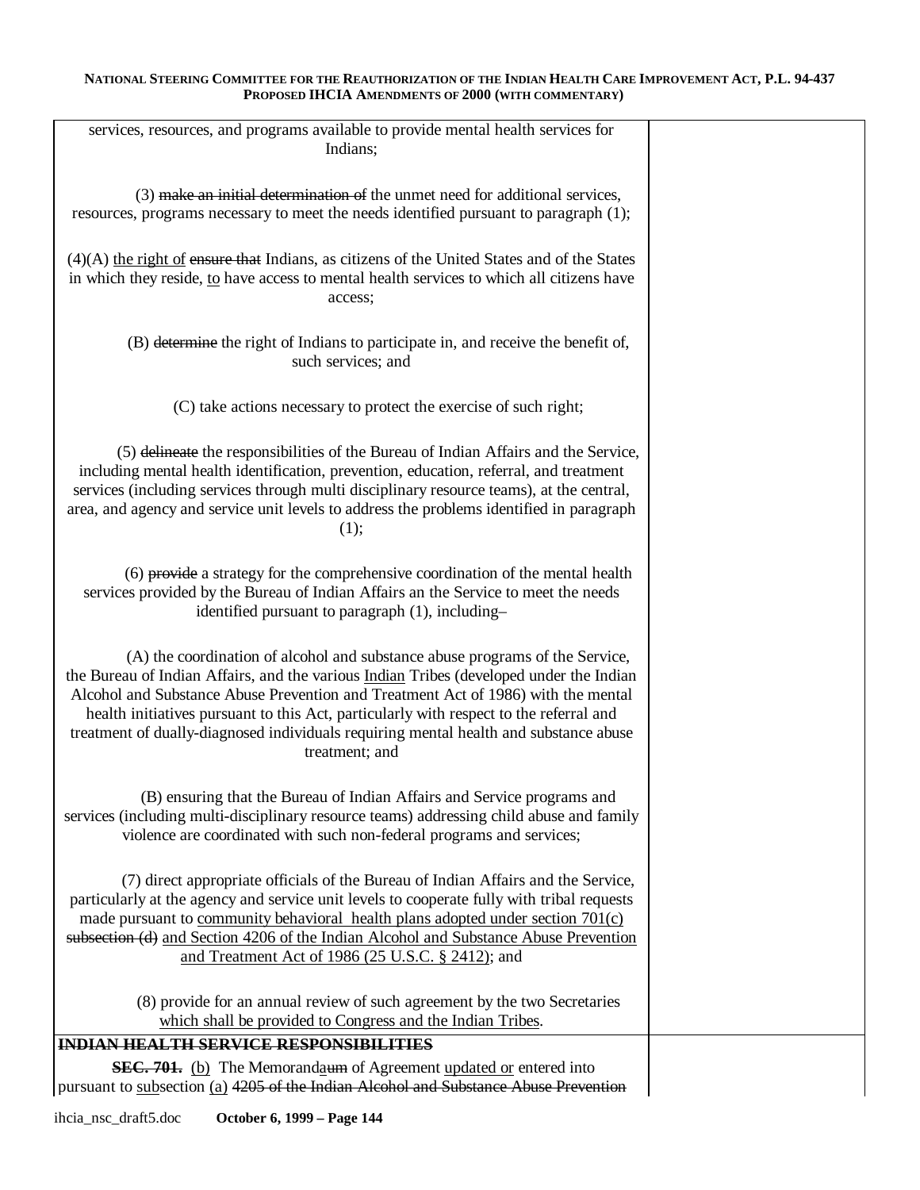services, resources, and programs available to provide mental health services for Indians;

(3) ~~make an initial determination of~~ the unmet need for additional services, resources, programs necessary to meet the needs identified pursuant to paragraph (1);

(4)(A) <u>the right of</u> ~~ensure that~~ Indians, as citizens of the United States and of the States in which they reside, <u>to</u> have access to mental health services to which all citizens have access;

(B) ~~determine~~ the right of Indians to participate in, and receive the benefit of, such services; and

(C) take actions necessary to protect the exercise of such right;

(5) ~~delineate~~ the responsibilities of the Bureau of Indian Affairs and the Service, including mental health identification, prevention, education, referral, and treatment services (including services through multi disciplinary resource teams), at the central, area, and agency and service unit levels to address the problems identified in paragraph (1);

(6) ~~provide~~ a strategy for the comprehensive coordination of the mental health services provided by the Bureau of Indian Affairs an the Service to meet the needs identified pursuant to paragraph (1), including–

(A) the coordination of alcohol and substance abuse programs of the Service, the Bureau of Indian Affairs, and the various <u>Indian</u> Tribes (developed under the Indian Alcohol and Substance Abuse Prevention and Treatment Act of 1986) with the mental health initiatives pursuant to this Act, particularly with respect to the referral and treatment of dually-diagnosed individuals requiring mental health and substance abuse treatment; and

(B) ensuring that the Bureau of Indian Affairs and Service programs and services (including multi-disciplinary resource teams) addressing child abuse and family violence are coordinated with such non-federal programs and services;

(7) direct appropriate officials of the Bureau of Indian Affairs and the Service, particularly at the agency and service unit levels to cooperate fully with tribal requests made pursuant to <u>community behavioral health plans adopted under section 701(c)</u> ~~subsection (d)~~ <u>and Section 4206 of the Indian Alcohol and Substance Abuse Prevention and Treatment Act of 1986 (25 U.S.C. § 2412)</u>; and

(8) provide for an annual review of such agreement by the two Secretaries <u>which shall be provided to Congress and the Indian Tribes</u>.

~~**INDIAN HEALTH SERVICE RESPONSIBILITIES**~~

~~**SEC. 701.**~~ <u>(b)</u> The Memorand<u>a</u>~~um~~ of Agreement <u>updated or</u> entered into pursuant to <u>sub</u>section <u>(a)</u> ~~4205 of the Indian Alcohol and Substance Abuse Prevention~~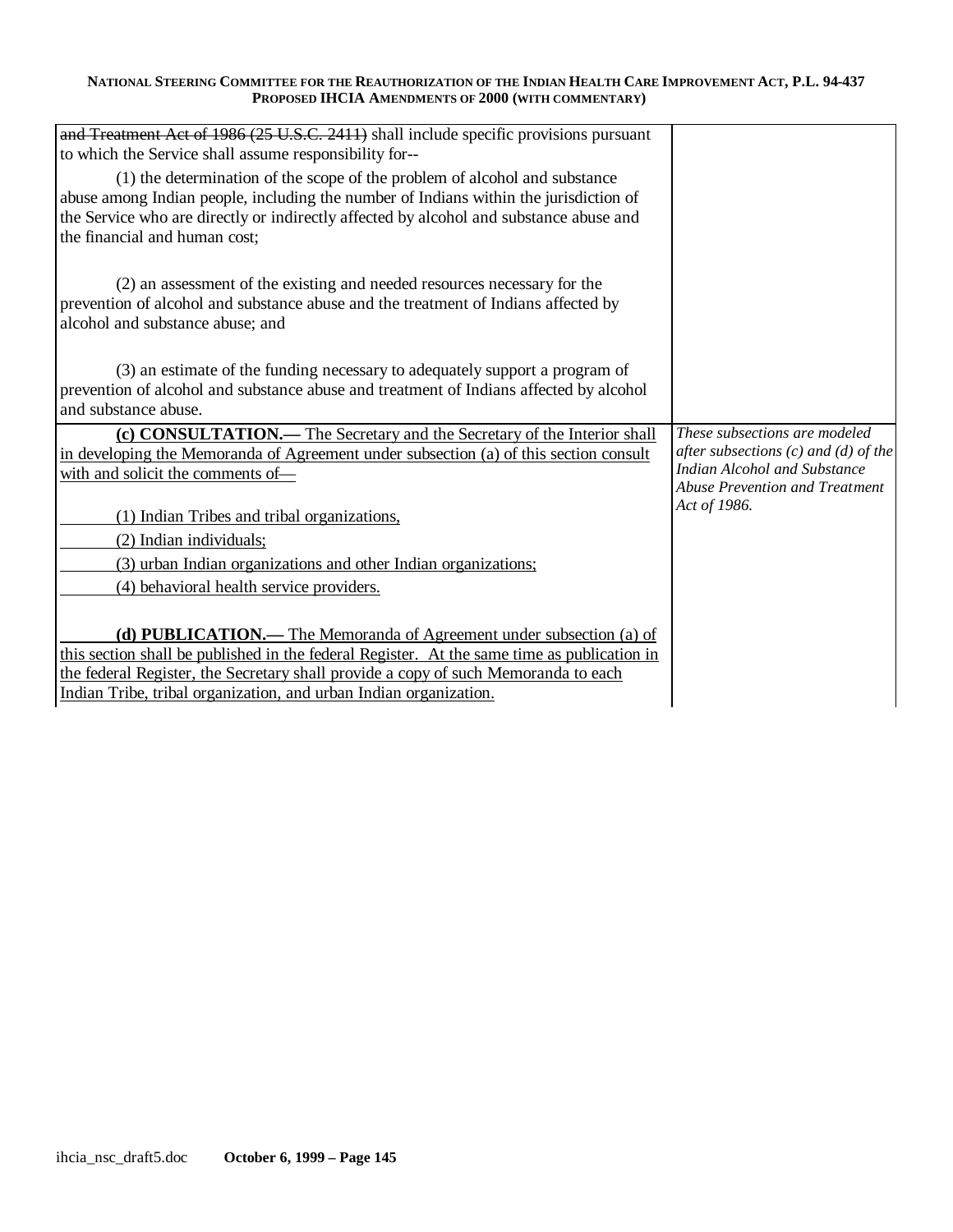| | |
|---|---|
| ~~and Treatment Act of 1986 (25 U.S.C. 2411)~~ shall include specific provisions pursuant to which the Service shall assume responsibility for--<br><br>(1) the determination of the scope of the problem of alcohol and substance abuse among Indian people, including the number of Indians within the jurisdiction of the Service who are directly or indirectly affected by alcohol and substance abuse and the financial and human cost;<br><br>(2) an assessment of the existing and needed resources necessary for the prevention of alcohol and substance abuse and the treatment of Indians affected by alcohol and substance abuse; and<br><br>(3) an estimate of the funding necessary to adequately support a program of prevention of alcohol and substance abuse and treatment of Indians affected by alcohol and substance abuse. | |
| <u>**(c) CONSULTATION.—** The Secretary and the Secretary of the Interior shall in developing the Memoranda of Agreement under subsection (a) of this section consult with and solicit the comments of—</u><br><br><u>(1) Indian Tribes and tribal organizations,</u><br><u>(2) Indian individuals;</u><br><u>(3) urban Indian organizations and other Indian organizations;</u><br><u>(4) behavioral health service providers.</u><br><br><u>**(d) PUBLICATION.—** The Memoranda of Agreement under subsection (a) of this section shall be published in the federal Register. At the same time as publication in the federal Register, the Secretary shall provide a copy of such Memoranda to each Indian Tribe, tribal organization, and urban Indian organization.</u> | *These subsections are modeled after subsections (c) and (d) of the Indian Alcohol and Substance Abuse Prevention and Treatment Act of 1986.* |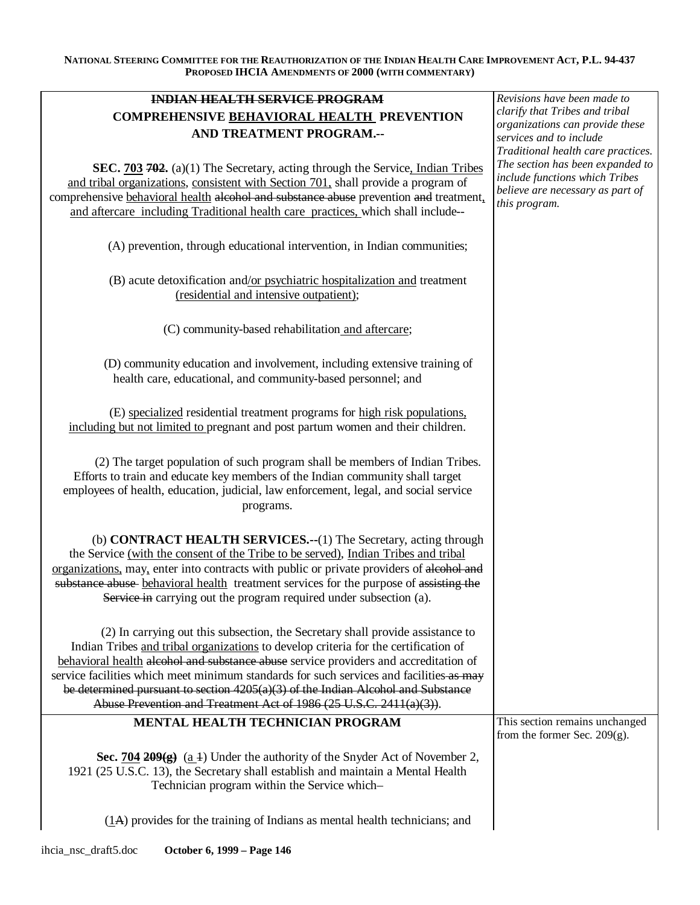| | |
|---|---|
| ~~INDIAN HEALTH SERVICE PROGRAM~~<br>**COMPREHENSIVE BEHAVIORAL HEALTH PREVENTION AND TREATMENT PROGRAM.--**<br><br>**SEC. 703 ~~702.~~** (a)(1) The Secretary, acting through the Service, Indian Tribes and tribal organizations, consistent with Section 701, shall provide a program of comprehensive behavioral health ~~alcohol and substance abuse~~ prevention ~~and~~ treatment, and aftercare including Traditional health care practices, which shall include--<br><br>(A) prevention, through educational intervention, in Indian communities;<br><br>(B) acute detoxification and/or psychiatric hospitalization and treatment (residential and intensive outpatient);<br><br>(C) community-based rehabilitation and aftercare;<br><br>(D) community education and involvement, including extensive training of health care, educational, and community-based personnel; and<br><br>(E) specialized residential treatment programs for high risk populations, including but not limited to pregnant and post partum women and their children.<br><br>(2) The target population of such program shall be members of Indian Tribes. Efforts to train and educate key members of the Indian community shall target employees of health, education, judicial, law enforcement, legal, and social service programs.<br><br>(b) **CONTRACT HEALTH SERVICES.--**(1) The Secretary, acting through the Service (with the consent of the Tribe to be served), Indian Tribes and tribal organizations, may, enter into contracts with public or private providers of ~~alcohol and substance abuse~~ behavioral health treatment services for the purpose of ~~assisting the Service in~~ carrying out the program required under subsection (a).<br><br>(2) In carrying out this subsection, the Secretary shall provide assistance to Indian Tribes and tribal organizations to develop criteria for the certification of behavioral health ~~alcohol and substance abuse~~ service providers and accreditation of service facilities which meet minimum standards for such services and facilities ~~as may be determined pursuant to section 4205(a)(3) of the Indian Alcohol and Substance Abuse Prevention and Treatment Act of 1986 (25 U.S.C. 2411(a)(3))~~. | *Revisions have been made to clarify that Tribes and tribal organizations can provide these services and to include Traditional health care practices. The section has been expanded to include functions which Tribes believe are necessary as part of this program.* |
| **MENTAL HEALTH TECHNICIAN PROGRAM**<br><br>**Sec. 704 ~~209(g)~~** (a ~~1~~) Under the authority of the Snyder Act of November 2, 1921 (25 U.S.C. 13), the Secretary shall establish and maintain a Mental Health Technician program within the Service which–<br><br>(1~~A~~) provides for the training of Indians as mental health technicians; and | This section remains unchanged from the former Sec. 209(g). |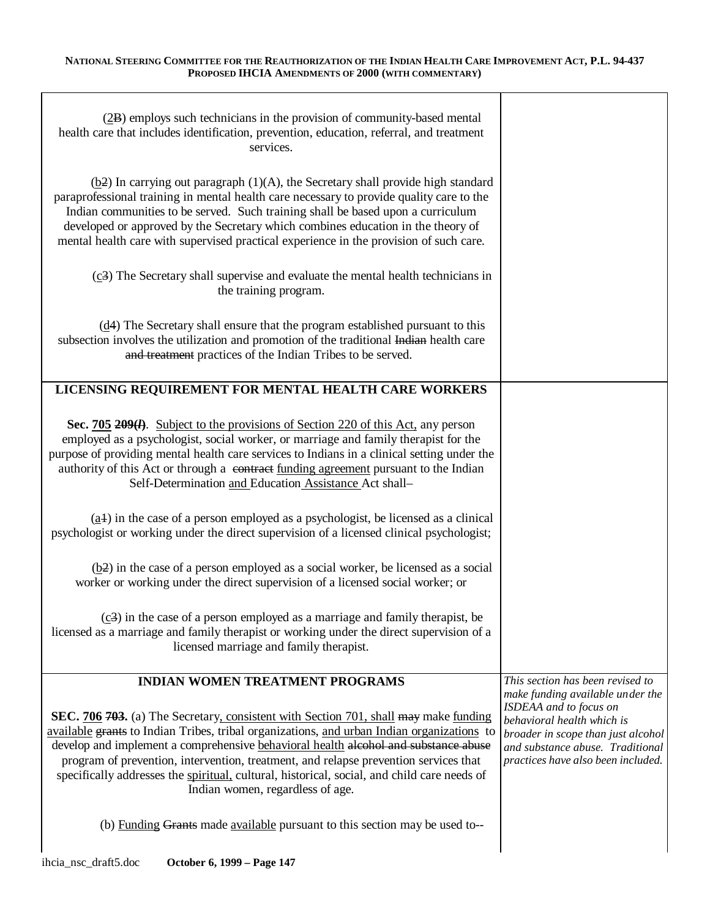| | |
|---|---|
| (2B) employs such technicians in the provision of community-based mental health care that includes identification, prevention, education, referral, and treatment services.<br><br>(b2) In carrying out paragraph (1)(A), the Secretary shall provide high standard paraprofessional training in mental health care necessary to provide quality care to the Indian communities to be served. Such training shall be based upon a curriculum developed or approved by the Secretary which combines education in the theory of mental health care with supervised practical experience in the provision of such care.<br><br>(c3) The Secretary shall supervise and evaluate the mental health technicians in the training program.<br><br>(d4) The Secretary shall ensure that the program established pursuant to this subsection involves the utilization and promotion of the traditional ~~Indian~~ health care ~~and treatment~~ practices of the Indian Tribes to be served. | |
| **LICENSING REQUIREMENT FOR MENTAL HEALTH CARE WORKERS**<br><br>**Sec. 705 ~~209(*l*)~~**. Subject to the provisions of Section 220 of this Act, any person employed as a psychologist, social worker, or marriage and family therapist for the purpose of providing mental health care services to Indians in a clinical setting under the authority of this Act or through a ~~contract~~ funding agreement pursuant to the Indian Self-Determination and Education Assistance Act shall–<br><br>(a1) in the case of a person employed as a psychologist, be licensed as a clinical psychologist or working under the direct supervision of a licensed clinical psychologist;<br><br>(b2) in the case of a person employed as a social worker, be licensed as a social worker or working under the direct supervision of a licensed social worker; or<br><br>(c3) in the case of a person employed as a marriage and family therapist, be licensed as a marriage and family therapist or working under the direct supervision of a licensed marriage and family therapist. | |
| **INDIAN WOMEN TREATMENT PROGRAMS**<br><br>**SEC. 706 ~~703~~.** (a) The Secretary, consistent with Section 701, shall ~~may~~ make funding available ~~grants~~ to Indian Tribes, tribal organizations, and urban Indian organizations to develop and implement a comprehensive behavioral health ~~alcohol and substance abuse~~ program of prevention, intervention, treatment, and relapse prevention services that specifically addresses the spiritual, cultural, historical, social, and child care needs of Indian women, regardless of age.<br><br>(b) Funding ~~Grants~~ made available pursuant to this section may be used to-- | *This section has been revised to make funding available under the ISDEAA and to focus on behavioral health which is broader in scope than just alcohol and substance abuse. Traditional practices have also been included.* |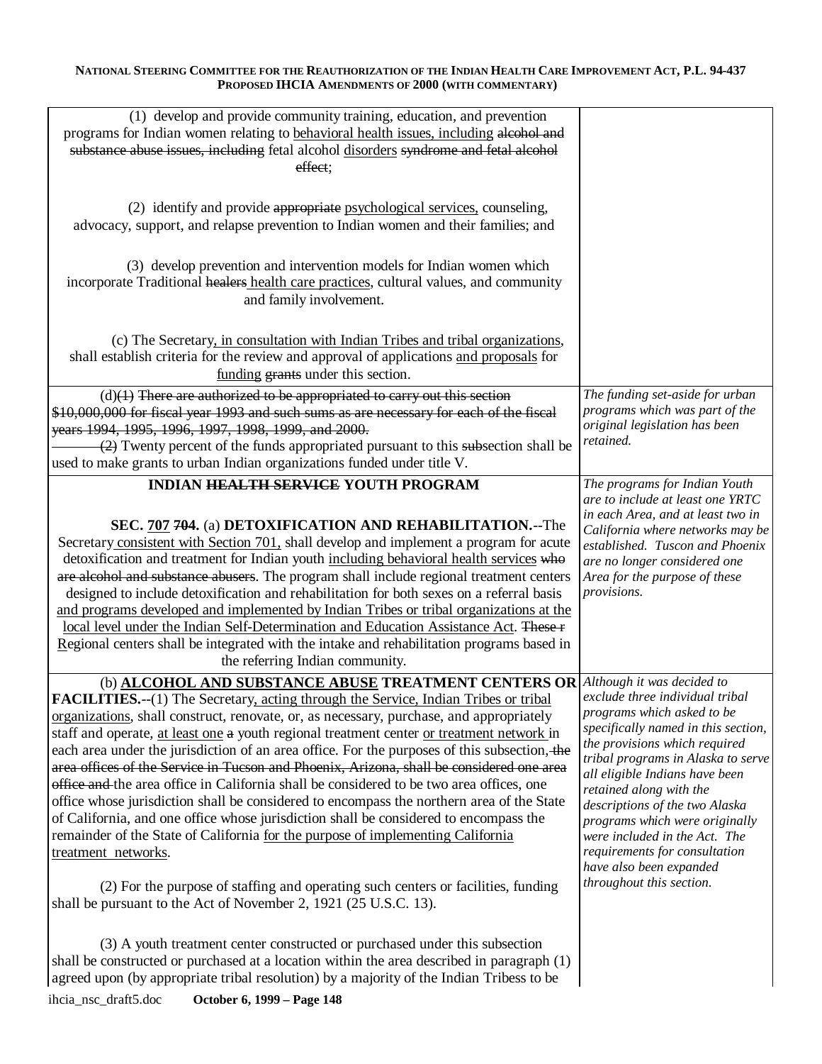| | |
|---|---|
| (1) develop and provide community training, education, and prevention programs for Indian women relating to behavioral health issues, including ~~alcohol and substance abuse issues, including~~ fetal alcohol disorders ~~syndrome and fetal alcohol effect~~;<br><br>(2) identify and provide ~~appropriate~~ psychological services, counseling, advocacy, support, and relapse prevention to Indian women and their families; and<br><br>(3) develop prevention and intervention models for Indian women which incorporate Traditional ~~healers~~ health care practices, cultural values, and community and family involvement.<br><br>(c) The Secretary, in consultation with Indian Tribes and tribal organizations, shall establish criteria for the review and approval of applications and proposals for funding ~~grants~~ under this section. | |
| (d)~~(1) There are authorized to be appropriated to carry out this section $10,000,000 for fiscal year 1993 and such sums as are necessary for each of the fiscal years 1994, 1995, 1996, 1997, 1998, 1999, and 2000.~~<br>~~(2)~~ Twenty percent of the funds appropriated pursuant to this ~~sub~~section shall be used to make grants to urban Indian organizations funded under title V. | *The funding set-aside for urban programs which was part of the original legislation has been retained.* |
| **INDIAN ~~HEALTH SERVICE~~ YOUTH PROGRAM**<br><br>**SEC. 707 ~~704~~.** (a) **DETOXIFICATION AND REHABILITATION.**--The Secretary consistent with Section 701, shall develop and implement a program for acute detoxification and treatment for Indian youth including behavioral health services ~~who are alcohol and substance abusers~~. The program shall include regional treatment centers designed to include detoxification and rehabilitation for both sexes on a referral basis and programs developed and implemented by Indian Tribes or tribal organizations at the local level under the Indian Self-Determination and Education Assistance Act. ~~These r~~ Regional centers shall be integrated with the intake and rehabilitation programs based in the referring Indian community. | *The programs for Indian Youth are to include at least one YRTC in each Area, and at least two in California where networks may be established. Tuscon and Phoenix are no longer considered one Area for the purpose of these provisions.* |
| (b) **ALCOHOL AND SUBSTANCE ABUSE TREATMENT CENTERS OR FACILITIES.**--(1) The Secretary, acting through the Service, Indian Tribes or tribal organizations, shall construct, renovate, or, as necessary, purchase, and appropriately staff and operate, at least one ~~a~~ youth regional treatment center or treatment network in each area under the jurisdiction of an area office. For the purposes of this subsection, ~~the area offices of the Service in Tucson and Phoenix, Arizona, shall be considered one area office and~~ the area office in California shall be considered to be two area offices, one office whose jurisdiction shall be considered to encompass the northern area of the State of California, and one office whose jurisdiction shall be considered to encompass the remainder of the State of California for the purpose of implementing California treatment networks.<br><br>(2) For the purpose of staffing and operating such centers or facilities, funding shall be pursuant to the Act of November 2, 1921 (25 U.S.C. 13).<br><br>(3) A youth treatment center constructed or purchased under this subsection shall be constructed or purchased at a location within the area described in paragraph (1) agreed upon (by appropriate tribal resolution) by a majority of the Indian Tribess to be | *Although it was decided to exclude three individual tribal programs which asked to be specifically named in this section, the provisions which required tribal programs in Alaska to serve all eligible Indians have been retained along with the descriptions of the two Alaska programs which were originally were included in the Act. The requirements for consultation have also been expanded throughout this section.* |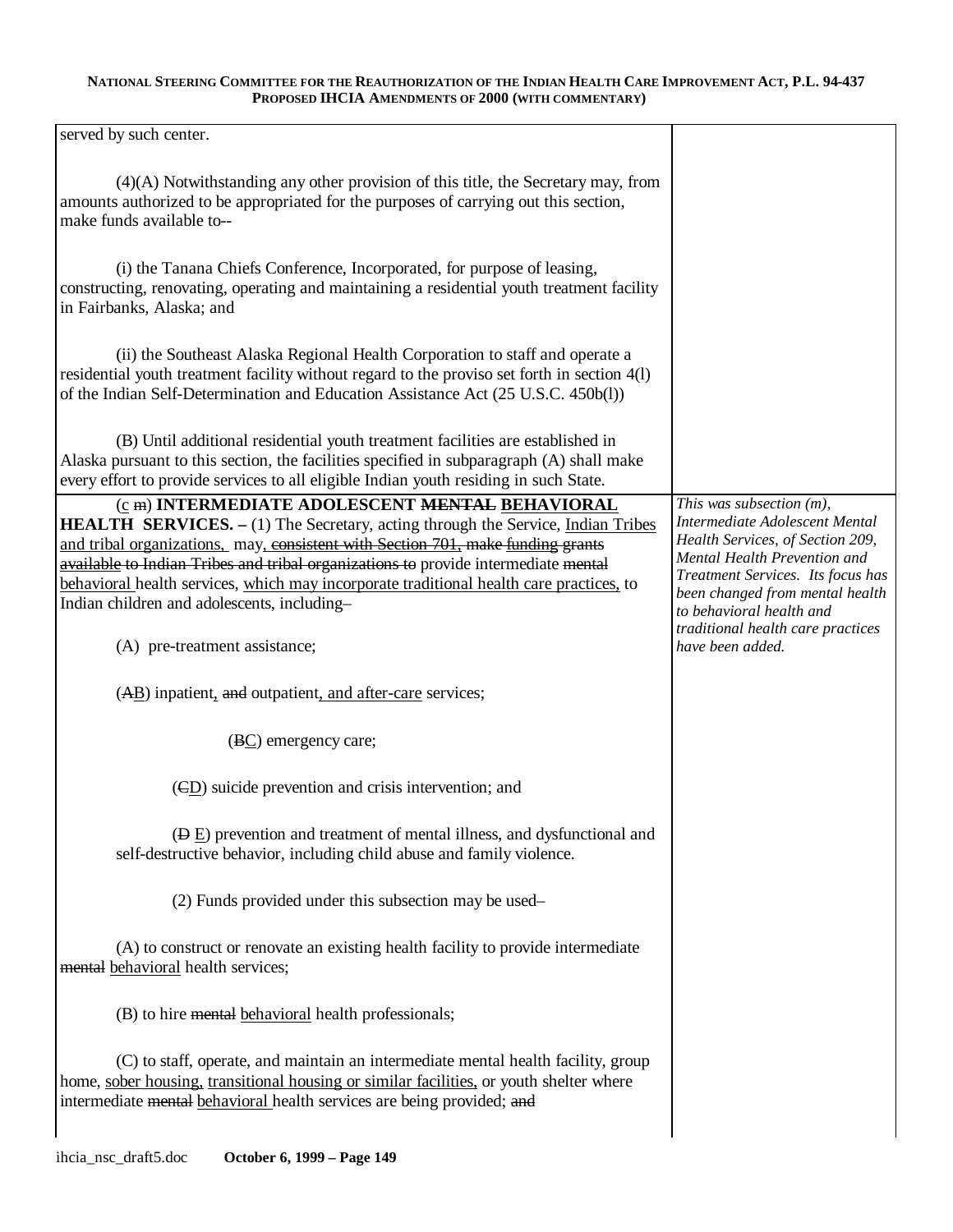| | |
|---|---|
| served by such center.<br><br>(4)(A) Notwithstanding any other provision of this title, the Secretary may, from amounts authorized to be appropriated for the purposes of carrying out this section, make funds available to--<br><br>(i) the Tanana Chiefs Conference, Incorporated, for purpose of leasing, constructing, renovating, operating and maintaining a residential youth treatment facility in Fairbanks, Alaska; and<br><br>(ii) the Southeast Alaska Regional Health Corporation to staff and operate a residential youth treatment facility without regard to the proviso set forth in section 4(l) of the Indian Self-Determination and Education Assistance Act (25 U.S.C. 450b(l))<br><br>(B) Until additional residential youth treatment facilities are established in Alaska pursuant to this section, the facilities specified in subparagraph (A) shall make every effort to provide services to all eligible Indian youth residing in such State. | |
| (<u>c</u> ~~m~~) **INTERMEDIATE ADOLESCENT ~~MENTAL~~ <u>BEHAVIORAL</u> HEALTH SERVICES. –** (1) The Secretary, acting through the Service, <u>Indian Tribes and tribal organizations,</u> may<u>,</u> ~~consistent with Section 701, make funding grants available to Indian Tribes and tribal organizations to~~ provide intermediate ~~mental~~ <u>behavioral</u> health services, <u>which may incorporate traditional health care practices,</u> to Indian children and adolescents, including–<br><br>(A) pre-treatment assistance;<br><br>(~~A~~<u>B</u>) inpatient<u>,</u> ~~and~~ outpatient<u>, and after-care</u> services;<br><br>(~~B~~<u>C</u>) emergency care;<br><br>(~~C~~<u>D</u>) suicide prevention and crisis intervention; and<br><br>(~~D~~ <u>E</u>) prevention and treatment of mental illness, and dysfunctional and self-destructive behavior, including child abuse and family violence.<br><br>(2) Funds provided under this subsection may be used–<br><br>(A) to construct or renovate an existing health facility to provide intermediate ~~mental~~ <u>behavioral</u> health services;<br><br>(B) to hire ~~mental~~ <u>behavioral</u> health professionals;<br><br>(C) to staff, operate, and maintain an intermediate mental health facility, group home, <u>sober housing,</u> <u>transitional housing or similar facilities,</u> or youth shelter where intermediate ~~mental~~ <u>behavioral</u> health services are being provided; ~~and~~ | *This was subsection (m), Intermediate Adolescent Mental Health Services, of Section 209, Mental Health Prevention and Treatment Services. Its focus has been changed from mental health to behavioral health and traditional health care practices have been added.* |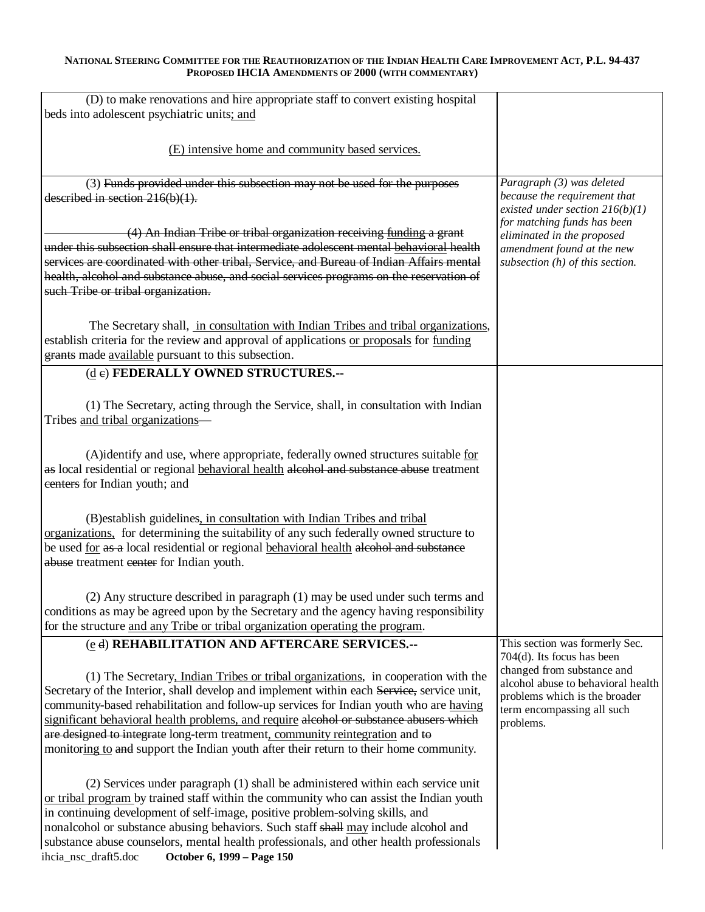| | |
|---|---|
| (D) to make renovations and hire appropriate staff to convert existing hospital beds into adolescent psychiatric units; and<br><br>(E) intensive home and community based services. | |
| (3) ~~Funds provided under this subsection may not be used for the purposes described in section 216(b)(1).~~<br><br>~~(4) An Indian Tribe or tribal organization receiving~~ funding ~~a grant under this subsection shall ensure that intermediate adolescent mental~~ behavioral ~~health services are coordinated with other tribal, Service, and Bureau of Indian Affairs mental health, alcohol and substance abuse, and social services programs on the reservation of such Tribe or tribal organization.~~<br><br>The Secretary shall, in consultation with Indian Tribes and tribal organizations, establish criteria for the review and approval of applications or proposals for funding ~~grants~~ made available pursuant to this subsection. | *Paragraph (3) was deleted because the requirement that existed under section 216(b)(1) for matching funds has been eliminated in the proposed amendment found at the new subsection (h) of this section.* |
| (d ~~c~~) **FEDERALLY OWNED STRUCTURES.--**<br><br>(1) The Secretary, acting through the Service, shall, in consultation with Indian Tribes and tribal organizations—<br><br>(A)identify and use, where appropriate, federally owned structures suitable for ~~as~~ local residential or regional behavioral health ~~alcohol and substance abuse~~ treatment ~~centers~~ for Indian youth; and<br><br>(B)establish guidelines, in consultation with Indian Tribes and tribal organizations, for determining the suitability of any such federally owned structure to be used for ~~as a~~ local residential or regional behavioral health ~~alcohol and substance abuse~~ treatment ~~center~~ for Indian youth.<br><br>(2) Any structure described in paragraph (1) may be used under such terms and conditions as may be agreed upon by the Secretary and the agency having responsibility for the structure and any Tribe or tribal organization operating the program. | |
| (e ~~d~~) **REHABILITATION AND AFTERCARE SERVICES.--**<br><br>(1) The Secretary, Indian Tribes or tribal organizations, in cooperation with the Secretary of the Interior, shall develop and implement within each ~~Service,~~ service unit, community-based rehabilitation and follow-up services for Indian youth who are having significant behavioral health problems, and require ~~alcohol or substance abusers which are designed to integrate~~ long-term treatment, community reintegration and ~~to~~ monitoring to ~~and~~ support the Indian youth after their return to their home community.<br><br>(2) Services under paragraph (1) shall be administered within each service unit or tribal program by trained staff within the community who can assist the Indian youth in continuing development of self-image, positive problem-solving skills, and nonalcohol or substance abusing behaviors. Such staff ~~shall~~ may include alcohol and substance abuse counselors, mental health professionals, and other health professionals | This section was formerly Sec. 704(d). Its focus has been changed from substance and alcohol abuse to behavioral health problems which is the broader term encompassing all such problems. |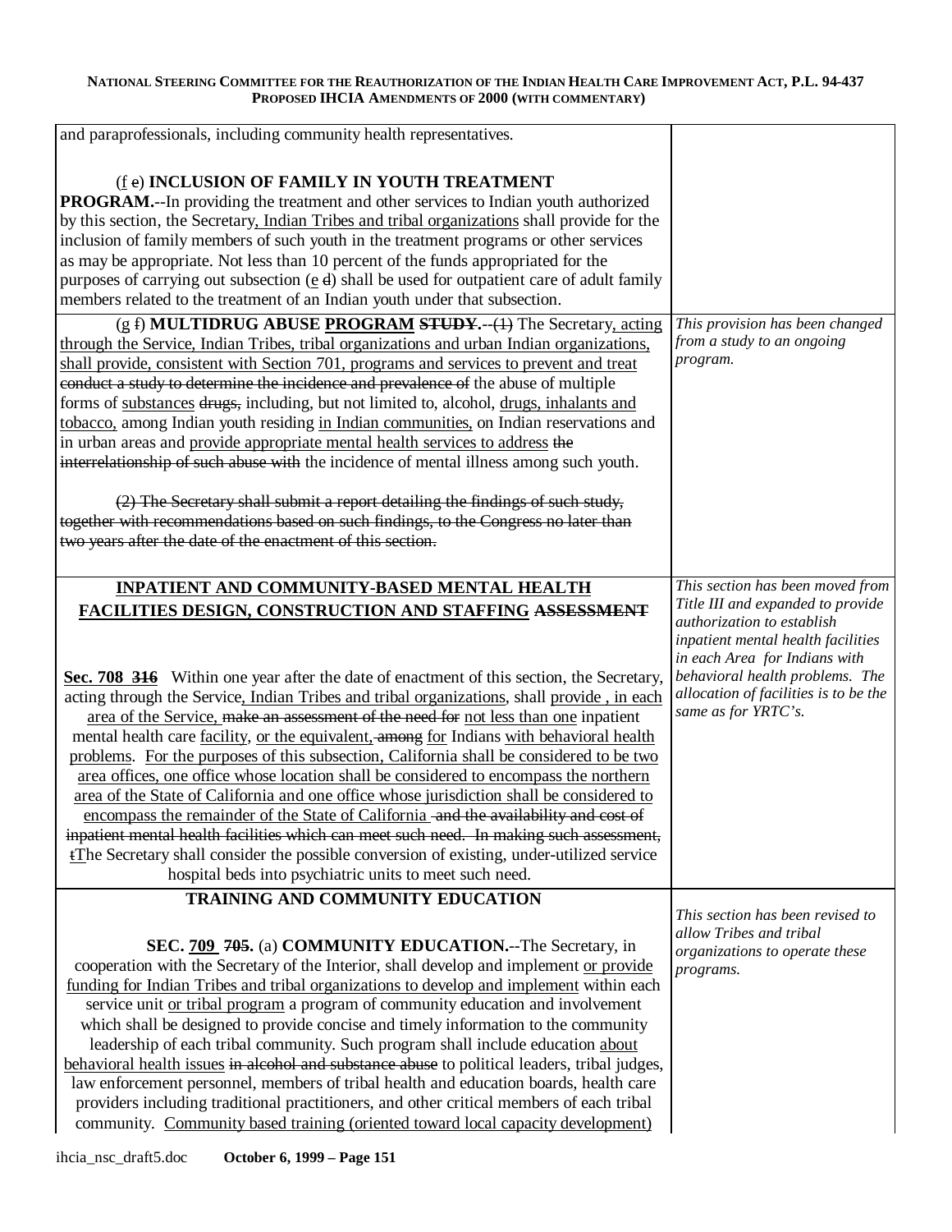| | |
|---|---|
| and paraprofessionals, including community health representatives.<br><br>(<u>f</u> ~~e~~) **INCLUSION OF FAMILY IN YOUTH TREATMENT PROGRAM.**--In providing the treatment and other services to Indian youth authorized by this section, the Secretary<u>, Indian Tribes and tribal organizations</u> shall provide for the inclusion of family members of such youth in the treatment programs or other services as may be appropriate. Not less than 10 percent of the funds appropriated for the purposes of carrying out subsection (<u>e</u> ~~d~~) shall be used for outpatient care of adult family members related to the treatment of an Indian youth under that subsection. | |
| (<u>g</u> ~~f~~) **MULTIDRUG ABUSE <u>PROGRAM</u> ~~STUDY~~.**--~~(1)~~ The Secretary<u>, acting through the Service, Indian Tribes, tribal organizations and urban Indian organizations, shall provide, consistent with Section 701, programs and services to prevent and treat</u> ~~conduct a study to determine the incidence and prevalence of~~ the abuse of multiple forms of <u>substances</u> ~~drugs,~~ including, but not limited to, alcohol, <u>drugs, inhalants and tobacco,</u> among Indian youth residing <u>in Indian communities,</u> on Indian reservations and in urban areas and <u>provide appropriate mental health services to address</u> ~~the interrelationship of such abuse with~~ the incidence of mental illness among such youth.<br><br>~~(2) The Secretary shall submit a report detailing the findings of such study, together with recommendations based on such findings, to the Congress no later than two years after the date of the enactment of this section.~~ | *This provision has been changed from a study to an ongoing program.* |
| **<u>INPATIENT AND COMMUNITY-BASED MENTAL HEALTH FACILITIES DESIGN, CONSTRUCTION AND STAFFING</u> ~~ASSESSMENT~~**<br><br>**<u>Sec. 708</u> ~~316~~** Within one year after the date of enactment of this section, the Secretary, acting through the Service<u>, Indian Tribes and tribal organizations</u>, shall <u>provide , in each area of the Service,</u> ~~make an assessment of the need for~~ <u>not less than one</u> inpatient mental health care <u>facility</u>, <u>or the equivalent,</u> ~~among~~ <u>for</u> Indians <u>with behavioral health problems</u>. <u>For the purposes of this subsection, California shall be considered to be two area offices, one office whose location shall be considered to encompass the northern area of the State of California and one office whose jurisdiction shall be considered to encompass the remainder of the State of California</u> ~~and the availability and cost of inpatient mental health facilities which can meet such need. In making such assessment, t~~<u>T</u>he Secretary shall consider the possible conversion of existing, under-utilized service hospital beds into psychiatric units to meet such need. | *This section has been moved from Title III and expanded to provide authorization to establish inpatient mental health facilities in each Area for Indians with behavioral health problems. The allocation of facilities is to be the same as for YRTC's.* |
| **TRAINING AND COMMUNITY EDUCATION**<br><br>**SEC. <u>709</u> ~~705~~.** (a) **COMMUNITY EDUCATION.**--The Secretary, in cooperation with the Secretary of the Interior, shall develop and implement <u>or provide funding for Indian Tribes and tribal organizations to develop and implement</u> within each service unit <u>or tribal program</u> a program of community education and involvement which shall be designed to provide concise and timely information to the community leadership of each tribal community. Such program shall include education <u>about behavioral health issues</u> ~~in alcohol and substance abuse~~ to political leaders, tribal judges, law enforcement personnel, members of tribal health and education boards, health care providers including traditional practitioners, and other critical members of each tribal community. <u>Community based training (oriented toward local capacity development)</u> | *This section has been revised to allow Tribes and tribal organizations to operate these programs.* |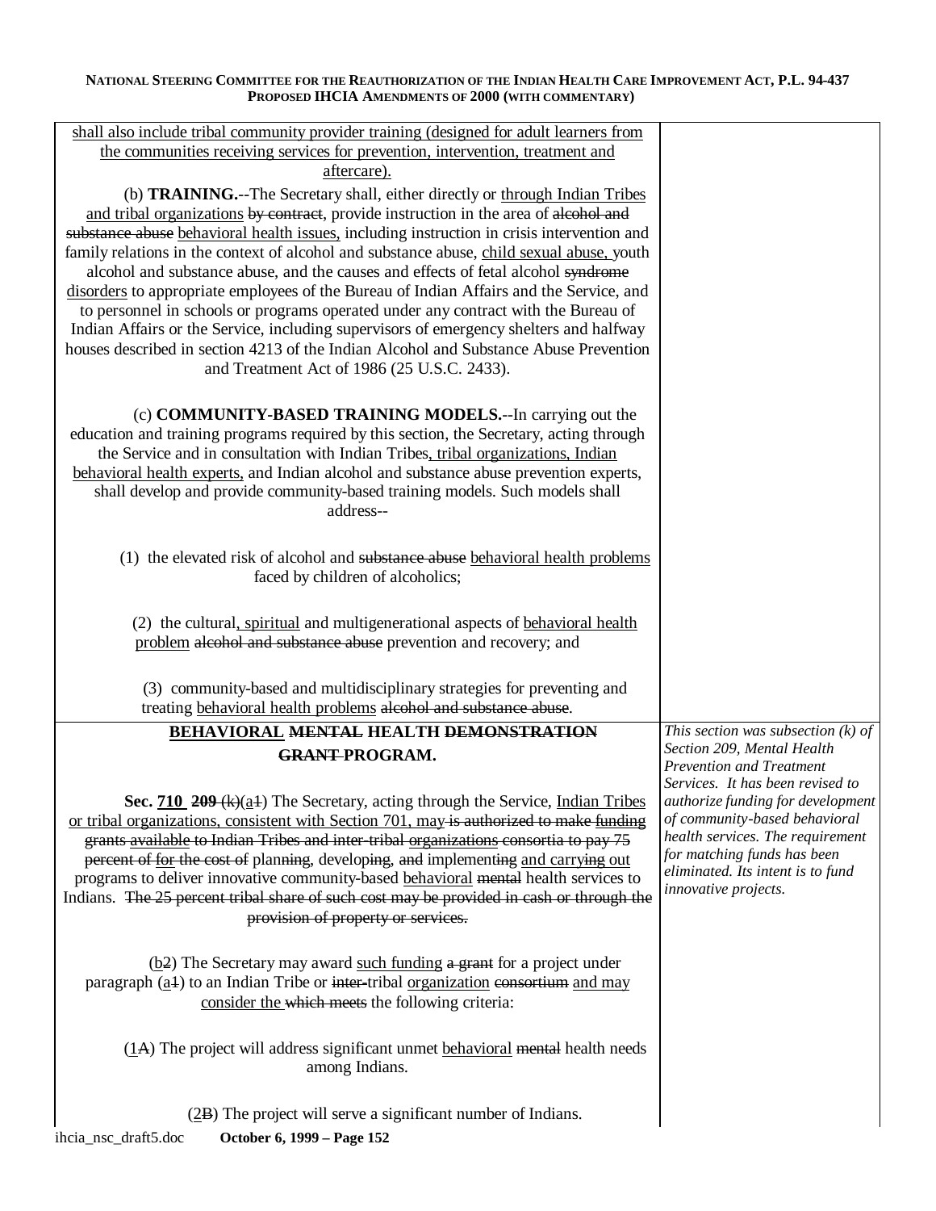shall also include tribal community provider training (designed for adult learners from the communities receiving services for prevention, intervention, treatment and aftercare).

(b) **TRAINING.**--The Secretary shall, either directly or through Indian Tribes and tribal organizations ~~by contract~~, provide instruction in the area of ~~alcohol and substance abuse~~ behavioral health issues, including instruction in crisis intervention and family relations in the context of alcohol and substance abuse, child sexual abuse, youth alcohol and substance abuse, and the causes and effects of fetal alcohol ~~syndrome~~ disorders to appropriate employees of the Bureau of Indian Affairs and the Service, and to personnel in schools or programs operated under any contract with the Bureau of Indian Affairs or the Service, including supervisors of emergency shelters and halfway houses described in section 4213 of the Indian Alcohol and Substance Abuse Prevention and Treatment Act of 1986 (25 U.S.C. 2433).

(c) **COMMUNITY-BASED TRAINING MODELS.**--In carrying out the education and training programs required by this section, the Secretary, acting through the Service and in consultation with Indian Tribes, tribal organizations, Indian behavioral health experts, and Indian alcohol and substance abuse prevention experts, shall develop and provide community-based training models. Such models shall address--

(1) the elevated risk of alcohol and ~~substance abuse~~ behavioral health problems faced by children of alcoholics;

(2) the cultural, spiritual and multigenerational aspects of behavioral health problem ~~alcohol and substance abuse~~ prevention and recovery; and

(3) community-based and multidisciplinary strategies for preventing and treating behavioral health problems ~~alcohol and substance abuse~~.

## BEHAVIORAL ~~MENTAL~~ HEALTH ~~DEMONSTRATION GRANT~~ PROGRAM.

*This section was subsection (k) of Section 209, Mental Health Prevention and Treatment Services. It has been revised to authorize funding for development of community-based behavioral health services. The requirement for matching funds has been eliminated. Its intent is to fund innovative projects.*

**Sec. 710** ~~**209**~~ ~~(k)~~(a~~1~~) The Secretary, acting through the Service, Indian Tribes or tribal organizations, consistent with Section 701, may ~~is authorized to make funding grants~~ available ~~to Indian Tribes and inter-tribal organizations consortia to pay 75 percent of~~ for ~~the cost of~~ planning, developing, ~~and~~ implementing and carrying out programs to deliver innovative community-based behavioral ~~mental~~ health services to Indians. ~~The 25 percent tribal share of such cost may be provided in cash or through the provision of property or services.~~

(b~~2~~) The Secretary may award such funding ~~a grant~~ for a project under paragraph (a~~1~~) to an Indian Tribe or ~~inter-~~tribal organization ~~consortium~~ and may consider the ~~which meets~~ the following criteria:

(1~~A~~) The project will address significant unmet behavioral ~~mental~~ health needs among Indians.

(2~~B~~) The project will serve a significant number of Indians.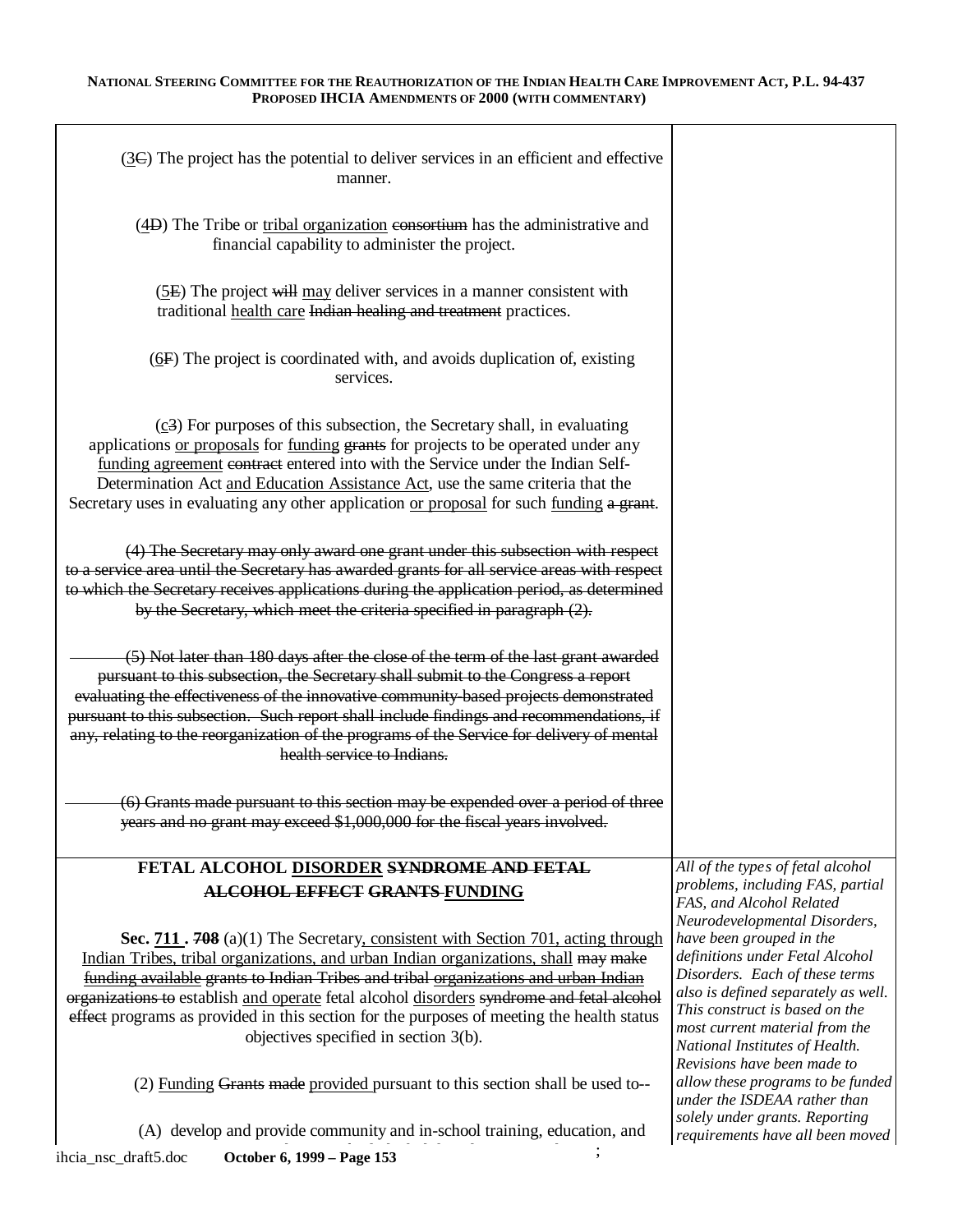(3C) The project has the potential to deliver services in an efficient and effective manner.

(4D) The Tribe or tribal organization consortium has the administrative and financial capability to administer the project.

(5E) The project will may deliver services in a manner consistent with traditional health care Indian healing and treatment practices.

(6F) The project is coordinated with, and avoids duplication of, existing services.

(c3) For purposes of this subsection, the Secretary shall, in evaluating applications or proposals for funding grants for projects to be operated under any funding agreement contract entered into with the Service under the Indian Self-Determination Act and Education Assistance Act, use the same criteria that the Secretary uses in evaluating any other application or proposal for such funding a grant.

~~(4) The Secretary may only award one grant under this subsection with respect to a service area until the Secretary has awarded grants for all service areas with respect to which the Secretary receives applications during the application period, as determined by the Secretary, which meet the criteria specified in paragraph (2).~~

~~(5) Not later than 180 days after the close of the term of the last grant awarded pursuant to this subsection, the Secretary shall submit to the Congress a report evaluating the effectiveness of the innovative community-based projects demonstrated pursuant to this subsection. Such report shall include findings and recommendations, if any, relating to the reorganization of the programs of the Service for delivery of mental health service to Indians.~~

~~(6) Grants made pursuant to this section may be expended over a period of three years and no grant may exceed $1,000,000 for the fiscal years involved.~~

**FETAL ALCOHOL DISORDER ~~SYNDROME AND FETAL ALCOHOL EFFECT GRANTS~~ FUNDING**

*All of the types of fetal alcohol problems, including FAS, partial FAS, and Alcohol Related Neurodevelopmental Disorders, have been grouped in the definitions under Fetal Alcohol Disorders. Each of these terms also is defined separately as well. This construct is based on the most current material from the National Institutes of Health. Revisions have been made to allow these programs to be funded under the ISDEAA rather than solely under grants. Reporting requirements have all been moved*

**Sec. 711 . 708** (a)(1) The Secretary, consistent with Section 701, acting through Indian Tribes, tribal organizations, and urban Indian organizations, shall may make funding available grants to Indian Tribes and tribal organizations and urban Indian organizations to establish and operate fetal alcohol disorders syndrome and fetal alcohol effect programs as provided in this section for the purposes of meeting the health status objectives specified in section 3(b).

(2) Funding Grants made provided pursuant to this section shall be used to--

(A) develop and provide community and in-school training, education, and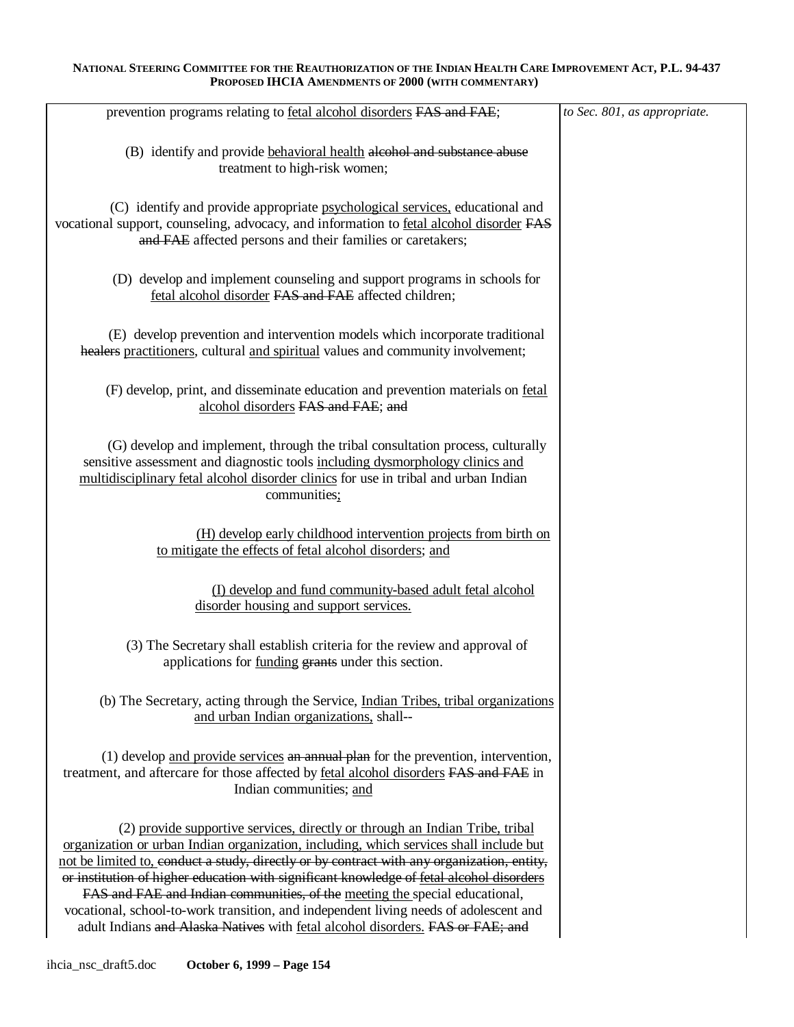| | |
|---|---|
| prevention programs relating to <u>fetal alcohol disorders</u> ~~FAS and FAE~~;<br><br>(B) identify and provide <u>behavioral health</u> ~~alcohol and substance abuse~~ treatment to high-risk women;<br><br>(C) identify and provide appropriate <u>psychological services,</u> educational and vocational support, counseling, advocacy, and information to <u>fetal alcohol disorder</u> ~~FAS and FAE~~ affected persons and their families or caretakers;<br><br>(D) develop and implement counseling and support programs in schools for <u>fetal alcohol disorder</u> ~~FAS and FAE~~ affected children;<br><br>(E) develop prevention and intervention models which incorporate traditional ~~healers~~ <u>practitioners</u>, cultural <u>and spiritual</u> values and community involvement;<br><br>(F) develop, print, and disseminate education and prevention materials on <u>fetal alcohol disorders</u> ~~FAS and FAE~~; ~~and~~<br><br>(G) develop and implement, through the tribal consultation process, culturally sensitive assessment and diagnostic tools <u>including dysmorphology clinics and multidisciplinary fetal alcohol disorder clinics</u> for use in tribal and urban Indian communities<u>;</u><br><br><u>(H) develop early childhood intervention projects from birth on to mitigate the effects of fetal alcohol disorders</u>; <u>and</u><br><br><u>(I) develop and fund community-based adult fetal alcohol disorder housing and support services.</u><br><br>(3) The Secretary shall establish criteria for the review and approval of applications for <u>funding</u> ~~grants~~ under this section.<br><br>(b) The Secretary, acting through the Service, <u>Indian Tribes, tribal organizations and urban Indian organizations,</u> shall--<br><br>(1) develop <u>and provide services</u> ~~an annual plan~~ for the prevention, intervention, treatment, and aftercare for those affected by <u>fetal alcohol disorders</u> ~~FAS and FAE~~ in Indian communities; <u>and</u><br><br>(2) <u>provide supportive services, directly or through an Indian Tribe, tribal organization or urban Indian organization, including, which services shall include but not be limited to,</u> ~~conduct a study, directly or by contract with any organization, entity, or institution of higher education with significant knowledge of~~ ~~<u>fetal alcohol disorders</u>~~ ~~FAS and FAE and Indian communities, of the~~ <u>meeting the</u> special educational, vocational, school-to-work transition, and independent living needs of adolescent and adult Indians ~~and Alaska Natives~~ with <u>fetal alcohol disorders.</u> ~~FAS or FAE; and~~ | *to Sec. 801, as appropriate.* |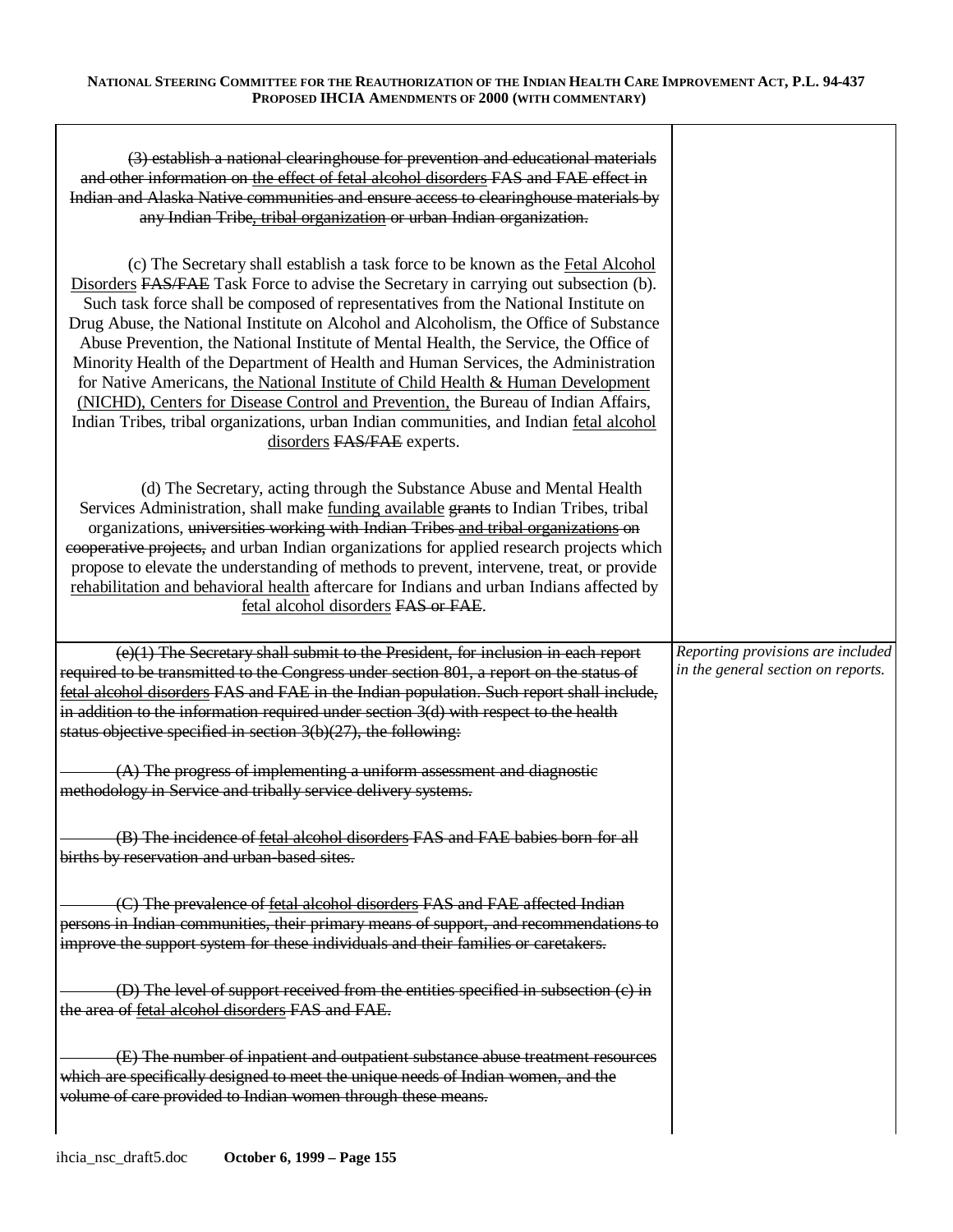| | |
|---|---|
| ~~(3) establish a national clearinghouse for prevention and educational materials and other information on~~ <u>the effect of fetal alcohol disorders</u> ~~FAS and FAE effect in Indian and Alaska Native communities and ensure access to clearinghouse materials by any Indian Tribe~~<u>, tribal organization</u> ~~or urban Indian organization.~~<br><br>(c) The Secretary shall establish a task force to be known as the <u>Fetal Alcohol Disorders</u> ~~FAS/FAE~~ Task Force to advise the Secretary in carrying out subsection (b). Such task force shall be composed of representatives from the National Institute on Drug Abuse, the National Institute on Alcohol and Alcoholism, the Office of Substance Abuse Prevention, the National Institute of Mental Health, the Service, the Office of Minority Health of the Department of Health and Human Services, the Administration for Native Americans, <u>the National Institute of Child Health & Human Development (NICHD), Centers for Disease Control and Prevention,</u> the Bureau of Indian Affairs, Indian Tribes, tribal organizations, urban Indian communities, and Indian <u>fetal alcohol disorders</u> ~~FAS/FAE~~ experts.<br><br>(d) The Secretary, acting through the Substance Abuse and Mental Health Services Administration, shall make <u>funding available</u> ~~grants~~ to Indian Tribes, tribal organizations, ~~universities working with Indian Tribes~~ ~~<u>and tribal organizations</u>~~ ~~on cooperative projects,~~ and urban Indian organizations for applied research projects which propose to elevate the understanding of methods to prevent, intervene, treat, or provide <u>rehabilitation and behavioral health</u> aftercare for Indians and urban Indians affected by <u>fetal alcohol disorders</u> ~~FAS or FAE~~. | |
| ~~(e)(1) The Secretary shall submit to the President, for inclusion in each report required to be transmitted to the Congress under section 801, a report on the status of~~ ~~<u>fetal alcohol disorders</u>~~ ~~FAS and FAE in the Indian population. Such report shall include, in addition to the information required under section 3(d) with respect to the health status objective specified in section 3(b)(27), the following:~~<br><br>~~(A) The progress of implementing a uniform assessment and diagnostic methodology in Service and tribally service delivery systems.~~<br><br>~~(B) The incidence of~~ ~~<u>fetal alcohol disorders</u>~~ ~~FAS and FAE babies born for all births by reservation and urban-based sites.~~<br><br>~~(C) The prevalence of~~ ~~<u>fetal alcohol disorders</u>~~ ~~FAS and FAE affected Indian persons in Indian communities, their primary means of support, and recommendations to improve the support system for these individuals and their families or caretakers.~~<br><br>~~(D) The level of support received from the entities specified in subsection (c) in the area of~~ ~~<u>fetal alcohol disorders</u>~~ ~~FAS and FAE.~~<br><br>~~(E) The number of inpatient and outpatient substance abuse treatment resources which are specifically designed to meet the unique needs of Indian women, and the volume of care provided to Indian women through these means.~~ | *Reporting provisions are included in the general section on reports.* |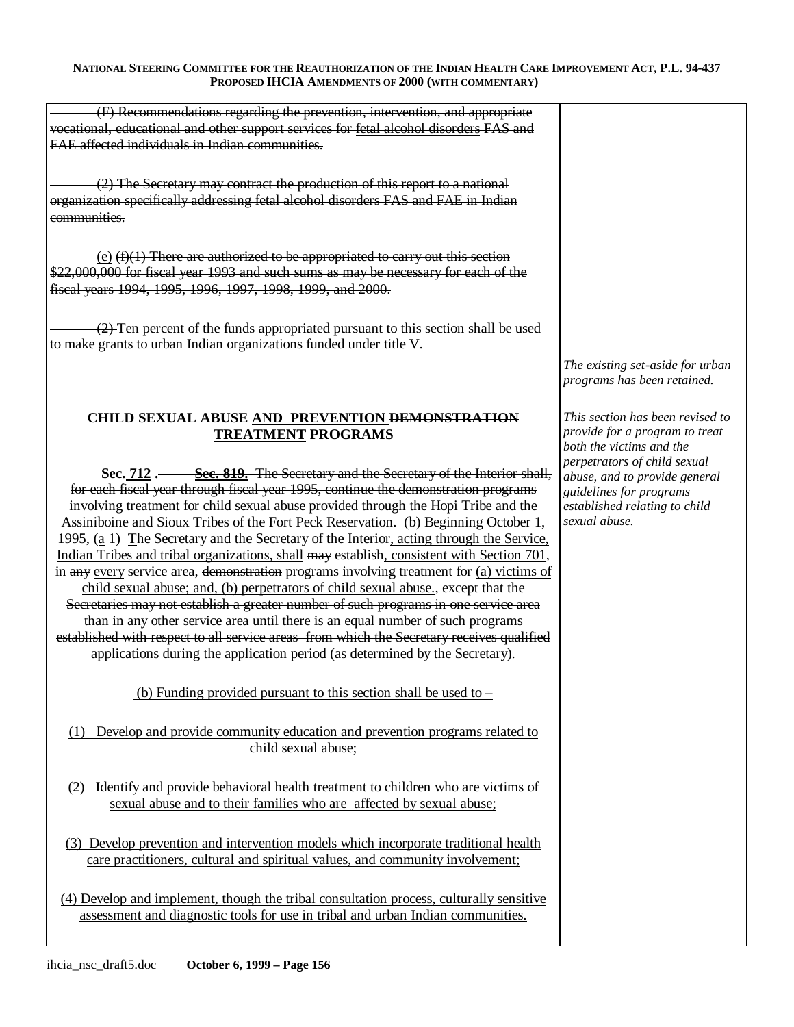| | |
|---|---|
| ~~(F) Recommendations regarding the prevention, intervention, and appropriate vocational, educational and other support services for fetal alcohol disorders FAS and FAE affected individuals in Indian communities.~~<br><br>~~(2) The Secretary may contract the production of this report to a national organization specifically addressing fetal alcohol disorders FAS and FAE in Indian communities.~~<br><br><u>(e)</u> ~~(f)(1) There are authorized to be appropriated to carry out this section \$22,000,000 for fiscal year 1993 and such sums as may be necessary for each of the fiscal years 1994, 1995, 1996, 1997, 1998, 1999, and 2000.~~<br><br>~~(2)~~ Ten percent of the funds appropriated pursuant to this section shall be used to make grants to urban Indian organizations funded under title V. | *The existing set-aside for urban programs has been retained.* |
| **CHILD SEXUAL ABUSE <u>AND PREVENTION</u> ~~DEMONSTRATION~~ <u>TREATMENT</u> PROGRAMS**<br><br>**Sec. <u>712</u> .** ~~**Sec. 819.** The Secretary and the Secretary of the Interior shall, for each fiscal year through fiscal year 1995, continue the demonstration programs involving treatment for child sexual abuse provided through the Hopi Tribe and the Assiniboine and Sioux Tribes of the Fort Peck Reservation. (b) Beginning October 1, 1995,~~ <u>(a</u> ~~1~~) The Secretary and the Secretary of the Interior<u>, acting through the Service, Indian Tribes and tribal organizations,</u> shall ~~may~~ establish<u>, consistent with Section 701</u>, in ~~any~~ <u>every</u> service area, ~~demonstration~~ programs involving treatment for <u>(a) victims of child sexual abuse; and, (b) perpetrators of child sexual abuse.</u>~~, except that the Secretaries may not establish a greater number of such programs in one service area than in any other service area until there is an equal number of such programs established with respect to all service areas from which the Secretary receives qualified applications during the application period (as determined by the Secretary).~~<br><br><u>(b) Funding provided pursuant to this section shall be used to –</u><br><br><u>(1) Develop and provide community education and prevention programs related to child sexual abuse;</u><br><br><u>(2) Identify and provide behavioral health treatment to children who are victims of sexual abuse and to their families who are affected by sexual abuse;</u><br><br><u>(3) Develop prevention and intervention models which incorporate traditional health care practitioners, cultural and spiritual values, and community involvement;</u><br><br><u>(4) Develop and implement, though the tribal consultation process, culturally sensitive assessment and diagnostic tools for use in tribal and urban Indian communities.</u> | *This section has been revised to provide for a program to treat both the victims and the perpetrators of child sexual abuse, and to provide general guidelines for programs established relating to child sexual abuse.* |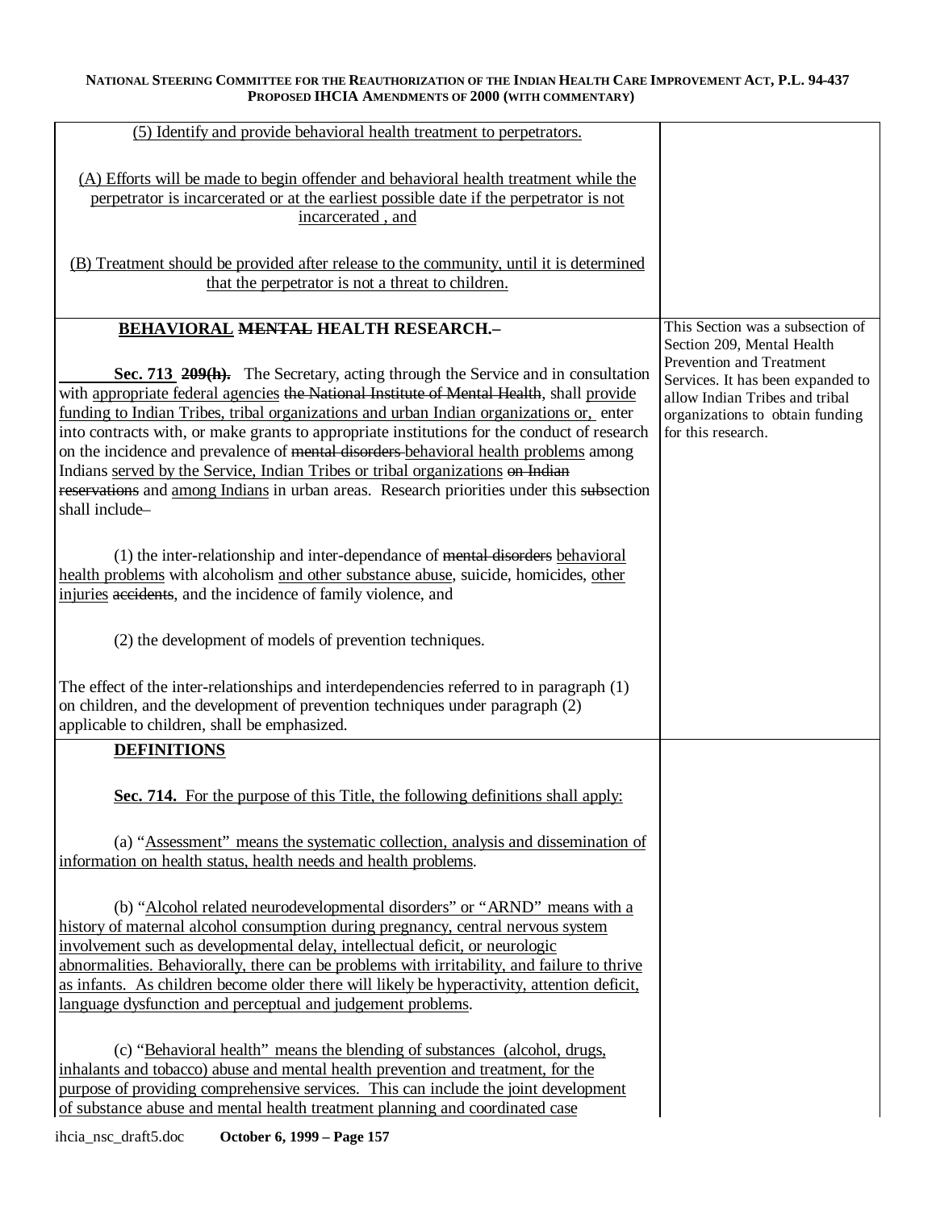| | |
|---|---|
| (5) Identify and provide behavioral health treatment to perpetrators.<br><br>(A) Efforts will be made to begin offender and behavioral health treatment while the perpetrator is incarcerated or at the earliest possible date if the perpetrator is not incarcerated , and<br><br>(B) Treatment should be provided after release to the community, until it is determined that the perpetrator is not a threat to children. | |
| **BEHAVIORAL ~~MENTAL~~ HEALTH RESEARCH.–**<br><br>**Sec. 713 ~~209(h).~~** The Secretary, acting through the Service and in consultation with appropriate federal agencies ~~the National Institute of Mental Health~~, shall provide funding to Indian Tribes, tribal organizations and urban Indian organizations or, enter into contracts with, or make grants to appropriate institutions for the conduct of research on the incidence and prevalence of ~~mental disorders~~ behavioral health problems among Indians served by the Service, Indian Tribes or tribal organizations ~~on Indian reservations~~ and among Indians in urban areas. Research priorities under this ~~sub~~section shall include–<br><br>(1) the inter-relationship and inter-dependance of ~~mental disorders~~ behavioral health problems with alcoholism and other substance abuse, suicide, homicides, other injuries ~~accidents~~, and the incidence of family violence, and<br><br>(2) the development of models of prevention techniques.<br><br>The effect of the inter-relationships and interdependencies referred to in paragraph (1) on children, and the development of prevention techniques under paragraph (2) applicable to children, shall be emphasized. | This Section was a subsection of Section 209, Mental Health Prevention and Treatment Services. It has been expanded to allow Indian Tribes and tribal organizations to obtain funding for this research. |
| **DEFINITIONS**<br><br>**Sec. 714.** For the purpose of this Title, the following definitions shall apply:<br><br>(a) "Assessment" means the systematic collection, analysis and dissemination of information on health status, health needs and health problems.<br><br>(b) "Alcohol related neurodevelopmental disorders" or "ARND" means with a history of maternal alcohol consumption during pregnancy, central nervous system involvement such as developmental delay, intellectual deficit, or neurologic abnormalities. Behaviorally, there can be problems with irritability, and failure to thrive as infants. As children become older there will likely be hyperactivity, attention deficit, language dysfunction and perceptual and judgement problems.<br><br>(c) "Behavioral health" means the blending of substances (alcohol, drugs, inhalants and tobacco) abuse and mental health prevention and treatment, for the purpose of providing comprehensive services. This can include the joint development of substance abuse and mental health treatment planning and coordinated case | |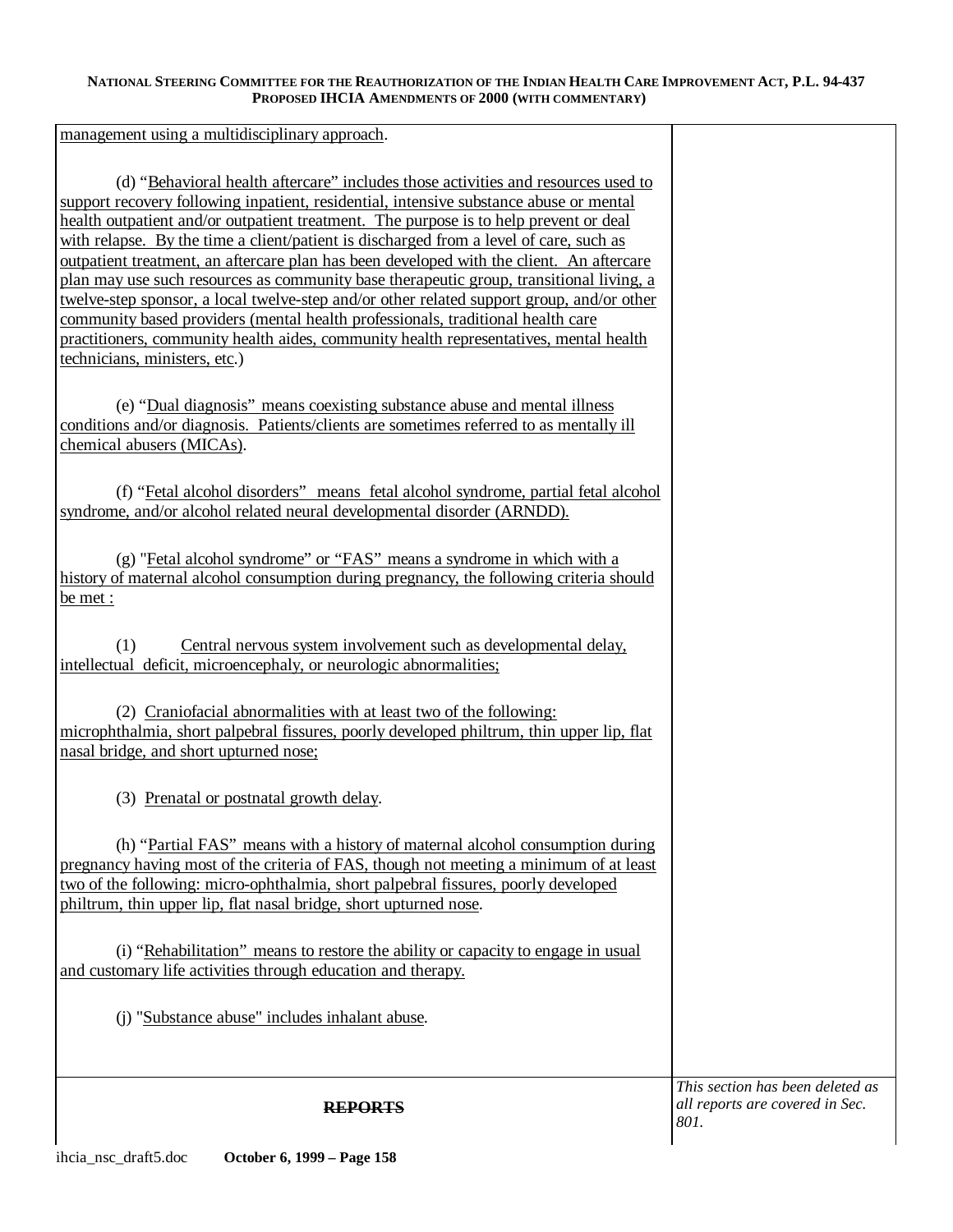management using a multidisciplinary approach.

(d) "Behavioral health aftercare" includes those activities and resources used to support recovery following inpatient, residential, intensive substance abuse or mental health outpatient and/or outpatient treatment. The purpose is to help prevent or deal with relapse. By the time a client/patient is discharged from a level of care, such as outpatient treatment, an aftercare plan has been developed with the client. An aftercare plan may use such resources as community base therapeutic group, transitional living, a twelve-step sponsor, a local twelve-step and/or other related support group, and/or other community based providers (mental health professionals, traditional health care practitioners, community health aides, community health representatives, mental health technicians, ministers, etc.)

(e) "Dual diagnosis" means coexisting substance abuse and mental illness conditions and/or diagnosis. Patients/clients are sometimes referred to as mentally ill chemical abusers (MICAs).

(f) "Fetal alcohol disorders" means fetal alcohol syndrome, partial fetal alcohol syndrome, and/or alcohol related neural developmental disorder (ARNDD).

(g) "Fetal alcohol syndrome" or "FAS" means a syndrome in which with a history of maternal alcohol consumption during pregnancy, the following criteria should be met :

(1) Central nervous system involvement such as developmental delay, intellectual deficit, microencephaly, or neurologic abnormalities;

(2) Craniofacial abnormalities with at least two of the following: microphthalmia, short palpebral fissures, poorly developed philtrum, thin upper lip, flat nasal bridge, and short upturned nose;

(3) Prenatal or postnatal growth delay.

(h) "Partial FAS" means with a history of maternal alcohol consumption during pregnancy having most of the criteria of FAS, though not meeting a minimum of at least two of the following: micro-ophthalmia, short palpebral fissures, poorly developed philtrum, thin upper lip, flat nasal bridge, short upturned nose.

(i) "Rehabilitation" means to restore the ability or capacity to engage in usual and customary life activities through education and therapy.

(j) "Substance abuse" includes inhalant abuse.

**~~REPORTS~~**

*This section has been deleted as all reports are covered in Sec. 801.*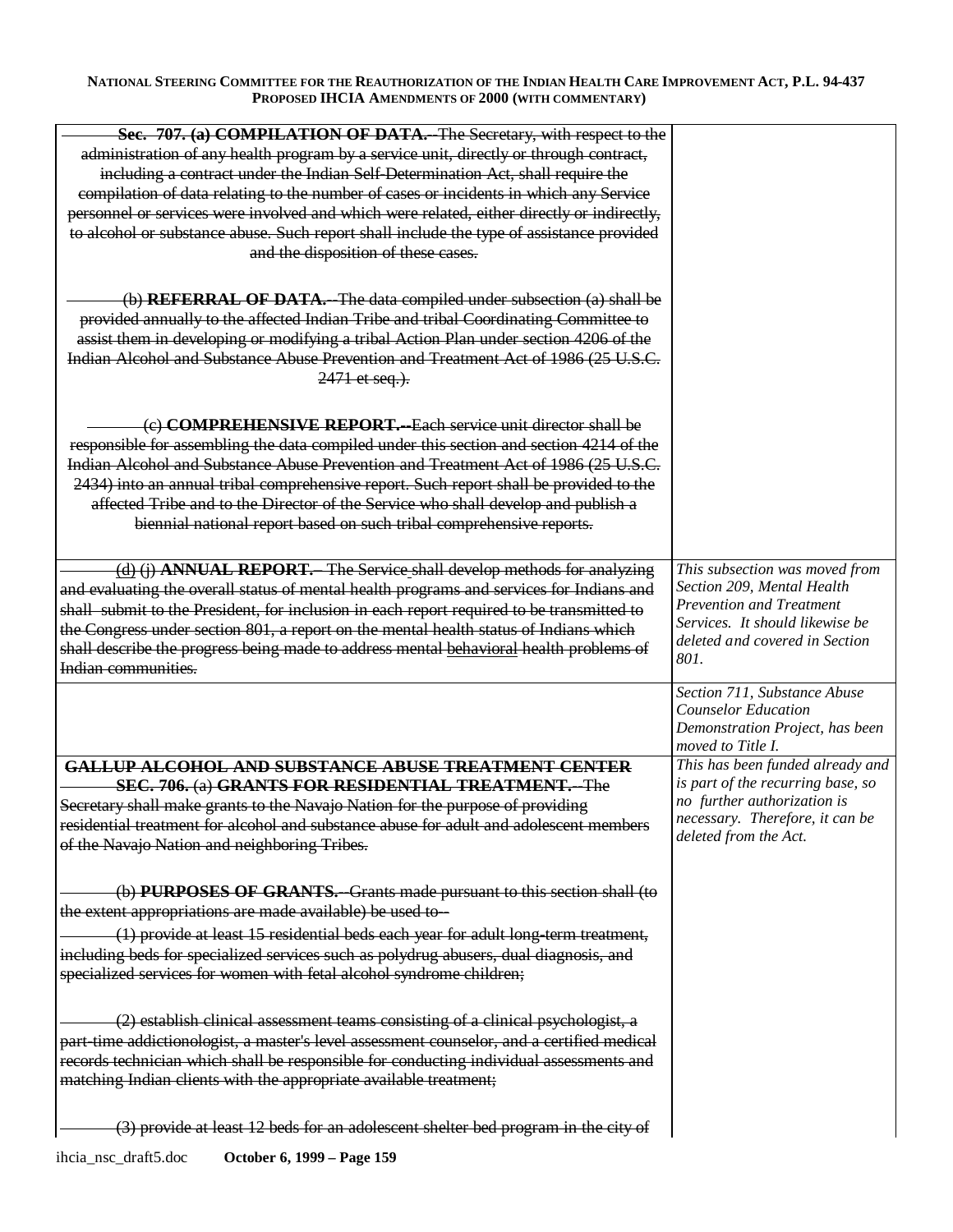| | |
|---|---|
| ~~**Sec. 707. (a) COMPILATION OF DATA.**--The Secretary, with respect to the administration of any health program by a service unit, directly or through contract, including a contract under the Indian Self-Determination Act, shall require the compilation of data relating to the number of cases or incidents in which any Service personnel or services were involved and which were related, either directly or indirectly, to alcohol or substance abuse. Such report shall include the type of assistance provided and the disposition of these cases.~~<br><br>~~(b) **REFERRAL OF DATA.**--The data compiled under subsection (a) shall be provided annually to the affected Indian Tribe and tribal Coordinating Committee to assist them in developing or modifying a tribal Action Plan under section 4206 of the Indian Alcohol and Substance Abuse Prevention and Treatment Act of 1986 (25 U.S.C. 2471 et seq.).~~<br><br>~~(c) **COMPREHENSIVE REPORT.**--Each service unit director shall be responsible for assembling the data compiled under this section and section 4214 of the Indian Alcohol and Substance Abuse Prevention and Treatment Act of 1986 (25 U.S.C. 2434) into an annual tribal comprehensive report. Such report shall be provided to the affected Tribe and to the Director of the Service who shall develop and publish a biennial national report based on such tribal comprehensive reports.~~ | |
| ~~(d) (j) **ANNUAL REPORT.**– The Service shall develop methods for analyzing and evaluating the overall status of mental health programs and services for Indians and shall submit to the President, for inclusion in each report required to be transmitted to the Congress under section 801, a report on the mental health status of Indians which shall describe the progress being made to address mental behavioral health problems of Indian communities.~~ | *This subsection was moved from Section 209, Mental Health Prevention and Treatment Services. It should likewise be deleted and covered in Section 801.* |
| | *Section 711, Substance Abuse Counselor Education Demonstration Project, has been moved to Title I.* |
| ~~**GALLUP ALCOHOL AND SUBSTANCE ABUSE TREATMENT CENTER**~~<br>~~**SEC. 706.** (a) **GRANTS FOR RESIDENTIAL TREATMENT.**--The Secretary shall make grants to the Navajo Nation for the purpose of providing residential treatment for alcohol and substance abuse for adult and adolescent members of the Navajo Nation and neighboring Tribes.~~<br><br>~~(b) **PURPOSES OF GRANTS.**--Grants made pursuant to this section shall (to the extent appropriations are made available) be used to--~~<br>~~(1) provide at least 15 residential beds each year for adult long-term treatment, including beds for specialized services such as polydrug abusers, dual diagnosis, and specialized services for women with fetal alcohol syndrome children;~~<br><br>~~(2) establish clinical assessment teams consisting of a clinical psychologist, a part-time addictionologist, a master's level assessment counselor, and a certified medical records technician which shall be responsible for conducting individual assessments and matching Indian clients with the appropriate available treatment;~~<br><br>~~(3) provide at least 12 beds for an adolescent shelter bed program in the city of~~ | *This has been funded already and is part of the recurring base, so no further authorization is necessary. Therefore, it can be deleted from the Act.* |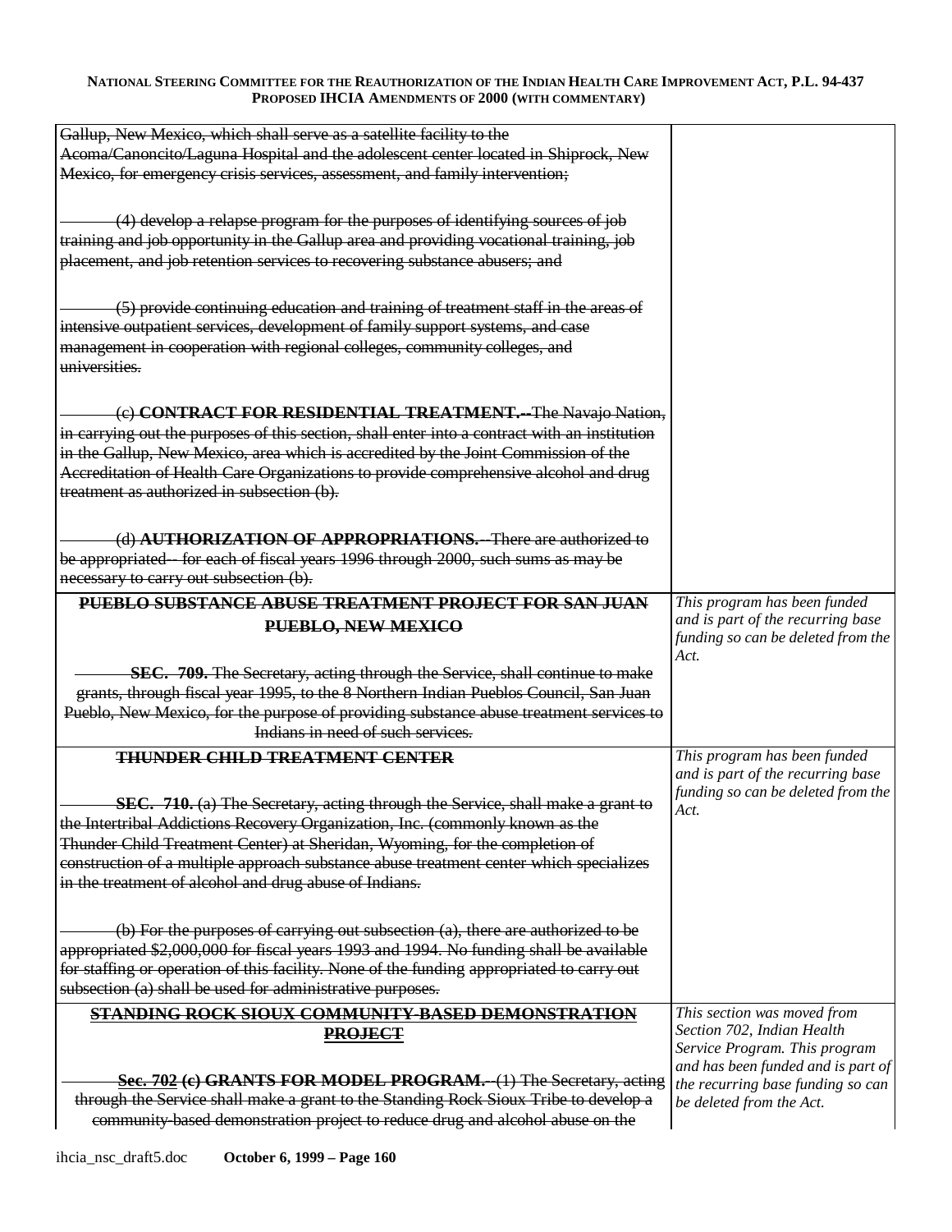| | |
|---|---|
| ~~Gallup, New Mexico, which shall serve as a satellite facility to the Acoma/Canoncito/Laguna Hospital and the adolescent center located in Shiprock, New Mexico, for emergency crisis services, assessment, and family intervention;~~<br><br>~~(4) develop a relapse program for the purposes of identifying sources of job training and job opportunity in the Gallup area and providing vocational training, job placement, and job retention services to recovering substance abusers; and~~<br><br>~~(5) provide continuing education and training of treatment staff in the areas of intensive outpatient services, development of family support systems, and case management in cooperation with regional colleges, community colleges, and universities.~~<br><br>~~(c) **CONTRACT FOR RESIDENTIAL TREATMENT.--**The Navajo Nation, in carrying out the purposes of this section, shall enter into a contract with an institution in the Gallup, New Mexico, area which is accredited by the Joint Commission of the Accreditation of Health Care Organizations to provide comprehensive alcohol and drug treatment as authorized in subsection (b).~~<br><br>~~(d) **AUTHORIZATION OF APPROPRIATIONS.**--There are authorized to be appropriated-- for each of fiscal years 1996 through 2000, such sums as may be necessary to carry out subsection (b).~~ | |
| ~~**PUEBLO SUBSTANCE ABUSE TREATMENT PROJECT FOR SAN JUAN PUEBLO, NEW MEXICO**~~<br><br>~~**SEC. 709.** The Secretary, acting through the Service, shall continue to make grants, through fiscal year 1995, to the 8 Northern Indian Pueblos Council, San Juan Pueblo, New Mexico, for the purpose of providing substance abuse treatment services to Indians in need of such services.~~ | *This program has been funded and is part of the recurring base funding so can be deleted from the Act.* |
| ~~**THUNDER CHILD TREATMENT CENTER**~~<br><br>~~**SEC. 710.** (a) The Secretary, acting through the Service, shall make a grant to the Intertribal Addictions Recovery Organization, Inc. (commonly known as the Thunder Child Treatment Center) at Sheridan, Wyoming, for the completion of construction of a multiple approach substance abuse treatment center which specializes in the treatment of alcohol and drug abuse of Indians.~~<br><br>~~(b) For the purposes of carrying out subsection (a), there are authorized to be appropriated $2,000,000 for fiscal years 1993 and 1994. No funding shall be available for staffing or operation of this facility. None of the funding appropriated to carry out subsection (a) shall be used for administrative purposes.~~ | *This program has been funded and is part of the recurring base funding so can be deleted from the Act.* |
| ~~**STANDING ROCK SIOUX COMMUNITY-BASED DEMONSTRATION PROJECT**~~<br><br>~~**Sec. 702 (c) GRANTS FOR MODEL PROGRAM.**--(1) The Secretary, acting through the Service shall make a grant to the Standing Rock Sioux Tribe to develop a community-based demonstration project to reduce drug and alcohol abuse on the~~ | *This section was moved from Section 702, Indian Health Service Program. This program and has been funded and is part of the recurring base funding so can be deleted from the Act.* |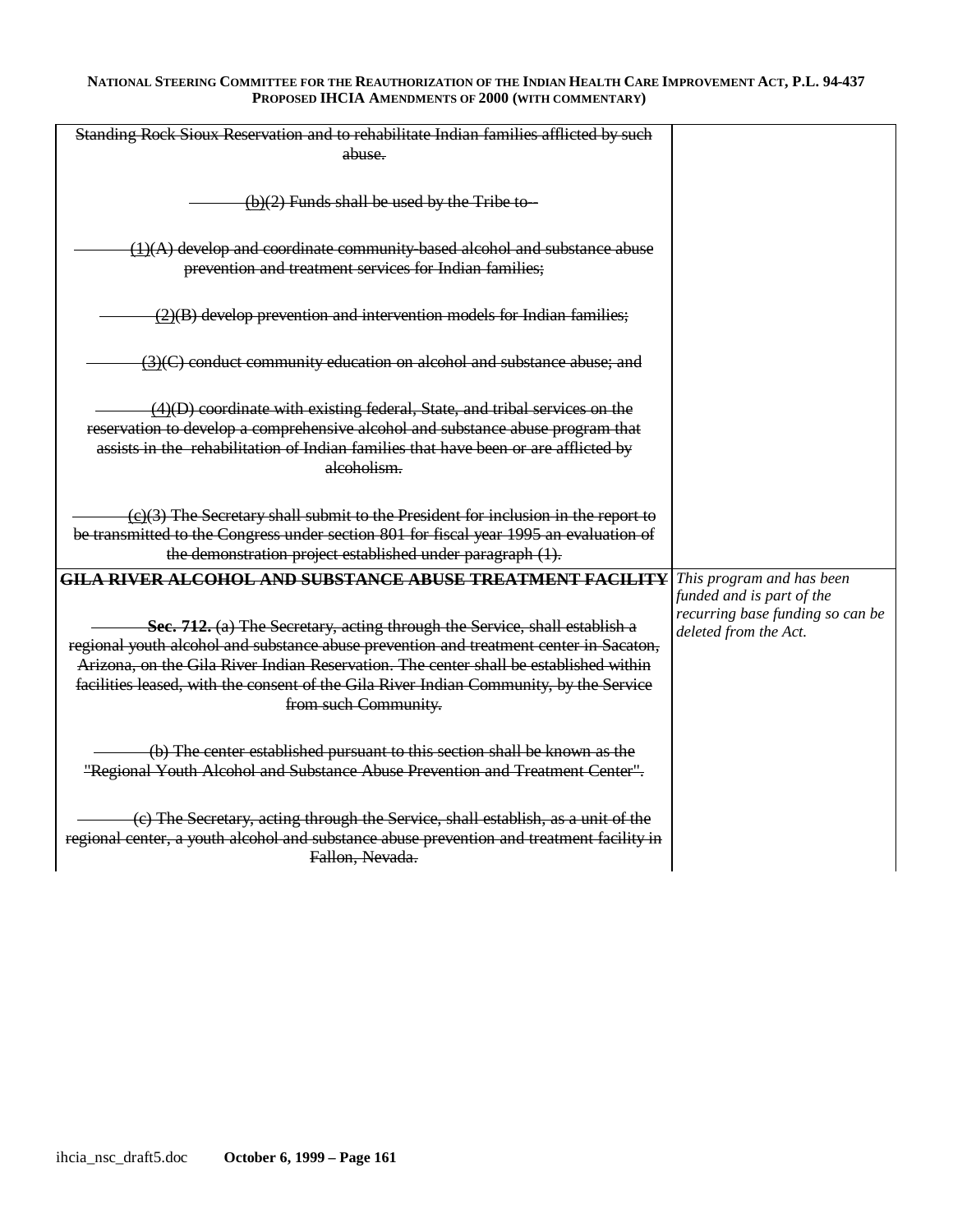| | |
|---|---|
| ~~Standing Rock Sioux Reservation and to rehabilitate Indian families afflicted by such abuse.~~<br><br>~~(b)(2) Funds shall be used by the Tribe to--~~<br><br>~~(1)(A) develop and coordinate community-based alcohol and substance abuse prevention and treatment services for Indian families;~~<br><br>~~(2)(B) develop prevention and intervention models for Indian families;~~<br><br>~~(3)(C) conduct community education on alcohol and substance abuse; and~~<br><br>~~(4)(D) coordinate with existing federal, State, and tribal services on the reservation to develop a comprehensive alcohol and substance abuse program that assists in the rehabilitation of Indian families that have been or are afflicted by alcoholism.~~<br><br>~~(c)(3) The Secretary shall submit to the President for inclusion in the report to be transmitted to the Congress under section 801 for fiscal year 1995 an evaluation of the demonstration project established under paragraph (1).~~ | |
| ~~**GILA RIVER ALCOHOL AND SUBSTANCE ABUSE TREATMENT FACILITY**~~<br><br>~~**Sec. 712.** (a) The Secretary, acting through the Service, shall establish a regional youth alcohol and substance abuse prevention and treatment center in Sacaton, Arizona, on the Gila River Indian Reservation. The center shall be established within facilities leased, with the consent of the Gila River Indian Community, by the Service from such Community.~~<br><br>~~(b) The center established pursuant to this section shall be known as the "Regional Youth Alcohol and Substance Abuse Prevention and Treatment Center".~~<br><br>~~(c) The Secretary, acting through the Service, shall establish, as a unit of the regional center, a youth alcohol and substance abuse prevention and treatment facility in Fallon, Nevada.~~ | *This program and has been funded and is part of the recurring base funding so can be deleted from the Act.* |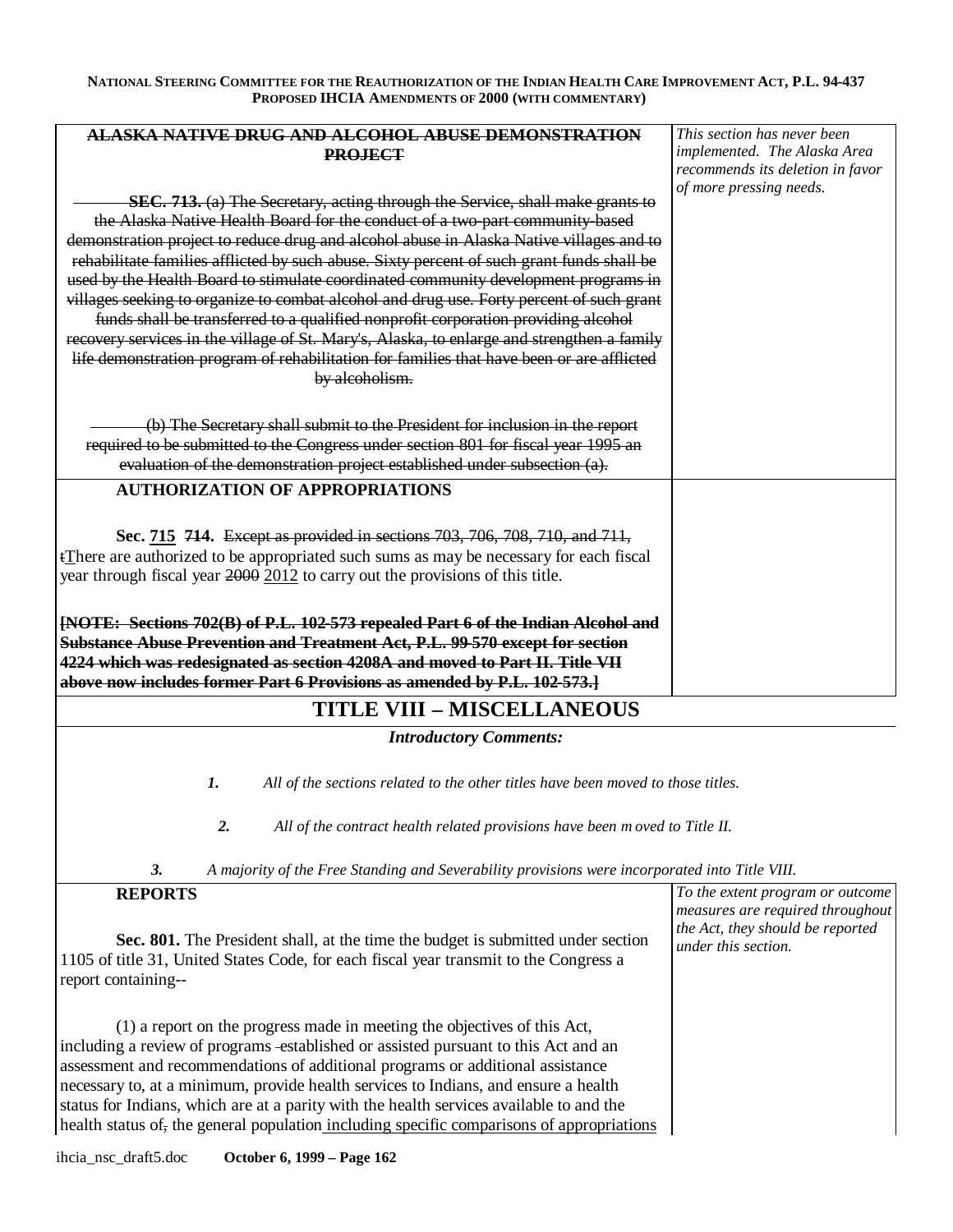| | |
|---|---|
| ~~**ALASKA NATIVE DRUG AND ALCOHOL ABUSE DEMONSTRATION PROJECT**~~<br><br>~~**SEC. 713.** (a) The Secretary, acting through the Service, shall make grants to the Alaska Native Health Board for the conduct of a two-part community-based demonstration project to reduce drug and alcohol abuse in Alaska Native villages and to rehabilitate families afflicted by such abuse. Sixty percent of such grant funds shall be used by the Health Board to stimulate coordinated community development programs in villages seeking to organize to combat alcohol and drug use. Forty percent of such grant funds shall be transferred to a qualified nonprofit corporation providing alcohol recovery services in the village of St. Mary's, Alaska, to enlarge and strengthen a family life demonstration program of rehabilitation for families that have been or are afflicted by alcoholism.~~<br><br>~~(b) The Secretary shall submit to the President for inclusion in the report required to be submitted to the Congress under section 801 for fiscal year 1995 an evaluation of the demonstration project established under subsection (a).~~ | *This section has never been implemented. The Alaska Area recommends its deletion in favor of more pressing needs.* |
| **AUTHORIZATION OF APPROPRIATIONS**<br><br>**Sec.** <u>**715**</u> ~~**714**~~**.** ~~Except as provided in sections 703, 706, 708, 710, and 711, t~~<u>T</u>here are authorized to be appropriated such sums as may be necessary for each fiscal year through fiscal year ~~2000~~ <u>2012</u> to carry out the provisions of this title.<br><br>~~**[NOTE: Sections 702(B) of P.L. 102-573 repealed Part 6 of the Indian Alcohol and Substance Abuse Prevention and Treatment Act, P.L. 99-570 except for section 4224 which was redesignated as section 4208A and moved to Part II. Title VII above now includes former Part 6 Provisions as amended by P.L. 102-573.]**~~ | |

## TITLE VIII – MISCELLANEOUS

***Introductory Comments:***

1. *All of the sections related to the other titles have been moved to those titles.*
2. *All of the contract health related provisions have been moved to Title II.*
3. *A majority of the Free Standing and Severability provisions were incorporated into Title VIII.*

| | |
|---|---|
| **REPORTS**<br><br>**Sec. 801.** The President shall, at the time the budget is submitted under section 1105 of title 31, United States Code, for each fiscal year transmit to the Congress a report containing--<br><br>(1) a report on the progress made in meeting the objectives of this Act, including a review of programs established or assisted pursuant to this Act and an assessment and recommendations of additional programs or additional assistance necessary to, at a minimum, provide health services to Indians, and ensure a health status for Indians, which are at a parity with the health services available to and the health status of~~,~~ the general population <u>including specific comparisons of appropriations</u> | *To the extent program or outcome measures are required throughout the Act, they should be reported under this section.* |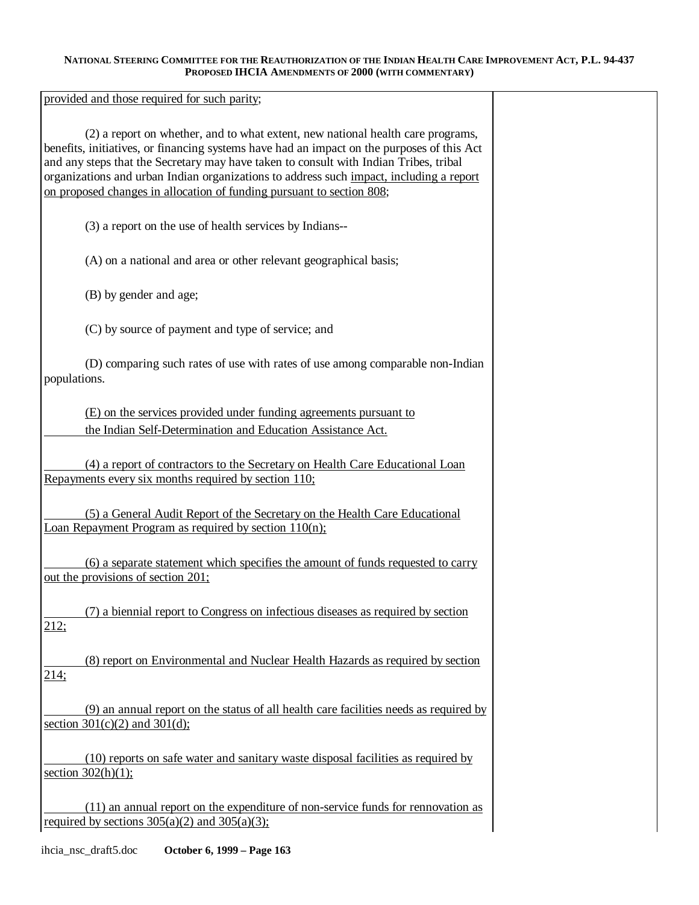provided and those required for such parity;

(2) a report on whether, and to what extent, new national health care programs, benefits, initiatives, or financing systems have had an impact on the purposes of this Act and any steps that the Secretary may have taken to consult with Indian Tribes, tribal organizations and urban Indian organizations to address such impact, including a report on proposed changes in allocation of funding pursuant to section 808;

(3) a report on the use of health services by Indians--

(A) on a national and area or other relevant geographical basis;

(B) by gender and age;

(C) by source of payment and type of service; and

(D) comparing such rates of use with rates of use among comparable non-Indian populations.

(E) on the services provided under funding agreements pursuant to the Indian Self-Determination and Education Assistance Act.

(4) a report of contractors to the Secretary on Health Care Educational Loan Repayments every six months required by section 110;

(5) a General Audit Report of the Secretary on the Health Care Educational Loan Repayment Program as required by section 110(n);

(6) a separate statement which specifies the amount of funds requested to carry out the provisions of section 201;

(7) a biennial report to Congress on infectious diseases as required by section 212;

(8) report on Environmental and Nuclear Health Hazards as required by section 214;

(9) an annual report on the status of all health care facilities needs as required by section 301(c)(2) and 301(d);

(10) reports on safe water and sanitary waste disposal facilities as required by section 302(h)(1);

(11) an annual report on the expenditure of non-service funds for rennovation as required by sections 305(a)(2) and 305(a)(3);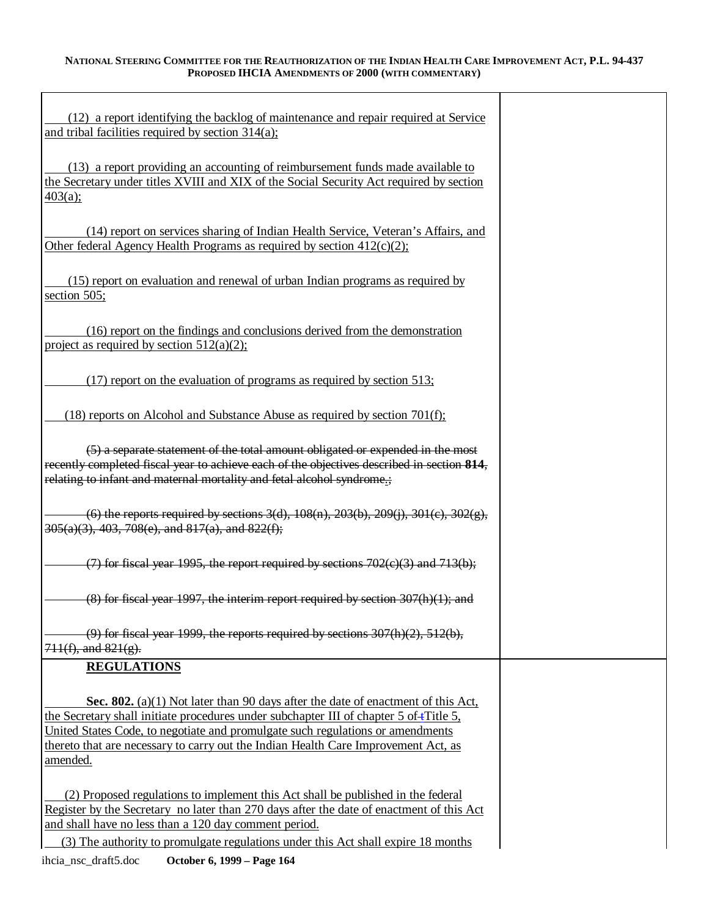(12) a report identifying the backlog of maintenance and repair required at Service and tribal facilities required by section 314(a);

(13) a report providing an accounting of reimbursement funds made available to the Secretary under titles XVIII and XIX of the Social Security Act required by section 403(a);

(14) report on services sharing of Indian Health Service, Veteran's Affairs, and Other federal Agency Health Programs as required by section 412(c)(2);

(15) report on evaluation and renewal of urban Indian programs as required by section 505;

(16) report on the findings and conclusions derived from the demonstration project as required by section 512(a)(2);

(17) report on the evaluation of programs as required by section 513;

(18) reports on Alcohol and Substance Abuse as required by section 701(f);

~~(5) a separate statement of the total amount obligated or expended in the most recently completed fiscal year to achieve each of the objectives described in section **814**, relating to infant and maternal mortality and fetal alcohol syndrome.;~~

~~(6) the reports required by sections 3(d), 108(n), 203(b), 209(j), 301(c), 302(g), 305(a)(3), 403, 708(e), and 817(a), and 822(f);~~

~~(7) for fiscal year 1995, the report required by sections 702(c)(3) and 713(b);~~

~~(8) for fiscal year 1997, the interim report required by section 307(h)(1); and~~

~~(9) for fiscal year 1999, the reports required by sections 307(h)(2), 512(b), 711(f), and 821(g).~~

**REGULATIONS**

**Sec. 802.** (a)(1) Not later than 90 days after the date of enactment of this Act, the Secretary shall initiate procedures under subchapter III of chapter 5 of ~~t~~Title 5, United States Code, to negotiate and promulgate such regulations or amendments thereto that are necessary to carry out the Indian Health Care Improvement Act, as amended.

(2) Proposed regulations to implement this Act shall be published in the federal Register by the Secretary no later than 270 days after the date of enactment of this Act and shall have no less than a 120 day comment period.

(3) The authority to promulgate regulations under this Act shall expire 18 months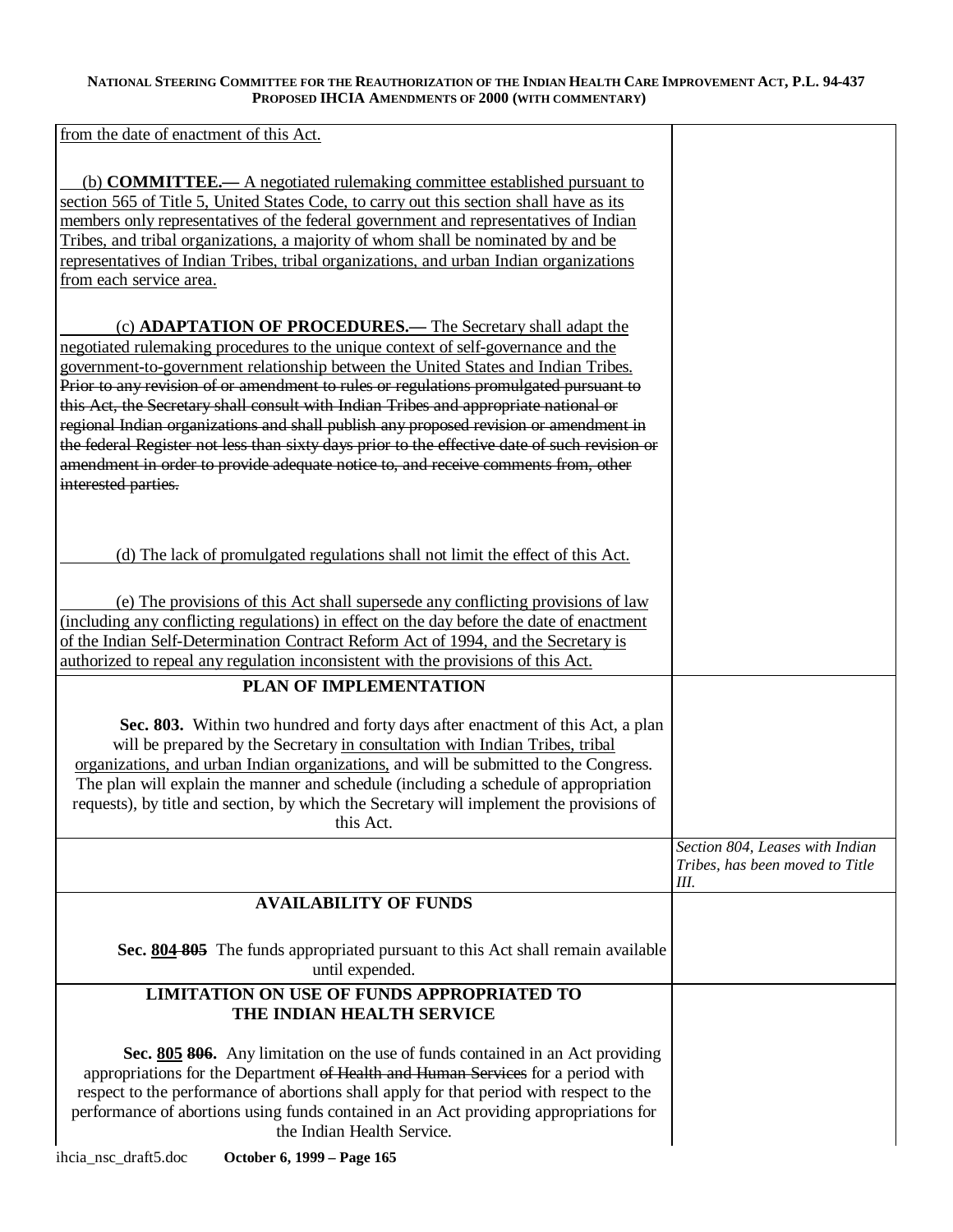| | |
|---|---|
| <u>from the date of enactment of this Act.</u><br><br><u>(b) **COMMITTEE.—** A negotiated rulemaking committee established pursuant to section 565 of Title 5, United States Code, to carry out this section shall have as its members only representatives of the federal government and representatives of Indian Tribes, and tribal organizations, a majority of whom shall be nominated by and be representatives of Indian Tribes, tribal organizations, and urban Indian organizations from each service area.</u><br><br><u>(c) **ADAPTATION OF PROCEDURES.—** The Secretary shall adapt the negotiated rulemaking procedures to the unique context of self-governance and the government-to-government relationship between the United States and Indian Tribes.</u> ~~Prior to any revision of or amendment to rules or regulations promulgated pursuant to this Act, the Secretary shall consult with Indian Tribes and appropriate national or regional Indian organizations and shall publish any proposed revision or amendment in the federal Register not less than sixty days prior to the effective date of such revision or amendment in order to provide adequate notice to, and receive comments from, other interested parties.~~<br><br><u>(d) The lack of promulgated regulations shall not limit the effect of this Act.</u><br><br><u>(e) The provisions of this Act shall supersede any conflicting provisions of law (including any conflicting regulations) in effect on the day before the date of enactment of the Indian Self-Determination Contract Reform Act of 1994, and the Secretary is authorized to repeal any regulation inconsistent with the provisions of this Act.</u> | |
| **PLAN OF IMPLEMENTATION**<br><br>**Sec. 803.** Within two hundred and forty days after enactment of this Act, a plan will be prepared by the Secretary <u>in consultation with Indian Tribes, tribal organizations, and urban Indian organizations,</u> and will be submitted to the Congress. The plan will explain the manner and schedule (including a schedule of appropriation requests), by title and section, by which the Secretary will implement the provisions of this Act. | |
| | *Section 804, Leases with Indian Tribes, has been moved to Title III.* |
| **AVAILABILITY OF FUNDS**<br><br>**Sec. <u>804</u> ~~805~~** The funds appropriated pursuant to this Act shall remain available until expended. | |
| **LIMITATION ON USE OF FUNDS APPROPRIATED TO THE INDIAN HEALTH SERVICE**<br><br>**Sec. <u>805</u> ~~806~~.** Any limitation on the use of funds contained in an Act providing appropriations for the Department ~~of Health and Human Services~~ for a period with respect to the performance of abortions shall apply for that period with respect to the performance of abortions using funds contained in an Act providing appropriations for the Indian Health Service. | |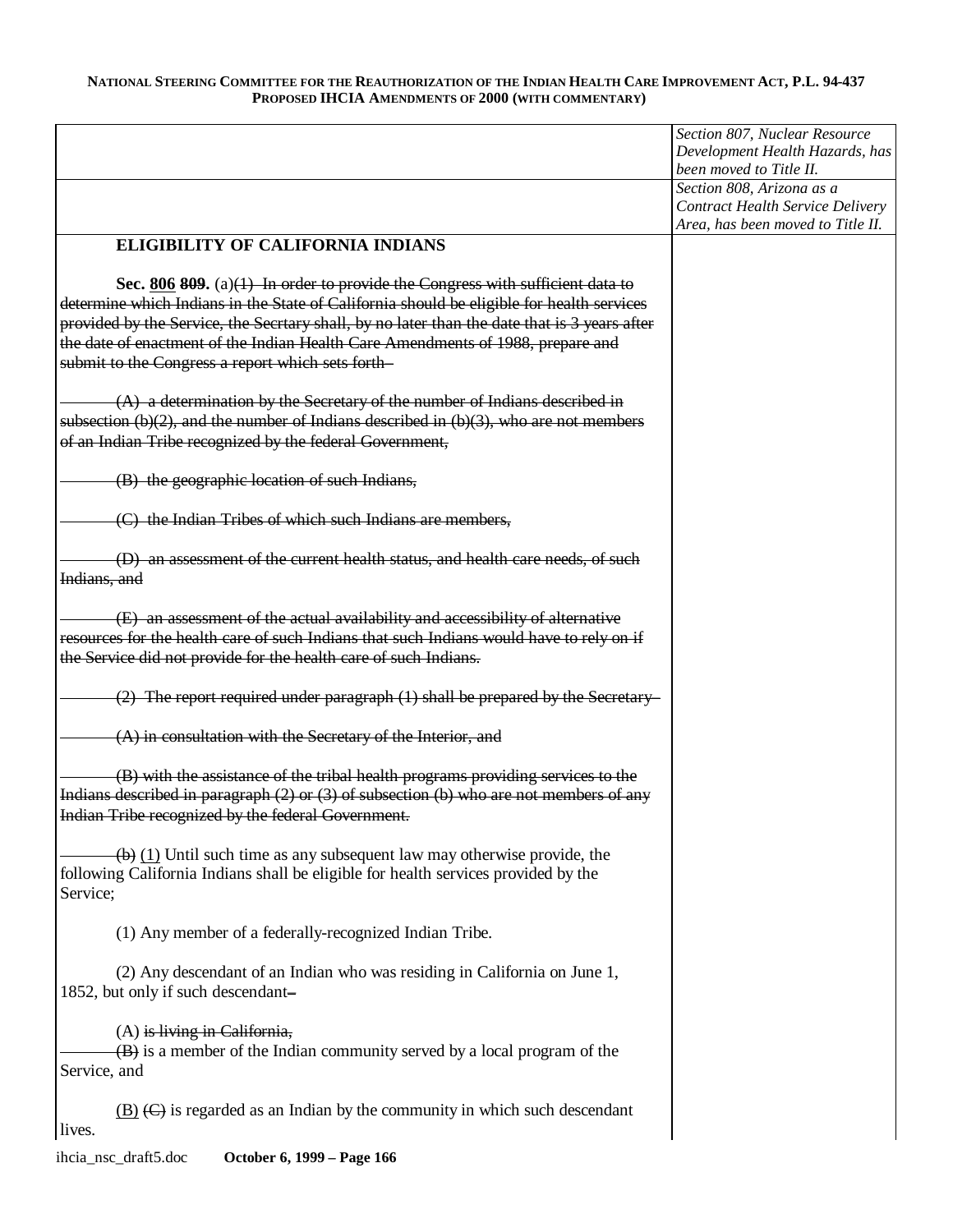| | |
|---|---|
| | *Section 807, Nuclear Resource Development Health Hazards, has been moved to Title II.* |
| | *Section 808, Arizona as a Contract Health Service Delivery Area, has been moved to Title II.* |

**ELIGIBILITY OF CALIFORNIA INDIANS**

**Sec. <u>806</u> 809.** (a)~~(1) In order to provide the Congress with sufficient data to determine which Indians in the State of California should be eligible for health services provided by the Service, the Secrtary shall, by no later than the date that is 3 years after the date of enactment of the Indian Health Care Amendments of 1988, prepare and submit to the Congress a report which sets forth–~~

~~(A) a determination by the Secretary of the number of Indians described in subsection (b)(2), and the number of Indians described in (b)(3), who are not members of an Indian Tribe recognized by the federal Government,~~

~~(B) the geographic location of such Indians,~~

~~(C) the Indian Tribes of which such Indians are members,~~

~~(D) an assessment of the current health status, and health care needs, of such Indians, and~~

~~(E) an assessment of the actual availability and accessibility of alternative resources for the health care of such Indians that such Indians would have to rely on if the Service did not provide for the health care of such Indians.~~

~~(2) The report required under paragraph (1) shall be prepared by the Secretary–~~

~~(A) in consultation with the Secretary of the Interior, and~~

~~(B) with the assistance of the tribal health programs providing services to the Indians described in paragraph (2) or (3) of subsection (b) who are not members of any Indian Tribe recognized by the federal Government.~~

~~(b)~~ <u>(1)</u> Until such time as any subsequent law may otherwise provide, the following California Indians shall be eligible for health services provided by the Service;

(1) Any member of a federally-recognized Indian Tribe.

(2) Any descendant of an Indian who was residing in California on June 1, 1852, but only if such descendant~~–~~

(A) ~~is living in California,~~
~~(B)~~ is a member of the Indian community served by a local program of the Service, and

<u>(B)</u> ~~(C)~~ is regarded as an Indian by the community in which such descendant lives.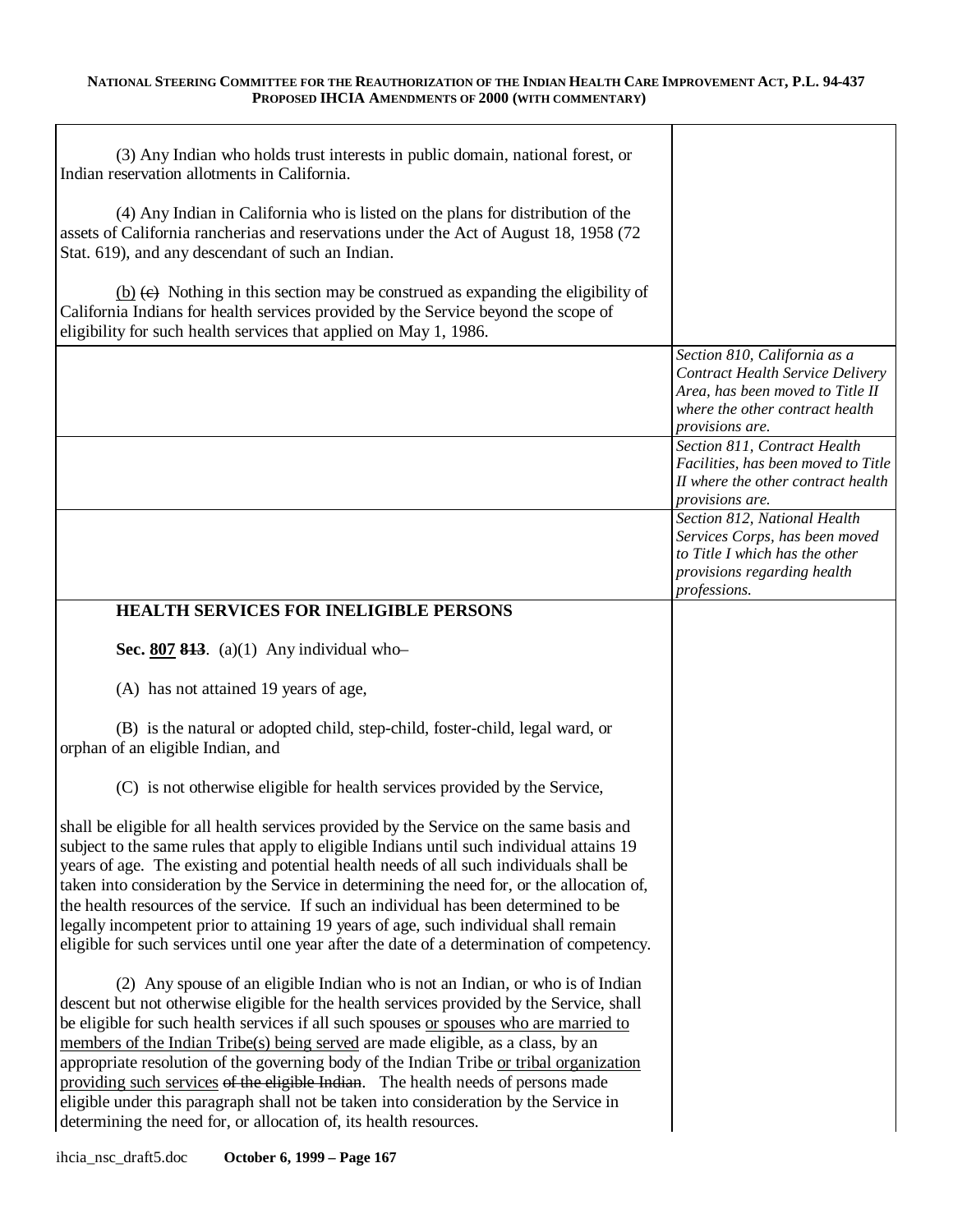(3) Any Indian who holds trust interests in public domain, national forest, or Indian reservation allotments in California.

(4) Any Indian in California who is listed on the plans for distribution of the assets of California rancherias and reservations under the Act of August 18, 1958 (72 Stat. 619), and any descendant of such an Indian.

<u>(b)</u> ~~(c)~~ Nothing in this section may be construed as expanding the eligibility of California Indians for health services provided by the Service beyond the scope of eligibility for such health services that applied on May 1, 1986.

*Section 810, California as a Contract Health Service Delivery Area, has been moved to Title II where the other contract health provisions are.*

*Section 811, Contract Health Facilities, has been moved to Title II where the other contract health provisions are.*

*Section 812, National Health Services Corps, has been moved to Title I which has the other provisions regarding health professions.*

**HEALTH SERVICES FOR INELIGIBLE PERSONS**

**Sec. <u>807</u> ~~813~~**. (a)(1) Any individual who–

(A) has not attained 19 years of age,

(B) is the natural or adopted child, step-child, foster-child, legal ward, or orphan of an eligible Indian, and

(C) is not otherwise eligible for health services provided by the Service,

shall be eligible for all health services provided by the Service on the same basis and subject to the same rules that apply to eligible Indians until such individual attains 19 years of age. The existing and potential health needs of all such individuals shall be taken into consideration by the Service in determining the need for, or the allocation of, the health resources of the service. If such an individual has been determined to be legally incompetent prior to attaining 19 years of age, such individual shall remain eligible for such services until one year after the date of a determination of competency.

(2) Any spouse of an eligible Indian who is not an Indian, or who is of Indian descent but not otherwise eligible for the health services provided by the Service, shall be eligible for such health services if all such spouses <u>or spouses who are married to members of the Indian Tribe(s) being served</u> are made eligible, as a class, by an appropriate resolution of the governing body of the Indian Tribe <u>or tribal organization providing such services</u> ~~of the eligible Indian~~. The health needs of persons made eligible under this paragraph shall not be taken into consideration by the Service in determining the need for, or allocation of, its health resources.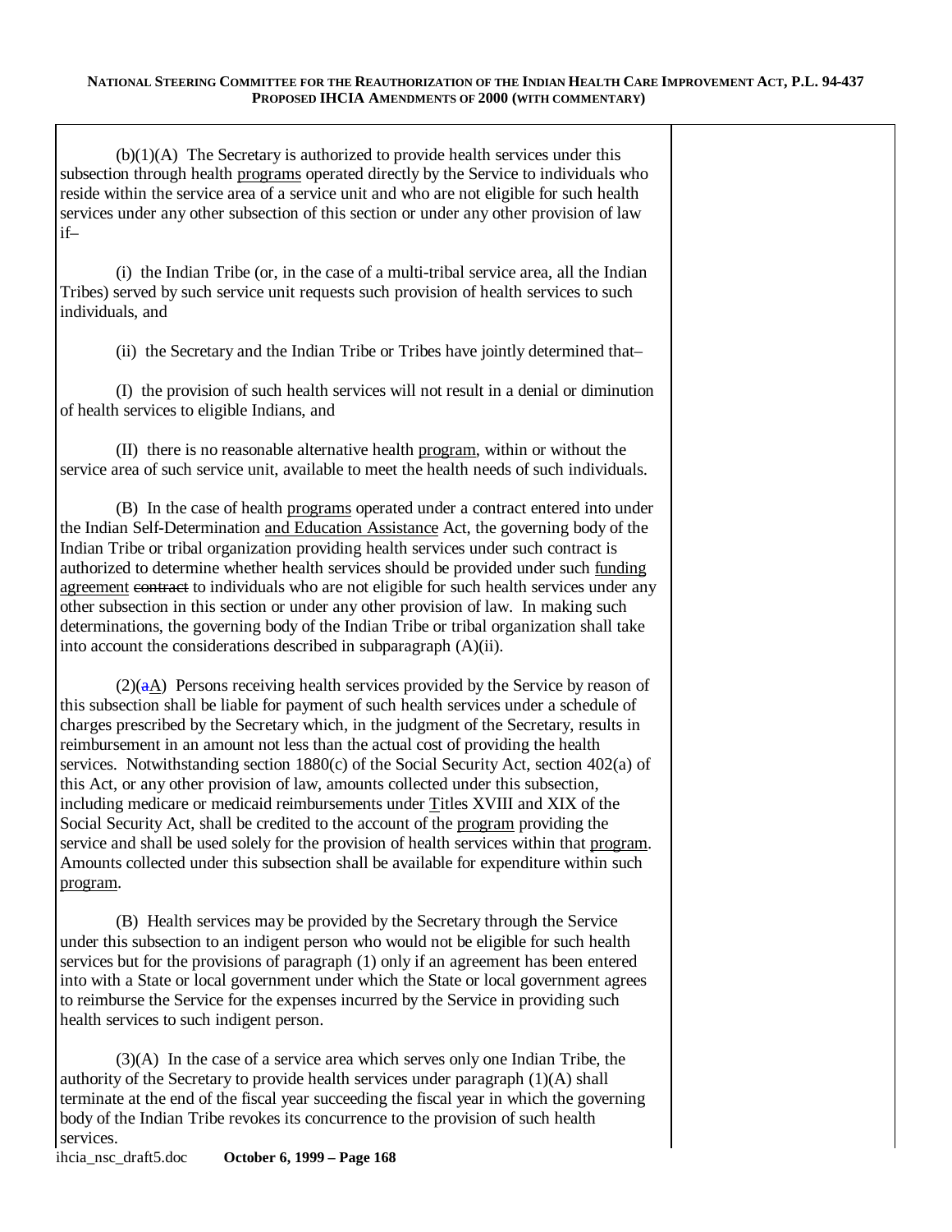(b)(1)(A) The Secretary is authorized to provide health services under this subsection through health programs operated directly by the Service to individuals who reside within the service area of a service unit and who are not eligible for such health services under any other subsection of this section or under any other provision of law if–

(i) the Indian Tribe (or, in the case of a multi-tribal service area, all the Indian Tribes) served by such service unit requests such provision of health services to such individuals, and

(ii) the Secretary and the Indian Tribe or Tribes have jointly determined that–

(I) the provision of such health services will not result in a denial or diminution of health services to eligible Indians, and

(II) there is no reasonable alternative health program, within or without the service area of such service unit, available to meet the health needs of such individuals.

(B) In the case of health programs operated under a contract entered into under the Indian Self-Determination and Education Assistance Act, the governing body of the Indian Tribe or tribal organization providing health services under such contract is authorized to determine whether health services should be provided under such funding agreement ~~contract~~ to individuals who are not eligible for such health services under any other subsection in this section or under any other provision of law. In making such determinations, the governing body of the Indian Tribe or tribal organization shall take into account the considerations described in subparagraph (A)(ii).

(2)(~~a~~A) Persons receiving health services provided by the Service by reason of this subsection shall be liable for payment of such health services under a schedule of charges prescribed by the Secretary which, in the judgment of the Secretary, results in reimbursement in an amount not less than the actual cost of providing the health services. Notwithstanding section 1880(c) of the Social Security Act, section 402(a) of this Act, or any other provision of law, amounts collected under this subsection, including medicare or medicaid reimbursements under Titles XVIII and XIX of the Social Security Act, shall be credited to the account of the program providing the service and shall be used solely for the provision of health services within that program. Amounts collected under this subsection shall be available for expenditure within such program.

(B) Health services may be provided by the Secretary through the Service under this subsection to an indigent person who would not be eligible for such health services but for the provisions of paragraph (1) only if an agreement has been entered into with a State or local government under which the State or local government agrees to reimburse the Service for the expenses incurred by the Service in providing such health services to such indigent person.

(3)(A) In the case of a service area which serves only one Indian Tribe, the authority of the Secretary to provide health services under paragraph (1)(A) shall terminate at the end of the fiscal year succeeding the fiscal year in which the governing body of the Indian Tribe revokes its concurrence to the provision of such health services.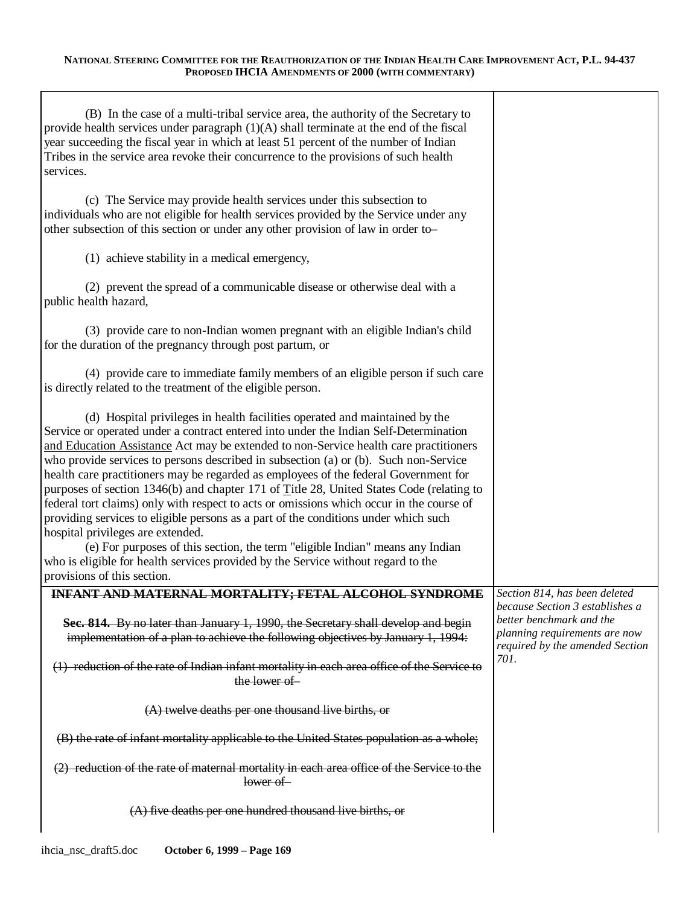| | |
|---|---|
| (B) In the case of a multi-tribal service area, the authority of the Secretary to provide health services under paragraph (1)(A) shall terminate at the end of the fiscal year succeeding the fiscal year in which at least 51 percent of the number of Indian Tribes in the service area revoke their concurrence to the provisions of such health services.<br><br>(c) The Service may provide health services under this subsection to individuals who are not eligible for health services provided by the Service under any other subsection of this section or under any other provision of law in order to–<br><br>(1) achieve stability in a medical emergency,<br><br>(2) prevent the spread of a communicable disease or otherwise deal with a public health hazard,<br><br>(3) provide care to non-Indian women pregnant with an eligible Indian's child for the duration of the pregnancy through post partum, or<br><br>(4) provide care to immediate family members of an eligible person if such care is directly related to the treatment of the eligible person.<br><br>(d) Hospital privileges in health facilities operated and maintained by the Service or operated under a contract entered into under the Indian Self-Determination <u>and Education Assistance</u> Act may be extended to non-Service health care practitioners who provide services to persons described in subsection (a) or (b). Such non-Service health care practitioners may be regarded as employees of the federal Government for purposes of section 1346(b) and chapter 171 of <u>T</u>itle 28, United States Code (relating to federal tort claims) only with respect to acts or omissions which occur in the course of providing services to eligible persons as a part of the conditions under which such hospital privileges are extended.<br>(e) For purposes of this section, the term "eligible Indian" means any Indian who is eligible for health services provided by the Service without regard to the provisions of this section. | |
| ~~**INFANT AND MATERNAL MORTALITY; FETAL ALCOHOL SYNDROME**~~<br><br>~~**Sec. 814.** By no later than January 1, 1990, the Secretary shall develop and begin implementation of a plan to achieve the following objectives by January 1, 1994:~~<br><br>~~(1) reduction of the rate of Indian infant mortality in each area office of the Service to the lower of–~~<br><br>~~(A) twelve deaths per one thousand live births, or~~<br><br>~~(B) the rate of infant mortality applicable to the United States population as a whole;~~<br><br>~~(2) reduction of the rate of maternal mortality in each area office of the Service to the lower of–~~<br><br>~~(A) five deaths per one hundred thousand live births, or~~ | *Section 814, has been deleted because Section 3 establishes a better benchmark and the planning requirements are now required by the amended Section 701.* |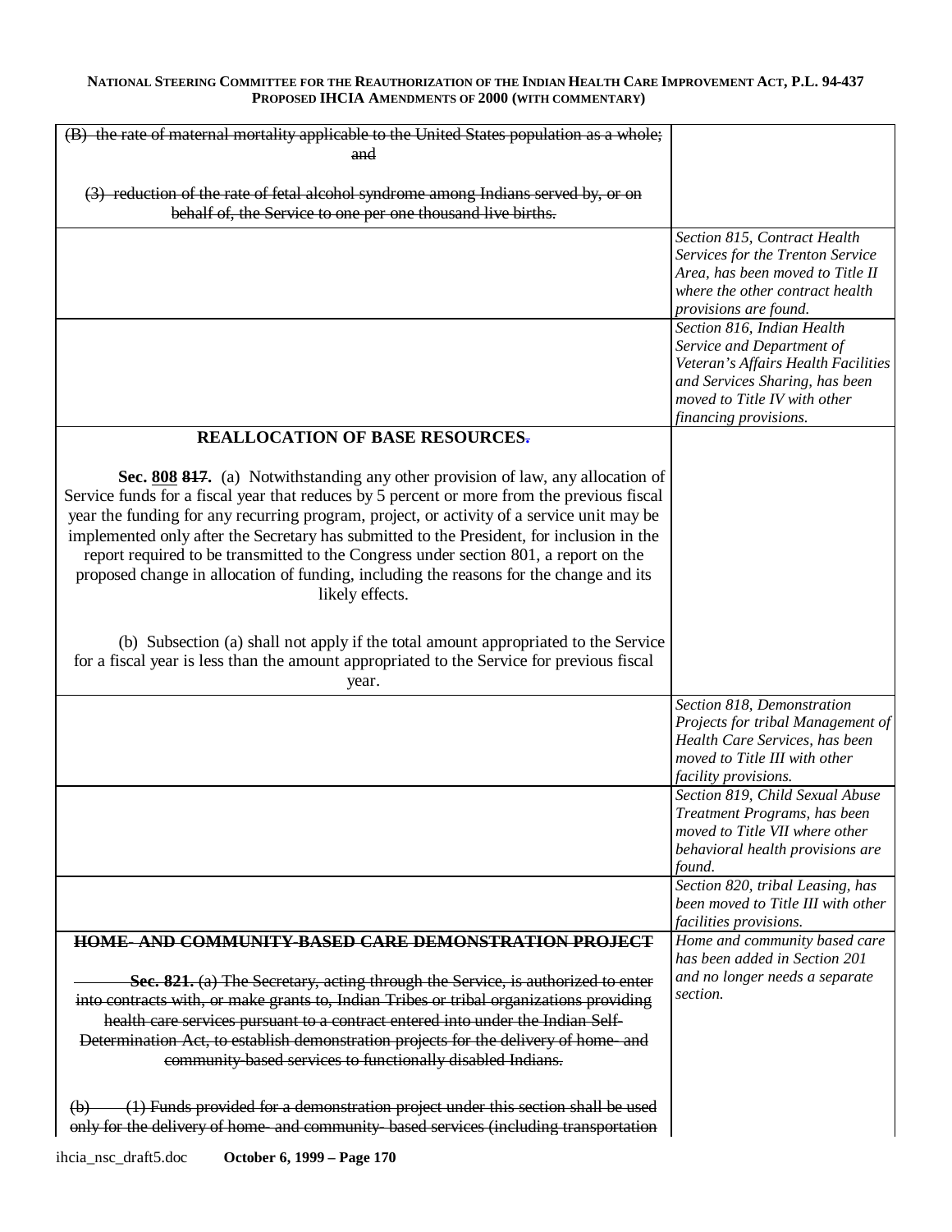| | |
|---|---|
| ~~(B) the rate of maternal mortality applicable to the United States population as a whole; and~~<br><br>~~(3) reduction of the rate of fetal alcohol syndrome among Indians served by, or on behalf of, the Service to one per one thousand live births.~~ | |
| | *Section 815, Contract Health Services for the Trenton Service Area, has been moved to Title II where the other contract health provisions are found.* |
| | *Section 816, Indian Health Service and Department of Veteran's Affairs Health Facilities and Services Sharing, has been moved to Title IV with other financing provisions.* |
| **REALLOCATION OF BASE RESOURCES~~.~~**<br><br>**Sec. <u>808</u> ~~817~~.** (a) Notwithstanding any other provision of law, any allocation of Service funds for a fiscal year that reduces by 5 percent or more from the previous fiscal year the funding for any recurring program, project, or activity of a service unit may be implemented only after the Secretary has submitted to the President, for inclusion in the report required to be transmitted to the Congress under section 801, a report on the proposed change in allocation of funding, including the reasons for the change and its likely effects.<br><br>(b) Subsection (a) shall not apply if the total amount appropriated to the Service for a fiscal year is less than the amount appropriated to the Service for previous fiscal year. | |
| | *Section 818, Demonstration Projects for tribal Management of Health Care Services, has been moved to Title III with other facility provisions.* |
| | *Section 819, Child Sexual Abuse Treatment Programs, has been moved to Title VII where other behavioral health provisions are found.* |
| | *Section 820, tribal Leasing, has been moved to Title III with other facilities provisions.* |
| ~~**HOME- AND COMMUNITY-BASED CARE DEMONSTRATION PROJECT**~~<br><br>~~**Sec. 821.** (a) The Secretary, acting through the Service, is authorized to enter into contracts with, or make grants to, Indian Tribes or tribal organizations providing health care services pursuant to a contract entered into under the Indian Self-Determination Act, to establish demonstration projects for the delivery of home- and community-based services to functionally disabled Indians.~~<br><br>~~(b) (1) Funds provided for a demonstration project under this section shall be used only for the delivery of home- and community- based services (including transportation~~ | *Home and community based care has been added in Section 201 and no longer needs a separate section.* |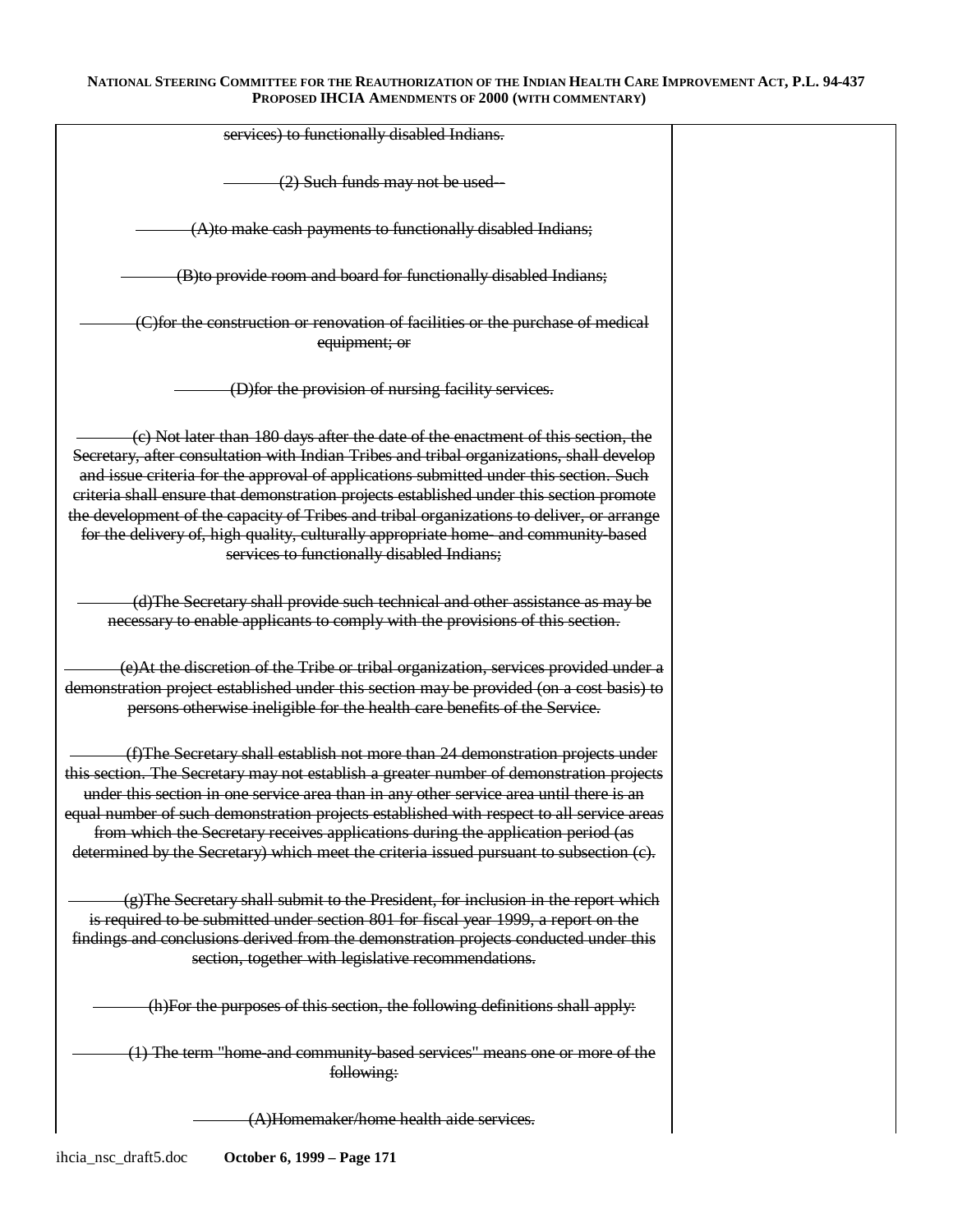| | |
|---|---|
| ~~services) to functionally disabled Indians.~~<br><br>~~(2) Such funds may not be used--~~<br><br>~~(A)to make cash payments to functionally disabled Indians;~~<br><br>~~(B)to provide room and board for functionally disabled Indians;~~<br><br>~~(C)for the construction or renovation of facilities or the purchase of medical equipment; or~~<br><br>~~(D)for the provision of nursing facility services.~~<br><br>~~(c) Not later than 180 days after the date of the enactment of this section, the Secretary, after consultation with Indian Tribes and tribal organizations, shall develop and issue criteria for the approval of applications submitted under this section. Such criteria shall ensure that demonstration projects established under this section promote the development of the capacity of Tribes and tribal organizations to deliver, or arrange for the delivery of, high quality, culturally appropriate home- and community-based services to functionally disabled Indians;~~<br><br>~~(d)The Secretary shall provide such technical and other assistance as may be necessary to enable applicants to comply with the provisions of this section.~~<br><br>~~(e)At the discretion of the Tribe or tribal organization, services provided under a demonstration project established under this section may be provided (on a cost basis) to persons otherwise ineligible for the health care benefits of the Service.~~<br><br>~~(f)The Secretary shall establish not more than 24 demonstration projects under this section. The Secretary may not establish a greater number of demonstration projects under this section in one service area than in any other service area until there is an equal number of such demonstration projects established with respect to all service areas from which the Secretary receives applications during the application period (as determined by the Secretary) which meet the criteria issued pursuant to subsection (c).~~<br><br>~~(g)The Secretary shall submit to the President, for inclusion in the report which is required to be submitted under section 801 for fiscal year 1999, a report on the findings and conclusions derived from the demonstration projects conducted under this section, together with legislative recommendations.~~<br><br>~~(h)For the purposes of this section, the following definitions shall apply:~~<br><br>~~(1) The term "home-and community-based services" means one or more of the following:~~<br><br>~~(A)Homemaker/home health aide services.~~ | |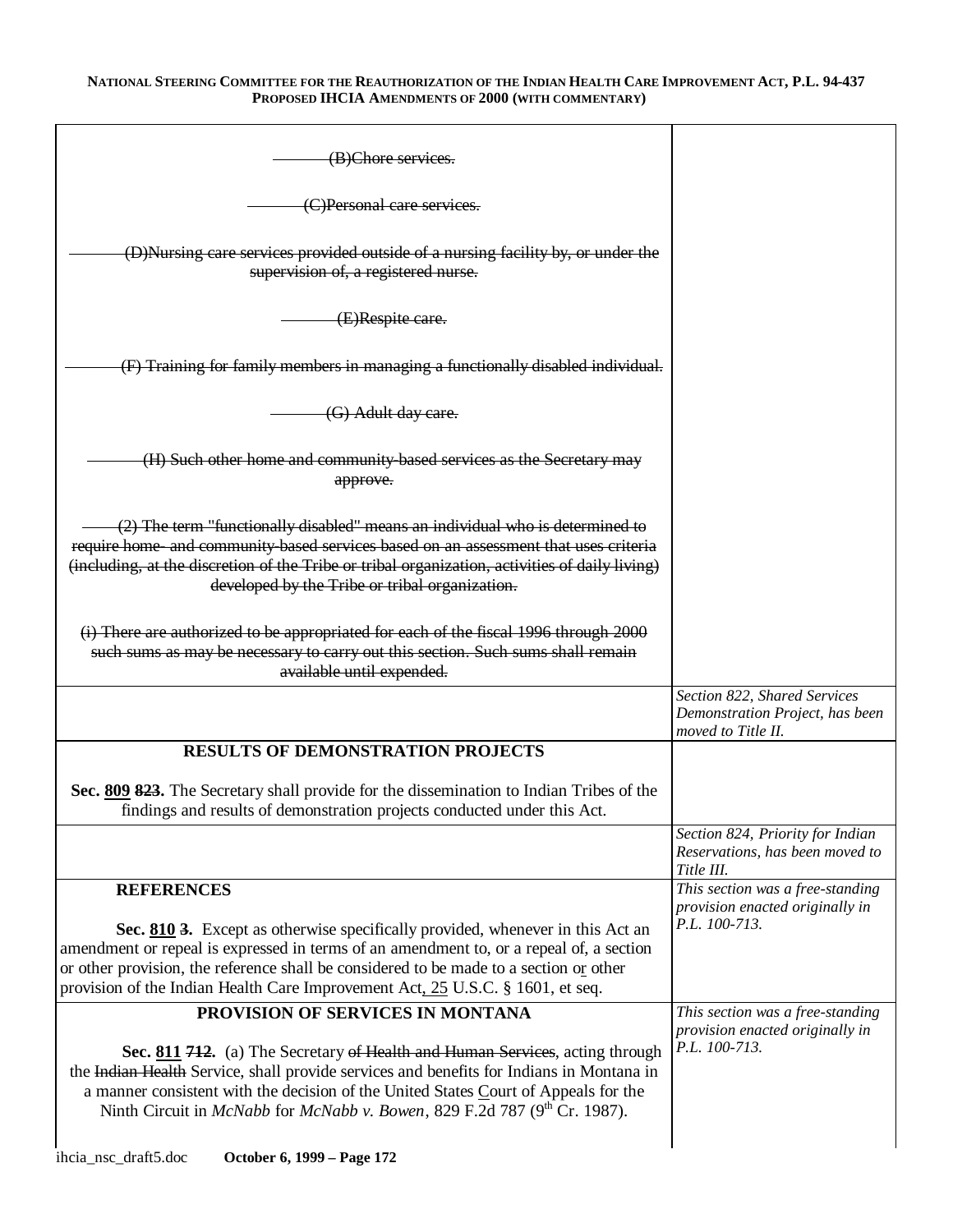| | |
|---|---|
| ~~(B)Chore services.~~<br><br>~~(C)Personal care services.~~<br><br>~~(D)Nursing care services provided outside of a nursing facility by, or under the supervision of, a registered nurse.~~<br><br>~~(E)Respite care.~~<br><br>~~(F) Training for family members in managing a functionally disabled individual.~~<br><br>~~(G) Adult day care.~~<br><br>~~(H) Such other home and community-based services as the Secretary may approve.~~<br><br>~~(2) The term "functionally disabled" means an individual who is determined to require home- and community-based services based on an assessment that uses criteria (including, at the discretion of the Tribe or tribal organization, activities of daily living) developed by the Tribe or tribal organization.~~<br><br>~~(i) There are authorized to be appropriated for each of the fiscal 1996 through 2000 such sums as may be necessary to carry out this section. Such sums shall remain available until expended.~~ | |
| | *Section 822, Shared Services Demonstration Project, has been moved to Title II.* |
| **RESULTS OF DEMONSTRATION PROJECTS**<br><br>**Sec. <u>809</u> ~~823~~.** The Secretary shall provide for the dissemination to Indian Tribes of the findings and results of demonstration projects conducted under this Act. | |
| | *Section 824, Priority for Indian Reservations, has been moved to Title III.* |
| **REFERENCES**<br><br>**Sec. <u>810</u> ~~3~~.** Except as otherwise specifically provided, whenever in this Act an amendment or repeal is expressed in terms of an amendment to, or a repeal of, a section or other provision, the reference shall be considered to be made to a section o<u>r</u> other provision of the Indian Health Care Improvement Act<u>, 25</u> U.S.C. § 1601, et seq. | *This section was a free-standing provision enacted originally in P.L. 100-713.* |
| **PROVISION OF SERVICES IN MONTANA**<br><br>**Sec. <u>811</u> ~~712~~.** (a) The Secretary ~~of Health and Human Services~~, acting through the ~~Indian Health~~ Service, shall provide services and benefits for Indians in Montana in a manner consistent with the decision of the United States <u>C</u>ourt of Appeals for the Ninth Circuit in *McNabb* for *McNabb v. Bowen*, 829 F.2d 787 (9th Cr. 1987). | *This section was a free-standing provision enacted originally in P.L. 100-713.* |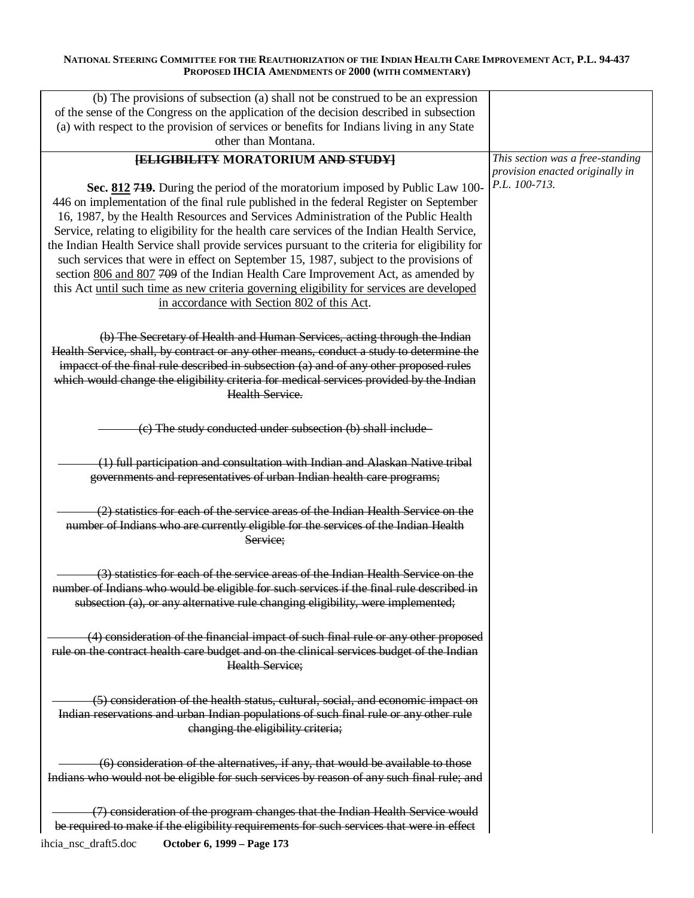| | |
|---|---|
| (b) The provisions of subsection (a) shall not be construed to be an expression of the sense of the Congress on the application of the decision described in subsection (a) with respect to the provision of services or benefits for Indians living in any State other than Montana. | |
| **~~[ELIGIBILITY~~ MORATORIUM ~~AND STUDY]~~**<br><br>**Sec. <u>812</u> ~~719~~.** During the period of the moratorium imposed by Public Law 100-446 on implementation of the final rule published in the federal Register on September 16, 1987, by the Health Resources and Services Administration of the Public Health Service, relating to eligibility for the health care services of the Indian Health Service, the Indian Health Service shall provide services pursuant to the criteria for eligibility for such services that were in effect on September 15, 1987, subject to the provisions of section <u>806 and 807</u> ~~709~~ of the Indian Health Care Improvement Act, as amended by this Act <u>until such time as new criteria governing eligibility for services are developed in accordance with Section 802 of this Act</u>.<br><br>~~(b) The Secretary of Health and Human Services, acting through the Indian Health Service, shall, by contract or any other means, conduct a study to determine the impacct of the final rule described in subsection (a) and of any other proposed rules which would change the eligibility criteria for medical services provided by the Indian Health Service.~~<br><br>~~(c) The study conducted under subsection (b) shall include~~<br><br>~~(1) full participation and consultation with Indian and Alaskan Native tribal governments and representatives of urban Indian health care programs;~~<br><br>~~(2) statistics for each of the service areas of the Indian Health Service on the number of Indians who are currently eligible for the services of the Indian Health Service;~~<br><br>~~(3) statistics for each of the service areas of the Indian Health Service on the number of Indians who would be eligible for such services if the final rule described in subsection (a), or any alternative rule changing eligibility, were implemented;~~<br><br>~~(4) consideration of the financial impact of such final rule or any other proposed rule on the contract health care budget and on the clinical services budget of the Indian Health Service;~~<br><br>~~(5) consideration of the health status, cultural, social, and economic impact on Indian reservations and urban Indian populations of such final rule or any other rule changing the eligibility criteria;~~<br><br>~~(6) consideration of the alternatives, if any, that would be available to those Indians who would not be eligible for such services by reason of any such final rule; and~~<br><br>~~(7) consideration of the program changes that the Indian Health Service would be required to make if the eligibility requirements for such services that were in effect~~ | *This section was a free-standing provision enacted originally in P.L. 100-713.* |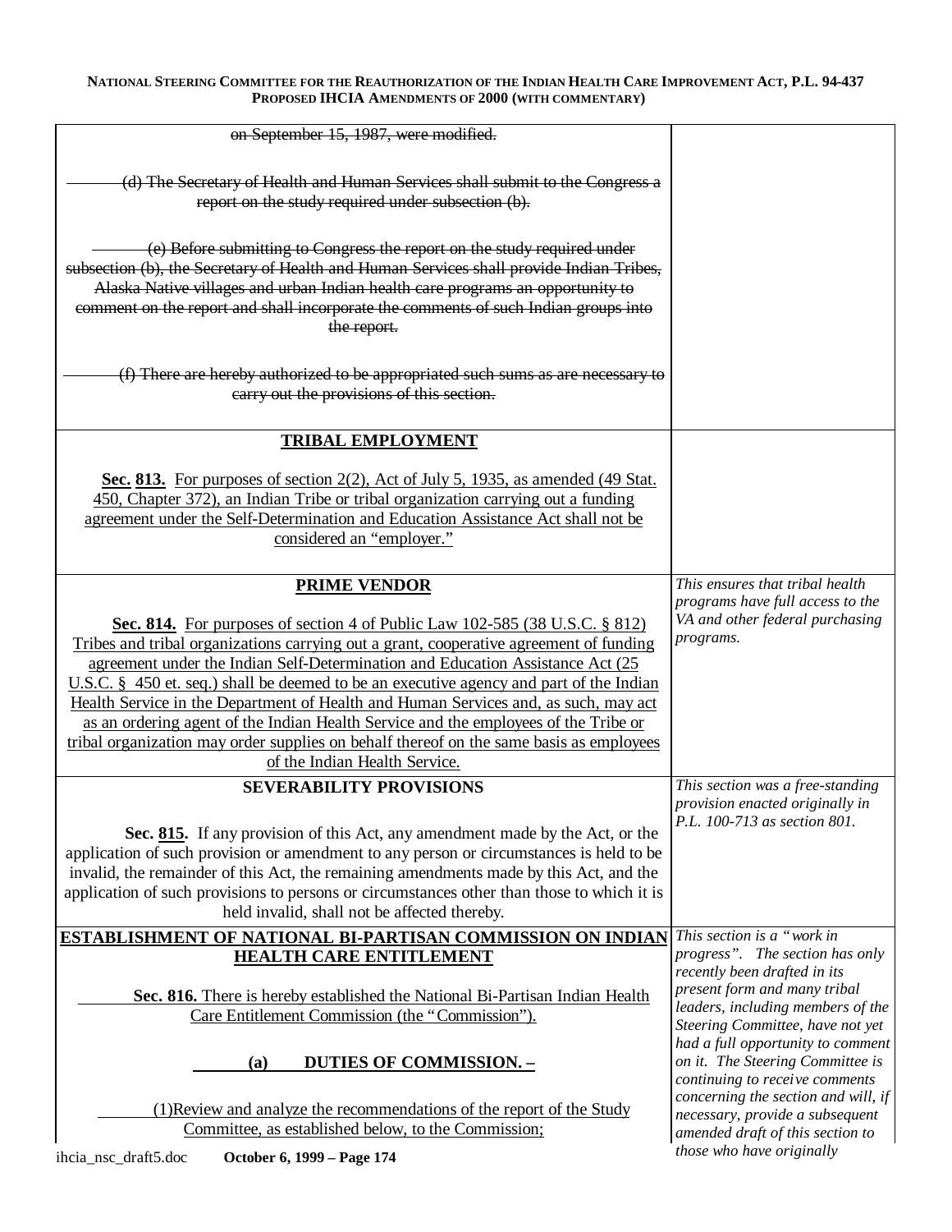| | |
|---|---|
| ~~on September 15, 1987, were modified.~~<br><br>~~(d) The Secretary of Health and Human Services shall submit to the Congress a report on the study required under subsection (b).~~<br><br>~~(e) Before submitting to Congress the report on the study required under subsection (b), the Secretary of Health and Human Services shall provide Indian Tribes, Alaska Native villages and urban Indian health care programs an opportunity to comment on the report and shall incorporate the comments of such Indian groups into the report.~~<br><br>~~(f) There are hereby authorized to be appropriated such sums as are necessary to carry out the provisions of this section.~~ | |
| **<u>TRIBAL EMPLOYMENT</u>**<br><br><u>**Sec. 813.** For purposes of section 2(2), Act of July 5, 1935, as amended (49 Stat. 450, Chapter 372), an Indian Tribe or tribal organization carrying out a funding agreement under the Self-Determination and Education Assistance Act shall not be considered an "employer."</u> | |
| **<u>PRIME VENDOR</u>**<br><br><u>**Sec. 814.** For purposes of section 4 of Public Law 102-585 (38 U.S.C. § 812) Tribes and tribal organizations carrying out a grant, cooperative agreement of funding agreement under the Indian Self-Determination and Education Assistance Act (25 U.S.C. § 450 et. seq.) shall be deemed to be an executive agency and part of the Indian Health Service in the Department of Health and Human Services and, as such, may act as an ordering agent of the Indian Health Service and the employees of the Tribe or tribal organization may order supplies on behalf thereof on the same basis as employees of the Indian Health Service.</u> | *This ensures that tribal health programs have full access to the VA and other federal purchasing programs.* |
| **SEVERABILITY PROVISIONS**<br><br>**Sec. <u>815</u>.** If any provision of this Act, any amendment made by the Act, or the application of such provision or amendment to any person or circumstances is held to be invalid, the remainder of this Act, the remaining amendments made by this Act, and the application of such provisions to persons or circumstances other than those to which it is held invalid, shall not be affected thereby. | *This section was a free-standing provision enacted originally in P.L. 100-713 as section 801.* |
| **<u>ESTABLISHMENT OF NATIONAL BI-PARTISAN COMMISSION ON INDIAN HEALTH CARE ENTITLEMENT</u>**<br><br><u>**Sec. 816.** There is hereby established the National Bi-Partisan Indian Health Care Entitlement Commission (the "Commission").</u><br><br>**(a) <u>DUTIES OF COMMISSION. –</u>**<br><br><u>(1)Review and analyze the recommendations of the report of the Study Committee, as established below, to the Commission;</u> | *This section is a "work in progress". The section has only recently been drafted in its present form and many tribal leaders, including members of the Steering Committee, have not yet had a full opportunity to comment on it. The Steering Committee is continuing to receive comments concerning the section and will, if necessary, provide a subsequent amended draft of this section to those who have originally* |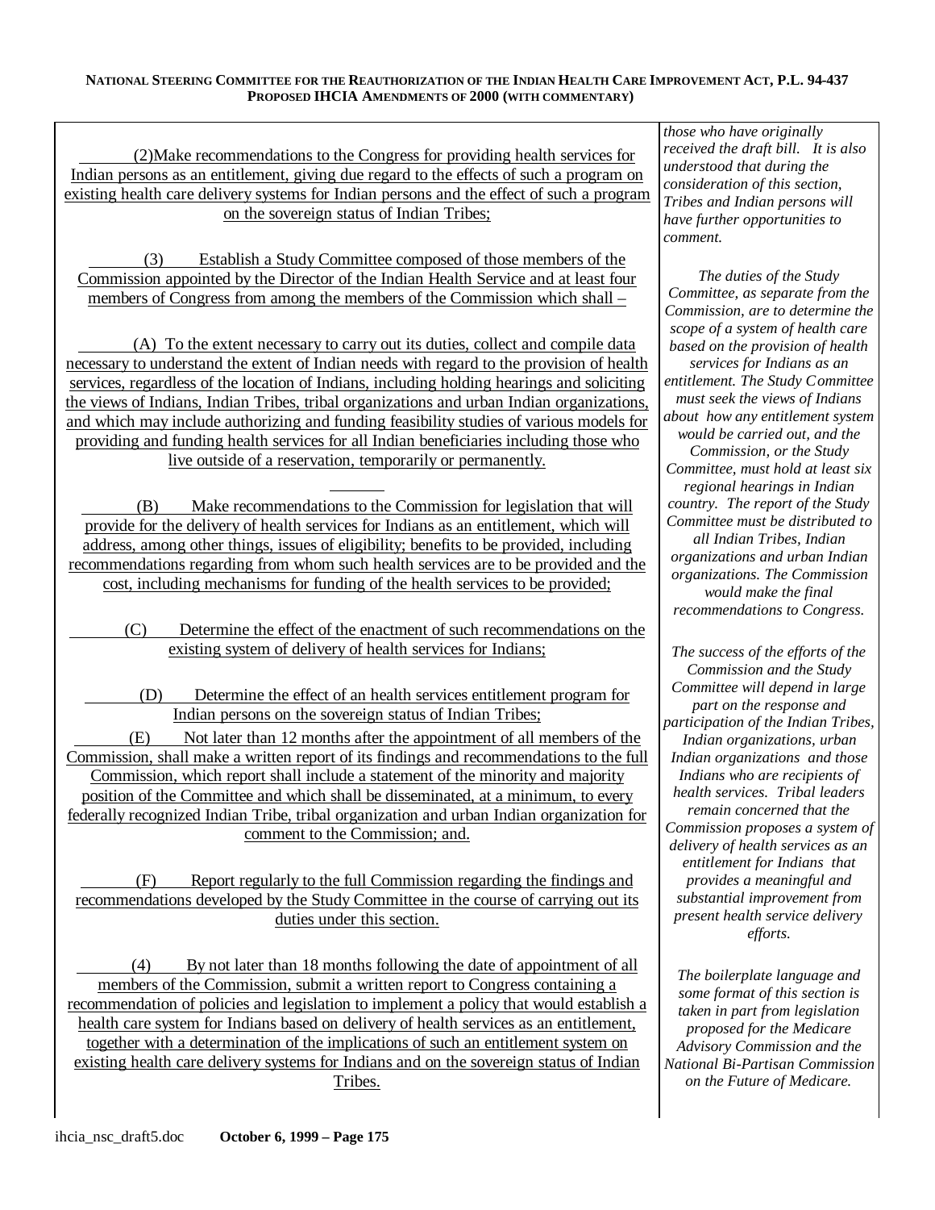(2) Make recommendations to the Congress for providing health services for Indian persons as an entitlement, giving due regard to the effects of such a program on existing health care delivery systems for Indian persons and the effect of such a program on the sovereign status of Indian Tribes;

(3) Establish a Study Committee composed of those members of the Commission appointed by the Director of the Indian Health Service and at least four members of Congress from among the members of the Commission which shall –

(A) To the extent necessary to carry out its duties, collect and compile data necessary to understand the extent of Indian needs with regard to the provision of health services, regardless of the location of Indians, including holding hearings and soliciting the views of Indians, Indian Tribes, tribal organizations and urban Indian organizations, and which may include authorizing and funding feasibility studies of various models for providing and funding health services for all Indian beneficiaries including those who live outside of a reservation, temporarily or permanently.

(B) Make recommendations to the Commission for legislation that will provide for the delivery of health services for Indians as an entitlement, which will address, among other things, issues of eligibility; benefits to be provided, including recommendations regarding from whom such health services are to be provided and the cost, including mechanisms for funding of the health services to be provided;

(C) Determine the effect of the enactment of such recommendations on the existing system of delivery of health services for Indians;

(D) Determine the effect of an health services entitlement program for Indian persons on the sovereign status of Indian Tribes;

(E) Not later than 12 months after the appointment of all members of the Commission, shall make a written report of its findings and recommendations to the full Commission, which report shall include a statement of the minority and majority position of the Committee and which shall be disseminated, at a minimum, to every federally recognized Indian Tribe, tribal organization and urban Indian organization for comment to the Commission; and.

(F) Report regularly to the full Commission regarding the findings and recommendations developed by the Study Committee in the course of carrying out its duties under this section.

(4) By not later than 18 months following the date of appointment of all members of the Commission, submit a written report to Congress containing a recommendation of policies and legislation to implement a policy that would establish a health care system for Indians based on delivery of health services as an entitlement, together with a determination of the implications of such an entitlement system on existing health care delivery systems for Indians and on the sovereign status of Indian Tribes.

*those who have originally received the draft bill. It is also understood that during the consideration of this section, Tribes and Indian persons will have further opportunities to comment.*

*The duties of the Study Committee, as separate from the Commission, are to determine the scope of a system of health care based on the provision of health services for Indians as an entitlement. The Study Committee must seek the views of Indians about how any entitlement system would be carried out, and the Commission, or the Study Committee, must hold at least six regional hearings in Indian country. The report of the Study Committee must be distributed to all Indian Tribes, Indian organizations and urban Indian organizations. The Commission would make the final recommendations to Congress.*

*The success of the efforts of the Commission and the Study Committee will depend in large part on the response and participation of the Indian Tribes, Indian organizations, urban Indian organizations and those Indians who are recipients of health services. Tribal leaders remain concerned that the Commission proposes a system of delivery of health services as an entitlement for Indians that provides a meaningful and substantial improvement from present health service delivery efforts.*

*The boilerplate language and some format of this section is taken in part from legislation proposed for the Medicare Advisory Commission and the National Bi-Partisan Commission on the Future of Medicare.*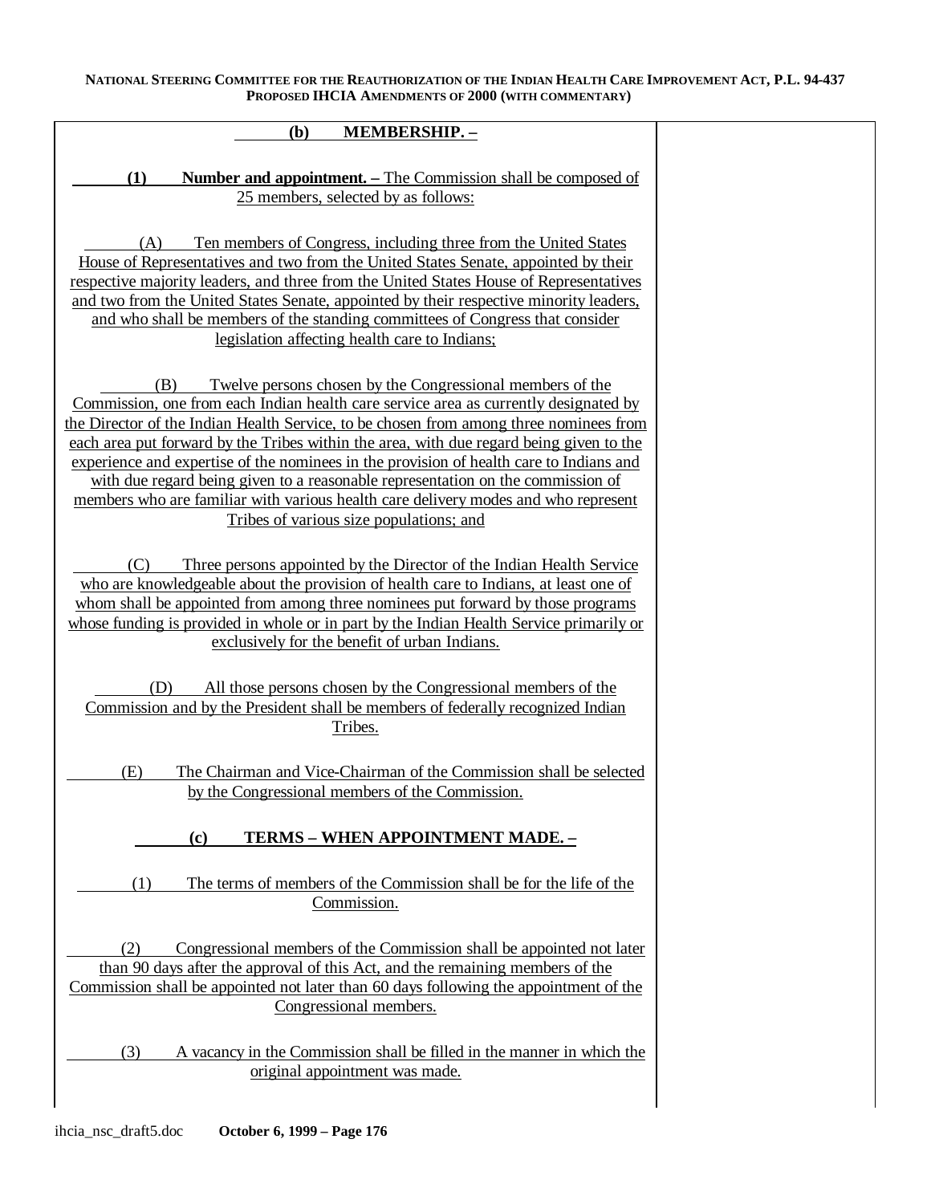**(b) MEMBERSHIP. –**

**(1) Number and appointment. –** The Commission shall be composed of 25 members, selected by as follows:

(A) Ten members of Congress, including three from the United States House of Representatives and two from the United States Senate, appointed by their respective majority leaders, and three from the United States House of Representatives and two from the United States Senate, appointed by their respective minority leaders, and who shall be members of the standing committees of Congress that consider legislation affecting health care to Indians;

(B) Twelve persons chosen by the Congressional members of the Commission, one from each Indian health care service area as currently designated by the Director of the Indian Health Service, to be chosen from among three nominees from each area put forward by the Tribes within the area, with due regard being given to the experience and expertise of the nominees in the provision of health care to Indians and with due regard being given to a reasonable representation on the commission of members who are familiar with various health care delivery modes and who represent Tribes of various size populations; and

(C) Three persons appointed by the Director of the Indian Health Service who are knowledgeable about the provision of health care to Indians, at least one of whom shall be appointed from among three nominees put forward by those programs whose funding is provided in whole or in part by the Indian Health Service primarily or exclusively for the benefit of urban Indians.

(D) All those persons chosen by the Congressional members of the Commission and by the President shall be members of federally recognized Indian Tribes.

(E) The Chairman and Vice-Chairman of the Commission shall be selected by the Congressional members of the Commission.

**(c) TERMS – WHEN APPOINTMENT MADE. –**

(1) The terms of members of the Commission shall be for the life of the Commission.

(2) Congressional members of the Commission shall be appointed not later than 90 days after the approval of this Act, and the remaining members of the Commission shall be appointed not later than 60 days following the appointment of the Congressional members.

(3) A vacancy in the Commission shall be filled in the manner in which the original appointment was made.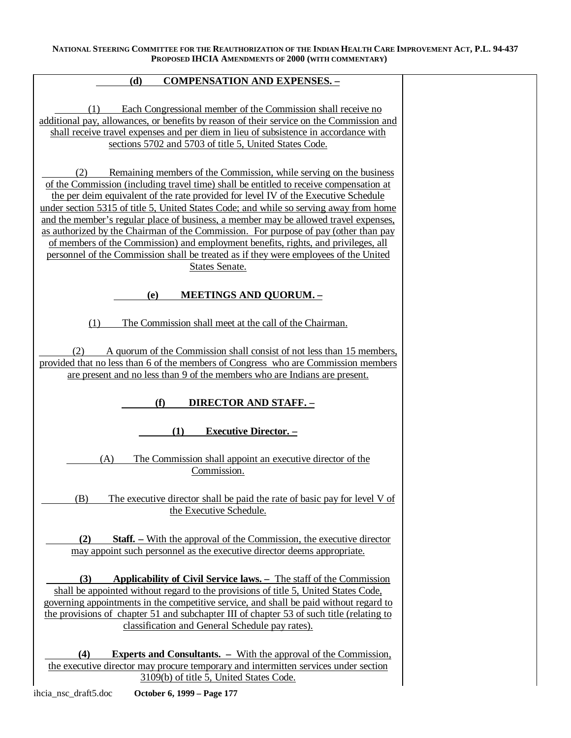**(d) COMPENSATION AND EXPENSES. –**

(1) Each Congressional member of the Commission shall receive no additional pay, allowances, or benefits by reason of their service on the Commission and shall receive travel expenses and per diem in lieu of subsistence in accordance with sections 5702 and 5703 of title 5, United States Code.

(2) Remaining members of the Commission, while serving on the business of the Commission (including travel time) shall be entitled to receive compensation at the per deim equivalent of the rate provided for level IV of the Executive Schedule under section 5315 of title 5, United States Code; and while so serving away from home and the member's regular place of business, a member may be allowed travel expenses, as authorized by the Chairman of the Commission. For purpose of pay (other than pay of members of the Commission) and employment benefits, rights, and privileges, all personnel of the Commission shall be treated as if they were employees of the United States Senate.

**(e) MEETINGS AND QUORUM. –**

(1) The Commission shall meet at the call of the Chairman.

(2) A quorum of the Commission shall consist of not less than 15 members, provided that no less than 6 of the members of Congress who are Commission members are present and no less than 9 of the members who are Indians are present.

**(f) DIRECTOR AND STAFF. –**

**(1) Executive Director. –**

(A) The Commission shall appoint an executive director of the Commission.

(B) The executive director shall be paid the rate of basic pay for level V of the Executive Schedule.

**(2) Staff. –** With the approval of the Commission, the executive director may appoint such personnel as the executive director deems appropriate.

**(3) Applicability of Civil Service laws. –** The staff of the Commission shall be appointed without regard to the provisions of title 5, United States Code, governing appointments in the competitive service, and shall be paid without regard to the provisions of chapter 51 and subchapter III of chapter 53 of such title (relating to classification and General Schedule pay rates).

**(4) Experts and Consultants. –** With the approval of the Commission, the executive director may procure temporary and intermitten services under section 3109(b) of title 5, United States Code.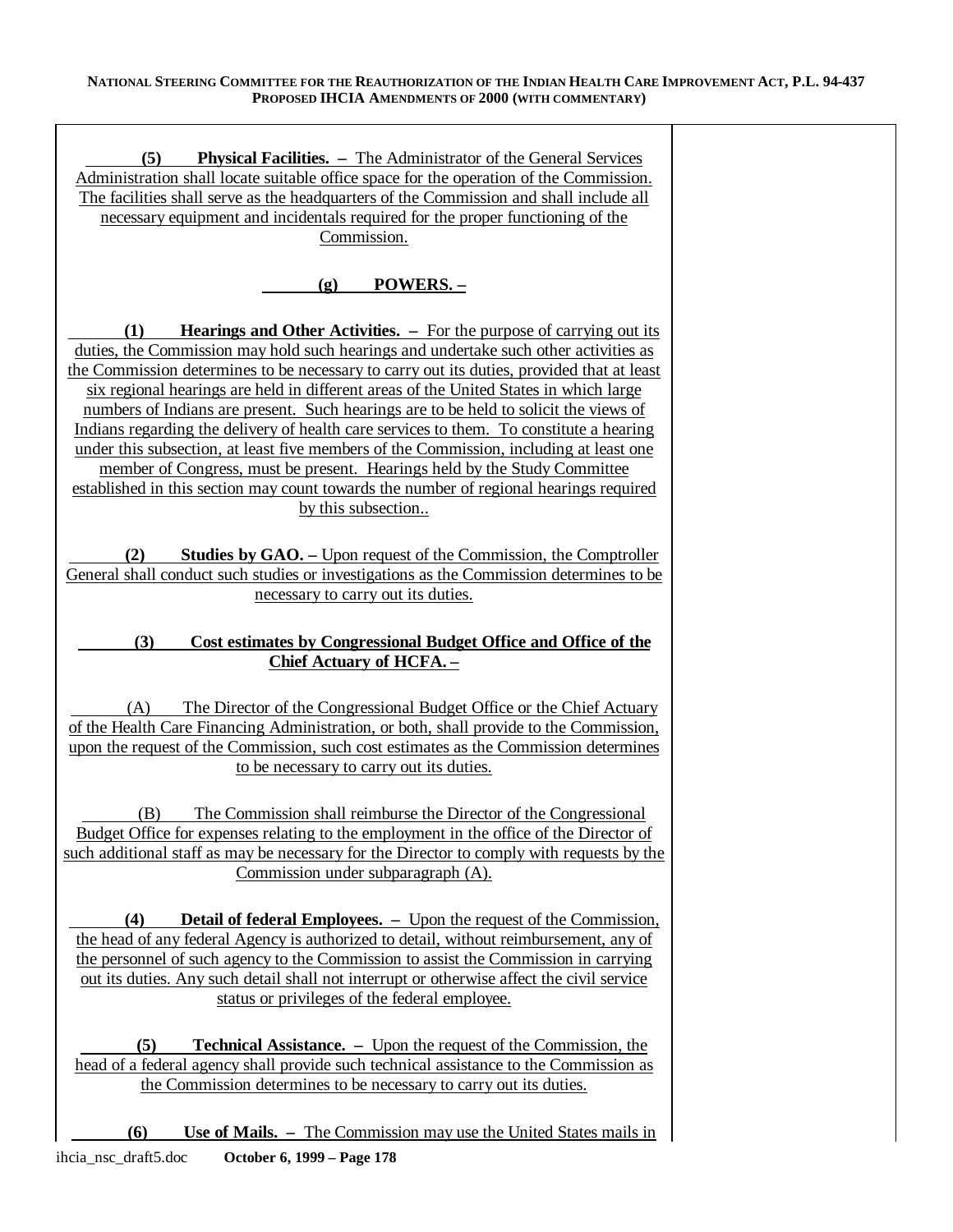**(5) Physical Facilities. –** The Administrator of the General Services Administration shall locate suitable office space for the operation of the Commission. The facilities shall serve as the headquarters of the Commission and shall include all necessary equipment and incidentals required for the proper functioning of the Commission.

**(g) POWERS. –**

**(1) Hearings and Other Activities. –** For the purpose of carrying out its duties, the Commission may hold such hearings and undertake such other activities as the Commission determines to be necessary to carry out its duties, provided that at least six regional hearings are held in different areas of the United States in which large numbers of Indians are present. Such hearings are to be held to solicit the views of Indians regarding the delivery of health care services to them. To constitute a hearing under this subsection, at least five members of the Commission, including at least one member of Congress, must be present. Hearings held by the Study Committee established in this section may count towards the number of regional hearings required by this subsection..

**(2) Studies by GAO. –** Upon request of the Commission, the Comptroller General shall conduct such studies or investigations as the Commission determines to be necessary to carry out its duties.

**(3) Cost estimates by Congressional Budget Office and Office of the Chief Actuary of HCFA. –**

(A) The Director of the Congressional Budget Office or the Chief Actuary of the Health Care Financing Administration, or both, shall provide to the Commission, upon the request of the Commission, such cost estimates as the Commission determines to be necessary to carry out its duties.

(B) The Commission shall reimburse the Director of the Congressional Budget Office for expenses relating to the employment in the office of the Director of such additional staff as may be necessary for the Director to comply with requests by the Commission under subparagraph (A).

**(4) Detail of federal Employees. –** Upon the request of the Commission, the head of any federal Agency is authorized to detail, without reimbursement, any of the personnel of such agency to the Commission to assist the Commission in carrying out its duties. Any such detail shall not interrupt or otherwise affect the civil service status or privileges of the federal employee.

**(5) Technical Assistance. –** Upon the request of the Commission, the head of a federal agency shall provide such technical assistance to the Commission as the Commission determines to be necessary to carry out its duties.

**(6) Use of Mails. –** The Commission may use the United States mails in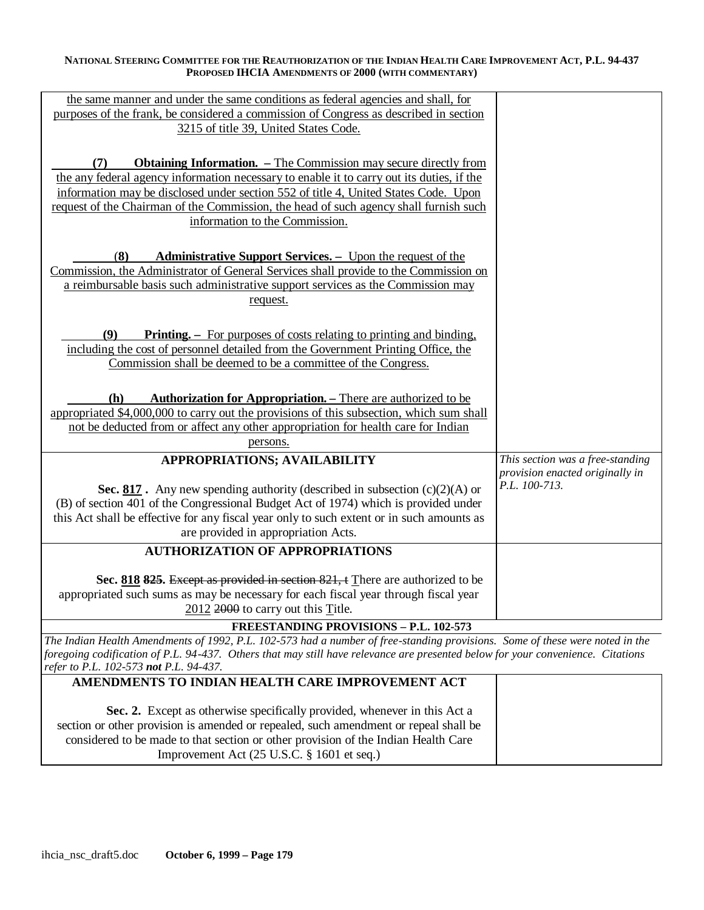| | |
|---|---|
| the same manner and under the same conditions as federal agencies and shall, for purposes of the frank, be considered a commission of Congress as described in section 3215 of title 39, United States Code.<br><br>**(7) Obtaining Information.** – The Commission may secure directly from the any federal agency information necessary to enable it to carry out its duties, if the information may be disclosed under section 552 of title 4, United States Code. Upon request of the Chairman of the Commission, the head of such agency shall furnish such information to the Commission.<br><br>**(8) Administrative Support Services.** – Upon the request of the Commission, the Administrator of General Services shall provide to the Commission on a reimbursable basis such administrative support services as the Commission may request.<br><br>**(9) Printing.** – For purposes of costs relating to printing and binding, including the cost of personnel detailed from the Government Printing Office, the Commission shall be deemed to be a committee of the Congress.<br><br>**(h) Authorization for Appropriation.** – There are authorized to be appropriated $4,000,000 to carry out the provisions of this subsection, which sum shall not be deducted from or affect any other appropriation for health care for Indian persons. | |
| **APPROPRIATIONS; AVAILABILITY**<br><br>**Sec. 817 .** Any new spending authority (described in subsection (c)(2)(A) or (B) of section 401 of the Congressional Budget Act of 1974) which is provided under this Act shall be effective for any fiscal year only to such extent or in such amounts as are provided in appropriation Acts. | *This section was a free-standing provision enacted originally in P.L. 100-713.* |
| **AUTHORIZATION OF APPROPRIATIONS**<br><br>**Sec. 818 ~~825~~.** ~~Except as provided in section 821, t~~ There are authorized to be appropriated such sums as may be necessary for each fiscal year through fiscal year 2012 ~~2000~~ to carry out this Title. | |

**FREESTANDING PROVISIONS – P.L. 102-573**

*The Indian Health Amendments of 1992, P.L. 102-573 had a number of free-standing provisions. Some of these were noted in the foregoing codification of P.L. 94-437. Others that may still have relevance are presented below for your convenience. Citations refer to P.L. 102-573* ***not*** *P.L. 94-437.*

| | |
|---|---|
| **AMENDMENTS TO INDIAN HEALTH CARE IMPROVEMENT ACT**<br><br>**Sec. 2.** Except as otherwise specifically provided, whenever in this Act a section or other provision is amended or repealed, such amendment or repeal shall be considered to be made to that section or other provision of the Indian Health Care Improvement Act (25 U.S.C. § 1601 et seq.) | |